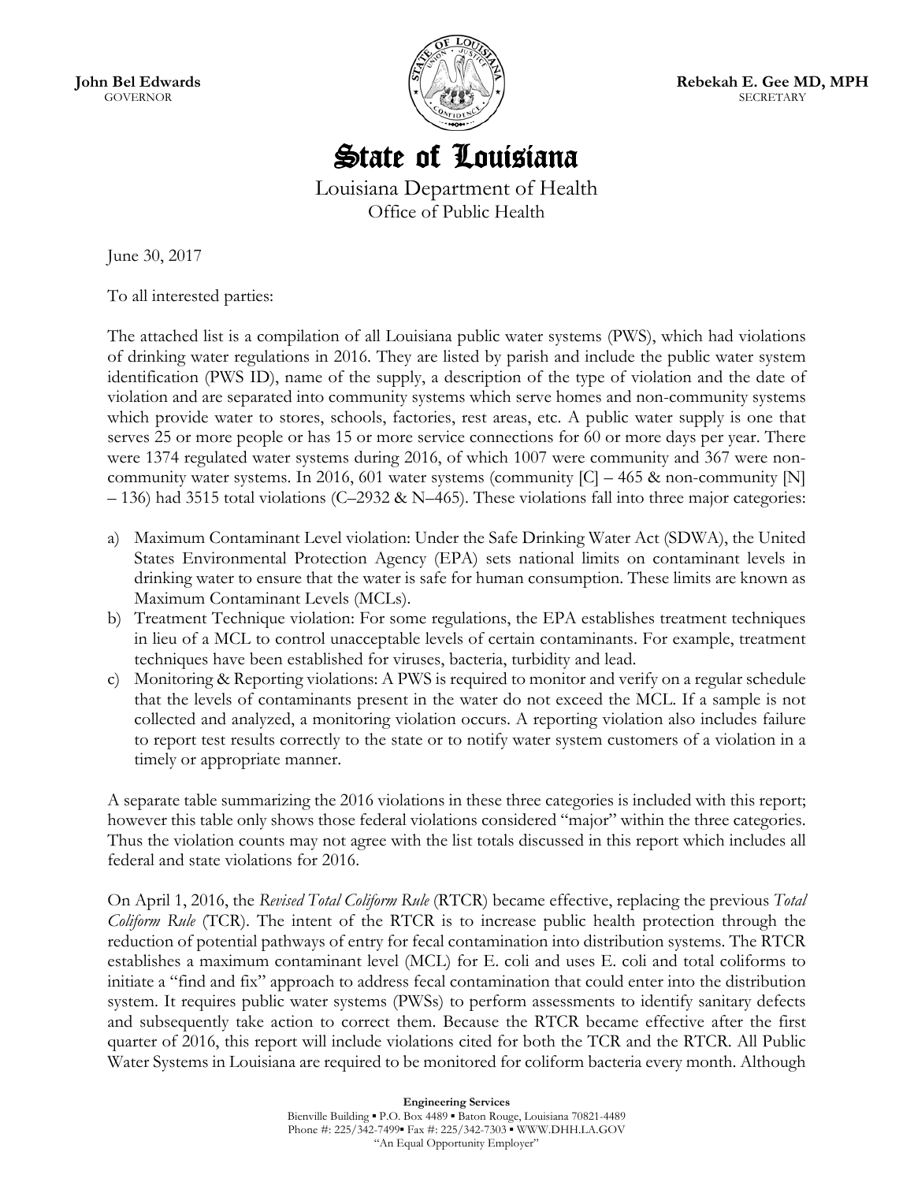**John Bel Edwards**
GOVERNOR

**Rebekah E. Gee MD, MPH**
SECRETARY

# State of Louisiana

Louisiana Department of Health
Office of Public Health

June 30, 2017

To all interested parties:

The attached list is a compilation of all Louisiana public water systems (PWS), which had violations of drinking water regulations in 2016. They are listed by parish and include the public water system identification (PWS ID), name of the supply, a description of the type of violation and the date of violation and are separated into community systems which serve homes and non-community systems which provide water to stores, schools, factories, rest areas, etc. A public water supply is one that serves 25 or more people or has 15 or more service connections for 60 or more days per year. There were 1374 regulated water systems during 2016, of which 1007 were community and 367 were non-community water systems. In 2016, 601 water systems (community [C] – 465 & non-community [N] – 136) had 3515 total violations (C–2932 & N–465). These violations fall into three major categories:

a) Maximum Contaminant Level violation: Under the Safe Drinking Water Act (SDWA), the United States Environmental Protection Agency (EPA) sets national limits on contaminant levels in drinking water to ensure that the water is safe for human consumption. These limits are known as Maximum Contaminant Levels (MCLs).
b) Treatment Technique violation: For some regulations, the EPA establishes treatment techniques in lieu of a MCL to control unacceptable levels of certain contaminants. For example, treatment techniques have been established for viruses, bacteria, turbidity and lead.
c) Monitoring & Reporting violations: A PWS is required to monitor and verify on a regular schedule that the levels of contaminants present in the water do not exceed the MCL. If a sample is not collected and analyzed, a monitoring violation occurs. A reporting violation also includes failure to report test results correctly to the state or to notify water system customers of a violation in a timely or appropriate manner.

A separate table summarizing the 2016 violations in these three categories is included with this report; however this table only shows those federal violations considered "major" within the three categories. Thus the violation counts may not agree with the list totals discussed in this report which includes all federal and state violations for 2016.

On April 1, 2016, the *Revised Total Coliform Rule* (RTCR) became effective, replacing the previous *Total Coliform Rule* (TCR). The intent of the RTCR is to increase public health protection through the reduction of potential pathways of entry for fecal contamination into distribution systems. The RTCR establishes a maximum contaminant level (MCL) for E. coli and uses E. coli and total coliforms to initiate a "find and fix" approach to address fecal contamination that could enter into the distribution system. It requires public water systems (PWSs) to perform assessments to identify sanitary defects and subsequently take action to correct them. Because the RTCR became effective after the first quarter of 2016, this report will include violations cited for both the TCR and the RTCR. All Public Water Systems in Louisiana are required to be monitored for coliform bacteria every month. Although

**Engineering Services**
Bienville Building ▪ P.O. Box 4489 ▪ Baton Rouge, Louisiana 70821-4489
Phone #: 225/342-7499▪ Fax #: 225/342-7303 ▪ WWW.DHH.LA.GOV
"An Equal Opportunity Employer"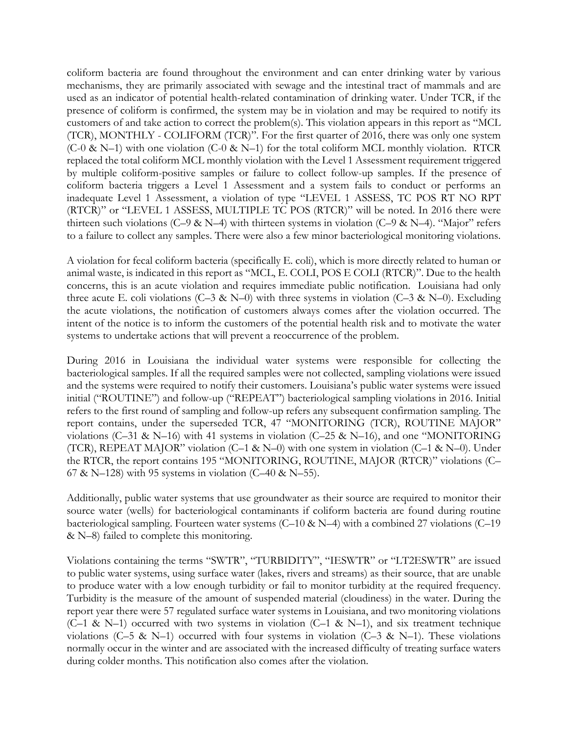coliform bacteria are found throughout the environment and can enter drinking water by various mechanisms, they are primarily associated with sewage and the intestinal tract of mammals and are used as an indicator of potential health-related contamination of drinking water. Under TCR, if the presence of coliform is confirmed, the system may be in violation and may be required to notify its customers of and take action to correct the problem(s). This violation appears in this report as "MCL (TCR), MONTHLY - COLIFORM (TCR)". For the first quarter of 2016, there was only one system (C-0 & N–1) with one violation (C-0 & N–1) for the total coliform MCL monthly violation. RTCR replaced the total coliform MCL monthly violation with the Level 1 Assessment requirement triggered by multiple coliform-positive samples or failure to collect follow-up samples. If the presence of coliform bacteria triggers a Level 1 Assessment and a system fails to conduct or performs an inadequate Level 1 Assessment, a violation of type "LEVEL 1 ASSESS, TC POS RT NO RPT (RTCR)" or "LEVEL 1 ASSESS, MULTIPLE TC POS (RTCR)" will be noted. In 2016 there were thirteen such violations (C–9 & N–4) with thirteen systems in violation (C–9 & N–4). "Major" refers to a failure to collect any samples. There were also a few minor bacteriological monitoring violations.

A violation for fecal coliform bacteria (specifically E. coli), which is more directly related to human or animal waste, is indicated in this report as "MCL, E. COLI, POS E COLI (RTCR)". Due to the health concerns, this is an acute violation and requires immediate public notification. Louisiana had only three acute E. coli violations (C–3 & N–0) with three systems in violation (C–3 & N–0). Excluding the acute violations, the notification of customers always comes after the violation occurred. The intent of the notice is to inform the customers of the potential health risk and to motivate the water systems to undertake actions that will prevent a reoccurrence of the problem.

During 2016 in Louisiana the individual water systems were responsible for collecting the bacteriological samples. If all the required samples were not collected, sampling violations were issued and the systems were required to notify their customers. Louisiana's public water systems were issued initial ("ROUTINE") and follow-up ("REPEAT") bacteriological sampling violations in 2016. Initial refers to the first round of sampling and follow-up refers any subsequent confirmation sampling. The report contains, under the superseded TCR, 47 "MONITORING (TCR), ROUTINE MAJOR" violations (C–31 & N–16) with 41 systems in violation (C–25 & N–16), and one "MONITORING (TCR), REPEAT MAJOR" violation (C–1 & N–0) with one system in violation (C–1 & N–0). Under the RTCR, the report contains 195 "MONITORING, ROUTINE, MAJOR (RTCR)" violations (C–67 & N–128) with 95 systems in violation (C–40 & N–55).

Additionally, public water systems that use groundwater as their source are required to monitor their source water (wells) for bacteriological contaminants if coliform bacteria are found during routine bacteriological sampling. Fourteen water systems (C–10 & N–4) with a combined 27 violations (C–19 & N–8) failed to complete this monitoring.

Violations containing the terms "SWTR", "TURBIDITY", "IESWTR" or "LT2ESWTR" are issued to public water systems, using surface water (lakes, rivers and streams) as their source, that are unable to produce water with a low enough turbidity or fail to monitor turbidity at the required frequency. Turbidity is the measure of the amount of suspended material (cloudiness) in the water. During the report year there were 57 regulated surface water systems in Louisiana, and two monitoring violations (C–1 & N–1) occurred with two systems in violation (C–1 & N–1), and six treatment technique violations (C–5 & N–1) occurred with four systems in violation (C–3 & N–1). These violations normally occur in the winter and are associated with the increased difficulty of treating surface waters during colder months. This notification also comes after the violation.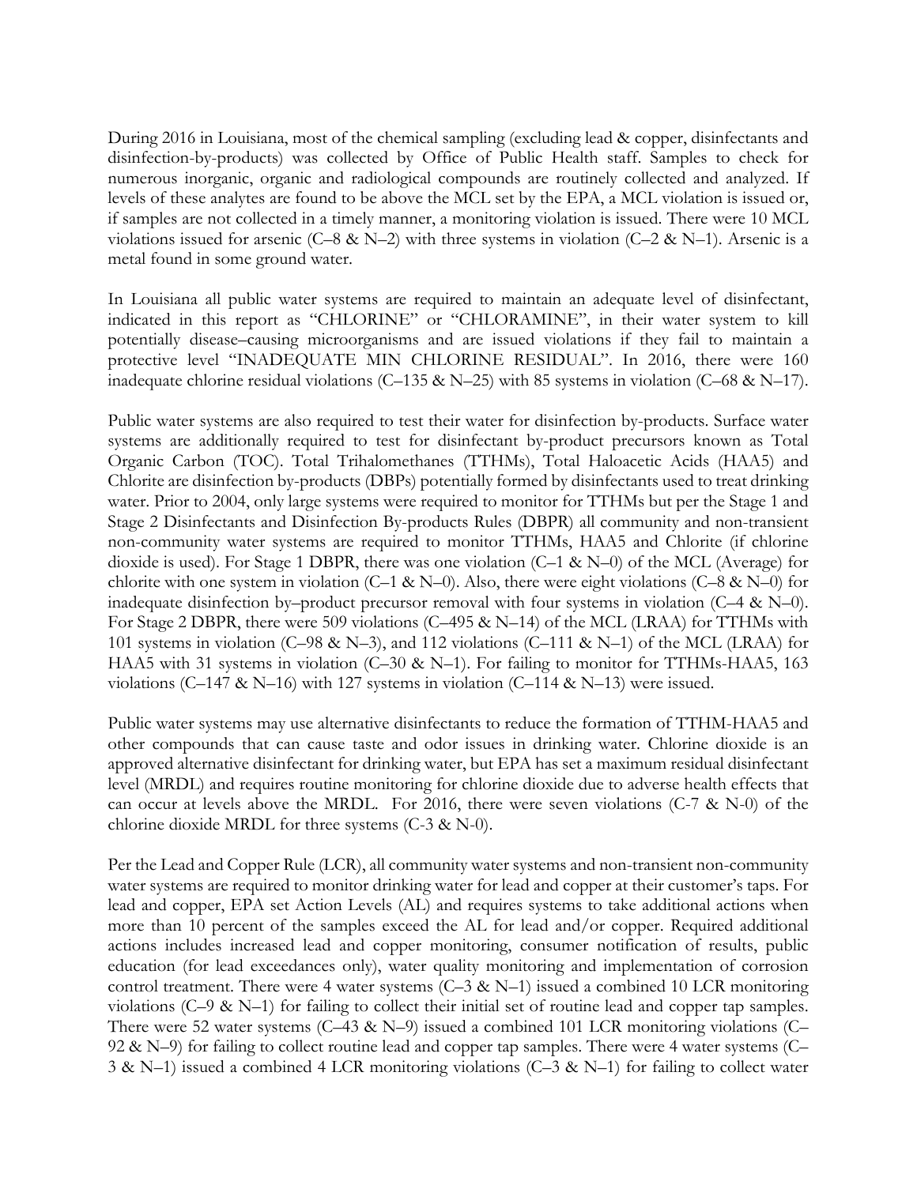During 2016 in Louisiana, most of the chemical sampling (excluding lead & copper, disinfectants and disinfection-by-products) was collected by Office of Public Health staff. Samples to check for numerous inorganic, organic and radiological compounds are routinely collected and analyzed. If levels of these analytes are found to be above the MCL set by the EPA, a MCL violation is issued or, if samples are not collected in a timely manner, a monitoring violation is issued. There were 10 MCL violations issued for arsenic (C–8 & N–2) with three systems in violation (C–2 & N–1). Arsenic is a metal found in some ground water.

In Louisiana all public water systems are required to maintain an adequate level of disinfectant, indicated in this report as "CHLORINE" or "CHLORAMINE", in their water system to kill potentially disease–causing microorganisms and are issued violations if they fail to maintain a protective level "INADEQUATE MIN CHLORINE RESIDUAL". In 2016, there were 160 inadequate chlorine residual violations (C–135 & N–25) with 85 systems in violation (C–68 & N–17).

Public water systems are also required to test their water for disinfection by-products. Surface water systems are additionally required to test for disinfectant by-product precursors known as Total Organic Carbon (TOC). Total Trihalomethanes (TTHMs), Total Haloacetic Acids (HAA5) and Chlorite are disinfection by-products (DBPs) potentially formed by disinfectants used to treat drinking water. Prior to 2004, only large systems were required to monitor for TTHMs but per the Stage 1 and Stage 2 Disinfectants and Disinfection By-products Rules (DBPR) all community and non-transient non-community water systems are required to monitor TTHMs, HAA5 and Chlorite (if chlorine dioxide is used). For Stage 1 DBPR, there was one violation (C–1 & N–0) of the MCL (Average) for chlorite with one system in violation (C–1 & N–0). Also, there were eight violations (C–8 & N–0) for inadequate disinfection by–product precursor removal with four systems in violation (C–4 & N–0). For Stage 2 DBPR, there were 509 violations (C–495 & N–14) of the MCL (LRAA) for TTHMs with 101 systems in violation (C–98 & N–3), and 112 violations (C–111 & N–1) of the MCL (LRAA) for HAA5 with 31 systems in violation (C–30 & N–1). For failing to monitor for TTHMs-HAA5, 163 violations (C–147 & N–16) with 127 systems in violation (C–114 & N–13) were issued.

Public water systems may use alternative disinfectants to reduce the formation of TTHM-HAA5 and other compounds that can cause taste and odor issues in drinking water. Chlorine dioxide is an approved alternative disinfectant for drinking water, but EPA has set a maximum residual disinfectant level (MRDL) and requires routine monitoring for chlorine dioxide due to adverse health effects that can occur at levels above the MRDL. For 2016, there were seven violations (C-7 & N-0) of the chlorine dioxide MRDL for three systems (C-3 & N-0).

Per the Lead and Copper Rule (LCR), all community water systems and non-transient non-community water systems are required to monitor drinking water for lead and copper at their customer's taps. For lead and copper, EPA set Action Levels (AL) and requires systems to take additional actions when more than 10 percent of the samples exceed the AL for lead and/or copper. Required additional actions includes increased lead and copper monitoring, consumer notification of results, public education (for lead exceedances only), water quality monitoring and implementation of corrosion control treatment. There were 4 water systems (C–3 & N–1) issued a combined 10 LCR monitoring violations (C–9 & N–1) for failing to collect their initial set of routine lead and copper tap samples. There were 52 water systems (C–43 & N–9) issued a combined 101 LCR monitoring violations (C–92 & N–9) for failing to collect routine lead and copper tap samples. There were 4 water systems (C–3 & N–1) issued a combined 4 LCR monitoring violations (C–3 & N–1) for failing to collect water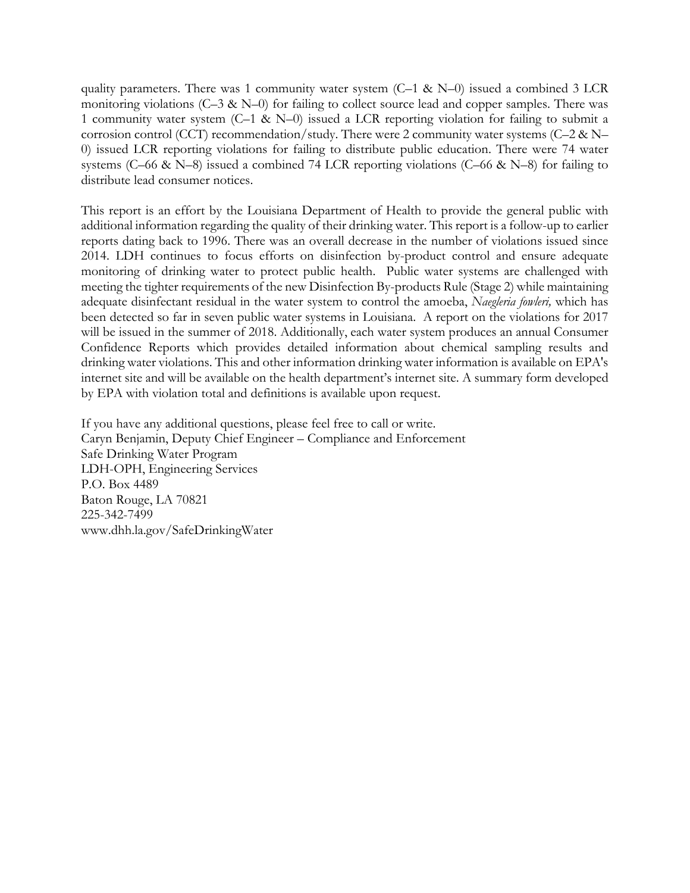quality parameters. There was 1 community water system (C–1 & N–0) issued a combined 3 LCR monitoring violations (C–3 & N–0) for failing to collect source lead and copper samples. There was 1 community water system (C–1 & N–0) issued a LCR reporting violation for failing to submit a corrosion control (CCT) recommendation/study. There were 2 community water systems (C–2 & N–0) issued LCR reporting violations for failing to distribute public education. There were 74 water systems (C–66 & N–8) issued a combined 74 LCR reporting violations (C–66 & N–8) for failing to distribute lead consumer notices.

This report is an effort by the Louisiana Department of Health to provide the general public with additional information regarding the quality of their drinking water. This report is a follow-up to earlier reports dating back to 1996. There was an overall decrease in the number of violations issued since 2014. LDH continues to focus efforts on disinfection by-product control and ensure adequate monitoring of drinking water to protect public health. Public water systems are challenged with meeting the tighter requirements of the new Disinfection By-products Rule (Stage 2) while maintaining adequate disinfectant residual in the water system to control the amoeba, *Naegleria fowleri,* which has been detected so far in seven public water systems in Louisiana. A report on the violations for 2017 will be issued in the summer of 2018. Additionally, each water system produces an annual Consumer Confidence Reports which provides detailed information about chemical sampling results and drinking water violations. This and other information drinking water information is available on EPA's internet site and will be available on the health department's internet site. A summary form developed by EPA with violation total and definitions is available upon request.

If you have any additional questions, please feel free to call or write.
Caryn Benjamin, Deputy Chief Engineer – Compliance and Enforcement
Safe Drinking Water Program
LDH-OPH, Engineering Services
P.O. Box 4489
Baton Rouge, LA 70821
225-342-7499
www.dhh.la.gov/SafeDrinkingWater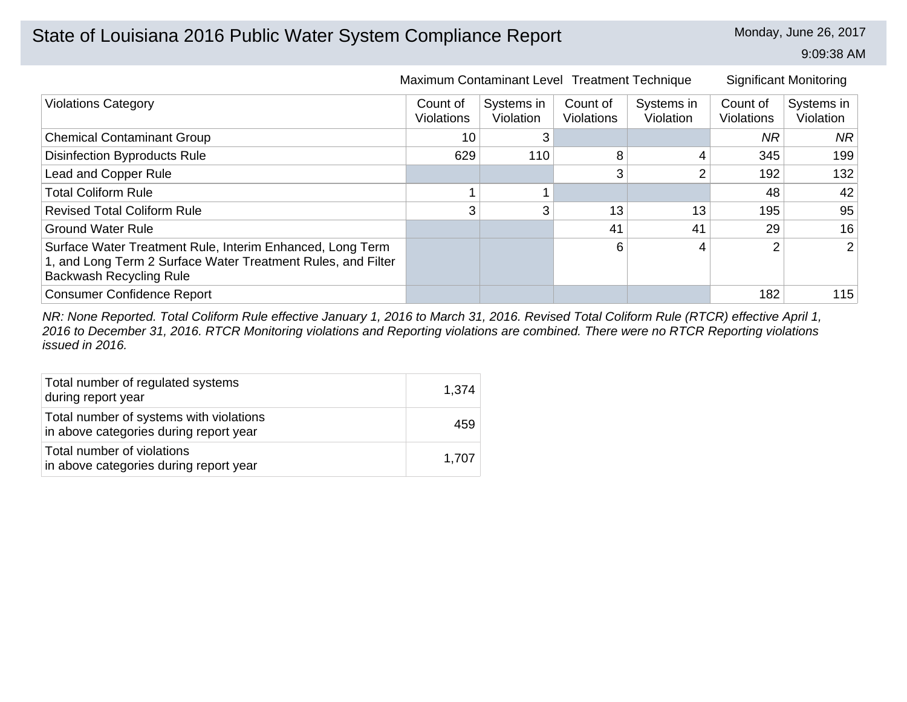# State of Louisiana 2016 Public Water System Compliance Report

Monday, June 26, 2017
9:09:38 AM

| Violations Category | Maximum Contaminant Level | | Treatment Technique | | Significant Monitoring | |
|---|---|---|---|---|---|---|
| | Count of Violations | Systems in Violation | Count of Violations | Systems in Violation | Count of Violations | Systems in Violation |
| Chemical Contaminant Group | 10 | 3 | | | *NR* | *NR* |
| Disinfection Byproducts Rule | 629 | 110 | 8 | 4 | 345 | 199 |
| Lead and Copper Rule | | | 3 | 2 | 192 | 132 |
| Total Coliform Rule | 1 | 1 | | | 48 | 42 |
| Revised Total Coliform Rule | 3 | 3 | 13 | 13 | 195 | 95 |
| Ground Water Rule | | | 41 | 41 | 29 | 16 |
| Surface Water Treatment Rule, Interim Enhanced, Long Term 1, and Long Term 2 Surface Water Treatment Rules, and Filter Backwash Recycling Rule | | | 6 | 4 | 2 | 2 |
| Consumer Confidence Report | | | | | 182 | 115 |

*NR: None Reported. Total Coliform Rule effective January 1, 2016 to March 31, 2016. Revised Total Coliform Rule (RTCR) effective April 1, 2016 to December 31, 2016. RTCR Monitoring violations and Reporting violations are combined. There were no RTCR Reporting violations issued in 2016.*

| | |
|---|---|
| Total number of regulated systems during report year | 1,374 |
| Total number of systems with violations in above categories during report year | 459 |
| Total number of violations in above categories during report year | 1,707 |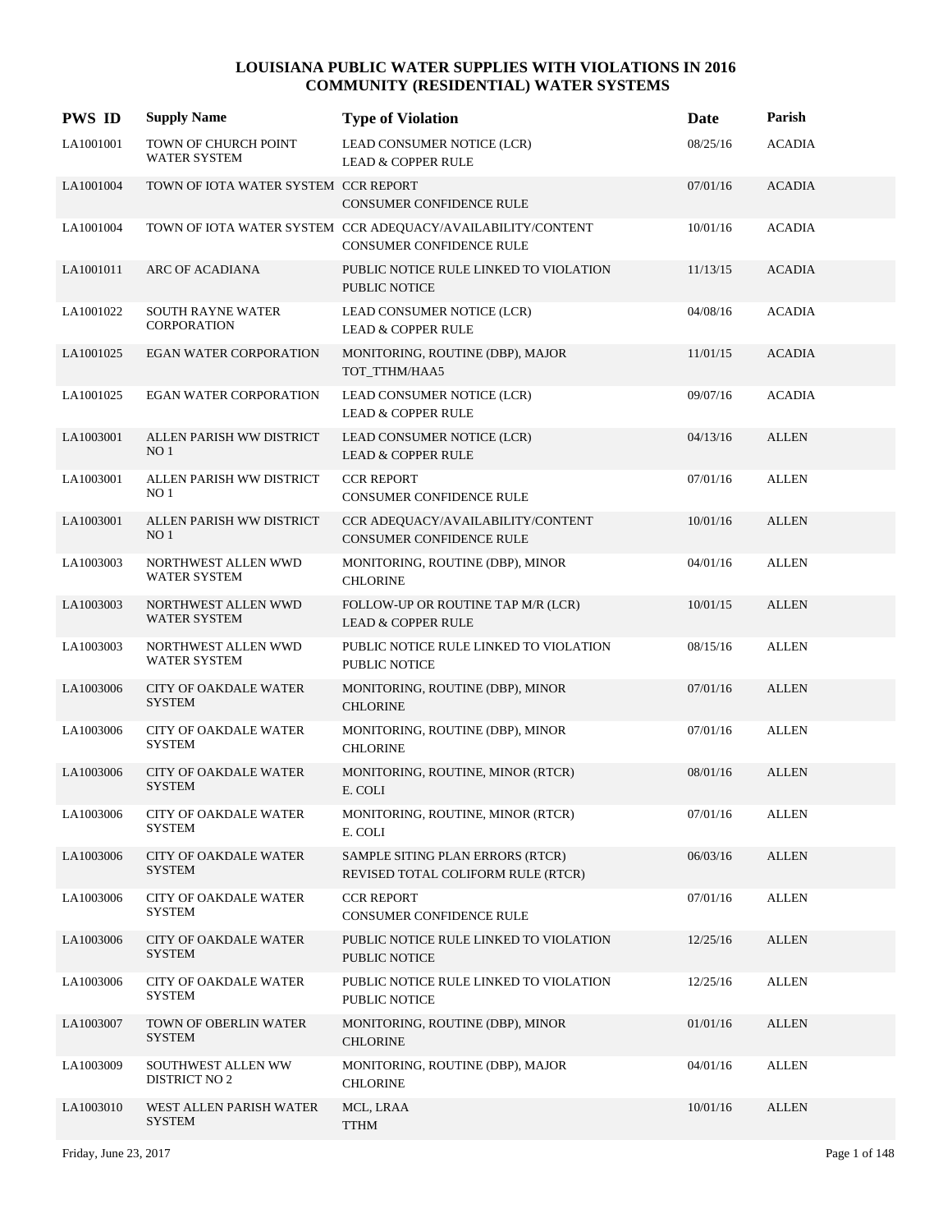# LOUISIANA PUBLIC WATER SUPPLIES WITH VIOLATIONS IN 2016
## COMMUNITY (RESIDENTIAL) WATER SYSTEMS

| PWS ID | Supply Name | Type of Violation | Date | Parish |
|---|---|---|---|---|
| LA1001001 | TOWN OF CHURCH POINT WATER SYSTEM | LEAD CONSUMER NOTICE (LCR) LEAD & COPPER RULE | 08/25/16 | ACADIA |
| LA1001004 | TOWN OF IOTA WATER SYSTEM | CCR REPORT CONSUMER CONFIDENCE RULE | 07/01/16 | ACADIA |
| LA1001004 | TOWN OF IOTA WATER SYSTEM | CCR ADEQUACY/AVAILABILITY/CONTENT CONSUMER CONFIDENCE RULE | 10/01/16 | ACADIA |
| LA1001011 | ARC OF ACADIANA | PUBLIC NOTICE RULE LINKED TO VIOLATION PUBLIC NOTICE | 11/13/15 | ACADIA |
| LA1001022 | SOUTH RAYNE WATER CORPORATION | LEAD CONSUMER NOTICE (LCR) LEAD & COPPER RULE | 04/08/16 | ACADIA |
| LA1001025 | EGAN WATER CORPORATION | MONITORING, ROUTINE (DBP), MAJOR TOT_TTHM/HAA5 | 11/01/15 | ACADIA |
| LA1001025 | EGAN WATER CORPORATION | LEAD CONSUMER NOTICE (LCR) LEAD & COPPER RULE | 09/07/16 | ACADIA |
| LA1003001 | ALLEN PARISH WW DISTRICT NO 1 | LEAD CONSUMER NOTICE (LCR) LEAD & COPPER RULE | 04/13/16 | ALLEN |
| LA1003001 | ALLEN PARISH WW DISTRICT NO 1 | CCR REPORT CONSUMER CONFIDENCE RULE | 07/01/16 | ALLEN |
| LA1003001 | ALLEN PARISH WW DISTRICT NO 1 | CCR ADEQUACY/AVAILABILITY/CONTENT CONSUMER CONFIDENCE RULE | 10/01/16 | ALLEN |
| LA1003003 | NORTHWEST ALLEN WWD WATER SYSTEM | MONITORING, ROUTINE (DBP), MINOR CHLORINE | 04/01/16 | ALLEN |
| LA1003003 | NORTHWEST ALLEN WWD WATER SYSTEM | FOLLOW-UP OR ROUTINE TAP M/R (LCR) LEAD & COPPER RULE | 10/01/15 | ALLEN |
| LA1003003 | NORTHWEST ALLEN WWD WATER SYSTEM | PUBLIC NOTICE RULE LINKED TO VIOLATION PUBLIC NOTICE | 08/15/16 | ALLEN |
| LA1003006 | CITY OF OAKDALE WATER SYSTEM | MONITORING, ROUTINE (DBP), MINOR CHLORINE | 07/01/16 | ALLEN |
| LA1003006 | CITY OF OAKDALE WATER SYSTEM | MONITORING, ROUTINE (DBP), MINOR CHLORINE | 07/01/16 | ALLEN |
| LA1003006 | CITY OF OAKDALE WATER SYSTEM | MONITORING, ROUTINE, MINOR (RTCR) E. COLI | 08/01/16 | ALLEN |
| LA1003006 | CITY OF OAKDALE WATER SYSTEM | MONITORING, ROUTINE, MINOR (RTCR) E. COLI | 07/01/16 | ALLEN |
| LA1003006 | CITY OF OAKDALE WATER SYSTEM | SAMPLE SITING PLAN ERRORS (RTCR) REVISED TOTAL COLIFORM RULE (RTCR) | 06/03/16 | ALLEN |
| LA1003006 | CITY OF OAKDALE WATER SYSTEM | CCR REPORT CONSUMER CONFIDENCE RULE | 07/01/16 | ALLEN |
| LA1003006 | CITY OF OAKDALE WATER SYSTEM | PUBLIC NOTICE RULE LINKED TO VIOLATION PUBLIC NOTICE | 12/25/16 | ALLEN |
| LA1003006 | CITY OF OAKDALE WATER SYSTEM | PUBLIC NOTICE RULE LINKED TO VIOLATION PUBLIC NOTICE | 12/25/16 | ALLEN |
| LA1003007 | TOWN OF OBERLIN WATER SYSTEM | MONITORING, ROUTINE (DBP), MINOR CHLORINE | 01/01/16 | ALLEN |
| LA1003009 | SOUTHWEST ALLEN WW DISTRICT NO 2 | MONITORING, ROUTINE (DBP), MAJOR CHLORINE | 04/01/16 | ALLEN |
| LA1003010 | WEST ALLEN PARISH WATER SYSTEM | MCL, LRAA TTHM | 10/01/16 | ALLEN |

Friday, June 23, 2017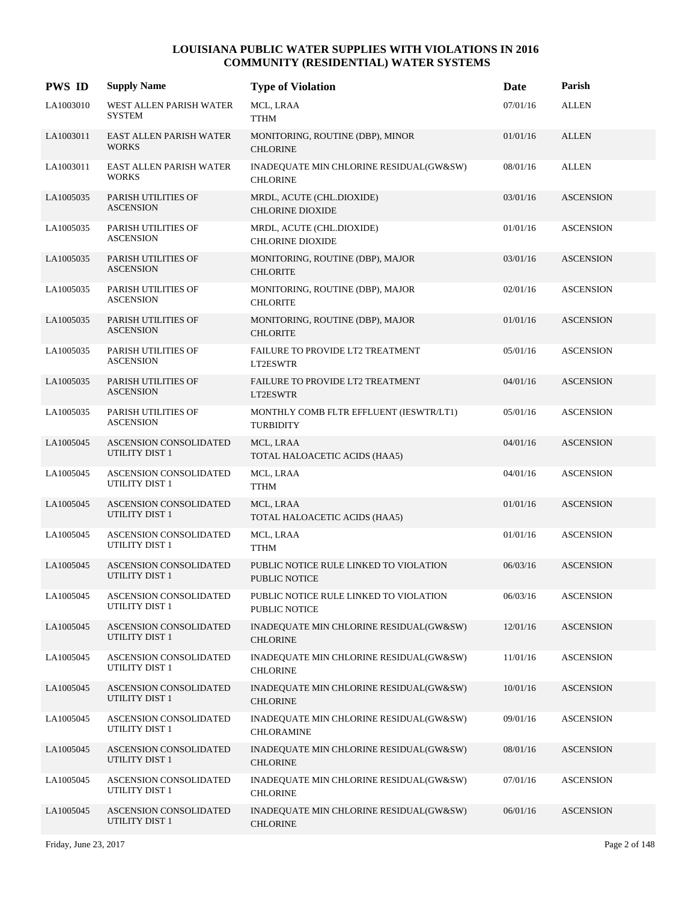# LOUISIANA PUBLIC WATER SUPPLIES WITH VIOLATIONS IN 2016
## COMMUNITY (RESIDENTIAL) WATER SYSTEMS

| PWS ID | Supply Name | Type of Violation | Date | Parish |
|---|---|---|---|---|
| LA1003010 | WEST ALLEN PARISH WATER SYSTEM | MCL, LRAA<br>TTHM | 07/01/16 | ALLEN |
| LA1003011 | EAST ALLEN PARISH WATER WORKS | MONITORING, ROUTINE (DBP), MINOR<br>CHLORINE | 01/01/16 | ALLEN |
| LA1003011 | EAST ALLEN PARISH WATER WORKS | INADEQUATE MIN CHLORINE RESIDUAL(GW&SW)<br>CHLORINE | 08/01/16 | ALLEN |
| LA1005035 | PARISH UTILITIES OF ASCENSION | MRDL, ACUTE (CHL.DIOXIDE)<br>CHLORINE DIOXIDE | 03/01/16 | ASCENSION |
| LA1005035 | PARISH UTILITIES OF ASCENSION | MRDL, ACUTE (CHL.DIOXIDE)<br>CHLORINE DIOXIDE | 01/01/16 | ASCENSION |
| LA1005035 | PARISH UTILITIES OF ASCENSION | MONITORING, ROUTINE (DBP), MAJOR<br>CHLORITE | 03/01/16 | ASCENSION |
| LA1005035 | PARISH UTILITIES OF ASCENSION | MONITORING, ROUTINE (DBP), MAJOR<br>CHLORITE | 02/01/16 | ASCENSION |
| LA1005035 | PARISH UTILITIES OF ASCENSION | MONITORING, ROUTINE (DBP), MAJOR<br>CHLORITE | 01/01/16 | ASCENSION |
| LA1005035 | PARISH UTILITIES OF ASCENSION | FAILURE TO PROVIDE LT2 TREATMENT<br>LT2ESWTR | 05/01/16 | ASCENSION |
| LA1005035 | PARISH UTILITIES OF ASCENSION | FAILURE TO PROVIDE LT2 TREATMENT<br>LT2ESWTR | 04/01/16 | ASCENSION |
| LA1005035 | PARISH UTILITIES OF ASCENSION | MONTHLY COMB FLTR EFFLUENT (IESWTR/LT1)<br>TURBIDITY | 05/01/16 | ASCENSION |
| LA1005045 | ASCENSION CONSOLIDATED UTILITY DIST 1 | MCL, LRAA<br>TOTAL HALOACETIC ACIDS (HAA5) | 04/01/16 | ASCENSION |
| LA1005045 | ASCENSION CONSOLIDATED UTILITY DIST 1 | MCL, LRAA<br>TTHM | 04/01/16 | ASCENSION |
| LA1005045 | ASCENSION CONSOLIDATED UTILITY DIST 1 | MCL, LRAA<br>TOTAL HALOACETIC ACIDS (HAA5) | 01/01/16 | ASCENSION |
| LA1005045 | ASCENSION CONSOLIDATED UTILITY DIST 1 | MCL, LRAA<br>TTHM | 01/01/16 | ASCENSION |
| LA1005045 | ASCENSION CONSOLIDATED UTILITY DIST 1 | PUBLIC NOTICE RULE LINKED TO VIOLATION<br>PUBLIC NOTICE | 06/03/16 | ASCENSION |
| LA1005045 | ASCENSION CONSOLIDATED UTILITY DIST 1 | PUBLIC NOTICE RULE LINKED TO VIOLATION<br>PUBLIC NOTICE | 06/03/16 | ASCENSION |
| LA1005045 | ASCENSION CONSOLIDATED UTILITY DIST 1 | INADEQUATE MIN CHLORINE RESIDUAL(GW&SW)<br>CHLORINE | 12/01/16 | ASCENSION |
| LA1005045 | ASCENSION CONSOLIDATED UTILITY DIST 1 | INADEQUATE MIN CHLORINE RESIDUAL(GW&SW)<br>CHLORINE | 11/01/16 | ASCENSION |
| LA1005045 | ASCENSION CONSOLIDATED UTILITY DIST 1 | INADEQUATE MIN CHLORINE RESIDUAL(GW&SW)<br>CHLORINE | 10/01/16 | ASCENSION |
| LA1005045 | ASCENSION CONSOLIDATED UTILITY DIST 1 | INADEQUATE MIN CHLORINE RESIDUAL(GW&SW)<br>CHLORAMINE | 09/01/16 | ASCENSION |
| LA1005045 | ASCENSION CONSOLIDATED UTILITY DIST 1 | INADEQUATE MIN CHLORINE RESIDUAL(GW&SW)<br>CHLORINE | 08/01/16 | ASCENSION |
| LA1005045 | ASCENSION CONSOLIDATED UTILITY DIST 1 | INADEQUATE MIN CHLORINE RESIDUAL(GW&SW)<br>CHLORINE | 07/01/16 | ASCENSION |
| LA1005045 | ASCENSION CONSOLIDATED UTILITY DIST 1 | INADEQUATE MIN CHLORINE RESIDUAL(GW&SW)<br>CHLORINE | 06/01/16 | ASCENSION |

Friday, June 23, 2017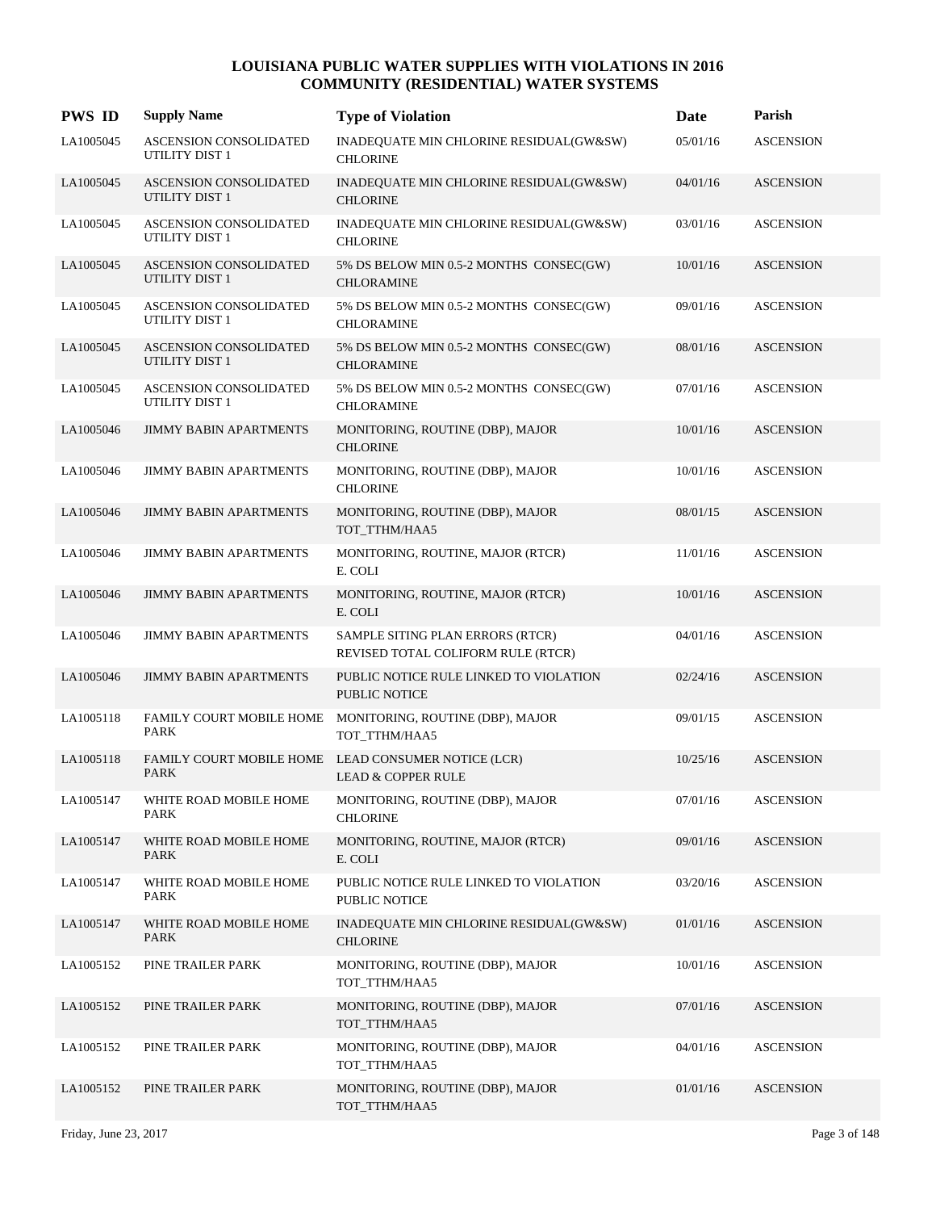# LOUISIANA PUBLIC WATER SUPPLIES WITH VIOLATIONS IN 2016
## COMMUNITY (RESIDENTIAL) WATER SYSTEMS

| PWS ID | Supply Name | Type of Violation | Date | Parish |
|---|---|---|---|---|
| LA1005045 | ASCENSION CONSOLIDATED UTILITY DIST 1 | INADEQUATE MIN CHLORINE RESIDUAL(GW&SW) CHLORINE | 05/01/16 | ASCENSION |
| LA1005045 | ASCENSION CONSOLIDATED UTILITY DIST 1 | INADEQUATE MIN CHLORINE RESIDUAL(GW&SW) CHLORINE | 04/01/16 | ASCENSION |
| LA1005045 | ASCENSION CONSOLIDATED UTILITY DIST 1 | INADEQUATE MIN CHLORINE RESIDUAL(GW&SW) CHLORINE | 03/01/16 | ASCENSION |
| LA1005045 | ASCENSION CONSOLIDATED UTILITY DIST 1 | 5% DS BELOW MIN 0.5-2 MONTHS CONSEC(GW) CHLORAMINE | 10/01/16 | ASCENSION |
| LA1005045 | ASCENSION CONSOLIDATED UTILITY DIST 1 | 5% DS BELOW MIN 0.5-2 MONTHS CONSEC(GW) CHLORAMINE | 09/01/16 | ASCENSION |
| LA1005045 | ASCENSION CONSOLIDATED UTILITY DIST 1 | 5% DS BELOW MIN 0.5-2 MONTHS CONSEC(GW) CHLORAMINE | 08/01/16 | ASCENSION |
| LA1005045 | ASCENSION CONSOLIDATED UTILITY DIST 1 | 5% DS BELOW MIN 0.5-2 MONTHS CONSEC(GW) CHLORAMINE | 07/01/16 | ASCENSION |
| LA1005046 | JIMMY BABIN APARTMENTS | MONITORING, ROUTINE (DBP), MAJOR CHLORINE | 10/01/16 | ASCENSION |
| LA1005046 | JIMMY BABIN APARTMENTS | MONITORING, ROUTINE (DBP), MAJOR CHLORINE | 10/01/16 | ASCENSION |
| LA1005046 | JIMMY BABIN APARTMENTS | MONITORING, ROUTINE (DBP), MAJOR TOT_TTHM/HAA5 | 08/01/15 | ASCENSION |
| LA1005046 | JIMMY BABIN APARTMENTS | MONITORING, ROUTINE, MAJOR (RTCR) E. COLI | 11/01/16 | ASCENSION |
| LA1005046 | JIMMY BABIN APARTMENTS | MONITORING, ROUTINE, MAJOR (RTCR) E. COLI | 10/01/16 | ASCENSION |
| LA1005046 | JIMMY BABIN APARTMENTS | SAMPLE SITING PLAN ERRORS (RTCR) REVISED TOTAL COLIFORM RULE (RTCR) | 04/01/16 | ASCENSION |
| LA1005046 | JIMMY BABIN APARTMENTS | PUBLIC NOTICE RULE LINKED TO VIOLATION PUBLIC NOTICE | 02/24/16 | ASCENSION |
| LA1005118 | FAMILY COURT MOBILE HOME PARK | MONITORING, ROUTINE (DBP), MAJOR TOT_TTHM/HAA5 | 09/01/15 | ASCENSION |
| LA1005118 | FAMILY COURT MOBILE HOME PARK | LEAD CONSUMER NOTICE (LCR) LEAD & COPPER RULE | 10/25/16 | ASCENSION |
| LA1005147 | WHITE ROAD MOBILE HOME PARK | MONITORING, ROUTINE (DBP), MAJOR CHLORINE | 07/01/16 | ASCENSION |
| LA1005147 | WHITE ROAD MOBILE HOME PARK | MONITORING, ROUTINE, MAJOR (RTCR) E. COLI | 09/01/16 | ASCENSION |
| LA1005147 | WHITE ROAD MOBILE HOME PARK | PUBLIC NOTICE RULE LINKED TO VIOLATION PUBLIC NOTICE | 03/20/16 | ASCENSION |
| LA1005147 | WHITE ROAD MOBILE HOME PARK | INADEQUATE MIN CHLORINE RESIDUAL(GW&SW) CHLORINE | 01/01/16 | ASCENSION |
| LA1005152 | PINE TRAILER PARK | MONITORING, ROUTINE (DBP), MAJOR TOT_TTHM/HAA5 | 10/01/16 | ASCENSION |
| LA1005152 | PINE TRAILER PARK | MONITORING, ROUTINE (DBP), MAJOR TOT_TTHM/HAA5 | 07/01/16 | ASCENSION |
| LA1005152 | PINE TRAILER PARK | MONITORING, ROUTINE (DBP), MAJOR TOT_TTHM/HAA5 | 04/01/16 | ASCENSION |
| LA1005152 | PINE TRAILER PARK | MONITORING, ROUTINE (DBP), MAJOR TOT_TTHM/HAA5 | 01/01/16 | ASCENSION |

Friday, June 23, 2017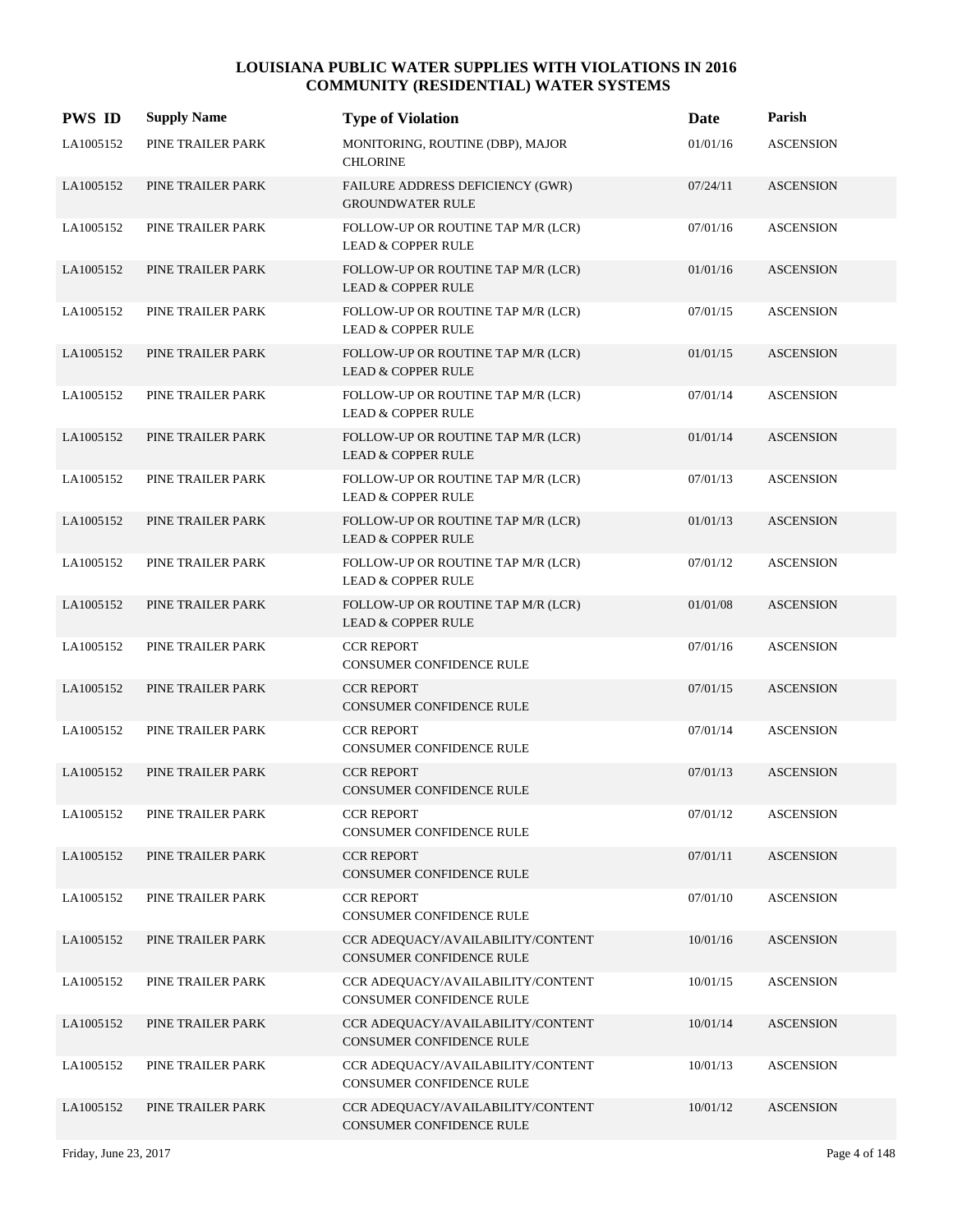# LOUISIANA PUBLIC WATER SUPPLIES WITH VIOLATIONS IN 2016
## COMMUNITY (RESIDENTIAL) WATER SYSTEMS

| PWS ID | Supply Name | Type of Violation | Date | Parish |
|---|---|---|---|---|
| LA1005152 | PINE TRAILER PARK | MONITORING, ROUTINE (DBP), MAJOR<br>CHLORINE | 01/01/16 | ASCENSION |
| LA1005152 | PINE TRAILER PARK | FAILURE ADDRESS DEFICIENCY (GWR)<br>GROUNDWATER RULE | 07/24/11 | ASCENSION |
| LA1005152 | PINE TRAILER PARK | FOLLOW-UP OR ROUTINE TAP M/R (LCR)<br>LEAD & COPPER RULE | 07/01/16 | ASCENSION |
| LA1005152 | PINE TRAILER PARK | FOLLOW-UP OR ROUTINE TAP M/R (LCR)<br>LEAD & COPPER RULE | 01/01/16 | ASCENSION |
| LA1005152 | PINE TRAILER PARK | FOLLOW-UP OR ROUTINE TAP M/R (LCR)<br>LEAD & COPPER RULE | 07/01/15 | ASCENSION |
| LA1005152 | PINE TRAILER PARK | FOLLOW-UP OR ROUTINE TAP M/R (LCR)<br>LEAD & COPPER RULE | 01/01/15 | ASCENSION |
| LA1005152 | PINE TRAILER PARK | FOLLOW-UP OR ROUTINE TAP M/R (LCR)<br>LEAD & COPPER RULE | 07/01/14 | ASCENSION |
| LA1005152 | PINE TRAILER PARK | FOLLOW-UP OR ROUTINE TAP M/R (LCR)<br>LEAD & COPPER RULE | 01/01/14 | ASCENSION |
| LA1005152 | PINE TRAILER PARK | FOLLOW-UP OR ROUTINE TAP M/R (LCR)<br>LEAD & COPPER RULE | 07/01/13 | ASCENSION |
| LA1005152 | PINE TRAILER PARK | FOLLOW-UP OR ROUTINE TAP M/R (LCR)<br>LEAD & COPPER RULE | 01/01/13 | ASCENSION |
| LA1005152 | PINE TRAILER PARK | FOLLOW-UP OR ROUTINE TAP M/R (LCR)<br>LEAD & COPPER RULE | 07/01/12 | ASCENSION |
| LA1005152 | PINE TRAILER PARK | FOLLOW-UP OR ROUTINE TAP M/R (LCR)<br>LEAD & COPPER RULE | 01/01/08 | ASCENSION |
| LA1005152 | PINE TRAILER PARK | CCR REPORT<br>CONSUMER CONFIDENCE RULE | 07/01/16 | ASCENSION |
| LA1005152 | PINE TRAILER PARK | CCR REPORT<br>CONSUMER CONFIDENCE RULE | 07/01/15 | ASCENSION |
| LA1005152 | PINE TRAILER PARK | CCR REPORT<br>CONSUMER CONFIDENCE RULE | 07/01/14 | ASCENSION |
| LA1005152 | PINE TRAILER PARK | CCR REPORT<br>CONSUMER CONFIDENCE RULE | 07/01/13 | ASCENSION |
| LA1005152 | PINE TRAILER PARK | CCR REPORT<br>CONSUMER CONFIDENCE RULE | 07/01/12 | ASCENSION |
| LA1005152 | PINE TRAILER PARK | CCR REPORT<br>CONSUMER CONFIDENCE RULE | 07/01/11 | ASCENSION |
| LA1005152 | PINE TRAILER PARK | CCR REPORT<br>CONSUMER CONFIDENCE RULE | 07/01/10 | ASCENSION |
| LA1005152 | PINE TRAILER PARK | CCR ADEQUACY/AVAILABILITY/CONTENT<br>CONSUMER CONFIDENCE RULE | 10/01/16 | ASCENSION |
| LA1005152 | PINE TRAILER PARK | CCR ADEQUACY/AVAILABILITY/CONTENT<br>CONSUMER CONFIDENCE RULE | 10/01/15 | ASCENSION |
| LA1005152 | PINE TRAILER PARK | CCR ADEQUACY/AVAILABILITY/CONTENT<br>CONSUMER CONFIDENCE RULE | 10/01/14 | ASCENSION |
| LA1005152 | PINE TRAILER PARK | CCR ADEQUACY/AVAILABILITY/CONTENT<br>CONSUMER CONFIDENCE RULE | 10/01/13 | ASCENSION |
| LA1005152 | PINE TRAILER PARK | CCR ADEQUACY/AVAILABILITY/CONTENT<br>CONSUMER CONFIDENCE RULE | 10/01/12 | ASCENSION |

Friday, June 23, 2017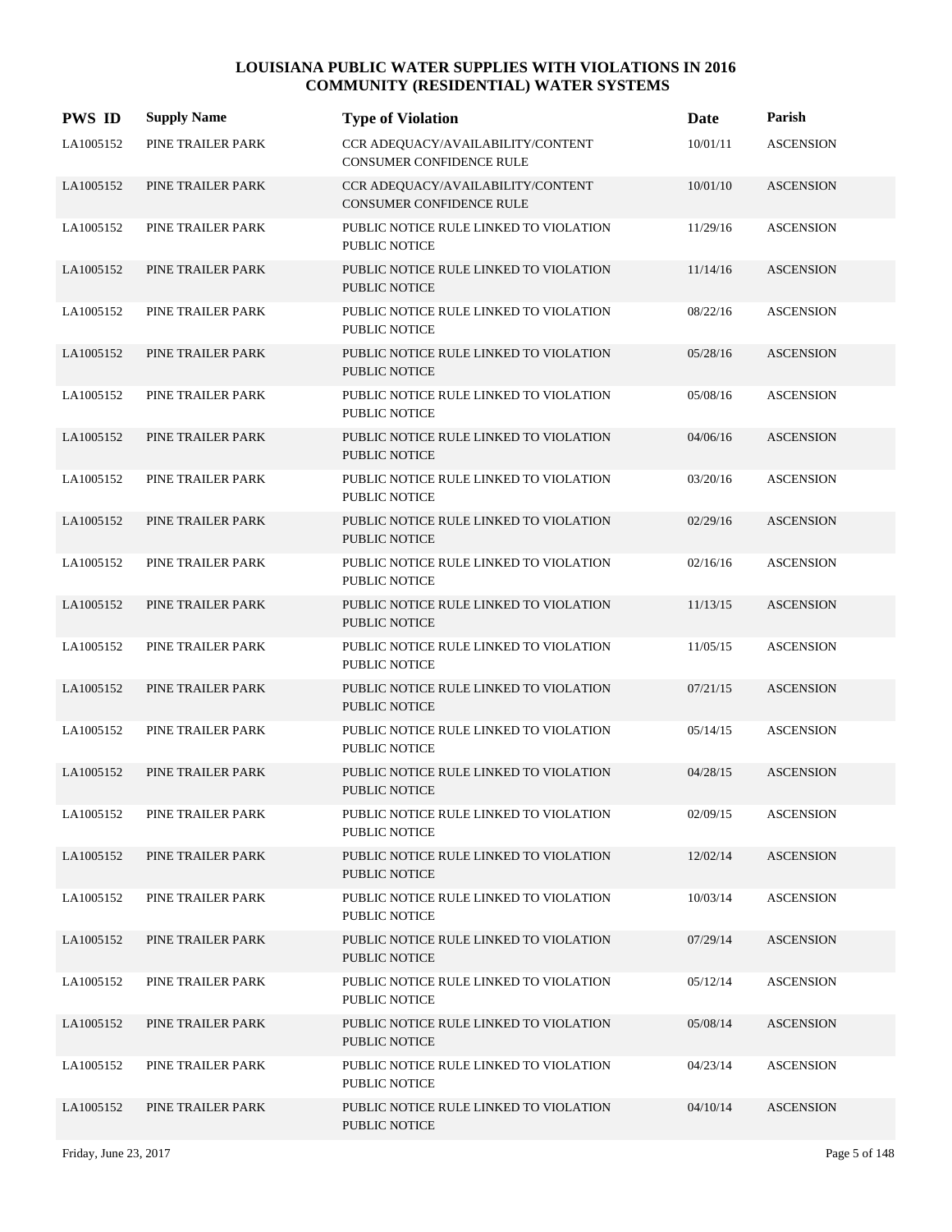# LOUISIANA PUBLIC WATER SUPPLIES WITH VIOLATIONS IN 2016
## COMMUNITY (RESIDENTIAL) WATER SYSTEMS

| PWS ID | Supply Name | Type of Violation | Date | Parish |
|---|---|---|---|---|
| LA1005152 | PINE TRAILER PARK | CCR ADEQUACY/AVAILABILITY/CONTENT<br>CONSUMER CONFIDENCE RULE | 10/01/11 | ASCENSION |
| LA1005152 | PINE TRAILER PARK | CCR ADEQUACY/AVAILABILITY/CONTENT<br>CONSUMER CONFIDENCE RULE | 10/01/10 | ASCENSION |
| LA1005152 | PINE TRAILER PARK | PUBLIC NOTICE RULE LINKED TO VIOLATION<br>PUBLIC NOTICE | 11/29/16 | ASCENSION |
| LA1005152 | PINE TRAILER PARK | PUBLIC NOTICE RULE LINKED TO VIOLATION<br>PUBLIC NOTICE | 11/14/16 | ASCENSION |
| LA1005152 | PINE TRAILER PARK | PUBLIC NOTICE RULE LINKED TO VIOLATION<br>PUBLIC NOTICE | 08/22/16 | ASCENSION |
| LA1005152 | PINE TRAILER PARK | PUBLIC NOTICE RULE LINKED TO VIOLATION<br>PUBLIC NOTICE | 05/28/16 | ASCENSION |
| LA1005152 | PINE TRAILER PARK | PUBLIC NOTICE RULE LINKED TO VIOLATION<br>PUBLIC NOTICE | 05/08/16 | ASCENSION |
| LA1005152 | PINE TRAILER PARK | PUBLIC NOTICE RULE LINKED TO VIOLATION<br>PUBLIC NOTICE | 04/06/16 | ASCENSION |
| LA1005152 | PINE TRAILER PARK | PUBLIC NOTICE RULE LINKED TO VIOLATION<br>PUBLIC NOTICE | 03/20/16 | ASCENSION |
| LA1005152 | PINE TRAILER PARK | PUBLIC NOTICE RULE LINKED TO VIOLATION<br>PUBLIC NOTICE | 02/29/16 | ASCENSION |
| LA1005152 | PINE TRAILER PARK | PUBLIC NOTICE RULE LINKED TO VIOLATION<br>PUBLIC NOTICE | 02/16/16 | ASCENSION |
| LA1005152 | PINE TRAILER PARK | PUBLIC NOTICE RULE LINKED TO VIOLATION<br>PUBLIC NOTICE | 11/13/15 | ASCENSION |
| LA1005152 | PINE TRAILER PARK | PUBLIC NOTICE RULE LINKED TO VIOLATION<br>PUBLIC NOTICE | 11/05/15 | ASCENSION |
| LA1005152 | PINE TRAILER PARK | PUBLIC NOTICE RULE LINKED TO VIOLATION<br>PUBLIC NOTICE | 07/21/15 | ASCENSION |
| LA1005152 | PINE TRAILER PARK | PUBLIC NOTICE RULE LINKED TO VIOLATION<br>PUBLIC NOTICE | 05/14/15 | ASCENSION |
| LA1005152 | PINE TRAILER PARK | PUBLIC NOTICE RULE LINKED TO VIOLATION<br>PUBLIC NOTICE | 04/28/15 | ASCENSION |
| LA1005152 | PINE TRAILER PARK | PUBLIC NOTICE RULE LINKED TO VIOLATION<br>PUBLIC NOTICE | 02/09/15 | ASCENSION |
| LA1005152 | PINE TRAILER PARK | PUBLIC NOTICE RULE LINKED TO VIOLATION<br>PUBLIC NOTICE | 12/02/14 | ASCENSION |
| LA1005152 | PINE TRAILER PARK | PUBLIC NOTICE RULE LINKED TO VIOLATION<br>PUBLIC NOTICE | 10/03/14 | ASCENSION |
| LA1005152 | PINE TRAILER PARK | PUBLIC NOTICE RULE LINKED TO VIOLATION<br>PUBLIC NOTICE | 07/29/14 | ASCENSION |
| LA1005152 | PINE TRAILER PARK | PUBLIC NOTICE RULE LINKED TO VIOLATION<br>PUBLIC NOTICE | 05/12/14 | ASCENSION |
| LA1005152 | PINE TRAILER PARK | PUBLIC NOTICE RULE LINKED TO VIOLATION<br>PUBLIC NOTICE | 05/08/14 | ASCENSION |
| LA1005152 | PINE TRAILER PARK | PUBLIC NOTICE RULE LINKED TO VIOLATION<br>PUBLIC NOTICE | 04/23/14 | ASCENSION |
| LA1005152 | PINE TRAILER PARK | PUBLIC NOTICE RULE LINKED TO VIOLATION<br>PUBLIC NOTICE | 04/10/14 | ASCENSION |

Friday, June 23, 2017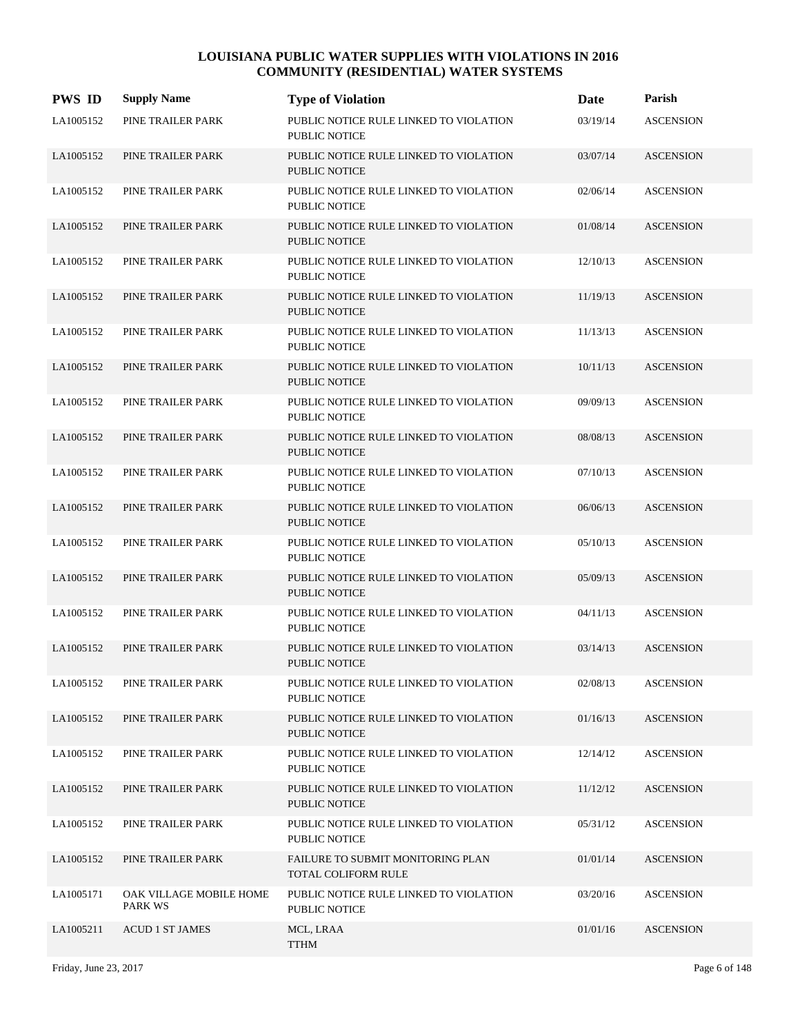# LOUISIANA PUBLIC WATER SUPPLIES WITH VIOLATIONS IN 2016
## COMMUNITY (RESIDENTIAL) WATER SYSTEMS

| PWS ID | Supply Name | Type of Violation | Date | Parish |
|---|---|---|---|---|
| LA1005152 | PINE TRAILER PARK | PUBLIC NOTICE RULE LINKED TO VIOLATION PUBLIC NOTICE | 03/19/14 | ASCENSION |
| LA1005152 | PINE TRAILER PARK | PUBLIC NOTICE RULE LINKED TO VIOLATION PUBLIC NOTICE | 03/07/14 | ASCENSION |
| LA1005152 | PINE TRAILER PARK | PUBLIC NOTICE RULE LINKED TO VIOLATION PUBLIC NOTICE | 02/06/14 | ASCENSION |
| LA1005152 | PINE TRAILER PARK | PUBLIC NOTICE RULE LINKED TO VIOLATION PUBLIC NOTICE | 01/08/14 | ASCENSION |
| LA1005152 | PINE TRAILER PARK | PUBLIC NOTICE RULE LINKED TO VIOLATION PUBLIC NOTICE | 12/10/13 | ASCENSION |
| LA1005152 | PINE TRAILER PARK | PUBLIC NOTICE RULE LINKED TO VIOLATION PUBLIC NOTICE | 11/19/13 | ASCENSION |
| LA1005152 | PINE TRAILER PARK | PUBLIC NOTICE RULE LINKED TO VIOLATION PUBLIC NOTICE | 11/13/13 | ASCENSION |
| LA1005152 | PINE TRAILER PARK | PUBLIC NOTICE RULE LINKED TO VIOLATION PUBLIC NOTICE | 10/11/13 | ASCENSION |
| LA1005152 | PINE TRAILER PARK | PUBLIC NOTICE RULE LINKED TO VIOLATION PUBLIC NOTICE | 09/09/13 | ASCENSION |
| LA1005152 | PINE TRAILER PARK | PUBLIC NOTICE RULE LINKED TO VIOLATION PUBLIC NOTICE | 08/08/13 | ASCENSION |
| LA1005152 | PINE TRAILER PARK | PUBLIC NOTICE RULE LINKED TO VIOLATION PUBLIC NOTICE | 07/10/13 | ASCENSION |
| LA1005152 | PINE TRAILER PARK | PUBLIC NOTICE RULE LINKED TO VIOLATION PUBLIC NOTICE | 06/06/13 | ASCENSION |
| LA1005152 | PINE TRAILER PARK | PUBLIC NOTICE RULE LINKED TO VIOLATION PUBLIC NOTICE | 05/10/13 | ASCENSION |
| LA1005152 | PINE TRAILER PARK | PUBLIC NOTICE RULE LINKED TO VIOLATION PUBLIC NOTICE | 05/09/13 | ASCENSION |
| LA1005152 | PINE TRAILER PARK | PUBLIC NOTICE RULE LINKED TO VIOLATION PUBLIC NOTICE | 04/11/13 | ASCENSION |
| LA1005152 | PINE TRAILER PARK | PUBLIC NOTICE RULE LINKED TO VIOLATION PUBLIC NOTICE | 03/14/13 | ASCENSION |
| LA1005152 | PINE TRAILER PARK | PUBLIC NOTICE RULE LINKED TO VIOLATION PUBLIC NOTICE | 02/08/13 | ASCENSION |
| LA1005152 | PINE TRAILER PARK | PUBLIC NOTICE RULE LINKED TO VIOLATION PUBLIC NOTICE | 01/16/13 | ASCENSION |
| LA1005152 | PINE TRAILER PARK | PUBLIC NOTICE RULE LINKED TO VIOLATION PUBLIC NOTICE | 12/14/12 | ASCENSION |
| LA1005152 | PINE TRAILER PARK | PUBLIC NOTICE RULE LINKED TO VIOLATION PUBLIC NOTICE | 11/12/12 | ASCENSION |
| LA1005152 | PINE TRAILER PARK | PUBLIC NOTICE RULE LINKED TO VIOLATION PUBLIC NOTICE | 05/31/12 | ASCENSION |
| LA1005152 | PINE TRAILER PARK | FAILURE TO SUBMIT MONITORING PLAN TOTAL COLIFORM RULE | 01/01/14 | ASCENSION |
| LA1005171 | OAK VILLAGE MOBILE HOME PARK WS | PUBLIC NOTICE RULE LINKED TO VIOLATION PUBLIC NOTICE | 03/20/16 | ASCENSION |
| LA1005211 | ACUD 1 ST JAMES | MCL, LRAA TTHM | 01/01/16 | ASCENSION |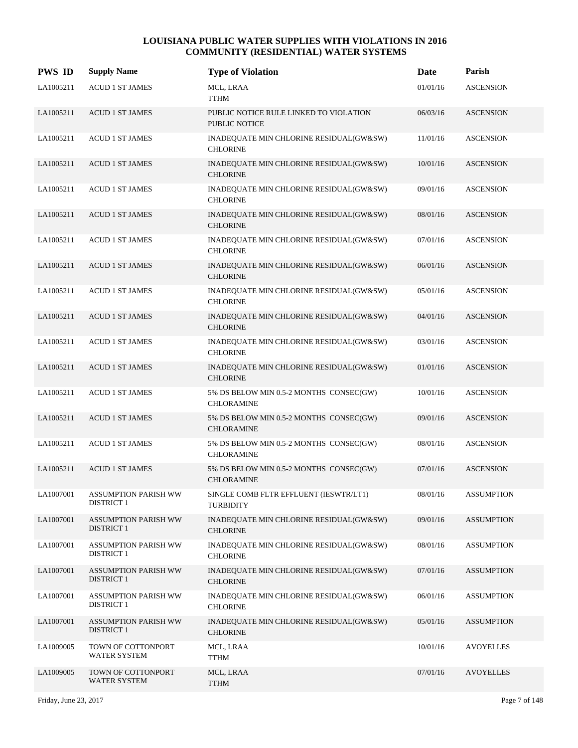# LOUISIANA PUBLIC WATER SUPPLIES WITH VIOLATIONS IN 2016
## COMMUNITY (RESIDENTIAL) WATER SYSTEMS

| PWS ID | Supply Name | Type of Violation | Date | Parish |
|---|---|---|---|---|
| LA1005211 | ACUD 1 ST JAMES | MCL, LRAA<br>TTHM | 01/01/16 | ASCENSION |
| LA1005211 | ACUD 1 ST JAMES | PUBLIC NOTICE RULE LINKED TO VIOLATION<br>PUBLIC NOTICE | 06/03/16 | ASCENSION |
| LA1005211 | ACUD 1 ST JAMES | INADEQUATE MIN CHLORINE RESIDUAL(GW&SW)<br>CHLORINE | 11/01/16 | ASCENSION |
| LA1005211 | ACUD 1 ST JAMES | INADEQUATE MIN CHLORINE RESIDUAL(GW&SW)<br>CHLORINE | 10/01/16 | ASCENSION |
| LA1005211 | ACUD 1 ST JAMES | INADEQUATE MIN CHLORINE RESIDUAL(GW&SW)<br>CHLORINE | 09/01/16 | ASCENSION |
| LA1005211 | ACUD 1 ST JAMES | INADEQUATE MIN CHLORINE RESIDUAL(GW&SW)<br>CHLORINE | 08/01/16 | ASCENSION |
| LA1005211 | ACUD 1 ST JAMES | INADEQUATE MIN CHLORINE RESIDUAL(GW&SW)<br>CHLORINE | 07/01/16 | ASCENSION |
| LA1005211 | ACUD 1 ST JAMES | INADEQUATE MIN CHLORINE RESIDUAL(GW&SW)<br>CHLORINE | 06/01/16 | ASCENSION |
| LA1005211 | ACUD 1 ST JAMES | INADEQUATE MIN CHLORINE RESIDUAL(GW&SW)<br>CHLORINE | 05/01/16 | ASCENSION |
| LA1005211 | ACUD 1 ST JAMES | INADEQUATE MIN CHLORINE RESIDUAL(GW&SW)<br>CHLORINE | 04/01/16 | ASCENSION |
| LA1005211 | ACUD 1 ST JAMES | INADEQUATE MIN CHLORINE RESIDUAL(GW&SW)<br>CHLORINE | 03/01/16 | ASCENSION |
| LA1005211 | ACUD 1 ST JAMES | INADEQUATE MIN CHLORINE RESIDUAL(GW&SW)<br>CHLORINE | 01/01/16 | ASCENSION |
| LA1005211 | ACUD 1 ST JAMES | 5% DS BELOW MIN 0.5-2 MONTHS CONSEC(GW)<br>CHLORAMINE | 10/01/16 | ASCENSION |
| LA1005211 | ACUD 1 ST JAMES | 5% DS BELOW MIN 0.5-2 MONTHS CONSEC(GW)<br>CHLORAMINE | 09/01/16 | ASCENSION |
| LA1005211 | ACUD 1 ST JAMES | 5% DS BELOW MIN 0.5-2 MONTHS CONSEC(GW)<br>CHLORAMINE | 08/01/16 | ASCENSION |
| LA1005211 | ACUD 1 ST JAMES | 5% DS BELOW MIN 0.5-2 MONTHS CONSEC(GW)<br>CHLORAMINE | 07/01/16 | ASCENSION |
| LA1007001 | ASSUMPTION PARISH WW DISTRICT 1 | SINGLE COMB FLTR EFFLUENT (IESWTR/LT1)<br>TURBIDITY | 08/01/16 | ASSUMPTION |
| LA1007001 | ASSUMPTION PARISH WW DISTRICT 1 | INADEQUATE MIN CHLORINE RESIDUAL(GW&SW)<br>CHLORINE | 09/01/16 | ASSUMPTION |
| LA1007001 | ASSUMPTION PARISH WW DISTRICT 1 | INADEQUATE MIN CHLORINE RESIDUAL(GW&SW)<br>CHLORINE | 08/01/16 | ASSUMPTION |
| LA1007001 | ASSUMPTION PARISH WW DISTRICT 1 | INADEQUATE MIN CHLORINE RESIDUAL(GW&SW)<br>CHLORINE | 07/01/16 | ASSUMPTION |
| LA1007001 | ASSUMPTION PARISH WW DISTRICT 1 | INADEQUATE MIN CHLORINE RESIDUAL(GW&SW)<br>CHLORINE | 06/01/16 | ASSUMPTION |
| LA1007001 | ASSUMPTION PARISH WW DISTRICT 1 | INADEQUATE MIN CHLORINE RESIDUAL(GW&SW)<br>CHLORINE | 05/01/16 | ASSUMPTION |
| LA1009005 | TOWN OF COTTONPORT WATER SYSTEM | MCL, LRAA<br>TTHM | 10/01/16 | AVOYELLES |
| LA1009005 | TOWN OF COTTONPORT WATER SYSTEM | MCL, LRAA<br>TTHM | 07/01/16 | AVOYELLES |

Friday, June 23, 2017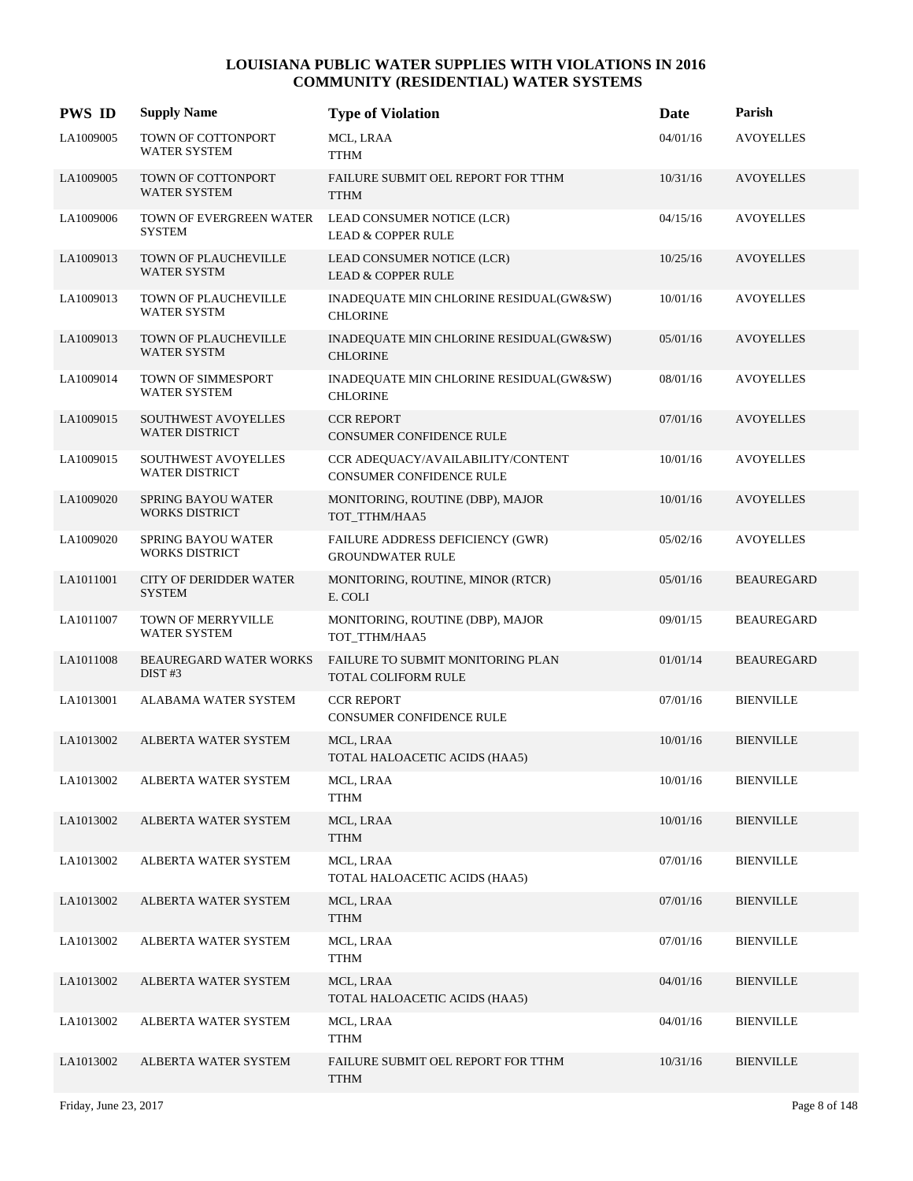## LOUISIANA PUBLIC WATER SUPPLIES WITH VIOLATIONS IN 2016
## COMMUNITY (RESIDENTIAL) WATER SYSTEMS

| PWS ID | Supply Name | Type of Violation | Date | Parish |
|---|---|---|---|---|
| LA1009005 | TOWN OF COTTONPORT WATER SYSTEM | MCL, LRAA<br>TTHM | 04/01/16 | AVOYELLES |
| LA1009005 | TOWN OF COTTONPORT WATER SYSTEM | FAILURE SUBMIT OEL REPORT FOR TTHM<br>TTHM | 10/31/16 | AVOYELLES |
| LA1009006 | TOWN OF EVERGREEN WATER SYSTEM | LEAD CONSUMER NOTICE (LCR)<br>LEAD & COPPER RULE | 04/15/16 | AVOYELLES |
| LA1009013 | TOWN OF PLAUCHEVILLE WATER SYSTM | LEAD CONSUMER NOTICE (LCR)<br>LEAD & COPPER RULE | 10/25/16 | AVOYELLES |
| LA1009013 | TOWN OF PLAUCHEVILLE WATER SYSTM | INADEQUATE MIN CHLORINE RESIDUAL(GW&SW)<br>CHLORINE | 10/01/16 | AVOYELLES |
| LA1009013 | TOWN OF PLAUCHEVILLE WATER SYSTM | INADEQUATE MIN CHLORINE RESIDUAL(GW&SW)<br>CHLORINE | 05/01/16 | AVOYELLES |
| LA1009014 | TOWN OF SIMMESPORT WATER SYSTEM | INADEQUATE MIN CHLORINE RESIDUAL(GW&SW)<br>CHLORINE | 08/01/16 | AVOYELLES |
| LA1009015 | SOUTHWEST AVOYELLES WATER DISTRICT | CCR REPORT<br>CONSUMER CONFIDENCE RULE | 07/01/16 | AVOYELLES |
| LA1009015 | SOUTHWEST AVOYELLES WATER DISTRICT | CCR ADEQUACY/AVAILABILITY/CONTENT<br>CONSUMER CONFIDENCE RULE | 10/01/16 | AVOYELLES |
| LA1009020 | SPRING BAYOU WATER WORKS DISTRICT | MONITORING, ROUTINE (DBP), MAJOR<br>TOT_TTHM/HAA5 | 10/01/16 | AVOYELLES |
| LA1009020 | SPRING BAYOU WATER WORKS DISTRICT | FAILURE ADDRESS DEFICIENCY (GWR)<br>GROUNDWATER RULE | 05/02/16 | AVOYELLES |
| LA1011001 | CITY OF DERIDDER WATER SYSTEM | MONITORING, ROUTINE, MINOR (RTCR)<br>E. COLI | 05/01/16 | BEAUREGARD |
| LA1011007 | TOWN OF MERRYVILLE WATER SYSTEM | MONITORING, ROUTINE (DBP), MAJOR<br>TOT_TTHM/HAA5 | 09/01/15 | BEAUREGARD |
| LA1011008 | BEAUREGARD WATER WORKS DIST #3 | FAILURE TO SUBMIT MONITORING PLAN<br>TOTAL COLIFORM RULE | 01/01/14 | BEAUREGARD |
| LA1013001 | ALABAMA WATER SYSTEM | CCR REPORT<br>CONSUMER CONFIDENCE RULE | 07/01/16 | BIENVILLE |
| LA1013002 | ALBERTA WATER SYSTEM | MCL, LRAA<br>TOTAL HALOACETIC ACIDS (HAA5) | 10/01/16 | BIENVILLE |
| LA1013002 | ALBERTA WATER SYSTEM | MCL, LRAA<br>TTHM | 10/01/16 | BIENVILLE |
| LA1013002 | ALBERTA WATER SYSTEM | MCL, LRAA<br>TTHM | 10/01/16 | BIENVILLE |
| LA1013002 | ALBERTA WATER SYSTEM | MCL, LRAA<br>TOTAL HALOACETIC ACIDS (HAA5) | 07/01/16 | BIENVILLE |
| LA1013002 | ALBERTA WATER SYSTEM | MCL, LRAA<br>TTHM | 07/01/16 | BIENVILLE |
| LA1013002 | ALBERTA WATER SYSTEM | MCL, LRAA<br>TTHM | 07/01/16 | BIENVILLE |
| LA1013002 | ALBERTA WATER SYSTEM | MCL, LRAA<br>TOTAL HALOACETIC ACIDS (HAA5) | 04/01/16 | BIENVILLE |
| LA1013002 | ALBERTA WATER SYSTEM | MCL, LRAA<br>TTHM | 04/01/16 | BIENVILLE |
| LA1013002 | ALBERTA WATER SYSTEM | FAILURE SUBMIT OEL REPORT FOR TTHM<br>TTHM | 10/31/16 | BIENVILLE |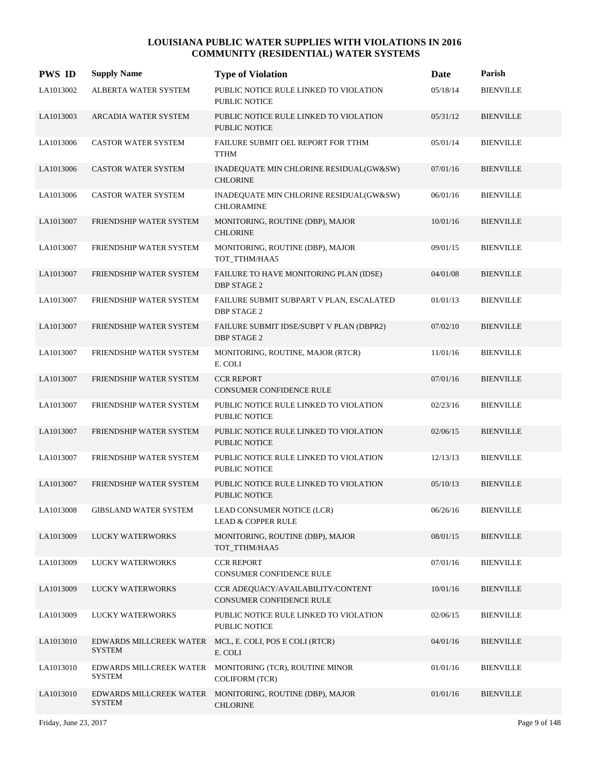# LOUISIANA PUBLIC WATER SUPPLIES WITH VIOLATIONS IN 2016
## COMMUNITY (RESIDENTIAL) WATER SYSTEMS

| PWS ID | Supply Name | Type of Violation | Date | Parish |
|---|---|---|---|---|
| LA1013002 | ALBERTA WATER SYSTEM | PUBLIC NOTICE RULE LINKED TO VIOLATION<br>PUBLIC NOTICE | 05/18/14 | BIENVILLE |
| LA1013003 | ARCADIA WATER SYSTEM | PUBLIC NOTICE RULE LINKED TO VIOLATION<br>PUBLIC NOTICE | 05/31/12 | BIENVILLE |
| LA1013006 | CASTOR WATER SYSTEM | FAILURE SUBMIT OEL REPORT FOR TTHM<br>TTHM | 05/01/14 | BIENVILLE |
| LA1013006 | CASTOR WATER SYSTEM | INADEQUATE MIN CHLORINE RESIDUAL(GW&SW)<br>CHLORINE | 07/01/16 | BIENVILLE |
| LA1013006 | CASTOR WATER SYSTEM | INADEQUATE MIN CHLORINE RESIDUAL(GW&SW)<br>CHLORAMINE | 06/01/16 | BIENVILLE |
| LA1013007 | FRIENDSHIP WATER SYSTEM | MONITORING, ROUTINE (DBP), MAJOR<br>CHLORINE | 10/01/16 | BIENVILLE |
| LA1013007 | FRIENDSHIP WATER SYSTEM | MONITORING, ROUTINE (DBP), MAJOR<br>TOT_TTHM/HAA5 | 09/01/15 | BIENVILLE |
| LA1013007 | FRIENDSHIP WATER SYSTEM | FAILURE TO HAVE MONITORING PLAN (IDSE)<br>DBP STAGE 2 | 04/01/08 | BIENVILLE |
| LA1013007 | FRIENDSHIP WATER SYSTEM | FAILURE SUBMIT SUBPART V PLAN, ESCALATED<br>DBP STAGE 2 | 01/01/13 | BIENVILLE |
| LA1013007 | FRIENDSHIP WATER SYSTEM | FAILURE SUBMIT IDSE/SUBPT V PLAN (DBPR2)<br>DBP STAGE 2 | 07/02/10 | BIENVILLE |
| LA1013007 | FRIENDSHIP WATER SYSTEM | MONITORING, ROUTINE, MAJOR (RTCR)<br>E. COLI | 11/01/16 | BIENVILLE |
| LA1013007 | FRIENDSHIP WATER SYSTEM | CCR REPORT<br>CONSUMER CONFIDENCE RULE | 07/01/16 | BIENVILLE |
| LA1013007 | FRIENDSHIP WATER SYSTEM | PUBLIC NOTICE RULE LINKED TO VIOLATION<br>PUBLIC NOTICE | 02/23/16 | BIENVILLE |
| LA1013007 | FRIENDSHIP WATER SYSTEM | PUBLIC NOTICE RULE LINKED TO VIOLATION<br>PUBLIC NOTICE | 02/06/15 | BIENVILLE |
| LA1013007 | FRIENDSHIP WATER SYSTEM | PUBLIC NOTICE RULE LINKED TO VIOLATION<br>PUBLIC NOTICE | 12/13/13 | BIENVILLE |
| LA1013007 | FRIENDSHIP WATER SYSTEM | PUBLIC NOTICE RULE LINKED TO VIOLATION<br>PUBLIC NOTICE | 05/10/13 | BIENVILLE |
| LA1013008 | GIBSLAND WATER SYSTEM | LEAD CONSUMER NOTICE (LCR)<br>LEAD & COPPER RULE | 06/26/16 | BIENVILLE |
| LA1013009 | LUCKY WATERWORKS | MONITORING, ROUTINE (DBP), MAJOR<br>TOT_TTHM/HAA5 | 08/01/15 | BIENVILLE |
| LA1013009 | LUCKY WATERWORKS | CCR REPORT<br>CONSUMER CONFIDENCE RULE | 07/01/16 | BIENVILLE |
| LA1013009 | LUCKY WATERWORKS | CCR ADEQUACY/AVAILABILITY/CONTENT<br>CONSUMER CONFIDENCE RULE | 10/01/16 | BIENVILLE |
| LA1013009 | LUCKY WATERWORKS | PUBLIC NOTICE RULE LINKED TO VIOLATION<br>PUBLIC NOTICE | 02/06/15 | BIENVILLE |
| LA1013010 | EDWARDS MILLCREEK WATER SYSTEM | MCL, E. COLI, POS E COLI (RTCR)<br>E. COLI | 04/01/16 | BIENVILLE |
| LA1013010 | EDWARDS MILLCREEK WATER SYSTEM | MONITORING (TCR), ROUTINE MINOR<br>COLIFORM (TCR) | 01/01/16 | BIENVILLE |
| LA1013010 | EDWARDS MILLCREEK WATER SYSTEM | MONITORING, ROUTINE (DBP), MAJOR<br>CHLORINE | 01/01/16 | BIENVILLE |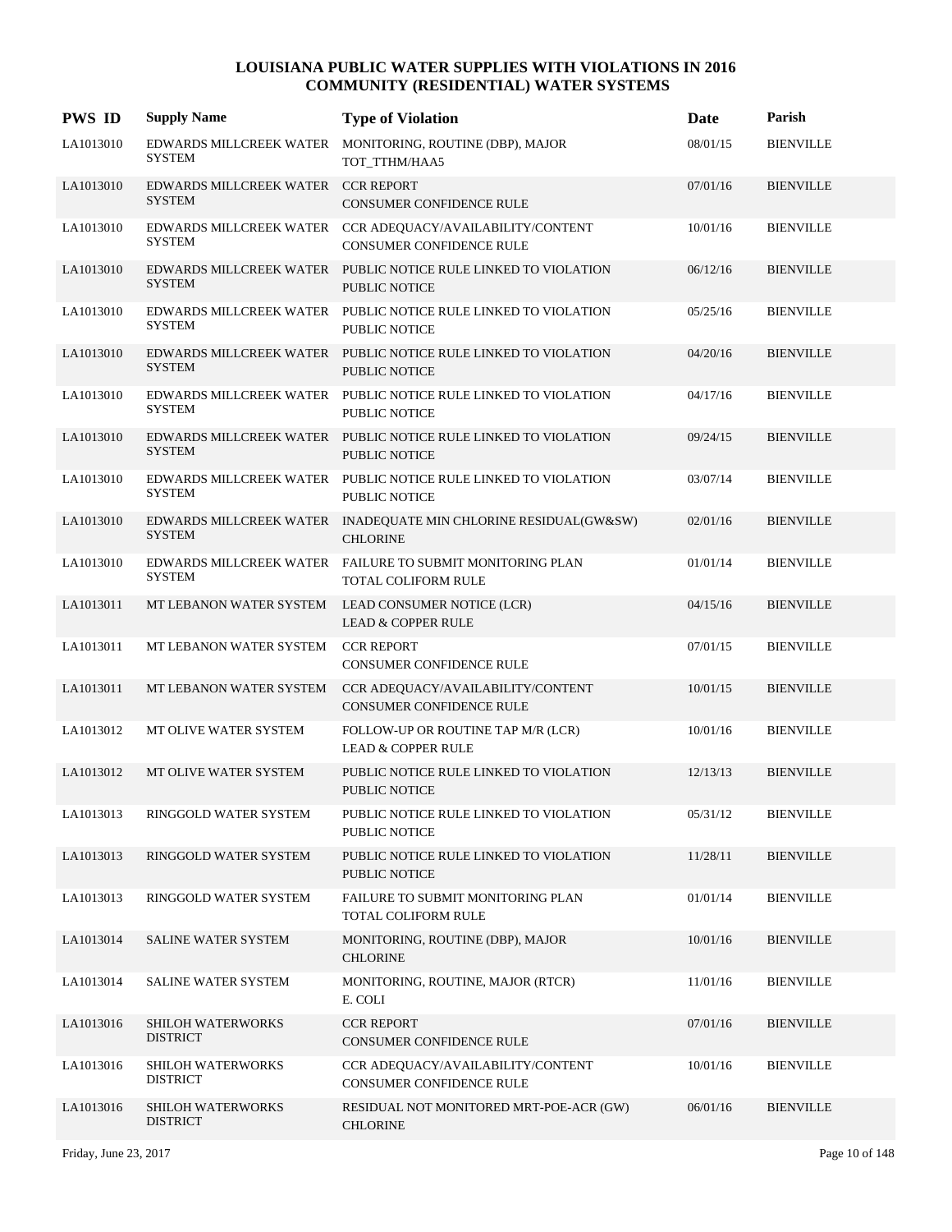# LOUISIANA PUBLIC WATER SUPPLIES WITH VIOLATIONS IN 2016
## COMMUNITY (RESIDENTIAL) WATER SYSTEMS

| PWS ID | Supply Name | Type of Violation | Date | Parish |
|---|---|---|---|---|
| LA1013010 | EDWARDS MILLCREEK WATER SYSTEM | MONITORING, ROUTINE (DBP), MAJOR TOT_TTHM/HAA5 | 08/01/15 | BIENVILLE |
| LA1013010 | EDWARDS MILLCREEK WATER SYSTEM | CCR REPORT CONSUMER CONFIDENCE RULE | 07/01/16 | BIENVILLE |
| LA1013010 | EDWARDS MILLCREEK WATER SYSTEM | CCR ADEQUACY/AVAILABILITY/CONTENT CONSUMER CONFIDENCE RULE | 10/01/16 | BIENVILLE |
| LA1013010 | EDWARDS MILLCREEK WATER SYSTEM | PUBLIC NOTICE RULE LINKED TO VIOLATION PUBLIC NOTICE | 06/12/16 | BIENVILLE |
| LA1013010 | EDWARDS MILLCREEK WATER SYSTEM | PUBLIC NOTICE RULE LINKED TO VIOLATION PUBLIC NOTICE | 05/25/16 | BIENVILLE |
| LA1013010 | EDWARDS MILLCREEK WATER SYSTEM | PUBLIC NOTICE RULE LINKED TO VIOLATION PUBLIC NOTICE | 04/20/16 | BIENVILLE |
| LA1013010 | EDWARDS MILLCREEK WATER SYSTEM | PUBLIC NOTICE RULE LINKED TO VIOLATION PUBLIC NOTICE | 04/17/16 | BIENVILLE |
| LA1013010 | EDWARDS MILLCREEK WATER SYSTEM | PUBLIC NOTICE RULE LINKED TO VIOLATION PUBLIC NOTICE | 09/24/15 | BIENVILLE |
| LA1013010 | EDWARDS MILLCREEK WATER SYSTEM | PUBLIC NOTICE RULE LINKED TO VIOLATION PUBLIC NOTICE | 03/07/14 | BIENVILLE |
| LA1013010 | EDWARDS MILLCREEK WATER SYSTEM | INADEQUATE MIN CHLORINE RESIDUAL(GW&SW) CHLORINE | 02/01/16 | BIENVILLE |
| LA1013010 | EDWARDS MILLCREEK WATER SYSTEM | FAILURE TO SUBMIT MONITORING PLAN TOTAL COLIFORM RULE | 01/01/14 | BIENVILLE |
| LA1013011 | MT LEBANON WATER SYSTEM | LEAD CONSUMER NOTICE (LCR) LEAD & COPPER RULE | 04/15/16 | BIENVILLE |
| LA1013011 | MT LEBANON WATER SYSTEM | CCR REPORT CONSUMER CONFIDENCE RULE | 07/01/15 | BIENVILLE |
| LA1013011 | MT LEBANON WATER SYSTEM | CCR ADEQUACY/AVAILABILITY/CONTENT CONSUMER CONFIDENCE RULE | 10/01/15 | BIENVILLE |
| LA1013012 | MT OLIVE WATER SYSTEM | FOLLOW-UP OR ROUTINE TAP M/R (LCR) LEAD & COPPER RULE | 10/01/16 | BIENVILLE |
| LA1013012 | MT OLIVE WATER SYSTEM | PUBLIC NOTICE RULE LINKED TO VIOLATION PUBLIC NOTICE | 12/13/13 | BIENVILLE |
| LA1013013 | RINGGOLD WATER SYSTEM | PUBLIC NOTICE RULE LINKED TO VIOLATION PUBLIC NOTICE | 05/31/12 | BIENVILLE |
| LA1013013 | RINGGOLD WATER SYSTEM | PUBLIC NOTICE RULE LINKED TO VIOLATION PUBLIC NOTICE | 11/28/11 | BIENVILLE |
| LA1013013 | RINGGOLD WATER SYSTEM | FAILURE TO SUBMIT MONITORING PLAN TOTAL COLIFORM RULE | 01/01/14 | BIENVILLE |
| LA1013014 | SALINE WATER SYSTEM | MONITORING, ROUTINE (DBP), MAJOR CHLORINE | 10/01/16 | BIENVILLE |
| LA1013014 | SALINE WATER SYSTEM | MONITORING, ROUTINE, MAJOR (RTCR) E. COLI | 11/01/16 | BIENVILLE |
| LA1013016 | SHILOH WATERWORKS DISTRICT | CCR REPORT CONSUMER CONFIDENCE RULE | 07/01/16 | BIENVILLE |
| LA1013016 | SHILOH WATERWORKS DISTRICT | CCR ADEQUACY/AVAILABILITY/CONTENT CONSUMER CONFIDENCE RULE | 10/01/16 | BIENVILLE |
| LA1013016 | SHILOH WATERWORKS DISTRICT | RESIDUAL NOT MONITORED MRT-POE-ACR (GW) CHLORINE | 06/01/16 | BIENVILLE |

Friday, June 23, 2017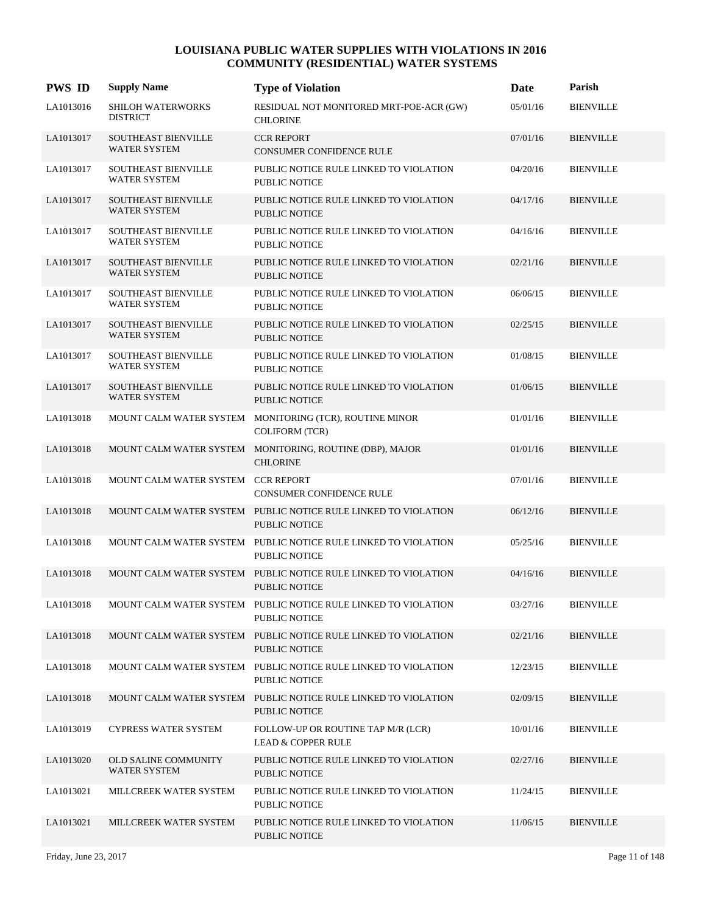# LOUISIANA PUBLIC WATER SUPPLIES WITH VIOLATIONS IN 2016
## COMMUNITY (RESIDENTIAL) WATER SYSTEMS

| PWS ID | Supply Name | Type of Violation | Date | Parish |
|---|---|---|---|---|
| LA1013016 | SHILOH WATERWORKS DISTRICT | RESIDUAL NOT MONITORED MRT-POE-ACR (GW) CHLORINE | 05/01/16 | BIENVILLE |
| LA1013017 | SOUTHEAST BIENVILLE WATER SYSTEM | CCR REPORT CONSUMER CONFIDENCE RULE | 07/01/16 | BIENVILLE |
| LA1013017 | SOUTHEAST BIENVILLE WATER SYSTEM | PUBLIC NOTICE RULE LINKED TO VIOLATION PUBLIC NOTICE | 04/20/16 | BIENVILLE |
| LA1013017 | SOUTHEAST BIENVILLE WATER SYSTEM | PUBLIC NOTICE RULE LINKED TO VIOLATION PUBLIC NOTICE | 04/17/16 | BIENVILLE |
| LA1013017 | SOUTHEAST BIENVILLE WATER SYSTEM | PUBLIC NOTICE RULE LINKED TO VIOLATION PUBLIC NOTICE | 04/16/16 | BIENVILLE |
| LA1013017 | SOUTHEAST BIENVILLE WATER SYSTEM | PUBLIC NOTICE RULE LINKED TO VIOLATION PUBLIC NOTICE | 02/21/16 | BIENVILLE |
| LA1013017 | SOUTHEAST BIENVILLE WATER SYSTEM | PUBLIC NOTICE RULE LINKED TO VIOLATION PUBLIC NOTICE | 06/06/15 | BIENVILLE |
| LA1013017 | SOUTHEAST BIENVILLE WATER SYSTEM | PUBLIC NOTICE RULE LINKED TO VIOLATION PUBLIC NOTICE | 02/25/15 | BIENVILLE |
| LA1013017 | SOUTHEAST BIENVILLE WATER SYSTEM | PUBLIC NOTICE RULE LINKED TO VIOLATION PUBLIC NOTICE | 01/08/15 | BIENVILLE |
| LA1013017 | SOUTHEAST BIENVILLE WATER SYSTEM | PUBLIC NOTICE RULE LINKED TO VIOLATION PUBLIC NOTICE | 01/06/15 | BIENVILLE |
| LA1013018 | MOUNT CALM WATER SYSTEM | MONITORING (TCR), ROUTINE MINOR COLIFORM (TCR) | 01/01/16 | BIENVILLE |
| LA1013018 | MOUNT CALM WATER SYSTEM | MONITORING, ROUTINE (DBP), MAJOR CHLORINE | 01/01/16 | BIENVILLE |
| LA1013018 | MOUNT CALM WATER SYSTEM | CCR REPORT CONSUMER CONFIDENCE RULE | 07/01/16 | BIENVILLE |
| LA1013018 | MOUNT CALM WATER SYSTEM | PUBLIC NOTICE RULE LINKED TO VIOLATION PUBLIC NOTICE | 06/12/16 | BIENVILLE |
| LA1013018 | MOUNT CALM WATER SYSTEM | PUBLIC NOTICE RULE LINKED TO VIOLATION PUBLIC NOTICE | 05/25/16 | BIENVILLE |
| LA1013018 | MOUNT CALM WATER SYSTEM | PUBLIC NOTICE RULE LINKED TO VIOLATION PUBLIC NOTICE | 04/16/16 | BIENVILLE |
| LA1013018 | MOUNT CALM WATER SYSTEM | PUBLIC NOTICE RULE LINKED TO VIOLATION PUBLIC NOTICE | 03/27/16 | BIENVILLE |
| LA1013018 | MOUNT CALM WATER SYSTEM | PUBLIC NOTICE RULE LINKED TO VIOLATION PUBLIC NOTICE | 02/21/16 | BIENVILLE |
| LA1013018 | MOUNT CALM WATER SYSTEM | PUBLIC NOTICE RULE LINKED TO VIOLATION PUBLIC NOTICE | 12/23/15 | BIENVILLE |
| LA1013018 | MOUNT CALM WATER SYSTEM | PUBLIC NOTICE RULE LINKED TO VIOLATION PUBLIC NOTICE | 02/09/15 | BIENVILLE |
| LA1013019 | CYPRESS WATER SYSTEM | FOLLOW-UP OR ROUTINE TAP M/R (LCR) LEAD & COPPER RULE | 10/01/16 | BIENVILLE |
| LA1013020 | OLD SALINE COMMUNITY WATER SYSTEM | PUBLIC NOTICE RULE LINKED TO VIOLATION PUBLIC NOTICE | 02/27/16 | BIENVILLE |
| LA1013021 | MILLCREEK WATER SYSTEM | PUBLIC NOTICE RULE LINKED TO VIOLATION PUBLIC NOTICE | 11/24/15 | BIENVILLE |
| LA1013021 | MILLCREEK WATER SYSTEM | PUBLIC NOTICE RULE LINKED TO VIOLATION PUBLIC NOTICE | 11/06/15 | BIENVILLE |

Friday, June 23, 2017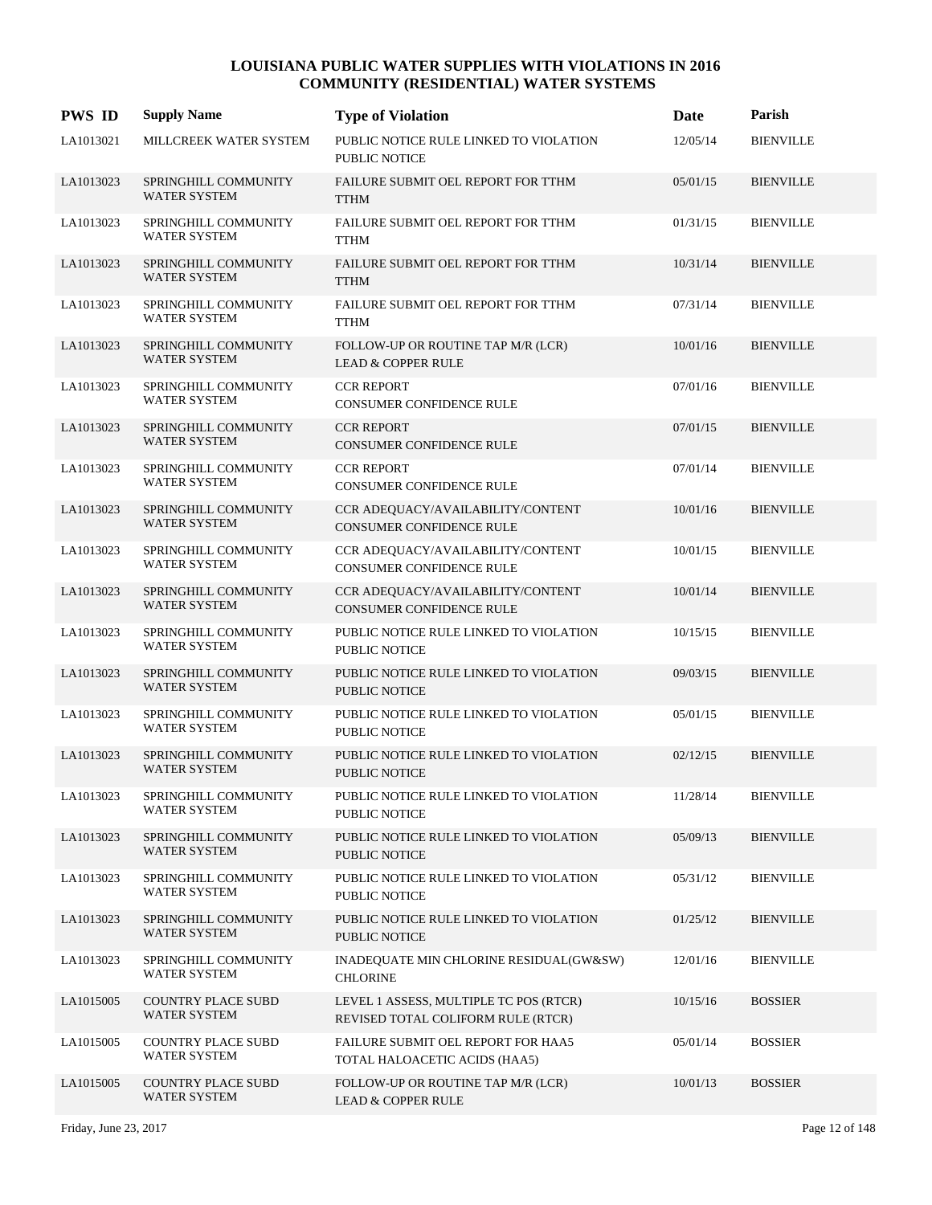# LOUISIANA PUBLIC WATER SUPPLIES WITH VIOLATIONS IN 2016
## COMMUNITY (RESIDENTIAL) WATER SYSTEMS

| PWS ID | Supply Name | Type of Violation | Date | Parish |
|---|---|---|---|---|
| LA1013021 | MILLCREEK WATER SYSTEM | PUBLIC NOTICE RULE LINKED TO VIOLATION<br>PUBLIC NOTICE | 12/05/14 | BIENVILLE |
| LA1013023 | SPRINGHILL COMMUNITY WATER SYSTEM | FAILURE SUBMIT OEL REPORT FOR TTHM<br>TTHM | 05/01/15 | BIENVILLE |
| LA1013023 | SPRINGHILL COMMUNITY WATER SYSTEM | FAILURE SUBMIT OEL REPORT FOR TTHM<br>TTHM | 01/31/15 | BIENVILLE |
| LA1013023 | SPRINGHILL COMMUNITY WATER SYSTEM | FAILURE SUBMIT OEL REPORT FOR TTHM<br>TTHM | 10/31/14 | BIENVILLE |
| LA1013023 | SPRINGHILL COMMUNITY WATER SYSTEM | FAILURE SUBMIT OEL REPORT FOR TTHM<br>TTHM | 07/31/14 | BIENVILLE |
| LA1013023 | SPRINGHILL COMMUNITY WATER SYSTEM | FOLLOW-UP OR ROUTINE TAP M/R (LCR)<br>LEAD & COPPER RULE | 10/01/16 | BIENVILLE |
| LA1013023 | SPRINGHILL COMMUNITY WATER SYSTEM | CCR REPORT<br>CONSUMER CONFIDENCE RULE | 07/01/16 | BIENVILLE |
| LA1013023 | SPRINGHILL COMMUNITY WATER SYSTEM | CCR REPORT<br>CONSUMER CONFIDENCE RULE | 07/01/15 | BIENVILLE |
| LA1013023 | SPRINGHILL COMMUNITY WATER SYSTEM | CCR REPORT<br>CONSUMER CONFIDENCE RULE | 07/01/14 | BIENVILLE |
| LA1013023 | SPRINGHILL COMMUNITY WATER SYSTEM | CCR ADEQUACY/AVAILABILITY/CONTENT<br>CONSUMER CONFIDENCE RULE | 10/01/16 | BIENVILLE |
| LA1013023 | SPRINGHILL COMMUNITY WATER SYSTEM | CCR ADEQUACY/AVAILABILITY/CONTENT<br>CONSUMER CONFIDENCE RULE | 10/01/15 | BIENVILLE |
| LA1013023 | SPRINGHILL COMMUNITY WATER SYSTEM | CCR ADEQUACY/AVAILABILITY/CONTENT<br>CONSUMER CONFIDENCE RULE | 10/01/14 | BIENVILLE |
| LA1013023 | SPRINGHILL COMMUNITY WATER SYSTEM | PUBLIC NOTICE RULE LINKED TO VIOLATION<br>PUBLIC NOTICE | 10/15/15 | BIENVILLE |
| LA1013023 | SPRINGHILL COMMUNITY WATER SYSTEM | PUBLIC NOTICE RULE LINKED TO VIOLATION<br>PUBLIC NOTICE | 09/03/15 | BIENVILLE |
| LA1013023 | SPRINGHILL COMMUNITY WATER SYSTEM | PUBLIC NOTICE RULE LINKED TO VIOLATION<br>PUBLIC NOTICE | 05/01/15 | BIENVILLE |
| LA1013023 | SPRINGHILL COMMUNITY WATER SYSTEM | PUBLIC NOTICE RULE LINKED TO VIOLATION<br>PUBLIC NOTICE | 02/12/15 | BIENVILLE |
| LA1013023 | SPRINGHILL COMMUNITY WATER SYSTEM | PUBLIC NOTICE RULE LINKED TO VIOLATION<br>PUBLIC NOTICE | 11/28/14 | BIENVILLE |
| LA1013023 | SPRINGHILL COMMUNITY WATER SYSTEM | PUBLIC NOTICE RULE LINKED TO VIOLATION<br>PUBLIC NOTICE | 05/09/13 | BIENVILLE |
| LA1013023 | SPRINGHILL COMMUNITY WATER SYSTEM | PUBLIC NOTICE RULE LINKED TO VIOLATION<br>PUBLIC NOTICE | 05/31/12 | BIENVILLE |
| LA1013023 | SPRINGHILL COMMUNITY WATER SYSTEM | PUBLIC NOTICE RULE LINKED TO VIOLATION<br>PUBLIC NOTICE | 01/25/12 | BIENVILLE |
| LA1013023 | SPRINGHILL COMMUNITY WATER SYSTEM | INADEQUATE MIN CHLORINE RESIDUAL(GW&SW)<br>CHLORINE | 12/01/16 | BIENVILLE |
| LA1015005 | COUNTRY PLACE SUBD WATER SYSTEM | LEVEL 1 ASSESS, MULTIPLE TC POS (RTCR)<br>REVISED TOTAL COLIFORM RULE (RTCR) | 10/15/16 | BOSSIER |
| LA1015005 | COUNTRY PLACE SUBD WATER SYSTEM | FAILURE SUBMIT OEL REPORT FOR HAA5<br>TOTAL HALOACETIC ACIDS (HAA5) | 05/01/14 | BOSSIER |
| LA1015005 | COUNTRY PLACE SUBD WATER SYSTEM | FOLLOW-UP OR ROUTINE TAP M/R (LCR)<br>LEAD & COPPER RULE | 10/01/13 | BOSSIER |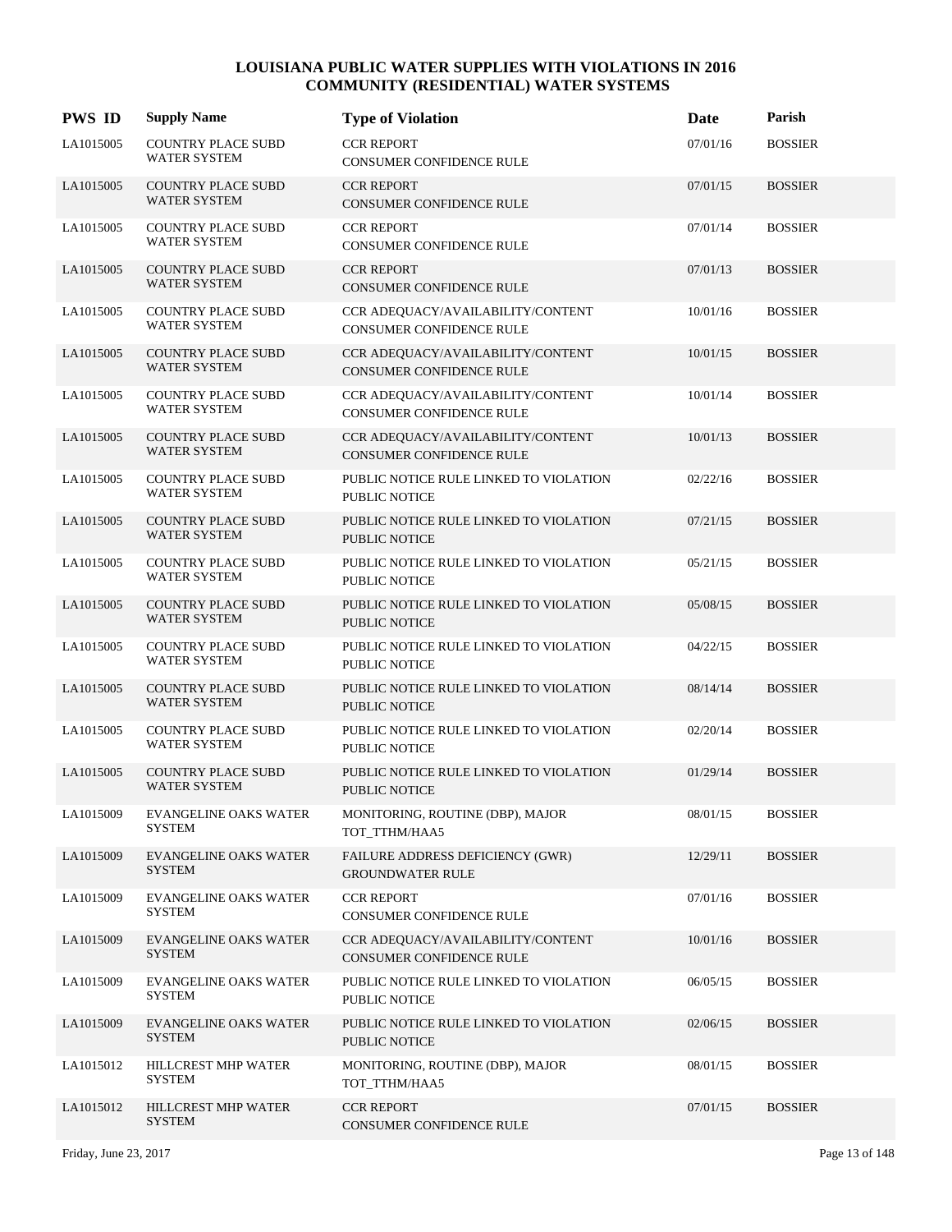# LOUISIANA PUBLIC WATER SUPPLIES WITH VIOLATIONS IN 2016
## COMMUNITY (RESIDENTIAL) WATER SYSTEMS

| PWS ID | Supply Name | Type of Violation | Date | Parish |
|---|---|---|---|---|
| LA1015005 | COUNTRY PLACE SUBD WATER SYSTEM | CCR REPORT<br>CONSUMER CONFIDENCE RULE | 07/01/16 | BOSSIER |
| LA1015005 | COUNTRY PLACE SUBD WATER SYSTEM | CCR REPORT<br>CONSUMER CONFIDENCE RULE | 07/01/15 | BOSSIER |
| LA1015005 | COUNTRY PLACE SUBD WATER SYSTEM | CCR REPORT<br>CONSUMER CONFIDENCE RULE | 07/01/14 | BOSSIER |
| LA1015005 | COUNTRY PLACE SUBD WATER SYSTEM | CCR REPORT<br>CONSUMER CONFIDENCE RULE | 07/01/13 | BOSSIER |
| LA1015005 | COUNTRY PLACE SUBD WATER SYSTEM | CCR ADEQUACY/AVAILABILITY/CONTENT<br>CONSUMER CONFIDENCE RULE | 10/01/16 | BOSSIER |
| LA1015005 | COUNTRY PLACE SUBD WATER SYSTEM | CCR ADEQUACY/AVAILABILITY/CONTENT<br>CONSUMER CONFIDENCE RULE | 10/01/15 | BOSSIER |
| LA1015005 | COUNTRY PLACE SUBD WATER SYSTEM | CCR ADEQUACY/AVAILABILITY/CONTENT<br>CONSUMER CONFIDENCE RULE | 10/01/14 | BOSSIER |
| LA1015005 | COUNTRY PLACE SUBD WATER SYSTEM | CCR ADEQUACY/AVAILABILITY/CONTENT<br>CONSUMER CONFIDENCE RULE | 10/01/13 | BOSSIER |
| LA1015005 | COUNTRY PLACE SUBD WATER SYSTEM | PUBLIC NOTICE RULE LINKED TO VIOLATION<br>PUBLIC NOTICE | 02/22/16 | BOSSIER |
| LA1015005 | COUNTRY PLACE SUBD WATER SYSTEM | PUBLIC NOTICE RULE LINKED TO VIOLATION<br>PUBLIC NOTICE | 07/21/15 | BOSSIER |
| LA1015005 | COUNTRY PLACE SUBD WATER SYSTEM | PUBLIC NOTICE RULE LINKED TO VIOLATION<br>PUBLIC NOTICE | 05/21/15 | BOSSIER |
| LA1015005 | COUNTRY PLACE SUBD WATER SYSTEM | PUBLIC NOTICE RULE LINKED TO VIOLATION<br>PUBLIC NOTICE | 05/08/15 | BOSSIER |
| LA1015005 | COUNTRY PLACE SUBD WATER SYSTEM | PUBLIC NOTICE RULE LINKED TO VIOLATION<br>PUBLIC NOTICE | 04/22/15 | BOSSIER |
| LA1015005 | COUNTRY PLACE SUBD WATER SYSTEM | PUBLIC NOTICE RULE LINKED TO VIOLATION<br>PUBLIC NOTICE | 08/14/14 | BOSSIER |
| LA1015005 | COUNTRY PLACE SUBD WATER SYSTEM | PUBLIC NOTICE RULE LINKED TO VIOLATION<br>PUBLIC NOTICE | 02/20/14 | BOSSIER |
| LA1015005 | COUNTRY PLACE SUBD WATER SYSTEM | PUBLIC NOTICE RULE LINKED TO VIOLATION<br>PUBLIC NOTICE | 01/29/14 | BOSSIER |
| LA1015009 | EVANGELINE OAKS WATER SYSTEM | MONITORING, ROUTINE (DBP), MAJOR<br>TOT_TTHM/HAA5 | 08/01/15 | BOSSIER |
| LA1015009 | EVANGELINE OAKS WATER SYSTEM | FAILURE ADDRESS DEFICIENCY (GWR)<br>GROUNDWATER RULE | 12/29/11 | BOSSIER |
| LA1015009 | EVANGELINE OAKS WATER SYSTEM | CCR REPORT<br>CONSUMER CONFIDENCE RULE | 07/01/16 | BOSSIER |
| LA1015009 | EVANGELINE OAKS WATER SYSTEM | CCR ADEQUACY/AVAILABILITY/CONTENT<br>CONSUMER CONFIDENCE RULE | 10/01/16 | BOSSIER |
| LA1015009 | EVANGELINE OAKS WATER SYSTEM | PUBLIC NOTICE RULE LINKED TO VIOLATION<br>PUBLIC NOTICE | 06/05/15 | BOSSIER |
| LA1015009 | EVANGELINE OAKS WATER SYSTEM | PUBLIC NOTICE RULE LINKED TO VIOLATION<br>PUBLIC NOTICE | 02/06/15 | BOSSIER |
| LA1015012 | HILLCREST MHP WATER SYSTEM | MONITORING, ROUTINE (DBP), MAJOR<br>TOT_TTHM/HAA5 | 08/01/15 | BOSSIER |
| LA1015012 | HILLCREST MHP WATER SYSTEM | CCR REPORT<br>CONSUMER CONFIDENCE RULE | 07/01/15 | BOSSIER |

Friday, June 23, 2017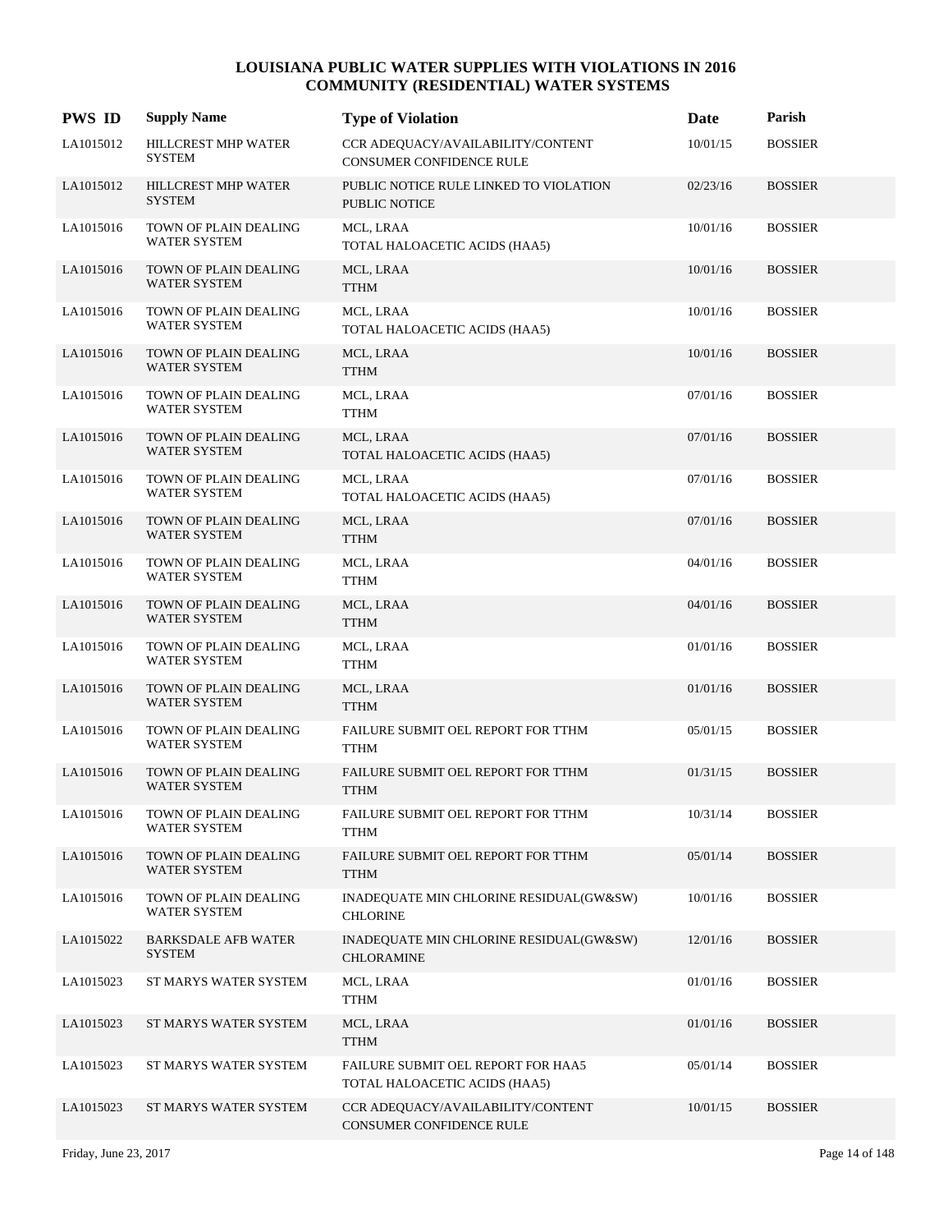# LOUISIANA PUBLIC WATER SUPPLIES WITH VIOLATIONS IN 2016
## COMMUNITY (RESIDENTIAL) WATER SYSTEMS

| PWS ID | Supply Name | Type of Violation | Date | Parish |
|---|---|---|---|---|
| LA1015012 | HILLCREST MHP WATER SYSTEM | CCR ADEQUACY/AVAILABILITY/CONTENT CONSUMER CONFIDENCE RULE | 10/01/15 | BOSSIER |
| LA1015012 | HILLCREST MHP WATER SYSTEM | PUBLIC NOTICE RULE LINKED TO VIOLATION PUBLIC NOTICE | 02/23/16 | BOSSIER |
| LA1015016 | TOWN OF PLAIN DEALING WATER SYSTEM | MCL, LRAA TOTAL HALOACETIC ACIDS (HAA5) | 10/01/16 | BOSSIER |
| LA1015016 | TOWN OF PLAIN DEALING WATER SYSTEM | MCL, LRAA TTHM | 10/01/16 | BOSSIER |
| LA1015016 | TOWN OF PLAIN DEALING WATER SYSTEM | MCL, LRAA TOTAL HALOACETIC ACIDS (HAA5) | 10/01/16 | BOSSIER |
| LA1015016 | TOWN OF PLAIN DEALING WATER SYSTEM | MCL, LRAA TTHM | 10/01/16 | BOSSIER |
| LA1015016 | TOWN OF PLAIN DEALING WATER SYSTEM | MCL, LRAA TTHM | 07/01/16 | BOSSIER |
| LA1015016 | TOWN OF PLAIN DEALING WATER SYSTEM | MCL, LRAA TOTAL HALOACETIC ACIDS (HAA5) | 07/01/16 | BOSSIER |
| LA1015016 | TOWN OF PLAIN DEALING WATER SYSTEM | MCL, LRAA TOTAL HALOACETIC ACIDS (HAA5) | 07/01/16 | BOSSIER |
| LA1015016 | TOWN OF PLAIN DEALING WATER SYSTEM | MCL, LRAA TTHM | 07/01/16 | BOSSIER |
| LA1015016 | TOWN OF PLAIN DEALING WATER SYSTEM | MCL, LRAA TTHM | 04/01/16 | BOSSIER |
| LA1015016 | TOWN OF PLAIN DEALING WATER SYSTEM | MCL, LRAA TTHM | 04/01/16 | BOSSIER |
| LA1015016 | TOWN OF PLAIN DEALING WATER SYSTEM | MCL, LRAA TTHM | 01/01/16 | BOSSIER |
| LA1015016 | TOWN OF PLAIN DEALING WATER SYSTEM | MCL, LRAA TTHM | 01/01/16 | BOSSIER |
| LA1015016 | TOWN OF PLAIN DEALING WATER SYSTEM | FAILURE SUBMIT OEL REPORT FOR TTHM TTHM | 05/01/15 | BOSSIER |
| LA1015016 | TOWN OF PLAIN DEALING WATER SYSTEM | FAILURE SUBMIT OEL REPORT FOR TTHM TTHM | 01/31/15 | BOSSIER |
| LA1015016 | TOWN OF PLAIN DEALING WATER SYSTEM | FAILURE SUBMIT OEL REPORT FOR TTHM TTHM | 10/31/14 | BOSSIER |
| LA1015016 | TOWN OF PLAIN DEALING WATER SYSTEM | FAILURE SUBMIT OEL REPORT FOR TTHM TTHM | 05/01/14 | BOSSIER |
| LA1015016 | TOWN OF PLAIN DEALING WATER SYSTEM | INADEQUATE MIN CHLORINE RESIDUAL(GW&SW) CHLORINE | 10/01/16 | BOSSIER |
| LA1015022 | BARKSDALE AFB WATER SYSTEM | INADEQUATE MIN CHLORINE RESIDUAL(GW&SW) CHLORAMINE | 12/01/16 | BOSSIER |
| LA1015023 | ST MARYS WATER SYSTEM | MCL, LRAA TTHM | 01/01/16 | BOSSIER |
| LA1015023 | ST MARYS WATER SYSTEM | MCL, LRAA TTHM | 01/01/16 | BOSSIER |
| LA1015023 | ST MARYS WATER SYSTEM | FAILURE SUBMIT OEL REPORT FOR HAA5 TOTAL HALOACETIC ACIDS (HAA5) | 05/01/14 | BOSSIER |
| LA1015023 | ST MARYS WATER SYSTEM | CCR ADEQUACY/AVAILABILITY/CONTENT CONSUMER CONFIDENCE RULE | 10/01/15 | BOSSIER |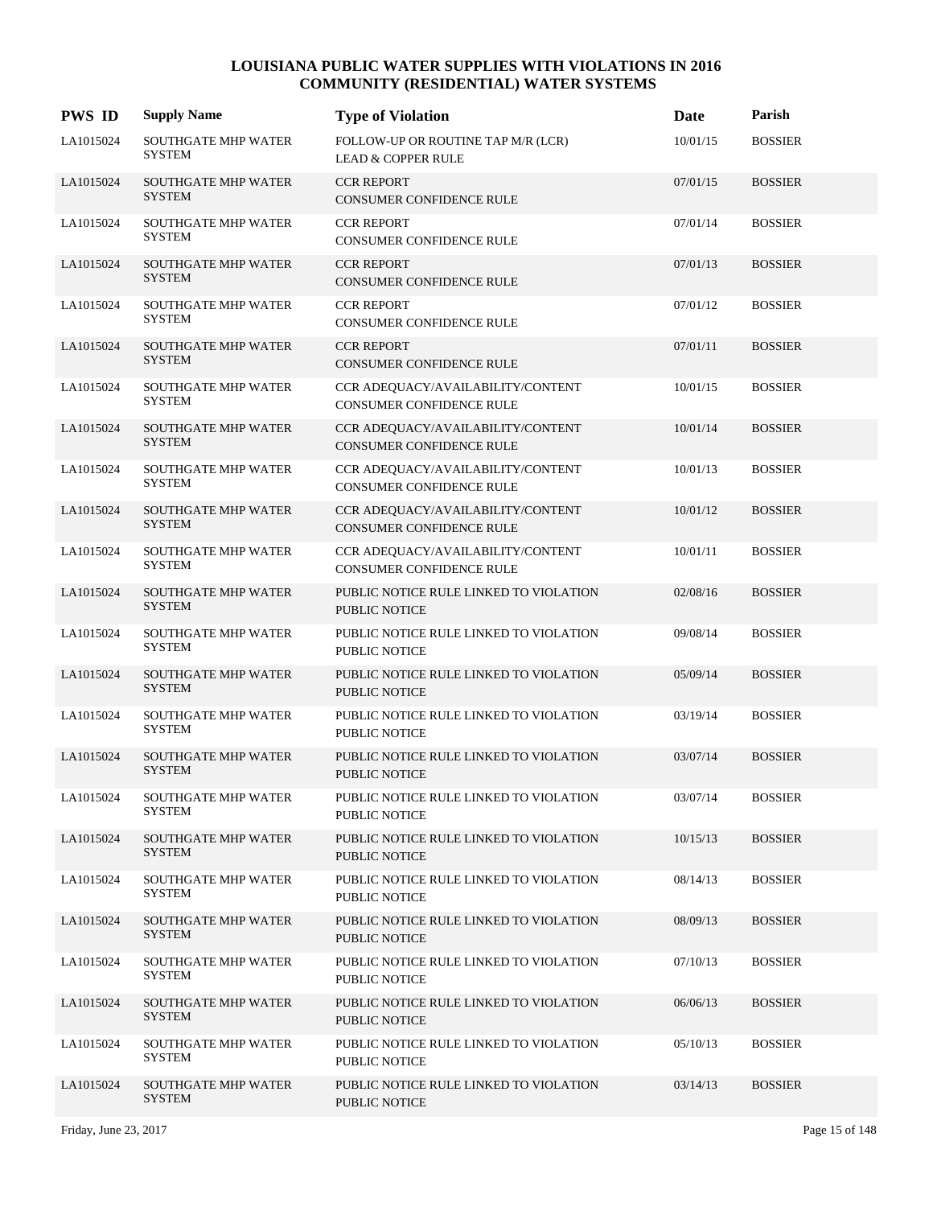# LOUISIANA PUBLIC WATER SUPPLIES WITH VIOLATIONS IN 2016
## COMMUNITY (RESIDENTIAL) WATER SYSTEMS

| PWS ID | Supply Name | Type of Violation | Date | Parish |
|---|---|---|---|---|
| LA1015024 | SOUTHGATE MHP WATER SYSTEM | FOLLOW-UP OR ROUTINE TAP M/R (LCR) LEAD & COPPER RULE | 10/01/15 | BOSSIER |
| LA1015024 | SOUTHGATE MHP WATER SYSTEM | CCR REPORT CONSUMER CONFIDENCE RULE | 07/01/15 | BOSSIER |
| LA1015024 | SOUTHGATE MHP WATER SYSTEM | CCR REPORT CONSUMER CONFIDENCE RULE | 07/01/14 | BOSSIER |
| LA1015024 | SOUTHGATE MHP WATER SYSTEM | CCR REPORT CONSUMER CONFIDENCE RULE | 07/01/13 | BOSSIER |
| LA1015024 | SOUTHGATE MHP WATER SYSTEM | CCR REPORT CONSUMER CONFIDENCE RULE | 07/01/12 | BOSSIER |
| LA1015024 | SOUTHGATE MHP WATER SYSTEM | CCR REPORT CONSUMER CONFIDENCE RULE | 07/01/11 | BOSSIER |
| LA1015024 | SOUTHGATE MHP WATER SYSTEM | CCR ADEQUACY/AVAILABILITY/CONTENT CONSUMER CONFIDENCE RULE | 10/01/15 | BOSSIER |
| LA1015024 | SOUTHGATE MHP WATER SYSTEM | CCR ADEQUACY/AVAILABILITY/CONTENT CONSUMER CONFIDENCE RULE | 10/01/14 | BOSSIER |
| LA1015024 | SOUTHGATE MHP WATER SYSTEM | CCR ADEQUACY/AVAILABILITY/CONTENT CONSUMER CONFIDENCE RULE | 10/01/13 | BOSSIER |
| LA1015024 | SOUTHGATE MHP WATER SYSTEM | CCR ADEQUACY/AVAILABILITY/CONTENT CONSUMER CONFIDENCE RULE | 10/01/12 | BOSSIER |
| LA1015024 | SOUTHGATE MHP WATER SYSTEM | CCR ADEQUACY/AVAILABILITY/CONTENT CONSUMER CONFIDENCE RULE | 10/01/11 | BOSSIER |
| LA1015024 | SOUTHGATE MHP WATER SYSTEM | PUBLIC NOTICE RULE LINKED TO VIOLATION PUBLIC NOTICE | 02/08/16 | BOSSIER |
| LA1015024 | SOUTHGATE MHP WATER SYSTEM | PUBLIC NOTICE RULE LINKED TO VIOLATION PUBLIC NOTICE | 09/08/14 | BOSSIER |
| LA1015024 | SOUTHGATE MHP WATER SYSTEM | PUBLIC NOTICE RULE LINKED TO VIOLATION PUBLIC NOTICE | 05/09/14 | BOSSIER |
| LA1015024 | SOUTHGATE MHP WATER SYSTEM | PUBLIC NOTICE RULE LINKED TO VIOLATION PUBLIC NOTICE | 03/19/14 | BOSSIER |
| LA1015024 | SOUTHGATE MHP WATER SYSTEM | PUBLIC NOTICE RULE LINKED TO VIOLATION PUBLIC NOTICE | 03/07/14 | BOSSIER |
| LA1015024 | SOUTHGATE MHP WATER SYSTEM | PUBLIC NOTICE RULE LINKED TO VIOLATION PUBLIC NOTICE | 03/07/14 | BOSSIER |
| LA1015024 | SOUTHGATE MHP WATER SYSTEM | PUBLIC NOTICE RULE LINKED TO VIOLATION PUBLIC NOTICE | 10/15/13 | BOSSIER |
| LA1015024 | SOUTHGATE MHP WATER SYSTEM | PUBLIC NOTICE RULE LINKED TO VIOLATION PUBLIC NOTICE | 08/14/13 | BOSSIER |
| LA1015024 | SOUTHGATE MHP WATER SYSTEM | PUBLIC NOTICE RULE LINKED TO VIOLATION PUBLIC NOTICE | 08/09/13 | BOSSIER |
| LA1015024 | SOUTHGATE MHP WATER SYSTEM | PUBLIC NOTICE RULE LINKED TO VIOLATION PUBLIC NOTICE | 07/10/13 | BOSSIER |
| LA1015024 | SOUTHGATE MHP WATER SYSTEM | PUBLIC NOTICE RULE LINKED TO VIOLATION PUBLIC NOTICE | 06/06/13 | BOSSIER |
| LA1015024 | SOUTHGATE MHP WATER SYSTEM | PUBLIC NOTICE RULE LINKED TO VIOLATION PUBLIC NOTICE | 05/10/13 | BOSSIER |
| LA1015024 | SOUTHGATE MHP WATER SYSTEM | PUBLIC NOTICE RULE LINKED TO VIOLATION PUBLIC NOTICE | 03/14/13 | BOSSIER |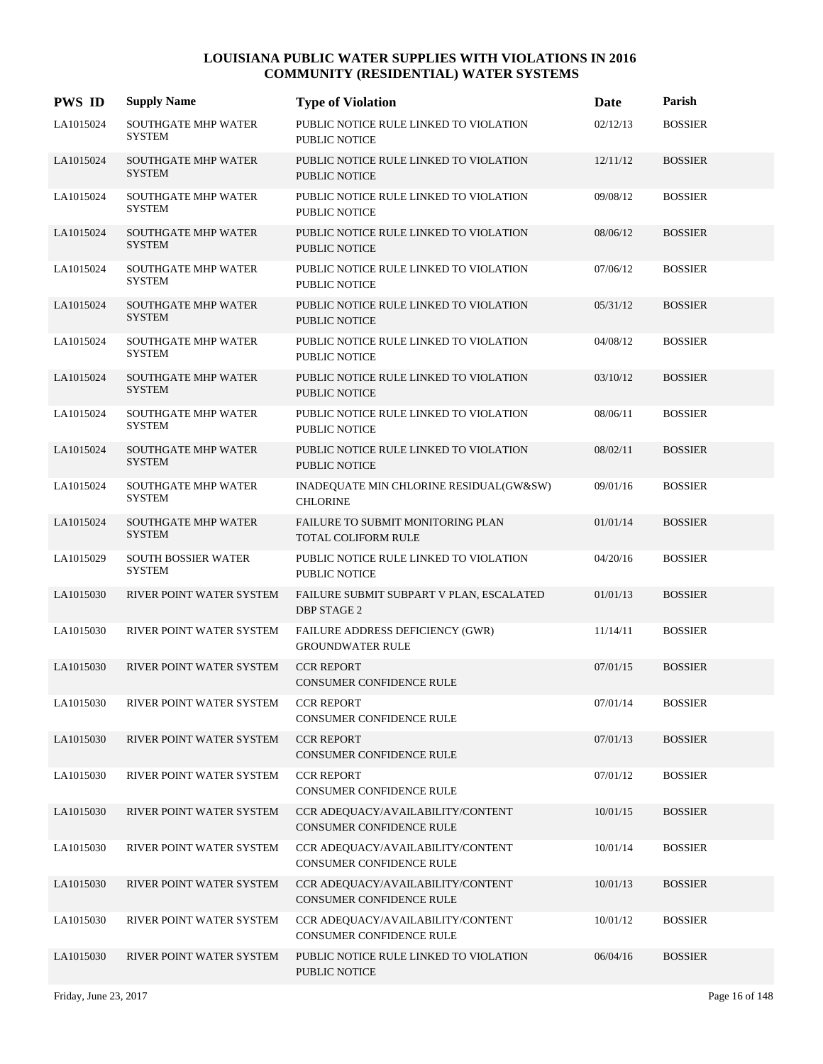# LOUISIANA PUBLIC WATER SUPPLIES WITH VIOLATIONS IN 2016
## COMMUNITY (RESIDENTIAL) WATER SYSTEMS

| PWS ID | Supply Name | Type of Violation | Date | Parish |
|---|---|---|---|---|
| LA1015024 | SOUTHGATE MHP WATER SYSTEM | PUBLIC NOTICE RULE LINKED TO VIOLATION PUBLIC NOTICE | 02/12/13 | BOSSIER |
| LA1015024 | SOUTHGATE MHP WATER SYSTEM | PUBLIC NOTICE RULE LINKED TO VIOLATION PUBLIC NOTICE | 12/11/12 | BOSSIER |
| LA1015024 | SOUTHGATE MHP WATER SYSTEM | PUBLIC NOTICE RULE LINKED TO VIOLATION PUBLIC NOTICE | 09/08/12 | BOSSIER |
| LA1015024 | SOUTHGATE MHP WATER SYSTEM | PUBLIC NOTICE RULE LINKED TO VIOLATION PUBLIC NOTICE | 08/06/12 | BOSSIER |
| LA1015024 | SOUTHGATE MHP WATER SYSTEM | PUBLIC NOTICE RULE LINKED TO VIOLATION PUBLIC NOTICE | 07/06/12 | BOSSIER |
| LA1015024 | SOUTHGATE MHP WATER SYSTEM | PUBLIC NOTICE RULE LINKED TO VIOLATION PUBLIC NOTICE | 05/31/12 | BOSSIER |
| LA1015024 | SOUTHGATE MHP WATER SYSTEM | PUBLIC NOTICE RULE LINKED TO VIOLATION PUBLIC NOTICE | 04/08/12 | BOSSIER |
| LA1015024 | SOUTHGATE MHP WATER SYSTEM | PUBLIC NOTICE RULE LINKED TO VIOLATION PUBLIC NOTICE | 03/10/12 | BOSSIER |
| LA1015024 | SOUTHGATE MHP WATER SYSTEM | PUBLIC NOTICE RULE LINKED TO VIOLATION PUBLIC NOTICE | 08/06/11 | BOSSIER |
| LA1015024 | SOUTHGATE MHP WATER SYSTEM | PUBLIC NOTICE RULE LINKED TO VIOLATION PUBLIC NOTICE | 08/02/11 | BOSSIER |
| LA1015024 | SOUTHGATE MHP WATER SYSTEM | INADEQUATE MIN CHLORINE RESIDUAL(GW&SW) CHLORINE | 09/01/16 | BOSSIER |
| LA1015024 | SOUTHGATE MHP WATER SYSTEM | FAILURE TO SUBMIT MONITORING PLAN TOTAL COLIFORM RULE | 01/01/14 | BOSSIER |
| LA1015029 | SOUTH BOSSIER WATER SYSTEM | PUBLIC NOTICE RULE LINKED TO VIOLATION PUBLIC NOTICE | 04/20/16 | BOSSIER |
| LA1015030 | RIVER POINT WATER SYSTEM | FAILURE SUBMIT SUBPART V PLAN, ESCALATED DBP STAGE 2 | 01/01/13 | BOSSIER |
| LA1015030 | RIVER POINT WATER SYSTEM | FAILURE ADDRESS DEFICIENCY (GWR) GROUNDWATER RULE | 11/14/11 | BOSSIER |
| LA1015030 | RIVER POINT WATER SYSTEM | CCR REPORT CONSUMER CONFIDENCE RULE | 07/01/15 | BOSSIER |
| LA1015030 | RIVER POINT WATER SYSTEM | CCR REPORT CONSUMER CONFIDENCE RULE | 07/01/14 | BOSSIER |
| LA1015030 | RIVER POINT WATER SYSTEM | CCR REPORT CONSUMER CONFIDENCE RULE | 07/01/13 | BOSSIER |
| LA1015030 | RIVER POINT WATER SYSTEM | CCR REPORT CONSUMER CONFIDENCE RULE | 07/01/12 | BOSSIER |
| LA1015030 | RIVER POINT WATER SYSTEM | CCR ADEQUACY/AVAILABILITY/CONTENT CONSUMER CONFIDENCE RULE | 10/01/15 | BOSSIER |
| LA1015030 | RIVER POINT WATER SYSTEM | CCR ADEQUACY/AVAILABILITY/CONTENT CONSUMER CONFIDENCE RULE | 10/01/14 | BOSSIER |
| LA1015030 | RIVER POINT WATER SYSTEM | CCR ADEQUACY/AVAILABILITY/CONTENT CONSUMER CONFIDENCE RULE | 10/01/13 | BOSSIER |
| LA1015030 | RIVER POINT WATER SYSTEM | CCR ADEQUACY/AVAILABILITY/CONTENT CONSUMER CONFIDENCE RULE | 10/01/12 | BOSSIER |
| LA1015030 | RIVER POINT WATER SYSTEM | PUBLIC NOTICE RULE LINKED TO VIOLATION PUBLIC NOTICE | 06/04/16 | BOSSIER |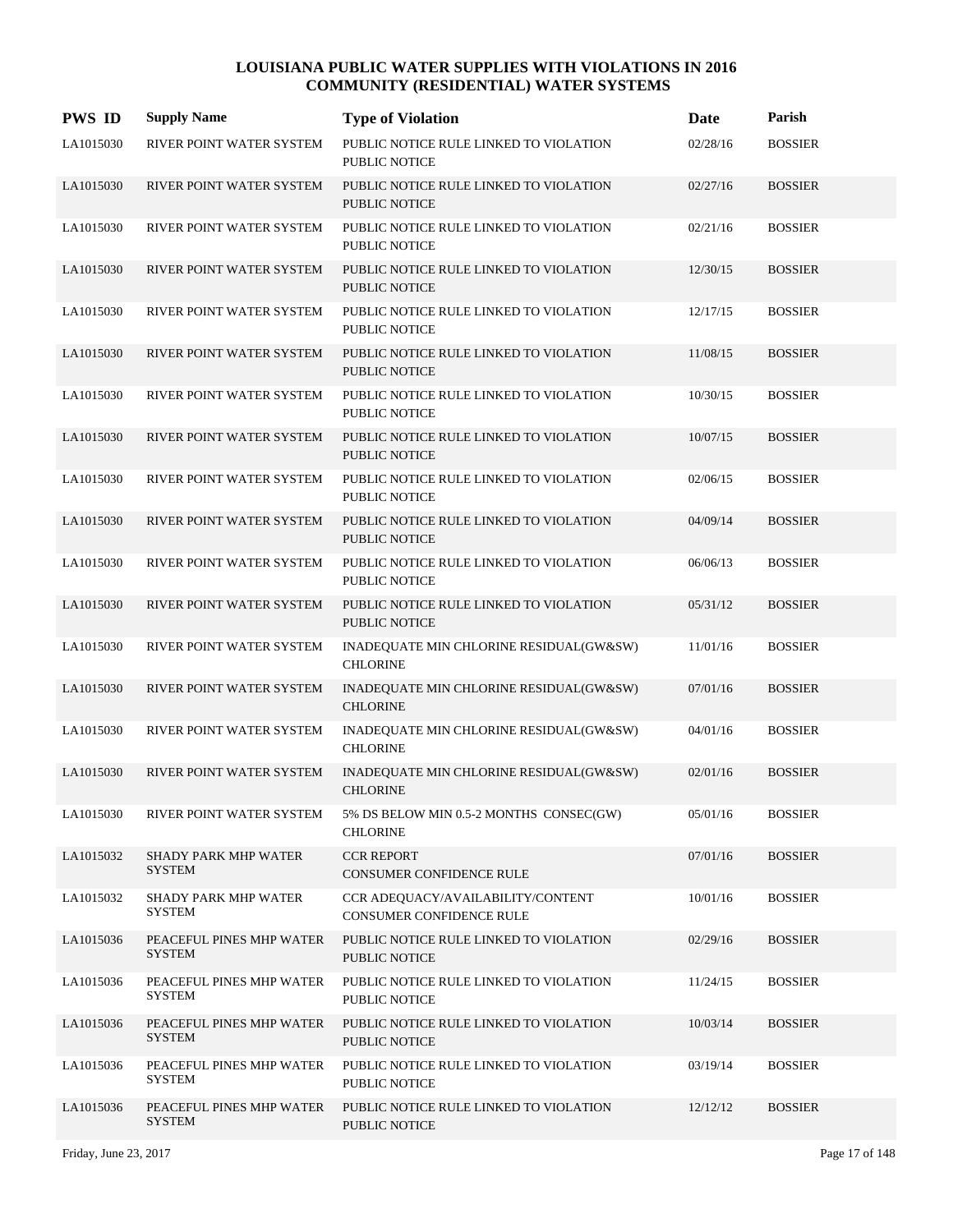# LOUISIANA PUBLIC WATER SUPPLIES WITH VIOLATIONS IN 2016
## COMMUNITY (RESIDENTIAL) WATER SYSTEMS

| PWS ID | Supply Name | Type of Violation | Date | Parish |
|---|---|---|---|---|
| LA1015030 | RIVER POINT WATER SYSTEM | PUBLIC NOTICE RULE LINKED TO VIOLATION PUBLIC NOTICE | 02/28/16 | BOSSIER |
| LA1015030 | RIVER POINT WATER SYSTEM | PUBLIC NOTICE RULE LINKED TO VIOLATION PUBLIC NOTICE | 02/27/16 | BOSSIER |
| LA1015030 | RIVER POINT WATER SYSTEM | PUBLIC NOTICE RULE LINKED TO VIOLATION PUBLIC NOTICE | 02/21/16 | BOSSIER |
| LA1015030 | RIVER POINT WATER SYSTEM | PUBLIC NOTICE RULE LINKED TO VIOLATION PUBLIC NOTICE | 12/30/15 | BOSSIER |
| LA1015030 | RIVER POINT WATER SYSTEM | PUBLIC NOTICE RULE LINKED TO VIOLATION PUBLIC NOTICE | 12/17/15 | BOSSIER |
| LA1015030 | RIVER POINT WATER SYSTEM | PUBLIC NOTICE RULE LINKED TO VIOLATION PUBLIC NOTICE | 11/08/15 | BOSSIER |
| LA1015030 | RIVER POINT WATER SYSTEM | PUBLIC NOTICE RULE LINKED TO VIOLATION PUBLIC NOTICE | 10/30/15 | BOSSIER |
| LA1015030 | RIVER POINT WATER SYSTEM | PUBLIC NOTICE RULE LINKED TO VIOLATION PUBLIC NOTICE | 10/07/15 | BOSSIER |
| LA1015030 | RIVER POINT WATER SYSTEM | PUBLIC NOTICE RULE LINKED TO VIOLATION PUBLIC NOTICE | 02/06/15 | BOSSIER |
| LA1015030 | RIVER POINT WATER SYSTEM | PUBLIC NOTICE RULE LINKED TO VIOLATION PUBLIC NOTICE | 04/09/14 | BOSSIER |
| LA1015030 | RIVER POINT WATER SYSTEM | PUBLIC NOTICE RULE LINKED TO VIOLATION PUBLIC NOTICE | 06/06/13 | BOSSIER |
| LA1015030 | RIVER POINT WATER SYSTEM | PUBLIC NOTICE RULE LINKED TO VIOLATION PUBLIC NOTICE | 05/31/12 | BOSSIER |
| LA1015030 | RIVER POINT WATER SYSTEM | INADEQUATE MIN CHLORINE RESIDUAL(GW&SW) CHLORINE | 11/01/16 | BOSSIER |
| LA1015030 | RIVER POINT WATER SYSTEM | INADEQUATE MIN CHLORINE RESIDUAL(GW&SW) CHLORINE | 07/01/16 | BOSSIER |
| LA1015030 | RIVER POINT WATER SYSTEM | INADEQUATE MIN CHLORINE RESIDUAL(GW&SW) CHLORINE | 04/01/16 | BOSSIER |
| LA1015030 | RIVER POINT WATER SYSTEM | INADEQUATE MIN CHLORINE RESIDUAL(GW&SW) CHLORINE | 02/01/16 | BOSSIER |
| LA1015030 | RIVER POINT WATER SYSTEM | 5% DS BELOW MIN 0.5-2 MONTHS CONSEC(GW) CHLORINE | 05/01/16 | BOSSIER |
| LA1015032 | SHADY PARK MHP WATER SYSTEM | CCR REPORT CONSUMER CONFIDENCE RULE | 07/01/16 | BOSSIER |
| LA1015032 | SHADY PARK MHP WATER SYSTEM | CCR ADEQUACY/AVAILABILITY/CONTENT CONSUMER CONFIDENCE RULE | 10/01/16 | BOSSIER |
| LA1015036 | PEACEFUL PINES MHP WATER SYSTEM | PUBLIC NOTICE RULE LINKED TO VIOLATION PUBLIC NOTICE | 02/29/16 | BOSSIER |
| LA1015036 | PEACEFUL PINES MHP WATER SYSTEM | PUBLIC NOTICE RULE LINKED TO VIOLATION PUBLIC NOTICE | 11/24/15 | BOSSIER |
| LA1015036 | PEACEFUL PINES MHP WATER SYSTEM | PUBLIC NOTICE RULE LINKED TO VIOLATION PUBLIC NOTICE | 10/03/14 | BOSSIER |
| LA1015036 | PEACEFUL PINES MHP WATER SYSTEM | PUBLIC NOTICE RULE LINKED TO VIOLATION PUBLIC NOTICE | 03/19/14 | BOSSIER |
| LA1015036 | PEACEFUL PINES MHP WATER SYSTEM | PUBLIC NOTICE RULE LINKED TO VIOLATION PUBLIC NOTICE | 12/12/12 | BOSSIER |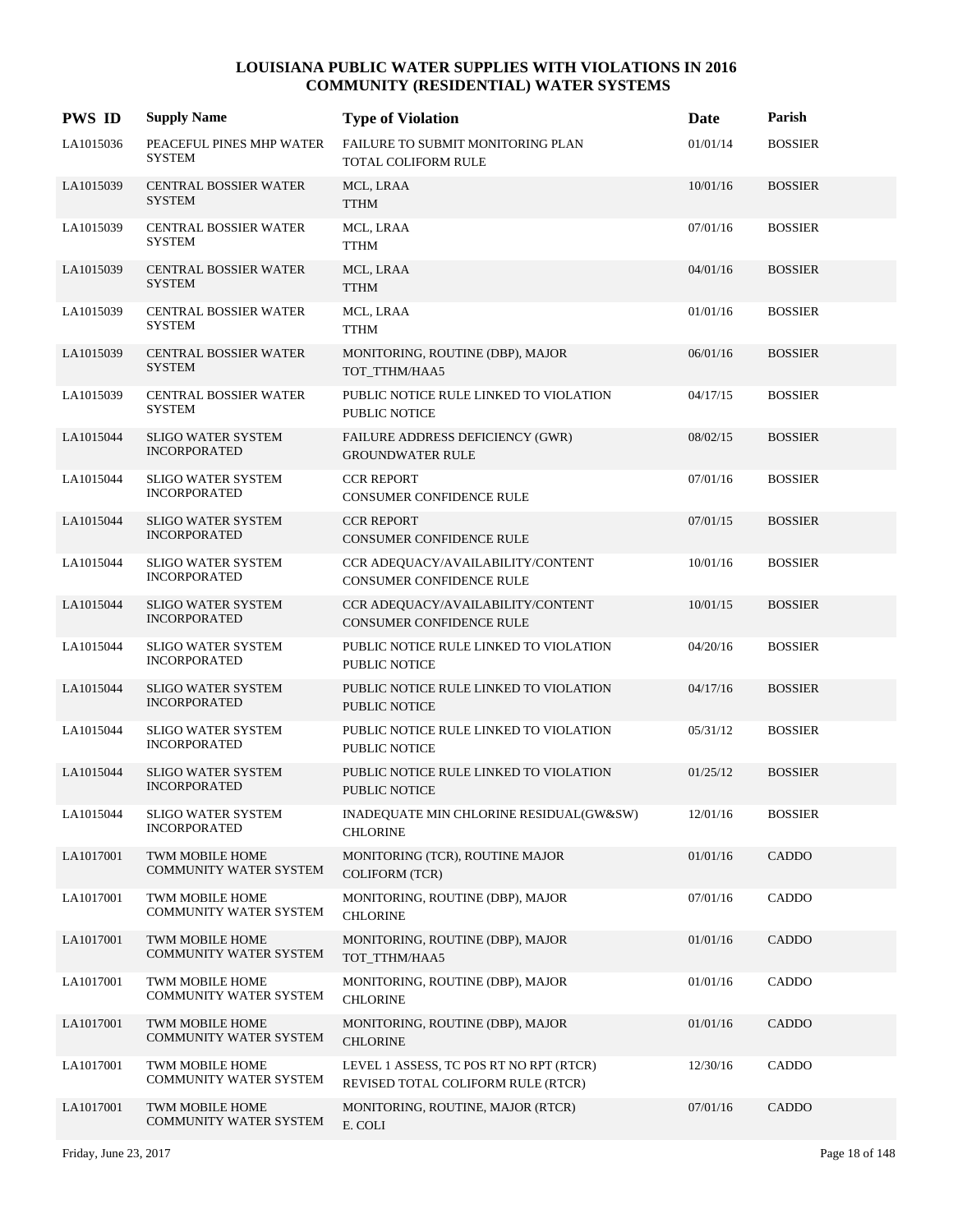# LOUISIANA PUBLIC WATER SUPPLIES WITH VIOLATIONS IN 2016
## COMMUNITY (RESIDENTIAL) WATER SYSTEMS

| PWS ID | Supply Name | Type of Violation | Date | Parish |
|---|---|---|---|---|
| LA1015036 | PEACEFUL PINES MHP WATER SYSTEM | FAILURE TO SUBMIT MONITORING PLAN<br>TOTAL COLIFORM RULE | 01/01/14 | BOSSIER |
| LA1015039 | CENTRAL BOSSIER WATER SYSTEM | MCL, LRAA<br>TTHM | 10/01/16 | BOSSIER |
| LA1015039 | CENTRAL BOSSIER WATER SYSTEM | MCL, LRAA<br>TTHM | 07/01/16 | BOSSIER |
| LA1015039 | CENTRAL BOSSIER WATER SYSTEM | MCL, LRAA<br>TTHM | 04/01/16 | BOSSIER |
| LA1015039 | CENTRAL BOSSIER WATER SYSTEM | MCL, LRAA<br>TTHM | 01/01/16 | BOSSIER |
| LA1015039 | CENTRAL BOSSIER WATER SYSTEM | MONITORING, ROUTINE (DBP), MAJOR<br>TOT_TTHM/HAA5 | 06/01/16 | BOSSIER |
| LA1015039 | CENTRAL BOSSIER WATER SYSTEM | PUBLIC NOTICE RULE LINKED TO VIOLATION<br>PUBLIC NOTICE | 04/17/15 | BOSSIER |
| LA1015044 | SLIGO WATER SYSTEM INCORPORATED | FAILURE ADDRESS DEFICIENCY (GWR)<br>GROUNDWATER RULE | 08/02/15 | BOSSIER |
| LA1015044 | SLIGO WATER SYSTEM INCORPORATED | CCR REPORT<br>CONSUMER CONFIDENCE RULE | 07/01/16 | BOSSIER |
| LA1015044 | SLIGO WATER SYSTEM INCORPORATED | CCR REPORT<br>CONSUMER CONFIDENCE RULE | 07/01/15 | BOSSIER |
| LA1015044 | SLIGO WATER SYSTEM INCORPORATED | CCR ADEQUACY/AVAILABILITY/CONTENT<br>CONSUMER CONFIDENCE RULE | 10/01/16 | BOSSIER |
| LA1015044 | SLIGO WATER SYSTEM INCORPORATED | CCR ADEQUACY/AVAILABILITY/CONTENT<br>CONSUMER CONFIDENCE RULE | 10/01/15 | BOSSIER |
| LA1015044 | SLIGO WATER SYSTEM INCORPORATED | PUBLIC NOTICE RULE LINKED TO VIOLATION<br>PUBLIC NOTICE | 04/20/16 | BOSSIER |
| LA1015044 | SLIGO WATER SYSTEM INCORPORATED | PUBLIC NOTICE RULE LINKED TO VIOLATION<br>PUBLIC NOTICE | 04/17/16 | BOSSIER |
| LA1015044 | SLIGO WATER SYSTEM INCORPORATED | PUBLIC NOTICE RULE LINKED TO VIOLATION<br>PUBLIC NOTICE | 05/31/12 | BOSSIER |
| LA1015044 | SLIGO WATER SYSTEM INCORPORATED | PUBLIC NOTICE RULE LINKED TO VIOLATION<br>PUBLIC NOTICE | 01/25/12 | BOSSIER |
| LA1015044 | SLIGO WATER SYSTEM INCORPORATED | INADEQUATE MIN CHLORINE RESIDUAL(GW&SW)<br>CHLORINE | 12/01/16 | BOSSIER |
| LA1017001 | TWM MOBILE HOME COMMUNITY WATER SYSTEM | MONITORING (TCR), ROUTINE MAJOR<br>COLIFORM (TCR) | 01/01/16 | CADDO |
| LA1017001 | TWM MOBILE HOME COMMUNITY WATER SYSTEM | MONITORING, ROUTINE (DBP), MAJOR<br>CHLORINE | 07/01/16 | CADDO |
| LA1017001 | TWM MOBILE HOME COMMUNITY WATER SYSTEM | MONITORING, ROUTINE (DBP), MAJOR<br>TOT_TTHM/HAA5 | 01/01/16 | CADDO |
| LA1017001 | TWM MOBILE HOME COMMUNITY WATER SYSTEM | MONITORING, ROUTINE (DBP), MAJOR<br>CHLORINE | 01/01/16 | CADDO |
| LA1017001 | TWM MOBILE HOME COMMUNITY WATER SYSTEM | MONITORING, ROUTINE (DBP), MAJOR<br>CHLORINE | 01/01/16 | CADDO |
| LA1017001 | TWM MOBILE HOME COMMUNITY WATER SYSTEM | LEVEL 1 ASSESS, TC POS RT NO RPT (RTCR)<br>REVISED TOTAL COLIFORM RULE (RTCR) | 12/30/16 | CADDO |
| LA1017001 | TWM MOBILE HOME COMMUNITY WATER SYSTEM | MONITORING, ROUTINE, MAJOR (RTCR)<br>E. COLI | 07/01/16 | CADDO |

Friday, June 23, 2017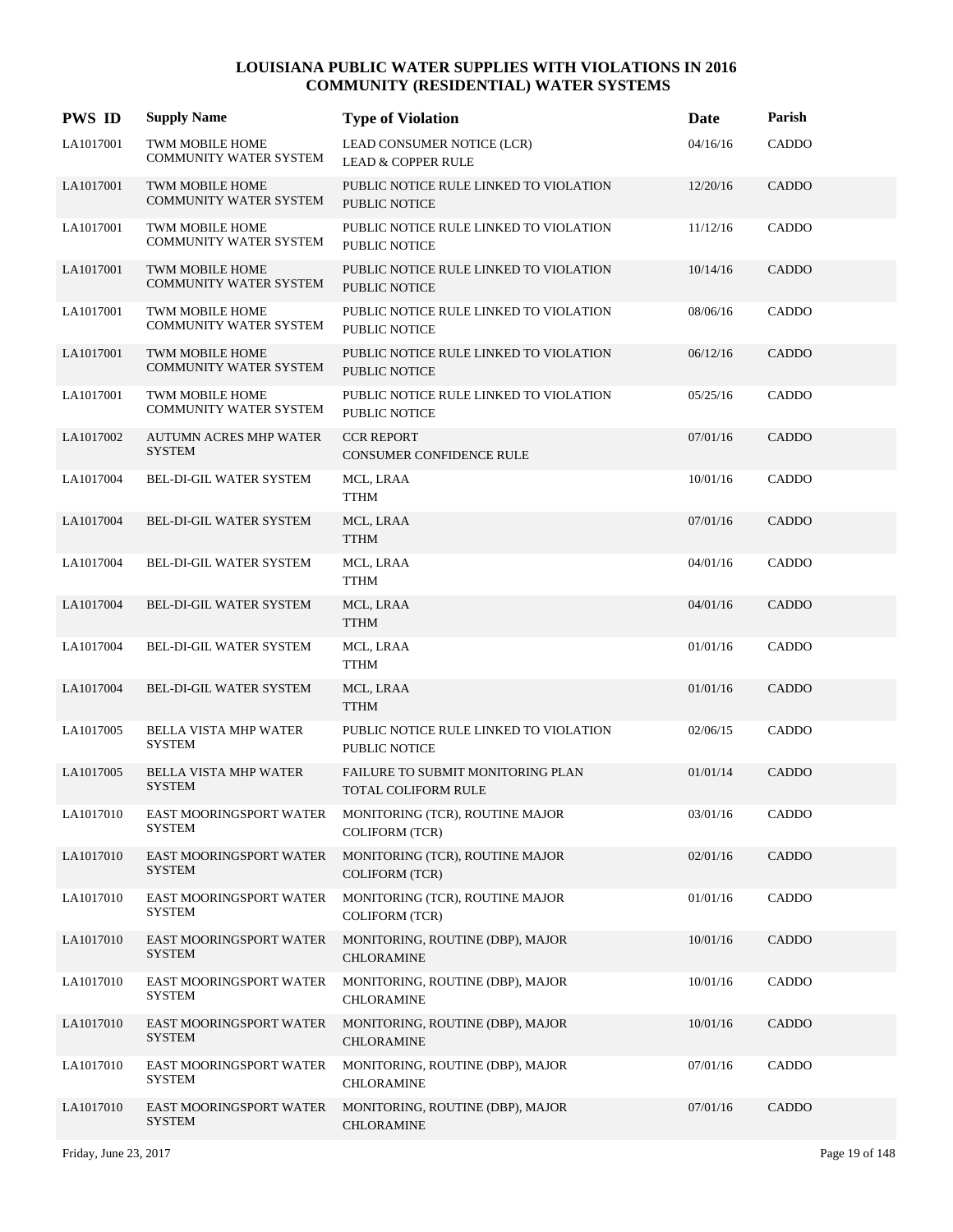# LOUISIANA PUBLIC WATER SUPPLIES WITH VIOLATIONS IN 2016
## COMMUNITY (RESIDENTIAL) WATER SYSTEMS

| PWS ID | Supply Name | Type of Violation | Date | Parish |
|---|---|---|---|---|
| LA1017001 | TWM MOBILE HOME COMMUNITY WATER SYSTEM | LEAD CONSUMER NOTICE (LCR)<br>LEAD & COPPER RULE | 04/16/16 | CADDO |
| LA1017001 | TWM MOBILE HOME COMMUNITY WATER SYSTEM | PUBLIC NOTICE RULE LINKED TO VIOLATION<br>PUBLIC NOTICE | 12/20/16 | CADDO |
| LA1017001 | TWM MOBILE HOME COMMUNITY WATER SYSTEM | PUBLIC NOTICE RULE LINKED TO VIOLATION<br>PUBLIC NOTICE | 11/12/16 | CADDO |
| LA1017001 | TWM MOBILE HOME COMMUNITY WATER SYSTEM | PUBLIC NOTICE RULE LINKED TO VIOLATION<br>PUBLIC NOTICE | 10/14/16 | CADDO |
| LA1017001 | TWM MOBILE HOME COMMUNITY WATER SYSTEM | PUBLIC NOTICE RULE LINKED TO VIOLATION<br>PUBLIC NOTICE | 08/06/16 | CADDO |
| LA1017001 | TWM MOBILE HOME COMMUNITY WATER SYSTEM | PUBLIC NOTICE RULE LINKED TO VIOLATION<br>PUBLIC NOTICE | 06/12/16 | CADDO |
| LA1017001 | TWM MOBILE HOME COMMUNITY WATER SYSTEM | PUBLIC NOTICE RULE LINKED TO VIOLATION<br>PUBLIC NOTICE | 05/25/16 | CADDO |
| LA1017002 | AUTUMN ACRES MHP WATER SYSTEM | CCR REPORT<br>CONSUMER CONFIDENCE RULE | 07/01/16 | CADDO |
| LA1017004 | BEL-DI-GIL WATER SYSTEM | MCL, LRAA<br>TTHM | 10/01/16 | CADDO |
| LA1017004 | BEL-DI-GIL WATER SYSTEM | MCL, LRAA<br>TTHM | 07/01/16 | CADDO |
| LA1017004 | BEL-DI-GIL WATER SYSTEM | MCL, LRAA<br>TTHM | 04/01/16 | CADDO |
| LA1017004 | BEL-DI-GIL WATER SYSTEM | MCL, LRAA<br>TTHM | 04/01/16 | CADDO |
| LA1017004 | BEL-DI-GIL WATER SYSTEM | MCL, LRAA<br>TTHM | 01/01/16 | CADDO |
| LA1017004 | BEL-DI-GIL WATER SYSTEM | MCL, LRAA<br>TTHM | 01/01/16 | CADDO |
| LA1017005 | BELLA VISTA MHP WATER SYSTEM | PUBLIC NOTICE RULE LINKED TO VIOLATION<br>PUBLIC NOTICE | 02/06/15 | CADDO |
| LA1017005 | BELLA VISTA MHP WATER SYSTEM | FAILURE TO SUBMIT MONITORING PLAN<br>TOTAL COLIFORM RULE | 01/01/14 | CADDO |
| LA1017010 | EAST MOORINGSPORT WATER SYSTEM | MONITORING (TCR), ROUTINE MAJOR<br>COLIFORM (TCR) | 03/01/16 | CADDO |
| LA1017010 | EAST MOORINGSPORT WATER SYSTEM | MONITORING (TCR), ROUTINE MAJOR<br>COLIFORM (TCR) | 02/01/16 | CADDO |
| LA1017010 | EAST MOORINGSPORT WATER SYSTEM | MONITORING (TCR), ROUTINE MAJOR<br>COLIFORM (TCR) | 01/01/16 | CADDO |
| LA1017010 | EAST MOORINGSPORT WATER SYSTEM | MONITORING, ROUTINE (DBP), MAJOR<br>CHLORAMINE | 10/01/16 | CADDO |
| LA1017010 | EAST MOORINGSPORT WATER SYSTEM | MONITORING, ROUTINE (DBP), MAJOR<br>CHLORAMINE | 10/01/16 | CADDO |
| LA1017010 | EAST MOORINGSPORT WATER SYSTEM | MONITORING, ROUTINE (DBP), MAJOR<br>CHLORAMINE | 10/01/16 | CADDO |
| LA1017010 | EAST MOORINGSPORT WATER SYSTEM | MONITORING, ROUTINE (DBP), MAJOR<br>CHLORAMINE | 07/01/16 | CADDO |
| LA1017010 | EAST MOORINGSPORT WATER SYSTEM | MONITORING, ROUTINE (DBP), MAJOR<br>CHLORAMINE | 07/01/16 | CADDO |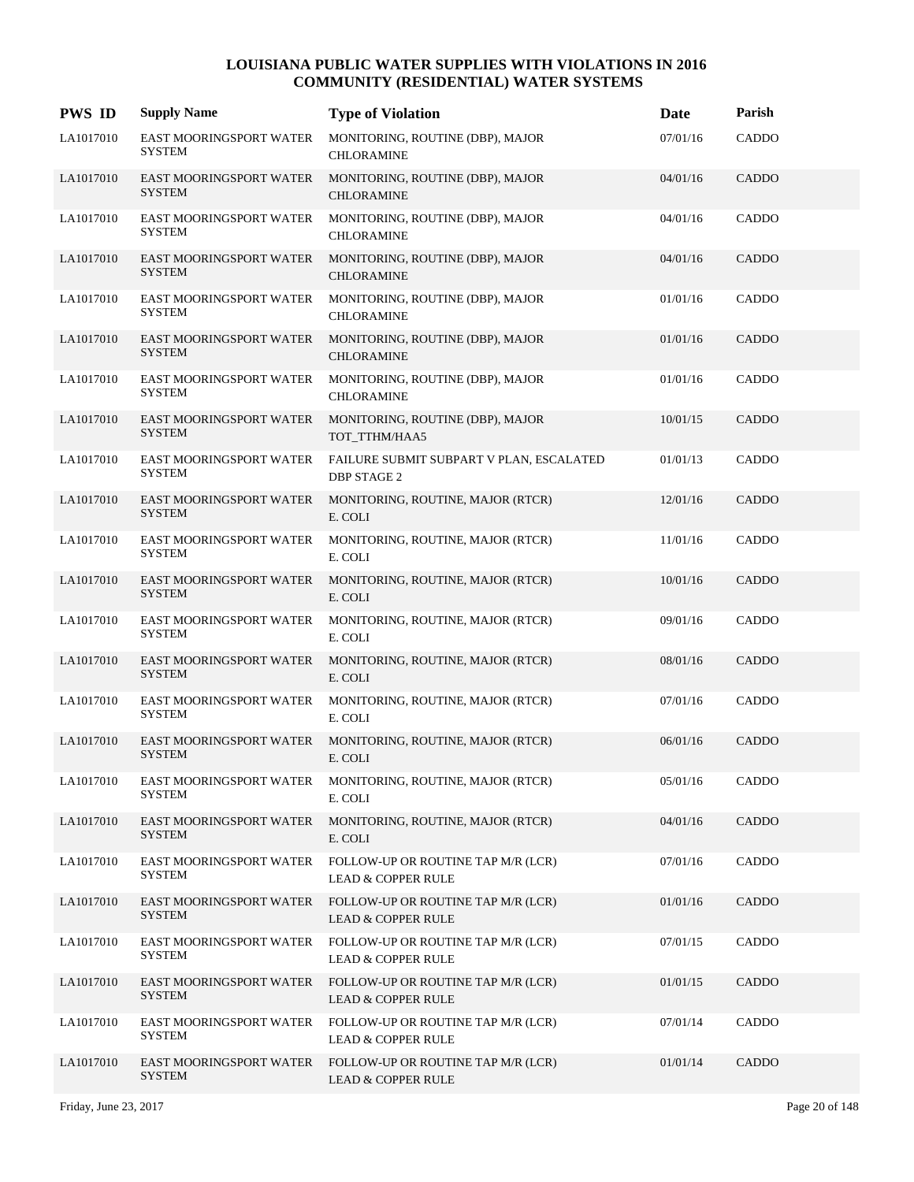# LOUISIANA PUBLIC WATER SUPPLIES WITH VIOLATIONS IN 2016
## COMMUNITY (RESIDENTIAL) WATER SYSTEMS

| PWS ID | Supply Name | Type of Violation | Date | Parish |
|---|---|---|---|---|
| LA1017010 | EAST MOORINGSPORT WATER SYSTEM | MONITORING, ROUTINE (DBP), MAJOR CHLORAMINE | 07/01/16 | CADDO |
| LA1017010 | EAST MOORINGSPORT WATER SYSTEM | MONITORING, ROUTINE (DBP), MAJOR CHLORAMINE | 04/01/16 | CADDO |
| LA1017010 | EAST MOORINGSPORT WATER SYSTEM | MONITORING, ROUTINE (DBP), MAJOR CHLORAMINE | 04/01/16 | CADDO |
| LA1017010 | EAST MOORINGSPORT WATER SYSTEM | MONITORING, ROUTINE (DBP), MAJOR CHLORAMINE | 04/01/16 | CADDO |
| LA1017010 | EAST MOORINGSPORT WATER SYSTEM | MONITORING, ROUTINE (DBP), MAJOR CHLORAMINE | 01/01/16 | CADDO |
| LA1017010 | EAST MOORINGSPORT WATER SYSTEM | MONITORING, ROUTINE (DBP), MAJOR CHLORAMINE | 01/01/16 | CADDO |
| LA1017010 | EAST MOORINGSPORT WATER SYSTEM | MONITORING, ROUTINE (DBP), MAJOR CHLORAMINE | 01/01/16 | CADDO |
| LA1017010 | EAST MOORINGSPORT WATER SYSTEM | MONITORING, ROUTINE (DBP), MAJOR TOT_TTHM/HAA5 | 10/01/15 | CADDO |
| LA1017010 | EAST MOORINGSPORT WATER SYSTEM | FAILURE SUBMIT SUBPART V PLAN, ESCALATED DBP STAGE 2 | 01/01/13 | CADDO |
| LA1017010 | EAST MOORINGSPORT WATER SYSTEM | MONITORING, ROUTINE, MAJOR (RTCR) E. COLI | 12/01/16 | CADDO |
| LA1017010 | EAST MOORINGSPORT WATER SYSTEM | MONITORING, ROUTINE, MAJOR (RTCR) E. COLI | 11/01/16 | CADDO |
| LA1017010 | EAST MOORINGSPORT WATER SYSTEM | MONITORING, ROUTINE, MAJOR (RTCR) E. COLI | 10/01/16 | CADDO |
| LA1017010 | EAST MOORINGSPORT WATER SYSTEM | MONITORING, ROUTINE, MAJOR (RTCR) E. COLI | 09/01/16 | CADDO |
| LA1017010 | EAST MOORINGSPORT WATER SYSTEM | MONITORING, ROUTINE, MAJOR (RTCR) E. COLI | 08/01/16 | CADDO |
| LA1017010 | EAST MOORINGSPORT WATER SYSTEM | MONITORING, ROUTINE, MAJOR (RTCR) E. COLI | 07/01/16 | CADDO |
| LA1017010 | EAST MOORINGSPORT WATER SYSTEM | MONITORING, ROUTINE, MAJOR (RTCR) E. COLI | 06/01/16 | CADDO |
| LA1017010 | EAST MOORINGSPORT WATER SYSTEM | MONITORING, ROUTINE, MAJOR (RTCR) E. COLI | 05/01/16 | CADDO |
| LA1017010 | EAST MOORINGSPORT WATER SYSTEM | MONITORING, ROUTINE, MAJOR (RTCR) E. COLI | 04/01/16 | CADDO |
| LA1017010 | EAST MOORINGSPORT WATER SYSTEM | FOLLOW-UP OR ROUTINE TAP M/R (LCR) LEAD & COPPER RULE | 07/01/16 | CADDO |
| LA1017010 | EAST MOORINGSPORT WATER SYSTEM | FOLLOW-UP OR ROUTINE TAP M/R (LCR) LEAD & COPPER RULE | 01/01/16 | CADDO |
| LA1017010 | EAST MOORINGSPORT WATER SYSTEM | FOLLOW-UP OR ROUTINE TAP M/R (LCR) LEAD & COPPER RULE | 07/01/15 | CADDO |
| LA1017010 | EAST MOORINGSPORT WATER SYSTEM | FOLLOW-UP OR ROUTINE TAP M/R (LCR) LEAD & COPPER RULE | 01/01/15 | CADDO |
| LA1017010 | EAST MOORINGSPORT WATER SYSTEM | FOLLOW-UP OR ROUTINE TAP M/R (LCR) LEAD & COPPER RULE | 07/01/14 | CADDO |
| LA1017010 | EAST MOORINGSPORT WATER SYSTEM | FOLLOW-UP OR ROUTINE TAP M/R (LCR) LEAD & COPPER RULE | 01/01/14 | CADDO |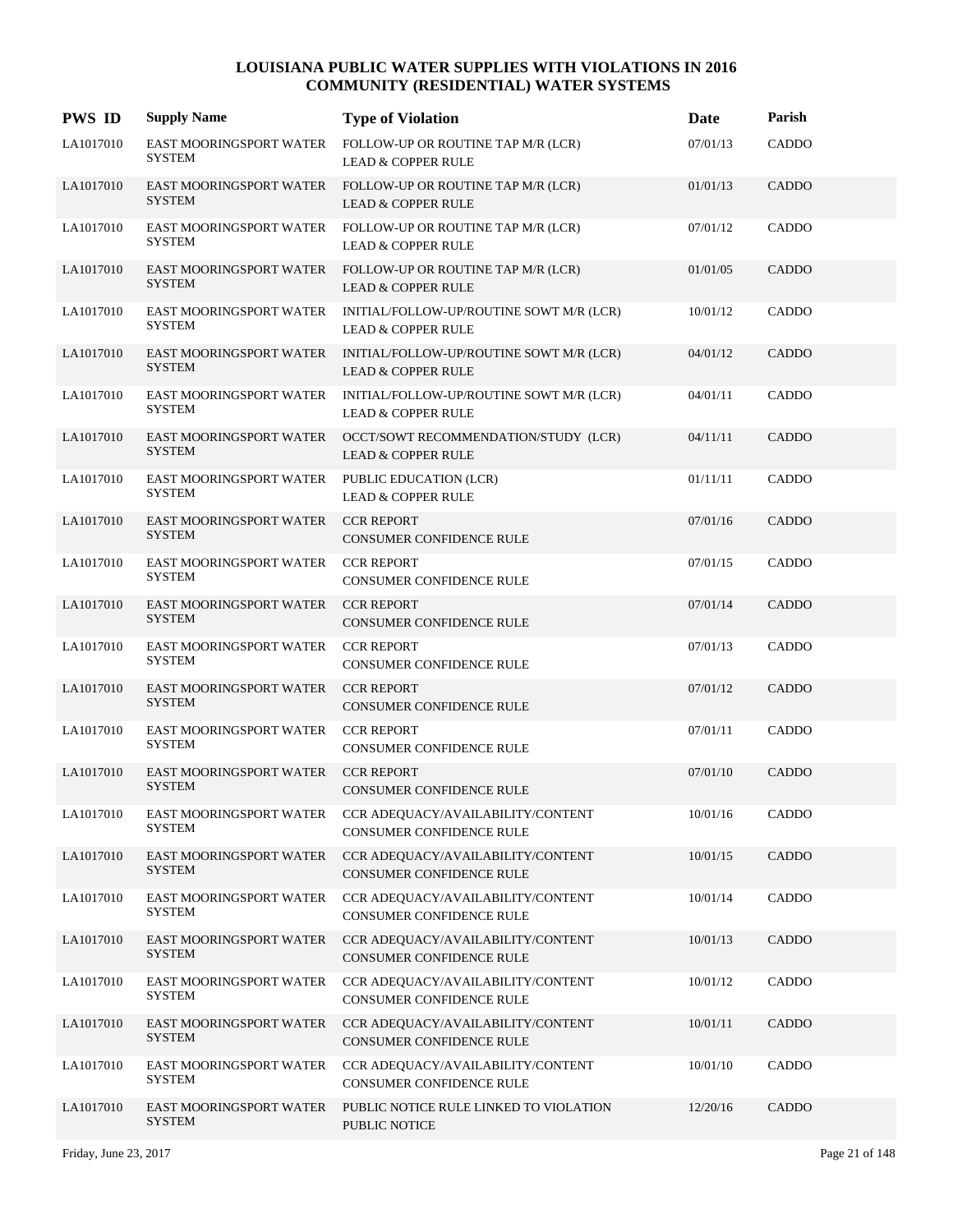# LOUISIANA PUBLIC WATER SUPPLIES WITH VIOLATIONS IN 2016
## COMMUNITY (RESIDENTIAL) WATER SYSTEMS

| PWS ID | Supply Name | Type of Violation | Date | Parish |
|---|---|---|---|---|
| LA1017010 | EAST MOORINGSPORT WATER SYSTEM | FOLLOW-UP OR ROUTINE TAP M/R (LCR) LEAD & COPPER RULE | 07/01/13 | CADDO |
| LA1017010 | EAST MOORINGSPORT WATER SYSTEM | FOLLOW-UP OR ROUTINE TAP M/R (LCR) LEAD & COPPER RULE | 01/01/13 | CADDO |
| LA1017010 | EAST MOORINGSPORT WATER SYSTEM | FOLLOW-UP OR ROUTINE TAP M/R (LCR) LEAD & COPPER RULE | 07/01/12 | CADDO |
| LA1017010 | EAST MOORINGSPORT WATER SYSTEM | FOLLOW-UP OR ROUTINE TAP M/R (LCR) LEAD & COPPER RULE | 01/01/05 | CADDO |
| LA1017010 | EAST MOORINGSPORT WATER SYSTEM | INITIAL/FOLLOW-UP/ROUTINE SOWT M/R (LCR) LEAD & COPPER RULE | 10/01/12 | CADDO |
| LA1017010 | EAST MOORINGSPORT WATER SYSTEM | INITIAL/FOLLOW-UP/ROUTINE SOWT M/R (LCR) LEAD & COPPER RULE | 04/01/12 | CADDO |
| LA1017010 | EAST MOORINGSPORT WATER SYSTEM | INITIAL/FOLLOW-UP/ROUTINE SOWT M/R (LCR) LEAD & COPPER RULE | 04/01/11 | CADDO |
| LA1017010 | EAST MOORINGSPORT WATER SYSTEM | OCCT/SOWT RECOMMENDATION/STUDY (LCR) LEAD & COPPER RULE | 04/11/11 | CADDO |
| LA1017010 | EAST MOORINGSPORT WATER SYSTEM | PUBLIC EDUCATION (LCR) LEAD & COPPER RULE | 01/11/11 | CADDO |
| LA1017010 | EAST MOORINGSPORT WATER SYSTEM | CCR REPORT CONSUMER CONFIDENCE RULE | 07/01/16 | CADDO |
| LA1017010 | EAST MOORINGSPORT WATER SYSTEM | CCR REPORT CONSUMER CONFIDENCE RULE | 07/01/15 | CADDO |
| LA1017010 | EAST MOORINGSPORT WATER SYSTEM | CCR REPORT CONSUMER CONFIDENCE RULE | 07/01/14 | CADDO |
| LA1017010 | EAST MOORINGSPORT WATER SYSTEM | CCR REPORT CONSUMER CONFIDENCE RULE | 07/01/13 | CADDO |
| LA1017010 | EAST MOORINGSPORT WATER SYSTEM | CCR REPORT CONSUMER CONFIDENCE RULE | 07/01/12 | CADDO |
| LA1017010 | EAST MOORINGSPORT WATER SYSTEM | CCR REPORT CONSUMER CONFIDENCE RULE | 07/01/11 | CADDO |
| LA1017010 | EAST MOORINGSPORT WATER SYSTEM | CCR REPORT CONSUMER CONFIDENCE RULE | 07/01/10 | CADDO |
| LA1017010 | EAST MOORINGSPORT WATER SYSTEM | CCR ADEQUACY/AVAILABILITY/CONTENT CONSUMER CONFIDENCE RULE | 10/01/16 | CADDO |
| LA1017010 | EAST MOORINGSPORT WATER SYSTEM | CCR ADEQUACY/AVAILABILITY/CONTENT CONSUMER CONFIDENCE RULE | 10/01/15 | CADDO |
| LA1017010 | EAST MOORINGSPORT WATER SYSTEM | CCR ADEQUACY/AVAILABILITY/CONTENT CONSUMER CONFIDENCE RULE | 10/01/14 | CADDO |
| LA1017010 | EAST MOORINGSPORT WATER SYSTEM | CCR ADEQUACY/AVAILABILITY/CONTENT CONSUMER CONFIDENCE RULE | 10/01/13 | CADDO |
| LA1017010 | EAST MOORINGSPORT WATER SYSTEM | CCR ADEQUACY/AVAILABILITY/CONTENT CONSUMER CONFIDENCE RULE | 10/01/12 | CADDO |
| LA1017010 | EAST MOORINGSPORT WATER SYSTEM | CCR ADEQUACY/AVAILABILITY/CONTENT CONSUMER CONFIDENCE RULE | 10/01/11 | CADDO |
| LA1017010 | EAST MOORINGSPORT WATER SYSTEM | CCR ADEQUACY/AVAILABILITY/CONTENT CONSUMER CONFIDENCE RULE | 10/01/10 | CADDO |
| LA1017010 | EAST MOORINGSPORT WATER SYSTEM | PUBLIC NOTICE RULE LINKED TO VIOLATION PUBLIC NOTICE | 12/20/16 | CADDO |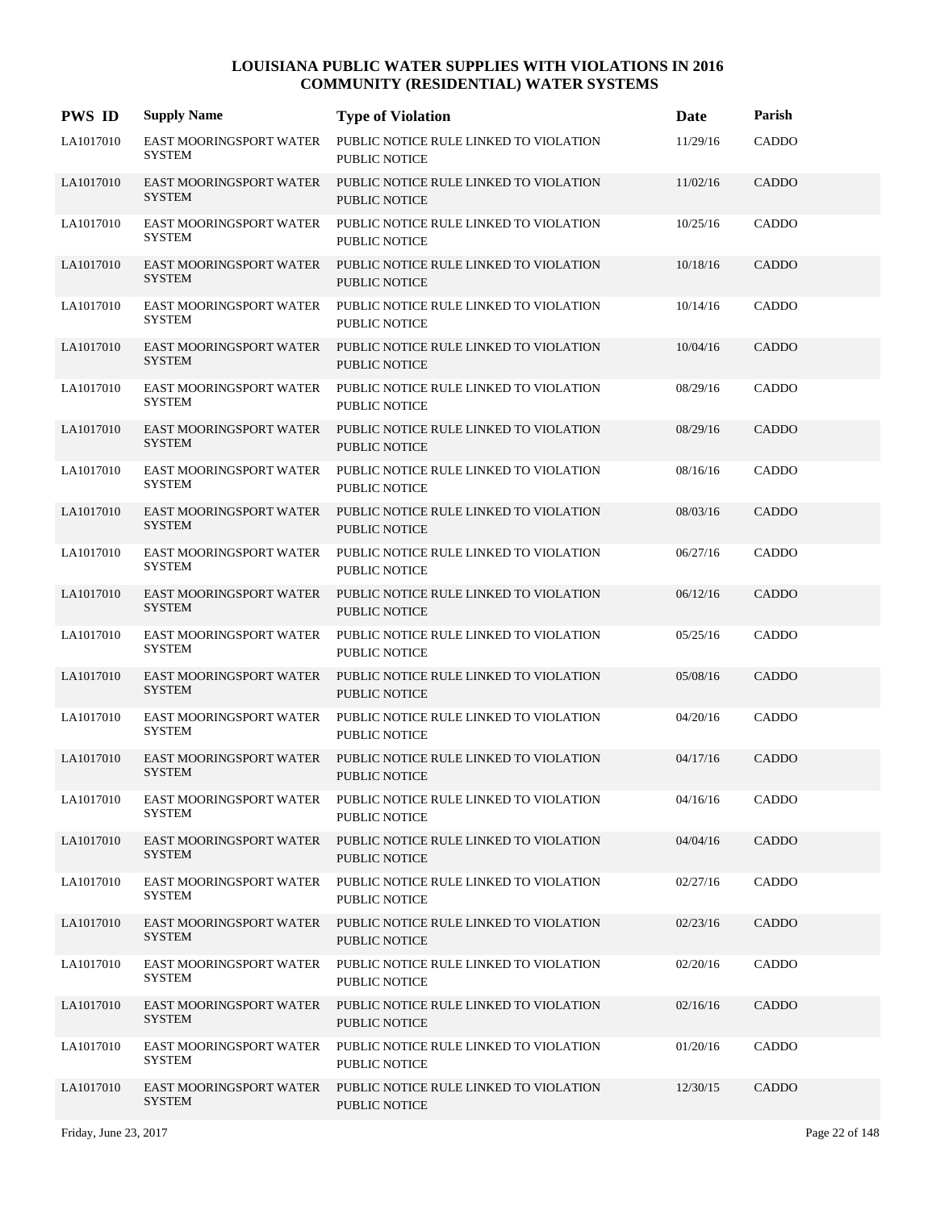# LOUISIANA PUBLIC WATER SUPPLIES WITH VIOLATIONS IN 2016
## COMMUNITY (RESIDENTIAL) WATER SYSTEMS

| PWS ID | Supply Name | Type of Violation | Date | Parish |
|---|---|---|---|---|
| LA1017010 | EAST MOORINGSPORT WATER SYSTEM | PUBLIC NOTICE RULE LINKED TO VIOLATION PUBLIC NOTICE | 11/29/16 | CADDO |
| LA1017010 | EAST MOORINGSPORT WATER SYSTEM | PUBLIC NOTICE RULE LINKED TO VIOLATION PUBLIC NOTICE | 11/02/16 | CADDO |
| LA1017010 | EAST MOORINGSPORT WATER SYSTEM | PUBLIC NOTICE RULE LINKED TO VIOLATION PUBLIC NOTICE | 10/25/16 | CADDO |
| LA1017010 | EAST MOORINGSPORT WATER SYSTEM | PUBLIC NOTICE RULE LINKED TO VIOLATION PUBLIC NOTICE | 10/18/16 | CADDO |
| LA1017010 | EAST MOORINGSPORT WATER SYSTEM | PUBLIC NOTICE RULE LINKED TO VIOLATION PUBLIC NOTICE | 10/14/16 | CADDO |
| LA1017010 | EAST MOORINGSPORT WATER SYSTEM | PUBLIC NOTICE RULE LINKED TO VIOLATION PUBLIC NOTICE | 10/04/16 | CADDO |
| LA1017010 | EAST MOORINGSPORT WATER SYSTEM | PUBLIC NOTICE RULE LINKED TO VIOLATION PUBLIC NOTICE | 08/29/16 | CADDO |
| LA1017010 | EAST MOORINGSPORT WATER SYSTEM | PUBLIC NOTICE RULE LINKED TO VIOLATION PUBLIC NOTICE | 08/29/16 | CADDO |
| LA1017010 | EAST MOORINGSPORT WATER SYSTEM | PUBLIC NOTICE RULE LINKED TO VIOLATION PUBLIC NOTICE | 08/16/16 | CADDO |
| LA1017010 | EAST MOORINGSPORT WATER SYSTEM | PUBLIC NOTICE RULE LINKED TO VIOLATION PUBLIC NOTICE | 08/03/16 | CADDO |
| LA1017010 | EAST MOORINGSPORT WATER SYSTEM | PUBLIC NOTICE RULE LINKED TO VIOLATION PUBLIC NOTICE | 06/27/16 | CADDO |
| LA1017010 | EAST MOORINGSPORT WATER SYSTEM | PUBLIC NOTICE RULE LINKED TO VIOLATION PUBLIC NOTICE | 06/12/16 | CADDO |
| LA1017010 | EAST MOORINGSPORT WATER SYSTEM | PUBLIC NOTICE RULE LINKED TO VIOLATION PUBLIC NOTICE | 05/25/16 | CADDO |
| LA1017010 | EAST MOORINGSPORT WATER SYSTEM | PUBLIC NOTICE RULE LINKED TO VIOLATION PUBLIC NOTICE | 05/08/16 | CADDO |
| LA1017010 | EAST MOORINGSPORT WATER SYSTEM | PUBLIC NOTICE RULE LINKED TO VIOLATION PUBLIC NOTICE | 04/20/16 | CADDO |
| LA1017010 | EAST MOORINGSPORT WATER SYSTEM | PUBLIC NOTICE RULE LINKED TO VIOLATION PUBLIC NOTICE | 04/17/16 | CADDO |
| LA1017010 | EAST MOORINGSPORT WATER SYSTEM | PUBLIC NOTICE RULE LINKED TO VIOLATION PUBLIC NOTICE | 04/16/16 | CADDO |
| LA1017010 | EAST MOORINGSPORT WATER SYSTEM | PUBLIC NOTICE RULE LINKED TO VIOLATION PUBLIC NOTICE | 04/04/16 | CADDO |
| LA1017010 | EAST MOORINGSPORT WATER SYSTEM | PUBLIC NOTICE RULE LINKED TO VIOLATION PUBLIC NOTICE | 02/27/16 | CADDO |
| LA1017010 | EAST MOORINGSPORT WATER SYSTEM | PUBLIC NOTICE RULE LINKED TO VIOLATION PUBLIC NOTICE | 02/23/16 | CADDO |
| LA1017010 | EAST MOORINGSPORT WATER SYSTEM | PUBLIC NOTICE RULE LINKED TO VIOLATION PUBLIC NOTICE | 02/20/16 | CADDO |
| LA1017010 | EAST MOORINGSPORT WATER SYSTEM | PUBLIC NOTICE RULE LINKED TO VIOLATION PUBLIC NOTICE | 02/16/16 | CADDO |
| LA1017010 | EAST MOORINGSPORT WATER SYSTEM | PUBLIC NOTICE RULE LINKED TO VIOLATION PUBLIC NOTICE | 01/20/16 | CADDO |
| LA1017010 | EAST MOORINGSPORT WATER SYSTEM | PUBLIC NOTICE RULE LINKED TO VIOLATION PUBLIC NOTICE | 12/30/15 | CADDO |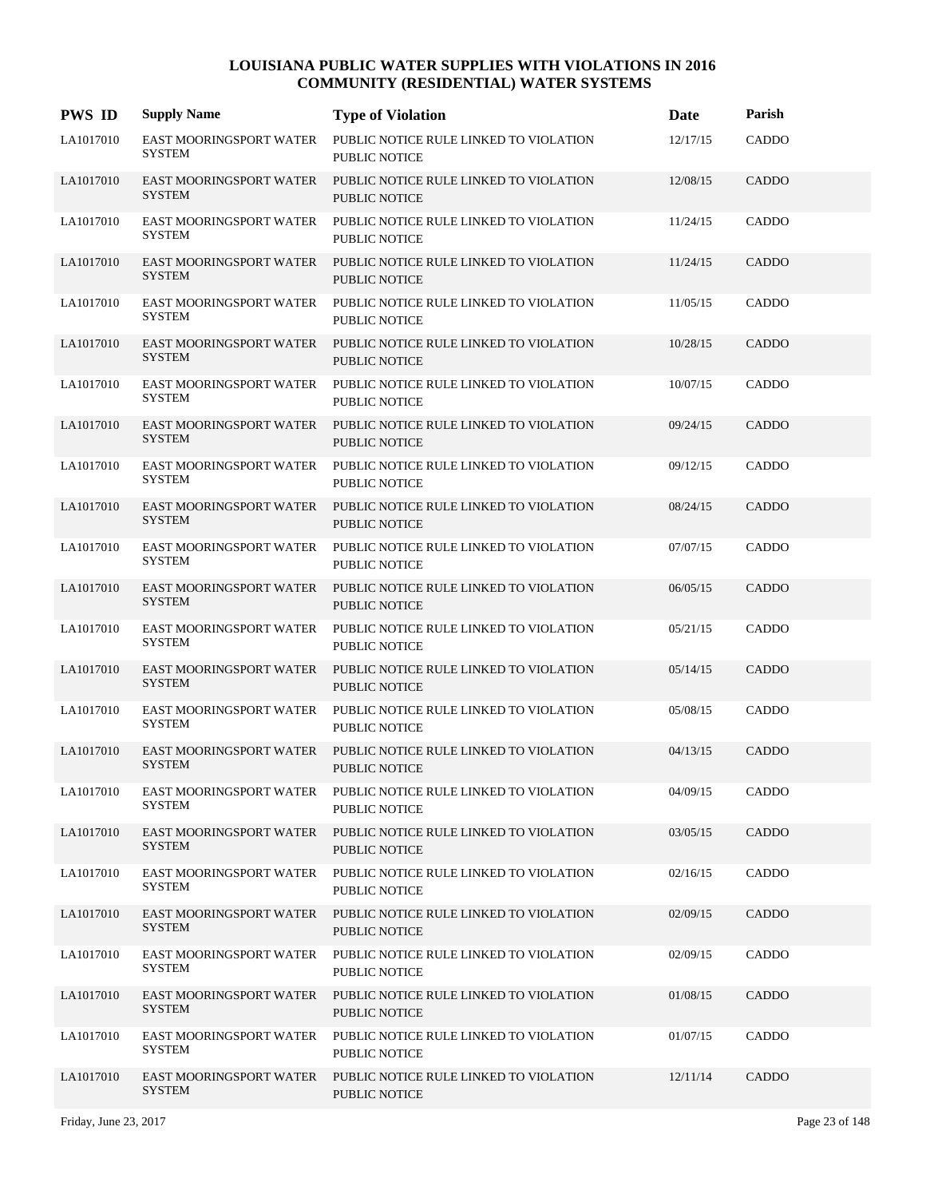# LOUISIANA PUBLIC WATER SUPPLIES WITH VIOLATIONS IN 2016
## COMMUNITY (RESIDENTIAL) WATER SYSTEMS

| PWS ID | Supply Name | Type of Violation | Date | Parish |
|---|---|---|---|---|
| LA1017010 | EAST MOORINGSPORT WATER SYSTEM | PUBLIC NOTICE RULE LINKED TO VIOLATION PUBLIC NOTICE | 12/17/15 | CADDO |
| LA1017010 | EAST MOORINGSPORT WATER SYSTEM | PUBLIC NOTICE RULE LINKED TO VIOLATION PUBLIC NOTICE | 12/08/15 | CADDO |
| LA1017010 | EAST MOORINGSPORT WATER SYSTEM | PUBLIC NOTICE RULE LINKED TO VIOLATION PUBLIC NOTICE | 11/24/15 | CADDO |
| LA1017010 | EAST MOORINGSPORT WATER SYSTEM | PUBLIC NOTICE RULE LINKED TO VIOLATION PUBLIC NOTICE | 11/24/15 | CADDO |
| LA1017010 | EAST MOORINGSPORT WATER SYSTEM | PUBLIC NOTICE RULE LINKED TO VIOLATION PUBLIC NOTICE | 11/05/15 | CADDO |
| LA1017010 | EAST MOORINGSPORT WATER SYSTEM | PUBLIC NOTICE RULE LINKED TO VIOLATION PUBLIC NOTICE | 10/28/15 | CADDO |
| LA1017010 | EAST MOORINGSPORT WATER SYSTEM | PUBLIC NOTICE RULE LINKED TO VIOLATION PUBLIC NOTICE | 10/07/15 | CADDO |
| LA1017010 | EAST MOORINGSPORT WATER SYSTEM | PUBLIC NOTICE RULE LINKED TO VIOLATION PUBLIC NOTICE | 09/24/15 | CADDO |
| LA1017010 | EAST MOORINGSPORT WATER SYSTEM | PUBLIC NOTICE RULE LINKED TO VIOLATION PUBLIC NOTICE | 09/12/15 | CADDO |
| LA1017010 | EAST MOORINGSPORT WATER SYSTEM | PUBLIC NOTICE RULE LINKED TO VIOLATION PUBLIC NOTICE | 08/24/15 | CADDO |
| LA1017010 | EAST MOORINGSPORT WATER SYSTEM | PUBLIC NOTICE RULE LINKED TO VIOLATION PUBLIC NOTICE | 07/07/15 | CADDO |
| LA1017010 | EAST MOORINGSPORT WATER SYSTEM | PUBLIC NOTICE RULE LINKED TO VIOLATION PUBLIC NOTICE | 06/05/15 | CADDO |
| LA1017010 | EAST MOORINGSPORT WATER SYSTEM | PUBLIC NOTICE RULE LINKED TO VIOLATION PUBLIC NOTICE | 05/21/15 | CADDO |
| LA1017010 | EAST MOORINGSPORT WATER SYSTEM | PUBLIC NOTICE RULE LINKED TO VIOLATION PUBLIC NOTICE | 05/14/15 | CADDO |
| LA1017010 | EAST MOORINGSPORT WATER SYSTEM | PUBLIC NOTICE RULE LINKED TO VIOLATION PUBLIC NOTICE | 05/08/15 | CADDO |
| LA1017010 | EAST MOORINGSPORT WATER SYSTEM | PUBLIC NOTICE RULE LINKED TO VIOLATION PUBLIC NOTICE | 04/13/15 | CADDO |
| LA1017010 | EAST MOORINGSPORT WATER SYSTEM | PUBLIC NOTICE RULE LINKED TO VIOLATION PUBLIC NOTICE | 04/09/15 | CADDO |
| LA1017010 | EAST MOORINGSPORT WATER SYSTEM | PUBLIC NOTICE RULE LINKED TO VIOLATION PUBLIC NOTICE | 03/05/15 | CADDO |
| LA1017010 | EAST MOORINGSPORT WATER SYSTEM | PUBLIC NOTICE RULE LINKED TO VIOLATION PUBLIC NOTICE | 02/16/15 | CADDO |
| LA1017010 | EAST MOORINGSPORT WATER SYSTEM | PUBLIC NOTICE RULE LINKED TO VIOLATION PUBLIC NOTICE | 02/09/15 | CADDO |
| LA1017010 | EAST MOORINGSPORT WATER SYSTEM | PUBLIC NOTICE RULE LINKED TO VIOLATION PUBLIC NOTICE | 02/09/15 | CADDO |
| LA1017010 | EAST MOORINGSPORT WATER SYSTEM | PUBLIC NOTICE RULE LINKED TO VIOLATION PUBLIC NOTICE | 01/08/15 | CADDO |
| LA1017010 | EAST MOORINGSPORT WATER SYSTEM | PUBLIC NOTICE RULE LINKED TO VIOLATION PUBLIC NOTICE | 01/07/15 | CADDO |
| LA1017010 | EAST MOORINGSPORT WATER SYSTEM | PUBLIC NOTICE RULE LINKED TO VIOLATION PUBLIC NOTICE | 12/11/14 | CADDO |

Friday, June 23, 2017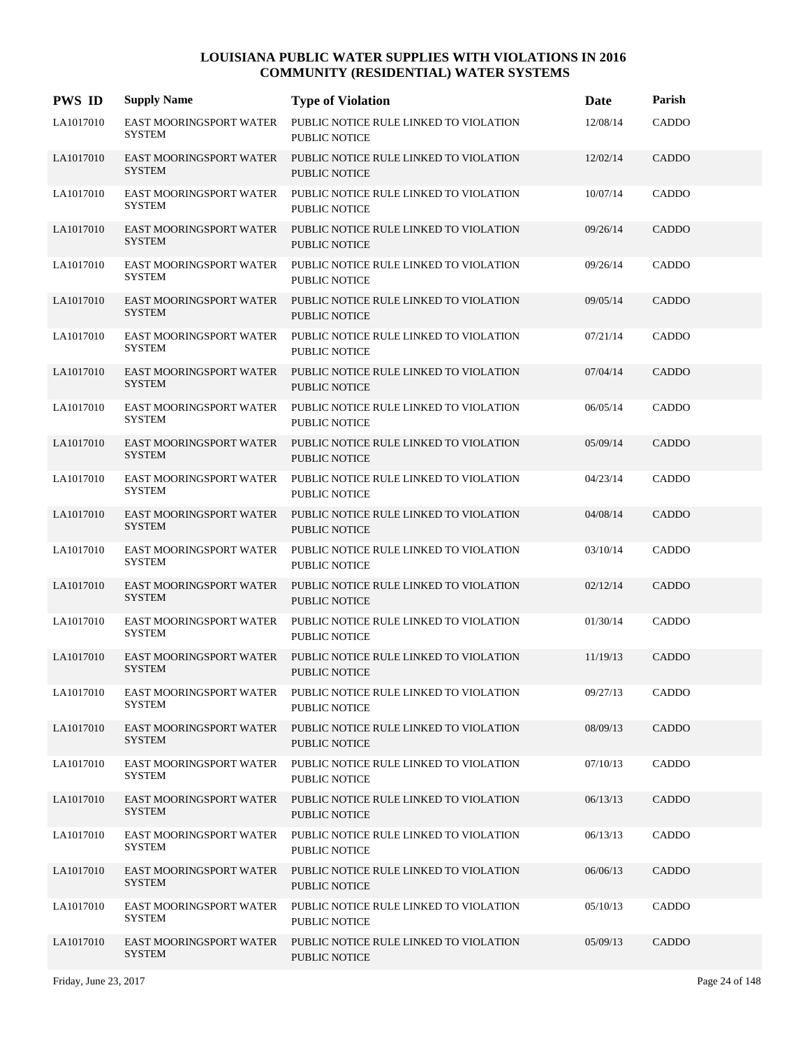# LOUISIANA PUBLIC WATER SUPPLIES WITH VIOLATIONS IN 2016
## COMMUNITY (RESIDENTIAL) WATER SYSTEMS

| PWS ID | Supply Name | Type of Violation | Date | Parish |
|---|---|---|---|---|
| LA1017010 | EAST MOORINGSPORT WATER SYSTEM | PUBLIC NOTICE RULE LINKED TO VIOLATION PUBLIC NOTICE | 12/08/14 | CADDO |
| LA1017010 | EAST MOORINGSPORT WATER SYSTEM | PUBLIC NOTICE RULE LINKED TO VIOLATION PUBLIC NOTICE | 12/02/14 | CADDO |
| LA1017010 | EAST MOORINGSPORT WATER SYSTEM | PUBLIC NOTICE RULE LINKED TO VIOLATION PUBLIC NOTICE | 10/07/14 | CADDO |
| LA1017010 | EAST MOORINGSPORT WATER SYSTEM | PUBLIC NOTICE RULE LINKED TO VIOLATION PUBLIC NOTICE | 09/26/14 | CADDO |
| LA1017010 | EAST MOORINGSPORT WATER SYSTEM | PUBLIC NOTICE RULE LINKED TO VIOLATION PUBLIC NOTICE | 09/26/14 | CADDO |
| LA1017010 | EAST MOORINGSPORT WATER SYSTEM | PUBLIC NOTICE RULE LINKED TO VIOLATION PUBLIC NOTICE | 09/05/14 | CADDO |
| LA1017010 | EAST MOORINGSPORT WATER SYSTEM | PUBLIC NOTICE RULE LINKED TO VIOLATION PUBLIC NOTICE | 07/21/14 | CADDO |
| LA1017010 | EAST MOORINGSPORT WATER SYSTEM | PUBLIC NOTICE RULE LINKED TO VIOLATION PUBLIC NOTICE | 07/04/14 | CADDO |
| LA1017010 | EAST MOORINGSPORT WATER SYSTEM | PUBLIC NOTICE RULE LINKED TO VIOLATION PUBLIC NOTICE | 06/05/14 | CADDO |
| LA1017010 | EAST MOORINGSPORT WATER SYSTEM | PUBLIC NOTICE RULE LINKED TO VIOLATION PUBLIC NOTICE | 05/09/14 | CADDO |
| LA1017010 | EAST MOORINGSPORT WATER SYSTEM | PUBLIC NOTICE RULE LINKED TO VIOLATION PUBLIC NOTICE | 04/23/14 | CADDO |
| LA1017010 | EAST MOORINGSPORT WATER SYSTEM | PUBLIC NOTICE RULE LINKED TO VIOLATION PUBLIC NOTICE | 04/08/14 | CADDO |
| LA1017010 | EAST MOORINGSPORT WATER SYSTEM | PUBLIC NOTICE RULE LINKED TO VIOLATION PUBLIC NOTICE | 03/10/14 | CADDO |
| LA1017010 | EAST MOORINGSPORT WATER SYSTEM | PUBLIC NOTICE RULE LINKED TO VIOLATION PUBLIC NOTICE | 02/12/14 | CADDO |
| LA1017010 | EAST MOORINGSPORT WATER SYSTEM | PUBLIC NOTICE RULE LINKED TO VIOLATION PUBLIC NOTICE | 01/30/14 | CADDO |
| LA1017010 | EAST MOORINGSPORT WATER SYSTEM | PUBLIC NOTICE RULE LINKED TO VIOLATION PUBLIC NOTICE | 11/19/13 | CADDO |
| LA1017010 | EAST MOORINGSPORT WATER SYSTEM | PUBLIC NOTICE RULE LINKED TO VIOLATION PUBLIC NOTICE | 09/27/13 | CADDO |
| LA1017010 | EAST MOORINGSPORT WATER SYSTEM | PUBLIC NOTICE RULE LINKED TO VIOLATION PUBLIC NOTICE | 08/09/13 | CADDO |
| LA1017010 | EAST MOORINGSPORT WATER SYSTEM | PUBLIC NOTICE RULE LINKED TO VIOLATION PUBLIC NOTICE | 07/10/13 | CADDO |
| LA1017010 | EAST MOORINGSPORT WATER SYSTEM | PUBLIC NOTICE RULE LINKED TO VIOLATION PUBLIC NOTICE | 06/13/13 | CADDO |
| LA1017010 | EAST MOORINGSPORT WATER SYSTEM | PUBLIC NOTICE RULE LINKED TO VIOLATION PUBLIC NOTICE | 06/13/13 | CADDO |
| LA1017010 | EAST MOORINGSPORT WATER SYSTEM | PUBLIC NOTICE RULE LINKED TO VIOLATION PUBLIC NOTICE | 06/06/13 | CADDO |
| LA1017010 | EAST MOORINGSPORT WATER SYSTEM | PUBLIC NOTICE RULE LINKED TO VIOLATION PUBLIC NOTICE | 05/10/13 | CADDO |
| LA1017010 | EAST MOORINGSPORT WATER SYSTEM | PUBLIC NOTICE RULE LINKED TO VIOLATION PUBLIC NOTICE | 05/09/13 | CADDO |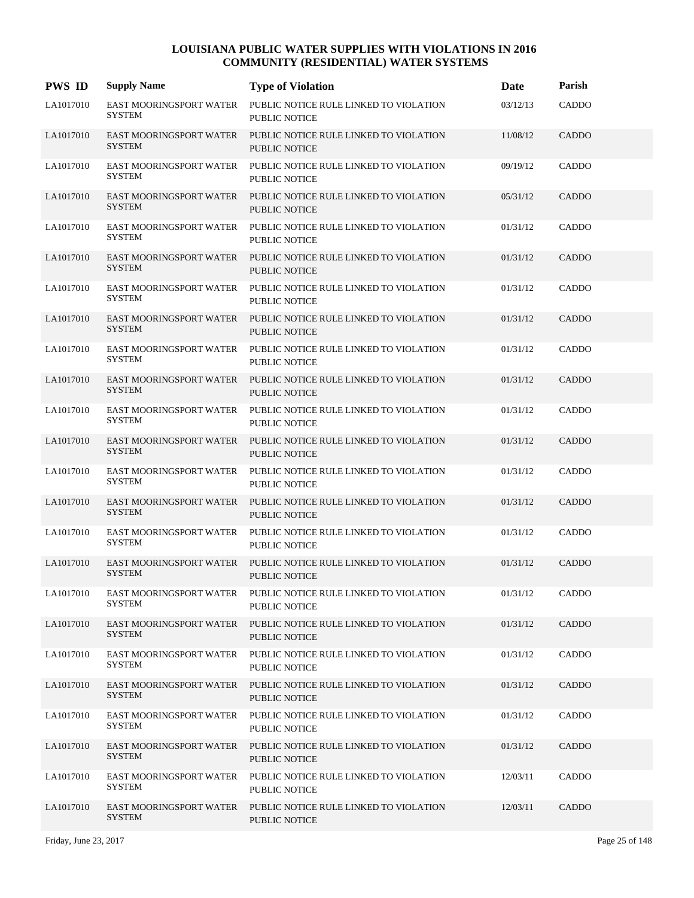# LOUISIANA PUBLIC WATER SUPPLIES WITH VIOLATIONS IN 2016
## COMMUNITY (RESIDENTIAL) WATER SYSTEMS

| PWS ID | Supply Name | Type of Violation | Date | Parish |
|---|---|---|---|---|
| LA1017010 | EAST MOORINGSPORT WATER SYSTEM | PUBLIC NOTICE RULE LINKED TO VIOLATION PUBLIC NOTICE | 03/12/13 | CADDO |
| LA1017010 | EAST MOORINGSPORT WATER SYSTEM | PUBLIC NOTICE RULE LINKED TO VIOLATION PUBLIC NOTICE | 11/08/12 | CADDO |
| LA1017010 | EAST MOORINGSPORT WATER SYSTEM | PUBLIC NOTICE RULE LINKED TO VIOLATION PUBLIC NOTICE | 09/19/12 | CADDO |
| LA1017010 | EAST MOORINGSPORT WATER SYSTEM | PUBLIC NOTICE RULE LINKED TO VIOLATION PUBLIC NOTICE | 05/31/12 | CADDO |
| LA1017010 | EAST MOORINGSPORT WATER SYSTEM | PUBLIC NOTICE RULE LINKED TO VIOLATION PUBLIC NOTICE | 01/31/12 | CADDO |
| LA1017010 | EAST MOORINGSPORT WATER SYSTEM | PUBLIC NOTICE RULE LINKED TO VIOLATION PUBLIC NOTICE | 01/31/12 | CADDO |
| LA1017010 | EAST MOORINGSPORT WATER SYSTEM | PUBLIC NOTICE RULE LINKED TO VIOLATION PUBLIC NOTICE | 01/31/12 | CADDO |
| LA1017010 | EAST MOORINGSPORT WATER SYSTEM | PUBLIC NOTICE RULE LINKED TO VIOLATION PUBLIC NOTICE | 01/31/12 | CADDO |
| LA1017010 | EAST MOORINGSPORT WATER SYSTEM | PUBLIC NOTICE RULE LINKED TO VIOLATION PUBLIC NOTICE | 01/31/12 | CADDO |
| LA1017010 | EAST MOORINGSPORT WATER SYSTEM | PUBLIC NOTICE RULE LINKED TO VIOLATION PUBLIC NOTICE | 01/31/12 | CADDO |
| LA1017010 | EAST MOORINGSPORT WATER SYSTEM | PUBLIC NOTICE RULE LINKED TO VIOLATION PUBLIC NOTICE | 01/31/12 | CADDO |
| LA1017010 | EAST MOORINGSPORT WATER SYSTEM | PUBLIC NOTICE RULE LINKED TO VIOLATION PUBLIC NOTICE | 01/31/12 | CADDO |
| LA1017010 | EAST MOORINGSPORT WATER SYSTEM | PUBLIC NOTICE RULE LINKED TO VIOLATION PUBLIC NOTICE | 01/31/12 | CADDO |
| LA1017010 | EAST MOORINGSPORT WATER SYSTEM | PUBLIC NOTICE RULE LINKED TO VIOLATION PUBLIC NOTICE | 01/31/12 | CADDO |
| LA1017010 | EAST MOORINGSPORT WATER SYSTEM | PUBLIC NOTICE RULE LINKED TO VIOLATION PUBLIC NOTICE | 01/31/12 | CADDO |
| LA1017010 | EAST MOORINGSPORT WATER SYSTEM | PUBLIC NOTICE RULE LINKED TO VIOLATION PUBLIC NOTICE | 01/31/12 | CADDO |
| LA1017010 | EAST MOORINGSPORT WATER SYSTEM | PUBLIC NOTICE RULE LINKED TO VIOLATION PUBLIC NOTICE | 01/31/12 | CADDO |
| LA1017010 | EAST MOORINGSPORT WATER SYSTEM | PUBLIC NOTICE RULE LINKED TO VIOLATION PUBLIC NOTICE | 01/31/12 | CADDO |
| LA1017010 | EAST MOORINGSPORT WATER SYSTEM | PUBLIC NOTICE RULE LINKED TO VIOLATION PUBLIC NOTICE | 01/31/12 | CADDO |
| LA1017010 | EAST MOORINGSPORT WATER SYSTEM | PUBLIC NOTICE RULE LINKED TO VIOLATION PUBLIC NOTICE | 01/31/12 | CADDO |
| LA1017010 | EAST MOORINGSPORT WATER SYSTEM | PUBLIC NOTICE RULE LINKED TO VIOLATION PUBLIC NOTICE | 01/31/12 | CADDO |
| LA1017010 | EAST MOORINGSPORT WATER SYSTEM | PUBLIC NOTICE RULE LINKED TO VIOLATION PUBLIC NOTICE | 01/31/12 | CADDO |
| LA1017010 | EAST MOORINGSPORT WATER SYSTEM | PUBLIC NOTICE RULE LINKED TO VIOLATION PUBLIC NOTICE | 12/03/11 | CADDO |
| LA1017010 | EAST MOORINGSPORT WATER SYSTEM | PUBLIC NOTICE RULE LINKED TO VIOLATION PUBLIC NOTICE | 12/03/11 | CADDO |

Friday, June 23, 2017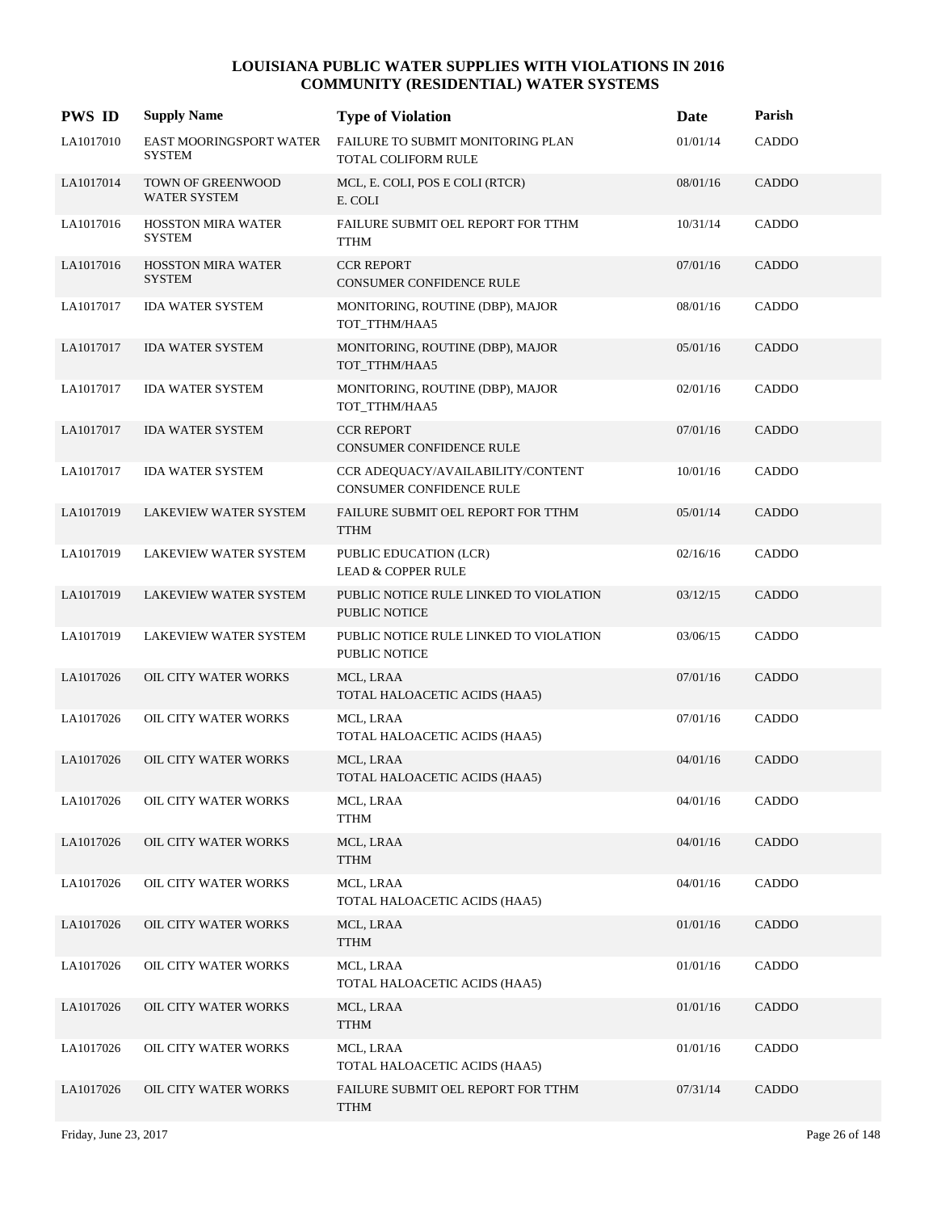# LOUISIANA PUBLIC WATER SUPPLIES WITH VIOLATIONS IN 2016
## COMMUNITY (RESIDENTIAL) WATER SYSTEMS

| PWS ID | Supply Name | Type of Violation | Date | Parish |
|---|---|---|---|---|
| LA1017010 | EAST MOORINGSPORT WATER SYSTEM | FAILURE TO SUBMIT MONITORING PLAN<br>TOTAL COLIFORM RULE | 01/01/14 | CADDO |
| LA1017014 | TOWN OF GREENWOOD WATER SYSTEM | MCL, E. COLI, POS E COLI (RTCR)<br>E. COLI | 08/01/16 | CADDO |
| LA1017016 | HOSSTON MIRA WATER SYSTEM | FAILURE SUBMIT OEL REPORT FOR TTHM<br>TTHM | 10/31/14 | CADDO |
| LA1017016 | HOSSTON MIRA WATER SYSTEM | CCR REPORT<br>CONSUMER CONFIDENCE RULE | 07/01/16 | CADDO |
| LA1017017 | IDA WATER SYSTEM | MONITORING, ROUTINE (DBP), MAJOR<br>TOT_TTHM/HAA5 | 08/01/16 | CADDO |
| LA1017017 | IDA WATER SYSTEM | MONITORING, ROUTINE (DBP), MAJOR<br>TOT_TTHM/HAA5 | 05/01/16 | CADDO |
| LA1017017 | IDA WATER SYSTEM | MONITORING, ROUTINE (DBP), MAJOR<br>TOT_TTHM/HAA5 | 02/01/16 | CADDO |
| LA1017017 | IDA WATER SYSTEM | CCR REPORT<br>CONSUMER CONFIDENCE RULE | 07/01/16 | CADDO |
| LA1017017 | IDA WATER SYSTEM | CCR ADEQUACY/AVAILABILITY/CONTENT<br>CONSUMER CONFIDENCE RULE | 10/01/16 | CADDO |
| LA1017019 | LAKEVIEW WATER SYSTEM | FAILURE SUBMIT OEL REPORT FOR TTHM<br>TTHM | 05/01/14 | CADDO |
| LA1017019 | LAKEVIEW WATER SYSTEM | PUBLIC EDUCATION (LCR)<br>LEAD & COPPER RULE | 02/16/16 | CADDO |
| LA1017019 | LAKEVIEW WATER SYSTEM | PUBLIC NOTICE RULE LINKED TO VIOLATION<br>PUBLIC NOTICE | 03/12/15 | CADDO |
| LA1017019 | LAKEVIEW WATER SYSTEM | PUBLIC NOTICE RULE LINKED TO VIOLATION<br>PUBLIC NOTICE | 03/06/15 | CADDO |
| LA1017026 | OIL CITY WATER WORKS | MCL, LRAA<br>TOTAL HALOACETIC ACIDS (HAA5) | 07/01/16 | CADDO |
| LA1017026 | OIL CITY WATER WORKS | MCL, LRAA<br>TOTAL HALOACETIC ACIDS (HAA5) | 07/01/16 | CADDO |
| LA1017026 | OIL CITY WATER WORKS | MCL, LRAA<br>TOTAL HALOACETIC ACIDS (HAA5) | 04/01/16 | CADDO |
| LA1017026 | OIL CITY WATER WORKS | MCL, LRAA<br>TTHM | 04/01/16 | CADDO |
| LA1017026 | OIL CITY WATER WORKS | MCL, LRAA<br>TTHM | 04/01/16 | CADDO |
| LA1017026 | OIL CITY WATER WORKS | MCL, LRAA<br>TOTAL HALOACETIC ACIDS (HAA5) | 04/01/16 | CADDO |
| LA1017026 | OIL CITY WATER WORKS | MCL, LRAA<br>TTHM | 01/01/16 | CADDO |
| LA1017026 | OIL CITY WATER WORKS | MCL, LRAA<br>TOTAL HALOACETIC ACIDS (HAA5) | 01/01/16 | CADDO |
| LA1017026 | OIL CITY WATER WORKS | MCL, LRAA<br>TTHM | 01/01/16 | CADDO |
| LA1017026 | OIL CITY WATER WORKS | MCL, LRAA<br>TOTAL HALOACETIC ACIDS (HAA5) | 01/01/16 | CADDO |
| LA1017026 | OIL CITY WATER WORKS | FAILURE SUBMIT OEL REPORT FOR TTHM<br>TTHM | 07/31/14 | CADDO |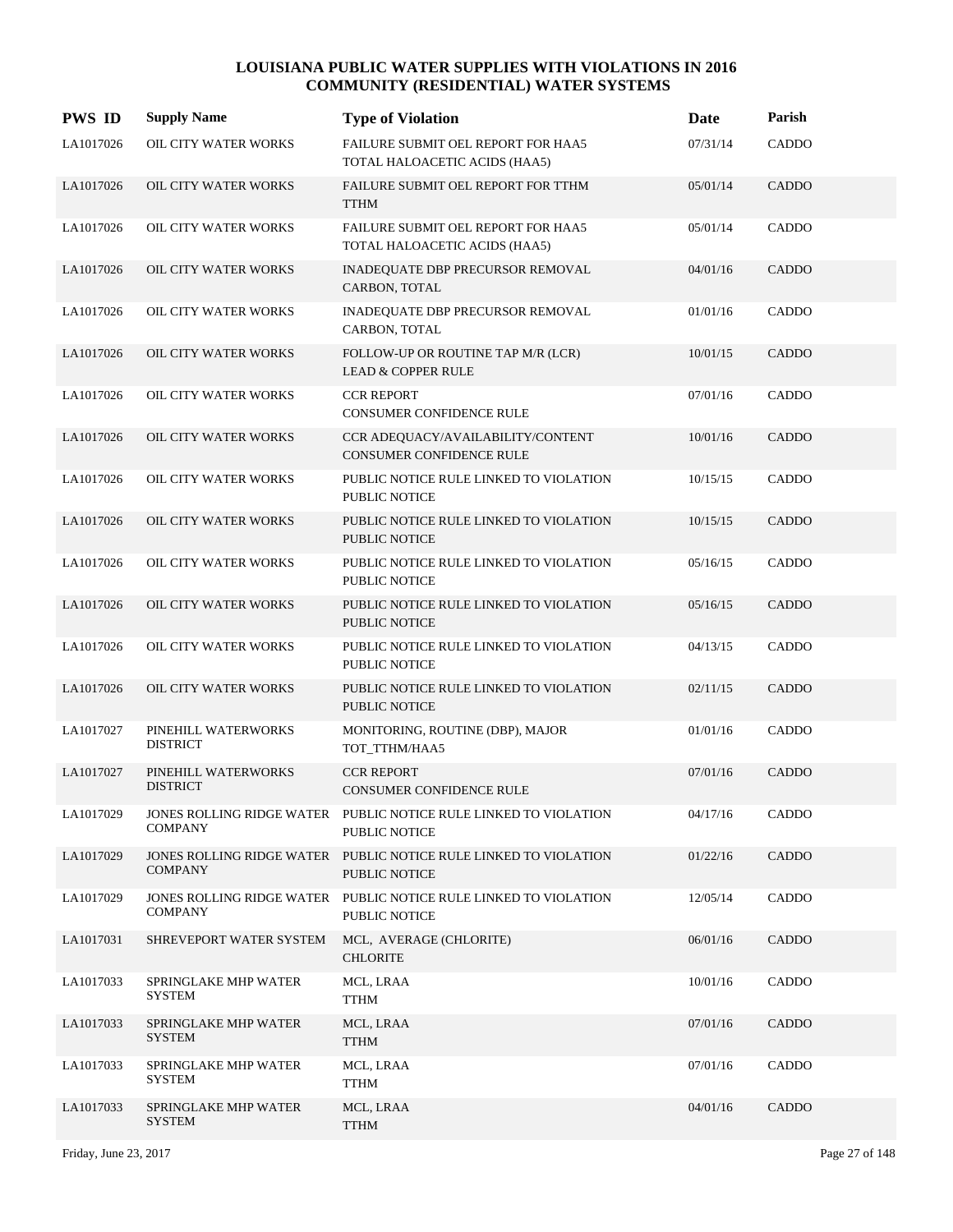# LOUISIANA PUBLIC WATER SUPPLIES WITH VIOLATIONS IN 2016
# COMMUNITY (RESIDENTIAL) WATER SYSTEMS

| PWS ID | Supply Name | Type of Violation | Date | Parish |
|---|---|---|---|---|
| LA1017026 | OIL CITY WATER WORKS | FAILURE SUBMIT OEL REPORT FOR HAA5 TOTAL HALOACETIC ACIDS (HAA5) | 07/31/14 | CADDO |
| LA1017026 | OIL CITY WATER WORKS | FAILURE SUBMIT OEL REPORT FOR TTHM TTHM | 05/01/14 | CADDO |
| LA1017026 | OIL CITY WATER WORKS | FAILURE SUBMIT OEL REPORT FOR HAA5 TOTAL HALOACETIC ACIDS (HAA5) | 05/01/14 | CADDO |
| LA1017026 | OIL CITY WATER WORKS | INADEQUATE DBP PRECURSOR REMOVAL CARBON, TOTAL | 04/01/16 | CADDO |
| LA1017026 | OIL CITY WATER WORKS | INADEQUATE DBP PRECURSOR REMOVAL CARBON, TOTAL | 01/01/16 | CADDO |
| LA1017026 | OIL CITY WATER WORKS | FOLLOW-UP OR ROUTINE TAP M/R (LCR) LEAD & COPPER RULE | 10/01/15 | CADDO |
| LA1017026 | OIL CITY WATER WORKS | CCR REPORT CONSUMER CONFIDENCE RULE | 07/01/16 | CADDO |
| LA1017026 | OIL CITY WATER WORKS | CCR ADEQUACY/AVAILABILITY/CONTENT CONSUMER CONFIDENCE RULE | 10/01/16 | CADDO |
| LA1017026 | OIL CITY WATER WORKS | PUBLIC NOTICE RULE LINKED TO VIOLATION PUBLIC NOTICE | 10/15/15 | CADDO |
| LA1017026 | OIL CITY WATER WORKS | PUBLIC NOTICE RULE LINKED TO VIOLATION PUBLIC NOTICE | 10/15/15 | CADDO |
| LA1017026 | OIL CITY WATER WORKS | PUBLIC NOTICE RULE LINKED TO VIOLATION PUBLIC NOTICE | 05/16/15 | CADDO |
| LA1017026 | OIL CITY WATER WORKS | PUBLIC NOTICE RULE LINKED TO VIOLATION PUBLIC NOTICE | 05/16/15 | CADDO |
| LA1017026 | OIL CITY WATER WORKS | PUBLIC NOTICE RULE LINKED TO VIOLATION PUBLIC NOTICE | 04/13/15 | CADDO |
| LA1017026 | OIL CITY WATER WORKS | PUBLIC NOTICE RULE LINKED TO VIOLATION PUBLIC NOTICE | 02/11/15 | CADDO |
| LA1017027 | PINEHILL WATERWORKS DISTRICT | MONITORING, ROUTINE (DBP), MAJOR TOT_TTHM/HAA5 | 01/01/16 | CADDO |
| LA1017027 | PINEHILL WATERWORKS DISTRICT | CCR REPORT CONSUMER CONFIDENCE RULE | 07/01/16 | CADDO |
| LA1017029 | JONES ROLLING RIDGE WATER COMPANY | PUBLIC NOTICE RULE LINKED TO VIOLATION PUBLIC NOTICE | 04/17/16 | CADDO |
| LA1017029 | JONES ROLLING RIDGE WATER COMPANY | PUBLIC NOTICE RULE LINKED TO VIOLATION PUBLIC NOTICE | 01/22/16 | CADDO |
| LA1017029 | JONES ROLLING RIDGE WATER COMPANY | PUBLIC NOTICE RULE LINKED TO VIOLATION PUBLIC NOTICE | 12/05/14 | CADDO |
| LA1017031 | SHREVEPORT WATER SYSTEM | MCL, AVERAGE (CHLORITE) CHLORITE | 06/01/16 | CADDO |
| LA1017033 | SPRINGLAKE MHP WATER SYSTEM | MCL, LRAA TTHM | 10/01/16 | CADDO |
| LA1017033 | SPRINGLAKE MHP WATER SYSTEM | MCL, LRAA TTHM | 07/01/16 | CADDO |
| LA1017033 | SPRINGLAKE MHP WATER SYSTEM | MCL, LRAA TTHM | 07/01/16 | CADDO |
| LA1017033 | SPRINGLAKE MHP WATER SYSTEM | MCL, LRAA TTHM | 04/01/16 | CADDO |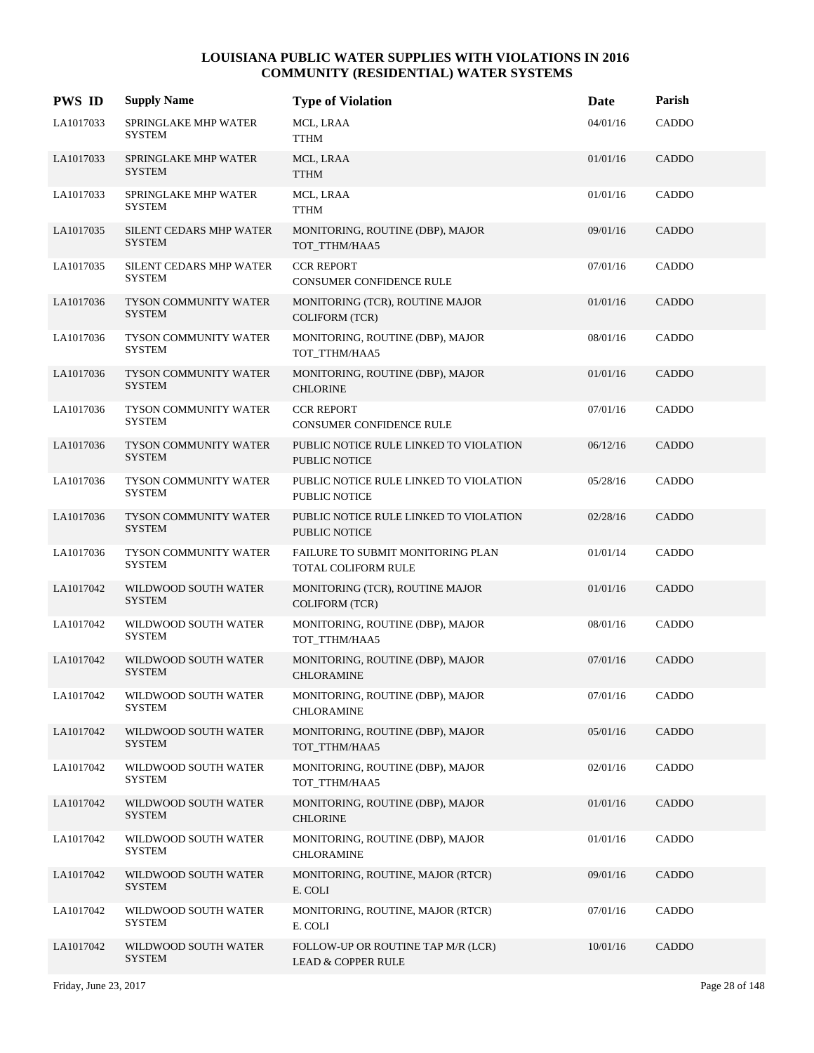# LOUISIANA PUBLIC WATER SUPPLIES WITH VIOLATIONS IN 2016
## COMMUNITY (RESIDENTIAL) WATER SYSTEMS

| PWS ID | Supply Name | Type of Violation | Date | Parish |
|---|---|---|---|---|
| LA1017033 | SPRINGLAKE MHP WATER SYSTEM | MCL, LRAA<br>TTHM | 04/01/16 | CADDO |
| LA1017033 | SPRINGLAKE MHP WATER SYSTEM | MCL, LRAA<br>TTHM | 01/01/16 | CADDO |
| LA1017033 | SPRINGLAKE MHP WATER SYSTEM | MCL, LRAA<br>TTHM | 01/01/16 | CADDO |
| LA1017035 | SILENT CEDARS MHP WATER SYSTEM | MONITORING, ROUTINE (DBP), MAJOR<br>TOT_TTHM/HAA5 | 09/01/16 | CADDO |
| LA1017035 | SILENT CEDARS MHP WATER SYSTEM | CCR REPORT<br>CONSUMER CONFIDENCE RULE | 07/01/16 | CADDO |
| LA1017036 | TYSON COMMUNITY WATER SYSTEM | MONITORING (TCR), ROUTINE MAJOR<br>COLIFORM (TCR) | 01/01/16 | CADDO |
| LA1017036 | TYSON COMMUNITY WATER SYSTEM | MONITORING, ROUTINE (DBP), MAJOR<br>TOT_TTHM/HAA5 | 08/01/16 | CADDO |
| LA1017036 | TYSON COMMUNITY WATER SYSTEM | MONITORING, ROUTINE (DBP), MAJOR<br>CHLORINE | 01/01/16 | CADDO |
| LA1017036 | TYSON COMMUNITY WATER SYSTEM | CCR REPORT<br>CONSUMER CONFIDENCE RULE | 07/01/16 | CADDO |
| LA1017036 | TYSON COMMUNITY WATER SYSTEM | PUBLIC NOTICE RULE LINKED TO VIOLATION<br>PUBLIC NOTICE | 06/12/16 | CADDO |
| LA1017036 | TYSON COMMUNITY WATER SYSTEM | PUBLIC NOTICE RULE LINKED TO VIOLATION<br>PUBLIC NOTICE | 05/28/16 | CADDO |
| LA1017036 | TYSON COMMUNITY WATER SYSTEM | PUBLIC NOTICE RULE LINKED TO VIOLATION<br>PUBLIC NOTICE | 02/28/16 | CADDO |
| LA1017036 | TYSON COMMUNITY WATER SYSTEM | FAILURE TO SUBMIT MONITORING PLAN<br>TOTAL COLIFORM RULE | 01/01/14 | CADDO |
| LA1017042 | WILDWOOD SOUTH WATER SYSTEM | MONITORING (TCR), ROUTINE MAJOR<br>COLIFORM (TCR) | 01/01/16 | CADDO |
| LA1017042 | WILDWOOD SOUTH WATER SYSTEM | MONITORING, ROUTINE (DBP), MAJOR<br>TOT_TTHM/HAA5 | 08/01/16 | CADDO |
| LA1017042 | WILDWOOD SOUTH WATER SYSTEM | MONITORING, ROUTINE (DBP), MAJOR<br>CHLORAMINE | 07/01/16 | CADDO |
| LA1017042 | WILDWOOD SOUTH WATER SYSTEM | MONITORING, ROUTINE (DBP), MAJOR<br>CHLORAMINE | 07/01/16 | CADDO |
| LA1017042 | WILDWOOD SOUTH WATER SYSTEM | MONITORING, ROUTINE (DBP), MAJOR<br>TOT_TTHM/HAA5 | 05/01/16 | CADDO |
| LA1017042 | WILDWOOD SOUTH WATER SYSTEM | MONITORING, ROUTINE (DBP), MAJOR<br>TOT_TTHM/HAA5 | 02/01/16 | CADDO |
| LA1017042 | WILDWOOD SOUTH WATER SYSTEM | MONITORING, ROUTINE (DBP), MAJOR<br>CHLORINE | 01/01/16 | CADDO |
| LA1017042 | WILDWOOD SOUTH WATER SYSTEM | MONITORING, ROUTINE (DBP), MAJOR<br>CHLORAMINE | 01/01/16 | CADDO |
| LA1017042 | WILDWOOD SOUTH WATER SYSTEM | MONITORING, ROUTINE, MAJOR (RTCR)<br>E. COLI | 09/01/16 | CADDO |
| LA1017042 | WILDWOOD SOUTH WATER SYSTEM | MONITORING, ROUTINE, MAJOR (RTCR)<br>E. COLI | 07/01/16 | CADDO |
| LA1017042 | WILDWOOD SOUTH WATER SYSTEM | FOLLOW-UP OR ROUTINE TAP M/R (LCR)<br>LEAD & COPPER RULE | 10/01/16 | CADDO |

Friday, June 23, 2017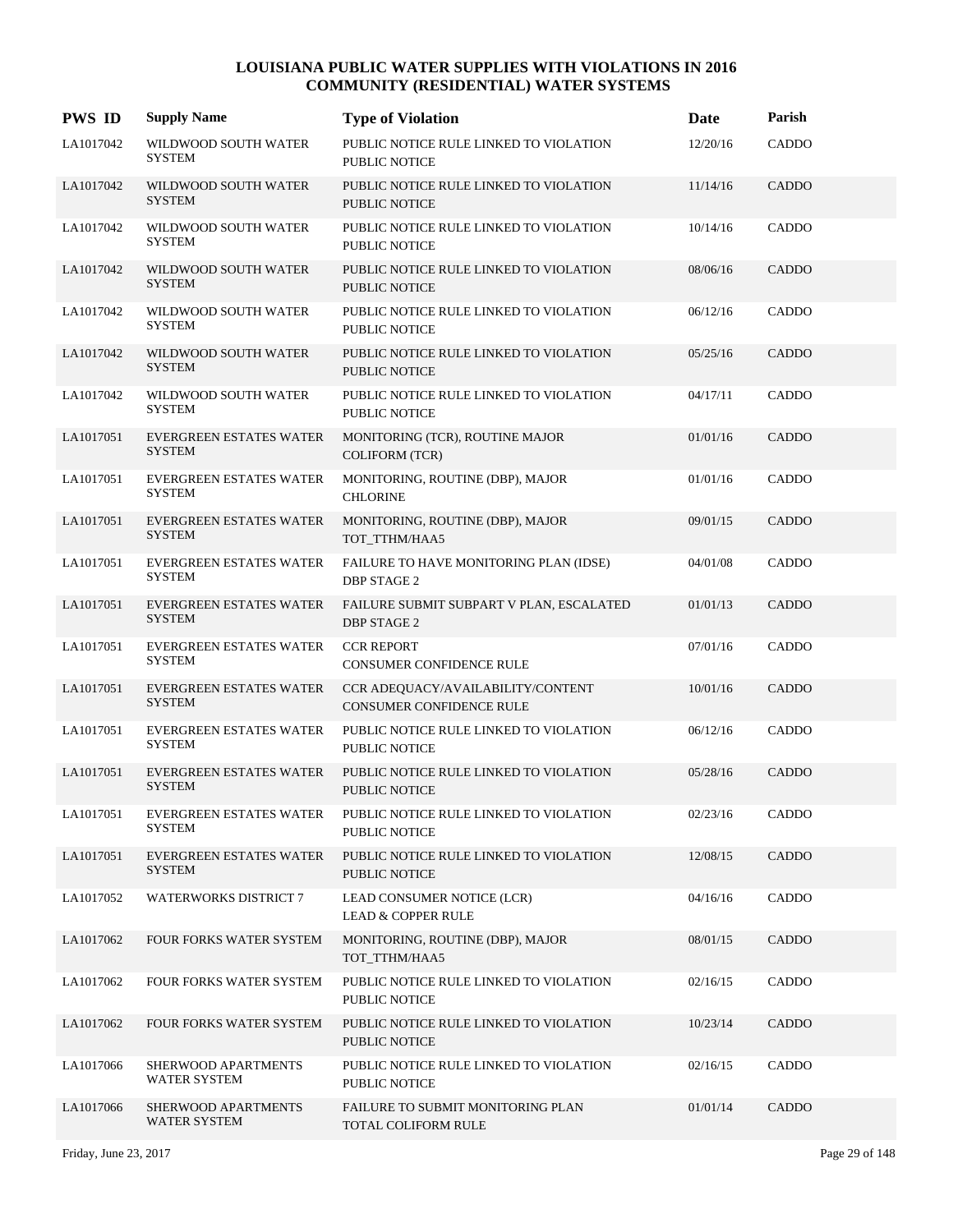# LOUISIANA PUBLIC WATER SUPPLIES WITH VIOLATIONS IN 2016
## COMMUNITY (RESIDENTIAL) WATER SYSTEMS

| PWS ID | Supply Name | Type of Violation | Date | Parish |
|---|---|---|---|---|
| LA1017042 | WILDWOOD SOUTH WATER SYSTEM | PUBLIC NOTICE RULE LINKED TO VIOLATION PUBLIC NOTICE | 12/20/16 | CADDO |
| LA1017042 | WILDWOOD SOUTH WATER SYSTEM | PUBLIC NOTICE RULE LINKED TO VIOLATION PUBLIC NOTICE | 11/14/16 | CADDO |
| LA1017042 | WILDWOOD SOUTH WATER SYSTEM | PUBLIC NOTICE RULE LINKED TO VIOLATION PUBLIC NOTICE | 10/14/16 | CADDO |
| LA1017042 | WILDWOOD SOUTH WATER SYSTEM | PUBLIC NOTICE RULE LINKED TO VIOLATION PUBLIC NOTICE | 08/06/16 | CADDO |
| LA1017042 | WILDWOOD SOUTH WATER SYSTEM | PUBLIC NOTICE RULE LINKED TO VIOLATION PUBLIC NOTICE | 06/12/16 | CADDO |
| LA1017042 | WILDWOOD SOUTH WATER SYSTEM | PUBLIC NOTICE RULE LINKED TO VIOLATION PUBLIC NOTICE | 05/25/16 | CADDO |
| LA1017042 | WILDWOOD SOUTH WATER SYSTEM | PUBLIC NOTICE RULE LINKED TO VIOLATION PUBLIC NOTICE | 04/17/11 | CADDO |
| LA1017051 | EVERGREEN ESTATES WATER SYSTEM | MONITORING (TCR), ROUTINE MAJOR COLIFORM (TCR) | 01/01/16 | CADDO |
| LA1017051 | EVERGREEN ESTATES WATER SYSTEM | MONITORING, ROUTINE (DBP), MAJOR CHLORINE | 01/01/16 | CADDO |
| LA1017051 | EVERGREEN ESTATES WATER SYSTEM | MONITORING, ROUTINE (DBP), MAJOR TOT_TTHM/HAA5 | 09/01/15 | CADDO |
| LA1017051 | EVERGREEN ESTATES WATER SYSTEM | FAILURE TO HAVE MONITORING PLAN (IDSE) DBP STAGE 2 | 04/01/08 | CADDO |
| LA1017051 | EVERGREEN ESTATES WATER SYSTEM | FAILURE SUBMIT SUBPART V PLAN, ESCALATED DBP STAGE 2 | 01/01/13 | CADDO |
| LA1017051 | EVERGREEN ESTATES WATER SYSTEM | CCR REPORT CONSUMER CONFIDENCE RULE | 07/01/16 | CADDO |
| LA1017051 | EVERGREEN ESTATES WATER SYSTEM | CCR ADEQUACY/AVAILABILITY/CONTENT CONSUMER CONFIDENCE RULE | 10/01/16 | CADDO |
| LA1017051 | EVERGREEN ESTATES WATER SYSTEM | PUBLIC NOTICE RULE LINKED TO VIOLATION PUBLIC NOTICE | 06/12/16 | CADDO |
| LA1017051 | EVERGREEN ESTATES WATER SYSTEM | PUBLIC NOTICE RULE LINKED TO VIOLATION PUBLIC NOTICE | 05/28/16 | CADDO |
| LA1017051 | EVERGREEN ESTATES WATER SYSTEM | PUBLIC NOTICE RULE LINKED TO VIOLATION PUBLIC NOTICE | 02/23/16 | CADDO |
| LA1017051 | EVERGREEN ESTATES WATER SYSTEM | PUBLIC NOTICE RULE LINKED TO VIOLATION PUBLIC NOTICE | 12/08/15 | CADDO |
| LA1017052 | WATERWORKS DISTRICT 7 | LEAD CONSUMER NOTICE (LCR) LEAD & COPPER RULE | 04/16/16 | CADDO |
| LA1017062 | FOUR FORKS WATER SYSTEM | MONITORING, ROUTINE (DBP), MAJOR TOT_TTHM/HAA5 | 08/01/15 | CADDO |
| LA1017062 | FOUR FORKS WATER SYSTEM | PUBLIC NOTICE RULE LINKED TO VIOLATION PUBLIC NOTICE | 02/16/15 | CADDO |
| LA1017062 | FOUR FORKS WATER SYSTEM | PUBLIC NOTICE RULE LINKED TO VIOLATION PUBLIC NOTICE | 10/23/14 | CADDO |
| LA1017066 | SHERWOOD APARTMENTS WATER SYSTEM | PUBLIC NOTICE RULE LINKED TO VIOLATION PUBLIC NOTICE | 02/16/15 | CADDO |
| LA1017066 | SHERWOOD APARTMENTS WATER SYSTEM | FAILURE TO SUBMIT MONITORING PLAN TOTAL COLIFORM RULE | 01/01/14 | CADDO |

Friday, June 23, 2017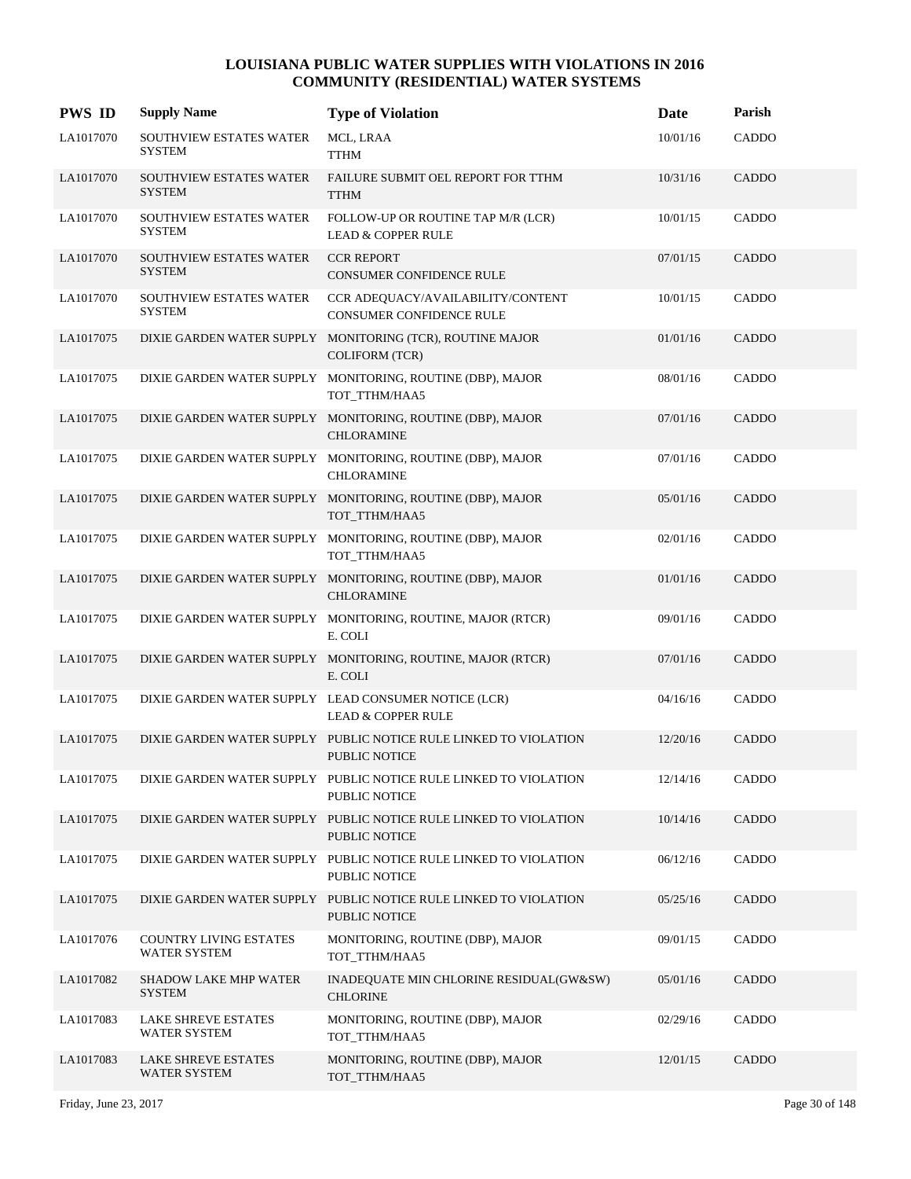# LOUISIANA PUBLIC WATER SUPPLIES WITH VIOLATIONS IN 2016
## COMMUNITY (RESIDENTIAL) WATER SYSTEMS

| PWS ID | Supply Name | Type of Violation | Date | Parish |
|---|---|---|---|---|
| LA1017070 | SOUTHVIEW ESTATES WATER SYSTEM | MCL, LRAA<br>TTHM | 10/01/16 | CADDO |
| LA1017070 | SOUTHVIEW ESTATES WATER SYSTEM | FAILURE SUBMIT OEL REPORT FOR TTHM<br>TTHM | 10/31/16 | CADDO |
| LA1017070 | SOUTHVIEW ESTATES WATER SYSTEM | FOLLOW-UP OR ROUTINE TAP M/R (LCR)<br>LEAD & COPPER RULE | 10/01/15 | CADDO |
| LA1017070 | SOUTHVIEW ESTATES WATER SYSTEM | CCR REPORT<br>CONSUMER CONFIDENCE RULE | 07/01/15 | CADDO |
| LA1017070 | SOUTHVIEW ESTATES WATER SYSTEM | CCR ADEQUACY/AVAILABILITY/CONTENT<br>CONSUMER CONFIDENCE RULE | 10/01/15 | CADDO |
| LA1017075 | DIXIE GARDEN WATER SUPPLY | MONITORING (TCR), ROUTINE MAJOR<br>COLIFORM (TCR) | 01/01/16 | CADDO |
| LA1017075 | DIXIE GARDEN WATER SUPPLY | MONITORING, ROUTINE (DBP), MAJOR<br>TOT_TTHM/HAA5 | 08/01/16 | CADDO |
| LA1017075 | DIXIE GARDEN WATER SUPPLY | MONITORING, ROUTINE (DBP), MAJOR<br>CHLORAMINE | 07/01/16 | CADDO |
| LA1017075 | DIXIE GARDEN WATER SUPPLY | MONITORING, ROUTINE (DBP), MAJOR<br>CHLORAMINE | 07/01/16 | CADDO |
| LA1017075 | DIXIE GARDEN WATER SUPPLY | MONITORING, ROUTINE (DBP), MAJOR<br>TOT_TTHM/HAA5 | 05/01/16 | CADDO |
| LA1017075 | DIXIE GARDEN WATER SUPPLY | MONITORING, ROUTINE (DBP), MAJOR<br>TOT_TTHM/HAA5 | 02/01/16 | CADDO |
| LA1017075 | DIXIE GARDEN WATER SUPPLY | MONITORING, ROUTINE (DBP), MAJOR<br>CHLORAMINE | 01/01/16 | CADDO |
| LA1017075 | DIXIE GARDEN WATER SUPPLY | MONITORING, ROUTINE, MAJOR (RTCR)<br>E. COLI | 09/01/16 | CADDO |
| LA1017075 | DIXIE GARDEN WATER SUPPLY | MONITORING, ROUTINE, MAJOR (RTCR)<br>E. COLI | 07/01/16 | CADDO |
| LA1017075 | DIXIE GARDEN WATER SUPPLY | LEAD CONSUMER NOTICE (LCR)<br>LEAD & COPPER RULE | 04/16/16 | CADDO |
| LA1017075 | DIXIE GARDEN WATER SUPPLY | PUBLIC NOTICE RULE LINKED TO VIOLATION<br>PUBLIC NOTICE | 12/20/16 | CADDO |
| LA1017075 | DIXIE GARDEN WATER SUPPLY | PUBLIC NOTICE RULE LINKED TO VIOLATION<br>PUBLIC NOTICE | 12/14/16 | CADDO |
| LA1017075 | DIXIE GARDEN WATER SUPPLY | PUBLIC NOTICE RULE LINKED TO VIOLATION<br>PUBLIC NOTICE | 10/14/16 | CADDO |
| LA1017075 | DIXIE GARDEN WATER SUPPLY | PUBLIC NOTICE RULE LINKED TO VIOLATION<br>PUBLIC NOTICE | 06/12/16 | CADDO |
| LA1017075 | DIXIE GARDEN WATER SUPPLY | PUBLIC NOTICE RULE LINKED TO VIOLATION<br>PUBLIC NOTICE | 05/25/16 | CADDO |
| LA1017076 | COUNTRY LIVING ESTATES WATER SYSTEM | MONITORING, ROUTINE (DBP), MAJOR<br>TOT_TTHM/HAA5 | 09/01/15 | CADDO |
| LA1017082 | SHADOW LAKE MHP WATER SYSTEM | INADEQUATE MIN CHLORINE RESIDUAL(GW&SW)<br>CHLORINE | 05/01/16 | CADDO |
| LA1017083 | LAKE SHREVE ESTATES WATER SYSTEM | MONITORING, ROUTINE (DBP), MAJOR<br>TOT_TTHM/HAA5 | 02/29/16 | CADDO |
| LA1017083 | LAKE SHREVE ESTATES WATER SYSTEM | MONITORING, ROUTINE (DBP), MAJOR<br>TOT_TTHM/HAA5 | 12/01/15 | CADDO |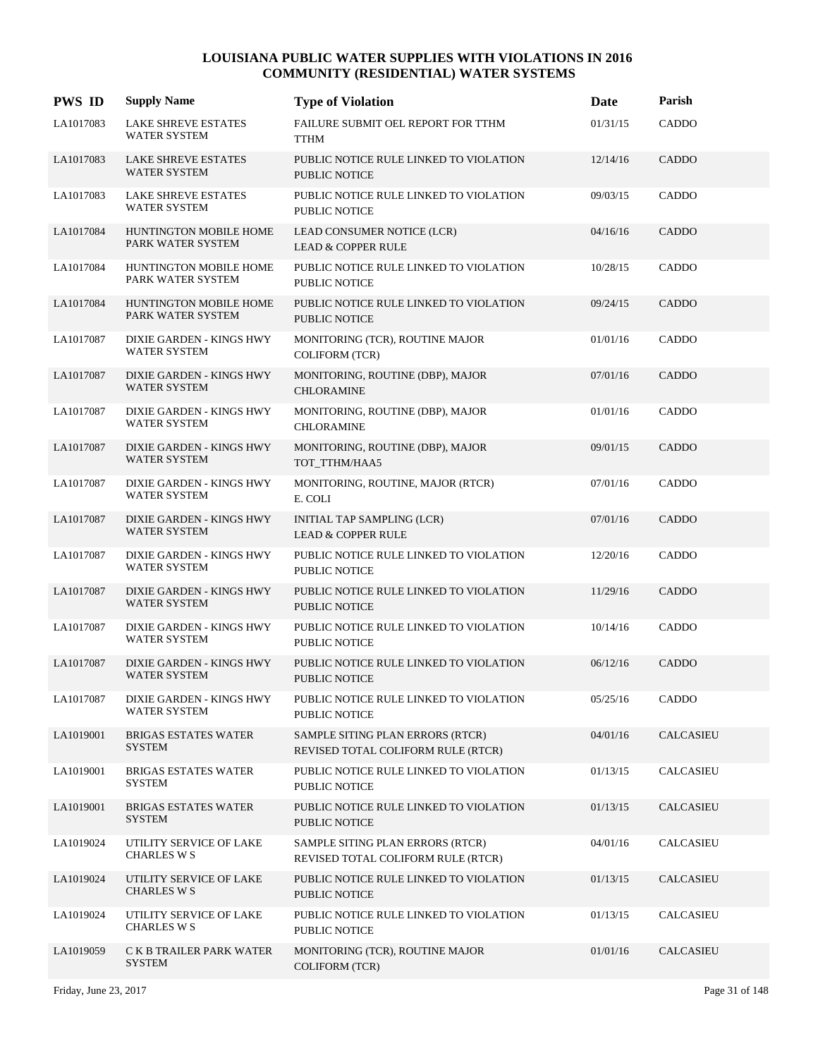# LOUISIANA PUBLIC WATER SUPPLIES WITH VIOLATIONS IN 2016
## COMMUNITY (RESIDENTIAL) WATER SYSTEMS

| PWS ID | Supply Name | Type of Violation | Date | Parish |
|---|---|---|---|---|
| LA1017083 | LAKE SHREVE ESTATES WATER SYSTEM | FAILURE SUBMIT OEL REPORT FOR TTHM TTHM | 01/31/15 | CADDO |
| LA1017083 | LAKE SHREVE ESTATES WATER SYSTEM | PUBLIC NOTICE RULE LINKED TO VIOLATION PUBLIC NOTICE | 12/14/16 | CADDO |
| LA1017083 | LAKE SHREVE ESTATES WATER SYSTEM | PUBLIC NOTICE RULE LINKED TO VIOLATION PUBLIC NOTICE | 09/03/15 | CADDO |
| LA1017084 | HUNTINGTON MOBILE HOME PARK WATER SYSTEM | LEAD CONSUMER NOTICE (LCR) LEAD & COPPER RULE | 04/16/16 | CADDO |
| LA1017084 | HUNTINGTON MOBILE HOME PARK WATER SYSTEM | PUBLIC NOTICE RULE LINKED TO VIOLATION PUBLIC NOTICE | 10/28/15 | CADDO |
| LA1017084 | HUNTINGTON MOBILE HOME PARK WATER SYSTEM | PUBLIC NOTICE RULE LINKED TO VIOLATION PUBLIC NOTICE | 09/24/15 | CADDO |
| LA1017087 | DIXIE GARDEN - KINGS HWY WATER SYSTEM | MONITORING (TCR), ROUTINE MAJOR COLIFORM (TCR) | 01/01/16 | CADDO |
| LA1017087 | DIXIE GARDEN - KINGS HWY WATER SYSTEM | MONITORING, ROUTINE (DBP), MAJOR CHLORAMINE | 07/01/16 | CADDO |
| LA1017087 | DIXIE GARDEN - KINGS HWY WATER SYSTEM | MONITORING, ROUTINE (DBP), MAJOR CHLORAMINE | 01/01/16 | CADDO |
| LA1017087 | DIXIE GARDEN - KINGS HWY WATER SYSTEM | MONITORING, ROUTINE (DBP), MAJOR TOT_TTHM/HAA5 | 09/01/15 | CADDO |
| LA1017087 | DIXIE GARDEN - KINGS HWY WATER SYSTEM | MONITORING, ROUTINE, MAJOR (RTCR) E. COLI | 07/01/16 | CADDO |
| LA1017087 | DIXIE GARDEN - KINGS HWY WATER SYSTEM | INITIAL TAP SAMPLING (LCR) LEAD & COPPER RULE | 07/01/16 | CADDO |
| LA1017087 | DIXIE GARDEN - KINGS HWY WATER SYSTEM | PUBLIC NOTICE RULE LINKED TO VIOLATION PUBLIC NOTICE | 12/20/16 | CADDO |
| LA1017087 | DIXIE GARDEN - KINGS HWY WATER SYSTEM | PUBLIC NOTICE RULE LINKED TO VIOLATION PUBLIC NOTICE | 11/29/16 | CADDO |
| LA1017087 | DIXIE GARDEN - KINGS HWY WATER SYSTEM | PUBLIC NOTICE RULE LINKED TO VIOLATION PUBLIC NOTICE | 10/14/16 | CADDO |
| LA1017087 | DIXIE GARDEN - KINGS HWY WATER SYSTEM | PUBLIC NOTICE RULE LINKED TO VIOLATION PUBLIC NOTICE | 06/12/16 | CADDO |
| LA1017087 | DIXIE GARDEN - KINGS HWY WATER SYSTEM | PUBLIC NOTICE RULE LINKED TO VIOLATION PUBLIC NOTICE | 05/25/16 | CADDO |
| LA1019001 | BRIGAS ESTATES WATER SYSTEM | SAMPLE SITING PLAN ERRORS (RTCR) REVISED TOTAL COLIFORM RULE (RTCR) | 04/01/16 | CALCASIEU |
| LA1019001 | BRIGAS ESTATES WATER SYSTEM | PUBLIC NOTICE RULE LINKED TO VIOLATION PUBLIC NOTICE | 01/13/15 | CALCASIEU |
| LA1019001 | BRIGAS ESTATES WATER SYSTEM | PUBLIC NOTICE RULE LINKED TO VIOLATION PUBLIC NOTICE | 01/13/15 | CALCASIEU |
| LA1019024 | UTILITY SERVICE OF LAKE CHARLES W S | SAMPLE SITING PLAN ERRORS (RTCR) REVISED TOTAL COLIFORM RULE (RTCR) | 04/01/16 | CALCASIEU |
| LA1019024 | UTILITY SERVICE OF LAKE CHARLES W S | PUBLIC NOTICE RULE LINKED TO VIOLATION PUBLIC NOTICE | 01/13/15 | CALCASIEU |
| LA1019024 | UTILITY SERVICE OF LAKE CHARLES W S | PUBLIC NOTICE RULE LINKED TO VIOLATION PUBLIC NOTICE | 01/13/15 | CALCASIEU |
| LA1019059 | C K B TRAILER PARK WATER SYSTEM | MONITORING (TCR), ROUTINE MAJOR COLIFORM (TCR) | 01/01/16 | CALCASIEU |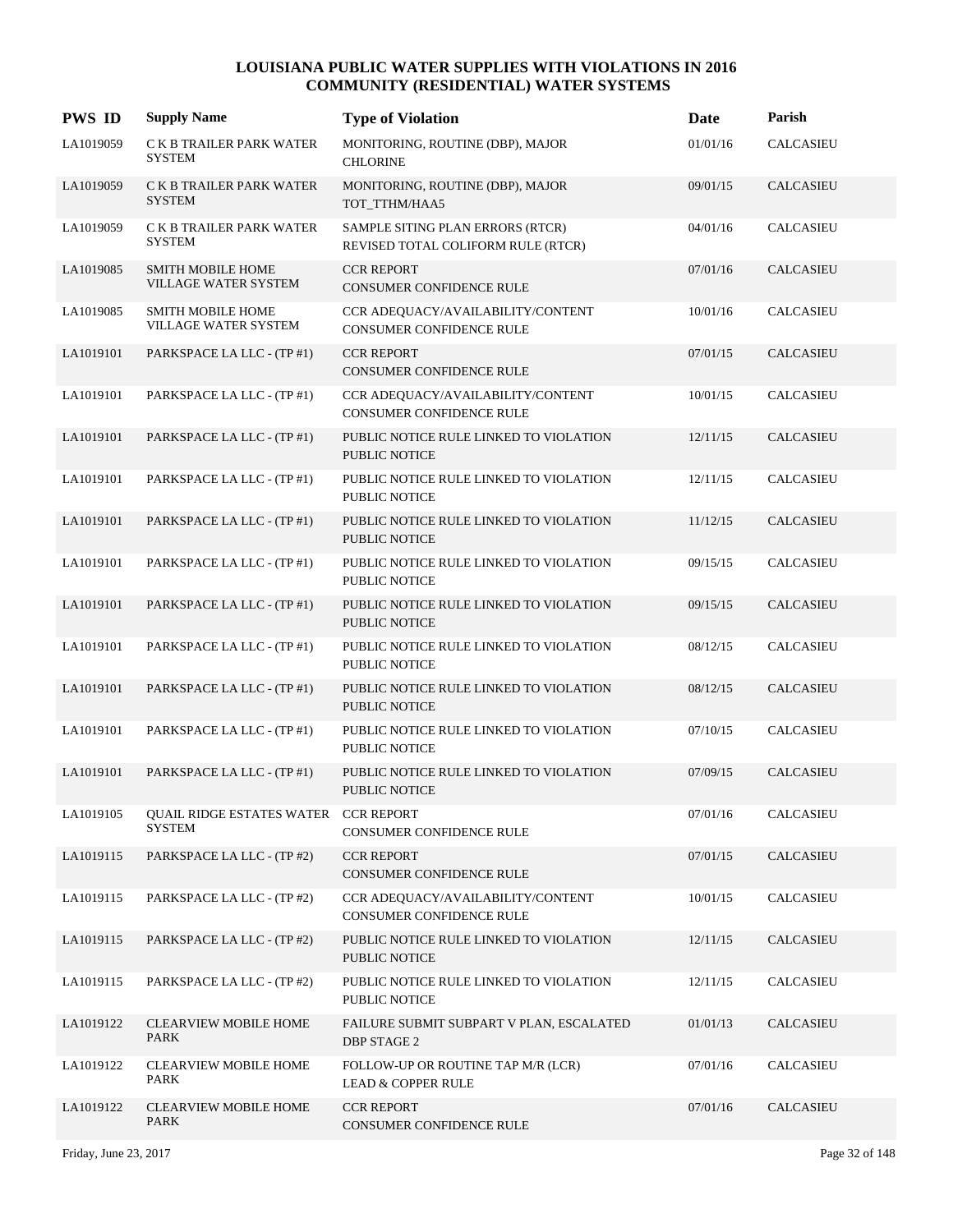# LOUISIANA PUBLIC WATER SUPPLIES WITH VIOLATIONS IN 2016
## COMMUNITY (RESIDENTIAL) WATER SYSTEMS

| PWS ID | Supply Name | Type of Violation | Date | Parish |
|---|---|---|---|---|
| LA1019059 | C K B TRAILER PARK WATER SYSTEM | MONITORING, ROUTINE (DBP), MAJOR CHLORINE | 01/01/16 | CALCASIEU |
| LA1019059 | C K B TRAILER PARK WATER SYSTEM | MONITORING, ROUTINE (DBP), MAJOR TOT_TTHM/HAA5 | 09/01/15 | CALCASIEU |
| LA1019059 | C K B TRAILER PARK WATER SYSTEM | SAMPLE SITING PLAN ERRORS (RTCR) REVISED TOTAL COLIFORM RULE (RTCR) | 04/01/16 | CALCASIEU |
| LA1019085 | SMITH MOBILE HOME VILLAGE WATER SYSTEM | CCR REPORT CONSUMER CONFIDENCE RULE | 07/01/16 | CALCASIEU |
| LA1019085 | SMITH MOBILE HOME VILLAGE WATER SYSTEM | CCR ADEQUACY/AVAILABILITY/CONTENT CONSUMER CONFIDENCE RULE | 10/01/16 | CALCASIEU |
| LA1019101 | PARKSPACE LA LLC - (TP #1) | CCR REPORT CONSUMER CONFIDENCE RULE | 07/01/15 | CALCASIEU |
| LA1019101 | PARKSPACE LA LLC - (TP #1) | CCR ADEQUACY/AVAILABILITY/CONTENT CONSUMER CONFIDENCE RULE | 10/01/15 | CALCASIEU |
| LA1019101 | PARKSPACE LA LLC - (TP #1) | PUBLIC NOTICE RULE LINKED TO VIOLATION PUBLIC NOTICE | 12/11/15 | CALCASIEU |
| LA1019101 | PARKSPACE LA LLC - (TP #1) | PUBLIC NOTICE RULE LINKED TO VIOLATION PUBLIC NOTICE | 12/11/15 | CALCASIEU |
| LA1019101 | PARKSPACE LA LLC - (TP #1) | PUBLIC NOTICE RULE LINKED TO VIOLATION PUBLIC NOTICE | 11/12/15 | CALCASIEU |
| LA1019101 | PARKSPACE LA LLC - (TP #1) | PUBLIC NOTICE RULE LINKED TO VIOLATION PUBLIC NOTICE | 09/15/15 | CALCASIEU |
| LA1019101 | PARKSPACE LA LLC - (TP #1) | PUBLIC NOTICE RULE LINKED TO VIOLATION PUBLIC NOTICE | 09/15/15 | CALCASIEU |
| LA1019101 | PARKSPACE LA LLC - (TP #1) | PUBLIC NOTICE RULE LINKED TO VIOLATION PUBLIC NOTICE | 08/12/15 | CALCASIEU |
| LA1019101 | PARKSPACE LA LLC - (TP #1) | PUBLIC NOTICE RULE LINKED TO VIOLATION PUBLIC NOTICE | 08/12/15 | CALCASIEU |
| LA1019101 | PARKSPACE LA LLC - (TP #1) | PUBLIC NOTICE RULE LINKED TO VIOLATION PUBLIC NOTICE | 07/10/15 | CALCASIEU |
| LA1019101 | PARKSPACE LA LLC - (TP #1) | PUBLIC NOTICE RULE LINKED TO VIOLATION PUBLIC NOTICE | 07/09/15 | CALCASIEU |
| LA1019105 | QUAIL RIDGE ESTATES WATER SYSTEM | CCR REPORT CONSUMER CONFIDENCE RULE | 07/01/16 | CALCASIEU |
| LA1019115 | PARKSPACE LA LLC - (TP #2) | CCR REPORT CONSUMER CONFIDENCE RULE | 07/01/15 | CALCASIEU |
| LA1019115 | PARKSPACE LA LLC - (TP #2) | CCR ADEQUACY/AVAILABILITY/CONTENT CONSUMER CONFIDENCE RULE | 10/01/15 | CALCASIEU |
| LA1019115 | PARKSPACE LA LLC - (TP #2) | PUBLIC NOTICE RULE LINKED TO VIOLATION PUBLIC NOTICE | 12/11/15 | CALCASIEU |
| LA1019115 | PARKSPACE LA LLC - (TP #2) | PUBLIC NOTICE RULE LINKED TO VIOLATION PUBLIC NOTICE | 12/11/15 | CALCASIEU |
| LA1019122 | CLEARVIEW MOBILE HOME PARK | FAILURE SUBMIT SUBPART V PLAN, ESCALATED DBP STAGE 2 | 01/01/13 | CALCASIEU |
| LA1019122 | CLEARVIEW MOBILE HOME PARK | FOLLOW-UP OR ROUTINE TAP M/R (LCR) LEAD & COPPER RULE | 07/01/16 | CALCASIEU |
| LA1019122 | CLEARVIEW MOBILE HOME PARK | CCR REPORT CONSUMER CONFIDENCE RULE | 07/01/16 | CALCASIEU |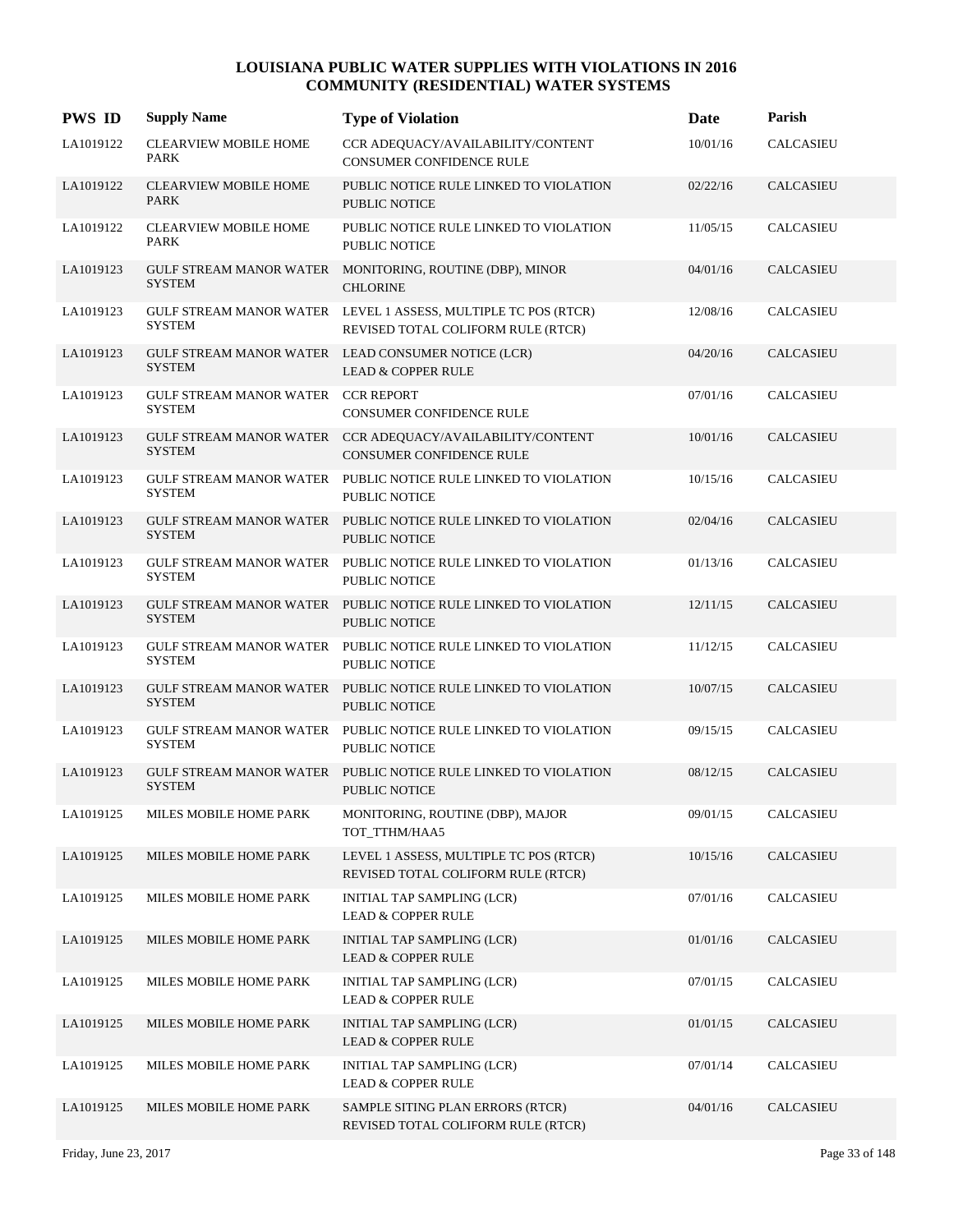## LOUISIANA PUBLIC WATER SUPPLIES WITH VIOLATIONS IN 2016
## COMMUNITY (RESIDENTIAL) WATER SYSTEMS

| PWS ID | Supply Name | Type of Violation | Date | Parish |
|---|---|---|---|---|
| LA1019122 | CLEARVIEW MOBILE HOME PARK | CCR ADEQUACY/AVAILABILITY/CONTENT CONSUMER CONFIDENCE RULE | 10/01/16 | CALCASIEU |
| LA1019122 | CLEARVIEW MOBILE HOME PARK | PUBLIC NOTICE RULE LINKED TO VIOLATION PUBLIC NOTICE | 02/22/16 | CALCASIEU |
| LA1019122 | CLEARVIEW MOBILE HOME PARK | PUBLIC NOTICE RULE LINKED TO VIOLATION PUBLIC NOTICE | 11/05/15 | CALCASIEU |
| LA1019123 | GULF STREAM MANOR WATER SYSTEM | MONITORING, ROUTINE (DBP), MINOR CHLORINE | 04/01/16 | CALCASIEU |
| LA1019123 | GULF STREAM MANOR WATER SYSTEM | LEVEL 1 ASSESS, MULTIPLE TC POS (RTCR) REVISED TOTAL COLIFORM RULE (RTCR) | 12/08/16 | CALCASIEU |
| LA1019123 | GULF STREAM MANOR WATER SYSTEM | LEAD CONSUMER NOTICE (LCR) LEAD & COPPER RULE | 04/20/16 | CALCASIEU |
| LA1019123 | GULF STREAM MANOR WATER SYSTEM | CCR REPORT CONSUMER CONFIDENCE RULE | 07/01/16 | CALCASIEU |
| LA1019123 | GULF STREAM MANOR WATER SYSTEM | CCR ADEQUACY/AVAILABILITY/CONTENT CONSUMER CONFIDENCE RULE | 10/01/16 | CALCASIEU |
| LA1019123 | GULF STREAM MANOR WATER SYSTEM | PUBLIC NOTICE RULE LINKED TO VIOLATION PUBLIC NOTICE | 10/15/16 | CALCASIEU |
| LA1019123 | GULF STREAM MANOR WATER SYSTEM | PUBLIC NOTICE RULE LINKED TO VIOLATION PUBLIC NOTICE | 02/04/16 | CALCASIEU |
| LA1019123 | GULF STREAM MANOR WATER SYSTEM | PUBLIC NOTICE RULE LINKED TO VIOLATION PUBLIC NOTICE | 01/13/16 | CALCASIEU |
| LA1019123 | GULF STREAM MANOR WATER SYSTEM | PUBLIC NOTICE RULE LINKED TO VIOLATION PUBLIC NOTICE | 12/11/15 | CALCASIEU |
| LA1019123 | GULF STREAM MANOR WATER SYSTEM | PUBLIC NOTICE RULE LINKED TO VIOLATION PUBLIC NOTICE | 11/12/15 | CALCASIEU |
| LA1019123 | GULF STREAM MANOR WATER SYSTEM | PUBLIC NOTICE RULE LINKED TO VIOLATION PUBLIC NOTICE | 10/07/15 | CALCASIEU |
| LA1019123 | GULF STREAM MANOR WATER SYSTEM | PUBLIC NOTICE RULE LINKED TO VIOLATION PUBLIC NOTICE | 09/15/15 | CALCASIEU |
| LA1019123 | GULF STREAM MANOR WATER SYSTEM | PUBLIC NOTICE RULE LINKED TO VIOLATION PUBLIC NOTICE | 08/12/15 | CALCASIEU |
| LA1019125 | MILES MOBILE HOME PARK | MONITORING, ROUTINE (DBP), MAJOR TOT_TTHM/HAA5 | 09/01/15 | CALCASIEU |
| LA1019125 | MILES MOBILE HOME PARK | LEVEL 1 ASSESS, MULTIPLE TC POS (RTCR) REVISED TOTAL COLIFORM RULE (RTCR) | 10/15/16 | CALCASIEU |
| LA1019125 | MILES MOBILE HOME PARK | INITIAL TAP SAMPLING (LCR) LEAD & COPPER RULE | 07/01/16 | CALCASIEU |
| LA1019125 | MILES MOBILE HOME PARK | INITIAL TAP SAMPLING (LCR) LEAD & COPPER RULE | 01/01/16 | CALCASIEU |
| LA1019125 | MILES MOBILE HOME PARK | INITIAL TAP SAMPLING (LCR) LEAD & COPPER RULE | 07/01/15 | CALCASIEU |
| LA1019125 | MILES MOBILE HOME PARK | INITIAL TAP SAMPLING (LCR) LEAD & COPPER RULE | 01/01/15 | CALCASIEU |
| LA1019125 | MILES MOBILE HOME PARK | INITIAL TAP SAMPLING (LCR) LEAD & COPPER RULE | 07/01/14 | CALCASIEU |
| LA1019125 | MILES MOBILE HOME PARK | SAMPLE SITING PLAN ERRORS (RTCR) REVISED TOTAL COLIFORM RULE (RTCR) | 04/01/16 | CALCASIEU |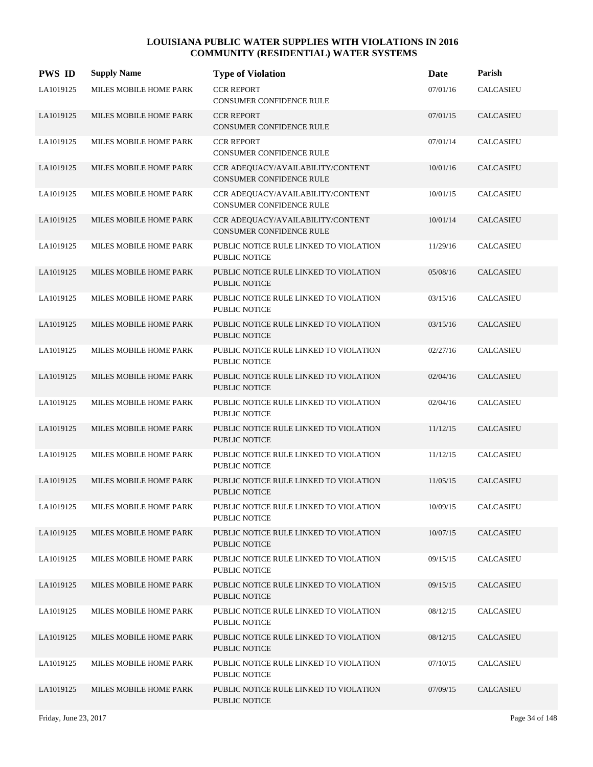# LOUISIANA PUBLIC WATER SUPPLIES WITH VIOLATIONS IN 2016
## COMMUNITY (RESIDENTIAL) WATER SYSTEMS

| PWS ID | Supply Name | Type of Violation | Date | Parish |
|---|---|---|---|---|
| LA1019125 | MILES MOBILE HOME PARK | CCR REPORT<br>CONSUMER CONFIDENCE RULE | 07/01/16 | CALCASIEU |
| LA1019125 | MILES MOBILE HOME PARK | CCR REPORT<br>CONSUMER CONFIDENCE RULE | 07/01/15 | CALCASIEU |
| LA1019125 | MILES MOBILE HOME PARK | CCR REPORT<br>CONSUMER CONFIDENCE RULE | 07/01/14 | CALCASIEU |
| LA1019125 | MILES MOBILE HOME PARK | CCR ADEQUACY/AVAILABILITY/CONTENT<br>CONSUMER CONFIDENCE RULE | 10/01/16 | CALCASIEU |
| LA1019125 | MILES MOBILE HOME PARK | CCR ADEQUACY/AVAILABILITY/CONTENT<br>CONSUMER CONFIDENCE RULE | 10/01/15 | CALCASIEU |
| LA1019125 | MILES MOBILE HOME PARK | CCR ADEQUACY/AVAILABILITY/CONTENT<br>CONSUMER CONFIDENCE RULE | 10/01/14 | CALCASIEU |
| LA1019125 | MILES MOBILE HOME PARK | PUBLIC NOTICE RULE LINKED TO VIOLATION<br>PUBLIC NOTICE | 11/29/16 | CALCASIEU |
| LA1019125 | MILES MOBILE HOME PARK | PUBLIC NOTICE RULE LINKED TO VIOLATION<br>PUBLIC NOTICE | 05/08/16 | CALCASIEU |
| LA1019125 | MILES MOBILE HOME PARK | PUBLIC NOTICE RULE LINKED TO VIOLATION<br>PUBLIC NOTICE | 03/15/16 | CALCASIEU |
| LA1019125 | MILES MOBILE HOME PARK | PUBLIC NOTICE RULE LINKED TO VIOLATION<br>PUBLIC NOTICE | 03/15/16 | CALCASIEU |
| LA1019125 | MILES MOBILE HOME PARK | PUBLIC NOTICE RULE LINKED TO VIOLATION<br>PUBLIC NOTICE | 02/27/16 | CALCASIEU |
| LA1019125 | MILES MOBILE HOME PARK | PUBLIC NOTICE RULE LINKED TO VIOLATION<br>PUBLIC NOTICE | 02/04/16 | CALCASIEU |
| LA1019125 | MILES MOBILE HOME PARK | PUBLIC NOTICE RULE LINKED TO VIOLATION<br>PUBLIC NOTICE | 02/04/16 | CALCASIEU |
| LA1019125 | MILES MOBILE HOME PARK | PUBLIC NOTICE RULE LINKED TO VIOLATION<br>PUBLIC NOTICE | 11/12/15 | CALCASIEU |
| LA1019125 | MILES MOBILE HOME PARK | PUBLIC NOTICE RULE LINKED TO VIOLATION<br>PUBLIC NOTICE | 11/12/15 | CALCASIEU |
| LA1019125 | MILES MOBILE HOME PARK | PUBLIC NOTICE RULE LINKED TO VIOLATION<br>PUBLIC NOTICE | 11/05/15 | CALCASIEU |
| LA1019125 | MILES MOBILE HOME PARK | PUBLIC NOTICE RULE LINKED TO VIOLATION<br>PUBLIC NOTICE | 10/09/15 | CALCASIEU |
| LA1019125 | MILES MOBILE HOME PARK | PUBLIC NOTICE RULE LINKED TO VIOLATION<br>PUBLIC NOTICE | 10/07/15 | CALCASIEU |
| LA1019125 | MILES MOBILE HOME PARK | PUBLIC NOTICE RULE LINKED TO VIOLATION<br>PUBLIC NOTICE | 09/15/15 | CALCASIEU |
| LA1019125 | MILES MOBILE HOME PARK | PUBLIC NOTICE RULE LINKED TO VIOLATION<br>PUBLIC NOTICE | 09/15/15 | CALCASIEU |
| LA1019125 | MILES MOBILE HOME PARK | PUBLIC NOTICE RULE LINKED TO VIOLATION<br>PUBLIC NOTICE | 08/12/15 | CALCASIEU |
| LA1019125 | MILES MOBILE HOME PARK | PUBLIC NOTICE RULE LINKED TO VIOLATION<br>PUBLIC NOTICE | 08/12/15 | CALCASIEU |
| LA1019125 | MILES MOBILE HOME PARK | PUBLIC NOTICE RULE LINKED TO VIOLATION<br>PUBLIC NOTICE | 07/10/15 | CALCASIEU |
| LA1019125 | MILES MOBILE HOME PARK | PUBLIC NOTICE RULE LINKED TO VIOLATION<br>PUBLIC NOTICE | 07/09/15 | CALCASIEU |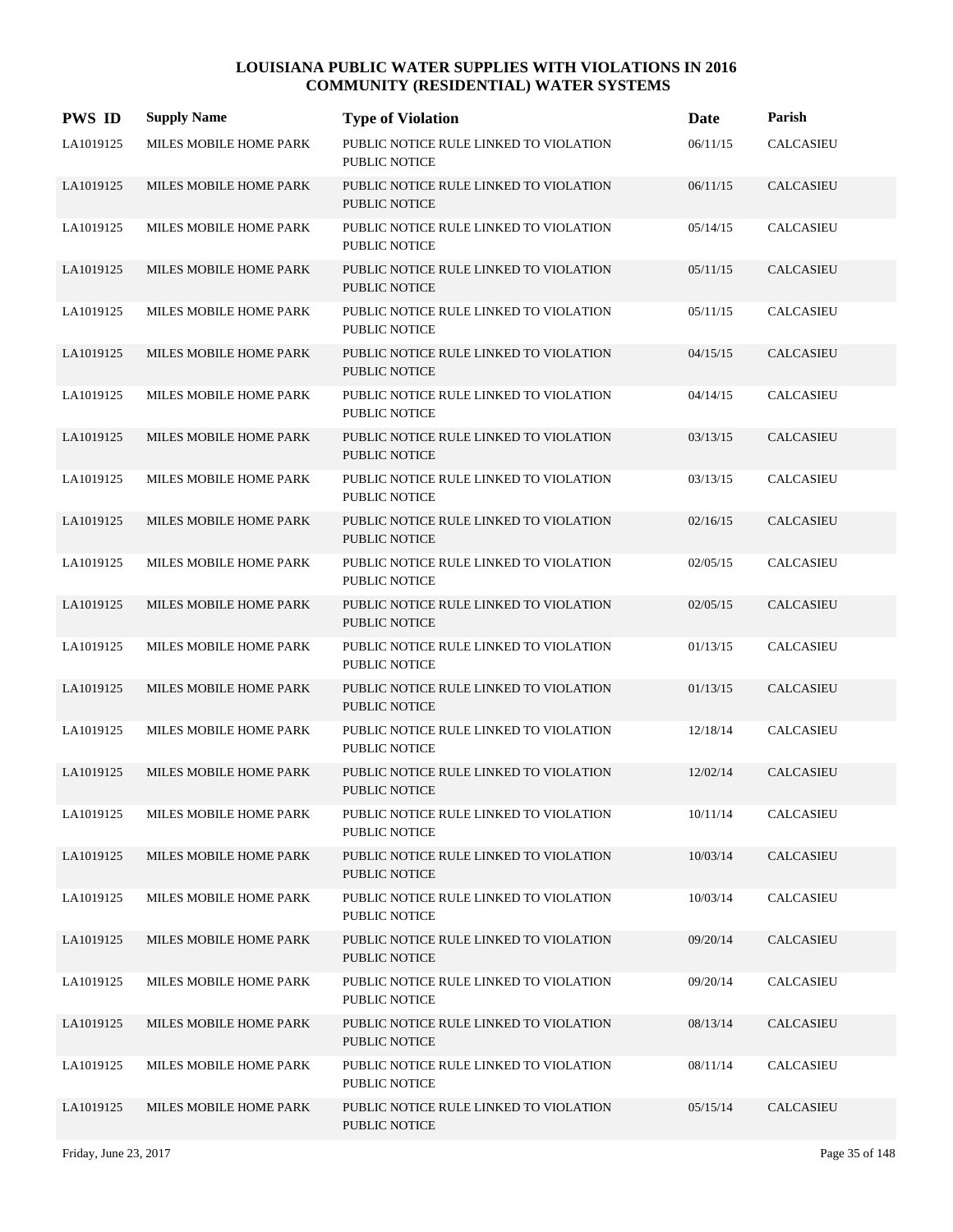# LOUISIANA PUBLIC WATER SUPPLIES WITH VIOLATIONS IN 2016
## COMMUNITY (RESIDENTIAL) WATER SYSTEMS

| PWS ID | Supply Name | Type of Violation | Date | Parish |
|---|---|---|---|---|
| LA1019125 | MILES MOBILE HOME PARK | PUBLIC NOTICE RULE LINKED TO VIOLATION PUBLIC NOTICE | 06/11/15 | CALCASIEU |
| LA1019125 | MILES MOBILE HOME PARK | PUBLIC NOTICE RULE LINKED TO VIOLATION PUBLIC NOTICE | 06/11/15 | CALCASIEU |
| LA1019125 | MILES MOBILE HOME PARK | PUBLIC NOTICE RULE LINKED TO VIOLATION PUBLIC NOTICE | 05/14/15 | CALCASIEU |
| LA1019125 | MILES MOBILE HOME PARK | PUBLIC NOTICE RULE LINKED TO VIOLATION PUBLIC NOTICE | 05/11/15 | CALCASIEU |
| LA1019125 | MILES MOBILE HOME PARK | PUBLIC NOTICE RULE LINKED TO VIOLATION PUBLIC NOTICE | 05/11/15 | CALCASIEU |
| LA1019125 | MILES MOBILE HOME PARK | PUBLIC NOTICE RULE LINKED TO VIOLATION PUBLIC NOTICE | 04/15/15 | CALCASIEU |
| LA1019125 | MILES MOBILE HOME PARK | PUBLIC NOTICE RULE LINKED TO VIOLATION PUBLIC NOTICE | 04/14/15 | CALCASIEU |
| LA1019125 | MILES MOBILE HOME PARK | PUBLIC NOTICE RULE LINKED TO VIOLATION PUBLIC NOTICE | 03/13/15 | CALCASIEU |
| LA1019125 | MILES MOBILE HOME PARK | PUBLIC NOTICE RULE LINKED TO VIOLATION PUBLIC NOTICE | 03/13/15 | CALCASIEU |
| LA1019125 | MILES MOBILE HOME PARK | PUBLIC NOTICE RULE LINKED TO VIOLATION PUBLIC NOTICE | 02/16/15 | CALCASIEU |
| LA1019125 | MILES MOBILE HOME PARK | PUBLIC NOTICE RULE LINKED TO VIOLATION PUBLIC NOTICE | 02/05/15 | CALCASIEU |
| LA1019125 | MILES MOBILE HOME PARK | PUBLIC NOTICE RULE LINKED TO VIOLATION PUBLIC NOTICE | 02/05/15 | CALCASIEU |
| LA1019125 | MILES MOBILE HOME PARK | PUBLIC NOTICE RULE LINKED TO VIOLATION PUBLIC NOTICE | 01/13/15 | CALCASIEU |
| LA1019125 | MILES MOBILE HOME PARK | PUBLIC NOTICE RULE LINKED TO VIOLATION PUBLIC NOTICE | 01/13/15 | CALCASIEU |
| LA1019125 | MILES MOBILE HOME PARK | PUBLIC NOTICE RULE LINKED TO VIOLATION PUBLIC NOTICE | 12/18/14 | CALCASIEU |
| LA1019125 | MILES MOBILE HOME PARK | PUBLIC NOTICE RULE LINKED TO VIOLATION PUBLIC NOTICE | 12/02/14 | CALCASIEU |
| LA1019125 | MILES MOBILE HOME PARK | PUBLIC NOTICE RULE LINKED TO VIOLATION PUBLIC NOTICE | 10/11/14 | CALCASIEU |
| LA1019125 | MILES MOBILE HOME PARK | PUBLIC NOTICE RULE LINKED TO VIOLATION PUBLIC NOTICE | 10/03/14 | CALCASIEU |
| LA1019125 | MILES MOBILE HOME PARK | PUBLIC NOTICE RULE LINKED TO VIOLATION PUBLIC NOTICE | 10/03/14 | CALCASIEU |
| LA1019125 | MILES MOBILE HOME PARK | PUBLIC NOTICE RULE LINKED TO VIOLATION PUBLIC NOTICE | 09/20/14 | CALCASIEU |
| LA1019125 | MILES MOBILE HOME PARK | PUBLIC NOTICE RULE LINKED TO VIOLATION PUBLIC NOTICE | 09/20/14 | CALCASIEU |
| LA1019125 | MILES MOBILE HOME PARK | PUBLIC NOTICE RULE LINKED TO VIOLATION PUBLIC NOTICE | 08/13/14 | CALCASIEU |
| LA1019125 | MILES MOBILE HOME PARK | PUBLIC NOTICE RULE LINKED TO VIOLATION PUBLIC NOTICE | 08/11/14 | CALCASIEU |
| LA1019125 | MILES MOBILE HOME PARK | PUBLIC NOTICE RULE LINKED TO VIOLATION PUBLIC NOTICE | 05/15/14 | CALCASIEU |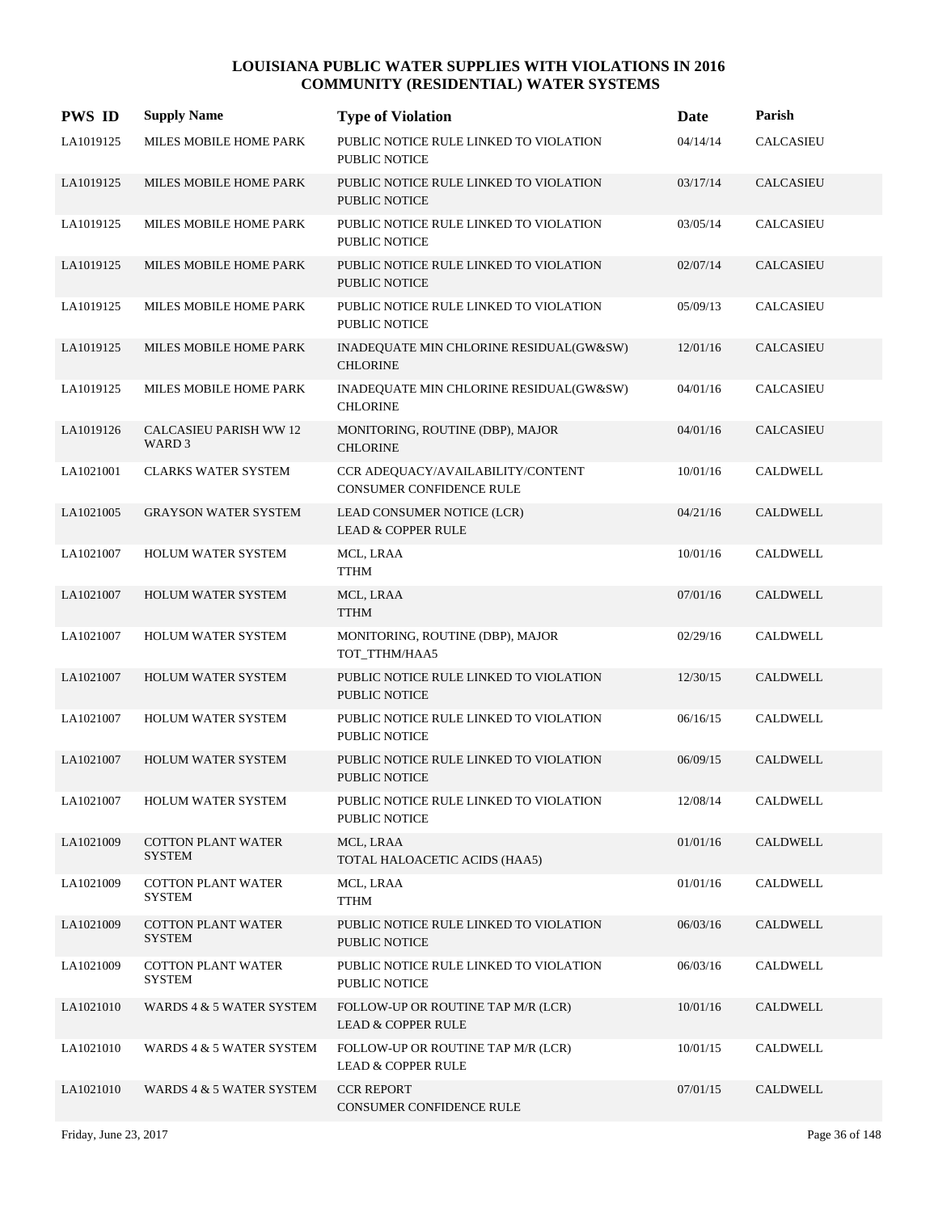# LOUISIANA PUBLIC WATER SUPPLIES WITH VIOLATIONS IN 2016
## COMMUNITY (RESIDENTIAL) WATER SYSTEMS

| PWS ID | Supply Name | Type of Violation | Date | Parish |
|---|---|---|---|---|
| LA1019125 | MILES MOBILE HOME PARK | PUBLIC NOTICE RULE LINKED TO VIOLATION<br>PUBLIC NOTICE | 04/14/14 | CALCASIEU |
| LA1019125 | MILES MOBILE HOME PARK | PUBLIC NOTICE RULE LINKED TO VIOLATION<br>PUBLIC NOTICE | 03/17/14 | CALCASIEU |
| LA1019125 | MILES MOBILE HOME PARK | PUBLIC NOTICE RULE LINKED TO VIOLATION<br>PUBLIC NOTICE | 03/05/14 | CALCASIEU |
| LA1019125 | MILES MOBILE HOME PARK | PUBLIC NOTICE RULE LINKED TO VIOLATION<br>PUBLIC NOTICE | 02/07/14 | CALCASIEU |
| LA1019125 | MILES MOBILE HOME PARK | PUBLIC NOTICE RULE LINKED TO VIOLATION<br>PUBLIC NOTICE | 05/09/13 | CALCASIEU |
| LA1019125 | MILES MOBILE HOME PARK | INADEQUATE MIN CHLORINE RESIDUAL(GW&SW)<br>CHLORINE | 12/01/16 | CALCASIEU |
| LA1019125 | MILES MOBILE HOME PARK | INADEQUATE MIN CHLORINE RESIDUAL(GW&SW)<br>CHLORINE | 04/01/16 | CALCASIEU |
| LA1019126 | CALCASIEU PARISH WW 12 WARD 3 | MONITORING, ROUTINE (DBP), MAJOR<br>CHLORINE | 04/01/16 | CALCASIEU |
| LA1021001 | CLARKS WATER SYSTEM | CCR ADEQUACY/AVAILABILITY/CONTENT<br>CONSUMER CONFIDENCE RULE | 10/01/16 | CALDWELL |
| LA1021005 | GRAYSON WATER SYSTEM | LEAD CONSUMER NOTICE (LCR)<br>LEAD & COPPER RULE | 04/21/16 | CALDWELL |
| LA1021007 | HOLUM WATER SYSTEM | MCL, LRAA<br>TTHM | 10/01/16 | CALDWELL |
| LA1021007 | HOLUM WATER SYSTEM | MCL, LRAA<br>TTHM | 07/01/16 | CALDWELL |
| LA1021007 | HOLUM WATER SYSTEM | MONITORING, ROUTINE (DBP), MAJOR<br>TOT_TTHM/HAA5 | 02/29/16 | CALDWELL |
| LA1021007 | HOLUM WATER SYSTEM | PUBLIC NOTICE RULE LINKED TO VIOLATION<br>PUBLIC NOTICE | 12/30/15 | CALDWELL |
| LA1021007 | HOLUM WATER SYSTEM | PUBLIC NOTICE RULE LINKED TO VIOLATION<br>PUBLIC NOTICE | 06/16/15 | CALDWELL |
| LA1021007 | HOLUM WATER SYSTEM | PUBLIC NOTICE RULE LINKED TO VIOLATION<br>PUBLIC NOTICE | 06/09/15 | CALDWELL |
| LA1021007 | HOLUM WATER SYSTEM | PUBLIC NOTICE RULE LINKED TO VIOLATION<br>PUBLIC NOTICE | 12/08/14 | CALDWELL |
| LA1021009 | COTTON PLANT WATER SYSTEM | MCL, LRAA<br>TOTAL HALOACETIC ACIDS (HAA5) | 01/01/16 | CALDWELL |
| LA1021009 | COTTON PLANT WATER SYSTEM | MCL, LRAA<br>TTHM | 01/01/16 | CALDWELL |
| LA1021009 | COTTON PLANT WATER SYSTEM | PUBLIC NOTICE RULE LINKED TO VIOLATION<br>PUBLIC NOTICE | 06/03/16 | CALDWELL |
| LA1021009 | COTTON PLANT WATER SYSTEM | PUBLIC NOTICE RULE LINKED TO VIOLATION<br>PUBLIC NOTICE | 06/03/16 | CALDWELL |
| LA1021010 | WARDS 4 & 5 WATER SYSTEM | FOLLOW-UP OR ROUTINE TAP M/R (LCR)<br>LEAD & COPPER RULE | 10/01/16 | CALDWELL |
| LA1021010 | WARDS 4 & 5 WATER SYSTEM | FOLLOW-UP OR ROUTINE TAP M/R (LCR)<br>LEAD & COPPER RULE | 10/01/15 | CALDWELL |
| LA1021010 | WARDS 4 & 5 WATER SYSTEM | CCR REPORT<br>CONSUMER CONFIDENCE RULE | 07/01/15 | CALDWELL |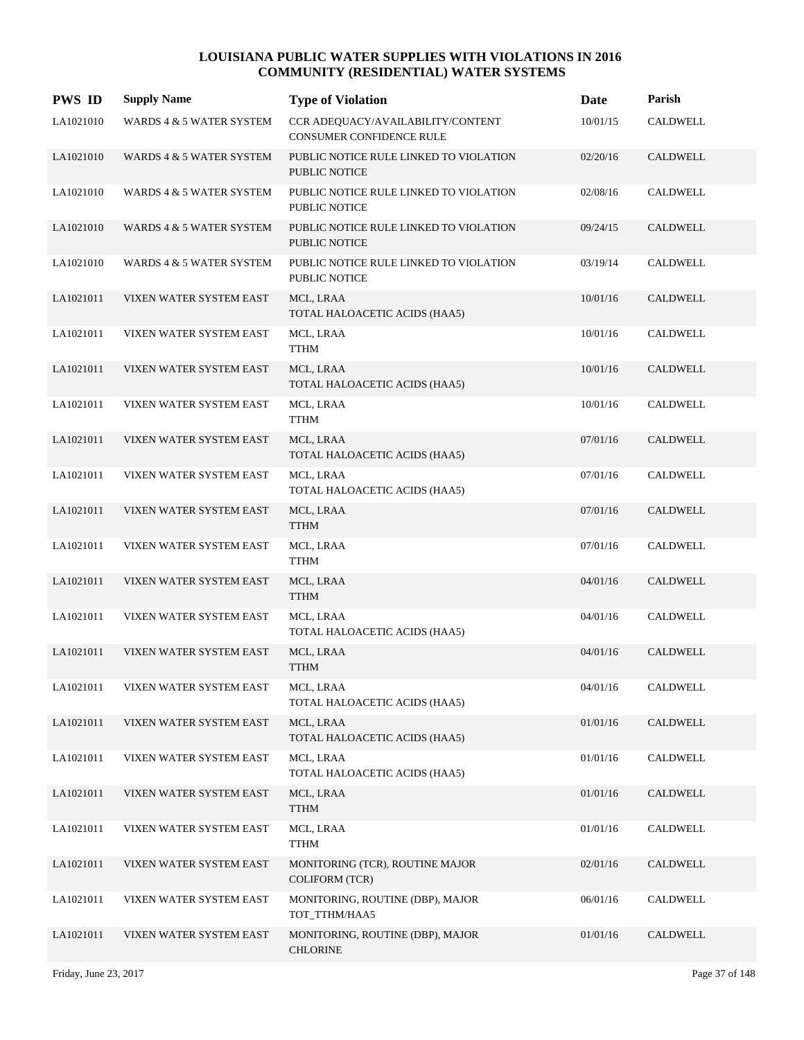# LOUISIANA PUBLIC WATER SUPPLIES WITH VIOLATIONS IN 2016
## COMMUNITY (RESIDENTIAL) WATER SYSTEMS

| PWS ID | Supply Name | Type of Violation | Date | Parish |
|---|---|---|---|---|
| LA1021010 | WARDS 4 & 5 WATER SYSTEM | CCR ADEQUACY/AVAILABILITY/CONTENT<br>CONSUMER CONFIDENCE RULE | 10/01/15 | CALDWELL |
| LA1021010 | WARDS 4 & 5 WATER SYSTEM | PUBLIC NOTICE RULE LINKED TO VIOLATION<br>PUBLIC NOTICE | 02/20/16 | CALDWELL |
| LA1021010 | WARDS 4 & 5 WATER SYSTEM | PUBLIC NOTICE RULE LINKED TO VIOLATION<br>PUBLIC NOTICE | 02/08/16 | CALDWELL |
| LA1021010 | WARDS 4 & 5 WATER SYSTEM | PUBLIC NOTICE RULE LINKED TO VIOLATION<br>PUBLIC NOTICE | 09/24/15 | CALDWELL |
| LA1021010 | WARDS 4 & 5 WATER SYSTEM | PUBLIC NOTICE RULE LINKED TO VIOLATION<br>PUBLIC NOTICE | 03/19/14 | CALDWELL |
| LA1021011 | VIXEN WATER SYSTEM EAST | MCL, LRAA<br>TOTAL HALOACETIC ACIDS (HAA5) | 10/01/16 | CALDWELL |
| LA1021011 | VIXEN WATER SYSTEM EAST | MCL, LRAA<br>TTHM | 10/01/16 | CALDWELL |
| LA1021011 | VIXEN WATER SYSTEM EAST | MCL, LRAA<br>TOTAL HALOACETIC ACIDS (HAA5) | 10/01/16 | CALDWELL |
| LA1021011 | VIXEN WATER SYSTEM EAST | MCL, LRAA<br>TTHM | 10/01/16 | CALDWELL |
| LA1021011 | VIXEN WATER SYSTEM EAST | MCL, LRAA<br>TOTAL HALOACETIC ACIDS (HAA5) | 07/01/16 | CALDWELL |
| LA1021011 | VIXEN WATER SYSTEM EAST | MCL, LRAA<br>TOTAL HALOACETIC ACIDS (HAA5) | 07/01/16 | CALDWELL |
| LA1021011 | VIXEN WATER SYSTEM EAST | MCL, LRAA<br>TTHM | 07/01/16 | CALDWELL |
| LA1021011 | VIXEN WATER SYSTEM EAST | MCL, LRAA<br>TTHM | 07/01/16 | CALDWELL |
| LA1021011 | VIXEN WATER SYSTEM EAST | MCL, LRAA<br>TTHM | 04/01/16 | CALDWELL |
| LA1021011 | VIXEN WATER SYSTEM EAST | MCL, LRAA<br>TOTAL HALOACETIC ACIDS (HAA5) | 04/01/16 | CALDWELL |
| LA1021011 | VIXEN WATER SYSTEM EAST | MCL, LRAA<br>TTHM | 04/01/16 | CALDWELL |
| LA1021011 | VIXEN WATER SYSTEM EAST | MCL, LRAA<br>TOTAL HALOACETIC ACIDS (HAA5) | 04/01/16 | CALDWELL |
| LA1021011 | VIXEN WATER SYSTEM EAST | MCL, LRAA<br>TOTAL HALOACETIC ACIDS (HAA5) | 01/01/16 | CALDWELL |
| LA1021011 | VIXEN WATER SYSTEM EAST | MCL, LRAA<br>TOTAL HALOACETIC ACIDS (HAA5) | 01/01/16 | CALDWELL |
| LA1021011 | VIXEN WATER SYSTEM EAST | MCL, LRAA<br>TTHM | 01/01/16 | CALDWELL |
| LA1021011 | VIXEN WATER SYSTEM EAST | MCL, LRAA<br>TTHM | 01/01/16 | CALDWELL |
| LA1021011 | VIXEN WATER SYSTEM EAST | MONITORING (TCR), ROUTINE MAJOR<br>COLIFORM (TCR) | 02/01/16 | CALDWELL |
| LA1021011 | VIXEN WATER SYSTEM EAST | MONITORING, ROUTINE (DBP), MAJOR<br>TOT_TTHM/HAA5 | 06/01/16 | CALDWELL |
| LA1021011 | VIXEN WATER SYSTEM EAST | MONITORING, ROUTINE (DBP), MAJOR<br>CHLORINE | 01/01/16 | CALDWELL |

Friday, June 23, 2017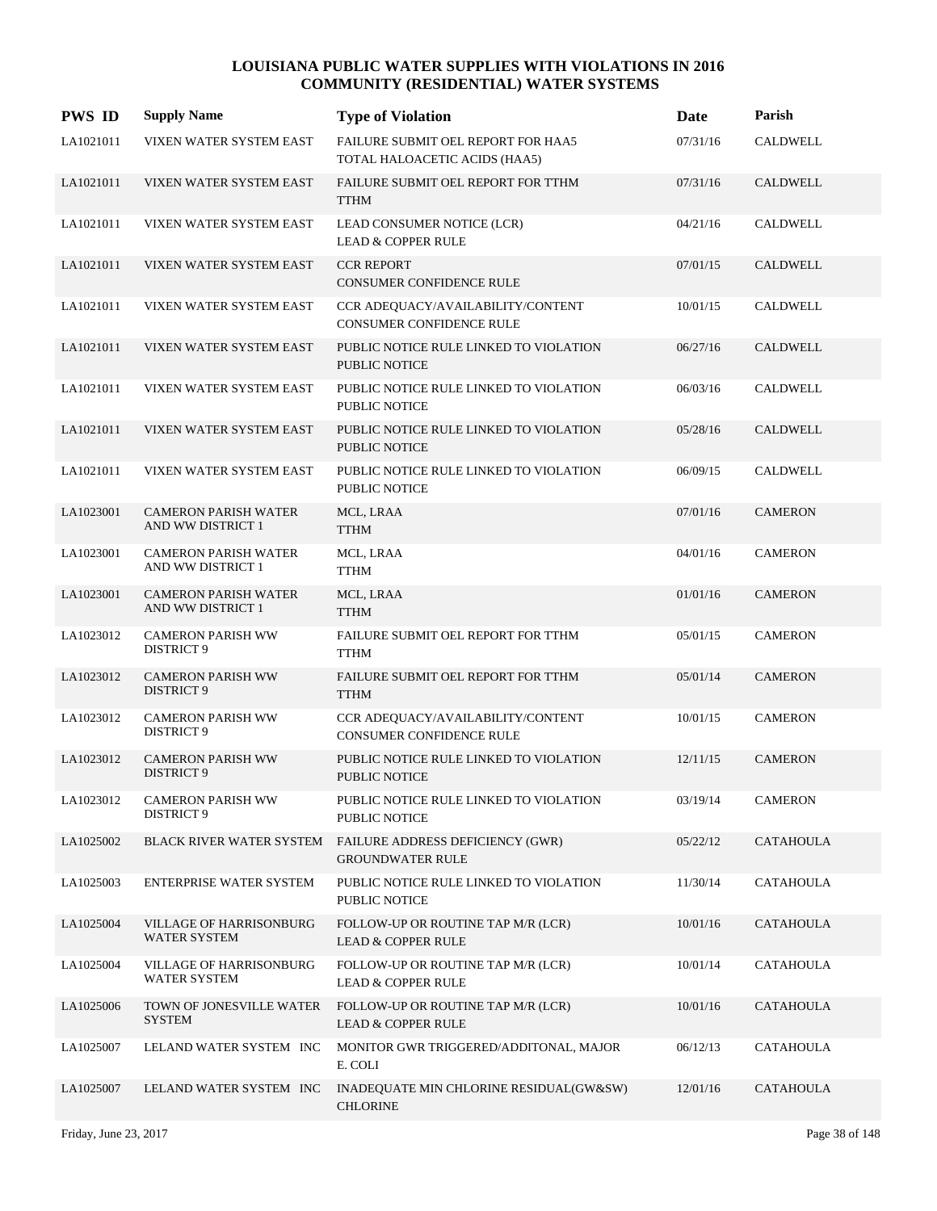# LOUISIANA PUBLIC WATER SUPPLIES WITH VIOLATIONS IN 2016
## COMMUNITY (RESIDENTIAL) WATER SYSTEMS

| PWS ID | Supply Name | Type of Violation | Date | Parish |
|---|---|---|---|---|
| LA1021011 | VIXEN WATER SYSTEM EAST | FAILURE SUBMIT OEL REPORT FOR HAA5<br>TOTAL HALOACETIC ACIDS (HAA5) | 07/31/16 | CALDWELL |
| LA1021011 | VIXEN WATER SYSTEM EAST | FAILURE SUBMIT OEL REPORT FOR TTHM<br>TTHM | 07/31/16 | CALDWELL |
| LA1021011 | VIXEN WATER SYSTEM EAST | LEAD CONSUMER NOTICE (LCR)<br>LEAD & COPPER RULE | 04/21/16 | CALDWELL |
| LA1021011 | VIXEN WATER SYSTEM EAST | CCR REPORT<br>CONSUMER CONFIDENCE RULE | 07/01/15 | CALDWELL |
| LA1021011 | VIXEN WATER SYSTEM EAST | CCR ADEQUACY/AVAILABILITY/CONTENT<br>CONSUMER CONFIDENCE RULE | 10/01/15 | CALDWELL |
| LA1021011 | VIXEN WATER SYSTEM EAST | PUBLIC NOTICE RULE LINKED TO VIOLATION<br>PUBLIC NOTICE | 06/27/16 | CALDWELL |
| LA1021011 | VIXEN WATER SYSTEM EAST | PUBLIC NOTICE RULE LINKED TO VIOLATION<br>PUBLIC NOTICE | 06/03/16 | CALDWELL |
| LA1021011 | VIXEN WATER SYSTEM EAST | PUBLIC NOTICE RULE LINKED TO VIOLATION<br>PUBLIC NOTICE | 05/28/16 | CALDWELL |
| LA1021011 | VIXEN WATER SYSTEM EAST | PUBLIC NOTICE RULE LINKED TO VIOLATION<br>PUBLIC NOTICE | 06/09/15 | CALDWELL |
| LA1023001 | CAMERON PARISH WATER AND WW DISTRICT 1 | MCL, LRAA<br>TTHM | 07/01/16 | CAMERON |
| LA1023001 | CAMERON PARISH WATER AND WW DISTRICT 1 | MCL, LRAA<br>TTHM | 04/01/16 | CAMERON |
| LA1023001 | CAMERON PARISH WATER AND WW DISTRICT 1 | MCL, LRAA<br>TTHM | 01/01/16 | CAMERON |
| LA1023012 | CAMERON PARISH WW DISTRICT 9 | FAILURE SUBMIT OEL REPORT FOR TTHM<br>TTHM | 05/01/15 | CAMERON |
| LA1023012 | CAMERON PARISH WW DISTRICT 9 | FAILURE SUBMIT OEL REPORT FOR TTHM<br>TTHM | 05/01/14 | CAMERON |
| LA1023012 | CAMERON PARISH WW DISTRICT 9 | CCR ADEQUACY/AVAILABILITY/CONTENT<br>CONSUMER CONFIDENCE RULE | 10/01/15 | CAMERON |
| LA1023012 | CAMERON PARISH WW DISTRICT 9 | PUBLIC NOTICE RULE LINKED TO VIOLATION<br>PUBLIC NOTICE | 12/11/15 | CAMERON |
| LA1023012 | CAMERON PARISH WW DISTRICT 9 | PUBLIC NOTICE RULE LINKED TO VIOLATION<br>PUBLIC NOTICE | 03/19/14 | CAMERON |
| LA1025002 | BLACK RIVER WATER SYSTEM | FAILURE ADDRESS DEFICIENCY (GWR)<br>GROUNDWATER RULE | 05/22/12 | CATAHOULA |
| LA1025003 | ENTERPRISE WATER SYSTEM | PUBLIC NOTICE RULE LINKED TO VIOLATION<br>PUBLIC NOTICE | 11/30/14 | CATAHOULA |
| LA1025004 | VILLAGE OF HARRISONBURG WATER SYSTEM | FOLLOW-UP OR ROUTINE TAP M/R (LCR)<br>LEAD & COPPER RULE | 10/01/16 | CATAHOULA |
| LA1025004 | VILLAGE OF HARRISONBURG WATER SYSTEM | FOLLOW-UP OR ROUTINE TAP M/R (LCR)<br>LEAD & COPPER RULE | 10/01/14 | CATAHOULA |
| LA1025006 | TOWN OF JONESVILLE WATER SYSTEM | FOLLOW-UP OR ROUTINE TAP M/R (LCR)<br>LEAD & COPPER RULE | 10/01/16 | CATAHOULA |
| LA1025007 | LELAND WATER SYSTEM INC | MONITOR GWR TRIGGERED/ADDITONAL, MAJOR<br>E. COLI | 06/12/13 | CATAHOULA |
| LA1025007 | LELAND WATER SYSTEM INC | INADEQUATE MIN CHLORINE RESIDUAL(GW&SW)<br>CHLORINE | 12/01/16 | CATAHOULA |

Friday, June 23, 2017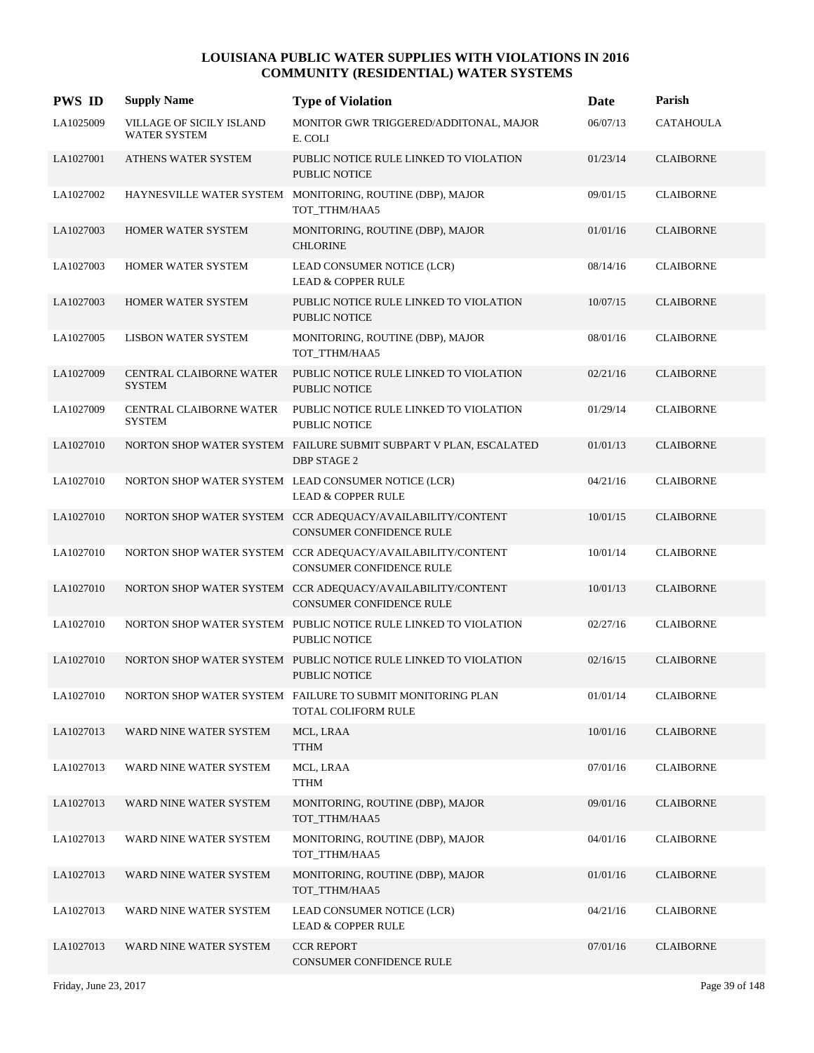# LOUISIANA PUBLIC WATER SUPPLIES WITH VIOLATIONS IN 2016
## COMMUNITY (RESIDENTIAL) WATER SYSTEMS

| PWS ID | Supply Name | Type of Violation | Date | Parish |
|---|---|---|---|---|
| LA1025009 | VILLAGE OF SICILY ISLAND WATER SYSTEM | MONITOR GWR TRIGGERED/ADDITONAL, MAJOR E. COLI | 06/07/13 | CATAHOULA |
| LA1027001 | ATHENS WATER SYSTEM | PUBLIC NOTICE RULE LINKED TO VIOLATION PUBLIC NOTICE | 01/23/14 | CLAIBORNE |
| LA1027002 | HAYNESVILLE WATER SYSTEM | MONITORING, ROUTINE (DBP), MAJOR TOT_TTHM/HAA5 | 09/01/15 | CLAIBORNE |
| LA1027003 | HOMER WATER SYSTEM | MONITORING, ROUTINE (DBP), MAJOR CHLORINE | 01/01/16 | CLAIBORNE |
| LA1027003 | HOMER WATER SYSTEM | LEAD CONSUMER NOTICE (LCR) LEAD & COPPER RULE | 08/14/16 | CLAIBORNE |
| LA1027003 | HOMER WATER SYSTEM | PUBLIC NOTICE RULE LINKED TO VIOLATION PUBLIC NOTICE | 10/07/15 | CLAIBORNE |
| LA1027005 | LISBON WATER SYSTEM | MONITORING, ROUTINE (DBP), MAJOR TOT_TTHM/HAA5 | 08/01/16 | CLAIBORNE |
| LA1027009 | CENTRAL CLAIBORNE WATER SYSTEM | PUBLIC NOTICE RULE LINKED TO VIOLATION PUBLIC NOTICE | 02/21/16 | CLAIBORNE |
| LA1027009 | CENTRAL CLAIBORNE WATER SYSTEM | PUBLIC NOTICE RULE LINKED TO VIOLATION PUBLIC NOTICE | 01/29/14 | CLAIBORNE |
| LA1027010 | NORTON SHOP WATER SYSTEM | FAILURE SUBMIT SUBPART V PLAN, ESCALATED DBP STAGE 2 | 01/01/13 | CLAIBORNE |
| LA1027010 | NORTON SHOP WATER SYSTEM | LEAD CONSUMER NOTICE (LCR) LEAD & COPPER RULE | 04/21/16 | CLAIBORNE |
| LA1027010 | NORTON SHOP WATER SYSTEM | CCR ADEQUACY/AVAILABILITY/CONTENT CONSUMER CONFIDENCE RULE | 10/01/15 | CLAIBORNE |
| LA1027010 | NORTON SHOP WATER SYSTEM | CCR ADEQUACY/AVAILABILITY/CONTENT CONSUMER CONFIDENCE RULE | 10/01/14 | CLAIBORNE |
| LA1027010 | NORTON SHOP WATER SYSTEM | CCR ADEQUACY/AVAILABILITY/CONTENT CONSUMER CONFIDENCE RULE | 10/01/13 | CLAIBORNE |
| LA1027010 | NORTON SHOP WATER SYSTEM | PUBLIC NOTICE RULE LINKED TO VIOLATION PUBLIC NOTICE | 02/27/16 | CLAIBORNE |
| LA1027010 | NORTON SHOP WATER SYSTEM | PUBLIC NOTICE RULE LINKED TO VIOLATION PUBLIC NOTICE | 02/16/15 | CLAIBORNE |
| LA1027010 | NORTON SHOP WATER SYSTEM | FAILURE TO SUBMIT MONITORING PLAN TOTAL COLIFORM RULE | 01/01/14 | CLAIBORNE |
| LA1027013 | WARD NINE WATER SYSTEM | MCL, LRAA TTHM | 10/01/16 | CLAIBORNE |
| LA1027013 | WARD NINE WATER SYSTEM | MCL, LRAA TTHM | 07/01/16 | CLAIBORNE |
| LA1027013 | WARD NINE WATER SYSTEM | MONITORING, ROUTINE (DBP), MAJOR TOT_TTHM/HAA5 | 09/01/16 | CLAIBORNE |
| LA1027013 | WARD NINE WATER SYSTEM | MONITORING, ROUTINE (DBP), MAJOR TOT_TTHM/HAA5 | 04/01/16 | CLAIBORNE |
| LA1027013 | WARD NINE WATER SYSTEM | MONITORING, ROUTINE (DBP), MAJOR TOT_TTHM/HAA5 | 01/01/16 | CLAIBORNE |
| LA1027013 | WARD NINE WATER SYSTEM | LEAD CONSUMER NOTICE (LCR) LEAD & COPPER RULE | 04/21/16 | CLAIBORNE |
| LA1027013 | WARD NINE WATER SYSTEM | CCR REPORT CONSUMER CONFIDENCE RULE | 07/01/16 | CLAIBORNE |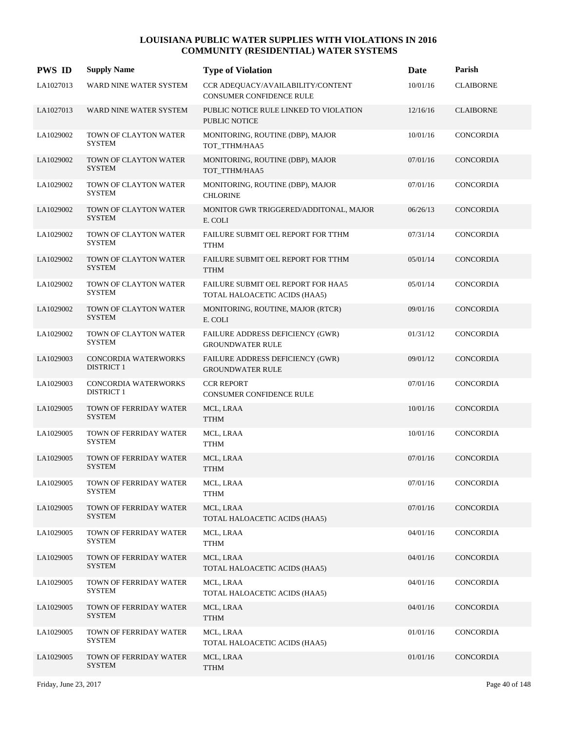# LOUISIANA PUBLIC WATER SUPPLIES WITH VIOLATIONS IN 2016
## COMMUNITY (RESIDENTIAL) WATER SYSTEMS

| PWS ID | Supply Name | Type of Violation | Date | Parish |
|---|---|---|---|---|
| LA1027013 | WARD NINE WATER SYSTEM | CCR ADEQUACY/AVAILABILITY/CONTENT CONSUMER CONFIDENCE RULE | 10/01/16 | CLAIBORNE |
| LA1027013 | WARD NINE WATER SYSTEM | PUBLIC NOTICE RULE LINKED TO VIOLATION PUBLIC NOTICE | 12/16/16 | CLAIBORNE |
| LA1029002 | TOWN OF CLAYTON WATER SYSTEM | MONITORING, ROUTINE (DBP), MAJOR TOT_TTHM/HAA5 | 10/01/16 | CONCORDIA |
| LA1029002 | TOWN OF CLAYTON WATER SYSTEM | MONITORING, ROUTINE (DBP), MAJOR TOT_TTHM/HAA5 | 07/01/16 | CONCORDIA |
| LA1029002 | TOWN OF CLAYTON WATER SYSTEM | MONITORING, ROUTINE (DBP), MAJOR CHLORINE | 07/01/16 | CONCORDIA |
| LA1029002 | TOWN OF CLAYTON WATER SYSTEM | MONITOR GWR TRIGGERED/ADDITONAL, MAJOR E. COLI | 06/26/13 | CONCORDIA |
| LA1029002 | TOWN OF CLAYTON WATER SYSTEM | FAILURE SUBMIT OEL REPORT FOR TTHM TTHM | 07/31/14 | CONCORDIA |
| LA1029002 | TOWN OF CLAYTON WATER SYSTEM | FAILURE SUBMIT OEL REPORT FOR TTHM TTHM | 05/01/14 | CONCORDIA |
| LA1029002 | TOWN OF CLAYTON WATER SYSTEM | FAILURE SUBMIT OEL REPORT FOR HAA5 TOTAL HALOACETIC ACIDS (HAA5) | 05/01/14 | CONCORDIA |
| LA1029002 | TOWN OF CLAYTON WATER SYSTEM | MONITORING, ROUTINE, MAJOR (RTCR) E. COLI | 09/01/16 | CONCORDIA |
| LA1029002 | TOWN OF CLAYTON WATER SYSTEM | FAILURE ADDRESS DEFICIENCY (GWR) GROUNDWATER RULE | 01/31/12 | CONCORDIA |
| LA1029003 | CONCORDIA WATERWORKS DISTRICT 1 | FAILURE ADDRESS DEFICIENCY (GWR) GROUNDWATER RULE | 09/01/12 | CONCORDIA |
| LA1029003 | CONCORDIA WATERWORKS DISTRICT 1 | CCR REPORT CONSUMER CONFIDENCE RULE | 07/01/16 | CONCORDIA |
| LA1029005 | TOWN OF FERRIDAY WATER SYSTEM | MCL, LRAA TTHM | 10/01/16 | CONCORDIA |
| LA1029005 | TOWN OF FERRIDAY WATER SYSTEM | MCL, LRAA TTHM | 10/01/16 | CONCORDIA |
| LA1029005 | TOWN OF FERRIDAY WATER SYSTEM | MCL, LRAA TTHM | 07/01/16 | CONCORDIA |
| LA1029005 | TOWN OF FERRIDAY WATER SYSTEM | MCL, LRAA TTHM | 07/01/16 | CONCORDIA |
| LA1029005 | TOWN OF FERRIDAY WATER SYSTEM | MCL, LRAA TOTAL HALOACETIC ACIDS (HAA5) | 07/01/16 | CONCORDIA |
| LA1029005 | TOWN OF FERRIDAY WATER SYSTEM | MCL, LRAA TTHM | 04/01/16 | CONCORDIA |
| LA1029005 | TOWN OF FERRIDAY WATER SYSTEM | MCL, LRAA TOTAL HALOACETIC ACIDS (HAA5) | 04/01/16 | CONCORDIA |
| LA1029005 | TOWN OF FERRIDAY WATER SYSTEM | MCL, LRAA TOTAL HALOACETIC ACIDS (HAA5) | 04/01/16 | CONCORDIA |
| LA1029005 | TOWN OF FERRIDAY WATER SYSTEM | MCL, LRAA TTHM | 04/01/16 | CONCORDIA |
| LA1029005 | TOWN OF FERRIDAY WATER SYSTEM | MCL, LRAA TOTAL HALOACETIC ACIDS (HAA5) | 01/01/16 | CONCORDIA |
| LA1029005 | TOWN OF FERRIDAY WATER SYSTEM | MCL, LRAA TTHM | 01/01/16 | CONCORDIA |

Friday, June 23, 2017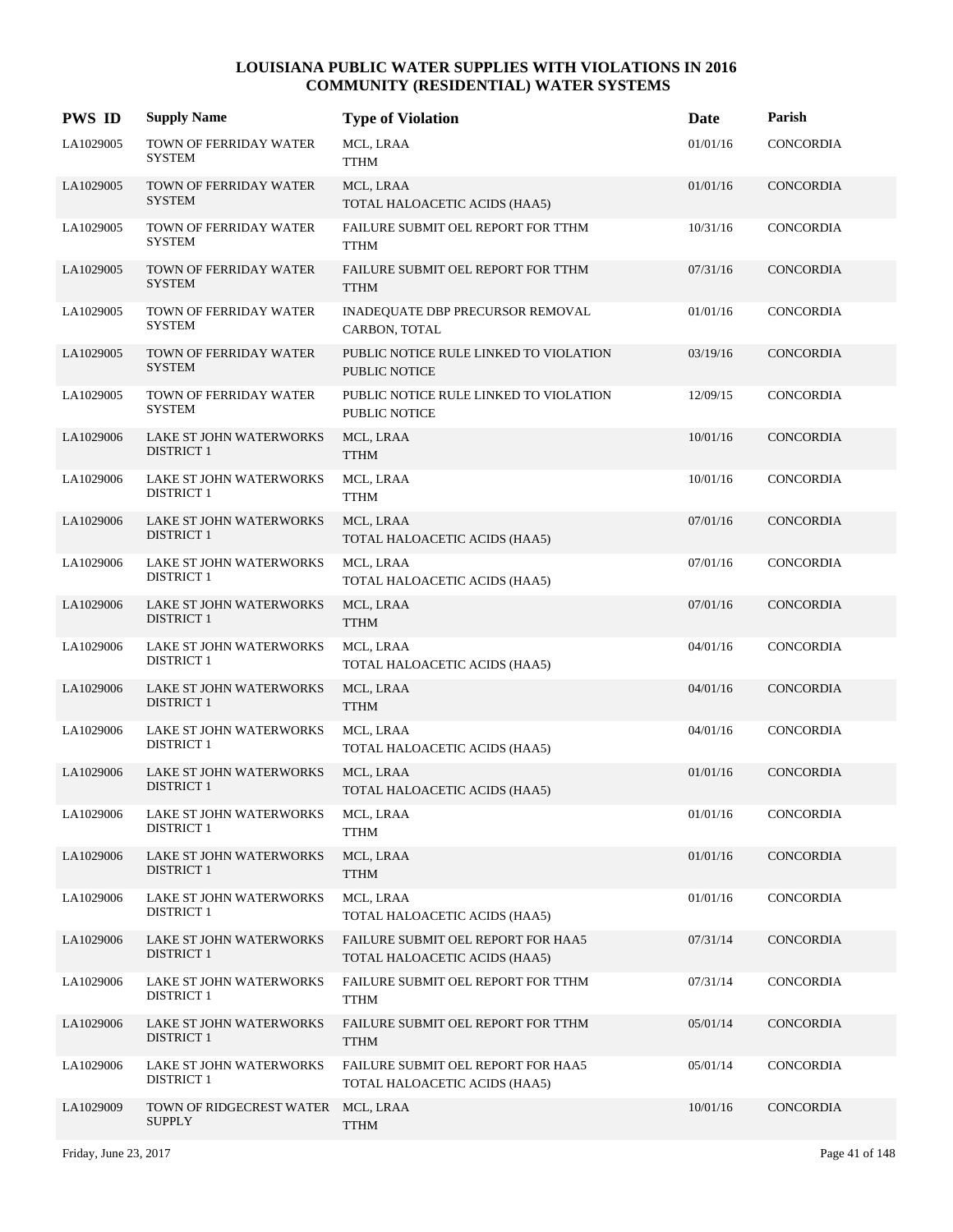# LOUISIANA PUBLIC WATER SUPPLIES WITH VIOLATIONS IN 2016
## COMMUNITY (RESIDENTIAL) WATER SYSTEMS

| PWS ID | Supply Name | Type of Violation | Date | Parish |
|---|---|---|---|---|
| LA1029005 | TOWN OF FERRIDAY WATER SYSTEM | MCL, LRAA<br>TTHM | 01/01/16 | CONCORDIA |
| LA1029005 | TOWN OF FERRIDAY WATER SYSTEM | MCL, LRAA<br>TOTAL HALOACETIC ACIDS (HAA5) | 01/01/16 | CONCORDIA |
| LA1029005 | TOWN OF FERRIDAY WATER SYSTEM | FAILURE SUBMIT OEL REPORT FOR TTHM<br>TTHM | 10/31/16 | CONCORDIA |
| LA1029005 | TOWN OF FERRIDAY WATER SYSTEM | FAILURE SUBMIT OEL REPORT FOR TTHM<br>TTHM | 07/31/16 | CONCORDIA |
| LA1029005 | TOWN OF FERRIDAY WATER SYSTEM | INADEQUATE DBP PRECURSOR REMOVAL<br>CARBON, TOTAL | 01/01/16 | CONCORDIA |
| LA1029005 | TOWN OF FERRIDAY WATER SYSTEM | PUBLIC NOTICE RULE LINKED TO VIOLATION<br>PUBLIC NOTICE | 03/19/16 | CONCORDIA |
| LA1029005 | TOWN OF FERRIDAY WATER SYSTEM | PUBLIC NOTICE RULE LINKED TO VIOLATION<br>PUBLIC NOTICE | 12/09/15 | CONCORDIA |
| LA1029006 | LAKE ST JOHN WATERWORKS DISTRICT 1 | MCL, LRAA<br>TTHM | 10/01/16 | CONCORDIA |
| LA1029006 | LAKE ST JOHN WATERWORKS DISTRICT 1 | MCL, LRAA<br>TTHM | 10/01/16 | CONCORDIA |
| LA1029006 | LAKE ST JOHN WATERWORKS DISTRICT 1 | MCL, LRAA<br>TOTAL HALOACETIC ACIDS (HAA5) | 07/01/16 | CONCORDIA |
| LA1029006 | LAKE ST JOHN WATERWORKS DISTRICT 1 | MCL, LRAA<br>TOTAL HALOACETIC ACIDS (HAA5) | 07/01/16 | CONCORDIA |
| LA1029006 | LAKE ST JOHN WATERWORKS DISTRICT 1 | MCL, LRAA<br>TTHM | 07/01/16 | CONCORDIA |
| LA1029006 | LAKE ST JOHN WATERWORKS DISTRICT 1 | MCL, LRAA<br>TOTAL HALOACETIC ACIDS (HAA5) | 04/01/16 | CONCORDIA |
| LA1029006 | LAKE ST JOHN WATERWORKS DISTRICT 1 | MCL, LRAA<br>TTHM | 04/01/16 | CONCORDIA |
| LA1029006 | LAKE ST JOHN WATERWORKS DISTRICT 1 | MCL, LRAA<br>TOTAL HALOACETIC ACIDS (HAA5) | 04/01/16 | CONCORDIA |
| LA1029006 | LAKE ST JOHN WATERWORKS DISTRICT 1 | MCL, LRAA<br>TOTAL HALOACETIC ACIDS (HAA5) | 01/01/16 | CONCORDIA |
| LA1029006 | LAKE ST JOHN WATERWORKS DISTRICT 1 | MCL, LRAA<br>TTHM | 01/01/16 | CONCORDIA |
| LA1029006 | LAKE ST JOHN WATERWORKS DISTRICT 1 | MCL, LRAA<br>TTHM | 01/01/16 | CONCORDIA |
| LA1029006 | LAKE ST JOHN WATERWORKS DISTRICT 1 | MCL, LRAA<br>TOTAL HALOACETIC ACIDS (HAA5) | 01/01/16 | CONCORDIA |
| LA1029006 | LAKE ST JOHN WATERWORKS DISTRICT 1 | FAILURE SUBMIT OEL REPORT FOR HAA5<br>TOTAL HALOACETIC ACIDS (HAA5) | 07/31/14 | CONCORDIA |
| LA1029006 | LAKE ST JOHN WATERWORKS DISTRICT 1 | FAILURE SUBMIT OEL REPORT FOR TTHM<br>TTHM | 07/31/14 | CONCORDIA |
| LA1029006 | LAKE ST JOHN WATERWORKS DISTRICT 1 | FAILURE SUBMIT OEL REPORT FOR TTHM<br>TTHM | 05/01/14 | CONCORDIA |
| LA1029006 | LAKE ST JOHN WATERWORKS DISTRICT 1 | FAILURE SUBMIT OEL REPORT FOR HAA5<br>TOTAL HALOACETIC ACIDS (HAA5) | 05/01/14 | CONCORDIA |
| LA1029009 | TOWN OF RIDGECREST WATER SUPPLY | MCL, LRAA<br>TTHM | 10/01/16 | CONCORDIA |

Friday, June 23, 2017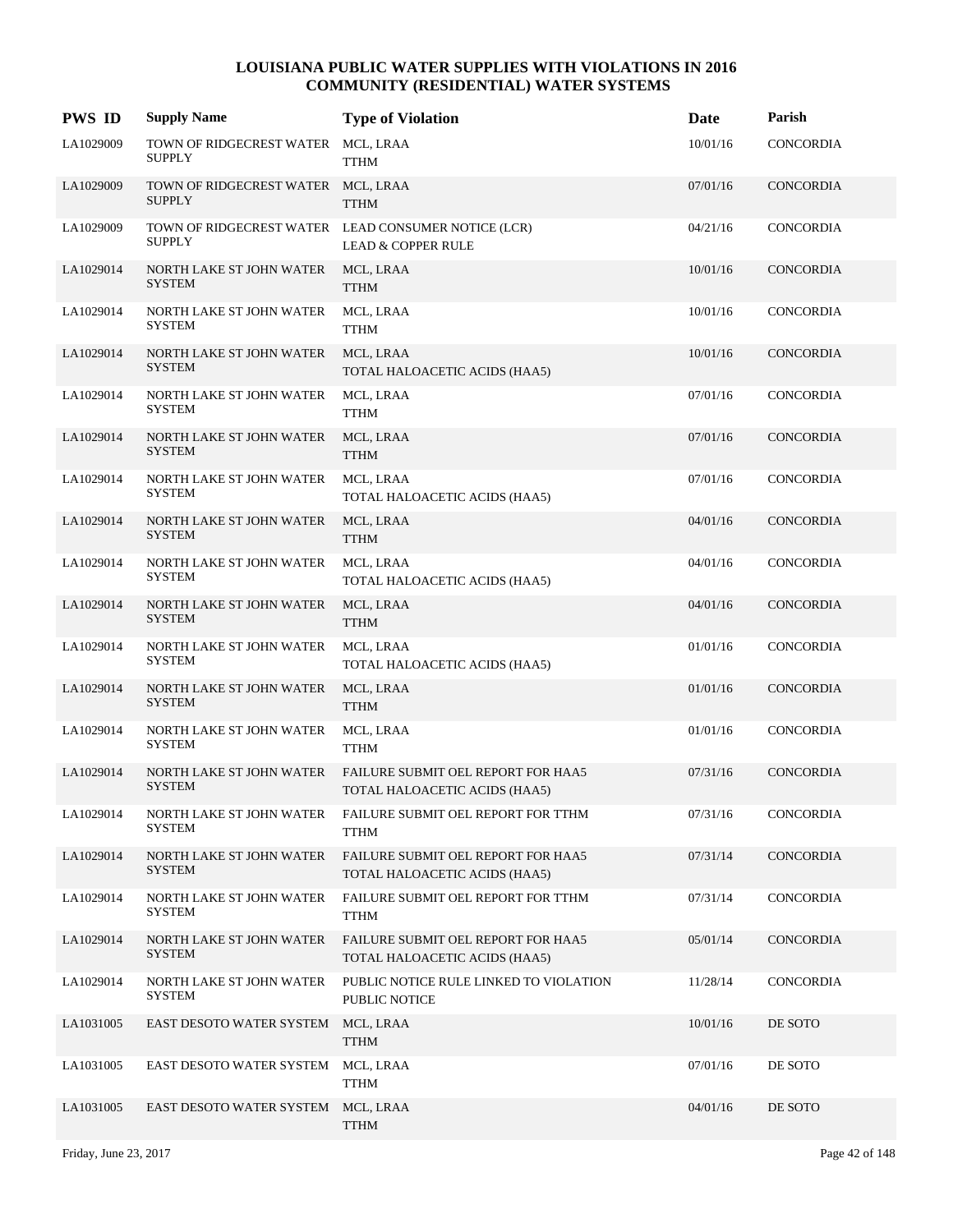# LOUISIANA PUBLIC WATER SUPPLIES WITH VIOLATIONS IN 2016
## COMMUNITY (RESIDENTIAL) WATER SYSTEMS

| PWS ID | Supply Name | Type of Violation | Date | Parish |
|---|---|---|---|---|
| LA1029009 | TOWN OF RIDGECREST WATER SUPPLY | MCL, LRAA<br>TTHM | 10/01/16 | CONCORDIA |
| LA1029009 | TOWN OF RIDGECREST WATER SUPPLY | MCL, LRAA<br>TTHM | 07/01/16 | CONCORDIA |
| LA1029009 | TOWN OF RIDGECREST WATER SUPPLY | LEAD CONSUMER NOTICE (LCR)<br>LEAD & COPPER RULE | 04/21/16 | CONCORDIA |
| LA1029014 | NORTH LAKE ST JOHN WATER SYSTEM | MCL, LRAA<br>TTHM | 10/01/16 | CONCORDIA |
| LA1029014 | NORTH LAKE ST JOHN WATER SYSTEM | MCL, LRAA<br>TTHM | 10/01/16 | CONCORDIA |
| LA1029014 | NORTH LAKE ST JOHN WATER SYSTEM | MCL, LRAA<br>TOTAL HALOACETIC ACIDS (HAA5) | 10/01/16 | CONCORDIA |
| LA1029014 | NORTH LAKE ST JOHN WATER SYSTEM | MCL, LRAA<br>TTHM | 07/01/16 | CONCORDIA |
| LA1029014 | NORTH LAKE ST JOHN WATER SYSTEM | MCL, LRAA<br>TTHM | 07/01/16 | CONCORDIA |
| LA1029014 | NORTH LAKE ST JOHN WATER SYSTEM | MCL, LRAA<br>TOTAL HALOACETIC ACIDS (HAA5) | 07/01/16 | CONCORDIA |
| LA1029014 | NORTH LAKE ST JOHN WATER SYSTEM | MCL, LRAA<br>TTHM | 04/01/16 | CONCORDIA |
| LA1029014 | NORTH LAKE ST JOHN WATER SYSTEM | MCL, LRAA<br>TOTAL HALOACETIC ACIDS (HAA5) | 04/01/16 | CONCORDIA |
| LA1029014 | NORTH LAKE ST JOHN WATER SYSTEM | MCL, LRAA<br>TTHM | 04/01/16 | CONCORDIA |
| LA1029014 | NORTH LAKE ST JOHN WATER SYSTEM | MCL, LRAA<br>TOTAL HALOACETIC ACIDS (HAA5) | 01/01/16 | CONCORDIA |
| LA1029014 | NORTH LAKE ST JOHN WATER SYSTEM | MCL, LRAA<br>TTHM | 01/01/16 | CONCORDIA |
| LA1029014 | NORTH LAKE ST JOHN WATER SYSTEM | MCL, LRAA<br>TTHM | 01/01/16 | CONCORDIA |
| LA1029014 | NORTH LAKE ST JOHN WATER SYSTEM | FAILURE SUBMIT OEL REPORT FOR HAA5<br>TOTAL HALOACETIC ACIDS (HAA5) | 07/31/16 | CONCORDIA |
| LA1029014 | NORTH LAKE ST JOHN WATER SYSTEM | FAILURE SUBMIT OEL REPORT FOR TTHM<br>TTHM | 07/31/16 | CONCORDIA |
| LA1029014 | NORTH LAKE ST JOHN WATER SYSTEM | FAILURE SUBMIT OEL REPORT FOR HAA5<br>TOTAL HALOACETIC ACIDS (HAA5) | 07/31/14 | CONCORDIA |
| LA1029014 | NORTH LAKE ST JOHN WATER SYSTEM | FAILURE SUBMIT OEL REPORT FOR TTHM<br>TTHM | 07/31/14 | CONCORDIA |
| LA1029014 | NORTH LAKE ST JOHN WATER SYSTEM | FAILURE SUBMIT OEL REPORT FOR HAA5<br>TOTAL HALOACETIC ACIDS (HAA5) | 05/01/14 | CONCORDIA |
| LA1029014 | NORTH LAKE ST JOHN WATER SYSTEM | PUBLIC NOTICE RULE LINKED TO VIOLATION<br>PUBLIC NOTICE | 11/28/14 | CONCORDIA |
| LA1031005 | EAST DESOTO WATER SYSTEM | MCL, LRAA<br>TTHM | 10/01/16 | DE SOTO |
| LA1031005 | EAST DESOTO WATER SYSTEM | MCL, LRAA<br>TTHM | 07/01/16 | DE SOTO |
| LA1031005 | EAST DESOTO WATER SYSTEM | MCL, LRAA<br>TTHM | 04/01/16 | DE SOTO |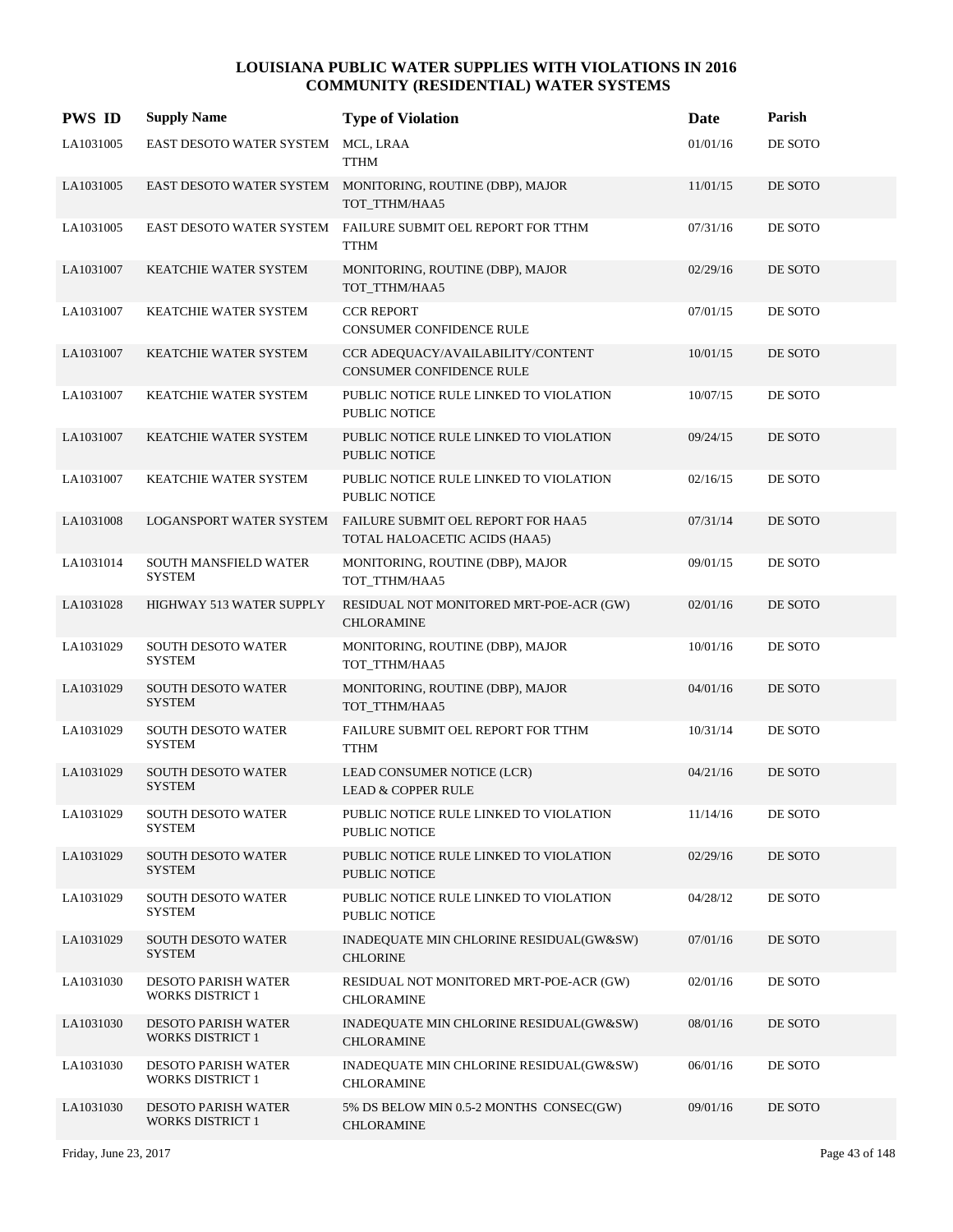# LOUISIANA PUBLIC WATER SUPPLIES WITH VIOLATIONS IN 2016
## COMMUNITY (RESIDENTIAL) WATER SYSTEMS

| PWS ID | Supply Name | Type of Violation | Date | Parish |
|---|---|---|---|---|
| LA1031005 | EAST DESOTO WATER SYSTEM | MCL, LRAA<br>TTHM | 01/01/16 | DE SOTO |
| LA1031005 | EAST DESOTO WATER SYSTEM | MONITORING, ROUTINE (DBP), MAJOR<br>TOT_TTHM/HAA5 | 11/01/15 | DE SOTO |
| LA1031005 | EAST DESOTO WATER SYSTEM | FAILURE SUBMIT OEL REPORT FOR TTHM<br>TTHM | 07/31/16 | DE SOTO |
| LA1031007 | KEATCHIE WATER SYSTEM | MONITORING, ROUTINE (DBP), MAJOR<br>TOT_TTHM/HAA5 | 02/29/16 | DE SOTO |
| LA1031007 | KEATCHIE WATER SYSTEM | CCR REPORT<br>CONSUMER CONFIDENCE RULE | 07/01/15 | DE SOTO |
| LA1031007 | KEATCHIE WATER SYSTEM | CCR ADEQUACY/AVAILABILITY/CONTENT<br>CONSUMER CONFIDENCE RULE | 10/01/15 | DE SOTO |
| LA1031007 | KEATCHIE WATER SYSTEM | PUBLIC NOTICE RULE LINKED TO VIOLATION<br>PUBLIC NOTICE | 10/07/15 | DE SOTO |
| LA1031007 | KEATCHIE WATER SYSTEM | PUBLIC NOTICE RULE LINKED TO VIOLATION<br>PUBLIC NOTICE | 09/24/15 | DE SOTO |
| LA1031007 | KEATCHIE WATER SYSTEM | PUBLIC NOTICE RULE LINKED TO VIOLATION<br>PUBLIC NOTICE | 02/16/15 | DE SOTO |
| LA1031008 | LOGANSPORT WATER SYSTEM | FAILURE SUBMIT OEL REPORT FOR HAA5<br>TOTAL HALOACETIC ACIDS (HAA5) | 07/31/14 | DE SOTO |
| LA1031014 | SOUTH MANSFIELD WATER SYSTEM | MONITORING, ROUTINE (DBP), MAJOR<br>TOT_TTHM/HAA5 | 09/01/15 | DE SOTO |
| LA1031028 | HIGHWAY 513 WATER SUPPLY | RESIDUAL NOT MONITORED MRT-POE-ACR (GW)<br>CHLORAMINE | 02/01/16 | DE SOTO |
| LA1031029 | SOUTH DESOTO WATER SYSTEM | MONITORING, ROUTINE (DBP), MAJOR<br>TOT_TTHM/HAA5 | 10/01/16 | DE SOTO |
| LA1031029 | SOUTH DESOTO WATER SYSTEM | MONITORING, ROUTINE (DBP), MAJOR<br>TOT_TTHM/HAA5 | 04/01/16 | DE SOTO |
| LA1031029 | SOUTH DESOTO WATER SYSTEM | FAILURE SUBMIT OEL REPORT FOR TTHM<br>TTHM | 10/31/14 | DE SOTO |
| LA1031029 | SOUTH DESOTO WATER SYSTEM | LEAD CONSUMER NOTICE (LCR)<br>LEAD & COPPER RULE | 04/21/16 | DE SOTO |
| LA1031029 | SOUTH DESOTO WATER SYSTEM | PUBLIC NOTICE RULE LINKED TO VIOLATION<br>PUBLIC NOTICE | 11/14/16 | DE SOTO |
| LA1031029 | SOUTH DESOTO WATER SYSTEM | PUBLIC NOTICE RULE LINKED TO VIOLATION<br>PUBLIC NOTICE | 02/29/16 | DE SOTO |
| LA1031029 | SOUTH DESOTO WATER SYSTEM | PUBLIC NOTICE RULE LINKED TO VIOLATION<br>PUBLIC NOTICE | 04/28/12 | DE SOTO |
| LA1031029 | SOUTH DESOTO WATER SYSTEM | INADEQUATE MIN CHLORINE RESIDUAL(GW&SW)<br>CHLORINE | 07/01/16 | DE SOTO |
| LA1031030 | DESOTO PARISH WATER WORKS DISTRICT 1 | RESIDUAL NOT MONITORED MRT-POE-ACR (GW)<br>CHLORAMINE | 02/01/16 | DE SOTO |
| LA1031030 | DESOTO PARISH WATER WORKS DISTRICT 1 | INADEQUATE MIN CHLORINE RESIDUAL(GW&SW)<br>CHLORAMINE | 08/01/16 | DE SOTO |
| LA1031030 | DESOTO PARISH WATER WORKS DISTRICT 1 | INADEQUATE MIN CHLORINE RESIDUAL(GW&SW)<br>CHLORAMINE | 06/01/16 | DE SOTO |
| LA1031030 | DESOTO PARISH WATER WORKS DISTRICT 1 | 5% DS BELOW MIN 0.5-2 MONTHS CONSEC(GW)<br>CHLORAMINE | 09/01/16 | DE SOTO |

Friday, June 23, 2017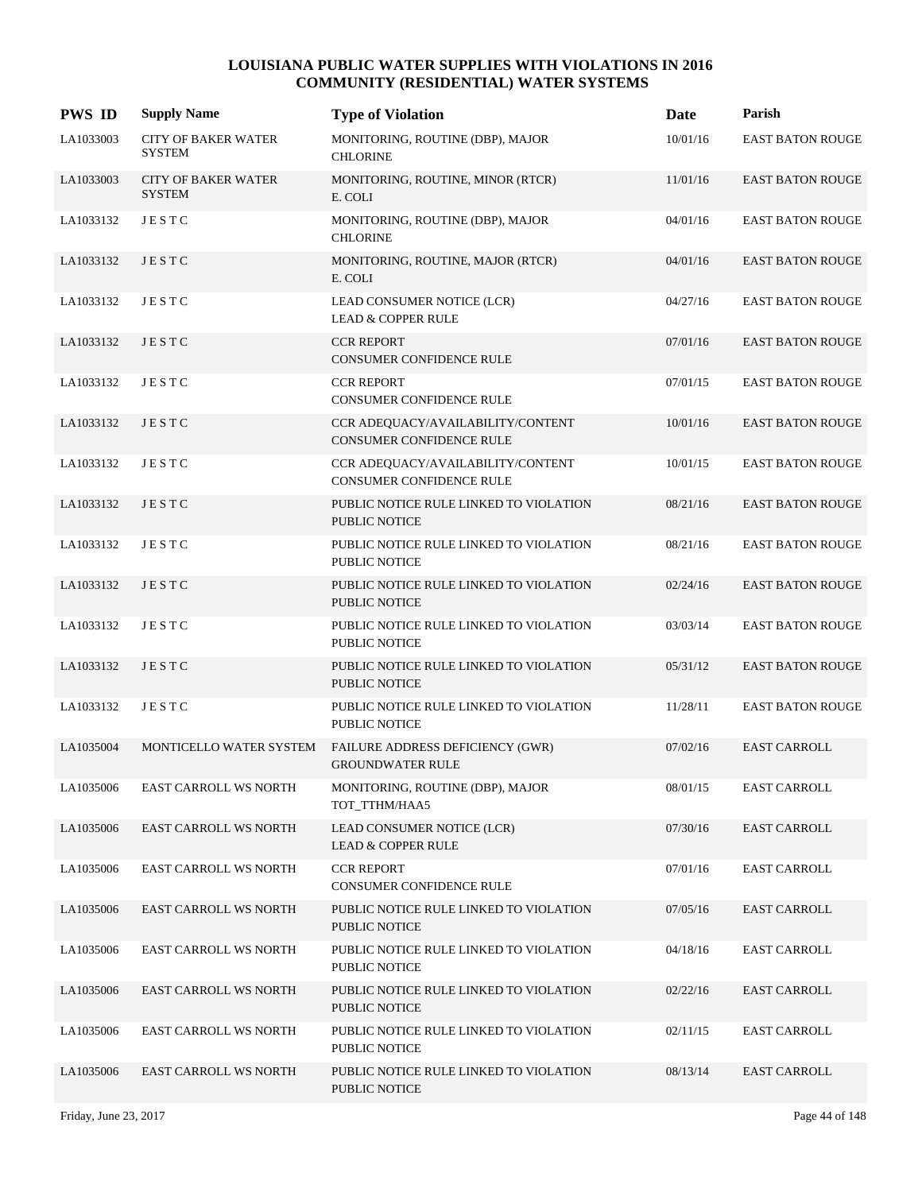# LOUISIANA PUBLIC WATER SUPPLIES WITH VIOLATIONS IN 2016
## COMMUNITY (RESIDENTIAL) WATER SYSTEMS

| PWS ID | Supply Name | Type of Violation | Date | Parish |
|---|---|---|---|---|
| LA1033003 | CITY OF BAKER WATER SYSTEM | MONITORING, ROUTINE (DBP), MAJOR<br>CHLORINE | 10/01/16 | EAST BATON ROUGE |
| LA1033003 | CITY OF BAKER WATER SYSTEM | MONITORING, ROUTINE, MINOR (RTCR)<br>E. COLI | 11/01/16 | EAST BATON ROUGE |
| LA1033132 | J E S T C | MONITORING, ROUTINE (DBP), MAJOR<br>CHLORINE | 04/01/16 | EAST BATON ROUGE |
| LA1033132 | J E S T C | MONITORING, ROUTINE, MAJOR (RTCR)<br>E. COLI | 04/01/16 | EAST BATON ROUGE |
| LA1033132 | J E S T C | LEAD CONSUMER NOTICE (LCR)<br>LEAD & COPPER RULE | 04/27/16 | EAST BATON ROUGE |
| LA1033132 | J E S T C | CCR REPORT<br>CONSUMER CONFIDENCE RULE | 07/01/16 | EAST BATON ROUGE |
| LA1033132 | J E S T C | CCR REPORT<br>CONSUMER CONFIDENCE RULE | 07/01/15 | EAST BATON ROUGE |
| LA1033132 | J E S T C | CCR ADEQUACY/AVAILABILITY/CONTENT<br>CONSUMER CONFIDENCE RULE | 10/01/16 | EAST BATON ROUGE |
| LA1033132 | J E S T C | CCR ADEQUACY/AVAILABILITY/CONTENT<br>CONSUMER CONFIDENCE RULE | 10/01/15 | EAST BATON ROUGE |
| LA1033132 | J E S T C | PUBLIC NOTICE RULE LINKED TO VIOLATION<br>PUBLIC NOTICE | 08/21/16 | EAST BATON ROUGE |
| LA1033132 | J E S T C | PUBLIC NOTICE RULE LINKED TO VIOLATION<br>PUBLIC NOTICE | 08/21/16 | EAST BATON ROUGE |
| LA1033132 | J E S T C | PUBLIC NOTICE RULE LINKED TO VIOLATION<br>PUBLIC NOTICE | 02/24/16 | EAST BATON ROUGE |
| LA1033132 | J E S T C | PUBLIC NOTICE RULE LINKED TO VIOLATION<br>PUBLIC NOTICE | 03/03/14 | EAST BATON ROUGE |
| LA1033132 | J E S T C | PUBLIC NOTICE RULE LINKED TO VIOLATION<br>PUBLIC NOTICE | 05/31/12 | EAST BATON ROUGE |
| LA1033132 | J E S T C | PUBLIC NOTICE RULE LINKED TO VIOLATION<br>PUBLIC NOTICE | 11/28/11 | EAST BATON ROUGE |
| LA1035004 | MONTICELLO WATER SYSTEM | FAILURE ADDRESS DEFICIENCY (GWR)<br>GROUNDWATER RULE | 07/02/16 | EAST CARROLL |
| LA1035006 | EAST CARROLL WS NORTH | MONITORING, ROUTINE (DBP), MAJOR<br>TOT_TTHM/HAA5 | 08/01/15 | EAST CARROLL |
| LA1035006 | EAST CARROLL WS NORTH | LEAD CONSUMER NOTICE (LCR)<br>LEAD & COPPER RULE | 07/30/16 | EAST CARROLL |
| LA1035006 | EAST CARROLL WS NORTH | CCR REPORT<br>CONSUMER CONFIDENCE RULE | 07/01/16 | EAST CARROLL |
| LA1035006 | EAST CARROLL WS NORTH | PUBLIC NOTICE RULE LINKED TO VIOLATION<br>PUBLIC NOTICE | 07/05/16 | EAST CARROLL |
| LA1035006 | EAST CARROLL WS NORTH | PUBLIC NOTICE RULE LINKED TO VIOLATION<br>PUBLIC NOTICE | 04/18/16 | EAST CARROLL |
| LA1035006 | EAST CARROLL WS NORTH | PUBLIC NOTICE RULE LINKED TO VIOLATION<br>PUBLIC NOTICE | 02/22/16 | EAST CARROLL |
| LA1035006 | EAST CARROLL WS NORTH | PUBLIC NOTICE RULE LINKED TO VIOLATION<br>PUBLIC NOTICE | 02/11/15 | EAST CARROLL |
| LA1035006 | EAST CARROLL WS NORTH | PUBLIC NOTICE RULE LINKED TO VIOLATION<br>PUBLIC NOTICE | 08/13/14 | EAST CARROLL |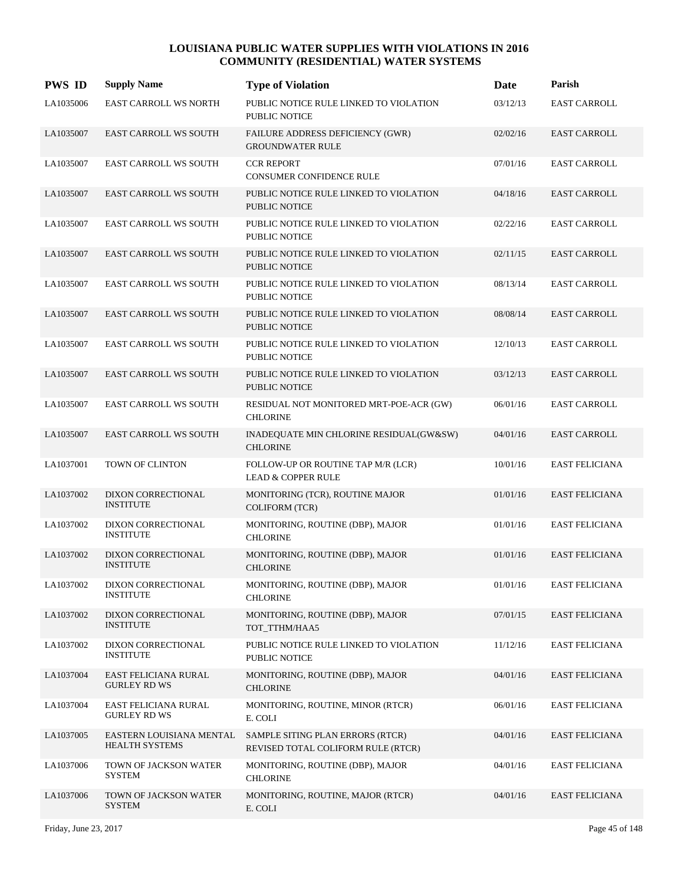# LOUISIANA PUBLIC WATER SUPPLIES WITH VIOLATIONS IN 2016
## COMMUNITY (RESIDENTIAL) WATER SYSTEMS

| PWS ID | Supply Name | Type of Violation | Date | Parish |
|---|---|---|---|---|
| LA1035006 | EAST CARROLL WS NORTH | PUBLIC NOTICE RULE LINKED TO VIOLATION<br>PUBLIC NOTICE | 03/12/13 | EAST CARROLL |
| LA1035007 | EAST CARROLL WS SOUTH | FAILURE ADDRESS DEFICIENCY (GWR)<br>GROUNDWATER RULE | 02/02/16 | EAST CARROLL |
| LA1035007 | EAST CARROLL WS SOUTH | CCR REPORT<br>CONSUMER CONFIDENCE RULE | 07/01/16 | EAST CARROLL |
| LA1035007 | EAST CARROLL WS SOUTH | PUBLIC NOTICE RULE LINKED TO VIOLATION<br>PUBLIC NOTICE | 04/18/16 | EAST CARROLL |
| LA1035007 | EAST CARROLL WS SOUTH | PUBLIC NOTICE RULE LINKED TO VIOLATION<br>PUBLIC NOTICE | 02/22/16 | EAST CARROLL |
| LA1035007 | EAST CARROLL WS SOUTH | PUBLIC NOTICE RULE LINKED TO VIOLATION<br>PUBLIC NOTICE | 02/11/15 | EAST CARROLL |
| LA1035007 | EAST CARROLL WS SOUTH | PUBLIC NOTICE RULE LINKED TO VIOLATION<br>PUBLIC NOTICE | 08/13/14 | EAST CARROLL |
| LA1035007 | EAST CARROLL WS SOUTH | PUBLIC NOTICE RULE LINKED TO VIOLATION<br>PUBLIC NOTICE | 08/08/14 | EAST CARROLL |
| LA1035007 | EAST CARROLL WS SOUTH | PUBLIC NOTICE RULE LINKED TO VIOLATION<br>PUBLIC NOTICE | 12/10/13 | EAST CARROLL |
| LA1035007 | EAST CARROLL WS SOUTH | PUBLIC NOTICE RULE LINKED TO VIOLATION<br>PUBLIC NOTICE | 03/12/13 | EAST CARROLL |
| LA1035007 | EAST CARROLL WS SOUTH | RESIDUAL NOT MONITORED MRT-POE-ACR (GW)<br>CHLORINE | 06/01/16 | EAST CARROLL |
| LA1035007 | EAST CARROLL WS SOUTH | INADEQUATE MIN CHLORINE RESIDUAL(GW&SW)<br>CHLORINE | 04/01/16 | EAST CARROLL |
| LA1037001 | TOWN OF CLINTON | FOLLOW-UP OR ROUTINE TAP M/R (LCR)<br>LEAD & COPPER RULE | 10/01/16 | EAST FELICIANA |
| LA1037002 | DIXON CORRECTIONAL INSTITUTE | MONITORING (TCR), ROUTINE MAJOR<br>COLIFORM (TCR) | 01/01/16 | EAST FELICIANA |
| LA1037002 | DIXON CORRECTIONAL INSTITUTE | MONITORING, ROUTINE (DBP), MAJOR<br>CHLORINE | 01/01/16 | EAST FELICIANA |
| LA1037002 | DIXON CORRECTIONAL INSTITUTE | MONITORING, ROUTINE (DBP), MAJOR<br>CHLORINE | 01/01/16 | EAST FELICIANA |
| LA1037002 | DIXON CORRECTIONAL INSTITUTE | MONITORING, ROUTINE (DBP), MAJOR<br>CHLORINE | 01/01/16 | EAST FELICIANA |
| LA1037002 | DIXON CORRECTIONAL INSTITUTE | MONITORING, ROUTINE (DBP), MAJOR<br>TOT_TTHM/HAA5 | 07/01/15 | EAST FELICIANA |
| LA1037002 | DIXON CORRECTIONAL INSTITUTE | PUBLIC NOTICE RULE LINKED TO VIOLATION<br>PUBLIC NOTICE | 11/12/16 | EAST FELICIANA |
| LA1037004 | EAST FELICIANA RURAL GURLEY RD WS | MONITORING, ROUTINE (DBP), MAJOR<br>CHLORINE | 04/01/16 | EAST FELICIANA |
| LA1037004 | EAST FELICIANA RURAL GURLEY RD WS | MONITORING, ROUTINE, MINOR (RTCR)<br>E. COLI | 06/01/16 | EAST FELICIANA |
| LA1037005 | EASTERN LOUISIANA MENTAL HEALTH SYSTEMS | SAMPLE SITING PLAN ERRORS (RTCR)<br>REVISED TOTAL COLIFORM RULE (RTCR) | 04/01/16 | EAST FELICIANA |
| LA1037006 | TOWN OF JACKSON WATER SYSTEM | MONITORING, ROUTINE (DBP), MAJOR<br>CHLORINE | 04/01/16 | EAST FELICIANA |
| LA1037006 | TOWN OF JACKSON WATER SYSTEM | MONITORING, ROUTINE, MAJOR (RTCR)<br>E. COLI | 04/01/16 | EAST FELICIANA |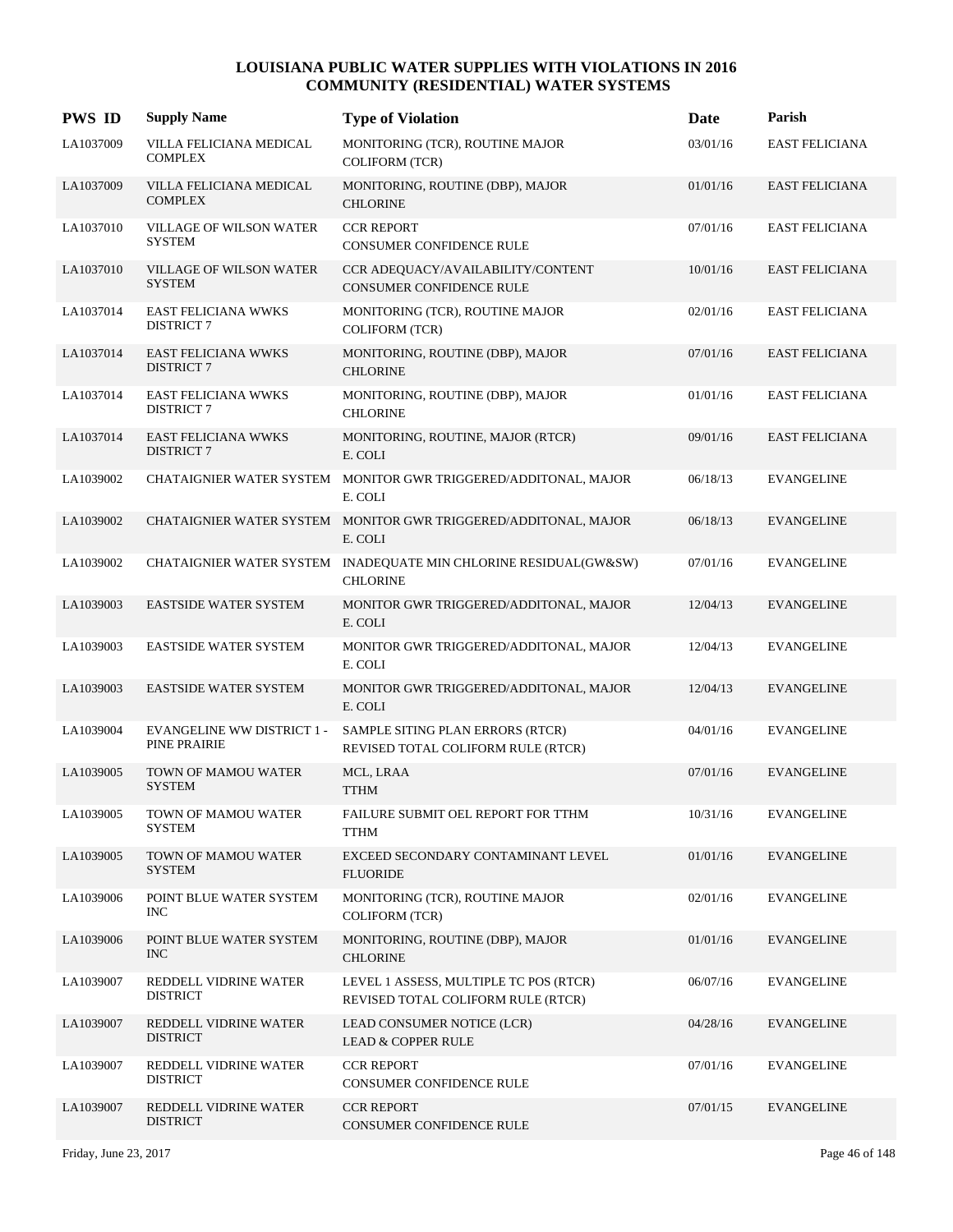# LOUISIANA PUBLIC WATER SUPPLIES WITH VIOLATIONS IN 2016
## COMMUNITY (RESIDENTIAL) WATER SYSTEMS

| PWS ID | Supply Name | Type of Violation | Date | Parish |
|---|---|---|---|---|
| LA1037009 | VILLA FELICIANA MEDICAL COMPLEX | MONITORING (TCR), ROUTINE MAJOR<br>COLIFORM (TCR) | 03/01/16 | EAST FELICIANA |
| LA1037009 | VILLA FELICIANA MEDICAL COMPLEX | MONITORING, ROUTINE (DBP), MAJOR<br>CHLORINE | 01/01/16 | EAST FELICIANA |
| LA1037010 | VILLAGE OF WILSON WATER SYSTEM | CCR REPORT<br>CONSUMER CONFIDENCE RULE | 07/01/16 | EAST FELICIANA |
| LA1037010 | VILLAGE OF WILSON WATER SYSTEM | CCR ADEQUACY/AVAILABILITY/CONTENT<br>CONSUMER CONFIDENCE RULE | 10/01/16 | EAST FELICIANA |
| LA1037014 | EAST FELICIANA WWKS DISTRICT 7 | MONITORING (TCR), ROUTINE MAJOR<br>COLIFORM (TCR) | 02/01/16 | EAST FELICIANA |
| LA1037014 | EAST FELICIANA WWKS DISTRICT 7 | MONITORING, ROUTINE (DBP), MAJOR<br>CHLORINE | 07/01/16 | EAST FELICIANA |
| LA1037014 | EAST FELICIANA WWKS DISTRICT 7 | MONITORING, ROUTINE (DBP), MAJOR<br>CHLORINE | 01/01/16 | EAST FELICIANA |
| LA1037014 | EAST FELICIANA WWKS DISTRICT 7 | MONITORING, ROUTINE, MAJOR (RTCR)<br>E. COLI | 09/01/16 | EAST FELICIANA |
| LA1039002 | CHATAIGNIER WATER SYSTEM | MONITOR GWR TRIGGERED/ADDITONAL, MAJOR<br>E. COLI | 06/18/13 | EVANGELINE |
| LA1039002 | CHATAIGNIER WATER SYSTEM | MONITOR GWR TRIGGERED/ADDITONAL, MAJOR<br>E. COLI | 06/18/13 | EVANGELINE |
| LA1039002 | CHATAIGNIER WATER SYSTEM | INADEQUATE MIN CHLORINE RESIDUAL(GW&SW)<br>CHLORINE | 07/01/16 | EVANGELINE |
| LA1039003 | EASTSIDE WATER SYSTEM | MONITOR GWR TRIGGERED/ADDITONAL, MAJOR<br>E. COLI | 12/04/13 | EVANGELINE |
| LA1039003 | EASTSIDE WATER SYSTEM | MONITOR GWR TRIGGERED/ADDITONAL, MAJOR<br>E. COLI | 12/04/13 | EVANGELINE |
| LA1039003 | EASTSIDE WATER SYSTEM | MONITOR GWR TRIGGERED/ADDITONAL, MAJOR<br>E. COLI | 12/04/13 | EVANGELINE |
| LA1039004 | EVANGELINE WW DISTRICT 1 - PINE PRAIRIE | SAMPLE SITING PLAN ERRORS (RTCR)<br>REVISED TOTAL COLIFORM RULE (RTCR) | 04/01/16 | EVANGELINE |
| LA1039005 | TOWN OF MAMOU WATER SYSTEM | MCL, LRAA<br>TTHM | 07/01/16 | EVANGELINE |
| LA1039005 | TOWN OF MAMOU WATER SYSTEM | FAILURE SUBMIT OEL REPORT FOR TTHM<br>TTHM | 10/31/16 | EVANGELINE |
| LA1039005 | TOWN OF MAMOU WATER SYSTEM | EXCEED SECONDARY CONTAMINANT LEVEL<br>FLUORIDE | 01/01/16 | EVANGELINE |
| LA1039006 | POINT BLUE WATER SYSTEM INC | MONITORING (TCR), ROUTINE MAJOR<br>COLIFORM (TCR) | 02/01/16 | EVANGELINE |
| LA1039006 | POINT BLUE WATER SYSTEM INC | MONITORING, ROUTINE (DBP), MAJOR<br>CHLORINE | 01/01/16 | EVANGELINE |
| LA1039007 | REDDELL VIDRINE WATER DISTRICT | LEVEL 1 ASSESS, MULTIPLE TC POS (RTCR)<br>REVISED TOTAL COLIFORM RULE (RTCR) | 06/07/16 | EVANGELINE |
| LA1039007 | REDDELL VIDRINE WATER DISTRICT | LEAD CONSUMER NOTICE (LCR)<br>LEAD & COPPER RULE | 04/28/16 | EVANGELINE |
| LA1039007 | REDDELL VIDRINE WATER DISTRICT | CCR REPORT<br>CONSUMER CONFIDENCE RULE | 07/01/16 | EVANGELINE |
| LA1039007 | REDDELL VIDRINE WATER DISTRICT | CCR REPORT<br>CONSUMER CONFIDENCE RULE | 07/01/15 | EVANGELINE |

Friday, June 23, 2017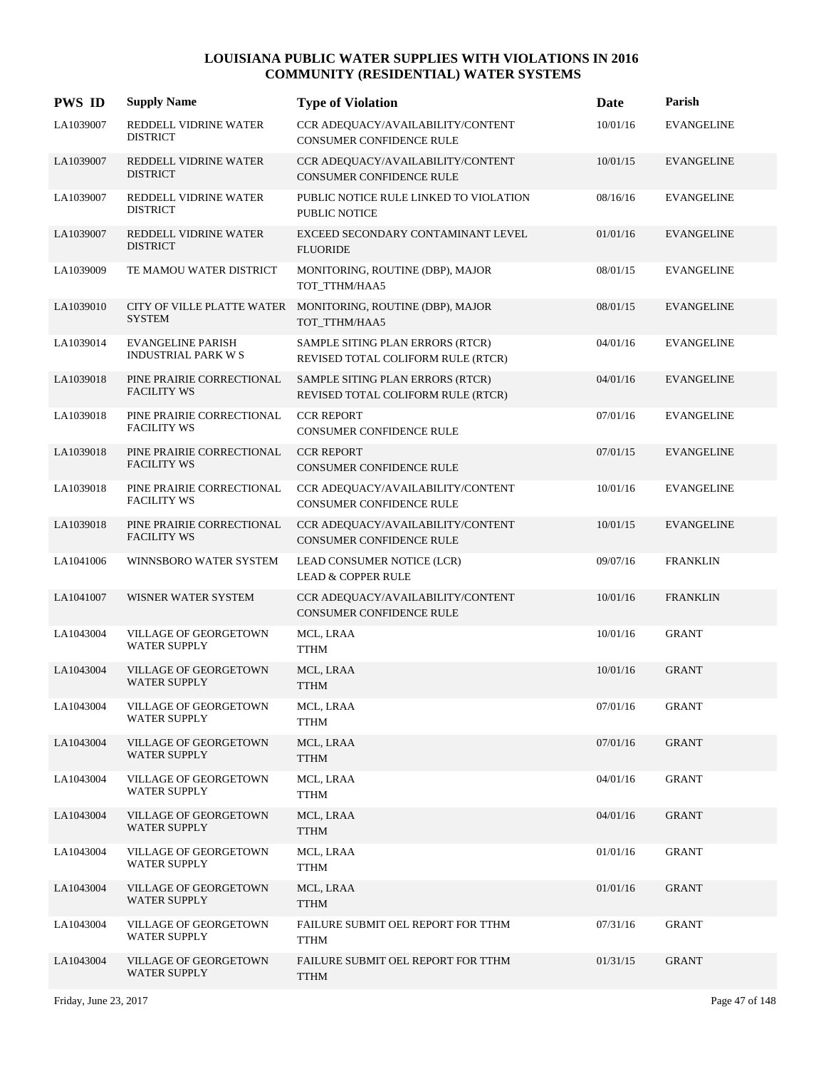# LOUISIANA PUBLIC WATER SUPPLIES WITH VIOLATIONS IN 2016
## COMMUNITY (RESIDENTIAL) WATER SYSTEMS

| PWS ID | Supply Name | Type of Violation | Date | Parish |
|---|---|---|---|---|
| LA1039007 | REDDELL VIDRINE WATER DISTRICT | CCR ADEQUACY/AVAILABILITY/CONTENT CONSUMER CONFIDENCE RULE | 10/01/16 | EVANGELINE |
| LA1039007 | REDDELL VIDRINE WATER DISTRICT | CCR ADEQUACY/AVAILABILITY/CONTENT CONSUMER CONFIDENCE RULE | 10/01/15 | EVANGELINE |
| LA1039007 | REDDELL VIDRINE WATER DISTRICT | PUBLIC NOTICE RULE LINKED TO VIOLATION PUBLIC NOTICE | 08/16/16 | EVANGELINE |
| LA1039007 | REDDELL VIDRINE WATER DISTRICT | EXCEED SECONDARY CONTAMINANT LEVEL FLUORIDE | 01/01/16 | EVANGELINE |
| LA1039009 | TE MAMOU WATER DISTRICT | MONITORING, ROUTINE (DBP), MAJOR TOT_TTHM/HAA5 | 08/01/15 | EVANGELINE |
| LA1039010 | CITY OF VILLE PLATTE WATER SYSTEM | MONITORING, ROUTINE (DBP), MAJOR TOT_TTHM/HAA5 | 08/01/15 | EVANGELINE |
| LA1039014 | EVANGELINE PARISH INDUSTRIAL PARK W S | SAMPLE SITING PLAN ERRORS (RTCR) REVISED TOTAL COLIFORM RULE (RTCR) | 04/01/16 | EVANGELINE |
| LA1039018 | PINE PRAIRIE CORRECTIONAL FACILITY WS | SAMPLE SITING PLAN ERRORS (RTCR) REVISED TOTAL COLIFORM RULE (RTCR) | 04/01/16 | EVANGELINE |
| LA1039018 | PINE PRAIRIE CORRECTIONAL FACILITY WS | CCR REPORT CONSUMER CONFIDENCE RULE | 07/01/16 | EVANGELINE |
| LA1039018 | PINE PRAIRIE CORRECTIONAL FACILITY WS | CCR REPORT CONSUMER CONFIDENCE RULE | 07/01/15 | EVANGELINE |
| LA1039018 | PINE PRAIRIE CORRECTIONAL FACILITY WS | CCR ADEQUACY/AVAILABILITY/CONTENT CONSUMER CONFIDENCE RULE | 10/01/16 | EVANGELINE |
| LA1039018 | PINE PRAIRIE CORRECTIONAL FACILITY WS | CCR ADEQUACY/AVAILABILITY/CONTENT CONSUMER CONFIDENCE RULE | 10/01/15 | EVANGELINE |
| LA1041006 | WINNSBORO WATER SYSTEM | LEAD CONSUMER NOTICE (LCR) LEAD & COPPER RULE | 09/07/16 | FRANKLIN |
| LA1041007 | WISNER WATER SYSTEM | CCR ADEQUACY/AVAILABILITY/CONTENT CONSUMER CONFIDENCE RULE | 10/01/16 | FRANKLIN |
| LA1043004 | VILLAGE OF GEORGETOWN WATER SUPPLY | MCL, LRAA TTHM | 10/01/16 | GRANT |
| LA1043004 | VILLAGE OF GEORGETOWN WATER SUPPLY | MCL, LRAA TTHM | 10/01/16 | GRANT |
| LA1043004 | VILLAGE OF GEORGETOWN WATER SUPPLY | MCL, LRAA TTHM | 07/01/16 | GRANT |
| LA1043004 | VILLAGE OF GEORGETOWN WATER SUPPLY | MCL, LRAA TTHM | 07/01/16 | GRANT |
| LA1043004 | VILLAGE OF GEORGETOWN WATER SUPPLY | MCL, LRAA TTHM | 04/01/16 | GRANT |
| LA1043004 | VILLAGE OF GEORGETOWN WATER SUPPLY | MCL, LRAA TTHM | 04/01/16 | GRANT |
| LA1043004 | VILLAGE OF GEORGETOWN WATER SUPPLY | MCL, LRAA TTHM | 01/01/16 | GRANT |
| LA1043004 | VILLAGE OF GEORGETOWN WATER SUPPLY | MCL, LRAA TTHM | 01/01/16 | GRANT |
| LA1043004 | VILLAGE OF GEORGETOWN WATER SUPPLY | FAILURE SUBMIT OEL REPORT FOR TTHM TTHM | 07/31/16 | GRANT |
| LA1043004 | VILLAGE OF GEORGETOWN WATER SUPPLY | FAILURE SUBMIT OEL REPORT FOR TTHM TTHM | 01/31/15 | GRANT |

Friday, June 23, 2017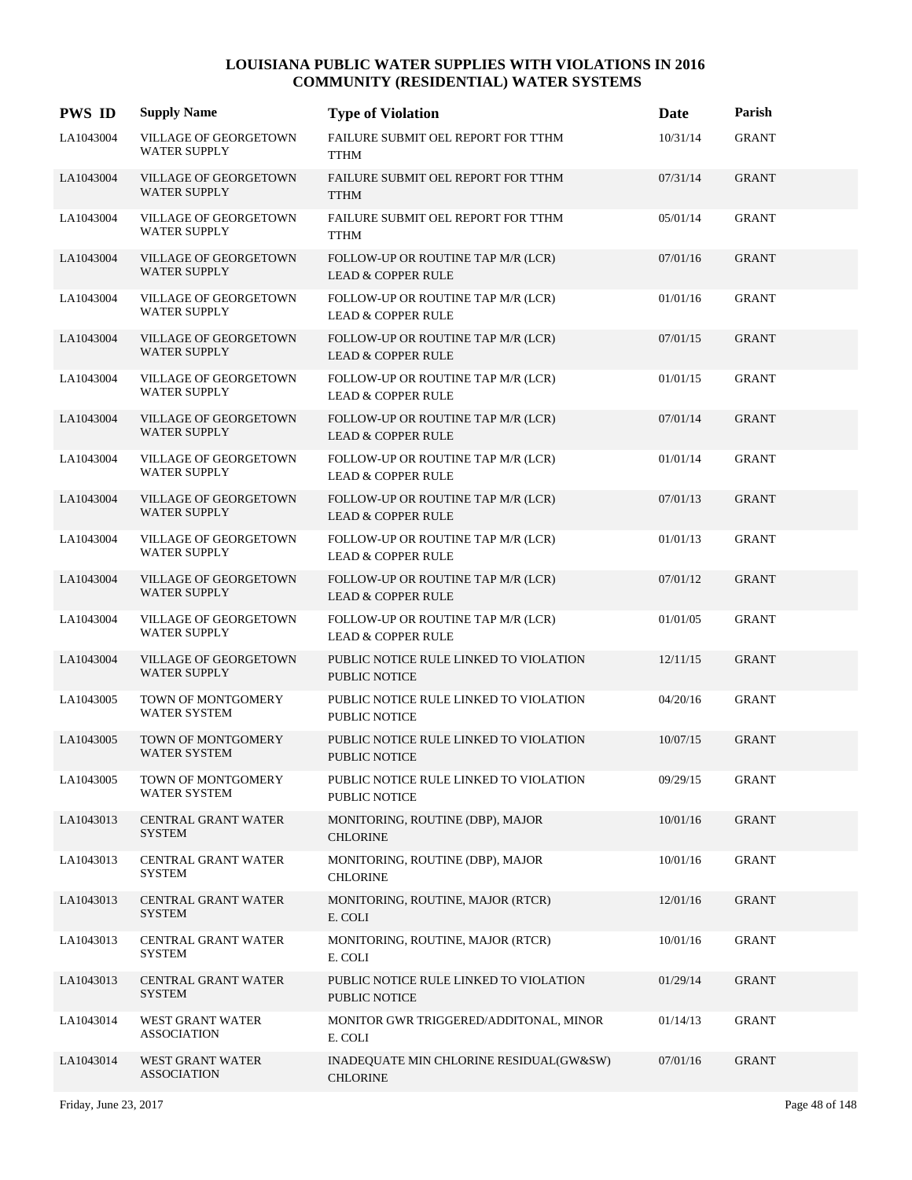# LOUISIANA PUBLIC WATER SUPPLIES WITH VIOLATIONS IN 2016
## COMMUNITY (RESIDENTIAL) WATER SYSTEMS

| PWS ID | Supply Name | Type of Violation | Date | Parish |
|---|---|---|---|---|
| LA1043004 | VILLAGE OF GEORGETOWN WATER SUPPLY | FAILURE SUBMIT OEL REPORT FOR TTHM TTHM | 10/31/14 | GRANT |
| LA1043004 | VILLAGE OF GEORGETOWN WATER SUPPLY | FAILURE SUBMIT OEL REPORT FOR TTHM TTHM | 07/31/14 | GRANT |
| LA1043004 | VILLAGE OF GEORGETOWN WATER SUPPLY | FAILURE SUBMIT OEL REPORT FOR TTHM TTHM | 05/01/14 | GRANT |
| LA1043004 | VILLAGE OF GEORGETOWN WATER SUPPLY | FOLLOW-UP OR ROUTINE TAP M/R (LCR) LEAD & COPPER RULE | 07/01/16 | GRANT |
| LA1043004 | VILLAGE OF GEORGETOWN WATER SUPPLY | FOLLOW-UP OR ROUTINE TAP M/R (LCR) LEAD & COPPER RULE | 01/01/16 | GRANT |
| LA1043004 | VILLAGE OF GEORGETOWN WATER SUPPLY | FOLLOW-UP OR ROUTINE TAP M/R (LCR) LEAD & COPPER RULE | 07/01/15 | GRANT |
| LA1043004 | VILLAGE OF GEORGETOWN WATER SUPPLY | FOLLOW-UP OR ROUTINE TAP M/R (LCR) LEAD & COPPER RULE | 01/01/15 | GRANT |
| LA1043004 | VILLAGE OF GEORGETOWN WATER SUPPLY | FOLLOW-UP OR ROUTINE TAP M/R (LCR) LEAD & COPPER RULE | 07/01/14 | GRANT |
| LA1043004 | VILLAGE OF GEORGETOWN WATER SUPPLY | FOLLOW-UP OR ROUTINE TAP M/R (LCR) LEAD & COPPER RULE | 01/01/14 | GRANT |
| LA1043004 | VILLAGE OF GEORGETOWN WATER SUPPLY | FOLLOW-UP OR ROUTINE TAP M/R (LCR) LEAD & COPPER RULE | 07/01/13 | GRANT |
| LA1043004 | VILLAGE OF GEORGETOWN WATER SUPPLY | FOLLOW-UP OR ROUTINE TAP M/R (LCR) LEAD & COPPER RULE | 01/01/13 | GRANT |
| LA1043004 | VILLAGE OF GEORGETOWN WATER SUPPLY | FOLLOW-UP OR ROUTINE TAP M/R (LCR) LEAD & COPPER RULE | 07/01/12 | GRANT |
| LA1043004 | VILLAGE OF GEORGETOWN WATER SUPPLY | FOLLOW-UP OR ROUTINE TAP M/R (LCR) LEAD & COPPER RULE | 01/01/05 | GRANT |
| LA1043004 | VILLAGE OF GEORGETOWN WATER SUPPLY | PUBLIC NOTICE RULE LINKED TO VIOLATION PUBLIC NOTICE | 12/11/15 | GRANT |
| LA1043005 | TOWN OF MONTGOMERY WATER SYSTEM | PUBLIC NOTICE RULE LINKED TO VIOLATION PUBLIC NOTICE | 04/20/16 | GRANT |
| LA1043005 | TOWN OF MONTGOMERY WATER SYSTEM | PUBLIC NOTICE RULE LINKED TO VIOLATION PUBLIC NOTICE | 10/07/15 | GRANT |
| LA1043005 | TOWN OF MONTGOMERY WATER SYSTEM | PUBLIC NOTICE RULE LINKED TO VIOLATION PUBLIC NOTICE | 09/29/15 | GRANT |
| LA1043013 | CENTRAL GRANT WATER SYSTEM | MONITORING, ROUTINE (DBP), MAJOR CHLORINE | 10/01/16 | GRANT |
| LA1043013 | CENTRAL GRANT WATER SYSTEM | MONITORING, ROUTINE (DBP), MAJOR CHLORINE | 10/01/16 | GRANT |
| LA1043013 | CENTRAL GRANT WATER SYSTEM | MONITORING, ROUTINE, MAJOR (RTCR) E. COLI | 12/01/16 | GRANT |
| LA1043013 | CENTRAL GRANT WATER SYSTEM | MONITORING, ROUTINE, MAJOR (RTCR) E. COLI | 10/01/16 | GRANT |
| LA1043013 | CENTRAL GRANT WATER SYSTEM | PUBLIC NOTICE RULE LINKED TO VIOLATION PUBLIC NOTICE | 01/29/14 | GRANT |
| LA1043014 | WEST GRANT WATER ASSOCIATION | MONITOR GWR TRIGGERED/ADDITONAL, MINOR E. COLI | 01/14/13 | GRANT |
| LA1043014 | WEST GRANT WATER ASSOCIATION | INADEQUATE MIN CHLORINE RESIDUAL(GW&SW) CHLORINE | 07/01/16 | GRANT |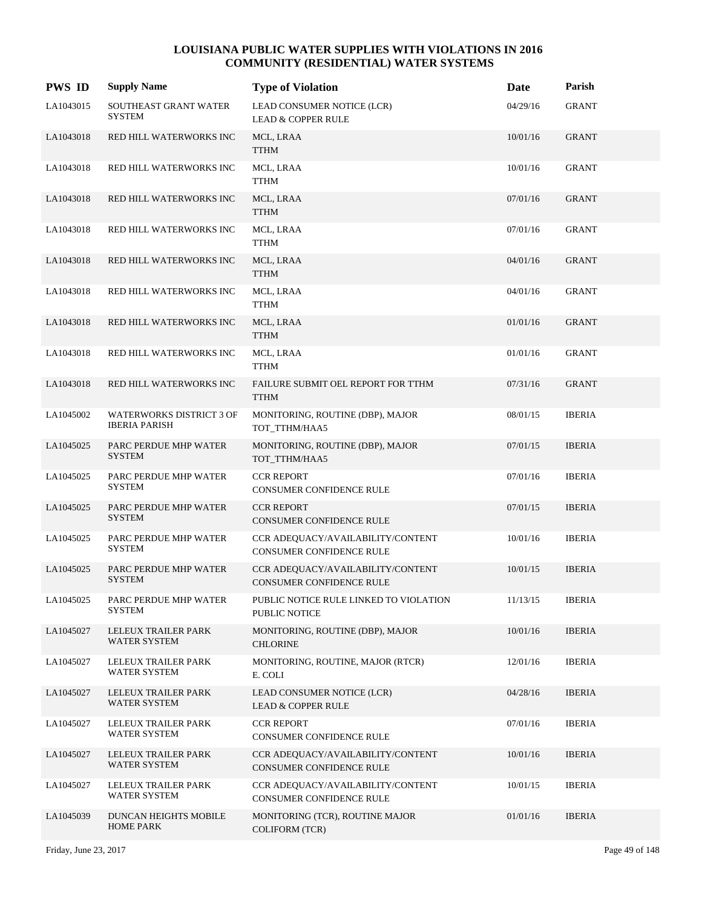# LOUISIANA PUBLIC WATER SUPPLIES WITH VIOLATIONS IN 2016
## COMMUNITY (RESIDENTIAL) WATER SYSTEMS

| PWS ID | Supply Name | Type of Violation | Date | Parish |
|---|---|---|---|---|
| LA1043015 | SOUTHEAST GRANT WATER SYSTEM | LEAD CONSUMER NOTICE (LCR)<br>LEAD & COPPER RULE | 04/29/16 | GRANT |
| LA1043018 | RED HILL WATERWORKS INC | MCL, LRAA<br>TTHM | 10/01/16 | GRANT |
| LA1043018 | RED HILL WATERWORKS INC | MCL, LRAA<br>TTHM | 10/01/16 | GRANT |
| LA1043018 | RED HILL WATERWORKS INC | MCL, LRAA<br>TTHM | 07/01/16 | GRANT |
| LA1043018 | RED HILL WATERWORKS INC | MCL, LRAA<br>TTHM | 07/01/16 | GRANT |
| LA1043018 | RED HILL WATERWORKS INC | MCL, LRAA<br>TTHM | 04/01/16 | GRANT |
| LA1043018 | RED HILL WATERWORKS INC | MCL, LRAA<br>TTHM | 04/01/16 | GRANT |
| LA1043018 | RED HILL WATERWORKS INC | MCL, LRAA<br>TTHM | 01/01/16 | GRANT |
| LA1043018 | RED HILL WATERWORKS INC | MCL, LRAA<br>TTHM | 01/01/16 | GRANT |
| LA1043018 | RED HILL WATERWORKS INC | FAILURE SUBMIT OEL REPORT FOR TTHM<br>TTHM | 07/31/16 | GRANT |
| LA1045002 | WATERWORKS DISTRICT 3 OF IBERIA PARISH | MONITORING, ROUTINE (DBP), MAJOR<br>TOT_TTHM/HAA5 | 08/01/15 | IBERIA |
| LA1045025 | PARC PERDUE MHP WATER SYSTEM | MONITORING, ROUTINE (DBP), MAJOR<br>TOT_TTHM/HAA5 | 07/01/15 | IBERIA |
| LA1045025 | PARC PERDUE MHP WATER SYSTEM | CCR REPORT<br>CONSUMER CONFIDENCE RULE | 07/01/16 | IBERIA |
| LA1045025 | PARC PERDUE MHP WATER SYSTEM | CCR REPORT<br>CONSUMER CONFIDENCE RULE | 07/01/15 | IBERIA |
| LA1045025 | PARC PERDUE MHP WATER SYSTEM | CCR ADEQUACY/AVAILABILITY/CONTENT<br>CONSUMER CONFIDENCE RULE | 10/01/16 | IBERIA |
| LA1045025 | PARC PERDUE MHP WATER SYSTEM | CCR ADEQUACY/AVAILABILITY/CONTENT<br>CONSUMER CONFIDENCE RULE | 10/01/15 | IBERIA |
| LA1045025 | PARC PERDUE MHP WATER SYSTEM | PUBLIC NOTICE RULE LINKED TO VIOLATION<br>PUBLIC NOTICE | 11/13/15 | IBERIA |
| LA1045027 | LELEUX TRAILER PARK WATER SYSTEM | MONITORING, ROUTINE (DBP), MAJOR<br>CHLORINE | 10/01/16 | IBERIA |
| LA1045027 | LELEUX TRAILER PARK WATER SYSTEM | MONITORING, ROUTINE, MAJOR (RTCR)<br>E. COLI | 12/01/16 | IBERIA |
| LA1045027 | LELEUX TRAILER PARK WATER SYSTEM | LEAD CONSUMER NOTICE (LCR)<br>LEAD & COPPER RULE | 04/28/16 | IBERIA |
| LA1045027 | LELEUX TRAILER PARK WATER SYSTEM | CCR REPORT<br>CONSUMER CONFIDENCE RULE | 07/01/16 | IBERIA |
| LA1045027 | LELEUX TRAILER PARK WATER SYSTEM | CCR ADEQUACY/AVAILABILITY/CONTENT<br>CONSUMER CONFIDENCE RULE | 10/01/16 | IBERIA |
| LA1045027 | LELEUX TRAILER PARK WATER SYSTEM | CCR ADEQUACY/AVAILABILITY/CONTENT<br>CONSUMER CONFIDENCE RULE | 10/01/15 | IBERIA |
| LA1045039 | DUNCAN HEIGHTS MOBILE HOME PARK | MONITORING (TCR), ROUTINE MAJOR<br>COLIFORM (TCR) | 01/01/16 | IBERIA |

Friday, June 23, 2017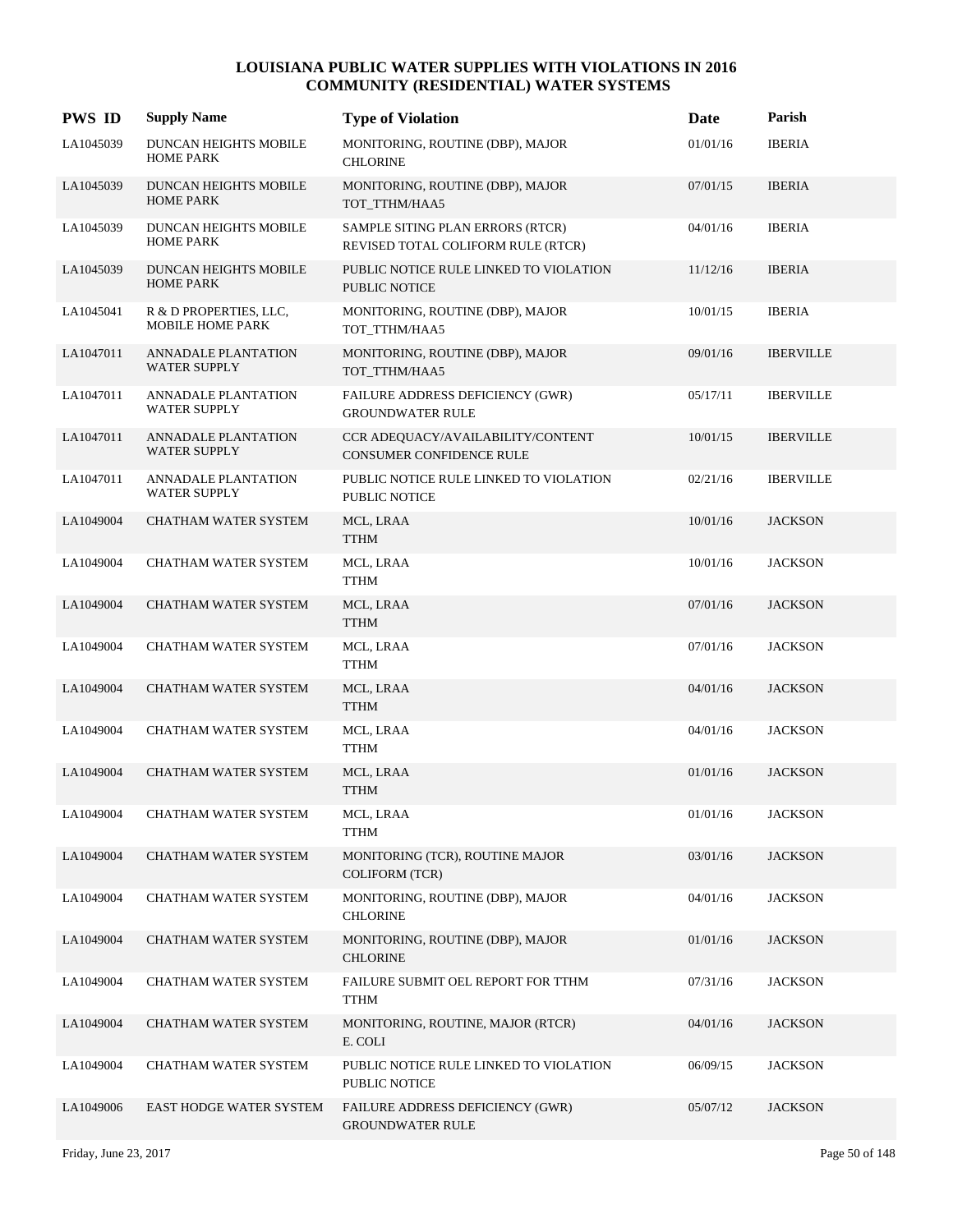# LOUISIANA PUBLIC WATER SUPPLIES WITH VIOLATIONS IN 2016
## COMMUNITY (RESIDENTIAL) WATER SYSTEMS

| PWS ID | Supply Name | Type of Violation | Date | Parish |
|---|---|---|---|---|
| LA1045039 | DUNCAN HEIGHTS MOBILE HOME PARK | MONITORING, ROUTINE (DBP), MAJOR CHLORINE | 01/01/16 | IBERIA |
| LA1045039 | DUNCAN HEIGHTS MOBILE HOME PARK | MONITORING, ROUTINE (DBP), MAJOR TOT_TTHM/HAA5 | 07/01/15 | IBERIA |
| LA1045039 | DUNCAN HEIGHTS MOBILE HOME PARK | SAMPLE SITING PLAN ERRORS (RTCR) REVISED TOTAL COLIFORM RULE (RTCR) | 04/01/16 | IBERIA |
| LA1045039 | DUNCAN HEIGHTS MOBILE HOME PARK | PUBLIC NOTICE RULE LINKED TO VIOLATION PUBLIC NOTICE | 11/12/16 | IBERIA |
| LA1045041 | R & D PROPERTIES, LLC, MOBILE HOME PARK | MONITORING, ROUTINE (DBP), MAJOR TOT_TTHM/HAA5 | 10/01/15 | IBERIA |
| LA1047011 | ANNADALE PLANTATION WATER SUPPLY | MONITORING, ROUTINE (DBP), MAJOR TOT_TTHM/HAA5 | 09/01/16 | IBERVILLE |
| LA1047011 | ANNADALE PLANTATION WATER SUPPLY | FAILURE ADDRESS DEFICIENCY (GWR) GROUNDWATER RULE | 05/17/11 | IBERVILLE |
| LA1047011 | ANNADALE PLANTATION WATER SUPPLY | CCR ADEQUACY/AVAILABILITY/CONTENT CONSUMER CONFIDENCE RULE | 10/01/15 | IBERVILLE |
| LA1047011 | ANNADALE PLANTATION WATER SUPPLY | PUBLIC NOTICE RULE LINKED TO VIOLATION PUBLIC NOTICE | 02/21/16 | IBERVILLE |
| LA1049004 | CHATHAM WATER SYSTEM | MCL, LRAA TTHM | 10/01/16 | JACKSON |
| LA1049004 | CHATHAM WATER SYSTEM | MCL, LRAA TTHM | 10/01/16 | JACKSON |
| LA1049004 | CHATHAM WATER SYSTEM | MCL, LRAA TTHM | 07/01/16 | JACKSON |
| LA1049004 | CHATHAM WATER SYSTEM | MCL, LRAA TTHM | 07/01/16 | JACKSON |
| LA1049004 | CHATHAM WATER SYSTEM | MCL, LRAA TTHM | 04/01/16 | JACKSON |
| LA1049004 | CHATHAM WATER SYSTEM | MCL, LRAA TTHM | 04/01/16 | JACKSON |
| LA1049004 | CHATHAM WATER SYSTEM | MCL, LRAA TTHM | 01/01/16 | JACKSON |
| LA1049004 | CHATHAM WATER SYSTEM | MCL, LRAA TTHM | 01/01/16 | JACKSON |
| LA1049004 | CHATHAM WATER SYSTEM | MONITORING (TCR), ROUTINE MAJOR COLIFORM (TCR) | 03/01/16 | JACKSON |
| LA1049004 | CHATHAM WATER SYSTEM | MONITORING, ROUTINE (DBP), MAJOR CHLORINE | 04/01/16 | JACKSON |
| LA1049004 | CHATHAM WATER SYSTEM | MONITORING, ROUTINE (DBP), MAJOR CHLORINE | 01/01/16 | JACKSON |
| LA1049004 | CHATHAM WATER SYSTEM | FAILURE SUBMIT OEL REPORT FOR TTHM TTHM | 07/31/16 | JACKSON |
| LA1049004 | CHATHAM WATER SYSTEM | MONITORING, ROUTINE, MAJOR (RTCR) E. COLI | 04/01/16 | JACKSON |
| LA1049004 | CHATHAM WATER SYSTEM | PUBLIC NOTICE RULE LINKED TO VIOLATION PUBLIC NOTICE | 06/09/15 | JACKSON |
| LA1049006 | EAST HODGE WATER SYSTEM | FAILURE ADDRESS DEFICIENCY (GWR) GROUNDWATER RULE | 05/07/12 | JACKSON |

Friday, June 23, 2017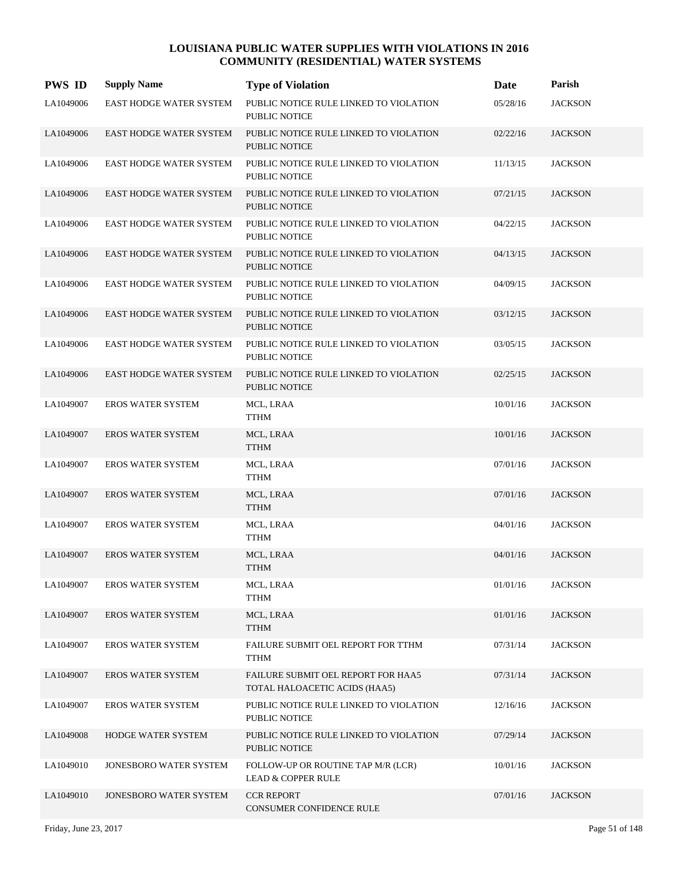## LOUISIANA PUBLIC WATER SUPPLIES WITH VIOLATIONS IN 2016
## COMMUNITY (RESIDENTIAL) WATER SYSTEMS

| PWS ID | Supply Name | Type of Violation | Date | Parish |
|---|---|---|---|---|
| LA1049006 | EAST HODGE WATER SYSTEM | PUBLIC NOTICE RULE LINKED TO VIOLATION PUBLIC NOTICE | 05/28/16 | JACKSON |
| LA1049006 | EAST HODGE WATER SYSTEM | PUBLIC NOTICE RULE LINKED TO VIOLATION PUBLIC NOTICE | 02/22/16 | JACKSON |
| LA1049006 | EAST HODGE WATER SYSTEM | PUBLIC NOTICE RULE LINKED TO VIOLATION PUBLIC NOTICE | 11/13/15 | JACKSON |
| LA1049006 | EAST HODGE WATER SYSTEM | PUBLIC NOTICE RULE LINKED TO VIOLATION PUBLIC NOTICE | 07/21/15 | JACKSON |
| LA1049006 | EAST HODGE WATER SYSTEM | PUBLIC NOTICE RULE LINKED TO VIOLATION PUBLIC NOTICE | 04/22/15 | JACKSON |
| LA1049006 | EAST HODGE WATER SYSTEM | PUBLIC NOTICE RULE LINKED TO VIOLATION PUBLIC NOTICE | 04/13/15 | JACKSON |
| LA1049006 | EAST HODGE WATER SYSTEM | PUBLIC NOTICE RULE LINKED TO VIOLATION PUBLIC NOTICE | 04/09/15 | JACKSON |
| LA1049006 | EAST HODGE WATER SYSTEM | PUBLIC NOTICE RULE LINKED TO VIOLATION PUBLIC NOTICE | 03/12/15 | JACKSON |
| LA1049006 | EAST HODGE WATER SYSTEM | PUBLIC NOTICE RULE LINKED TO VIOLATION PUBLIC NOTICE | 03/05/15 | JACKSON |
| LA1049006 | EAST HODGE WATER SYSTEM | PUBLIC NOTICE RULE LINKED TO VIOLATION PUBLIC NOTICE | 02/25/15 | JACKSON |
| LA1049007 | EROS WATER SYSTEM | MCL, LRAA TTHM | 10/01/16 | JACKSON |
| LA1049007 | EROS WATER SYSTEM | MCL, LRAA TTHM | 10/01/16 | JACKSON |
| LA1049007 | EROS WATER SYSTEM | MCL, LRAA TTHM | 07/01/16 | JACKSON |
| LA1049007 | EROS WATER SYSTEM | MCL, LRAA TTHM | 07/01/16 | JACKSON |
| LA1049007 | EROS WATER SYSTEM | MCL, LRAA TTHM | 04/01/16 | JACKSON |
| LA1049007 | EROS WATER SYSTEM | MCL, LRAA TTHM | 04/01/16 | JACKSON |
| LA1049007 | EROS WATER SYSTEM | MCL, LRAA TTHM | 01/01/16 | JACKSON |
| LA1049007 | EROS WATER SYSTEM | MCL, LRAA TTHM | 01/01/16 | JACKSON |
| LA1049007 | EROS WATER SYSTEM | FAILURE SUBMIT OEL REPORT FOR TTHM TTHM | 07/31/14 | JACKSON |
| LA1049007 | EROS WATER SYSTEM | FAILURE SUBMIT OEL REPORT FOR HAA5 TOTAL HALOACETIC ACIDS (HAA5) | 07/31/14 | JACKSON |
| LA1049007 | EROS WATER SYSTEM | PUBLIC NOTICE RULE LINKED TO VIOLATION PUBLIC NOTICE | 12/16/16 | JACKSON |
| LA1049008 | HODGE WATER SYSTEM | PUBLIC NOTICE RULE LINKED TO VIOLATION PUBLIC NOTICE | 07/29/14 | JACKSON |
| LA1049010 | JONESBORO WATER SYSTEM | FOLLOW-UP OR ROUTINE TAP M/R (LCR) LEAD & COPPER RULE | 10/01/16 | JACKSON |
| LA1049010 | JONESBORO WATER SYSTEM | CCR REPORT CONSUMER CONFIDENCE RULE | 07/01/16 | JACKSON |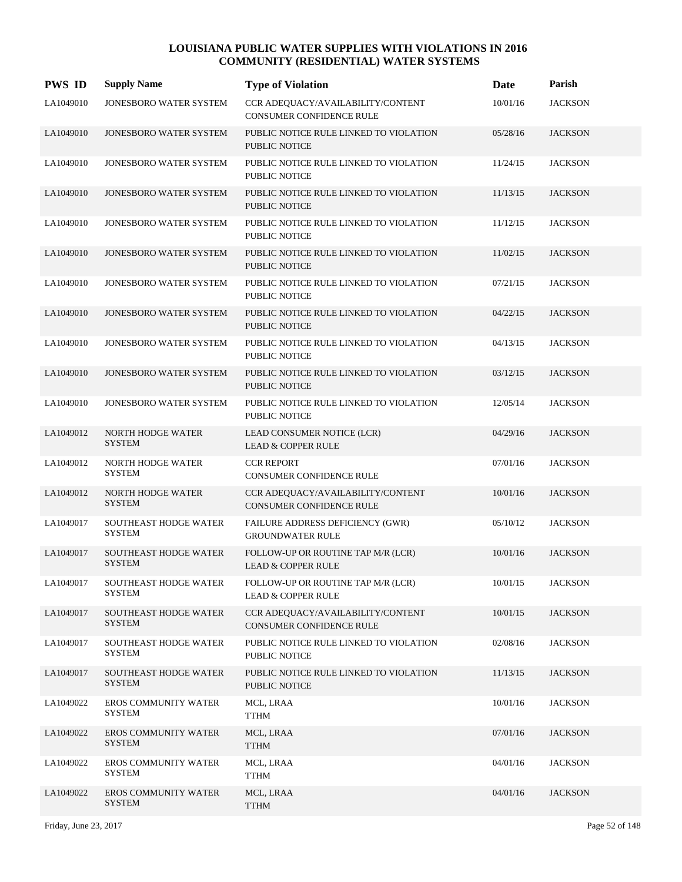# LOUISIANA PUBLIC WATER SUPPLIES WITH VIOLATIONS IN 2016
## COMMUNITY (RESIDENTIAL) WATER SYSTEMS

| PWS ID | Supply Name | Type of Violation | Date | Parish |
|---|---|---|---|---|
| LA1049010 | JONESBORO WATER SYSTEM | CCR ADEQUACY/AVAILABILITY/CONTENT<br>CONSUMER CONFIDENCE RULE | 10/01/16 | JACKSON |
| LA1049010 | JONESBORO WATER SYSTEM | PUBLIC NOTICE RULE LINKED TO VIOLATION<br>PUBLIC NOTICE | 05/28/16 | JACKSON |
| LA1049010 | JONESBORO WATER SYSTEM | PUBLIC NOTICE RULE LINKED TO VIOLATION<br>PUBLIC NOTICE | 11/24/15 | JACKSON |
| LA1049010 | JONESBORO WATER SYSTEM | PUBLIC NOTICE RULE LINKED TO VIOLATION<br>PUBLIC NOTICE | 11/13/15 | JACKSON |
| LA1049010 | JONESBORO WATER SYSTEM | PUBLIC NOTICE RULE LINKED TO VIOLATION<br>PUBLIC NOTICE | 11/12/15 | JACKSON |
| LA1049010 | JONESBORO WATER SYSTEM | PUBLIC NOTICE RULE LINKED TO VIOLATION<br>PUBLIC NOTICE | 11/02/15 | JACKSON |
| LA1049010 | JONESBORO WATER SYSTEM | PUBLIC NOTICE RULE LINKED TO VIOLATION<br>PUBLIC NOTICE | 07/21/15 | JACKSON |
| LA1049010 | JONESBORO WATER SYSTEM | PUBLIC NOTICE RULE LINKED TO VIOLATION<br>PUBLIC NOTICE | 04/22/15 | JACKSON |
| LA1049010 | JONESBORO WATER SYSTEM | PUBLIC NOTICE RULE LINKED TO VIOLATION<br>PUBLIC NOTICE | 04/13/15 | JACKSON |
| LA1049010 | JONESBORO WATER SYSTEM | PUBLIC NOTICE RULE LINKED TO VIOLATION<br>PUBLIC NOTICE | 03/12/15 | JACKSON |
| LA1049010 | JONESBORO WATER SYSTEM | PUBLIC NOTICE RULE LINKED TO VIOLATION<br>PUBLIC NOTICE | 12/05/14 | JACKSON |
| LA1049012 | NORTH HODGE WATER SYSTEM | LEAD CONSUMER NOTICE (LCR)<br>LEAD & COPPER RULE | 04/29/16 | JACKSON |
| LA1049012 | NORTH HODGE WATER SYSTEM | CCR REPORT<br>CONSUMER CONFIDENCE RULE | 07/01/16 | JACKSON |
| LA1049012 | NORTH HODGE WATER SYSTEM | CCR ADEQUACY/AVAILABILITY/CONTENT<br>CONSUMER CONFIDENCE RULE | 10/01/16 | JACKSON |
| LA1049017 | SOUTHEAST HODGE WATER SYSTEM | FAILURE ADDRESS DEFICIENCY (GWR)<br>GROUNDWATER RULE | 05/10/12 | JACKSON |
| LA1049017 | SOUTHEAST HODGE WATER SYSTEM | FOLLOW-UP OR ROUTINE TAP M/R (LCR)<br>LEAD & COPPER RULE | 10/01/16 | JACKSON |
| LA1049017 | SOUTHEAST HODGE WATER SYSTEM | FOLLOW-UP OR ROUTINE TAP M/R (LCR)<br>LEAD & COPPER RULE | 10/01/15 | JACKSON |
| LA1049017 | SOUTHEAST HODGE WATER SYSTEM | CCR ADEQUACY/AVAILABILITY/CONTENT<br>CONSUMER CONFIDENCE RULE | 10/01/15 | JACKSON |
| LA1049017 | SOUTHEAST HODGE WATER SYSTEM | PUBLIC NOTICE RULE LINKED TO VIOLATION<br>PUBLIC NOTICE | 02/08/16 | JACKSON |
| LA1049017 | SOUTHEAST HODGE WATER SYSTEM | PUBLIC NOTICE RULE LINKED TO VIOLATION<br>PUBLIC NOTICE | 11/13/15 | JACKSON |
| LA1049022 | EROS COMMUNITY WATER SYSTEM | MCL, LRAA<br>TTHM | 10/01/16 | JACKSON |
| LA1049022 | EROS COMMUNITY WATER SYSTEM | MCL, LRAA<br>TTHM | 07/01/16 | JACKSON |
| LA1049022 | EROS COMMUNITY WATER SYSTEM | MCL, LRAA<br>TTHM | 04/01/16 | JACKSON |
| LA1049022 | EROS COMMUNITY WATER SYSTEM | MCL, LRAA<br>TTHM | 04/01/16 | JACKSON |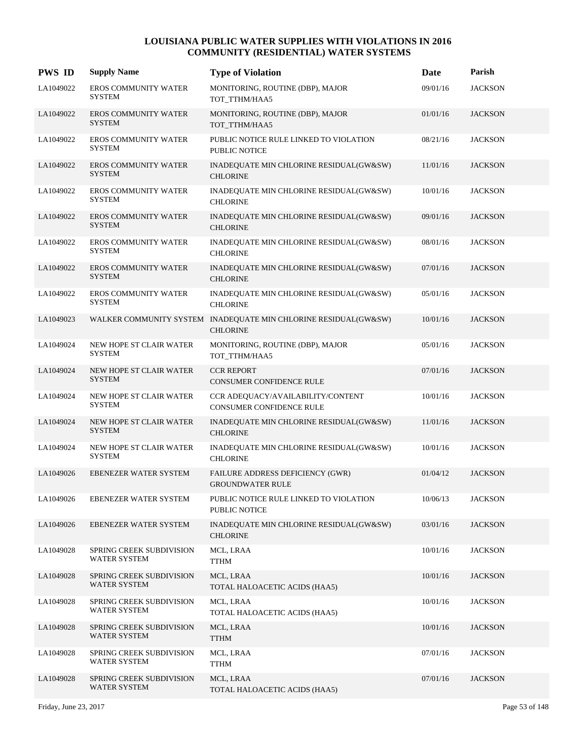# LOUISIANA PUBLIC WATER SUPPLIES WITH VIOLATIONS IN 2016
## COMMUNITY (RESIDENTIAL) WATER SYSTEMS

| PWS ID | Supply Name | Type of Violation | Date | Parish |
|---|---|---|---|---|
| LA1049022 | EROS COMMUNITY WATER SYSTEM | MONITORING, ROUTINE (DBP), MAJOR TOT_TTHM/HAA5 | 09/01/16 | JACKSON |
| LA1049022 | EROS COMMUNITY WATER SYSTEM | MONITORING, ROUTINE (DBP), MAJOR TOT_TTHM/HAA5 | 01/01/16 | JACKSON |
| LA1049022 | EROS COMMUNITY WATER SYSTEM | PUBLIC NOTICE RULE LINKED TO VIOLATION PUBLIC NOTICE | 08/21/16 | JACKSON |
| LA1049022 | EROS COMMUNITY WATER SYSTEM | INADEQUATE MIN CHLORINE RESIDUAL(GW&SW) CHLORINE | 11/01/16 | JACKSON |
| LA1049022 | EROS COMMUNITY WATER SYSTEM | INADEQUATE MIN CHLORINE RESIDUAL(GW&SW) CHLORINE | 10/01/16 | JACKSON |
| LA1049022 | EROS COMMUNITY WATER SYSTEM | INADEQUATE MIN CHLORINE RESIDUAL(GW&SW) CHLORINE | 09/01/16 | JACKSON |
| LA1049022 | EROS COMMUNITY WATER SYSTEM | INADEQUATE MIN CHLORINE RESIDUAL(GW&SW) CHLORINE | 08/01/16 | JACKSON |
| LA1049022 | EROS COMMUNITY WATER SYSTEM | INADEQUATE MIN CHLORINE RESIDUAL(GW&SW) CHLORINE | 07/01/16 | JACKSON |
| LA1049022 | EROS COMMUNITY WATER SYSTEM | INADEQUATE MIN CHLORINE RESIDUAL(GW&SW) CHLORINE | 05/01/16 | JACKSON |
| LA1049023 | WALKER COMMUNITY SYSTEM | INADEQUATE MIN CHLORINE RESIDUAL(GW&SW) CHLORINE | 10/01/16 | JACKSON |
| LA1049024 | NEW HOPE ST CLAIR WATER SYSTEM | MONITORING, ROUTINE (DBP), MAJOR TOT_TTHM/HAA5 | 05/01/16 | JACKSON |
| LA1049024 | NEW HOPE ST CLAIR WATER SYSTEM | CCR REPORT CONSUMER CONFIDENCE RULE | 07/01/16 | JACKSON |
| LA1049024 | NEW HOPE ST CLAIR WATER SYSTEM | CCR ADEQUACY/AVAILABILITY/CONTENT CONSUMER CONFIDENCE RULE | 10/01/16 | JACKSON |
| LA1049024 | NEW HOPE ST CLAIR WATER SYSTEM | INADEQUATE MIN CHLORINE RESIDUAL(GW&SW) CHLORINE | 11/01/16 | JACKSON |
| LA1049024 | NEW HOPE ST CLAIR WATER SYSTEM | INADEQUATE MIN CHLORINE RESIDUAL(GW&SW) CHLORINE | 10/01/16 | JACKSON |
| LA1049026 | EBENEZER WATER SYSTEM | FAILURE ADDRESS DEFICIENCY (GWR) GROUNDWATER RULE | 01/04/12 | JACKSON |
| LA1049026 | EBENEZER WATER SYSTEM | PUBLIC NOTICE RULE LINKED TO VIOLATION PUBLIC NOTICE | 10/06/13 | JACKSON |
| LA1049026 | EBENEZER WATER SYSTEM | INADEQUATE MIN CHLORINE RESIDUAL(GW&SW) CHLORINE | 03/01/16 | JACKSON |
| LA1049028 | SPRING CREEK SUBDIVISION WATER SYSTEM | MCL, LRAA TTHM | 10/01/16 | JACKSON |
| LA1049028 | SPRING CREEK SUBDIVISION WATER SYSTEM | MCL, LRAA TOTAL HALOACETIC ACIDS (HAA5) | 10/01/16 | JACKSON |
| LA1049028 | SPRING CREEK SUBDIVISION WATER SYSTEM | MCL, LRAA TOTAL HALOACETIC ACIDS (HAA5) | 10/01/16 | JACKSON |
| LA1049028 | SPRING CREEK SUBDIVISION WATER SYSTEM | MCL, LRAA TTHM | 10/01/16 | JACKSON |
| LA1049028 | SPRING CREEK SUBDIVISION WATER SYSTEM | MCL, LRAA TTHM | 07/01/16 | JACKSON |
| LA1049028 | SPRING CREEK SUBDIVISION WATER SYSTEM | MCL, LRAA TOTAL HALOACETIC ACIDS (HAA5) | 07/01/16 | JACKSON |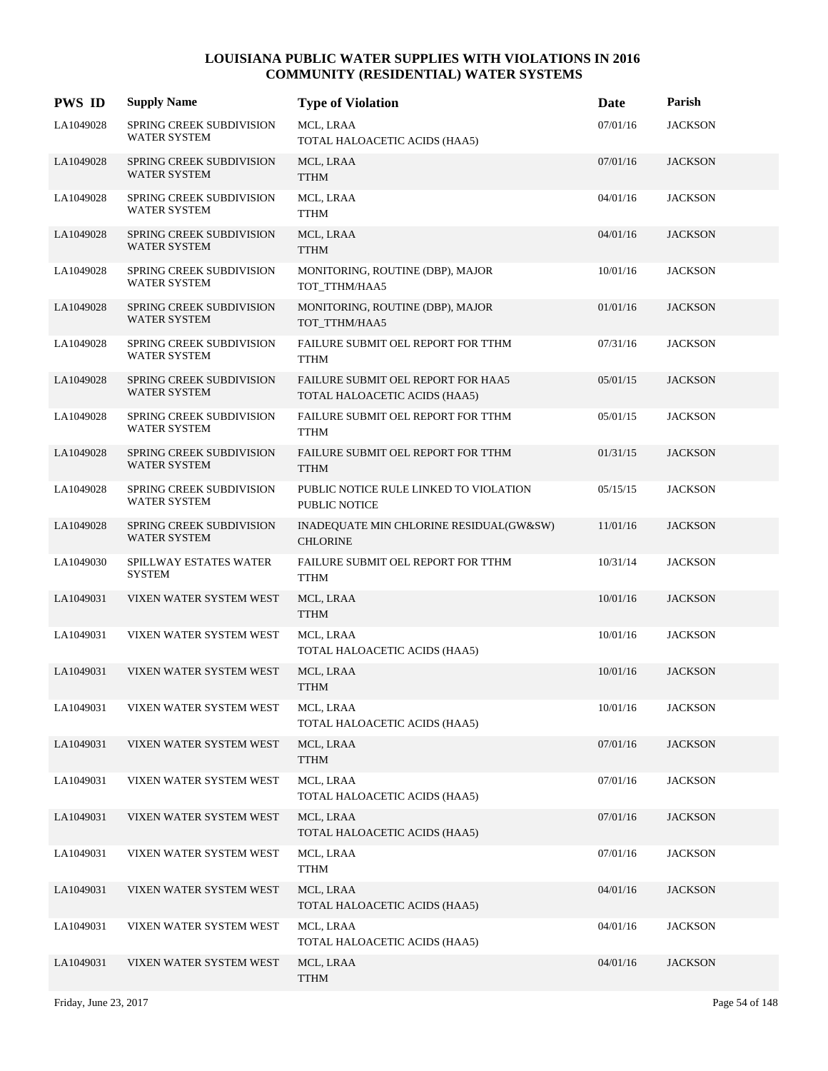# LOUISIANA PUBLIC WATER SUPPLIES WITH VIOLATIONS IN 2016
## COMMUNITY (RESIDENTIAL) WATER SYSTEMS

| PWS ID | Supply Name | Type of Violation | Date | Parish |
|---|---|---|---|---|
| LA1049028 | SPRING CREEK SUBDIVISION WATER SYSTEM | MCL, LRAA<br>TOTAL HALOACETIC ACIDS (HAA5) | 07/01/16 | JACKSON |
| LA1049028 | SPRING CREEK SUBDIVISION WATER SYSTEM | MCL, LRAA<br>TTHM | 07/01/16 | JACKSON |
| LA1049028 | SPRING CREEK SUBDIVISION WATER SYSTEM | MCL, LRAA<br>TTHM | 04/01/16 | JACKSON |
| LA1049028 | SPRING CREEK SUBDIVISION WATER SYSTEM | MCL, LRAA<br>TTHM | 04/01/16 | JACKSON |
| LA1049028 | SPRING CREEK SUBDIVISION WATER SYSTEM | MONITORING, ROUTINE (DBP), MAJOR<br>TOT_TTHM/HAA5 | 10/01/16 | JACKSON |
| LA1049028 | SPRING CREEK SUBDIVISION WATER SYSTEM | MONITORING, ROUTINE (DBP), MAJOR<br>TOT_TTHM/HAA5 | 01/01/16 | JACKSON |
| LA1049028 | SPRING CREEK SUBDIVISION WATER SYSTEM | FAILURE SUBMIT OEL REPORT FOR TTHM<br>TTHM | 07/31/16 | JACKSON |
| LA1049028 | SPRING CREEK SUBDIVISION WATER SYSTEM | FAILURE SUBMIT OEL REPORT FOR HAA5<br>TOTAL HALOACETIC ACIDS (HAA5) | 05/01/15 | JACKSON |
| LA1049028 | SPRING CREEK SUBDIVISION WATER SYSTEM | FAILURE SUBMIT OEL REPORT FOR TTHM<br>TTHM | 05/01/15 | JACKSON |
| LA1049028 | SPRING CREEK SUBDIVISION WATER SYSTEM | FAILURE SUBMIT OEL REPORT FOR TTHM<br>TTHM | 01/31/15 | JACKSON |
| LA1049028 | SPRING CREEK SUBDIVISION WATER SYSTEM | PUBLIC NOTICE RULE LINKED TO VIOLATION<br>PUBLIC NOTICE | 05/15/15 | JACKSON |
| LA1049028 | SPRING CREEK SUBDIVISION WATER SYSTEM | INADEQUATE MIN CHLORINE RESIDUAL(GW&SW)<br>CHLORINE | 11/01/16 | JACKSON |
| LA1049030 | SPILLWAY ESTATES WATER SYSTEM | FAILURE SUBMIT OEL REPORT FOR TTHM<br>TTHM | 10/31/14 | JACKSON |
| LA1049031 | VIXEN WATER SYSTEM WEST | MCL, LRAA<br>TTHM | 10/01/16 | JACKSON |
| LA1049031 | VIXEN WATER SYSTEM WEST | MCL, LRAA<br>TOTAL HALOACETIC ACIDS (HAA5) | 10/01/16 | JACKSON |
| LA1049031 | VIXEN WATER SYSTEM WEST | MCL, LRAA<br>TTHM | 10/01/16 | JACKSON |
| LA1049031 | VIXEN WATER SYSTEM WEST | MCL, LRAA<br>TOTAL HALOACETIC ACIDS (HAA5) | 10/01/16 | JACKSON |
| LA1049031 | VIXEN WATER SYSTEM WEST | MCL, LRAA<br>TTHM | 07/01/16 | JACKSON |
| LA1049031 | VIXEN WATER SYSTEM WEST | MCL, LRAA<br>TOTAL HALOACETIC ACIDS (HAA5) | 07/01/16 | JACKSON |
| LA1049031 | VIXEN WATER SYSTEM WEST | MCL, LRAA<br>TOTAL HALOACETIC ACIDS (HAA5) | 07/01/16 | JACKSON |
| LA1049031 | VIXEN WATER SYSTEM WEST | MCL, LRAA<br>TTHM | 07/01/16 | JACKSON |
| LA1049031 | VIXEN WATER SYSTEM WEST | MCL, LRAA<br>TOTAL HALOACETIC ACIDS (HAA5) | 04/01/16 | JACKSON |
| LA1049031 | VIXEN WATER SYSTEM WEST | MCL, LRAA<br>TOTAL HALOACETIC ACIDS (HAA5) | 04/01/16 | JACKSON |
| LA1049031 | VIXEN WATER SYSTEM WEST | MCL, LRAA<br>TTHM | 04/01/16 | JACKSON |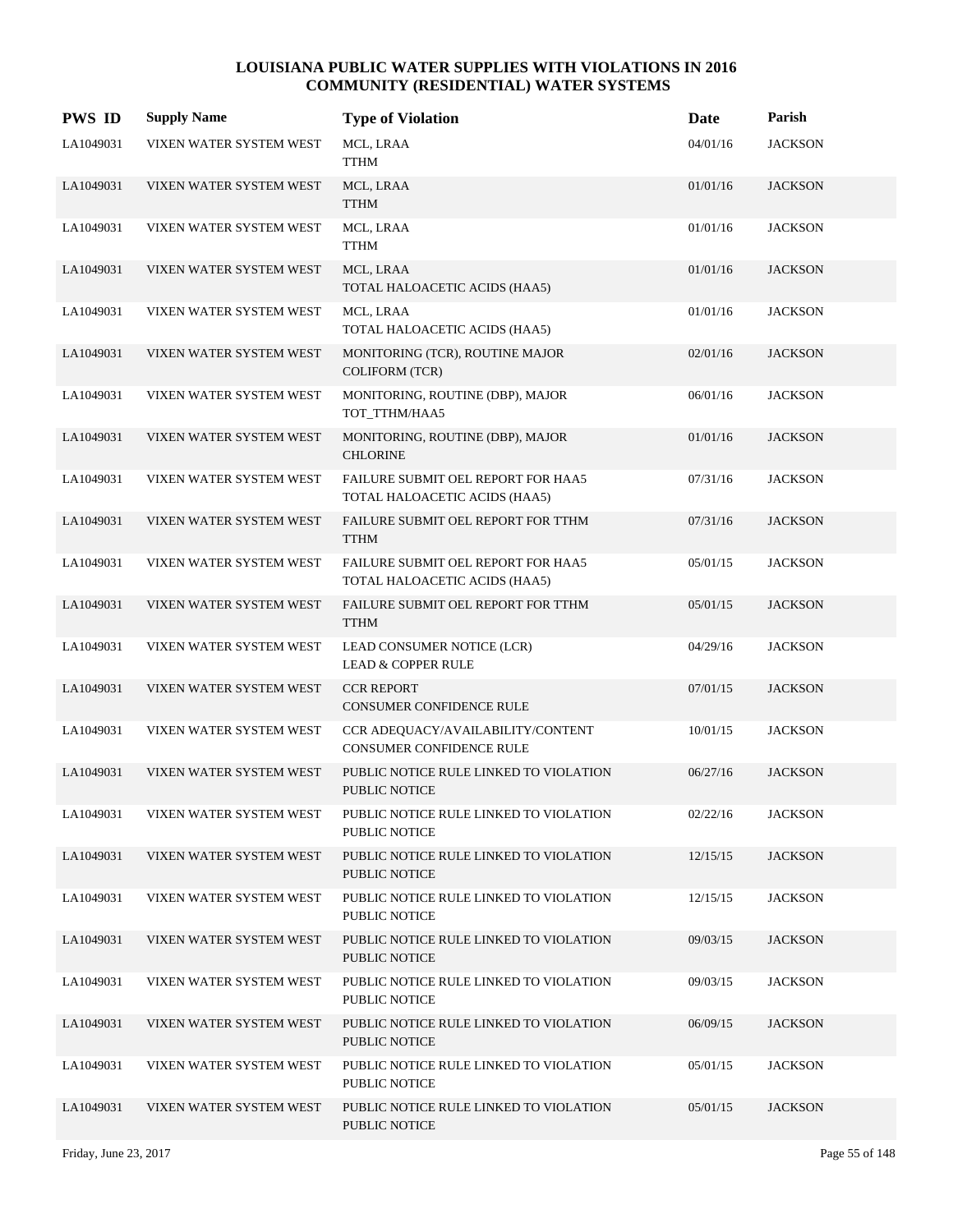# LOUISIANA PUBLIC WATER SUPPLIES WITH VIOLATIONS IN 2016
## COMMUNITY (RESIDENTIAL) WATER SYSTEMS

| PWS ID | Supply Name | Type of Violation | Date | Parish |
|---|---|---|---|---|
| LA1049031 | VIXEN WATER SYSTEM WEST | MCL, LRAA<br>TTHM | 04/01/16 | JACKSON |
| LA1049031 | VIXEN WATER SYSTEM WEST | MCL, LRAA<br>TTHM | 01/01/16 | JACKSON |
| LA1049031 | VIXEN WATER SYSTEM WEST | MCL, LRAA<br>TTHM | 01/01/16 | JACKSON |
| LA1049031 | VIXEN WATER SYSTEM WEST | MCL, LRAA<br>TOTAL HALOACETIC ACIDS (HAA5) | 01/01/16 | JACKSON |
| LA1049031 | VIXEN WATER SYSTEM WEST | MCL, LRAA<br>TOTAL HALOACETIC ACIDS (HAA5) | 01/01/16 | JACKSON |
| LA1049031 | VIXEN WATER SYSTEM WEST | MONITORING (TCR), ROUTINE MAJOR<br>COLIFORM (TCR) | 02/01/16 | JACKSON |
| LA1049031 | VIXEN WATER SYSTEM WEST | MONITORING, ROUTINE (DBP), MAJOR<br>TOT_TTHM/HAA5 | 06/01/16 | JACKSON |
| LA1049031 | VIXEN WATER SYSTEM WEST | MONITORING, ROUTINE (DBP), MAJOR<br>CHLORINE | 01/01/16 | JACKSON |
| LA1049031 | VIXEN WATER SYSTEM WEST | FAILURE SUBMIT OEL REPORT FOR HAA5<br>TOTAL HALOACETIC ACIDS (HAA5) | 07/31/16 | JACKSON |
| LA1049031 | VIXEN WATER SYSTEM WEST | FAILURE SUBMIT OEL REPORT FOR TTHM<br>TTHM | 07/31/16 | JACKSON |
| LA1049031 | VIXEN WATER SYSTEM WEST | FAILURE SUBMIT OEL REPORT FOR HAA5<br>TOTAL HALOACETIC ACIDS (HAA5) | 05/01/15 | JACKSON |
| LA1049031 | VIXEN WATER SYSTEM WEST | FAILURE SUBMIT OEL REPORT FOR TTHM<br>TTHM | 05/01/15 | JACKSON |
| LA1049031 | VIXEN WATER SYSTEM WEST | LEAD CONSUMER NOTICE (LCR)<br>LEAD & COPPER RULE | 04/29/16 | JACKSON |
| LA1049031 | VIXEN WATER SYSTEM WEST | CCR REPORT<br>CONSUMER CONFIDENCE RULE | 07/01/15 | JACKSON |
| LA1049031 | VIXEN WATER SYSTEM WEST | CCR ADEQUACY/AVAILABILITY/CONTENT<br>CONSUMER CONFIDENCE RULE | 10/01/15 | JACKSON |
| LA1049031 | VIXEN WATER SYSTEM WEST | PUBLIC NOTICE RULE LINKED TO VIOLATION<br>PUBLIC NOTICE | 06/27/16 | JACKSON |
| LA1049031 | VIXEN WATER SYSTEM WEST | PUBLIC NOTICE RULE LINKED TO VIOLATION<br>PUBLIC NOTICE | 02/22/16 | JACKSON |
| LA1049031 | VIXEN WATER SYSTEM WEST | PUBLIC NOTICE RULE LINKED TO VIOLATION<br>PUBLIC NOTICE | 12/15/15 | JACKSON |
| LA1049031 | VIXEN WATER SYSTEM WEST | PUBLIC NOTICE RULE LINKED TO VIOLATION<br>PUBLIC NOTICE | 12/15/15 | JACKSON |
| LA1049031 | VIXEN WATER SYSTEM WEST | PUBLIC NOTICE RULE LINKED TO VIOLATION<br>PUBLIC NOTICE | 09/03/15 | JACKSON |
| LA1049031 | VIXEN WATER SYSTEM WEST | PUBLIC NOTICE RULE LINKED TO VIOLATION<br>PUBLIC NOTICE | 09/03/15 | JACKSON |
| LA1049031 | VIXEN WATER SYSTEM WEST | PUBLIC NOTICE RULE LINKED TO VIOLATION<br>PUBLIC NOTICE | 06/09/15 | JACKSON |
| LA1049031 | VIXEN WATER SYSTEM WEST | PUBLIC NOTICE RULE LINKED TO VIOLATION<br>PUBLIC NOTICE | 05/01/15 | JACKSON |
| LA1049031 | VIXEN WATER SYSTEM WEST | PUBLIC NOTICE RULE LINKED TO VIOLATION<br>PUBLIC NOTICE | 05/01/15 | JACKSON |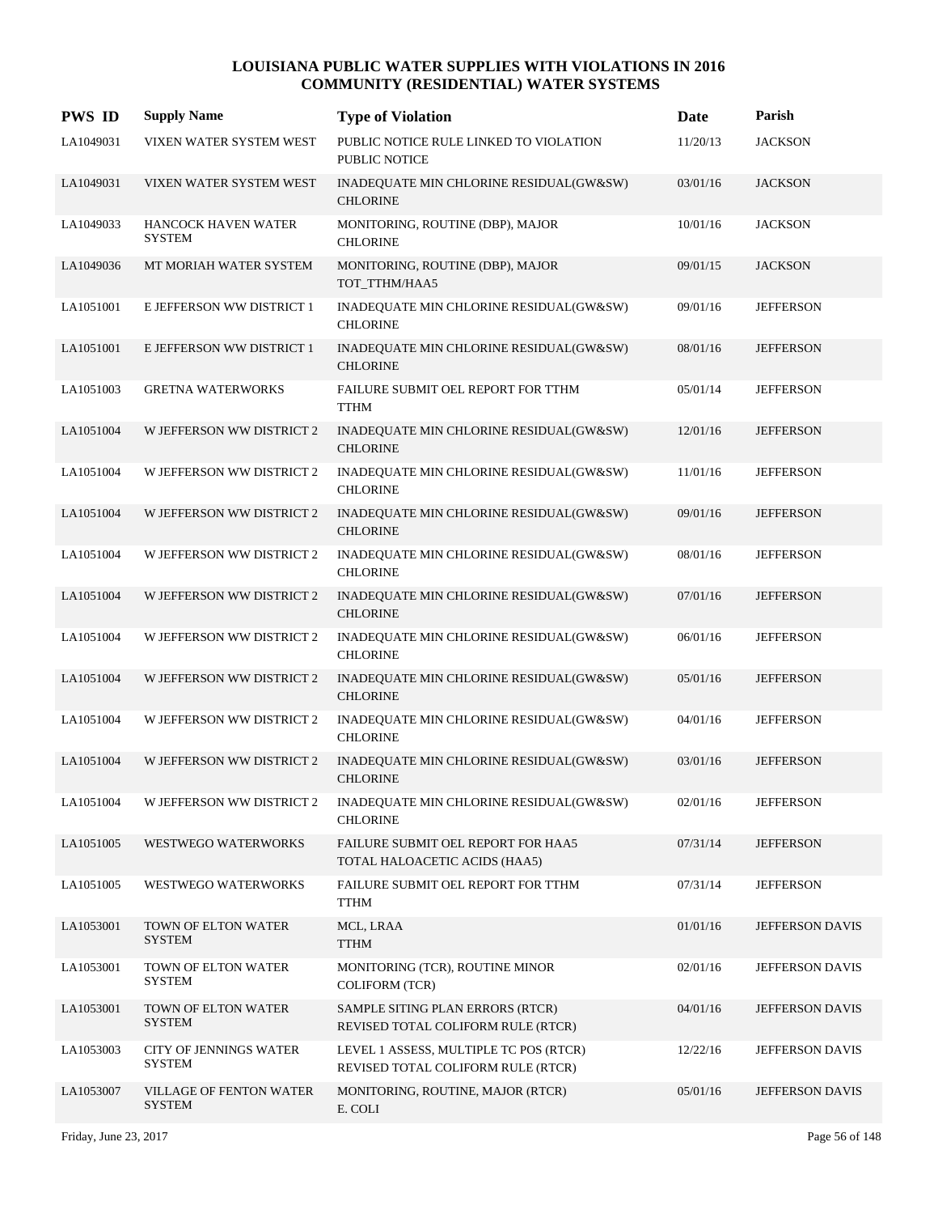# LOUISIANA PUBLIC WATER SUPPLIES WITH VIOLATIONS IN 2016
## COMMUNITY (RESIDENTIAL) WATER SYSTEMS

| PWS ID | Supply Name | Type of Violation | Date | Parish |
|---|---|---|---|---|
| LA1049031 | VIXEN WATER SYSTEM WEST | PUBLIC NOTICE RULE LINKED TO VIOLATION PUBLIC NOTICE | 11/20/13 | JACKSON |
| LA1049031 | VIXEN WATER SYSTEM WEST | INADEQUATE MIN CHLORINE RESIDUAL(GW&SW) CHLORINE | 03/01/16 | JACKSON |
| LA1049033 | HANCOCK HAVEN WATER SYSTEM | MONITORING, ROUTINE (DBP), MAJOR CHLORINE | 10/01/16 | JACKSON |
| LA1049036 | MT MORIAH WATER SYSTEM | MONITORING, ROUTINE (DBP), MAJOR TOT_TTHM/HAA5 | 09/01/15 | JACKSON |
| LA1051001 | E JEFFERSON WW DISTRICT 1 | INADEQUATE MIN CHLORINE RESIDUAL(GW&SW) CHLORINE | 09/01/16 | JEFFERSON |
| LA1051001 | E JEFFERSON WW DISTRICT 1 | INADEQUATE MIN CHLORINE RESIDUAL(GW&SW) CHLORINE | 08/01/16 | JEFFERSON |
| LA1051003 | GRETNA WATERWORKS | FAILURE SUBMIT OEL REPORT FOR TTHM TTHM | 05/01/14 | JEFFERSON |
| LA1051004 | W JEFFERSON WW DISTRICT 2 | INADEQUATE MIN CHLORINE RESIDUAL(GW&SW) CHLORINE | 12/01/16 | JEFFERSON |
| LA1051004 | W JEFFERSON WW DISTRICT 2 | INADEQUATE MIN CHLORINE RESIDUAL(GW&SW) CHLORINE | 11/01/16 | JEFFERSON |
| LA1051004 | W JEFFERSON WW DISTRICT 2 | INADEQUATE MIN CHLORINE RESIDUAL(GW&SW) CHLORINE | 09/01/16 | JEFFERSON |
| LA1051004 | W JEFFERSON WW DISTRICT 2 | INADEQUATE MIN CHLORINE RESIDUAL(GW&SW) CHLORINE | 08/01/16 | JEFFERSON |
| LA1051004 | W JEFFERSON WW DISTRICT 2 | INADEQUATE MIN CHLORINE RESIDUAL(GW&SW) CHLORINE | 07/01/16 | JEFFERSON |
| LA1051004 | W JEFFERSON WW DISTRICT 2 | INADEQUATE MIN CHLORINE RESIDUAL(GW&SW) CHLORINE | 06/01/16 | JEFFERSON |
| LA1051004 | W JEFFERSON WW DISTRICT 2 | INADEQUATE MIN CHLORINE RESIDUAL(GW&SW) CHLORINE | 05/01/16 | JEFFERSON |
| LA1051004 | W JEFFERSON WW DISTRICT 2 | INADEQUATE MIN CHLORINE RESIDUAL(GW&SW) CHLORINE | 04/01/16 | JEFFERSON |
| LA1051004 | W JEFFERSON WW DISTRICT 2 | INADEQUATE MIN CHLORINE RESIDUAL(GW&SW) CHLORINE | 03/01/16 | JEFFERSON |
| LA1051004 | W JEFFERSON WW DISTRICT 2 | INADEQUATE MIN CHLORINE RESIDUAL(GW&SW) CHLORINE | 02/01/16 | JEFFERSON |
| LA1051005 | WESTWEGO WATERWORKS | FAILURE SUBMIT OEL REPORT FOR HAA5 TOTAL HALOACETIC ACIDS (HAA5) | 07/31/14 | JEFFERSON |
| LA1051005 | WESTWEGO WATERWORKS | FAILURE SUBMIT OEL REPORT FOR TTHM TTHM | 07/31/14 | JEFFERSON |
| LA1053001 | TOWN OF ELTON WATER SYSTEM | MCL, LRAA TTHM | 01/01/16 | JEFFERSON DAVIS |
| LA1053001 | TOWN OF ELTON WATER SYSTEM | MONITORING (TCR), ROUTINE MINOR COLIFORM (TCR) | 02/01/16 | JEFFERSON DAVIS |
| LA1053001 | TOWN OF ELTON WATER SYSTEM | SAMPLE SITING PLAN ERRORS (RTCR) REVISED TOTAL COLIFORM RULE (RTCR) | 04/01/16 | JEFFERSON DAVIS |
| LA1053003 | CITY OF JENNINGS WATER SYSTEM | LEVEL 1 ASSESS, MULTIPLE TC POS (RTCR) REVISED TOTAL COLIFORM RULE (RTCR) | 12/22/16 | JEFFERSON DAVIS |
| LA1053007 | VILLAGE OF FENTON WATER SYSTEM | MONITORING, ROUTINE, MAJOR (RTCR) E. COLI | 05/01/16 | JEFFERSON DAVIS |

Friday, June 23, 2017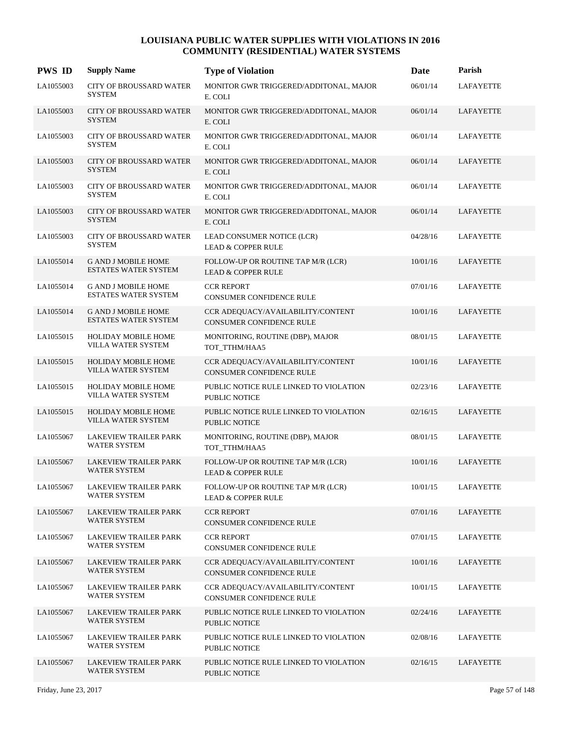# LOUISIANA PUBLIC WATER SUPPLIES WITH VIOLATIONS IN 2016
## COMMUNITY (RESIDENTIAL) WATER SYSTEMS

| PWS ID | Supply Name | Type of Violation | Date | Parish |
|---|---|---|---|---|
| LA1055003 | CITY OF BROUSSARD WATER SYSTEM | MONITOR GWR TRIGGERED/ADDITONAL, MAJOR E. COLI | 06/01/14 | LAFAYETTE |
| LA1055003 | CITY OF BROUSSARD WATER SYSTEM | MONITOR GWR TRIGGERED/ADDITONAL, MAJOR E. COLI | 06/01/14 | LAFAYETTE |
| LA1055003 | CITY OF BROUSSARD WATER SYSTEM | MONITOR GWR TRIGGERED/ADDITONAL, MAJOR E. COLI | 06/01/14 | LAFAYETTE |
| LA1055003 | CITY OF BROUSSARD WATER SYSTEM | MONITOR GWR TRIGGERED/ADDITONAL, MAJOR E. COLI | 06/01/14 | LAFAYETTE |
| LA1055003 | CITY OF BROUSSARD WATER SYSTEM | MONITOR GWR TRIGGERED/ADDITONAL, MAJOR E. COLI | 06/01/14 | LAFAYETTE |
| LA1055003 | CITY OF BROUSSARD WATER SYSTEM | MONITOR GWR TRIGGERED/ADDITONAL, MAJOR E. COLI | 06/01/14 | LAFAYETTE |
| LA1055003 | CITY OF BROUSSARD WATER SYSTEM | LEAD CONSUMER NOTICE (LCR) LEAD & COPPER RULE | 04/28/16 | LAFAYETTE |
| LA1055014 | G AND J MOBILE HOME ESTATES WATER SYSTEM | FOLLOW-UP OR ROUTINE TAP M/R (LCR) LEAD & COPPER RULE | 10/01/16 | LAFAYETTE |
| LA1055014 | G AND J MOBILE HOME ESTATES WATER SYSTEM | CCR REPORT CONSUMER CONFIDENCE RULE | 07/01/16 | LAFAYETTE |
| LA1055014 | G AND J MOBILE HOME ESTATES WATER SYSTEM | CCR ADEQUACY/AVAILABILITY/CONTENT CONSUMER CONFIDENCE RULE | 10/01/16 | LAFAYETTE |
| LA1055015 | HOLIDAY MOBILE HOME VILLA WATER SYSTEM | MONITORING, ROUTINE (DBP), MAJOR TOT_TTHM/HAA5 | 08/01/15 | LAFAYETTE |
| LA1055015 | HOLIDAY MOBILE HOME VILLA WATER SYSTEM | CCR ADEQUACY/AVAILABILITY/CONTENT CONSUMER CONFIDENCE RULE | 10/01/16 | LAFAYETTE |
| LA1055015 | HOLIDAY MOBILE HOME VILLA WATER SYSTEM | PUBLIC NOTICE RULE LINKED TO VIOLATION PUBLIC NOTICE | 02/23/16 | LAFAYETTE |
| LA1055015 | HOLIDAY MOBILE HOME VILLA WATER SYSTEM | PUBLIC NOTICE RULE LINKED TO VIOLATION PUBLIC NOTICE | 02/16/15 | LAFAYETTE |
| LA1055067 | LAKEVIEW TRAILER PARK WATER SYSTEM | MONITORING, ROUTINE (DBP), MAJOR TOT_TTHM/HAA5 | 08/01/15 | LAFAYETTE |
| LA1055067 | LAKEVIEW TRAILER PARK WATER SYSTEM | FOLLOW-UP OR ROUTINE TAP M/R (LCR) LEAD & COPPER RULE | 10/01/16 | LAFAYETTE |
| LA1055067 | LAKEVIEW TRAILER PARK WATER SYSTEM | FOLLOW-UP OR ROUTINE TAP M/R (LCR) LEAD & COPPER RULE | 10/01/15 | LAFAYETTE |
| LA1055067 | LAKEVIEW TRAILER PARK WATER SYSTEM | CCR REPORT CONSUMER CONFIDENCE RULE | 07/01/16 | LAFAYETTE |
| LA1055067 | LAKEVIEW TRAILER PARK WATER SYSTEM | CCR REPORT CONSUMER CONFIDENCE RULE | 07/01/15 | LAFAYETTE |
| LA1055067 | LAKEVIEW TRAILER PARK WATER SYSTEM | CCR ADEQUACY/AVAILABILITY/CONTENT CONSUMER CONFIDENCE RULE | 10/01/16 | LAFAYETTE |
| LA1055067 | LAKEVIEW TRAILER PARK WATER SYSTEM | CCR ADEQUACY/AVAILABILITY/CONTENT CONSUMER CONFIDENCE RULE | 10/01/15 | LAFAYETTE |
| LA1055067 | LAKEVIEW TRAILER PARK WATER SYSTEM | PUBLIC NOTICE RULE LINKED TO VIOLATION PUBLIC NOTICE | 02/24/16 | LAFAYETTE |
| LA1055067 | LAKEVIEW TRAILER PARK WATER SYSTEM | PUBLIC NOTICE RULE LINKED TO VIOLATION PUBLIC NOTICE | 02/08/16 | LAFAYETTE |
| LA1055067 | LAKEVIEW TRAILER PARK WATER SYSTEM | PUBLIC NOTICE RULE LINKED TO VIOLATION PUBLIC NOTICE | 02/16/15 | LAFAYETTE |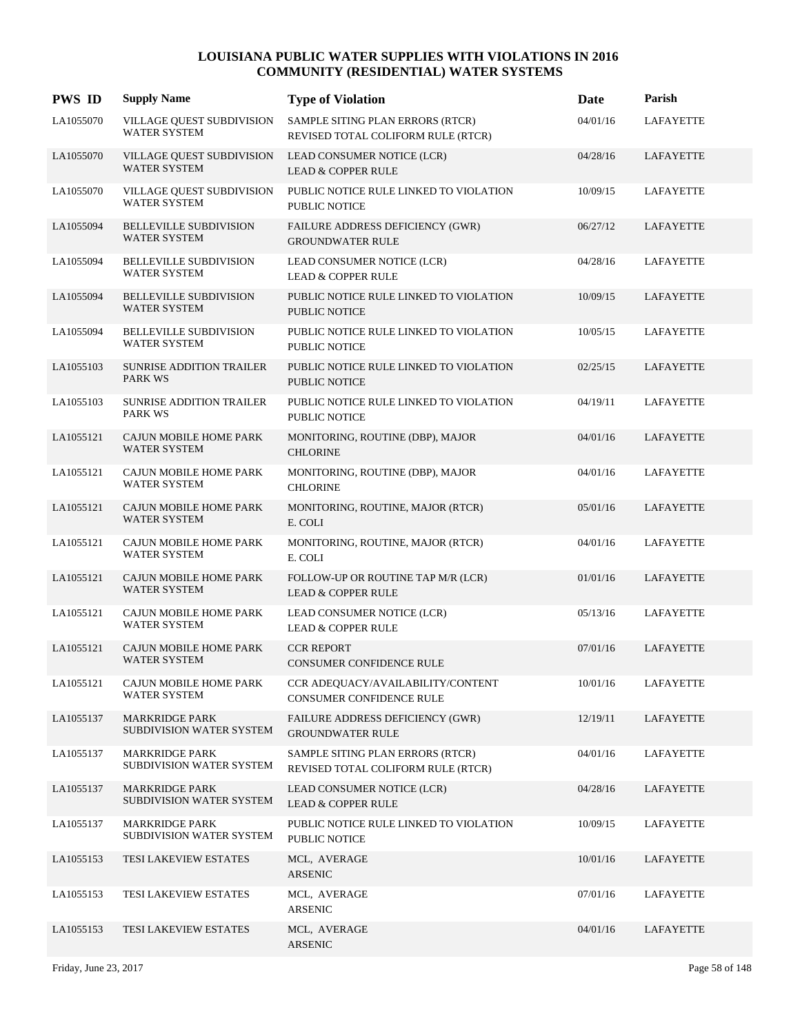# LOUISIANA PUBLIC WATER SUPPLIES WITH VIOLATIONS IN 2016
## COMMUNITY (RESIDENTIAL) WATER SYSTEMS

| PWS ID | Supply Name | Type of Violation | Date | Parish |
|---|---|---|---|---|
| LA1055070 | VILLAGE QUEST SUBDIVISION WATER SYSTEM | SAMPLE SITING PLAN ERRORS (RTCR) REVISED TOTAL COLIFORM RULE (RTCR) | 04/01/16 | LAFAYETTE |
| LA1055070 | VILLAGE QUEST SUBDIVISION WATER SYSTEM | LEAD CONSUMER NOTICE (LCR) LEAD & COPPER RULE | 04/28/16 | LAFAYETTE |
| LA1055070 | VILLAGE QUEST SUBDIVISION WATER SYSTEM | PUBLIC NOTICE RULE LINKED TO VIOLATION PUBLIC NOTICE | 10/09/15 | LAFAYETTE |
| LA1055094 | BELLEVILLE SUBDIVISION WATER SYSTEM | FAILURE ADDRESS DEFICIENCY (GWR) GROUNDWATER RULE | 06/27/12 | LAFAYETTE |
| LA1055094 | BELLEVILLE SUBDIVISION WATER SYSTEM | LEAD CONSUMER NOTICE (LCR) LEAD & COPPER RULE | 04/28/16 | LAFAYETTE |
| LA1055094 | BELLEVILLE SUBDIVISION WATER SYSTEM | PUBLIC NOTICE RULE LINKED TO VIOLATION PUBLIC NOTICE | 10/09/15 | LAFAYETTE |
| LA1055094 | BELLEVILLE SUBDIVISION WATER SYSTEM | PUBLIC NOTICE RULE LINKED TO VIOLATION PUBLIC NOTICE | 10/05/15 | LAFAYETTE |
| LA1055103 | SUNRISE ADDITION TRAILER PARK WS | PUBLIC NOTICE RULE LINKED TO VIOLATION PUBLIC NOTICE | 02/25/15 | LAFAYETTE |
| LA1055103 | SUNRISE ADDITION TRAILER PARK WS | PUBLIC NOTICE RULE LINKED TO VIOLATION PUBLIC NOTICE | 04/19/11 | LAFAYETTE |
| LA1055121 | CAJUN MOBILE HOME PARK WATER SYSTEM | MONITORING, ROUTINE (DBP), MAJOR CHLORINE | 04/01/16 | LAFAYETTE |
| LA1055121 | CAJUN MOBILE HOME PARK WATER SYSTEM | MONITORING, ROUTINE (DBP), MAJOR CHLORINE | 04/01/16 | LAFAYETTE |
| LA1055121 | CAJUN MOBILE HOME PARK WATER SYSTEM | MONITORING, ROUTINE, MAJOR (RTCR) E. COLI | 05/01/16 | LAFAYETTE |
| LA1055121 | CAJUN MOBILE HOME PARK WATER SYSTEM | MONITORING, ROUTINE, MAJOR (RTCR) E. COLI | 04/01/16 | LAFAYETTE |
| LA1055121 | CAJUN MOBILE HOME PARK WATER SYSTEM | FOLLOW-UP OR ROUTINE TAP M/R (LCR) LEAD & COPPER RULE | 01/01/16 | LAFAYETTE |
| LA1055121 | CAJUN MOBILE HOME PARK WATER SYSTEM | LEAD CONSUMER NOTICE (LCR) LEAD & COPPER RULE | 05/13/16 | LAFAYETTE |
| LA1055121 | CAJUN MOBILE HOME PARK WATER SYSTEM | CCR REPORT CONSUMER CONFIDENCE RULE | 07/01/16 | LAFAYETTE |
| LA1055121 | CAJUN MOBILE HOME PARK WATER SYSTEM | CCR ADEQUACY/AVAILABILITY/CONTENT CONSUMER CONFIDENCE RULE | 10/01/16 | LAFAYETTE |
| LA1055137 | MARKRIDGE PARK SUBDIVISION WATER SYSTEM | FAILURE ADDRESS DEFICIENCY (GWR) GROUNDWATER RULE | 12/19/11 | LAFAYETTE |
| LA1055137 | MARKRIDGE PARK SUBDIVISION WATER SYSTEM | SAMPLE SITING PLAN ERRORS (RTCR) REVISED TOTAL COLIFORM RULE (RTCR) | 04/01/16 | LAFAYETTE |
| LA1055137 | MARKRIDGE PARK SUBDIVISION WATER SYSTEM | LEAD CONSUMER NOTICE (LCR) LEAD & COPPER RULE | 04/28/16 | LAFAYETTE |
| LA1055137 | MARKRIDGE PARK SUBDIVISION WATER SYSTEM | PUBLIC NOTICE RULE LINKED TO VIOLATION PUBLIC NOTICE | 10/09/15 | LAFAYETTE |
| LA1055153 | TESI LAKEVIEW ESTATES | MCL, AVERAGE ARSENIC | 10/01/16 | LAFAYETTE |
| LA1055153 | TESI LAKEVIEW ESTATES | MCL, AVERAGE ARSENIC | 07/01/16 | LAFAYETTE |
| LA1055153 | TESI LAKEVIEW ESTATES | MCL, AVERAGE ARSENIC | 04/01/16 | LAFAYETTE |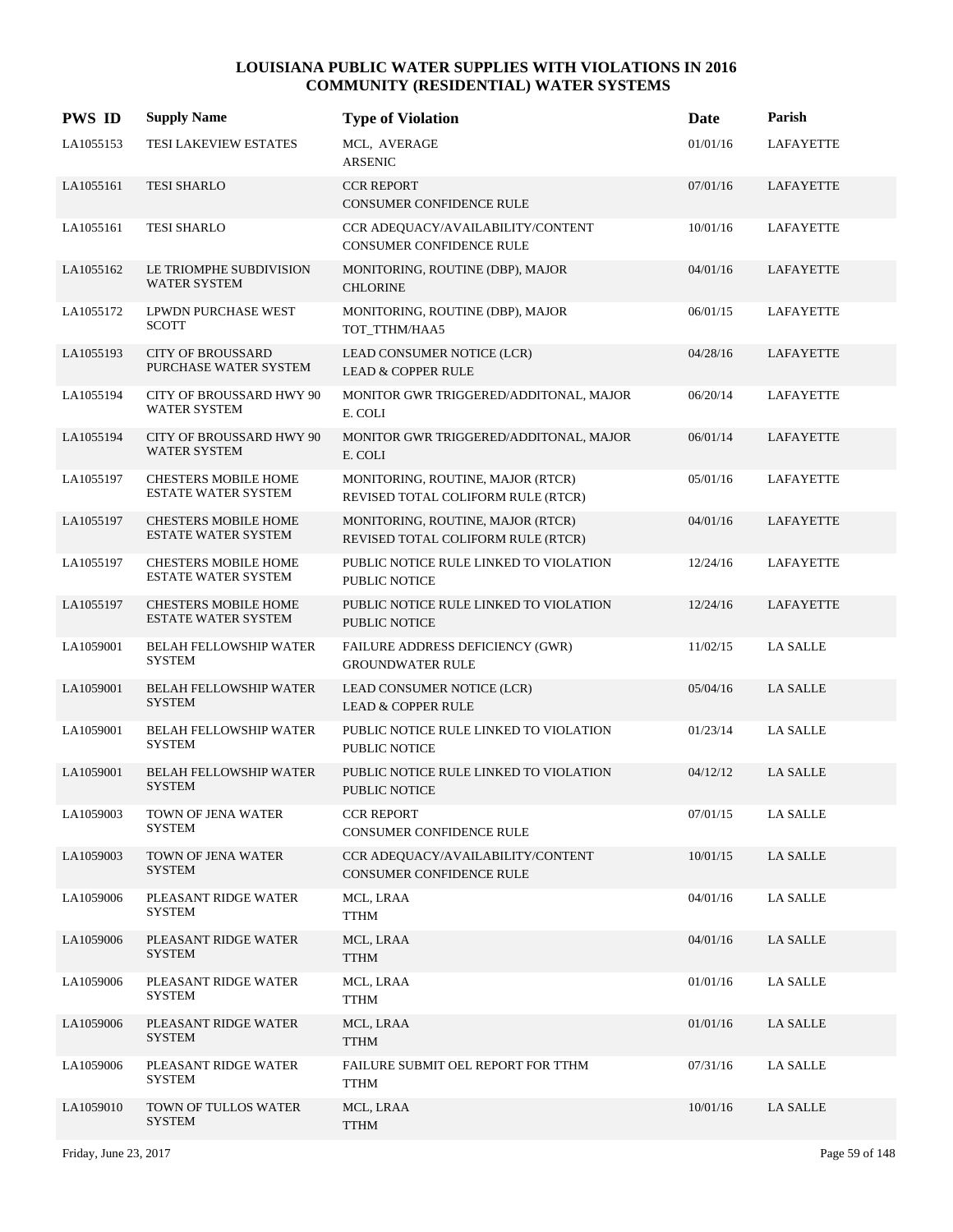# LOUISIANA PUBLIC WATER SUPPLIES WITH VIOLATIONS IN 2016
## COMMUNITY (RESIDENTIAL) WATER SYSTEMS

| PWS ID | Supply Name | Type of Violation | Date | Parish |
|---|---|---|---|---|
| LA1055153 | TESI LAKEVIEW ESTATES | MCL, AVERAGE<br>ARSENIC | 01/01/16 | LAFAYETTE |
| LA1055161 | TESI SHARLO | CCR REPORT<br>CONSUMER CONFIDENCE RULE | 07/01/16 | LAFAYETTE |
| LA1055161 | TESI SHARLO | CCR ADEQUACY/AVAILABILITY/CONTENT<br>CONSUMER CONFIDENCE RULE | 10/01/16 | LAFAYETTE |
| LA1055162 | LE TRIOMPHE SUBDIVISION WATER SYSTEM | MONITORING, ROUTINE (DBP), MAJOR<br>CHLORINE | 04/01/16 | LAFAYETTE |
| LA1055172 | LPWDN PURCHASE WEST SCOTT | MONITORING, ROUTINE (DBP), MAJOR<br>TOT_TTHM/HAA5 | 06/01/15 | LAFAYETTE |
| LA1055193 | CITY OF BROUSSARD PURCHASE WATER SYSTEM | LEAD CONSUMER NOTICE (LCR)<br>LEAD & COPPER RULE | 04/28/16 | LAFAYETTE |
| LA1055194 | CITY OF BROUSSARD HWY 90 WATER SYSTEM | MONITOR GWR TRIGGERED/ADDITONAL, MAJOR<br>E. COLI | 06/20/14 | LAFAYETTE |
| LA1055194 | CITY OF BROUSSARD HWY 90 WATER SYSTEM | MONITOR GWR TRIGGERED/ADDITONAL, MAJOR<br>E. COLI | 06/01/14 | LAFAYETTE |
| LA1055197 | CHESTERS MOBILE HOME ESTATE WATER SYSTEM | MONITORING, ROUTINE, MAJOR (RTCR)<br>REVISED TOTAL COLIFORM RULE (RTCR) | 05/01/16 | LAFAYETTE |
| LA1055197 | CHESTERS MOBILE HOME ESTATE WATER SYSTEM | MONITORING, ROUTINE, MAJOR (RTCR)<br>REVISED TOTAL COLIFORM RULE (RTCR) | 04/01/16 | LAFAYETTE |
| LA1055197 | CHESTERS MOBILE HOME ESTATE WATER SYSTEM | PUBLIC NOTICE RULE LINKED TO VIOLATION<br>PUBLIC NOTICE | 12/24/16 | LAFAYETTE |
| LA1055197 | CHESTERS MOBILE HOME ESTATE WATER SYSTEM | PUBLIC NOTICE RULE LINKED TO VIOLATION<br>PUBLIC NOTICE | 12/24/16 | LAFAYETTE |
| LA1059001 | BELAH FELLOWSHIP WATER SYSTEM | FAILURE ADDRESS DEFICIENCY (GWR)<br>GROUNDWATER RULE | 11/02/15 | LA SALLE |
| LA1059001 | BELAH FELLOWSHIP WATER SYSTEM | LEAD CONSUMER NOTICE (LCR)<br>LEAD & COPPER RULE | 05/04/16 | LA SALLE |
| LA1059001 | BELAH FELLOWSHIP WATER SYSTEM | PUBLIC NOTICE RULE LINKED TO VIOLATION<br>PUBLIC NOTICE | 01/23/14 | LA SALLE |
| LA1059001 | BELAH FELLOWSHIP WATER SYSTEM | PUBLIC NOTICE RULE LINKED TO VIOLATION<br>PUBLIC NOTICE | 04/12/12 | LA SALLE |
| LA1059003 | TOWN OF JENA WATER SYSTEM | CCR REPORT<br>CONSUMER CONFIDENCE RULE | 07/01/15 | LA SALLE |
| LA1059003 | TOWN OF JENA WATER SYSTEM | CCR ADEQUACY/AVAILABILITY/CONTENT<br>CONSUMER CONFIDENCE RULE | 10/01/15 | LA SALLE |
| LA1059006 | PLEASANT RIDGE WATER SYSTEM | MCL, LRAA<br>TTHM | 04/01/16 | LA SALLE |
| LA1059006 | PLEASANT RIDGE WATER SYSTEM | MCL, LRAA<br>TTHM | 04/01/16 | LA SALLE |
| LA1059006 | PLEASANT RIDGE WATER SYSTEM | MCL, LRAA<br>TTHM | 01/01/16 | LA SALLE |
| LA1059006 | PLEASANT RIDGE WATER SYSTEM | MCL, LRAA<br>TTHM | 01/01/16 | LA SALLE |
| LA1059006 | PLEASANT RIDGE WATER SYSTEM | FAILURE SUBMIT OEL REPORT FOR TTHM<br>TTHM | 07/31/16 | LA SALLE |
| LA1059010 | TOWN OF TULLOS WATER SYSTEM | MCL, LRAA<br>TTHM | 10/01/16 | LA SALLE |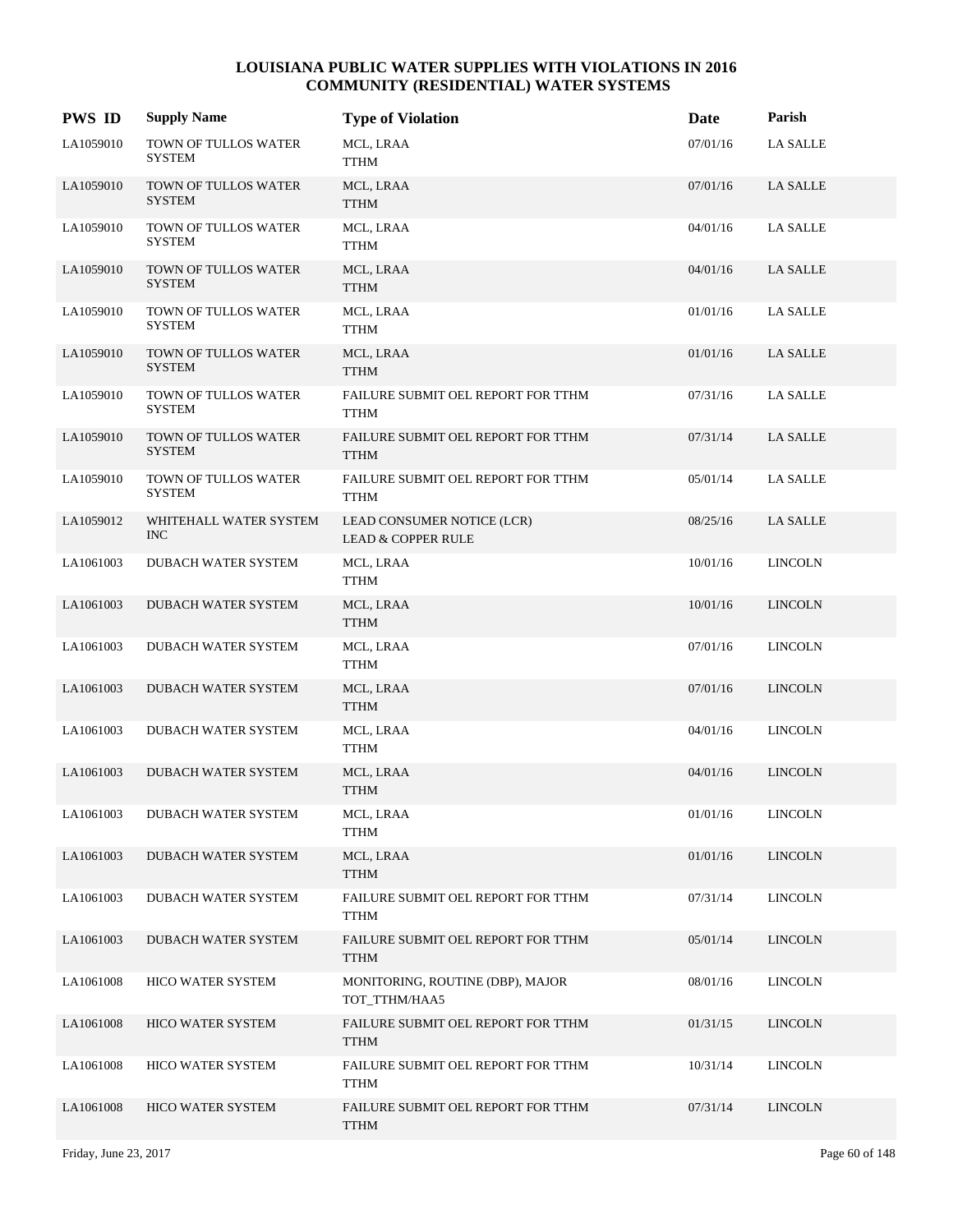# LOUISIANA PUBLIC WATER SUPPLIES WITH VIOLATIONS IN 2016
## COMMUNITY (RESIDENTIAL) WATER SYSTEMS

| PWS ID | Supply Name | Type of Violation | Date | Parish |
|---|---|---|---|---|
| LA1059010 | TOWN OF TULLOS WATER SYSTEM | MCL, LRAA TTHM | 07/01/16 | LA SALLE |
| LA1059010 | TOWN OF TULLOS WATER SYSTEM | MCL, LRAA TTHM | 07/01/16 | LA SALLE |
| LA1059010 | TOWN OF TULLOS WATER SYSTEM | MCL, LRAA TTHM | 04/01/16 | LA SALLE |
| LA1059010 | TOWN OF TULLOS WATER SYSTEM | MCL, LRAA TTHM | 04/01/16 | LA SALLE |
| LA1059010 | TOWN OF TULLOS WATER SYSTEM | MCL, LRAA TTHM | 01/01/16 | LA SALLE |
| LA1059010 | TOWN OF TULLOS WATER SYSTEM | MCL, LRAA TTHM | 01/01/16 | LA SALLE |
| LA1059010 | TOWN OF TULLOS WATER SYSTEM | FAILURE SUBMIT OEL REPORT FOR TTHM TTHM | 07/31/16 | LA SALLE |
| LA1059010 | TOWN OF TULLOS WATER SYSTEM | FAILURE SUBMIT OEL REPORT FOR TTHM TTHM | 07/31/14 | LA SALLE |
| LA1059010 | TOWN OF TULLOS WATER SYSTEM | FAILURE SUBMIT OEL REPORT FOR TTHM TTHM | 05/01/14 | LA SALLE |
| LA1059012 | WHITEHALL WATER SYSTEM INC | LEAD CONSUMER NOTICE (LCR) LEAD & COPPER RULE | 08/25/16 | LA SALLE |
| LA1061003 | DUBACH WATER SYSTEM | MCL, LRAA TTHM | 10/01/16 | LINCOLN |
| LA1061003 | DUBACH WATER SYSTEM | MCL, LRAA TTHM | 10/01/16 | LINCOLN |
| LA1061003 | DUBACH WATER SYSTEM | MCL, LRAA TTHM | 07/01/16 | LINCOLN |
| LA1061003 | DUBACH WATER SYSTEM | MCL, LRAA TTHM | 07/01/16 | LINCOLN |
| LA1061003 | DUBACH WATER SYSTEM | MCL, LRAA TTHM | 04/01/16 | LINCOLN |
| LA1061003 | DUBACH WATER SYSTEM | MCL, LRAA TTHM | 04/01/16 | LINCOLN |
| LA1061003 | DUBACH WATER SYSTEM | MCL, LRAA TTHM | 01/01/16 | LINCOLN |
| LA1061003 | DUBACH WATER SYSTEM | MCL, LRAA TTHM | 01/01/16 | LINCOLN |
| LA1061003 | DUBACH WATER SYSTEM | FAILURE SUBMIT OEL REPORT FOR TTHM TTHM | 07/31/14 | LINCOLN |
| LA1061003 | DUBACH WATER SYSTEM | FAILURE SUBMIT OEL REPORT FOR TTHM TTHM | 05/01/14 | LINCOLN |
| LA1061008 | HICO WATER SYSTEM | MONITORING, ROUTINE (DBP), MAJOR TOT_TTHM/HAA5 | 08/01/16 | LINCOLN |
| LA1061008 | HICO WATER SYSTEM | FAILURE SUBMIT OEL REPORT FOR TTHM TTHM | 01/31/15 | LINCOLN |
| LA1061008 | HICO WATER SYSTEM | FAILURE SUBMIT OEL REPORT FOR TTHM TTHM | 10/31/14 | LINCOLN |
| LA1061008 | HICO WATER SYSTEM | FAILURE SUBMIT OEL REPORT FOR TTHM TTHM | 07/31/14 | LINCOLN |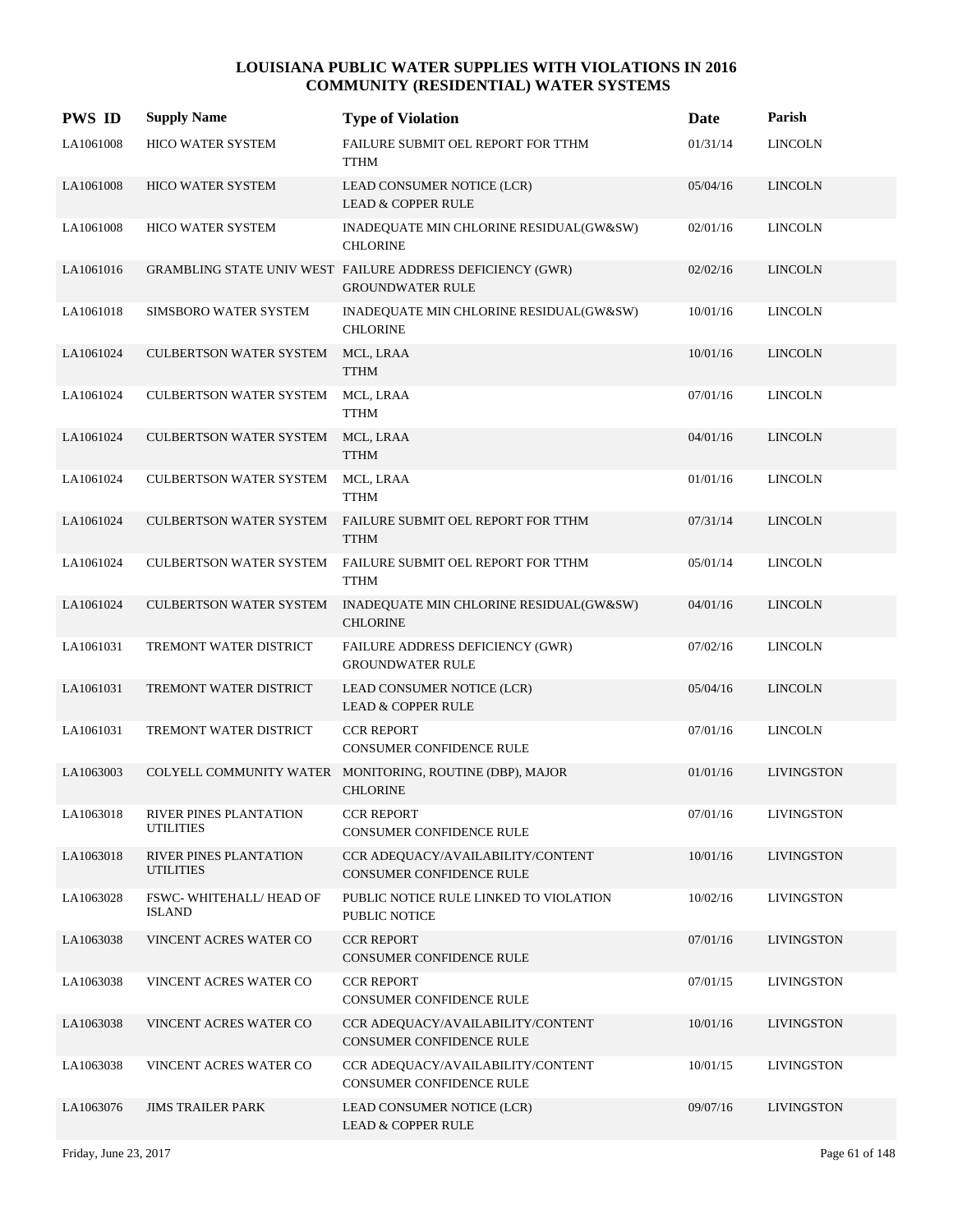# LOUISIANA PUBLIC WATER SUPPLIES WITH VIOLATIONS IN 2016
## COMMUNITY (RESIDENTIAL) WATER SYSTEMS

| PWS ID | Supply Name | Type of Violation | Date | Parish |
|---|---|---|---|---|
| LA1061008 | HICO WATER SYSTEM | FAILURE SUBMIT OEL REPORT FOR TTHM<br>TTHM | 01/31/14 | LINCOLN |
| LA1061008 | HICO WATER SYSTEM | LEAD CONSUMER NOTICE (LCR)<br>LEAD & COPPER RULE | 05/04/16 | LINCOLN |
| LA1061008 | HICO WATER SYSTEM | INADEQUATE MIN CHLORINE RESIDUAL(GW&SW)<br>CHLORINE | 02/01/16 | LINCOLN |
| LA1061016 | GRAMBLING STATE UNIV WEST | FAILURE ADDRESS DEFICIENCY (GWR)<br>GROUNDWATER RULE | 02/02/16 | LINCOLN |
| LA1061018 | SIMSBORO WATER SYSTEM | INADEQUATE MIN CHLORINE RESIDUAL(GW&SW)<br>CHLORINE | 10/01/16 | LINCOLN |
| LA1061024 | CULBERTSON WATER SYSTEM | MCL, LRAA<br>TTHM | 10/01/16 | LINCOLN |
| LA1061024 | CULBERTSON WATER SYSTEM | MCL, LRAA<br>TTHM | 07/01/16 | LINCOLN |
| LA1061024 | CULBERTSON WATER SYSTEM | MCL, LRAA<br>TTHM | 04/01/16 | LINCOLN |
| LA1061024 | CULBERTSON WATER SYSTEM | MCL, LRAA<br>TTHM | 01/01/16 | LINCOLN |
| LA1061024 | CULBERTSON WATER SYSTEM | FAILURE SUBMIT OEL REPORT FOR TTHM<br>TTHM | 07/31/14 | LINCOLN |
| LA1061024 | CULBERTSON WATER SYSTEM | FAILURE SUBMIT OEL REPORT FOR TTHM<br>TTHM | 05/01/14 | LINCOLN |
| LA1061024 | CULBERTSON WATER SYSTEM | INADEQUATE MIN CHLORINE RESIDUAL(GW&SW)<br>CHLORINE | 04/01/16 | LINCOLN |
| LA1061031 | TREMONT WATER DISTRICT | FAILURE ADDRESS DEFICIENCY (GWR)<br>GROUNDWATER RULE | 07/02/16 | LINCOLN |
| LA1061031 | TREMONT WATER DISTRICT | LEAD CONSUMER NOTICE (LCR)<br>LEAD & COPPER RULE | 05/04/16 | LINCOLN |
| LA1061031 | TREMONT WATER DISTRICT | CCR REPORT<br>CONSUMER CONFIDENCE RULE | 07/01/16 | LINCOLN |
| LA1063003 | COLYELL COMMUNITY WATER | MONITORING, ROUTINE (DBP), MAJOR<br>CHLORINE | 01/01/16 | LIVINGSTON |
| LA1063018 | RIVER PINES PLANTATION UTILITIES | CCR REPORT<br>CONSUMER CONFIDENCE RULE | 07/01/16 | LIVINGSTON |
| LA1063018 | RIVER PINES PLANTATION UTILITIES | CCR ADEQUACY/AVAILABILITY/CONTENT<br>CONSUMER CONFIDENCE RULE | 10/01/16 | LIVINGSTON |
| LA1063028 | FSWC- WHITEHALL/ HEAD OF ISLAND | PUBLIC NOTICE RULE LINKED TO VIOLATION<br>PUBLIC NOTICE | 10/02/16 | LIVINGSTON |
| LA1063038 | VINCENT ACRES WATER CO | CCR REPORT<br>CONSUMER CONFIDENCE RULE | 07/01/16 | LIVINGSTON |
| LA1063038 | VINCENT ACRES WATER CO | CCR REPORT<br>CONSUMER CONFIDENCE RULE | 07/01/15 | LIVINGSTON |
| LA1063038 | VINCENT ACRES WATER CO | CCR ADEQUACY/AVAILABILITY/CONTENT<br>CONSUMER CONFIDENCE RULE | 10/01/16 | LIVINGSTON |
| LA1063038 | VINCENT ACRES WATER CO | CCR ADEQUACY/AVAILABILITY/CONTENT<br>CONSUMER CONFIDENCE RULE | 10/01/15 | LIVINGSTON |
| LA1063076 | JIMS TRAILER PARK | LEAD CONSUMER NOTICE (LCR)<br>LEAD & COPPER RULE | 09/07/16 | LIVINGSTON |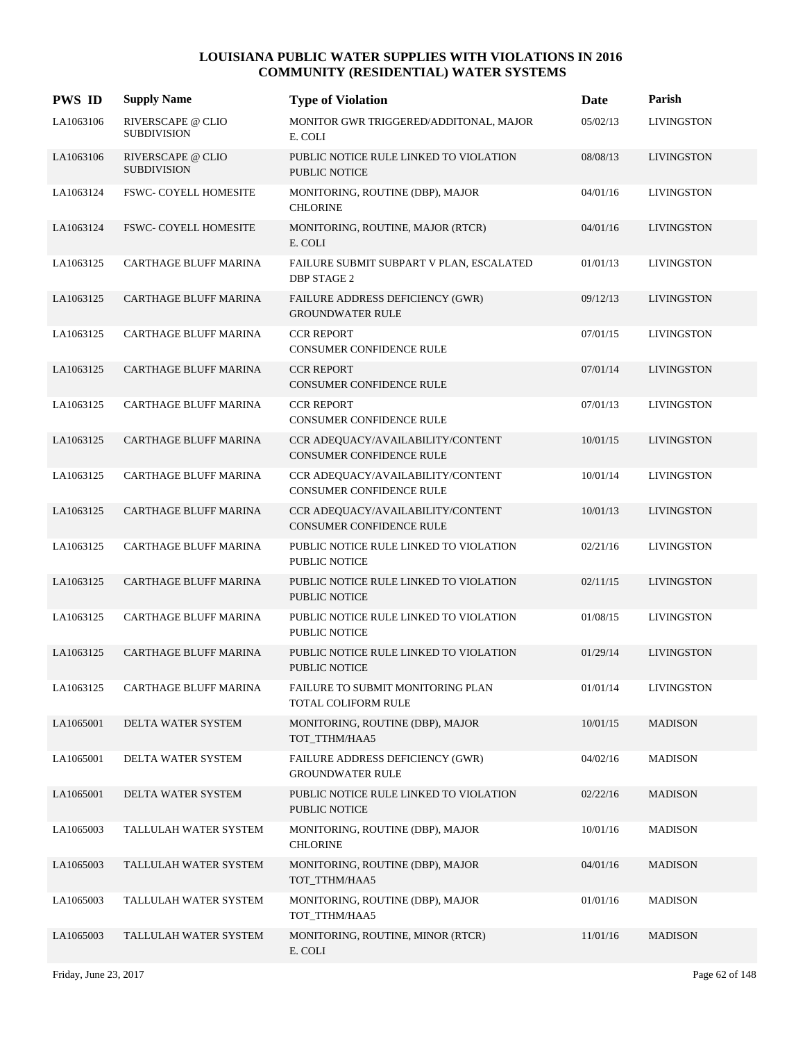# LOUISIANA PUBLIC WATER SUPPLIES WITH VIOLATIONS IN 2016
## COMMUNITY (RESIDENTIAL) WATER SYSTEMS

| PWS ID | Supply Name | Type of Violation | Date | Parish |
|---|---|---|---|---|
| LA1063106 | RIVERSCAPE @ CLIO SUBDIVISION | MONITOR GWR TRIGGERED/ADDITONAL, MAJOR E. COLI | 05/02/13 | LIVINGSTON |
| LA1063106 | RIVERSCAPE @ CLIO SUBDIVISION | PUBLIC NOTICE RULE LINKED TO VIOLATION PUBLIC NOTICE | 08/08/13 | LIVINGSTON |
| LA1063124 | FSWC- COYELL HOMESITE | MONITORING, ROUTINE (DBP), MAJOR CHLORINE | 04/01/16 | LIVINGSTON |
| LA1063124 | FSWC- COYELL HOMESITE | MONITORING, ROUTINE, MAJOR (RTCR) E. COLI | 04/01/16 | LIVINGSTON |
| LA1063125 | CARTHAGE BLUFF MARINA | FAILURE SUBMIT SUBPART V PLAN, ESCALATED DBP STAGE 2 | 01/01/13 | LIVINGSTON |
| LA1063125 | CARTHAGE BLUFF MARINA | FAILURE ADDRESS DEFICIENCY (GWR) GROUNDWATER RULE | 09/12/13 | LIVINGSTON |
| LA1063125 | CARTHAGE BLUFF MARINA | CCR REPORT CONSUMER CONFIDENCE RULE | 07/01/15 | LIVINGSTON |
| LA1063125 | CARTHAGE BLUFF MARINA | CCR REPORT CONSUMER CONFIDENCE RULE | 07/01/14 | LIVINGSTON |
| LA1063125 | CARTHAGE BLUFF MARINA | CCR REPORT CONSUMER CONFIDENCE RULE | 07/01/13 | LIVINGSTON |
| LA1063125 | CARTHAGE BLUFF MARINA | CCR ADEQUACY/AVAILABILITY/CONTENT CONSUMER CONFIDENCE RULE | 10/01/15 | LIVINGSTON |
| LA1063125 | CARTHAGE BLUFF MARINA | CCR ADEQUACY/AVAILABILITY/CONTENT CONSUMER CONFIDENCE RULE | 10/01/14 | LIVINGSTON |
| LA1063125 | CARTHAGE BLUFF MARINA | CCR ADEQUACY/AVAILABILITY/CONTENT CONSUMER CONFIDENCE RULE | 10/01/13 | LIVINGSTON |
| LA1063125 | CARTHAGE BLUFF MARINA | PUBLIC NOTICE RULE LINKED TO VIOLATION PUBLIC NOTICE | 02/21/16 | LIVINGSTON |
| LA1063125 | CARTHAGE BLUFF MARINA | PUBLIC NOTICE RULE LINKED TO VIOLATION PUBLIC NOTICE | 02/11/15 | LIVINGSTON |
| LA1063125 | CARTHAGE BLUFF MARINA | PUBLIC NOTICE RULE LINKED TO VIOLATION PUBLIC NOTICE | 01/08/15 | LIVINGSTON |
| LA1063125 | CARTHAGE BLUFF MARINA | PUBLIC NOTICE RULE LINKED TO VIOLATION PUBLIC NOTICE | 01/29/14 | LIVINGSTON |
| LA1063125 | CARTHAGE BLUFF MARINA | FAILURE TO SUBMIT MONITORING PLAN TOTAL COLIFORM RULE | 01/01/14 | LIVINGSTON |
| LA1065001 | DELTA WATER SYSTEM | MONITORING, ROUTINE (DBP), MAJOR TOT_TTHM/HAA5 | 10/01/15 | MADISON |
| LA1065001 | DELTA WATER SYSTEM | FAILURE ADDRESS DEFICIENCY (GWR) GROUNDWATER RULE | 04/02/16 | MADISON |
| LA1065001 | DELTA WATER SYSTEM | PUBLIC NOTICE RULE LINKED TO VIOLATION PUBLIC NOTICE | 02/22/16 | MADISON |
| LA1065003 | TALLULAH WATER SYSTEM | MONITORING, ROUTINE (DBP), MAJOR CHLORINE | 10/01/16 | MADISON |
| LA1065003 | TALLULAH WATER SYSTEM | MONITORING, ROUTINE (DBP), MAJOR TOT_TTHM/HAA5 | 04/01/16 | MADISON |
| LA1065003 | TALLULAH WATER SYSTEM | MONITORING, ROUTINE (DBP), MAJOR TOT_TTHM/HAA5 | 01/01/16 | MADISON |
| LA1065003 | TALLULAH WATER SYSTEM | MONITORING, ROUTINE, MINOR (RTCR) E. COLI | 11/01/16 | MADISON |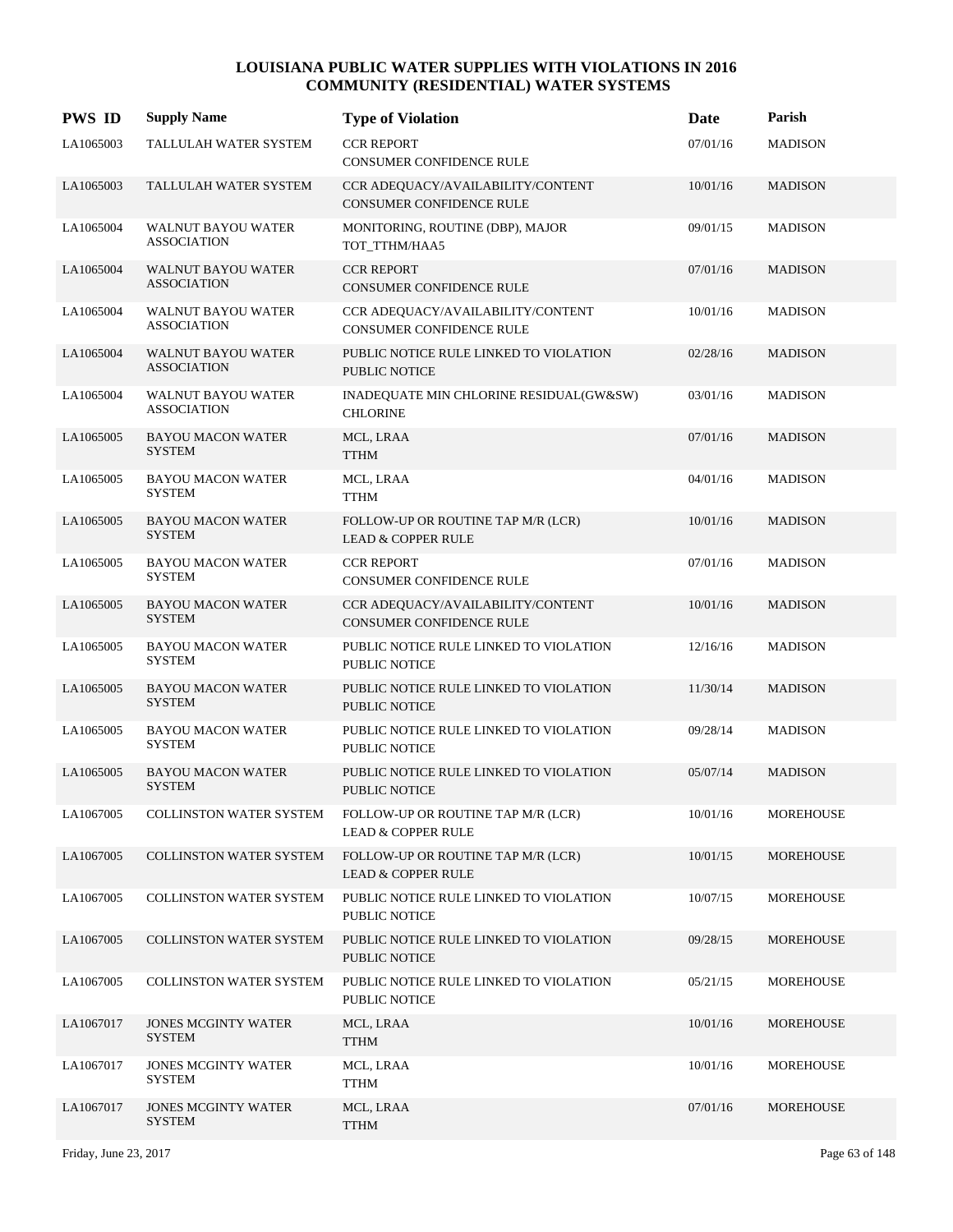# LOUISIANA PUBLIC WATER SUPPLIES WITH VIOLATIONS IN 2016
## COMMUNITY (RESIDENTIAL) WATER SYSTEMS

| PWS ID | Supply Name | Type of Violation | Date | Parish |
|---|---|---|---|---|
| LA1065003 | TALLULAH WATER SYSTEM | CCR REPORT<br>CONSUMER CONFIDENCE RULE | 07/01/16 | MADISON |
| LA1065003 | TALLULAH WATER SYSTEM | CCR ADEQUACY/AVAILABILITY/CONTENT<br>CONSUMER CONFIDENCE RULE | 10/01/16 | MADISON |
| LA1065004 | WALNUT BAYOU WATER ASSOCIATION | MONITORING, ROUTINE (DBP), MAJOR<br>TOT_TTHM/HAA5 | 09/01/15 | MADISON |
| LA1065004 | WALNUT BAYOU WATER ASSOCIATION | CCR REPORT<br>CONSUMER CONFIDENCE RULE | 07/01/16 | MADISON |
| LA1065004 | WALNUT BAYOU WATER ASSOCIATION | CCR ADEQUACY/AVAILABILITY/CONTENT<br>CONSUMER CONFIDENCE RULE | 10/01/16 | MADISON |
| LA1065004 | WALNUT BAYOU WATER ASSOCIATION | PUBLIC NOTICE RULE LINKED TO VIOLATION<br>PUBLIC NOTICE | 02/28/16 | MADISON |
| LA1065004 | WALNUT BAYOU WATER ASSOCIATION | INADEQUATE MIN CHLORINE RESIDUAL(GW&SW)<br>CHLORINE | 03/01/16 | MADISON |
| LA1065005 | BAYOU MACON WATER SYSTEM | MCL, LRAA<br>TTHM | 07/01/16 | MADISON |
| LA1065005 | BAYOU MACON WATER SYSTEM | MCL, LRAA<br>TTHM | 04/01/16 | MADISON |
| LA1065005 | BAYOU MACON WATER SYSTEM | FOLLOW-UP OR ROUTINE TAP M/R (LCR)<br>LEAD & COPPER RULE | 10/01/16 | MADISON |
| LA1065005 | BAYOU MACON WATER SYSTEM | CCR REPORT<br>CONSUMER CONFIDENCE RULE | 07/01/16 | MADISON |
| LA1065005 | BAYOU MACON WATER SYSTEM | CCR ADEQUACY/AVAILABILITY/CONTENT<br>CONSUMER CONFIDENCE RULE | 10/01/16 | MADISON |
| LA1065005 | BAYOU MACON WATER SYSTEM | PUBLIC NOTICE RULE LINKED TO VIOLATION<br>PUBLIC NOTICE | 12/16/16 | MADISON |
| LA1065005 | BAYOU MACON WATER SYSTEM | PUBLIC NOTICE RULE LINKED TO VIOLATION<br>PUBLIC NOTICE | 11/30/14 | MADISON |
| LA1065005 | BAYOU MACON WATER SYSTEM | PUBLIC NOTICE RULE LINKED TO VIOLATION<br>PUBLIC NOTICE | 09/28/14 | MADISON |
| LA1065005 | BAYOU MACON WATER SYSTEM | PUBLIC NOTICE RULE LINKED TO VIOLATION<br>PUBLIC NOTICE | 05/07/14 | MADISON |
| LA1067005 | COLLINSTON WATER SYSTEM | FOLLOW-UP OR ROUTINE TAP M/R (LCR)<br>LEAD & COPPER RULE | 10/01/16 | MOREHOUSE |
| LA1067005 | COLLINSTON WATER SYSTEM | FOLLOW-UP OR ROUTINE TAP M/R (LCR)<br>LEAD & COPPER RULE | 10/01/15 | MOREHOUSE |
| LA1067005 | COLLINSTON WATER SYSTEM | PUBLIC NOTICE RULE LINKED TO VIOLATION<br>PUBLIC NOTICE | 10/07/15 | MOREHOUSE |
| LA1067005 | COLLINSTON WATER SYSTEM | PUBLIC NOTICE RULE LINKED TO VIOLATION<br>PUBLIC NOTICE | 09/28/15 | MOREHOUSE |
| LA1067005 | COLLINSTON WATER SYSTEM | PUBLIC NOTICE RULE LINKED TO VIOLATION<br>PUBLIC NOTICE | 05/21/15 | MOREHOUSE |
| LA1067017 | JONES MCGINTY WATER SYSTEM | MCL, LRAA<br>TTHM | 10/01/16 | MOREHOUSE |
| LA1067017 | JONES MCGINTY WATER SYSTEM | MCL, LRAA<br>TTHM | 10/01/16 | MOREHOUSE |
| LA1067017 | JONES MCGINTY WATER SYSTEM | MCL, LRAA<br>TTHM | 07/01/16 | MOREHOUSE |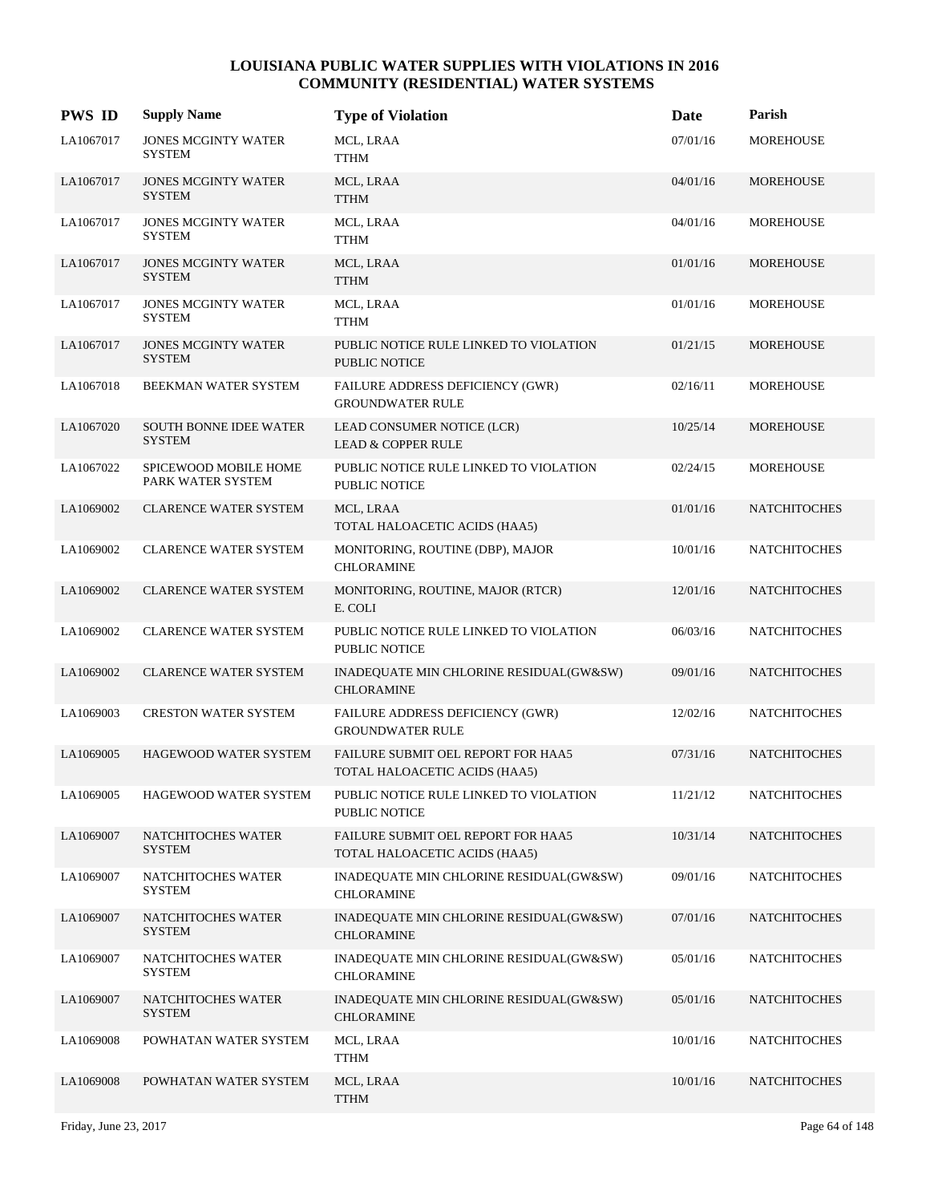# LOUISIANA PUBLIC WATER SUPPLIES WITH VIOLATIONS IN 2016
## COMMUNITY (RESIDENTIAL) WATER SYSTEMS

| PWS ID | Supply Name | Type of Violation | Date | Parish |
|---|---|---|---|---|
| LA1067017 | JONES MCGINTY WATER SYSTEM | MCL, LRAA<br>TTHM | 07/01/16 | MOREHOUSE |
| LA1067017 | JONES MCGINTY WATER SYSTEM | MCL, LRAA<br>TTHM | 04/01/16 | MOREHOUSE |
| LA1067017 | JONES MCGINTY WATER SYSTEM | MCL, LRAA<br>TTHM | 04/01/16 | MOREHOUSE |
| LA1067017 | JONES MCGINTY WATER SYSTEM | MCL, LRAA<br>TTHM | 01/01/16 | MOREHOUSE |
| LA1067017 | JONES MCGINTY WATER SYSTEM | MCL, LRAA<br>TTHM | 01/01/16 | MOREHOUSE |
| LA1067017 | JONES MCGINTY WATER SYSTEM | PUBLIC NOTICE RULE LINKED TO VIOLATION<br>PUBLIC NOTICE | 01/21/15 | MOREHOUSE |
| LA1067018 | BEEKMAN WATER SYSTEM | FAILURE ADDRESS DEFICIENCY (GWR)<br>GROUNDWATER RULE | 02/16/11 | MOREHOUSE |
| LA1067020 | SOUTH BONNE IDEE WATER SYSTEM | LEAD CONSUMER NOTICE (LCR)<br>LEAD & COPPER RULE | 10/25/14 | MOREHOUSE |
| LA1067022 | SPICEWOOD MOBILE HOME PARK WATER SYSTEM | PUBLIC NOTICE RULE LINKED TO VIOLATION<br>PUBLIC NOTICE | 02/24/15 | MOREHOUSE |
| LA1069002 | CLARENCE WATER SYSTEM | MCL, LRAA<br>TOTAL HALOACETIC ACIDS (HAA5) | 01/01/16 | NATCHITOCHES |
| LA1069002 | CLARENCE WATER SYSTEM | MONITORING, ROUTINE (DBP), MAJOR<br>CHLORAMINE | 10/01/16 | NATCHITOCHES |
| LA1069002 | CLARENCE WATER SYSTEM | MONITORING, ROUTINE, MAJOR (RTCR)<br>E. COLI | 12/01/16 | NATCHITOCHES |
| LA1069002 | CLARENCE WATER SYSTEM | PUBLIC NOTICE RULE LINKED TO VIOLATION<br>PUBLIC NOTICE | 06/03/16 | NATCHITOCHES |
| LA1069002 | CLARENCE WATER SYSTEM | INADEQUATE MIN CHLORINE RESIDUAL(GW&SW)<br>CHLORAMINE | 09/01/16 | NATCHITOCHES |
| LA1069003 | CRESTON WATER SYSTEM | FAILURE ADDRESS DEFICIENCY (GWR)<br>GROUNDWATER RULE | 12/02/16 | NATCHITOCHES |
| LA1069005 | HAGEWOOD WATER SYSTEM | FAILURE SUBMIT OEL REPORT FOR HAA5<br>TOTAL HALOACETIC ACIDS (HAA5) | 07/31/16 | NATCHITOCHES |
| LA1069005 | HAGEWOOD WATER SYSTEM | PUBLIC NOTICE RULE LINKED TO VIOLATION<br>PUBLIC NOTICE | 11/21/12 | NATCHITOCHES |
| LA1069007 | NATCHITOCHES WATER SYSTEM | FAILURE SUBMIT OEL REPORT FOR HAA5<br>TOTAL HALOACETIC ACIDS (HAA5) | 10/31/14 | NATCHITOCHES |
| LA1069007 | NATCHITOCHES WATER SYSTEM | INADEQUATE MIN CHLORINE RESIDUAL(GW&SW)<br>CHLORAMINE | 09/01/16 | NATCHITOCHES |
| LA1069007 | NATCHITOCHES WATER SYSTEM | INADEQUATE MIN CHLORINE RESIDUAL(GW&SW)<br>CHLORAMINE | 07/01/16 | NATCHITOCHES |
| LA1069007 | NATCHITOCHES WATER SYSTEM | INADEQUATE MIN CHLORINE RESIDUAL(GW&SW)<br>CHLORAMINE | 05/01/16 | NATCHITOCHES |
| LA1069007 | NATCHITOCHES WATER SYSTEM | INADEQUATE MIN CHLORINE RESIDUAL(GW&SW)<br>CHLORAMINE | 05/01/16 | NATCHITOCHES |
| LA1069008 | POWHATAN WATER SYSTEM | MCL, LRAA<br>TTHM | 10/01/16 | NATCHITOCHES |
| LA1069008 | POWHATAN WATER SYSTEM | MCL, LRAA<br>TTHM | 10/01/16 | NATCHITOCHES |

Friday, June 23, 2017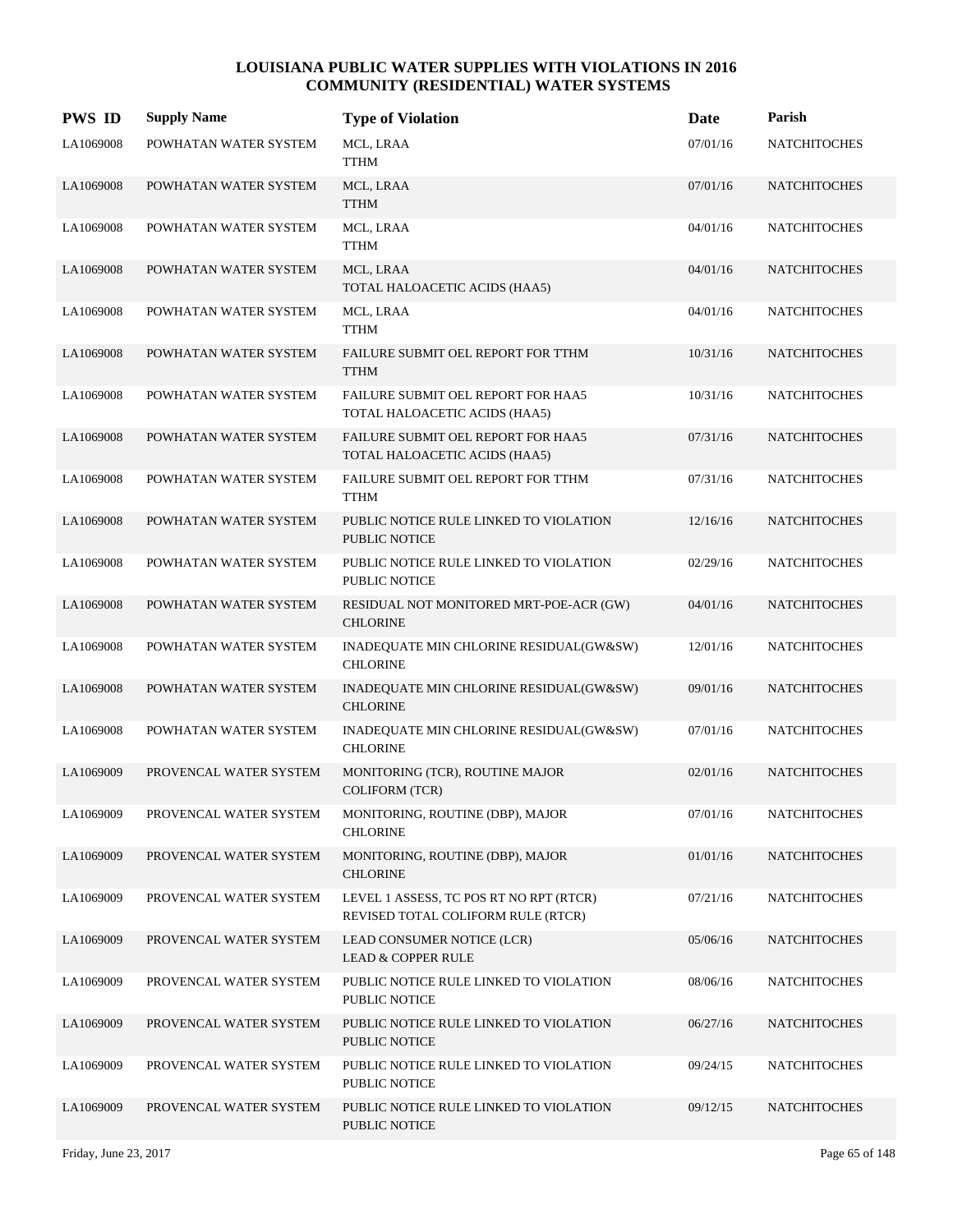# LOUISIANA PUBLIC WATER SUPPLIES WITH VIOLATIONS IN 2016
## COMMUNITY (RESIDENTIAL) WATER SYSTEMS

| PWS ID | Supply Name | Type of Violation | Date | Parish |
|---|---|---|---|---|
| LA1069008 | POWHATAN WATER SYSTEM | MCL, LRAA<br>TTHM | 07/01/16 | NATCHITOCHES |
| LA1069008 | POWHATAN WATER SYSTEM | MCL, LRAA<br>TTHM | 07/01/16 | NATCHITOCHES |
| LA1069008 | POWHATAN WATER SYSTEM | MCL, LRAA<br>TTHM | 04/01/16 | NATCHITOCHES |
| LA1069008 | POWHATAN WATER SYSTEM | MCL, LRAA<br>TOTAL HALOACETIC ACIDS (HAA5) | 04/01/16 | NATCHITOCHES |
| LA1069008 | POWHATAN WATER SYSTEM | MCL, LRAA<br>TTHM | 04/01/16 | NATCHITOCHES |
| LA1069008 | POWHATAN WATER SYSTEM | FAILURE SUBMIT OEL REPORT FOR TTHM<br>TTHM | 10/31/16 | NATCHITOCHES |
| LA1069008 | POWHATAN WATER SYSTEM | FAILURE SUBMIT OEL REPORT FOR HAA5<br>TOTAL HALOACETIC ACIDS (HAA5) | 10/31/16 | NATCHITOCHES |
| LA1069008 | POWHATAN WATER SYSTEM | FAILURE SUBMIT OEL REPORT FOR HAA5<br>TOTAL HALOACETIC ACIDS (HAA5) | 07/31/16 | NATCHITOCHES |
| LA1069008 | POWHATAN WATER SYSTEM | FAILURE SUBMIT OEL REPORT FOR TTHM<br>TTHM | 07/31/16 | NATCHITOCHES |
| LA1069008 | POWHATAN WATER SYSTEM | PUBLIC NOTICE RULE LINKED TO VIOLATION<br>PUBLIC NOTICE | 12/16/16 | NATCHITOCHES |
| LA1069008 | POWHATAN WATER SYSTEM | PUBLIC NOTICE RULE LINKED TO VIOLATION<br>PUBLIC NOTICE | 02/29/16 | NATCHITOCHES |
| LA1069008 | POWHATAN WATER SYSTEM | RESIDUAL NOT MONITORED MRT-POE-ACR (GW)<br>CHLORINE | 04/01/16 | NATCHITOCHES |
| LA1069008 | POWHATAN WATER SYSTEM | INADEQUATE MIN CHLORINE RESIDUAL(GW&SW)<br>CHLORINE | 12/01/16 | NATCHITOCHES |
| LA1069008 | POWHATAN WATER SYSTEM | INADEQUATE MIN CHLORINE RESIDUAL(GW&SW)<br>CHLORINE | 09/01/16 | NATCHITOCHES |
| LA1069008 | POWHATAN WATER SYSTEM | INADEQUATE MIN CHLORINE RESIDUAL(GW&SW)<br>CHLORINE | 07/01/16 | NATCHITOCHES |
| LA1069009 | PROVENCAL WATER SYSTEM | MONITORING (TCR), ROUTINE MAJOR<br>COLIFORM (TCR) | 02/01/16 | NATCHITOCHES |
| LA1069009 | PROVENCAL WATER SYSTEM | MONITORING, ROUTINE (DBP), MAJOR<br>CHLORINE | 07/01/16 | NATCHITOCHES |
| LA1069009 | PROVENCAL WATER SYSTEM | MONITORING, ROUTINE (DBP), MAJOR<br>CHLORINE | 01/01/16 | NATCHITOCHES |
| LA1069009 | PROVENCAL WATER SYSTEM | LEVEL 1 ASSESS, TC POS RT NO RPT (RTCR)<br>REVISED TOTAL COLIFORM RULE (RTCR) | 07/21/16 | NATCHITOCHES |
| LA1069009 | PROVENCAL WATER SYSTEM | LEAD CONSUMER NOTICE (LCR)<br>LEAD & COPPER RULE | 05/06/16 | NATCHITOCHES |
| LA1069009 | PROVENCAL WATER SYSTEM | PUBLIC NOTICE RULE LINKED TO VIOLATION<br>PUBLIC NOTICE | 08/06/16 | NATCHITOCHES |
| LA1069009 | PROVENCAL WATER SYSTEM | PUBLIC NOTICE RULE LINKED TO VIOLATION<br>PUBLIC NOTICE | 06/27/16 | NATCHITOCHES |
| LA1069009 | PROVENCAL WATER SYSTEM | PUBLIC NOTICE RULE LINKED TO VIOLATION<br>PUBLIC NOTICE | 09/24/15 | NATCHITOCHES |
| LA1069009 | PROVENCAL WATER SYSTEM | PUBLIC NOTICE RULE LINKED TO VIOLATION<br>PUBLIC NOTICE | 09/12/15 | NATCHITOCHES |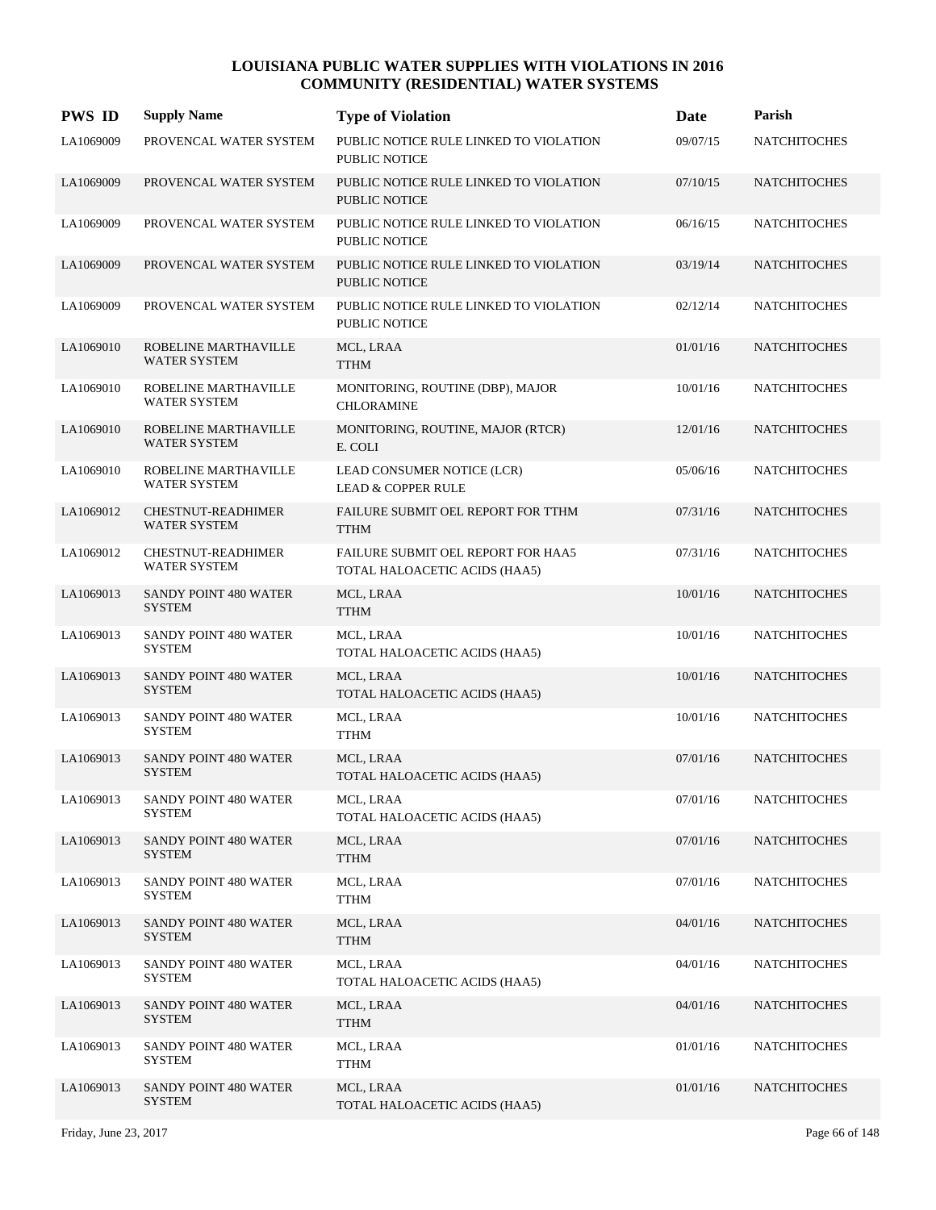# LOUISIANA PUBLIC WATER SUPPLIES WITH VIOLATIONS IN 2016
## COMMUNITY (RESIDENTIAL) WATER SYSTEMS

| PWS ID | Supply Name | Type of Violation | Date | Parish |
|---|---|---|---|---|
| LA1069009 | PROVENCAL WATER SYSTEM | PUBLIC NOTICE RULE LINKED TO VIOLATION<br>PUBLIC NOTICE | 09/07/15 | NATCHITOCHES |
| LA1069009 | PROVENCAL WATER SYSTEM | PUBLIC NOTICE RULE LINKED TO VIOLATION<br>PUBLIC NOTICE | 07/10/15 | NATCHITOCHES |
| LA1069009 | PROVENCAL WATER SYSTEM | PUBLIC NOTICE RULE LINKED TO VIOLATION<br>PUBLIC NOTICE | 06/16/15 | NATCHITOCHES |
| LA1069009 | PROVENCAL WATER SYSTEM | PUBLIC NOTICE RULE LINKED TO VIOLATION<br>PUBLIC NOTICE | 03/19/14 | NATCHITOCHES |
| LA1069009 | PROVENCAL WATER SYSTEM | PUBLIC NOTICE RULE LINKED TO VIOLATION<br>PUBLIC NOTICE | 02/12/14 | NATCHITOCHES |
| LA1069010 | ROBELINE MARTHAVILLE WATER SYSTEM | MCL, LRAA<br>TTHM | 01/01/16 | NATCHITOCHES |
| LA1069010 | ROBELINE MARTHAVILLE WATER SYSTEM | MONITORING, ROUTINE (DBP), MAJOR<br>CHLORAMINE | 10/01/16 | NATCHITOCHES |
| LA1069010 | ROBELINE MARTHAVILLE WATER SYSTEM | MONITORING, ROUTINE, MAJOR (RTCR)<br>E. COLI | 12/01/16 | NATCHITOCHES |
| LA1069010 | ROBELINE MARTHAVILLE WATER SYSTEM | LEAD CONSUMER NOTICE (LCR)<br>LEAD & COPPER RULE | 05/06/16 | NATCHITOCHES |
| LA1069012 | CHESTNUT-READHIMER WATER SYSTEM | FAILURE SUBMIT OEL REPORT FOR TTHM<br>TTHM | 07/31/16 | NATCHITOCHES |
| LA1069012 | CHESTNUT-READHIMER WATER SYSTEM | FAILURE SUBMIT OEL REPORT FOR HAA5<br>TOTAL HALOACETIC ACIDS (HAA5) | 07/31/16 | NATCHITOCHES |
| LA1069013 | SANDY POINT 480 WATER SYSTEM | MCL, LRAA<br>TTHM | 10/01/16 | NATCHITOCHES |
| LA1069013 | SANDY POINT 480 WATER SYSTEM | MCL, LRAA<br>TOTAL HALOACETIC ACIDS (HAA5) | 10/01/16 | NATCHITOCHES |
| LA1069013 | SANDY POINT 480 WATER SYSTEM | MCL, LRAA<br>TOTAL HALOACETIC ACIDS (HAA5) | 10/01/16 | NATCHITOCHES |
| LA1069013 | SANDY POINT 480 WATER SYSTEM | MCL, LRAA<br>TTHM | 10/01/16 | NATCHITOCHES |
| LA1069013 | SANDY POINT 480 WATER SYSTEM | MCL, LRAA<br>TOTAL HALOACETIC ACIDS (HAA5) | 07/01/16 | NATCHITOCHES |
| LA1069013 | SANDY POINT 480 WATER SYSTEM | MCL, LRAA<br>TOTAL HALOACETIC ACIDS (HAA5) | 07/01/16 | NATCHITOCHES |
| LA1069013 | SANDY POINT 480 WATER SYSTEM | MCL, LRAA<br>TTHM | 07/01/16 | NATCHITOCHES |
| LA1069013 | SANDY POINT 480 WATER SYSTEM | MCL, LRAA<br>TTHM | 07/01/16 | NATCHITOCHES |
| LA1069013 | SANDY POINT 480 WATER SYSTEM | MCL, LRAA<br>TTHM | 04/01/16 | NATCHITOCHES |
| LA1069013 | SANDY POINT 480 WATER SYSTEM | MCL, LRAA<br>TOTAL HALOACETIC ACIDS (HAA5) | 04/01/16 | NATCHITOCHES |
| LA1069013 | SANDY POINT 480 WATER SYSTEM | MCL, LRAA<br>TTHM | 04/01/16 | NATCHITOCHES |
| LA1069013 | SANDY POINT 480 WATER SYSTEM | MCL, LRAA<br>TTHM | 01/01/16 | NATCHITOCHES |
| LA1069013 | SANDY POINT 480 WATER SYSTEM | MCL, LRAA<br>TOTAL HALOACETIC ACIDS (HAA5) | 01/01/16 | NATCHITOCHES |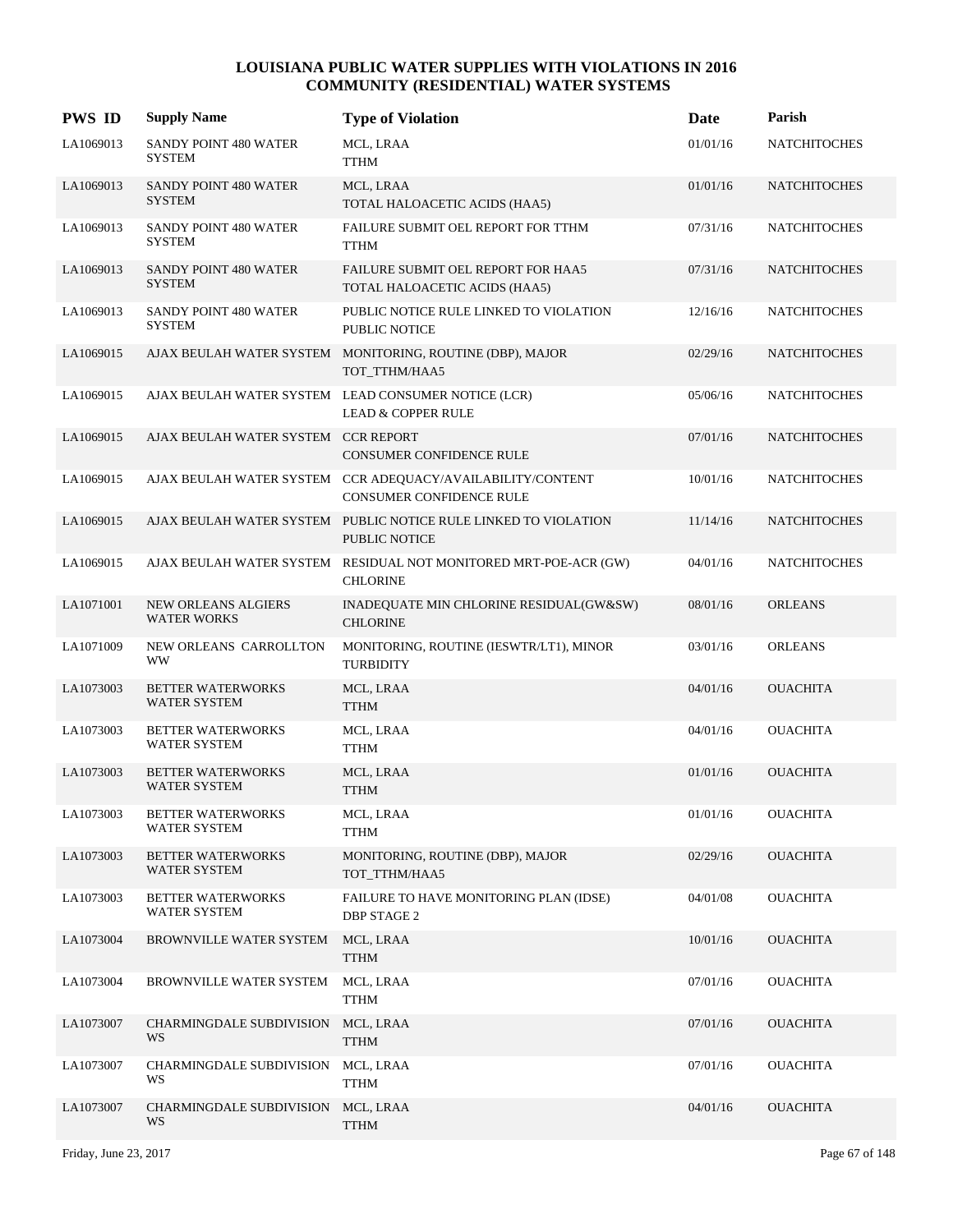# LOUISIANA PUBLIC WATER SUPPLIES WITH VIOLATIONS IN 2016
## COMMUNITY (RESIDENTIAL) WATER SYSTEMS

| PWS ID | Supply Name | Type of Violation | Date | Parish |
|---|---|---|---|---|
| LA1069013 | SANDY POINT 480 WATER SYSTEM | MCL, LRAA<br>TTHM | 01/01/16 | NATCHITOCHES |
| LA1069013 | SANDY POINT 480 WATER SYSTEM | MCL, LRAA<br>TOTAL HALOACETIC ACIDS (HAA5) | 01/01/16 | NATCHITOCHES |
| LA1069013 | SANDY POINT 480 WATER SYSTEM | FAILURE SUBMIT OEL REPORT FOR TTHM<br>TTHM | 07/31/16 | NATCHITOCHES |
| LA1069013 | SANDY POINT 480 WATER SYSTEM | FAILURE SUBMIT OEL REPORT FOR HAA5<br>TOTAL HALOACETIC ACIDS (HAA5) | 07/31/16 | NATCHITOCHES |
| LA1069013 | SANDY POINT 480 WATER SYSTEM | PUBLIC NOTICE RULE LINKED TO VIOLATION<br>PUBLIC NOTICE | 12/16/16 | NATCHITOCHES |
| LA1069015 | AJAX BEULAH WATER SYSTEM | MONITORING, ROUTINE (DBP), MAJOR<br>TOT_TTHM/HAA5 | 02/29/16 | NATCHITOCHES |
| LA1069015 | AJAX BEULAH WATER SYSTEM | LEAD CONSUMER NOTICE (LCR)<br>LEAD & COPPER RULE | 05/06/16 | NATCHITOCHES |
| LA1069015 | AJAX BEULAH WATER SYSTEM | CCR REPORT<br>CONSUMER CONFIDENCE RULE | 07/01/16 | NATCHITOCHES |
| LA1069015 | AJAX BEULAH WATER SYSTEM | CCR ADEQUACY/AVAILABILITY/CONTENT<br>CONSUMER CONFIDENCE RULE | 10/01/16 | NATCHITOCHES |
| LA1069015 | AJAX BEULAH WATER SYSTEM | PUBLIC NOTICE RULE LINKED TO VIOLATION<br>PUBLIC NOTICE | 11/14/16 | NATCHITOCHES |
| LA1069015 | AJAX BEULAH WATER SYSTEM | RESIDUAL NOT MONITORED MRT-POE-ACR (GW)<br>CHLORINE | 04/01/16 | NATCHITOCHES |
| LA1071001 | NEW ORLEANS ALGIERS WATER WORKS | INADEQUATE MIN CHLORINE RESIDUAL(GW&SW)<br>CHLORINE | 08/01/16 | ORLEANS |
| LA1071009 | NEW ORLEANS CARROLLTON WW | MONITORING, ROUTINE (IESWTR/LT1), MINOR<br>TURBIDITY | 03/01/16 | ORLEANS |
| LA1073003 | BETTER WATERWORKS WATER SYSTEM | MCL, LRAA<br>TTHM | 04/01/16 | OUACHITA |
| LA1073003 | BETTER WATERWORKS WATER SYSTEM | MCL, LRAA<br>TTHM | 04/01/16 | OUACHITA |
| LA1073003 | BETTER WATERWORKS WATER SYSTEM | MCL, LRAA<br>TTHM | 01/01/16 | OUACHITA |
| LA1073003 | BETTER WATERWORKS WATER SYSTEM | MCL, LRAA<br>TTHM | 01/01/16 | OUACHITA |
| LA1073003 | BETTER WATERWORKS WATER SYSTEM | MONITORING, ROUTINE (DBP), MAJOR<br>TOT_TTHM/HAA5 | 02/29/16 | OUACHITA |
| LA1073003 | BETTER WATERWORKS WATER SYSTEM | FAILURE TO HAVE MONITORING PLAN (IDSE)<br>DBP STAGE 2 | 04/01/08 | OUACHITA |
| LA1073004 | BROWNVILLE WATER SYSTEM | MCL, LRAA<br>TTHM | 10/01/16 | OUACHITA |
| LA1073004 | BROWNVILLE WATER SYSTEM | MCL, LRAA<br>TTHM | 07/01/16 | OUACHITA |
| LA1073007 | CHARMINGDALE SUBDIVISION WS | MCL, LRAA<br>TTHM | 07/01/16 | OUACHITA |
| LA1073007 | CHARMINGDALE SUBDIVISION WS | MCL, LRAA<br>TTHM | 07/01/16 | OUACHITA |
| LA1073007 | CHARMINGDALE SUBDIVISION WS | MCL, LRAA<br>TTHM | 04/01/16 | OUACHITA |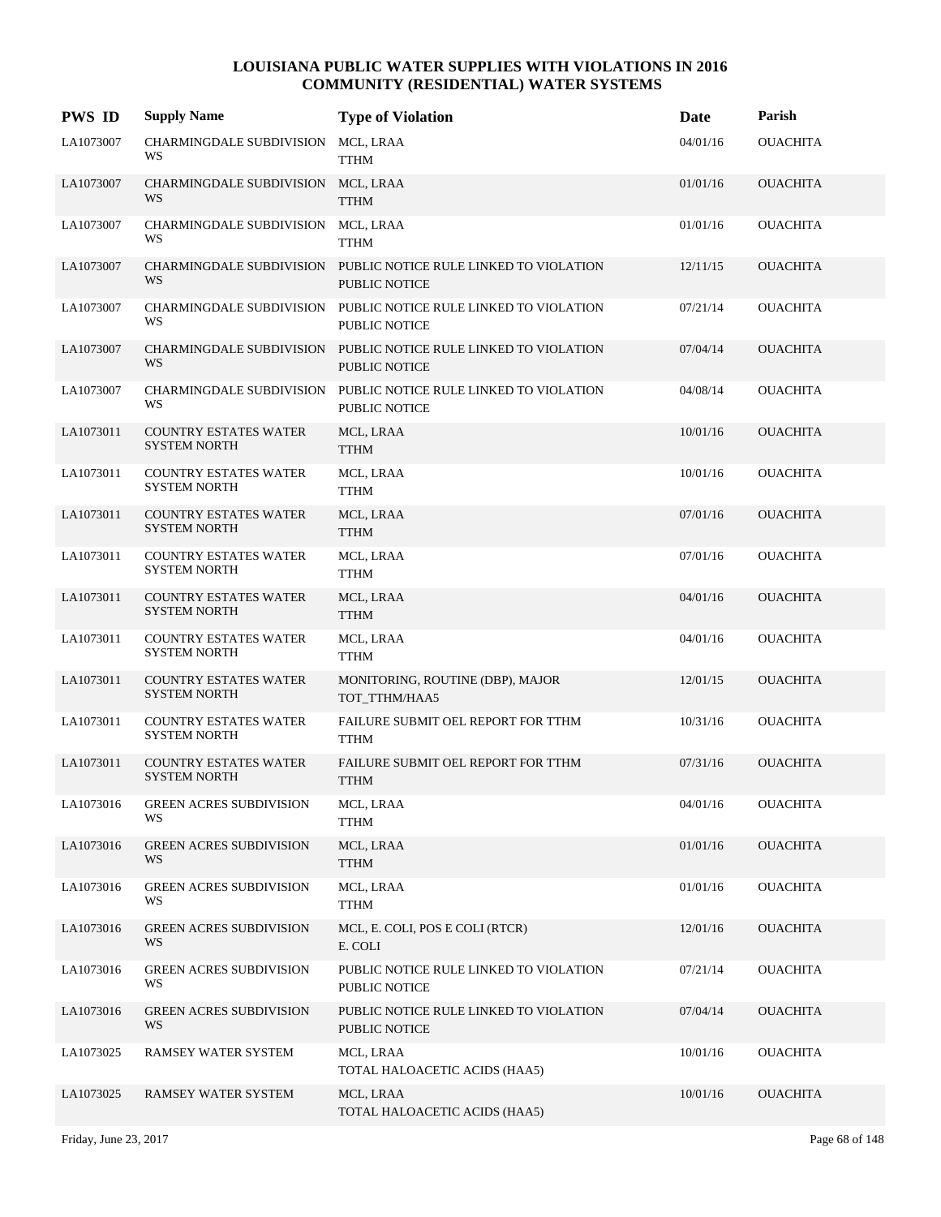# LOUISIANA PUBLIC WATER SUPPLIES WITH VIOLATIONS IN 2016
## COMMUNITY (RESIDENTIAL) WATER SYSTEMS

| PWS ID | Supply Name | Type of Violation | Date | Parish |
|---|---|---|---|---|
| LA1073007 | CHARMINGDALE SUBDIVISION WS | MCL, LRAA<br>TTHM | 04/01/16 | OUACHITA |
| LA1073007 | CHARMINGDALE SUBDIVISION WS | MCL, LRAA<br>TTHM | 01/01/16 | OUACHITA |
| LA1073007 | CHARMINGDALE SUBDIVISION WS | MCL, LRAA<br>TTHM | 01/01/16 | OUACHITA |
| LA1073007 | CHARMINGDALE SUBDIVISION WS | PUBLIC NOTICE RULE LINKED TO VIOLATION<br>PUBLIC NOTICE | 12/11/15 | OUACHITA |
| LA1073007 | CHARMINGDALE SUBDIVISION WS | PUBLIC NOTICE RULE LINKED TO VIOLATION<br>PUBLIC NOTICE | 07/21/14 | OUACHITA |
| LA1073007 | CHARMINGDALE SUBDIVISION WS | PUBLIC NOTICE RULE LINKED TO VIOLATION<br>PUBLIC NOTICE | 07/04/14 | OUACHITA |
| LA1073007 | CHARMINGDALE SUBDIVISION WS | PUBLIC NOTICE RULE LINKED TO VIOLATION<br>PUBLIC NOTICE | 04/08/14 | OUACHITA |
| LA1073011 | COUNTRY ESTATES WATER SYSTEM NORTH | MCL, LRAA<br>TTHM | 10/01/16 | OUACHITA |
| LA1073011 | COUNTRY ESTATES WATER SYSTEM NORTH | MCL, LRAA<br>TTHM | 10/01/16 | OUACHITA |
| LA1073011 | COUNTRY ESTATES WATER SYSTEM NORTH | MCL, LRAA<br>TTHM | 07/01/16 | OUACHITA |
| LA1073011 | COUNTRY ESTATES WATER SYSTEM NORTH | MCL, LRAA<br>TTHM | 07/01/16 | OUACHITA |
| LA1073011 | COUNTRY ESTATES WATER SYSTEM NORTH | MCL, LRAA<br>TTHM | 04/01/16 | OUACHITA |
| LA1073011 | COUNTRY ESTATES WATER SYSTEM NORTH | MCL, LRAA<br>TTHM | 04/01/16 | OUACHITA |
| LA1073011 | COUNTRY ESTATES WATER SYSTEM NORTH | MONITORING, ROUTINE (DBP), MAJOR<br>TOT_TTHM/HAA5 | 12/01/15 | OUACHITA |
| LA1073011 | COUNTRY ESTATES WATER SYSTEM NORTH | FAILURE SUBMIT OEL REPORT FOR TTHM<br>TTHM | 10/31/16 | OUACHITA |
| LA1073011 | COUNTRY ESTATES WATER SYSTEM NORTH | FAILURE SUBMIT OEL REPORT FOR TTHM<br>TTHM | 07/31/16 | OUACHITA |
| LA1073016 | GREEN ACRES SUBDIVISION WS | MCL, LRAA<br>TTHM | 04/01/16 | OUACHITA |
| LA1073016 | GREEN ACRES SUBDIVISION WS | MCL, LRAA<br>TTHM | 01/01/16 | OUACHITA |
| LA1073016 | GREEN ACRES SUBDIVISION WS | MCL, LRAA<br>TTHM | 01/01/16 | OUACHITA |
| LA1073016 | GREEN ACRES SUBDIVISION WS | MCL, E. COLI, POS E COLI (RTCR)<br>E. COLI | 12/01/16 | OUACHITA |
| LA1073016 | GREEN ACRES SUBDIVISION WS | PUBLIC NOTICE RULE LINKED TO VIOLATION<br>PUBLIC NOTICE | 07/21/14 | OUACHITA |
| LA1073016 | GREEN ACRES SUBDIVISION WS | PUBLIC NOTICE RULE LINKED TO VIOLATION<br>PUBLIC NOTICE | 07/04/14 | OUACHITA |
| LA1073025 | RAMSEY WATER SYSTEM | MCL, LRAA<br>TOTAL HALOACETIC ACIDS (HAA5) | 10/01/16 | OUACHITA |
| LA1073025 | RAMSEY WATER SYSTEM | MCL, LRAA<br>TOTAL HALOACETIC ACIDS (HAA5) | 10/01/16 | OUACHITA |

Friday, June 23, 2017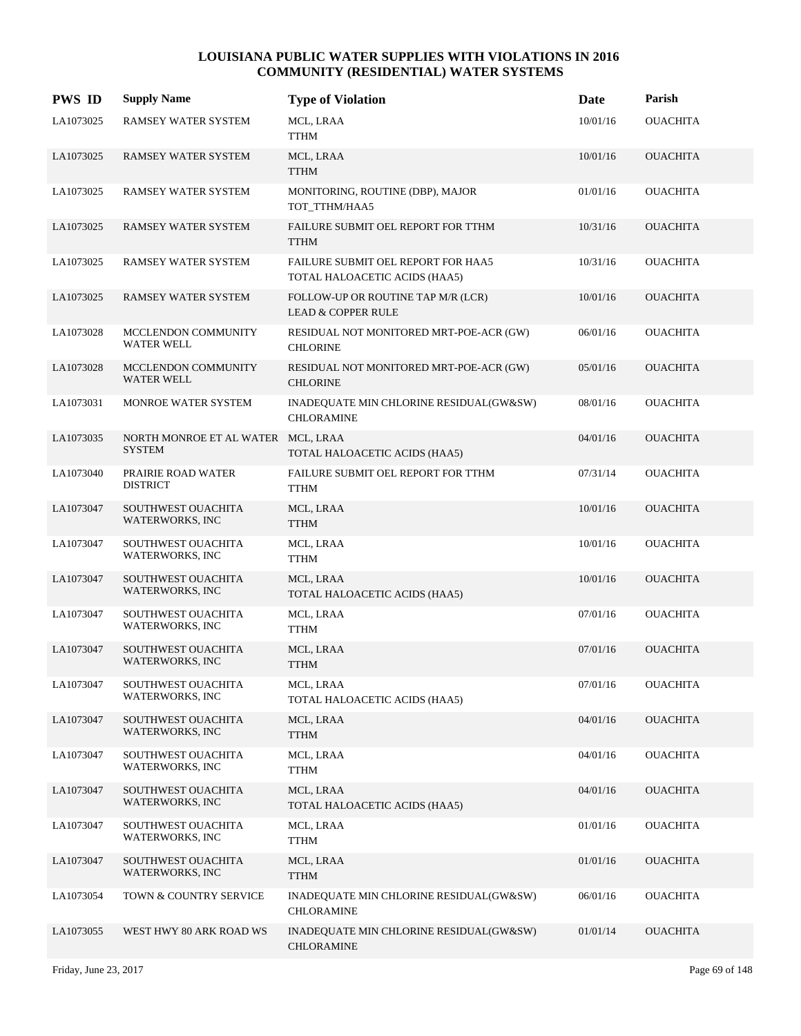# LOUISIANA PUBLIC WATER SUPPLIES WITH VIOLATIONS IN 2016
## COMMUNITY (RESIDENTIAL) WATER SYSTEMS

| PWS ID | Supply Name | Type of Violation | Date | Parish |
|---|---|---|---|---|
| LA1073025 | RAMSEY WATER SYSTEM | MCL, LRAA<br>TTHM | 10/01/16 | OUACHITA |
| LA1073025 | RAMSEY WATER SYSTEM | MCL, LRAA<br>TTHM | 10/01/16 | OUACHITA |
| LA1073025 | RAMSEY WATER SYSTEM | MONITORING, ROUTINE (DBP), MAJOR<br>TOT_TTHM/HAA5 | 01/01/16 | OUACHITA |
| LA1073025 | RAMSEY WATER SYSTEM | FAILURE SUBMIT OEL REPORT FOR TTHM<br>TTHM | 10/31/16 | OUACHITA |
| LA1073025 | RAMSEY WATER SYSTEM | FAILURE SUBMIT OEL REPORT FOR HAA5<br>TOTAL HALOACETIC ACIDS (HAA5) | 10/31/16 | OUACHITA |
| LA1073025 | RAMSEY WATER SYSTEM | FOLLOW-UP OR ROUTINE TAP M/R (LCR)<br>LEAD & COPPER RULE | 10/01/16 | OUACHITA |
| LA1073028 | MCCLENDON COMMUNITY WATER WELL | RESIDUAL NOT MONITORED MRT-POE-ACR (GW)<br>CHLORINE | 06/01/16 | OUACHITA |
| LA1073028 | MCCLENDON COMMUNITY WATER WELL | RESIDUAL NOT MONITORED MRT-POE-ACR (GW)<br>CHLORINE | 05/01/16 | OUACHITA |
| LA1073031 | MONROE WATER SYSTEM | INADEQUATE MIN CHLORINE RESIDUAL(GW&SW)<br>CHLORAMINE | 08/01/16 | OUACHITA |
| LA1073035 | NORTH MONROE ET AL WATER SYSTEM | MCL, LRAA<br>TOTAL HALOACETIC ACIDS (HAA5) | 04/01/16 | OUACHITA |
| LA1073040 | PRAIRIE ROAD WATER DISTRICT | FAILURE SUBMIT OEL REPORT FOR TTHM<br>TTHM | 07/31/14 | OUACHITA |
| LA1073047 | SOUTHWEST OUACHITA WATERWORKS, INC | MCL, LRAA<br>TTHM | 10/01/16 | OUACHITA |
| LA1073047 | SOUTHWEST OUACHITA WATERWORKS, INC | MCL, LRAA<br>TTHM | 10/01/16 | OUACHITA |
| LA1073047 | SOUTHWEST OUACHITA WATERWORKS, INC | MCL, LRAA<br>TOTAL HALOACETIC ACIDS (HAA5) | 10/01/16 | OUACHITA |
| LA1073047 | SOUTHWEST OUACHITA WATERWORKS, INC | MCL, LRAA<br>TTHM | 07/01/16 | OUACHITA |
| LA1073047 | SOUTHWEST OUACHITA WATERWORKS, INC | MCL, LRAA<br>TTHM | 07/01/16 | OUACHITA |
| LA1073047 | SOUTHWEST OUACHITA WATERWORKS, INC | MCL, LRAA<br>TOTAL HALOACETIC ACIDS (HAA5) | 07/01/16 | OUACHITA |
| LA1073047 | SOUTHWEST OUACHITA WATERWORKS, INC | MCL, LRAA<br>TTHM | 04/01/16 | OUACHITA |
| LA1073047 | SOUTHWEST OUACHITA WATERWORKS, INC | MCL, LRAA<br>TTHM | 04/01/16 | OUACHITA |
| LA1073047 | SOUTHWEST OUACHITA WATERWORKS, INC | MCL, LRAA<br>TOTAL HALOACETIC ACIDS (HAA5) | 04/01/16 | OUACHITA |
| LA1073047 | SOUTHWEST OUACHITA WATERWORKS, INC | MCL, LRAA<br>TTHM | 01/01/16 | OUACHITA |
| LA1073047 | SOUTHWEST OUACHITA WATERWORKS, INC | MCL, LRAA<br>TTHM | 01/01/16 | OUACHITA |
| LA1073054 | TOWN & COUNTRY SERVICE | INADEQUATE MIN CHLORINE RESIDUAL(GW&SW)<br>CHLORAMINE | 06/01/16 | OUACHITA |
| LA1073055 | WEST HWY 80 ARK ROAD WS | INADEQUATE MIN CHLORINE RESIDUAL(GW&SW)<br>CHLORAMINE | 01/01/14 | OUACHITA |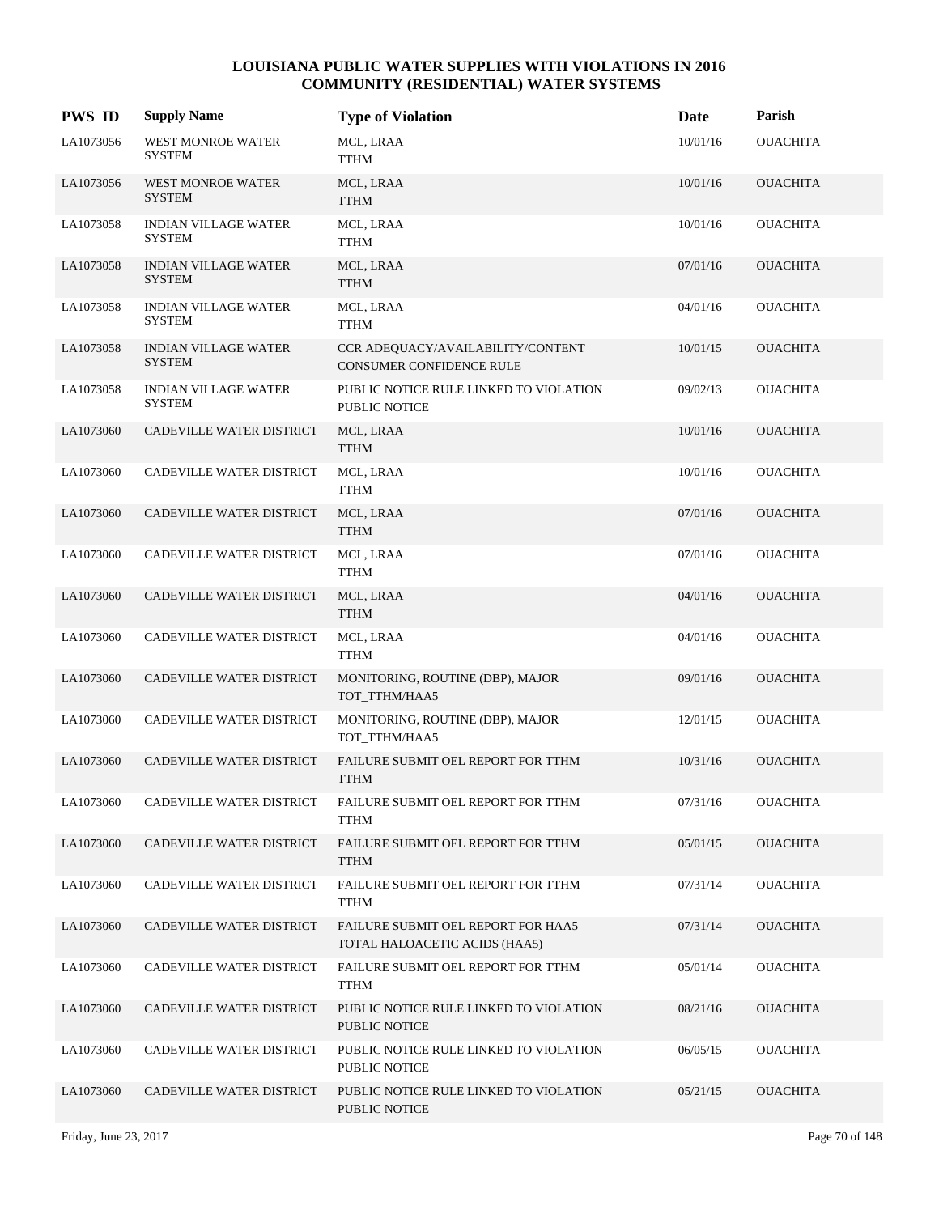# LOUISIANA PUBLIC WATER SUPPLIES WITH VIOLATIONS IN 2016
## COMMUNITY (RESIDENTIAL) WATER SYSTEMS

| PWS ID | Supply Name | Type of Violation | Date | Parish |
|---|---|---|---|---|
| LA1073056 | WEST MONROE WATER SYSTEM | MCL, LRAA<br>TTHM | 10/01/16 | OUACHITA |
| LA1073056 | WEST MONROE WATER SYSTEM | MCL, LRAA<br>TTHM | 10/01/16 | OUACHITA |
| LA1073058 | INDIAN VILLAGE WATER SYSTEM | MCL, LRAA<br>TTHM | 10/01/16 | OUACHITA |
| LA1073058 | INDIAN VILLAGE WATER SYSTEM | MCL, LRAA<br>TTHM | 07/01/16 | OUACHITA |
| LA1073058 | INDIAN VILLAGE WATER SYSTEM | MCL, LRAA<br>TTHM | 04/01/16 | OUACHITA |
| LA1073058 | INDIAN VILLAGE WATER SYSTEM | CCR ADEQUACY/AVAILABILITY/CONTENT<br>CONSUMER CONFIDENCE RULE | 10/01/15 | OUACHITA |
| LA1073058 | INDIAN VILLAGE WATER SYSTEM | PUBLIC NOTICE RULE LINKED TO VIOLATION<br>PUBLIC NOTICE | 09/02/13 | OUACHITA |
| LA1073060 | CADEVILLE WATER DISTRICT | MCL, LRAA<br>TTHM | 10/01/16 | OUACHITA |
| LA1073060 | CADEVILLE WATER DISTRICT | MCL, LRAA<br>TTHM | 10/01/16 | OUACHITA |
| LA1073060 | CADEVILLE WATER DISTRICT | MCL, LRAA<br>TTHM | 07/01/16 | OUACHITA |
| LA1073060 | CADEVILLE WATER DISTRICT | MCL, LRAA<br>TTHM | 07/01/16 | OUACHITA |
| LA1073060 | CADEVILLE WATER DISTRICT | MCL, LRAA<br>TTHM | 04/01/16 | OUACHITA |
| LA1073060 | CADEVILLE WATER DISTRICT | MCL, LRAA<br>TTHM | 04/01/16 | OUACHITA |
| LA1073060 | CADEVILLE WATER DISTRICT | MONITORING, ROUTINE (DBP), MAJOR<br>TOT_TTHM/HAA5 | 09/01/16 | OUACHITA |
| LA1073060 | CADEVILLE WATER DISTRICT | MONITORING, ROUTINE (DBP), MAJOR<br>TOT_TTHM/HAA5 | 12/01/15 | OUACHITA |
| LA1073060 | CADEVILLE WATER DISTRICT | FAILURE SUBMIT OEL REPORT FOR TTHM<br>TTHM | 10/31/16 | OUACHITA |
| LA1073060 | CADEVILLE WATER DISTRICT | FAILURE SUBMIT OEL REPORT FOR TTHM<br>TTHM | 07/31/16 | OUACHITA |
| LA1073060 | CADEVILLE WATER DISTRICT | FAILURE SUBMIT OEL REPORT FOR TTHM<br>TTHM | 05/01/15 | OUACHITA |
| LA1073060 | CADEVILLE WATER DISTRICT | FAILURE SUBMIT OEL REPORT FOR TTHM<br>TTHM | 07/31/14 | OUACHITA |
| LA1073060 | CADEVILLE WATER DISTRICT | FAILURE SUBMIT OEL REPORT FOR HAA5<br>TOTAL HALOACETIC ACIDS (HAA5) | 07/31/14 | OUACHITA |
| LA1073060 | CADEVILLE WATER DISTRICT | FAILURE SUBMIT OEL REPORT FOR TTHM<br>TTHM | 05/01/14 | OUACHITA |
| LA1073060 | CADEVILLE WATER DISTRICT | PUBLIC NOTICE RULE LINKED TO VIOLATION<br>PUBLIC NOTICE | 08/21/16 | OUACHITA |
| LA1073060 | CADEVILLE WATER DISTRICT | PUBLIC NOTICE RULE LINKED TO VIOLATION<br>PUBLIC NOTICE | 06/05/15 | OUACHITA |
| LA1073060 | CADEVILLE WATER DISTRICT | PUBLIC NOTICE RULE LINKED TO VIOLATION<br>PUBLIC NOTICE | 05/21/15 | OUACHITA |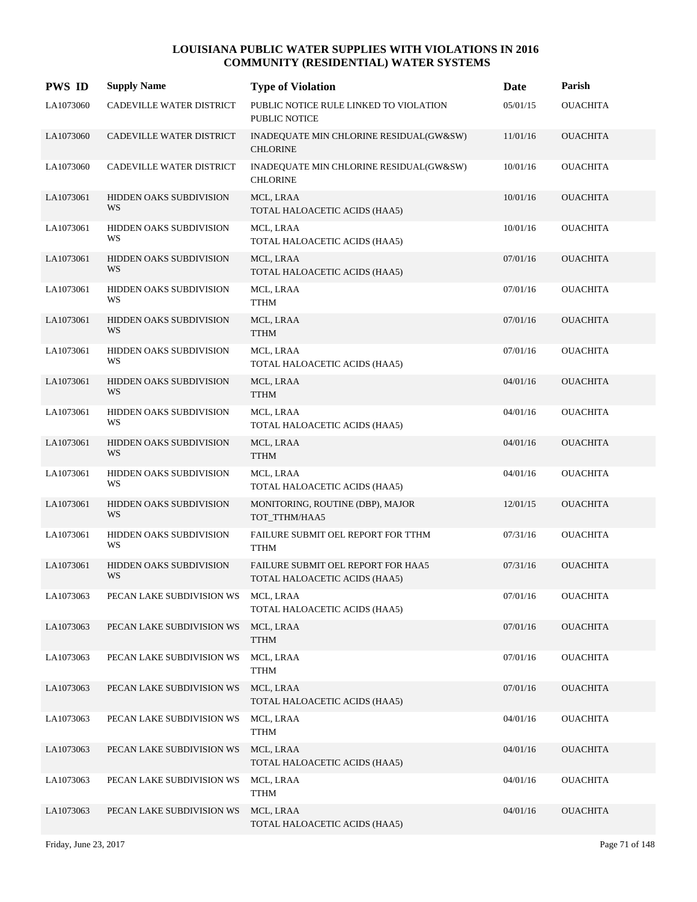# LOUISIANA PUBLIC WATER SUPPLIES WITH VIOLATIONS IN 2016
## COMMUNITY (RESIDENTIAL) WATER SYSTEMS

| PWS ID | Supply Name | Type of Violation | Date | Parish |
|---|---|---|---|---|
| LA1073060 | CADEVILLE WATER DISTRICT | PUBLIC NOTICE RULE LINKED TO VIOLATION PUBLIC NOTICE | 05/01/15 | OUACHITA |
| LA1073060 | CADEVILLE WATER DISTRICT | INADEQUATE MIN CHLORINE RESIDUAL(GW&SW) CHLORINE | 11/01/16 | OUACHITA |
| LA1073060 | CADEVILLE WATER DISTRICT | INADEQUATE MIN CHLORINE RESIDUAL(GW&SW) CHLORINE | 10/01/16 | OUACHITA |
| LA1073061 | HIDDEN OAKS SUBDIVISION WS | MCL, LRAA TOTAL HALOACETIC ACIDS (HAA5) | 10/01/16 | OUACHITA |
| LA1073061 | HIDDEN OAKS SUBDIVISION WS | MCL, LRAA TOTAL HALOACETIC ACIDS (HAA5) | 10/01/16 | OUACHITA |
| LA1073061 | HIDDEN OAKS SUBDIVISION WS | MCL, LRAA TOTAL HALOACETIC ACIDS (HAA5) | 07/01/16 | OUACHITA |
| LA1073061 | HIDDEN OAKS SUBDIVISION WS | MCL, LRAA TTHM | 07/01/16 | OUACHITA |
| LA1073061 | HIDDEN OAKS SUBDIVISION WS | MCL, LRAA TTHM | 07/01/16 | OUACHITA |
| LA1073061 | HIDDEN OAKS SUBDIVISION WS | MCL, LRAA TOTAL HALOACETIC ACIDS (HAA5) | 07/01/16 | OUACHITA |
| LA1073061 | HIDDEN OAKS SUBDIVISION WS | MCL, LRAA TTHM | 04/01/16 | OUACHITA |
| LA1073061 | HIDDEN OAKS SUBDIVISION WS | MCL, LRAA TOTAL HALOACETIC ACIDS (HAA5) | 04/01/16 | OUACHITA |
| LA1073061 | HIDDEN OAKS SUBDIVISION WS | MCL, LRAA TTHM | 04/01/16 | OUACHITA |
| LA1073061 | HIDDEN OAKS SUBDIVISION WS | MCL, LRAA TOTAL HALOACETIC ACIDS (HAA5) | 04/01/16 | OUACHITA |
| LA1073061 | HIDDEN OAKS SUBDIVISION WS | MONITORING, ROUTINE (DBP), MAJOR TOT_TTHM/HAA5 | 12/01/15 | OUACHITA |
| LA1073061 | HIDDEN OAKS SUBDIVISION WS | FAILURE SUBMIT OEL REPORT FOR TTHM TTHM | 07/31/16 | OUACHITA |
| LA1073061 | HIDDEN OAKS SUBDIVISION WS | FAILURE SUBMIT OEL REPORT FOR HAA5 TOTAL HALOACETIC ACIDS (HAA5) | 07/31/16 | OUACHITA |
| LA1073063 | PECAN LAKE SUBDIVISION WS | MCL, LRAA TOTAL HALOACETIC ACIDS (HAA5) | 07/01/16 | OUACHITA |
| LA1073063 | PECAN LAKE SUBDIVISION WS | MCL, LRAA TTHM | 07/01/16 | OUACHITA |
| LA1073063 | PECAN LAKE SUBDIVISION WS | MCL, LRAA TTHM | 07/01/16 | OUACHITA |
| LA1073063 | PECAN LAKE SUBDIVISION WS | MCL, LRAA TOTAL HALOACETIC ACIDS (HAA5) | 07/01/16 | OUACHITA |
| LA1073063 | PECAN LAKE SUBDIVISION WS | MCL, LRAA TTHM | 04/01/16 | OUACHITA |
| LA1073063 | PECAN LAKE SUBDIVISION WS | MCL, LRAA TOTAL HALOACETIC ACIDS (HAA5) | 04/01/16 | OUACHITA |
| LA1073063 | PECAN LAKE SUBDIVISION WS | MCL, LRAA TTHM | 04/01/16 | OUACHITA |
| LA1073063 | PECAN LAKE SUBDIVISION WS | MCL, LRAA TOTAL HALOACETIC ACIDS (HAA5) | 04/01/16 | OUACHITA |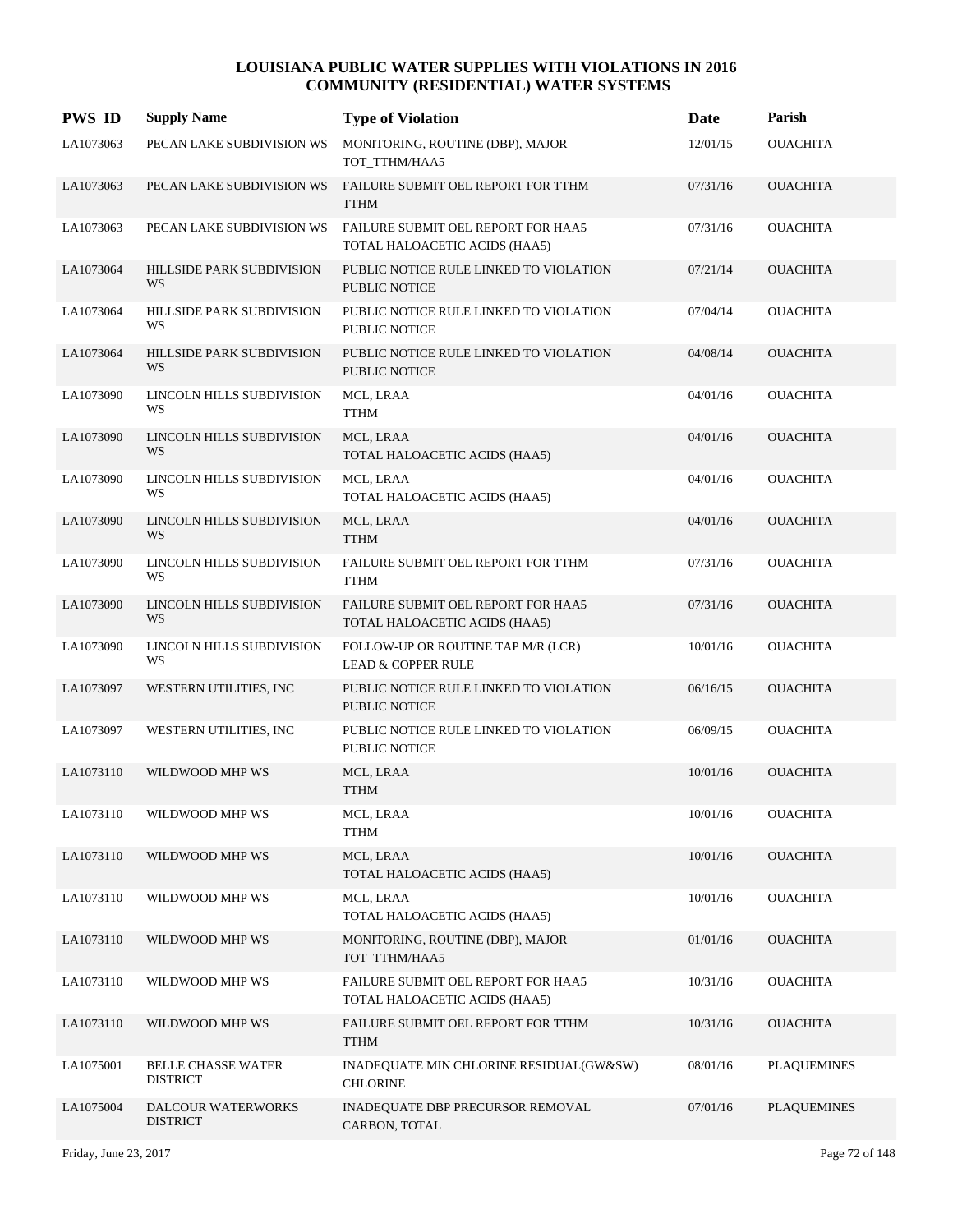# LOUISIANA PUBLIC WATER SUPPLIES WITH VIOLATIONS IN 2016
## COMMUNITY (RESIDENTIAL) WATER SYSTEMS

| PWS ID | Supply Name | Type of Violation | Date | Parish |
|---|---|---|---|---|
| LA1073063 | PECAN LAKE SUBDIVISION WS | MONITORING, ROUTINE (DBP), MAJOR<br>TOT_TTHM/HAA5 | 12/01/15 | OUACHITA |
| LA1073063 | PECAN LAKE SUBDIVISION WS | FAILURE SUBMIT OEL REPORT FOR TTHM<br>TTHM | 07/31/16 | OUACHITA |
| LA1073063 | PECAN LAKE SUBDIVISION WS | FAILURE SUBMIT OEL REPORT FOR HAA5<br>TOTAL HALOACETIC ACIDS (HAA5) | 07/31/16 | OUACHITA |
| LA1073064 | HILLSIDE PARK SUBDIVISION WS | PUBLIC NOTICE RULE LINKED TO VIOLATION<br>PUBLIC NOTICE | 07/21/14 | OUACHITA |
| LA1073064 | HILLSIDE PARK SUBDIVISION WS | PUBLIC NOTICE RULE LINKED TO VIOLATION<br>PUBLIC NOTICE | 07/04/14 | OUACHITA |
| LA1073064 | HILLSIDE PARK SUBDIVISION WS | PUBLIC NOTICE RULE LINKED TO VIOLATION<br>PUBLIC NOTICE | 04/08/14 | OUACHITA |
| LA1073090 | LINCOLN HILLS SUBDIVISION WS | MCL, LRAA<br>TTHM | 04/01/16 | OUACHITA |
| LA1073090 | LINCOLN HILLS SUBDIVISION WS | MCL, LRAA<br>TOTAL HALOACETIC ACIDS (HAA5) | 04/01/16 | OUACHITA |
| LA1073090 | LINCOLN HILLS SUBDIVISION WS | MCL, LRAA<br>TOTAL HALOACETIC ACIDS (HAA5) | 04/01/16 | OUACHITA |
| LA1073090 | LINCOLN HILLS SUBDIVISION WS | MCL, LRAA<br>TTHM | 04/01/16 | OUACHITA |
| LA1073090 | LINCOLN HILLS SUBDIVISION WS | FAILURE SUBMIT OEL REPORT FOR TTHM<br>TTHM | 07/31/16 | OUACHITA |
| LA1073090 | LINCOLN HILLS SUBDIVISION WS | FAILURE SUBMIT OEL REPORT FOR HAA5<br>TOTAL HALOACETIC ACIDS (HAA5) | 07/31/16 | OUACHITA |
| LA1073090 | LINCOLN HILLS SUBDIVISION WS | FOLLOW-UP OR ROUTINE TAP M/R (LCR)<br>LEAD & COPPER RULE | 10/01/16 | OUACHITA |
| LA1073097 | WESTERN UTILITIES, INC | PUBLIC NOTICE RULE LINKED TO VIOLATION<br>PUBLIC NOTICE | 06/16/15 | OUACHITA |
| LA1073097 | WESTERN UTILITIES, INC | PUBLIC NOTICE RULE LINKED TO VIOLATION<br>PUBLIC NOTICE | 06/09/15 | OUACHITA |
| LA1073110 | WILDWOOD MHP WS | MCL, LRAA<br>TTHM | 10/01/16 | OUACHITA |
| LA1073110 | WILDWOOD MHP WS | MCL, LRAA<br>TTHM | 10/01/16 | OUACHITA |
| LA1073110 | WILDWOOD MHP WS | MCL, LRAA<br>TOTAL HALOACETIC ACIDS (HAA5) | 10/01/16 | OUACHITA |
| LA1073110 | WILDWOOD MHP WS | MCL, LRAA<br>TOTAL HALOACETIC ACIDS (HAA5) | 10/01/16 | OUACHITA |
| LA1073110 | WILDWOOD MHP WS | MONITORING, ROUTINE (DBP), MAJOR<br>TOT_TTHM/HAA5 | 01/01/16 | OUACHITA |
| LA1073110 | WILDWOOD MHP WS | FAILURE SUBMIT OEL REPORT FOR HAA5<br>TOTAL HALOACETIC ACIDS (HAA5) | 10/31/16 | OUACHITA |
| LA1073110 | WILDWOOD MHP WS | FAILURE SUBMIT OEL REPORT FOR TTHM<br>TTHM | 10/31/16 | OUACHITA |
| LA1075001 | BELLE CHASSE WATER DISTRICT | INADEQUATE MIN CHLORINE RESIDUAL(GW&SW)<br>CHLORINE | 08/01/16 | PLAQUEMINES |
| LA1075004 | DALCOUR WATERWORKS DISTRICT | INADEQUATE DBP PRECURSOR REMOVAL<br>CARBON, TOTAL | 07/01/16 | PLAQUEMINES |

Friday, June 23, 2017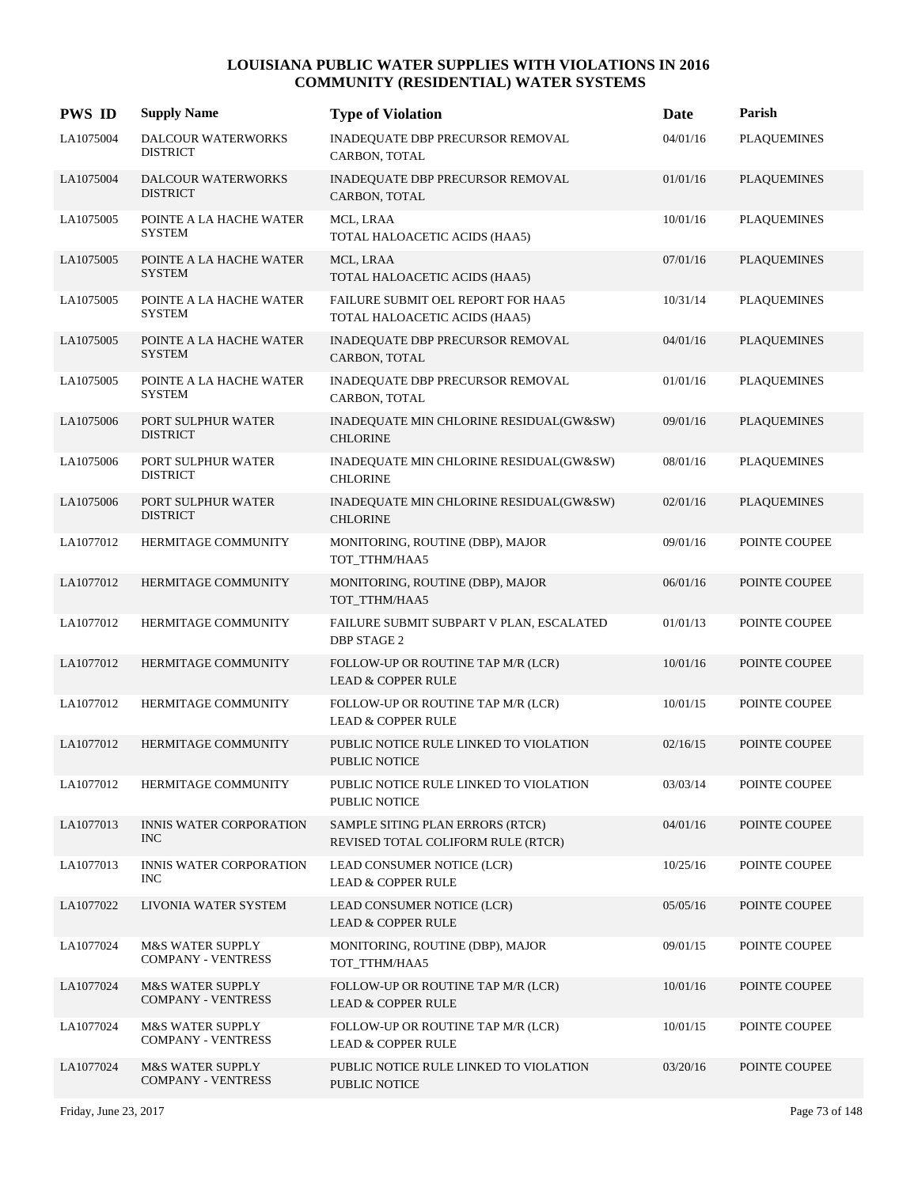# LOUISIANA PUBLIC WATER SUPPLIES WITH VIOLATIONS IN 2016
## COMMUNITY (RESIDENTIAL) WATER SYSTEMS

| PWS ID | Supply Name | Type of Violation | Date | Parish |
|---|---|---|---|---|
| LA1075004 | DALCOUR WATERWORKS DISTRICT | INADEQUATE DBP PRECURSOR REMOVAL<br>CARBON, TOTAL | 04/01/16 | PLAQUEMINES |
| LA1075004 | DALCOUR WATERWORKS DISTRICT | INADEQUATE DBP PRECURSOR REMOVAL<br>CARBON, TOTAL | 01/01/16 | PLAQUEMINES |
| LA1075005 | POINTE A LA HACHE WATER SYSTEM | MCL, LRAA<br>TOTAL HALOACETIC ACIDS (HAA5) | 10/01/16 | PLAQUEMINES |
| LA1075005 | POINTE A LA HACHE WATER SYSTEM | MCL, LRAA<br>TOTAL HALOACETIC ACIDS (HAA5) | 07/01/16 | PLAQUEMINES |
| LA1075005 | POINTE A LA HACHE WATER SYSTEM | FAILURE SUBMIT OEL REPORT FOR HAA5<br>TOTAL HALOACETIC ACIDS (HAA5) | 10/31/14 | PLAQUEMINES |
| LA1075005 | POINTE A LA HACHE WATER SYSTEM | INADEQUATE DBP PRECURSOR REMOVAL<br>CARBON, TOTAL | 04/01/16 | PLAQUEMINES |
| LA1075005 | POINTE A LA HACHE WATER SYSTEM | INADEQUATE DBP PRECURSOR REMOVAL<br>CARBON, TOTAL | 01/01/16 | PLAQUEMINES |
| LA1075006 | PORT SULPHUR WATER DISTRICT | INADEQUATE MIN CHLORINE RESIDUAL(GW&SW)<br>CHLORINE | 09/01/16 | PLAQUEMINES |
| LA1075006 | PORT SULPHUR WATER DISTRICT | INADEQUATE MIN CHLORINE RESIDUAL(GW&SW)<br>CHLORINE | 08/01/16 | PLAQUEMINES |
| LA1075006 | PORT SULPHUR WATER DISTRICT | INADEQUATE MIN CHLORINE RESIDUAL(GW&SW)<br>CHLORINE | 02/01/16 | PLAQUEMINES |
| LA1077012 | HERMITAGE COMMUNITY | MONITORING, ROUTINE (DBP), MAJOR<br>TOT_TTHM/HAA5 | 09/01/16 | POINTE COUPEE |
| LA1077012 | HERMITAGE COMMUNITY | MONITORING, ROUTINE (DBP), MAJOR<br>TOT_TTHM/HAA5 | 06/01/16 | POINTE COUPEE |
| LA1077012 | HERMITAGE COMMUNITY | FAILURE SUBMIT SUBPART V PLAN, ESCALATED<br>DBP STAGE 2 | 01/01/13 | POINTE COUPEE |
| LA1077012 | HERMITAGE COMMUNITY | FOLLOW-UP OR ROUTINE TAP M/R (LCR)<br>LEAD & COPPER RULE | 10/01/16 | POINTE COUPEE |
| LA1077012 | HERMITAGE COMMUNITY | FOLLOW-UP OR ROUTINE TAP M/R (LCR)<br>LEAD & COPPER RULE | 10/01/15 | POINTE COUPEE |
| LA1077012 | HERMITAGE COMMUNITY | PUBLIC NOTICE RULE LINKED TO VIOLATION<br>PUBLIC NOTICE | 02/16/15 | POINTE COUPEE |
| LA1077012 | HERMITAGE COMMUNITY | PUBLIC NOTICE RULE LINKED TO VIOLATION<br>PUBLIC NOTICE | 03/03/14 | POINTE COUPEE |
| LA1077013 | INNIS WATER CORPORATION INC | SAMPLE SITING PLAN ERRORS (RTCR)<br>REVISED TOTAL COLIFORM RULE (RTCR) | 04/01/16 | POINTE COUPEE |
| LA1077013 | INNIS WATER CORPORATION INC | LEAD CONSUMER NOTICE (LCR)<br>LEAD & COPPER RULE | 10/25/16 | POINTE COUPEE |
| LA1077022 | LIVONIA WATER SYSTEM | LEAD CONSUMER NOTICE (LCR)<br>LEAD & COPPER RULE | 05/05/16 | POINTE COUPEE |
| LA1077024 | M&S WATER SUPPLY COMPANY - VENTRESS | MONITORING, ROUTINE (DBP), MAJOR<br>TOT_TTHM/HAA5 | 09/01/15 | POINTE COUPEE |
| LA1077024 | M&S WATER SUPPLY COMPANY - VENTRESS | FOLLOW-UP OR ROUTINE TAP M/R (LCR)<br>LEAD & COPPER RULE | 10/01/16 | POINTE COUPEE |
| LA1077024 | M&S WATER SUPPLY COMPANY - VENTRESS | FOLLOW-UP OR ROUTINE TAP M/R (LCR)<br>LEAD & COPPER RULE | 10/01/15 | POINTE COUPEE |
| LA1077024 | M&S WATER SUPPLY COMPANY - VENTRESS | PUBLIC NOTICE RULE LINKED TO VIOLATION<br>PUBLIC NOTICE | 03/20/16 | POINTE COUPEE |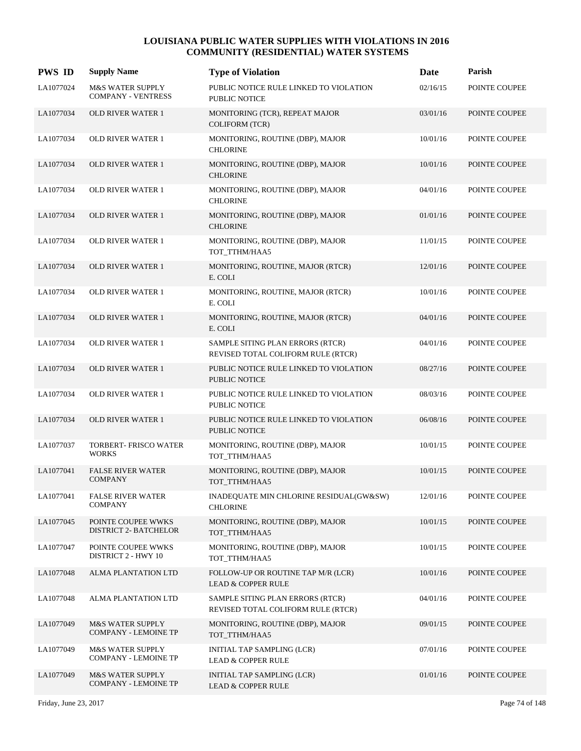# LOUISIANA PUBLIC WATER SUPPLIES WITH VIOLATIONS IN 2016
## COMMUNITY (RESIDENTIAL) WATER SYSTEMS

| PWS ID | Supply Name | Type of Violation | Date | Parish |
|---|---|---|---|---|
| LA1077024 | M&S WATER SUPPLY COMPANY - VENTRESS | PUBLIC NOTICE RULE LINKED TO VIOLATION PUBLIC NOTICE | 02/16/15 | POINTE COUPEE |
| LA1077034 | OLD RIVER WATER 1 | MONITORING (TCR), REPEAT MAJOR COLIFORM (TCR) | 03/01/16 | POINTE COUPEE |
| LA1077034 | OLD RIVER WATER 1 | MONITORING, ROUTINE (DBP), MAJOR CHLORINE | 10/01/16 | POINTE COUPEE |
| LA1077034 | OLD RIVER WATER 1 | MONITORING, ROUTINE (DBP), MAJOR CHLORINE | 10/01/16 | POINTE COUPEE |
| LA1077034 | OLD RIVER WATER 1 | MONITORING, ROUTINE (DBP), MAJOR CHLORINE | 04/01/16 | POINTE COUPEE |
| LA1077034 | OLD RIVER WATER 1 | MONITORING, ROUTINE (DBP), MAJOR CHLORINE | 01/01/16 | POINTE COUPEE |
| LA1077034 | OLD RIVER WATER 1 | MONITORING, ROUTINE (DBP), MAJOR TOT_TTHM/HAA5 | 11/01/15 | POINTE COUPEE |
| LA1077034 | OLD RIVER WATER 1 | MONITORING, ROUTINE, MAJOR (RTCR) E. COLI | 12/01/16 | POINTE COUPEE |
| LA1077034 | OLD RIVER WATER 1 | MONITORING, ROUTINE, MAJOR (RTCR) E. COLI | 10/01/16 | POINTE COUPEE |
| LA1077034 | OLD RIVER WATER 1 | MONITORING, ROUTINE, MAJOR (RTCR) E. COLI | 04/01/16 | POINTE COUPEE |
| LA1077034 | OLD RIVER WATER 1 | SAMPLE SITING PLAN ERRORS (RTCR) REVISED TOTAL COLIFORM RULE (RTCR) | 04/01/16 | POINTE COUPEE |
| LA1077034 | OLD RIVER WATER 1 | PUBLIC NOTICE RULE LINKED TO VIOLATION PUBLIC NOTICE | 08/27/16 | POINTE COUPEE |
| LA1077034 | OLD RIVER WATER 1 | PUBLIC NOTICE RULE LINKED TO VIOLATION PUBLIC NOTICE | 08/03/16 | POINTE COUPEE |
| LA1077034 | OLD RIVER WATER 1 | PUBLIC NOTICE RULE LINKED TO VIOLATION PUBLIC NOTICE | 06/08/16 | POINTE COUPEE |
| LA1077037 | TORBERT- FRISCO WATER WORKS | MONITORING, ROUTINE (DBP), MAJOR TOT_TTHM/HAA5 | 10/01/15 | POINTE COUPEE |
| LA1077041 | FALSE RIVER WATER COMPANY | MONITORING, ROUTINE (DBP), MAJOR TOT_TTHM/HAA5 | 10/01/15 | POINTE COUPEE |
| LA1077041 | FALSE RIVER WATER COMPANY | INADEQUATE MIN CHLORINE RESIDUAL(GW&SW) CHLORINE | 12/01/16 | POINTE COUPEE |
| LA1077045 | POINTE COUPEE WWKS DISTRICT 2- BATCHELOR | MONITORING, ROUTINE (DBP), MAJOR TOT_TTHM/HAA5 | 10/01/15 | POINTE COUPEE |
| LA1077047 | POINTE COUPEE WWKS DISTRICT 2 - HWY 10 | MONITORING, ROUTINE (DBP), MAJOR TOT_TTHM/HAA5 | 10/01/15 | POINTE COUPEE |
| LA1077048 | ALMA PLANTATION LTD | FOLLOW-UP OR ROUTINE TAP M/R (LCR) LEAD & COPPER RULE | 10/01/16 | POINTE COUPEE |
| LA1077048 | ALMA PLANTATION LTD | SAMPLE SITING PLAN ERRORS (RTCR) REVISED TOTAL COLIFORM RULE (RTCR) | 04/01/16 | POINTE COUPEE |
| LA1077049 | M&S WATER SUPPLY COMPANY - LEMOINE TP | MONITORING, ROUTINE (DBP), MAJOR TOT_TTHM/HAA5 | 09/01/15 | POINTE COUPEE |
| LA1077049 | M&S WATER SUPPLY COMPANY - LEMOINE TP | INITIAL TAP SAMPLING (LCR) LEAD & COPPER RULE | 07/01/16 | POINTE COUPEE |
| LA1077049 | M&S WATER SUPPLY COMPANY - LEMOINE TP | INITIAL TAP SAMPLING (LCR) LEAD & COPPER RULE | 01/01/16 | POINTE COUPEE |

Friday, June 23, 2017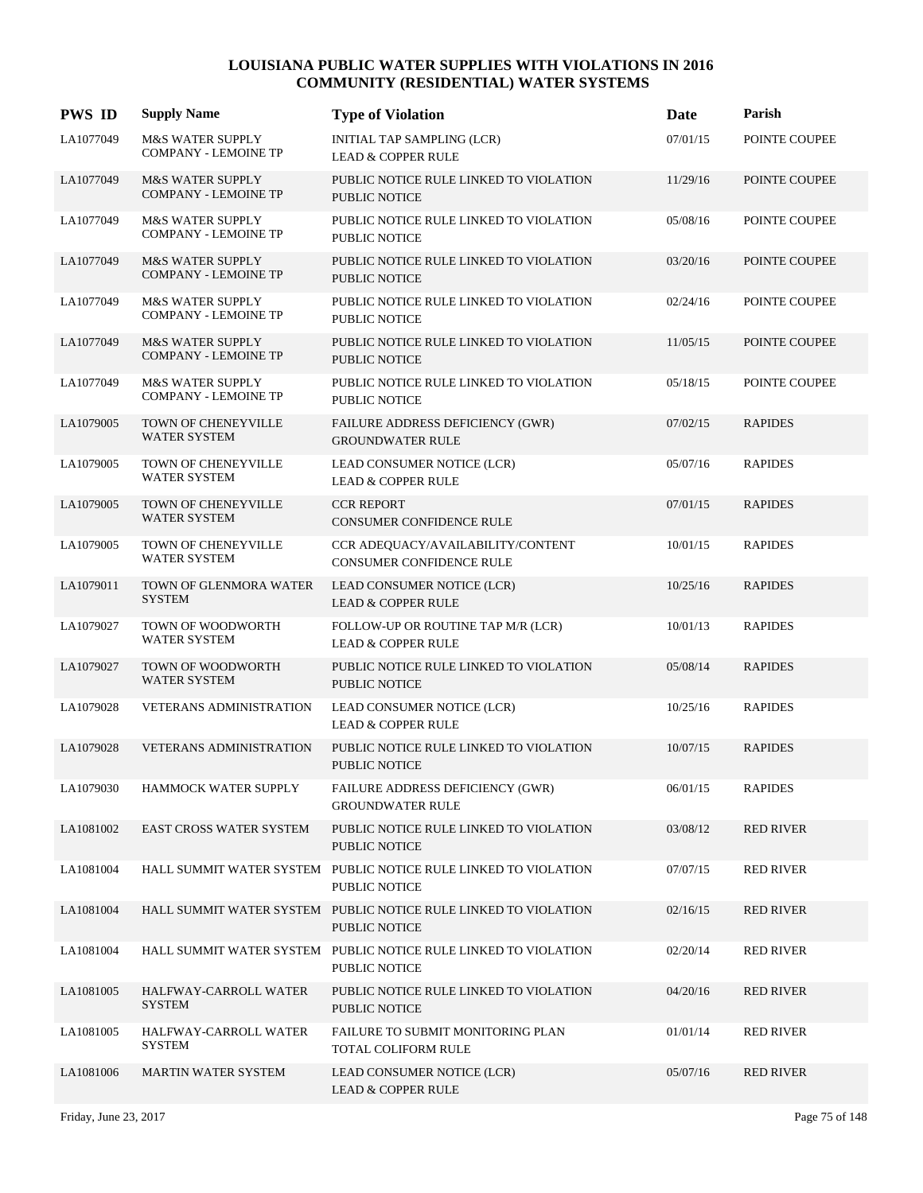# LOUISIANA PUBLIC WATER SUPPLIES WITH VIOLATIONS IN 2016
## COMMUNITY (RESIDENTIAL) WATER SYSTEMS

| PWS ID | Supply Name | Type of Violation | Date | Parish |
|---|---|---|---|---|
| LA1077049 | M&S WATER SUPPLY COMPANY - LEMOINE TP | INITIAL TAP SAMPLING (LCR) LEAD & COPPER RULE | 07/01/15 | POINTE COUPEE |
| LA1077049 | M&S WATER SUPPLY COMPANY - LEMOINE TP | PUBLIC NOTICE RULE LINKED TO VIOLATION PUBLIC NOTICE | 11/29/16 | POINTE COUPEE |
| LA1077049 | M&S WATER SUPPLY COMPANY - LEMOINE TP | PUBLIC NOTICE RULE LINKED TO VIOLATION PUBLIC NOTICE | 05/08/16 | POINTE COUPEE |
| LA1077049 | M&S WATER SUPPLY COMPANY - LEMOINE TP | PUBLIC NOTICE RULE LINKED TO VIOLATION PUBLIC NOTICE | 03/20/16 | POINTE COUPEE |
| LA1077049 | M&S WATER SUPPLY COMPANY - LEMOINE TP | PUBLIC NOTICE RULE LINKED TO VIOLATION PUBLIC NOTICE | 02/24/16 | POINTE COUPEE |
| LA1077049 | M&S WATER SUPPLY COMPANY - LEMOINE TP | PUBLIC NOTICE RULE LINKED TO VIOLATION PUBLIC NOTICE | 11/05/15 | POINTE COUPEE |
| LA1077049 | M&S WATER SUPPLY COMPANY - LEMOINE TP | PUBLIC NOTICE RULE LINKED TO VIOLATION PUBLIC NOTICE | 05/18/15 | POINTE COUPEE |
| LA1079005 | TOWN OF CHENEYVILLE WATER SYSTEM | FAILURE ADDRESS DEFICIENCY (GWR) GROUNDWATER RULE | 07/02/15 | RAPIDES |
| LA1079005 | TOWN OF CHENEYVILLE WATER SYSTEM | LEAD CONSUMER NOTICE (LCR) LEAD & COPPER RULE | 05/07/16 | RAPIDES |
| LA1079005 | TOWN OF CHENEYVILLE WATER SYSTEM | CCR REPORT CONSUMER CONFIDENCE RULE | 07/01/15 | RAPIDES |
| LA1079005 | TOWN OF CHENEYVILLE WATER SYSTEM | CCR ADEQUACY/AVAILABILITY/CONTENT CONSUMER CONFIDENCE RULE | 10/01/15 | RAPIDES |
| LA1079011 | TOWN OF GLENMORA WATER SYSTEM | LEAD CONSUMER NOTICE (LCR) LEAD & COPPER RULE | 10/25/16 | RAPIDES |
| LA1079027 | TOWN OF WOODWORTH WATER SYSTEM | FOLLOW-UP OR ROUTINE TAP M/R (LCR) LEAD & COPPER RULE | 10/01/13 | RAPIDES |
| LA1079027 | TOWN OF WOODWORTH WATER SYSTEM | PUBLIC NOTICE RULE LINKED TO VIOLATION PUBLIC NOTICE | 05/08/14 | RAPIDES |
| LA1079028 | VETERANS ADMINISTRATION | LEAD CONSUMER NOTICE (LCR) LEAD & COPPER RULE | 10/25/16 | RAPIDES |
| LA1079028 | VETERANS ADMINISTRATION | PUBLIC NOTICE RULE LINKED TO VIOLATION PUBLIC NOTICE | 10/07/15 | RAPIDES |
| LA1079030 | HAMMOCK WATER SUPPLY | FAILURE ADDRESS DEFICIENCY (GWR) GROUNDWATER RULE | 06/01/15 | RAPIDES |
| LA1081002 | EAST CROSS WATER SYSTEM | PUBLIC NOTICE RULE LINKED TO VIOLATION PUBLIC NOTICE | 03/08/12 | RED RIVER |
| LA1081004 | HALL SUMMIT WATER SYSTEM | PUBLIC NOTICE RULE LINKED TO VIOLATION PUBLIC NOTICE | 07/07/15 | RED RIVER |
| LA1081004 | HALL SUMMIT WATER SYSTEM | PUBLIC NOTICE RULE LINKED TO VIOLATION PUBLIC NOTICE | 02/16/15 | RED RIVER |
| LA1081004 | HALL SUMMIT WATER SYSTEM | PUBLIC NOTICE RULE LINKED TO VIOLATION PUBLIC NOTICE | 02/20/14 | RED RIVER |
| LA1081005 | HALFWAY-CARROLL WATER SYSTEM | PUBLIC NOTICE RULE LINKED TO VIOLATION PUBLIC NOTICE | 04/20/16 | RED RIVER |
| LA1081005 | HALFWAY-CARROLL WATER SYSTEM | FAILURE TO SUBMIT MONITORING PLAN TOTAL COLIFORM RULE | 01/01/14 | RED RIVER |
| LA1081006 | MARTIN WATER SYSTEM | LEAD CONSUMER NOTICE (LCR) LEAD & COPPER RULE | 05/07/16 | RED RIVER |

Friday, June 23, 2017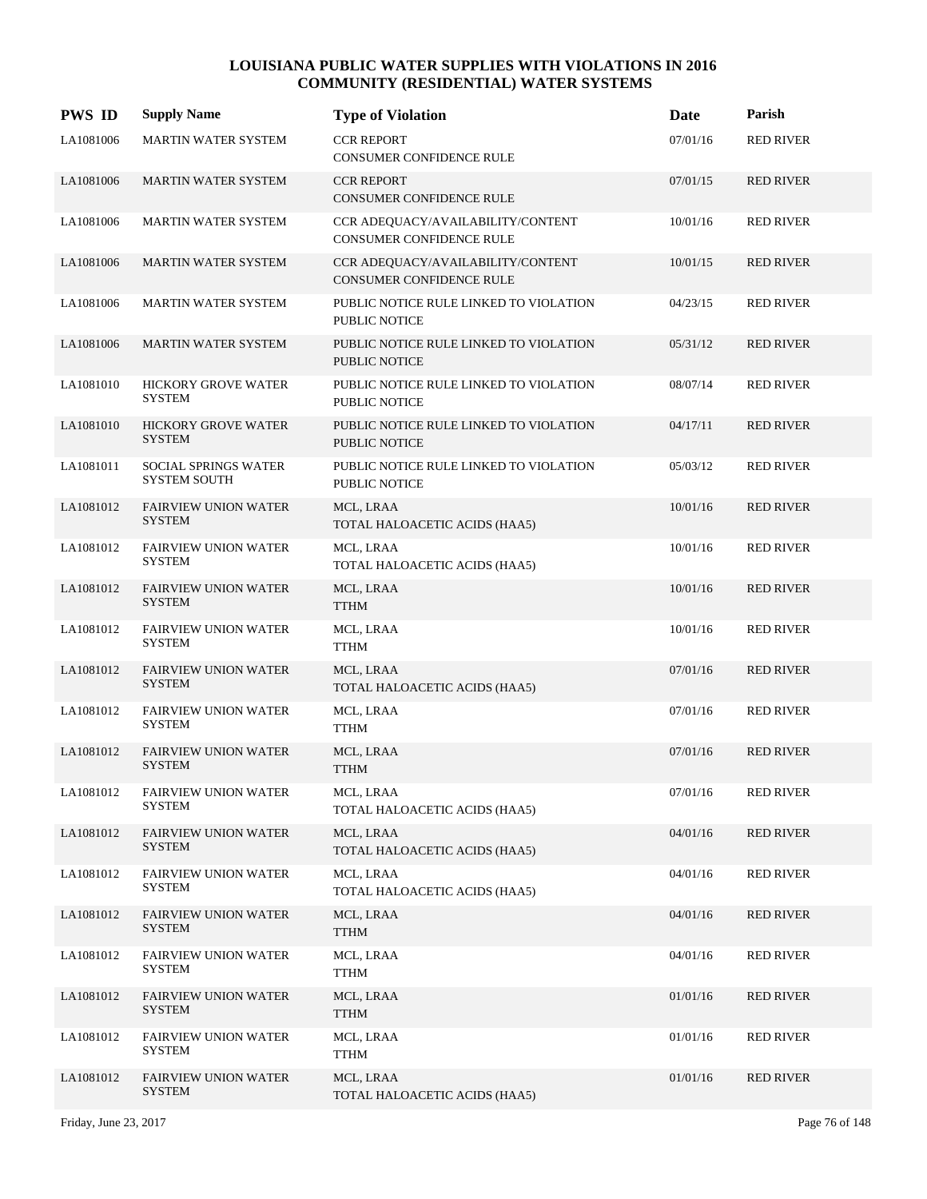# LOUISIANA PUBLIC WATER SUPPLIES WITH VIOLATIONS IN 2016
## COMMUNITY (RESIDENTIAL) WATER SYSTEMS

| PWS ID | Supply Name | Type of Violation | Date | Parish |
|---|---|---|---|---|
| LA1081006 | MARTIN WATER SYSTEM | CCR REPORT<br>CONSUMER CONFIDENCE RULE | 07/01/16 | RED RIVER |
| LA1081006 | MARTIN WATER SYSTEM | CCR REPORT<br>CONSUMER CONFIDENCE RULE | 07/01/15 | RED RIVER |
| LA1081006 | MARTIN WATER SYSTEM | CCR ADEQUACY/AVAILABILITY/CONTENT<br>CONSUMER CONFIDENCE RULE | 10/01/16 | RED RIVER |
| LA1081006 | MARTIN WATER SYSTEM | CCR ADEQUACY/AVAILABILITY/CONTENT<br>CONSUMER CONFIDENCE RULE | 10/01/15 | RED RIVER |
| LA1081006 | MARTIN WATER SYSTEM | PUBLIC NOTICE RULE LINKED TO VIOLATION<br>PUBLIC NOTICE | 04/23/15 | RED RIVER |
| LA1081006 | MARTIN WATER SYSTEM | PUBLIC NOTICE RULE LINKED TO VIOLATION<br>PUBLIC NOTICE | 05/31/12 | RED RIVER |
| LA1081010 | HICKORY GROVE WATER SYSTEM | PUBLIC NOTICE RULE LINKED TO VIOLATION<br>PUBLIC NOTICE | 08/07/14 | RED RIVER |
| LA1081010 | HICKORY GROVE WATER SYSTEM | PUBLIC NOTICE RULE LINKED TO VIOLATION<br>PUBLIC NOTICE | 04/17/11 | RED RIVER |
| LA1081011 | SOCIAL SPRINGS WATER SYSTEM SOUTH | PUBLIC NOTICE RULE LINKED TO VIOLATION<br>PUBLIC NOTICE | 05/03/12 | RED RIVER |
| LA1081012 | FAIRVIEW UNION WATER SYSTEM | MCL, LRAA<br>TOTAL HALOACETIC ACIDS (HAA5) | 10/01/16 | RED RIVER |
| LA1081012 | FAIRVIEW UNION WATER SYSTEM | MCL, LRAA<br>TOTAL HALOACETIC ACIDS (HAA5) | 10/01/16 | RED RIVER |
| LA1081012 | FAIRVIEW UNION WATER SYSTEM | MCL, LRAA<br>TTHM | 10/01/16 | RED RIVER |
| LA1081012 | FAIRVIEW UNION WATER SYSTEM | MCL, LRAA<br>TTHM | 10/01/16 | RED RIVER |
| LA1081012 | FAIRVIEW UNION WATER SYSTEM | MCL, LRAA<br>TOTAL HALOACETIC ACIDS (HAA5) | 07/01/16 | RED RIVER |
| LA1081012 | FAIRVIEW UNION WATER SYSTEM | MCL, LRAA<br>TTHM | 07/01/16 | RED RIVER |
| LA1081012 | FAIRVIEW UNION WATER SYSTEM | MCL, LRAA<br>TTHM | 07/01/16 | RED RIVER |
| LA1081012 | FAIRVIEW UNION WATER SYSTEM | MCL, LRAA<br>TOTAL HALOACETIC ACIDS (HAA5) | 07/01/16 | RED RIVER |
| LA1081012 | FAIRVIEW UNION WATER SYSTEM | MCL, LRAA<br>TOTAL HALOACETIC ACIDS (HAA5) | 04/01/16 | RED RIVER |
| LA1081012 | FAIRVIEW UNION WATER SYSTEM | MCL, LRAA<br>TOTAL HALOACETIC ACIDS (HAA5) | 04/01/16 | RED RIVER |
| LA1081012 | FAIRVIEW UNION WATER SYSTEM | MCL, LRAA<br>TTHM | 04/01/16 | RED RIVER |
| LA1081012 | FAIRVIEW UNION WATER SYSTEM | MCL, LRAA<br>TTHM | 04/01/16 | RED RIVER |
| LA1081012 | FAIRVIEW UNION WATER SYSTEM | MCL, LRAA<br>TTHM | 01/01/16 | RED RIVER |
| LA1081012 | FAIRVIEW UNION WATER SYSTEM | MCL, LRAA<br>TTHM | 01/01/16 | RED RIVER |
| LA1081012 | FAIRVIEW UNION WATER SYSTEM | MCL, LRAA<br>TOTAL HALOACETIC ACIDS (HAA5) | 01/01/16 | RED RIVER |

Friday, June 23, 2017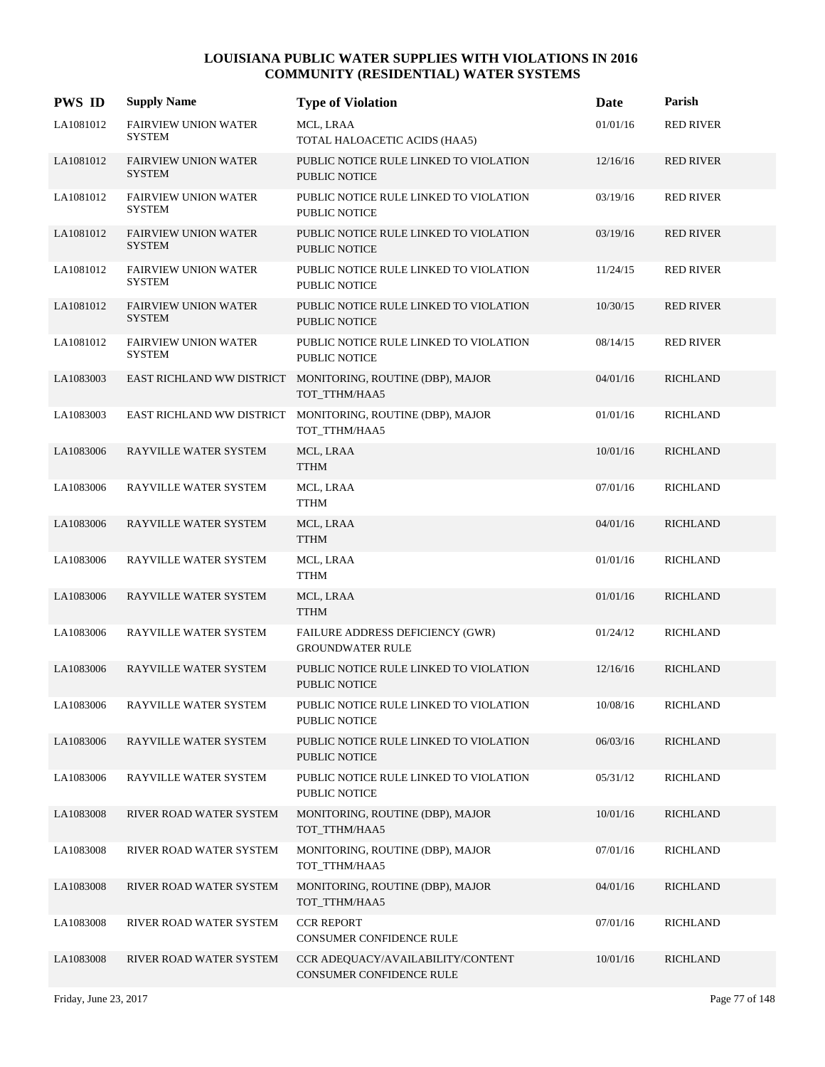# LOUISIANA PUBLIC WATER SUPPLIES WITH VIOLATIONS IN 2016
## COMMUNITY (RESIDENTIAL) WATER SYSTEMS

| PWS ID | Supply Name | Type of Violation | Date | Parish |
|---|---|---|---|---|
| LA1081012 | FAIRVIEW UNION WATER SYSTEM | MCL, LRAA<br>TOTAL HALOACETIC ACIDS (HAA5) | 01/01/16 | RED RIVER |
| LA1081012 | FAIRVIEW UNION WATER SYSTEM | PUBLIC NOTICE RULE LINKED TO VIOLATION<br>PUBLIC NOTICE | 12/16/16 | RED RIVER |
| LA1081012 | FAIRVIEW UNION WATER SYSTEM | PUBLIC NOTICE RULE LINKED TO VIOLATION<br>PUBLIC NOTICE | 03/19/16 | RED RIVER |
| LA1081012 | FAIRVIEW UNION WATER SYSTEM | PUBLIC NOTICE RULE LINKED TO VIOLATION<br>PUBLIC NOTICE | 03/19/16 | RED RIVER |
| LA1081012 | FAIRVIEW UNION WATER SYSTEM | PUBLIC NOTICE RULE LINKED TO VIOLATION<br>PUBLIC NOTICE | 11/24/15 | RED RIVER |
| LA1081012 | FAIRVIEW UNION WATER SYSTEM | PUBLIC NOTICE RULE LINKED TO VIOLATION<br>PUBLIC NOTICE | 10/30/15 | RED RIVER |
| LA1081012 | FAIRVIEW UNION WATER SYSTEM | PUBLIC NOTICE RULE LINKED TO VIOLATION<br>PUBLIC NOTICE | 08/14/15 | RED RIVER |
| LA1083003 | EAST RICHLAND WW DISTRICT | MONITORING, ROUTINE (DBP), MAJOR<br>TOT_TTHM/HAA5 | 04/01/16 | RICHLAND |
| LA1083003 | EAST RICHLAND WW DISTRICT | MONITORING, ROUTINE (DBP), MAJOR<br>TOT_TTHM/HAA5 | 01/01/16 | RICHLAND |
| LA1083006 | RAYVILLE WATER SYSTEM | MCL, LRAA<br>TTHM | 10/01/16 | RICHLAND |
| LA1083006 | RAYVILLE WATER SYSTEM | MCL, LRAA<br>TTHM | 07/01/16 | RICHLAND |
| LA1083006 | RAYVILLE WATER SYSTEM | MCL, LRAA<br>TTHM | 04/01/16 | RICHLAND |
| LA1083006 | RAYVILLE WATER SYSTEM | MCL, LRAA<br>TTHM | 01/01/16 | RICHLAND |
| LA1083006 | RAYVILLE WATER SYSTEM | MCL, LRAA<br>TTHM | 01/01/16 | RICHLAND |
| LA1083006 | RAYVILLE WATER SYSTEM | FAILURE ADDRESS DEFICIENCY (GWR)<br>GROUNDWATER RULE | 01/24/12 | RICHLAND |
| LA1083006 | RAYVILLE WATER SYSTEM | PUBLIC NOTICE RULE LINKED TO VIOLATION<br>PUBLIC NOTICE | 12/16/16 | RICHLAND |
| LA1083006 | RAYVILLE WATER SYSTEM | PUBLIC NOTICE RULE LINKED TO VIOLATION<br>PUBLIC NOTICE | 10/08/16 | RICHLAND |
| LA1083006 | RAYVILLE WATER SYSTEM | PUBLIC NOTICE RULE LINKED TO VIOLATION<br>PUBLIC NOTICE | 06/03/16 | RICHLAND |
| LA1083006 | RAYVILLE WATER SYSTEM | PUBLIC NOTICE RULE LINKED TO VIOLATION<br>PUBLIC NOTICE | 05/31/12 | RICHLAND |
| LA1083008 | RIVER ROAD WATER SYSTEM | MONITORING, ROUTINE (DBP), MAJOR<br>TOT_TTHM/HAA5 | 10/01/16 | RICHLAND |
| LA1083008 | RIVER ROAD WATER SYSTEM | MONITORING, ROUTINE (DBP), MAJOR<br>TOT_TTHM/HAA5 | 07/01/16 | RICHLAND |
| LA1083008 | RIVER ROAD WATER SYSTEM | MONITORING, ROUTINE (DBP), MAJOR<br>TOT_TTHM/HAA5 | 04/01/16 | RICHLAND |
| LA1083008 | RIVER ROAD WATER SYSTEM | CCR REPORT<br>CONSUMER CONFIDENCE RULE | 07/01/16 | RICHLAND |
| LA1083008 | RIVER ROAD WATER SYSTEM | CCR ADEQUACY/AVAILABILITY/CONTENT<br>CONSUMER CONFIDENCE RULE | 10/01/16 | RICHLAND |

Friday, June 23, 2017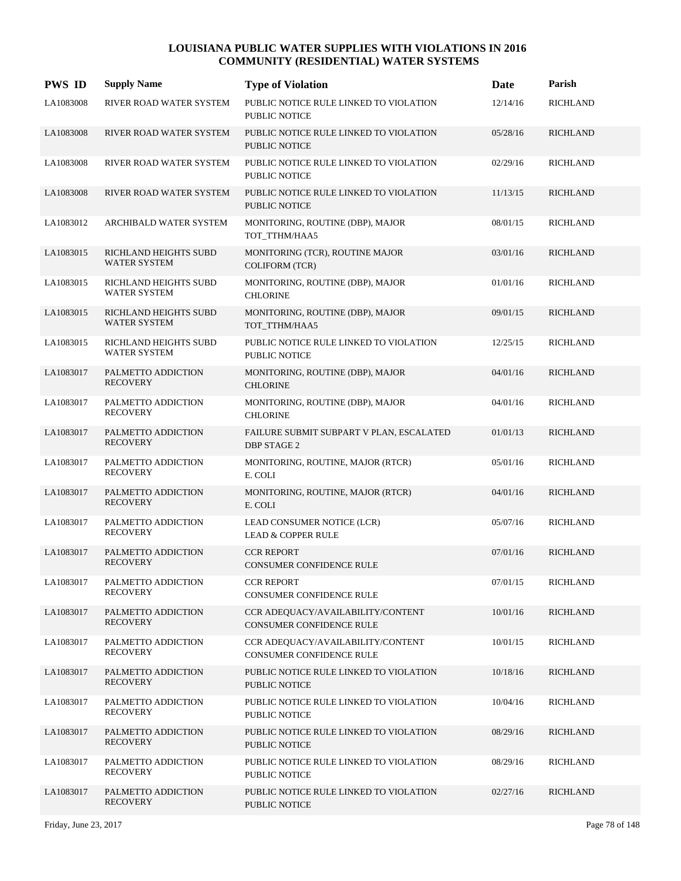# LOUISIANA PUBLIC WATER SUPPLIES WITH VIOLATIONS IN 2016
## COMMUNITY (RESIDENTIAL) WATER SYSTEMS

| PWS ID | Supply Name | Type of Violation | Date | Parish |
|---|---|---|---|---|
| LA1083008 | RIVER ROAD WATER SYSTEM | PUBLIC NOTICE RULE LINKED TO VIOLATION PUBLIC NOTICE | 12/14/16 | RICHLAND |
| LA1083008 | RIVER ROAD WATER SYSTEM | PUBLIC NOTICE RULE LINKED TO VIOLATION PUBLIC NOTICE | 05/28/16 | RICHLAND |
| LA1083008 | RIVER ROAD WATER SYSTEM | PUBLIC NOTICE RULE LINKED TO VIOLATION PUBLIC NOTICE | 02/29/16 | RICHLAND |
| LA1083008 | RIVER ROAD WATER SYSTEM | PUBLIC NOTICE RULE LINKED TO VIOLATION PUBLIC NOTICE | 11/13/15 | RICHLAND |
| LA1083012 | ARCHIBALD WATER SYSTEM | MONITORING, ROUTINE (DBP), MAJOR TOT_TTHM/HAA5 | 08/01/15 | RICHLAND |
| LA1083015 | RICHLAND HEIGHTS SUBD WATER SYSTEM | MONITORING (TCR), ROUTINE MAJOR COLIFORM (TCR) | 03/01/16 | RICHLAND |
| LA1083015 | RICHLAND HEIGHTS SUBD WATER SYSTEM | MONITORING, ROUTINE (DBP), MAJOR CHLORINE | 01/01/16 | RICHLAND |
| LA1083015 | RICHLAND HEIGHTS SUBD WATER SYSTEM | MONITORING, ROUTINE (DBP), MAJOR TOT_TTHM/HAA5 | 09/01/15 | RICHLAND |
| LA1083015 | RICHLAND HEIGHTS SUBD WATER SYSTEM | PUBLIC NOTICE RULE LINKED TO VIOLATION PUBLIC NOTICE | 12/25/15 | RICHLAND |
| LA1083017 | PALMETTO ADDICTION RECOVERY | MONITORING, ROUTINE (DBP), MAJOR CHLORINE | 04/01/16 | RICHLAND |
| LA1083017 | PALMETTO ADDICTION RECOVERY | MONITORING, ROUTINE (DBP), MAJOR CHLORINE | 04/01/16 | RICHLAND |
| LA1083017 | PALMETTO ADDICTION RECOVERY | FAILURE SUBMIT SUBPART V PLAN, ESCALATED DBP STAGE 2 | 01/01/13 | RICHLAND |
| LA1083017 | PALMETTO ADDICTION RECOVERY | MONITORING, ROUTINE, MAJOR (RTCR) E. COLI | 05/01/16 | RICHLAND |
| LA1083017 | PALMETTO ADDICTION RECOVERY | MONITORING, ROUTINE, MAJOR (RTCR) E. COLI | 04/01/16 | RICHLAND |
| LA1083017 | PALMETTO ADDICTION RECOVERY | LEAD CONSUMER NOTICE (LCR) LEAD & COPPER RULE | 05/07/16 | RICHLAND |
| LA1083017 | PALMETTO ADDICTION RECOVERY | CCR REPORT CONSUMER CONFIDENCE RULE | 07/01/16 | RICHLAND |
| LA1083017 | PALMETTO ADDICTION RECOVERY | CCR REPORT CONSUMER CONFIDENCE RULE | 07/01/15 | RICHLAND |
| LA1083017 | PALMETTO ADDICTION RECOVERY | CCR ADEQUACY/AVAILABILITY/CONTENT CONSUMER CONFIDENCE RULE | 10/01/16 | RICHLAND |
| LA1083017 | PALMETTO ADDICTION RECOVERY | CCR ADEQUACY/AVAILABILITY/CONTENT CONSUMER CONFIDENCE RULE | 10/01/15 | RICHLAND |
| LA1083017 | PALMETTO ADDICTION RECOVERY | PUBLIC NOTICE RULE LINKED TO VIOLATION PUBLIC NOTICE | 10/18/16 | RICHLAND |
| LA1083017 | PALMETTO ADDICTION RECOVERY | PUBLIC NOTICE RULE LINKED TO VIOLATION PUBLIC NOTICE | 10/04/16 | RICHLAND |
| LA1083017 | PALMETTO ADDICTION RECOVERY | PUBLIC NOTICE RULE LINKED TO VIOLATION PUBLIC NOTICE | 08/29/16 | RICHLAND |
| LA1083017 | PALMETTO ADDICTION RECOVERY | PUBLIC NOTICE RULE LINKED TO VIOLATION PUBLIC NOTICE | 08/29/16 | RICHLAND |
| LA1083017 | PALMETTO ADDICTION RECOVERY | PUBLIC NOTICE RULE LINKED TO VIOLATION PUBLIC NOTICE | 02/27/16 | RICHLAND |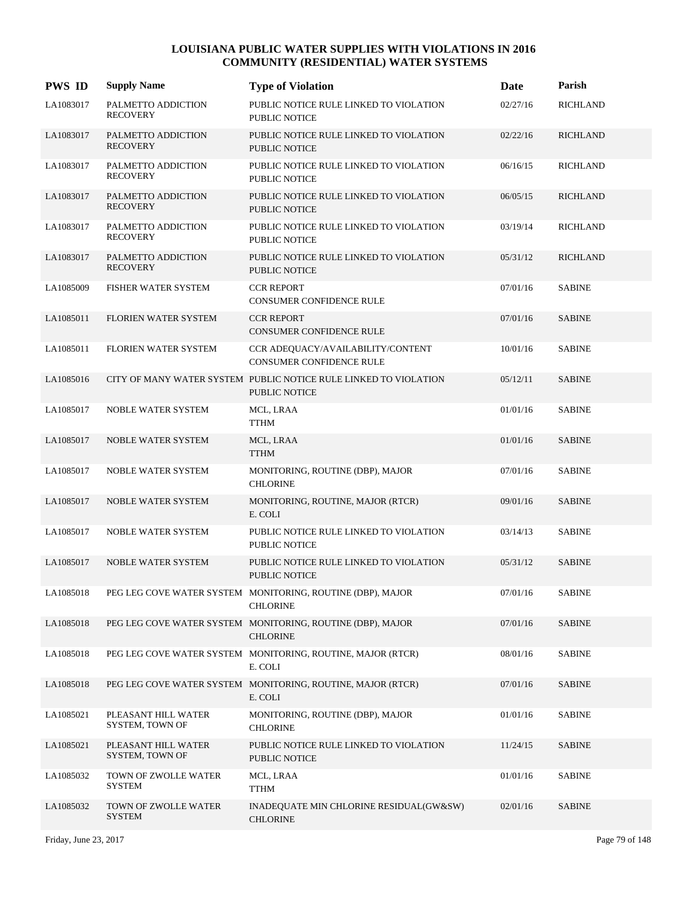# LOUISIANA PUBLIC WATER SUPPLIES WITH VIOLATIONS IN 2016
## COMMUNITY (RESIDENTIAL) WATER SYSTEMS

| PWS ID | Supply Name | Type of Violation | Date | Parish |
|---|---|---|---|---|
| LA1083017 | PALMETTO ADDICTION RECOVERY | PUBLIC NOTICE RULE LINKED TO VIOLATION PUBLIC NOTICE | 02/27/16 | RICHLAND |
| LA1083017 | PALMETTO ADDICTION RECOVERY | PUBLIC NOTICE RULE LINKED TO VIOLATION PUBLIC NOTICE | 02/22/16 | RICHLAND |
| LA1083017 | PALMETTO ADDICTION RECOVERY | PUBLIC NOTICE RULE LINKED TO VIOLATION PUBLIC NOTICE | 06/16/15 | RICHLAND |
| LA1083017 | PALMETTO ADDICTION RECOVERY | PUBLIC NOTICE RULE LINKED TO VIOLATION PUBLIC NOTICE | 06/05/15 | RICHLAND |
| LA1083017 | PALMETTO ADDICTION RECOVERY | PUBLIC NOTICE RULE LINKED TO VIOLATION PUBLIC NOTICE | 03/19/14 | RICHLAND |
| LA1083017 | PALMETTO ADDICTION RECOVERY | PUBLIC NOTICE RULE LINKED TO VIOLATION PUBLIC NOTICE | 05/31/12 | RICHLAND |
| LA1085009 | FISHER WATER SYSTEM | CCR REPORT CONSUMER CONFIDENCE RULE | 07/01/16 | SABINE |
| LA1085011 | FLORIEN WATER SYSTEM | CCR REPORT CONSUMER CONFIDENCE RULE | 07/01/16 | SABINE |
| LA1085011 | FLORIEN WATER SYSTEM | CCR ADEQUACY/AVAILABILITY/CONTENT CONSUMER CONFIDENCE RULE | 10/01/16 | SABINE |
| LA1085016 | CITY OF MANY WATER SYSTEM | PUBLIC NOTICE RULE LINKED TO VIOLATION PUBLIC NOTICE | 05/12/11 | SABINE |
| LA1085017 | NOBLE WATER SYSTEM | MCL, LRAA TTHM | 01/01/16 | SABINE |
| LA1085017 | NOBLE WATER SYSTEM | MCL, LRAA TTHM | 01/01/16 | SABINE |
| LA1085017 | NOBLE WATER SYSTEM | MONITORING, ROUTINE (DBP), MAJOR CHLORINE | 07/01/16 | SABINE |
| LA1085017 | NOBLE WATER SYSTEM | MONITORING, ROUTINE, MAJOR (RTCR) E. COLI | 09/01/16 | SABINE |
| LA1085017 | NOBLE WATER SYSTEM | PUBLIC NOTICE RULE LINKED TO VIOLATION PUBLIC NOTICE | 03/14/13 | SABINE |
| LA1085017 | NOBLE WATER SYSTEM | PUBLIC NOTICE RULE LINKED TO VIOLATION PUBLIC NOTICE | 05/31/12 | SABINE |
| LA1085018 | PEG LEG COVE WATER SYSTEM | MONITORING, ROUTINE (DBP), MAJOR CHLORINE | 07/01/16 | SABINE |
| LA1085018 | PEG LEG COVE WATER SYSTEM | MONITORING, ROUTINE (DBP), MAJOR CHLORINE | 07/01/16 | SABINE |
| LA1085018 | PEG LEG COVE WATER SYSTEM | MONITORING, ROUTINE, MAJOR (RTCR) E. COLI | 08/01/16 | SABINE |
| LA1085018 | PEG LEG COVE WATER SYSTEM | MONITORING, ROUTINE, MAJOR (RTCR) E. COLI | 07/01/16 | SABINE |
| LA1085021 | PLEASANT HILL WATER SYSTEM, TOWN OF | MONITORING, ROUTINE (DBP), MAJOR CHLORINE | 01/01/16 | SABINE |
| LA1085021 | PLEASANT HILL WATER SYSTEM, TOWN OF | PUBLIC NOTICE RULE LINKED TO VIOLATION PUBLIC NOTICE | 11/24/15 | SABINE |
| LA1085032 | TOWN OF ZWOLLE WATER SYSTEM | MCL, LRAA TTHM | 01/01/16 | SABINE |
| LA1085032 | TOWN OF ZWOLLE WATER SYSTEM | INADEQUATE MIN CHLORINE RESIDUAL(GW&SW) CHLORINE | 02/01/16 | SABINE |

Friday, June 23, 2017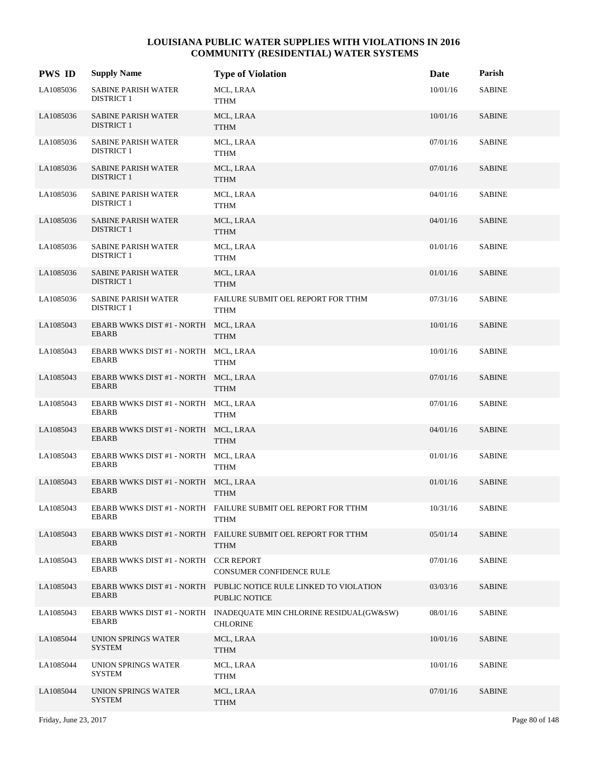# LOUISIANA PUBLIC WATER SUPPLIES WITH VIOLATIONS IN 2016
## COMMUNITY (RESIDENTIAL) WATER SYSTEMS

| PWS ID | Supply Name | Type of Violation | Date | Parish |
|---|---|---|---|---|
| LA1085036 | SABINE PARISH WATER DISTRICT 1 | MCL, LRAA TTHM | 10/01/16 | SABINE |
| LA1085036 | SABINE PARISH WATER DISTRICT 1 | MCL, LRAA TTHM | 10/01/16 | SABINE |
| LA1085036 | SABINE PARISH WATER DISTRICT 1 | MCL, LRAA TTHM | 07/01/16 | SABINE |
| LA1085036 | SABINE PARISH WATER DISTRICT 1 | MCL, LRAA TTHM | 07/01/16 | SABINE |
| LA1085036 | SABINE PARISH WATER DISTRICT 1 | MCL, LRAA TTHM | 04/01/16 | SABINE |
| LA1085036 | SABINE PARISH WATER DISTRICT 1 | MCL, LRAA TTHM | 04/01/16 | SABINE |
| LA1085036 | SABINE PARISH WATER DISTRICT 1 | MCL, LRAA TTHM | 01/01/16 | SABINE |
| LA1085036 | SABINE PARISH WATER DISTRICT 1 | MCL, LRAA TTHM | 01/01/16 | SABINE |
| LA1085036 | SABINE PARISH WATER DISTRICT 1 | FAILURE SUBMIT OEL REPORT FOR TTHM TTHM | 07/31/16 | SABINE |
| LA1085043 | EBARB WWKS DIST #1 - NORTH EBARB | MCL, LRAA TTHM | 10/01/16 | SABINE |
| LA1085043 | EBARB WWKS DIST #1 - NORTH EBARB | MCL, LRAA TTHM | 10/01/16 | SABINE |
| LA1085043 | EBARB WWKS DIST #1 - NORTH EBARB | MCL, LRAA TTHM | 07/01/16 | SABINE |
| LA1085043 | EBARB WWKS DIST #1 - NORTH EBARB | MCL, LRAA TTHM | 07/01/16 | SABINE |
| LA1085043 | EBARB WWKS DIST #1 - NORTH EBARB | MCL, LRAA TTHM | 04/01/16 | SABINE |
| LA1085043 | EBARB WWKS DIST #1 - NORTH EBARB | MCL, LRAA TTHM | 01/01/16 | SABINE |
| LA1085043 | EBARB WWKS DIST #1 - NORTH EBARB | MCL, LRAA TTHM | 01/01/16 | SABINE |
| LA1085043 | EBARB WWKS DIST #1 - NORTH EBARB | FAILURE SUBMIT OEL REPORT FOR TTHM TTHM | 10/31/16 | SABINE |
| LA1085043 | EBARB WWKS DIST #1 - NORTH EBARB | FAILURE SUBMIT OEL REPORT FOR TTHM TTHM | 05/01/14 | SABINE |
| LA1085043 | EBARB WWKS DIST #1 - NORTH EBARB | CCR REPORT CONSUMER CONFIDENCE RULE | 07/01/16 | SABINE |
| LA1085043 | EBARB WWKS DIST #1 - NORTH EBARB | PUBLIC NOTICE RULE LINKED TO VIOLATION PUBLIC NOTICE | 03/03/16 | SABINE |
| LA1085043 | EBARB WWKS DIST #1 - NORTH EBARB | INADEQUATE MIN CHLORINE RESIDUAL(GW&SW) CHLORINE | 08/01/16 | SABINE |
| LA1085044 | UNION SPRINGS WATER SYSTEM | MCL, LRAA TTHM | 10/01/16 | SABINE |
| LA1085044 | UNION SPRINGS WATER SYSTEM | MCL, LRAA TTHM | 10/01/16 | SABINE |
| LA1085044 | UNION SPRINGS WATER SYSTEM | MCL, LRAA TTHM | 07/01/16 | SABINE |

Friday, June 23, 2017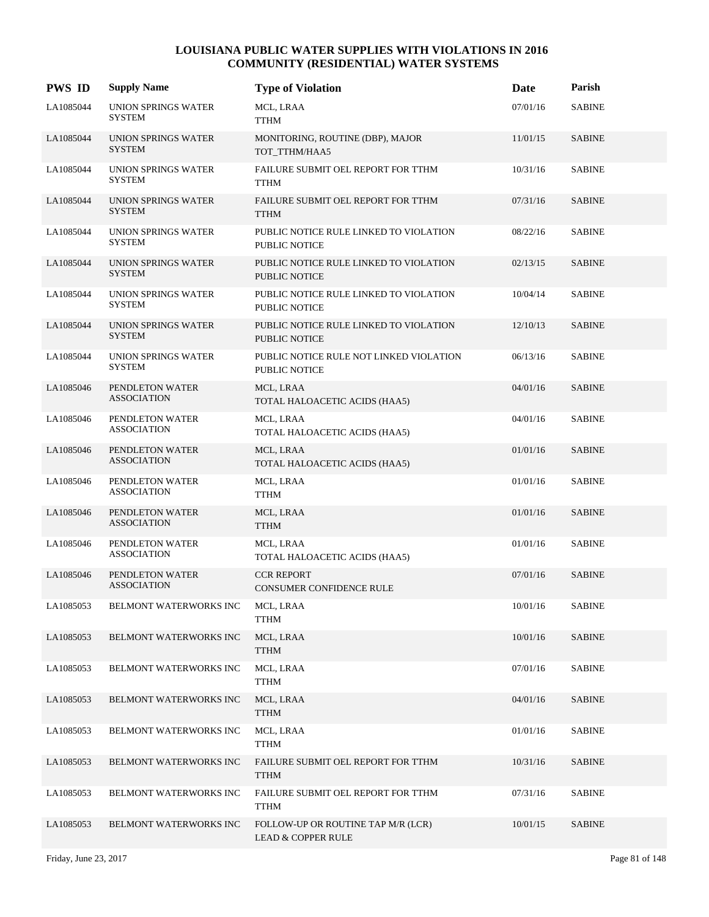# LOUISIANA PUBLIC WATER SUPPLIES WITH VIOLATIONS IN 2016
## COMMUNITY (RESIDENTIAL) WATER SYSTEMS

| PWS ID | Supply Name | Type of Violation | Date | Parish |
|---|---|---|---|---|
| LA1085044 | UNION SPRINGS WATER SYSTEM | MCL, LRAA<br>TTHM | 07/01/16 | SABINE |
| LA1085044 | UNION SPRINGS WATER SYSTEM | MONITORING, ROUTINE (DBP), MAJOR<br>TOT_TTHM/HAA5 | 11/01/15 | SABINE |
| LA1085044 | UNION SPRINGS WATER SYSTEM | FAILURE SUBMIT OEL REPORT FOR TTHM<br>TTHM | 10/31/16 | SABINE |
| LA1085044 | UNION SPRINGS WATER SYSTEM | FAILURE SUBMIT OEL REPORT FOR TTHM<br>TTHM | 07/31/16 | SABINE |
| LA1085044 | UNION SPRINGS WATER SYSTEM | PUBLIC NOTICE RULE LINKED TO VIOLATION<br>PUBLIC NOTICE | 08/22/16 | SABINE |
| LA1085044 | UNION SPRINGS WATER SYSTEM | PUBLIC NOTICE RULE LINKED TO VIOLATION<br>PUBLIC NOTICE | 02/13/15 | SABINE |
| LA1085044 | UNION SPRINGS WATER SYSTEM | PUBLIC NOTICE RULE LINKED TO VIOLATION<br>PUBLIC NOTICE | 10/04/14 | SABINE |
| LA1085044 | UNION SPRINGS WATER SYSTEM | PUBLIC NOTICE RULE LINKED TO VIOLATION<br>PUBLIC NOTICE | 12/10/13 | SABINE |
| LA1085044 | UNION SPRINGS WATER SYSTEM | PUBLIC NOTICE RULE NOT LINKED VIOLATION<br>PUBLIC NOTICE | 06/13/16 | SABINE |
| LA1085046 | PENDLETON WATER ASSOCIATION | MCL, LRAA<br>TOTAL HALOACETIC ACIDS (HAA5) | 04/01/16 | SABINE |
| LA1085046 | PENDLETON WATER ASSOCIATION | MCL, LRAA<br>TOTAL HALOACETIC ACIDS (HAA5) | 04/01/16 | SABINE |
| LA1085046 | PENDLETON WATER ASSOCIATION | MCL, LRAA<br>TOTAL HALOACETIC ACIDS (HAA5) | 01/01/16 | SABINE |
| LA1085046 | PENDLETON WATER ASSOCIATION | MCL, LRAA<br>TTHM | 01/01/16 | SABINE |
| LA1085046 | PENDLETON WATER ASSOCIATION | MCL, LRAA<br>TTHM | 01/01/16 | SABINE |
| LA1085046 | PENDLETON WATER ASSOCIATION | MCL, LRAA<br>TOTAL HALOACETIC ACIDS (HAA5) | 01/01/16 | SABINE |
| LA1085046 | PENDLETON WATER ASSOCIATION | CCR REPORT<br>CONSUMER CONFIDENCE RULE | 07/01/16 | SABINE |
| LA1085053 | BELMONT WATERWORKS INC | MCL, LRAA<br>TTHM | 10/01/16 | SABINE |
| LA1085053 | BELMONT WATERWORKS INC | MCL, LRAA<br>TTHM | 10/01/16 | SABINE |
| LA1085053 | BELMONT WATERWORKS INC | MCL, LRAA<br>TTHM | 07/01/16 | SABINE |
| LA1085053 | BELMONT WATERWORKS INC | MCL, LRAA<br>TTHM | 04/01/16 | SABINE |
| LA1085053 | BELMONT WATERWORKS INC | MCL, LRAA<br>TTHM | 01/01/16 | SABINE |
| LA1085053 | BELMONT WATERWORKS INC | FAILURE SUBMIT OEL REPORT FOR TTHM<br>TTHM | 10/31/16 | SABINE |
| LA1085053 | BELMONT WATERWORKS INC | FAILURE SUBMIT OEL REPORT FOR TTHM<br>TTHM | 07/31/16 | SABINE |
| LA1085053 | BELMONT WATERWORKS INC | FOLLOW-UP OR ROUTINE TAP M/R (LCR)<br>LEAD & COPPER RULE | 10/01/15 | SABINE |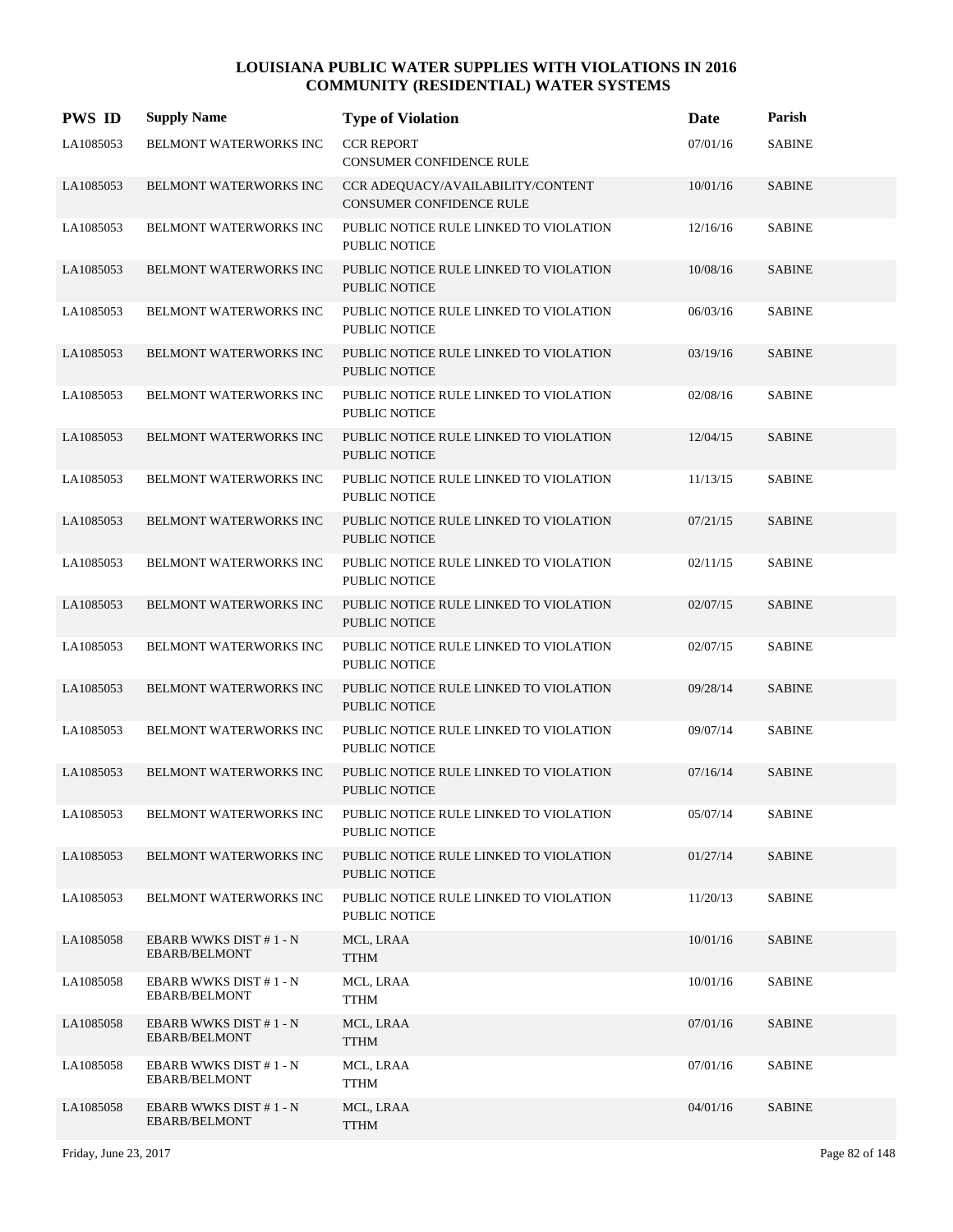# LOUISIANA PUBLIC WATER SUPPLIES WITH VIOLATIONS IN 2016
## COMMUNITY (RESIDENTIAL) WATER SYSTEMS

| PWS ID | Supply Name | Type of Violation | Date | Parish |
|---|---|---|---|---|
| LA1085053 | BELMONT WATERWORKS INC | CCR REPORT<br>CONSUMER CONFIDENCE RULE | 07/01/16 | SABINE |
| LA1085053 | BELMONT WATERWORKS INC | CCR ADEQUACY/AVAILABILITY/CONTENT<br>CONSUMER CONFIDENCE RULE | 10/01/16 | SABINE |
| LA1085053 | BELMONT WATERWORKS INC | PUBLIC NOTICE RULE LINKED TO VIOLATION<br>PUBLIC NOTICE | 12/16/16 | SABINE |
| LA1085053 | BELMONT WATERWORKS INC | PUBLIC NOTICE RULE LINKED TO VIOLATION<br>PUBLIC NOTICE | 10/08/16 | SABINE |
| LA1085053 | BELMONT WATERWORKS INC | PUBLIC NOTICE RULE LINKED TO VIOLATION<br>PUBLIC NOTICE | 06/03/16 | SABINE |
| LA1085053 | BELMONT WATERWORKS INC | PUBLIC NOTICE RULE LINKED TO VIOLATION<br>PUBLIC NOTICE | 03/19/16 | SABINE |
| LA1085053 | BELMONT WATERWORKS INC | PUBLIC NOTICE RULE LINKED TO VIOLATION<br>PUBLIC NOTICE | 02/08/16 | SABINE |
| LA1085053 | BELMONT WATERWORKS INC | PUBLIC NOTICE RULE LINKED TO VIOLATION<br>PUBLIC NOTICE | 12/04/15 | SABINE |
| LA1085053 | BELMONT WATERWORKS INC | PUBLIC NOTICE RULE LINKED TO VIOLATION<br>PUBLIC NOTICE | 11/13/15 | SABINE |
| LA1085053 | BELMONT WATERWORKS INC | PUBLIC NOTICE RULE LINKED TO VIOLATION<br>PUBLIC NOTICE | 07/21/15 | SABINE |
| LA1085053 | BELMONT WATERWORKS INC | PUBLIC NOTICE RULE LINKED TO VIOLATION<br>PUBLIC NOTICE | 02/11/15 | SABINE |
| LA1085053 | BELMONT WATERWORKS INC | PUBLIC NOTICE RULE LINKED TO VIOLATION<br>PUBLIC NOTICE | 02/07/15 | SABINE |
| LA1085053 | BELMONT WATERWORKS INC | PUBLIC NOTICE RULE LINKED TO VIOLATION<br>PUBLIC NOTICE | 02/07/15 | SABINE |
| LA1085053 | BELMONT WATERWORKS INC | PUBLIC NOTICE RULE LINKED TO VIOLATION<br>PUBLIC NOTICE | 09/28/14 | SABINE |
| LA1085053 | BELMONT WATERWORKS INC | PUBLIC NOTICE RULE LINKED TO VIOLATION<br>PUBLIC NOTICE | 09/07/14 | SABINE |
| LA1085053 | BELMONT WATERWORKS INC | PUBLIC NOTICE RULE LINKED TO VIOLATION<br>PUBLIC NOTICE | 07/16/14 | SABINE |
| LA1085053 | BELMONT WATERWORKS INC | PUBLIC NOTICE RULE LINKED TO VIOLATION<br>PUBLIC NOTICE | 05/07/14 | SABINE |
| LA1085053 | BELMONT WATERWORKS INC | PUBLIC NOTICE RULE LINKED TO VIOLATION<br>PUBLIC NOTICE | 01/27/14 | SABINE |
| LA1085053 | BELMONT WATERWORKS INC | PUBLIC NOTICE RULE LINKED TO VIOLATION<br>PUBLIC NOTICE | 11/20/13 | SABINE |
| LA1085058 | EBARB WWKS DIST # 1 - N EBARB/BELMONT | MCL, LRAA<br>TTHM | 10/01/16 | SABINE |
| LA1085058 | EBARB WWKS DIST # 1 - N EBARB/BELMONT | MCL, LRAA<br>TTHM | 10/01/16 | SABINE |
| LA1085058 | EBARB WWKS DIST # 1 - N EBARB/BELMONT | MCL, LRAA<br>TTHM | 07/01/16 | SABINE |
| LA1085058 | EBARB WWKS DIST # 1 - N EBARB/BELMONT | MCL, LRAA<br>TTHM | 07/01/16 | SABINE |
| LA1085058 | EBARB WWKS DIST # 1 - N EBARB/BELMONT | MCL, LRAA<br>TTHM | 04/01/16 | SABINE |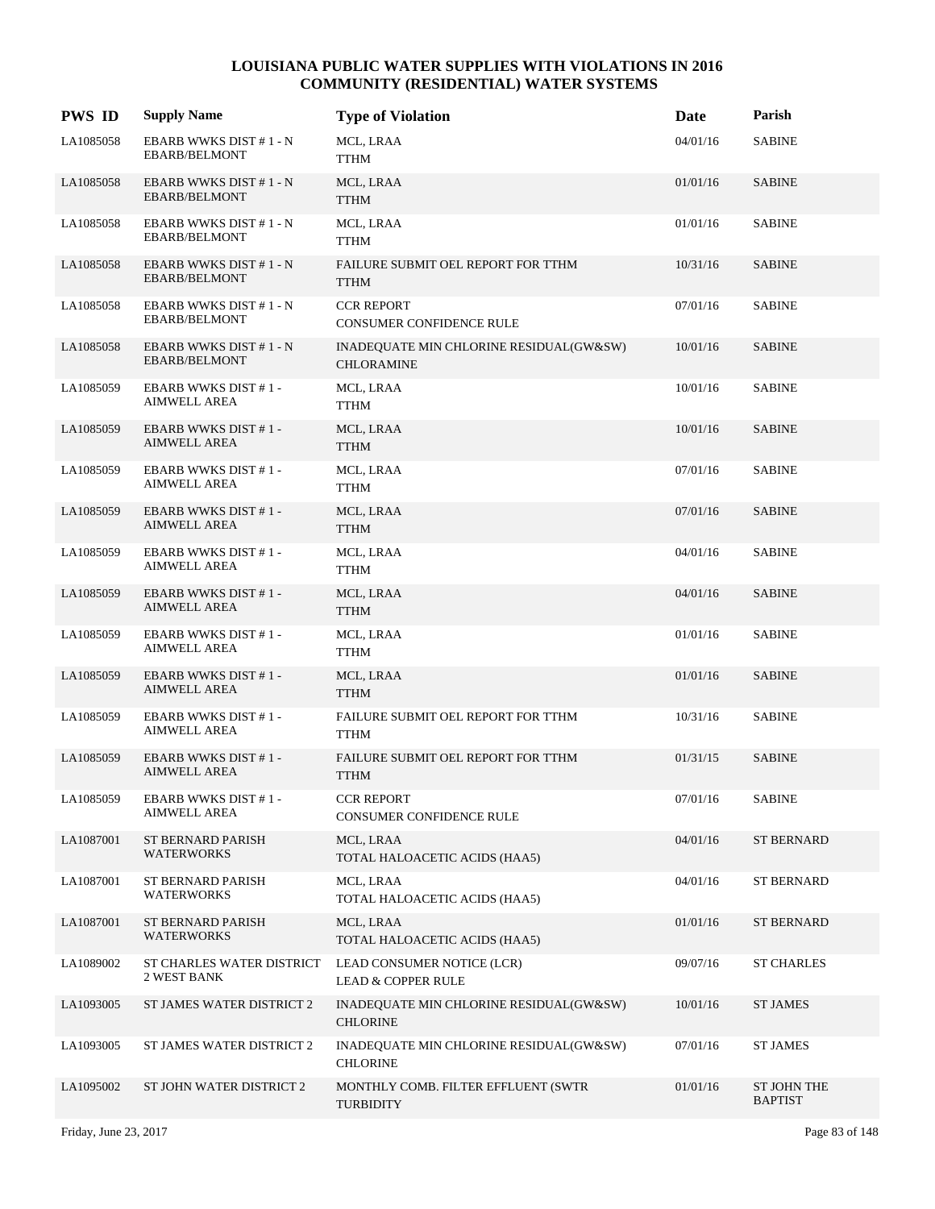# LOUISIANA PUBLIC WATER SUPPLIES WITH VIOLATIONS IN 2016
## COMMUNITY (RESIDENTIAL) WATER SYSTEMS

| PWS ID | Supply Name | Type of Violation | Date | Parish |
|---|---|---|---|---|
| LA1085058 | EBARB WWKS DIST # 1 - N EBARB/BELMONT | MCL, LRAA<br>TTHM | 04/01/16 | SABINE |
| LA1085058 | EBARB WWKS DIST # 1 - N EBARB/BELMONT | MCL, LRAA<br>TTHM | 01/01/16 | SABINE |
| LA1085058 | EBARB WWKS DIST # 1 - N EBARB/BELMONT | MCL, LRAA<br>TTHM | 01/01/16 | SABINE |
| LA1085058 | EBARB WWKS DIST # 1 - N EBARB/BELMONT | FAILURE SUBMIT OEL REPORT FOR TTHM<br>TTHM | 10/31/16 | SABINE |
| LA1085058 | EBARB WWKS DIST # 1 - N EBARB/BELMONT | CCR REPORT<br>CONSUMER CONFIDENCE RULE | 07/01/16 | SABINE |
| LA1085058 | EBARB WWKS DIST # 1 - N EBARB/BELMONT | INADEQUATE MIN CHLORINE RESIDUAL(GW&SW)<br>CHLORAMINE | 10/01/16 | SABINE |
| LA1085059 | EBARB WWKS DIST # 1 - AIMWELL AREA | MCL, LRAA<br>TTHM | 10/01/16 | SABINE |
| LA1085059 | EBARB WWKS DIST # 1 - AIMWELL AREA | MCL, LRAA<br>TTHM | 10/01/16 | SABINE |
| LA1085059 | EBARB WWKS DIST # 1 - AIMWELL AREA | MCL, LRAA<br>TTHM | 07/01/16 | SABINE |
| LA1085059 | EBARB WWKS DIST # 1 - AIMWELL AREA | MCL, LRAA<br>TTHM | 07/01/16 | SABINE |
| LA1085059 | EBARB WWKS DIST # 1 - AIMWELL AREA | MCL, LRAA<br>TTHM | 04/01/16 | SABINE |
| LA1085059 | EBARB WWKS DIST # 1 - AIMWELL AREA | MCL, LRAA<br>TTHM | 04/01/16 | SABINE |
| LA1085059 | EBARB WWKS DIST # 1 - AIMWELL AREA | MCL, LRAA<br>TTHM | 01/01/16 | SABINE |
| LA1085059 | EBARB WWKS DIST # 1 - AIMWELL AREA | MCL, LRAA<br>TTHM | 01/01/16 | SABINE |
| LA1085059 | EBARB WWKS DIST # 1 - AIMWELL AREA | FAILURE SUBMIT OEL REPORT FOR TTHM<br>TTHM | 10/31/16 | SABINE |
| LA1085059 | EBARB WWKS DIST # 1 - AIMWELL AREA | FAILURE SUBMIT OEL REPORT FOR TTHM<br>TTHM | 01/31/15 | SABINE |
| LA1085059 | EBARB WWKS DIST # 1 - AIMWELL AREA | CCR REPORT<br>CONSUMER CONFIDENCE RULE | 07/01/16 | SABINE |
| LA1087001 | ST BERNARD PARISH WATERWORKS | MCL, LRAA<br>TOTAL HALOACETIC ACIDS (HAA5) | 04/01/16 | ST BERNARD |
| LA1087001 | ST BERNARD PARISH WATERWORKS | MCL, LRAA<br>TOTAL HALOACETIC ACIDS (HAA5) | 04/01/16 | ST BERNARD |
| LA1087001 | ST BERNARD PARISH WATERWORKS | MCL, LRAA<br>TOTAL HALOACETIC ACIDS (HAA5) | 01/01/16 | ST BERNARD |
| LA1089002 | ST CHARLES WATER DISTRICT 2 WEST BANK | LEAD CONSUMER NOTICE (LCR)<br>LEAD & COPPER RULE | 09/07/16 | ST CHARLES |
| LA1093005 | ST JAMES WATER DISTRICT 2 | INADEQUATE MIN CHLORINE RESIDUAL(GW&SW)<br>CHLORINE | 10/01/16 | ST JAMES |
| LA1093005 | ST JAMES WATER DISTRICT 2 | INADEQUATE MIN CHLORINE RESIDUAL(GW&SW)<br>CHLORINE | 07/01/16 | ST JAMES |
| LA1095002 | ST JOHN WATER DISTRICT 2 | MONTHLY COMB. FILTER EFFLUENT (SWTR<br>TURBIDITY | 01/01/16 | ST JOHN THE BAPTIST |

Friday, June 23, 2017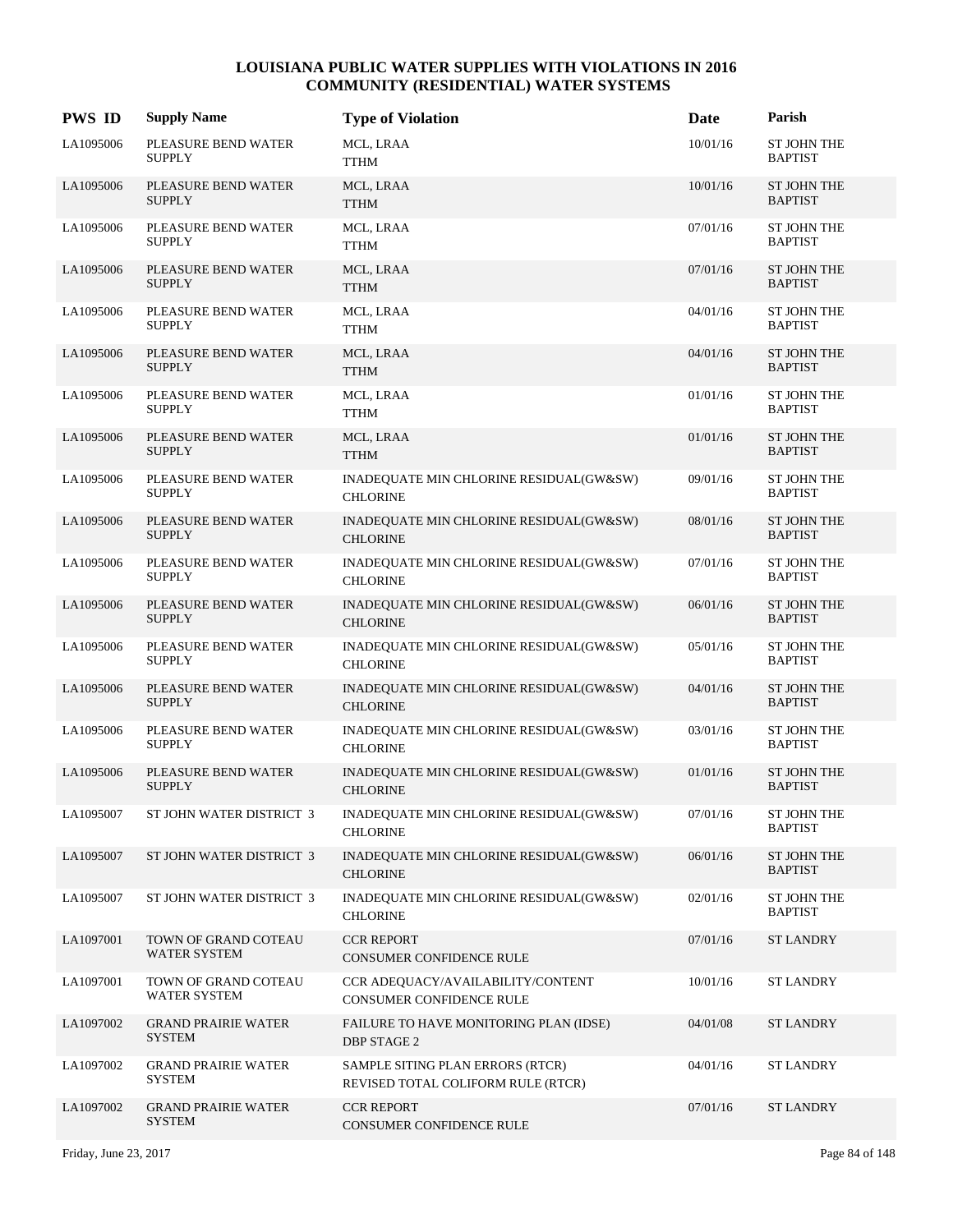# LOUISIANA PUBLIC WATER SUPPLIES WITH VIOLATIONS IN 2016
## COMMUNITY (RESIDENTIAL) WATER SYSTEMS

| PWS ID | Supply Name | Type of Violation | Date | Parish |
|---|---|---|---|---|
| LA1095006 | PLEASURE BEND WATER SUPPLY | MCL, LRAA<br>TTHM | 10/01/16 | ST JOHN THE BAPTIST |
| LA1095006 | PLEASURE BEND WATER SUPPLY | MCL, LRAA<br>TTHM | 10/01/16 | ST JOHN THE BAPTIST |
| LA1095006 | PLEASURE BEND WATER SUPPLY | MCL, LRAA<br>TTHM | 07/01/16 | ST JOHN THE BAPTIST |
| LA1095006 | PLEASURE BEND WATER SUPPLY | MCL, LRAA<br>TTHM | 07/01/16 | ST JOHN THE BAPTIST |
| LA1095006 | PLEASURE BEND WATER SUPPLY | MCL, LRAA<br>TTHM | 04/01/16 | ST JOHN THE BAPTIST |
| LA1095006 | PLEASURE BEND WATER SUPPLY | MCL, LRAA<br>TTHM | 04/01/16 | ST JOHN THE BAPTIST |
| LA1095006 | PLEASURE BEND WATER SUPPLY | MCL, LRAA<br>TTHM | 01/01/16 | ST JOHN THE BAPTIST |
| LA1095006 | PLEASURE BEND WATER SUPPLY | MCL, LRAA<br>TTHM | 01/01/16 | ST JOHN THE BAPTIST |
| LA1095006 | PLEASURE BEND WATER SUPPLY | INADEQUATE MIN CHLORINE RESIDUAL(GW&SW)<br>CHLORINE | 09/01/16 | ST JOHN THE BAPTIST |
| LA1095006 | PLEASURE BEND WATER SUPPLY | INADEQUATE MIN CHLORINE RESIDUAL(GW&SW)<br>CHLORINE | 08/01/16 | ST JOHN THE BAPTIST |
| LA1095006 | PLEASURE BEND WATER SUPPLY | INADEQUATE MIN CHLORINE RESIDUAL(GW&SW)<br>CHLORINE | 07/01/16 | ST JOHN THE BAPTIST |
| LA1095006 | PLEASURE BEND WATER SUPPLY | INADEQUATE MIN CHLORINE RESIDUAL(GW&SW)<br>CHLORINE | 06/01/16 | ST JOHN THE BAPTIST |
| LA1095006 | PLEASURE BEND WATER SUPPLY | INADEQUATE MIN CHLORINE RESIDUAL(GW&SW)<br>CHLORINE | 05/01/16 | ST JOHN THE BAPTIST |
| LA1095006 | PLEASURE BEND WATER SUPPLY | INADEQUATE MIN CHLORINE RESIDUAL(GW&SW)<br>CHLORINE | 04/01/16 | ST JOHN THE BAPTIST |
| LA1095006 | PLEASURE BEND WATER SUPPLY | INADEQUATE MIN CHLORINE RESIDUAL(GW&SW)<br>CHLORINE | 03/01/16 | ST JOHN THE BAPTIST |
| LA1095006 | PLEASURE BEND WATER SUPPLY | INADEQUATE MIN CHLORINE RESIDUAL(GW&SW)<br>CHLORINE | 01/01/16 | ST JOHN THE BAPTIST |
| LA1095007 | ST JOHN WATER DISTRICT 3 | INADEQUATE MIN CHLORINE RESIDUAL(GW&SW)<br>CHLORINE | 07/01/16 | ST JOHN THE BAPTIST |
| LA1095007 | ST JOHN WATER DISTRICT 3 | INADEQUATE MIN CHLORINE RESIDUAL(GW&SW)<br>CHLORINE | 06/01/16 | ST JOHN THE BAPTIST |
| LA1095007 | ST JOHN WATER DISTRICT 3 | INADEQUATE MIN CHLORINE RESIDUAL(GW&SW)<br>CHLORINE | 02/01/16 | ST JOHN THE BAPTIST |
| LA1097001 | TOWN OF GRAND COTEAU WATER SYSTEM | CCR REPORT<br>CONSUMER CONFIDENCE RULE | 07/01/16 | ST LANDRY |
| LA1097001 | TOWN OF GRAND COTEAU WATER SYSTEM | CCR ADEQUACY/AVAILABILITY/CONTENT<br>CONSUMER CONFIDENCE RULE | 10/01/16 | ST LANDRY |
| LA1097002 | GRAND PRAIRIE WATER SYSTEM | FAILURE TO HAVE MONITORING PLAN (IDSE)<br>DBP STAGE 2 | 04/01/08 | ST LANDRY |
| LA1097002 | GRAND PRAIRIE WATER SYSTEM | SAMPLE SITING PLAN ERRORS (RTCR)<br>REVISED TOTAL COLIFORM RULE (RTCR) | 04/01/16 | ST LANDRY |
| LA1097002 | GRAND PRAIRIE WATER SYSTEM | CCR REPORT<br>CONSUMER CONFIDENCE RULE | 07/01/16 | ST LANDRY |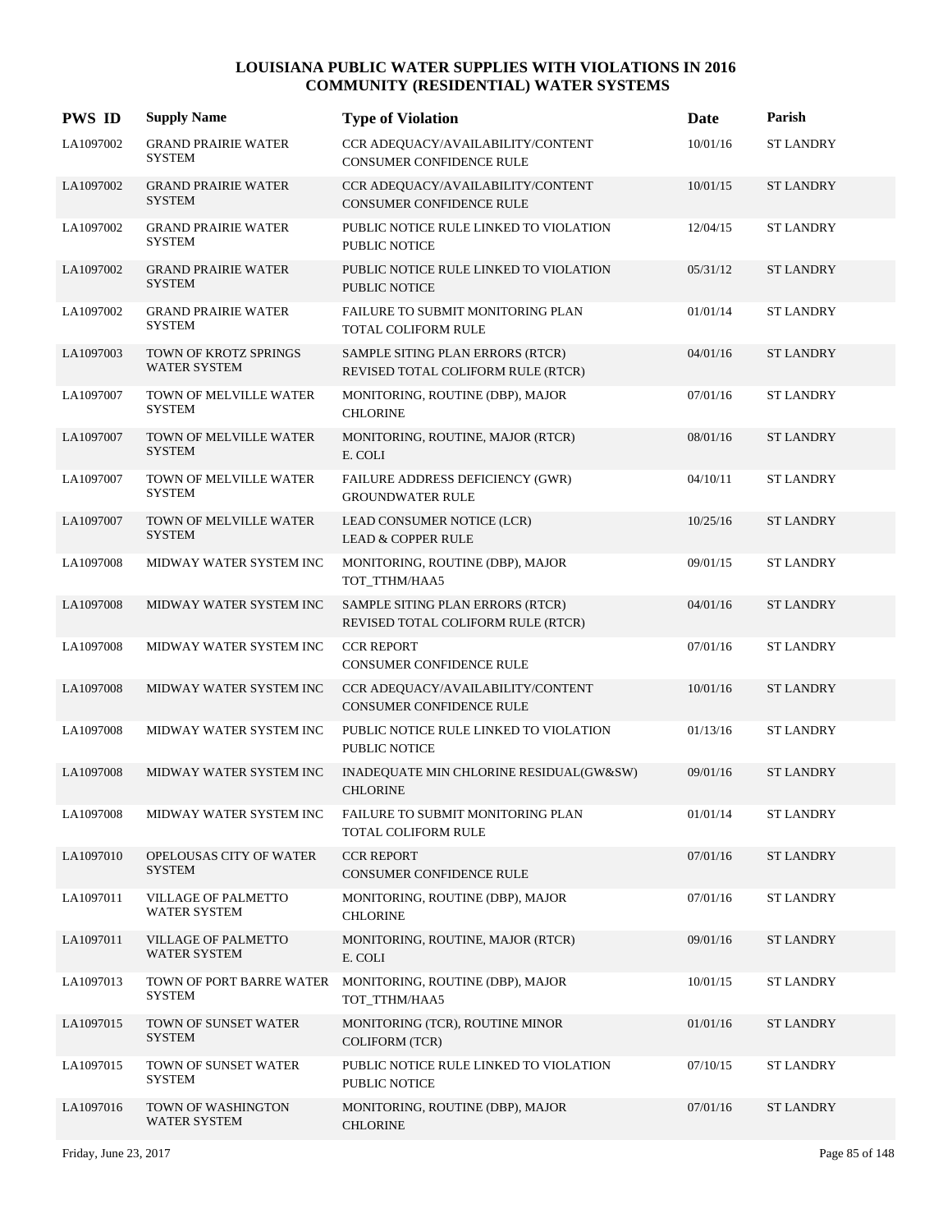# LOUISIANA PUBLIC WATER SUPPLIES WITH VIOLATIONS IN 2016
## COMMUNITY (RESIDENTIAL) WATER SYSTEMS

| PWS ID | Supply Name | Type of Violation | Date | Parish |
|---|---|---|---|---|
| LA1097002 | GRAND PRAIRIE WATER SYSTEM | CCR ADEQUACY/AVAILABILITY/CONTENT<br>CONSUMER CONFIDENCE RULE | 10/01/16 | ST LANDRY |
| LA1097002 | GRAND PRAIRIE WATER SYSTEM | CCR ADEQUACY/AVAILABILITY/CONTENT<br>CONSUMER CONFIDENCE RULE | 10/01/15 | ST LANDRY |
| LA1097002 | GRAND PRAIRIE WATER SYSTEM | PUBLIC NOTICE RULE LINKED TO VIOLATION<br>PUBLIC NOTICE | 12/04/15 | ST LANDRY |
| LA1097002 | GRAND PRAIRIE WATER SYSTEM | PUBLIC NOTICE RULE LINKED TO VIOLATION<br>PUBLIC NOTICE | 05/31/12 | ST LANDRY |
| LA1097002 | GRAND PRAIRIE WATER SYSTEM | FAILURE TO SUBMIT MONITORING PLAN<br>TOTAL COLIFORM RULE | 01/01/14 | ST LANDRY |
| LA1097003 | TOWN OF KROTZ SPRINGS WATER SYSTEM | SAMPLE SITING PLAN ERRORS (RTCR)<br>REVISED TOTAL COLIFORM RULE (RTCR) | 04/01/16 | ST LANDRY |
| LA1097007 | TOWN OF MELVILLE WATER SYSTEM | MONITORING, ROUTINE (DBP), MAJOR<br>CHLORINE | 07/01/16 | ST LANDRY |
| LA1097007 | TOWN OF MELVILLE WATER SYSTEM | MONITORING, ROUTINE, MAJOR (RTCR)<br>E. COLI | 08/01/16 | ST LANDRY |
| LA1097007 | TOWN OF MELVILLE WATER SYSTEM | FAILURE ADDRESS DEFICIENCY (GWR)<br>GROUNDWATER RULE | 04/10/11 | ST LANDRY |
| LA1097007 | TOWN OF MELVILLE WATER SYSTEM | LEAD CONSUMER NOTICE (LCR)<br>LEAD & COPPER RULE | 10/25/16 | ST LANDRY |
| LA1097008 | MIDWAY WATER SYSTEM INC | MONITORING, ROUTINE (DBP), MAJOR<br>TOT_TTHM/HAA5 | 09/01/15 | ST LANDRY |
| LA1097008 | MIDWAY WATER SYSTEM INC | SAMPLE SITING PLAN ERRORS (RTCR)<br>REVISED TOTAL COLIFORM RULE (RTCR) | 04/01/16 | ST LANDRY |
| LA1097008 | MIDWAY WATER SYSTEM INC | CCR REPORT<br>CONSUMER CONFIDENCE RULE | 07/01/16 | ST LANDRY |
| LA1097008 | MIDWAY WATER SYSTEM INC | CCR ADEQUACY/AVAILABILITY/CONTENT<br>CONSUMER CONFIDENCE RULE | 10/01/16 | ST LANDRY |
| LA1097008 | MIDWAY WATER SYSTEM INC | PUBLIC NOTICE RULE LINKED TO VIOLATION<br>PUBLIC NOTICE | 01/13/16 | ST LANDRY |
| LA1097008 | MIDWAY WATER SYSTEM INC | INADEQUATE MIN CHLORINE RESIDUAL(GW&SW)<br>CHLORINE | 09/01/16 | ST LANDRY |
| LA1097008 | MIDWAY WATER SYSTEM INC | FAILURE TO SUBMIT MONITORING PLAN<br>TOTAL COLIFORM RULE | 01/01/14 | ST LANDRY |
| LA1097010 | OPELOUSAS CITY OF WATER SYSTEM | CCR REPORT<br>CONSUMER CONFIDENCE RULE | 07/01/16 | ST LANDRY |
| LA1097011 | VILLAGE OF PALMETTO WATER SYSTEM | MONITORING, ROUTINE (DBP), MAJOR<br>CHLORINE | 07/01/16 | ST LANDRY |
| LA1097011 | VILLAGE OF PALMETTO WATER SYSTEM | MONITORING, ROUTINE, MAJOR (RTCR)<br>E. COLI | 09/01/16 | ST LANDRY |
| LA1097013 | TOWN OF PORT BARRE WATER SYSTEM | MONITORING, ROUTINE (DBP), MAJOR<br>TOT_TTHM/HAA5 | 10/01/15 | ST LANDRY |
| LA1097015 | TOWN OF SUNSET WATER SYSTEM | MONITORING (TCR), ROUTINE MINOR<br>COLIFORM (TCR) | 01/01/16 | ST LANDRY |
| LA1097015 | TOWN OF SUNSET WATER SYSTEM | PUBLIC NOTICE RULE LINKED TO VIOLATION<br>PUBLIC NOTICE | 07/10/15 | ST LANDRY |
| LA1097016 | TOWN OF WASHINGTON WATER SYSTEM | MONITORING, ROUTINE (DBP), MAJOR<br>CHLORINE | 07/01/16 | ST LANDRY |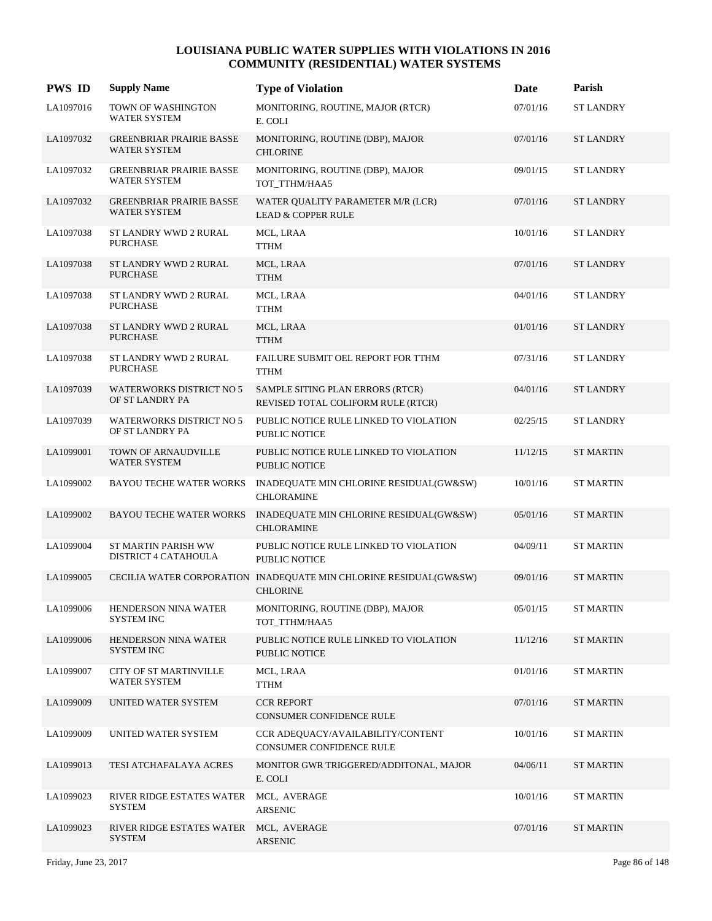# LOUISIANA PUBLIC WATER SUPPLIES WITH VIOLATIONS IN 2016
## COMMUNITY (RESIDENTIAL) WATER SYSTEMS

| PWS ID | Supply Name | Type of Violation | Date | Parish |
|---|---|---|---|---|
| LA1097016 | TOWN OF WASHINGTON WATER SYSTEM | MONITORING, ROUTINE, MAJOR (RTCR) E. COLI | 07/01/16 | ST LANDRY |
| LA1097032 | GREENBRIAR PRAIRIE BASSE WATER SYSTEM | MONITORING, ROUTINE (DBP), MAJOR CHLORINE | 07/01/16 | ST LANDRY |
| LA1097032 | GREENBRIAR PRAIRIE BASSE WATER SYSTEM | MONITORING, ROUTINE (DBP), MAJOR TOT_TTHM/HAA5 | 09/01/15 | ST LANDRY |
| LA1097032 | GREENBRIAR PRAIRIE BASSE WATER SYSTEM | WATER QUALITY PARAMETER M/R (LCR) LEAD & COPPER RULE | 07/01/16 | ST LANDRY |
| LA1097038 | ST LANDRY WWD 2 RURAL PURCHASE | MCL, LRAA TTHM | 10/01/16 | ST LANDRY |
| LA1097038 | ST LANDRY WWD 2 RURAL PURCHASE | MCL, LRAA TTHM | 07/01/16 | ST LANDRY |
| LA1097038 | ST LANDRY WWD 2 RURAL PURCHASE | MCL, LRAA TTHM | 04/01/16 | ST LANDRY |
| LA1097038 | ST LANDRY WWD 2 RURAL PURCHASE | MCL, LRAA TTHM | 01/01/16 | ST LANDRY |
| LA1097038 | ST LANDRY WWD 2 RURAL PURCHASE | FAILURE SUBMIT OEL REPORT FOR TTHM TTHM | 07/31/16 | ST LANDRY |
| LA1097039 | WATERWORKS DISTRICT NO 5 OF ST LANDRY PA | SAMPLE SITING PLAN ERRORS (RTCR) REVISED TOTAL COLIFORM RULE (RTCR) | 04/01/16 | ST LANDRY |
| LA1097039 | WATERWORKS DISTRICT NO 5 OF ST LANDRY PA | PUBLIC NOTICE RULE LINKED TO VIOLATION PUBLIC NOTICE | 02/25/15 | ST LANDRY |
| LA1099001 | TOWN OF ARNAUDVILLE WATER SYSTEM | PUBLIC NOTICE RULE LINKED TO VIOLATION PUBLIC NOTICE | 11/12/15 | ST MARTIN |
| LA1099002 | BAYOU TECHE WATER WORKS | INADEQUATE MIN CHLORINE RESIDUAL(GW&SW) CHLORAMINE | 10/01/16 | ST MARTIN |
| LA1099002 | BAYOU TECHE WATER WORKS | INADEQUATE MIN CHLORINE RESIDUAL(GW&SW) CHLORAMINE | 05/01/16 | ST MARTIN |
| LA1099004 | ST MARTIN PARISH WW DISTRICT 4 CATAHOULA | PUBLIC NOTICE RULE LINKED TO VIOLATION PUBLIC NOTICE | 04/09/11 | ST MARTIN |
| LA1099005 | CECILIA WATER CORPORATION | INADEQUATE MIN CHLORINE RESIDUAL(GW&SW) CHLORINE | 09/01/16 | ST MARTIN |
| LA1099006 | HENDERSON NINA WATER SYSTEM INC | MONITORING, ROUTINE (DBP), MAJOR TOT_TTHM/HAA5 | 05/01/15 | ST MARTIN |
| LA1099006 | HENDERSON NINA WATER SYSTEM INC | PUBLIC NOTICE RULE LINKED TO VIOLATION PUBLIC NOTICE | 11/12/16 | ST MARTIN |
| LA1099007 | CITY OF ST MARTINVILLE WATER SYSTEM | MCL, LRAA TTHM | 01/01/16 | ST MARTIN |
| LA1099009 | UNITED WATER SYSTEM | CCR REPORT CONSUMER CONFIDENCE RULE | 07/01/16 | ST MARTIN |
| LA1099009 | UNITED WATER SYSTEM | CCR ADEQUACY/AVAILABILITY/CONTENT CONSUMER CONFIDENCE RULE | 10/01/16 | ST MARTIN |
| LA1099013 | TESI ATCHAFALAYA ACRES | MONITOR GWR TRIGGERED/ADDITONAL, MAJOR E. COLI | 04/06/11 | ST MARTIN |
| LA1099023 | RIVER RIDGE ESTATES WATER SYSTEM | MCL, AVERAGE ARSENIC | 10/01/16 | ST MARTIN |
| LA1099023 | RIVER RIDGE ESTATES WATER SYSTEM | MCL, AVERAGE ARSENIC | 07/01/16 | ST MARTIN |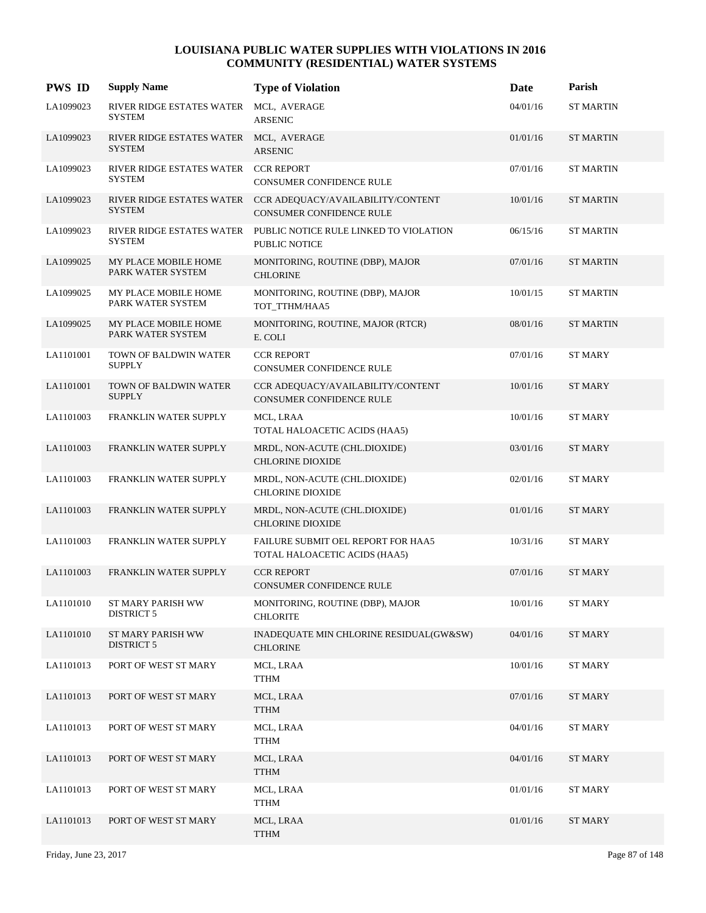# LOUISIANA PUBLIC WATER SUPPLIES WITH VIOLATIONS IN 2016
## COMMUNITY (RESIDENTIAL) WATER SYSTEMS

| PWS ID | Supply Name | Type of Violation | Date | Parish |
|---|---|---|---|---|
| LA1099023 | RIVER RIDGE ESTATES WATER SYSTEM | MCL, AVERAGE<br>ARSENIC | 04/01/16 | ST MARTIN |
| LA1099023 | RIVER RIDGE ESTATES WATER SYSTEM | MCL, AVERAGE<br>ARSENIC | 01/01/16 | ST MARTIN |
| LA1099023 | RIVER RIDGE ESTATES WATER SYSTEM | CCR REPORT<br>CONSUMER CONFIDENCE RULE | 07/01/16 | ST MARTIN |
| LA1099023 | RIVER RIDGE ESTATES WATER SYSTEM | CCR ADEQUACY/AVAILABILITY/CONTENT<br>CONSUMER CONFIDENCE RULE | 10/01/16 | ST MARTIN |
| LA1099023 | RIVER RIDGE ESTATES WATER SYSTEM | PUBLIC NOTICE RULE LINKED TO VIOLATION<br>PUBLIC NOTICE | 06/15/16 | ST MARTIN |
| LA1099025 | MY PLACE MOBILE HOME PARK WATER SYSTEM | MONITORING, ROUTINE (DBP), MAJOR<br>CHLORINE | 07/01/16 | ST MARTIN |
| LA1099025 | MY PLACE MOBILE HOME PARK WATER SYSTEM | MONITORING, ROUTINE (DBP), MAJOR<br>TOT_TTHM/HAA5 | 10/01/15 | ST MARTIN |
| LA1099025 | MY PLACE MOBILE HOME PARK WATER SYSTEM | MONITORING, ROUTINE, MAJOR (RTCR)<br>E. COLI | 08/01/16 | ST MARTIN |
| LA1101001 | TOWN OF BALDWIN WATER SUPPLY | CCR REPORT<br>CONSUMER CONFIDENCE RULE | 07/01/16 | ST MARY |
| LA1101001 | TOWN OF BALDWIN WATER SUPPLY | CCR ADEQUACY/AVAILABILITY/CONTENT<br>CONSUMER CONFIDENCE RULE | 10/01/16 | ST MARY |
| LA1101003 | FRANKLIN WATER SUPPLY | MCL, LRAA<br>TOTAL HALOACETIC ACIDS (HAA5) | 10/01/16 | ST MARY |
| LA1101003 | FRANKLIN WATER SUPPLY | MRDL, NON-ACUTE (CHL.DIOXIDE)<br>CHLORINE DIOXIDE | 03/01/16 | ST MARY |
| LA1101003 | FRANKLIN WATER SUPPLY | MRDL, NON-ACUTE (CHL.DIOXIDE)<br>CHLORINE DIOXIDE | 02/01/16 | ST MARY |
| LA1101003 | FRANKLIN WATER SUPPLY | MRDL, NON-ACUTE (CHL.DIOXIDE)<br>CHLORINE DIOXIDE | 01/01/16 | ST MARY |
| LA1101003 | FRANKLIN WATER SUPPLY | FAILURE SUBMIT OEL REPORT FOR HAA5<br>TOTAL HALOACETIC ACIDS (HAA5) | 10/31/16 | ST MARY |
| LA1101003 | FRANKLIN WATER SUPPLY | CCR REPORT<br>CONSUMER CONFIDENCE RULE | 07/01/16 | ST MARY |
| LA1101010 | ST MARY PARISH WW DISTRICT 5 | MONITORING, ROUTINE (DBP), MAJOR<br>CHLORITE | 10/01/16 | ST MARY |
| LA1101010 | ST MARY PARISH WW DISTRICT 5 | INADEQUATE MIN CHLORINE RESIDUAL(GW&SW)<br>CHLORINE | 04/01/16 | ST MARY |
| LA1101013 | PORT OF WEST ST MARY | MCL, LRAA<br>TTHM | 10/01/16 | ST MARY |
| LA1101013 | PORT OF WEST ST MARY | MCL, LRAA<br>TTHM | 07/01/16 | ST MARY |
| LA1101013 | PORT OF WEST ST MARY | MCL, LRAA<br>TTHM | 04/01/16 | ST MARY |
| LA1101013 | PORT OF WEST ST MARY | MCL, LRAA<br>TTHM | 04/01/16 | ST MARY |
| LA1101013 | PORT OF WEST ST MARY | MCL, LRAA<br>TTHM | 01/01/16 | ST MARY |
| LA1101013 | PORT OF WEST ST MARY | MCL, LRAA<br>TTHM | 01/01/16 | ST MARY |

Friday, June 23, 2017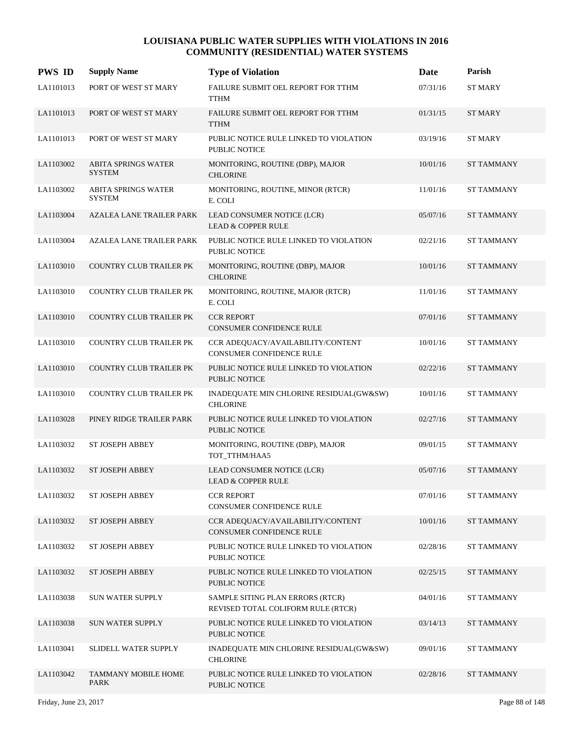# LOUISIANA PUBLIC WATER SUPPLIES WITH VIOLATIONS IN 2016
## COMMUNITY (RESIDENTIAL) WATER SYSTEMS

| PWS ID | Supply Name | Type of Violation | Date | Parish |
|---|---|---|---|---|
| LA1101013 | PORT OF WEST ST MARY | FAILURE SUBMIT OEL REPORT FOR TTHM<br>TTHM | 07/31/16 | ST MARY |
| LA1101013 | PORT OF WEST ST MARY | FAILURE SUBMIT OEL REPORT FOR TTHM<br>TTHM | 01/31/15 | ST MARY |
| LA1101013 | PORT OF WEST ST MARY | PUBLIC NOTICE RULE LINKED TO VIOLATION<br>PUBLIC NOTICE | 03/19/16 | ST MARY |
| LA1103002 | ABITA SPRINGS WATER SYSTEM | MONITORING, ROUTINE (DBP), MAJOR<br>CHLORINE | 10/01/16 | ST TAMMANY |
| LA1103002 | ABITA SPRINGS WATER SYSTEM | MONITORING, ROUTINE, MINOR (RTCR)<br>E. COLI | 11/01/16 | ST TAMMANY |
| LA1103004 | AZALEA LANE TRAILER PARK | LEAD CONSUMER NOTICE (LCR)<br>LEAD & COPPER RULE | 05/07/16 | ST TAMMANY |
| LA1103004 | AZALEA LANE TRAILER PARK | PUBLIC NOTICE RULE LINKED TO VIOLATION<br>PUBLIC NOTICE | 02/21/16 | ST TAMMANY |
| LA1103010 | COUNTRY CLUB TRAILER PK | MONITORING, ROUTINE (DBP), MAJOR<br>CHLORINE | 10/01/16 | ST TAMMANY |
| LA1103010 | COUNTRY CLUB TRAILER PK | MONITORING, ROUTINE, MAJOR (RTCR)<br>E. COLI | 11/01/16 | ST TAMMANY |
| LA1103010 | COUNTRY CLUB TRAILER PK | CCR REPORT<br>CONSUMER CONFIDENCE RULE | 07/01/16 | ST TAMMANY |
| LA1103010 | COUNTRY CLUB TRAILER PK | CCR ADEQUACY/AVAILABILITY/CONTENT<br>CONSUMER CONFIDENCE RULE | 10/01/16 | ST TAMMANY |
| LA1103010 | COUNTRY CLUB TRAILER PK | PUBLIC NOTICE RULE LINKED TO VIOLATION<br>PUBLIC NOTICE | 02/22/16 | ST TAMMANY |
| LA1103010 | COUNTRY CLUB TRAILER PK | INADEQUATE MIN CHLORINE RESIDUAL(GW&SW)<br>CHLORINE | 10/01/16 | ST TAMMANY |
| LA1103028 | PINEY RIDGE TRAILER PARK | PUBLIC NOTICE RULE LINKED TO VIOLATION<br>PUBLIC NOTICE | 02/27/16 | ST TAMMANY |
| LA1103032 | ST JOSEPH ABBEY | MONITORING, ROUTINE (DBP), MAJOR<br>TOT_TTHM/HAA5 | 09/01/15 | ST TAMMANY |
| LA1103032 | ST JOSEPH ABBEY | LEAD CONSUMER NOTICE (LCR)<br>LEAD & COPPER RULE | 05/07/16 | ST TAMMANY |
| LA1103032 | ST JOSEPH ABBEY | CCR REPORT<br>CONSUMER CONFIDENCE RULE | 07/01/16 | ST TAMMANY |
| LA1103032 | ST JOSEPH ABBEY | CCR ADEQUACY/AVAILABILITY/CONTENT<br>CONSUMER CONFIDENCE RULE | 10/01/16 | ST TAMMANY |
| LA1103032 | ST JOSEPH ABBEY | PUBLIC NOTICE RULE LINKED TO VIOLATION<br>PUBLIC NOTICE | 02/28/16 | ST TAMMANY |
| LA1103032 | ST JOSEPH ABBEY | PUBLIC NOTICE RULE LINKED TO VIOLATION<br>PUBLIC NOTICE | 02/25/15 | ST TAMMANY |
| LA1103038 | SUN WATER SUPPLY | SAMPLE SITING PLAN ERRORS (RTCR)<br>REVISED TOTAL COLIFORM RULE (RTCR) | 04/01/16 | ST TAMMANY |
| LA1103038 | SUN WATER SUPPLY | PUBLIC NOTICE RULE LINKED TO VIOLATION<br>PUBLIC NOTICE | 03/14/13 | ST TAMMANY |
| LA1103041 | SLIDELL WATER SUPPLY | INADEQUATE MIN CHLORINE RESIDUAL(GW&SW)<br>CHLORINE | 09/01/16 | ST TAMMANY |
| LA1103042 | TAMMANY MOBILE HOME PARK | PUBLIC NOTICE RULE LINKED TO VIOLATION<br>PUBLIC NOTICE | 02/28/16 | ST TAMMANY |

Friday, June 23, 2017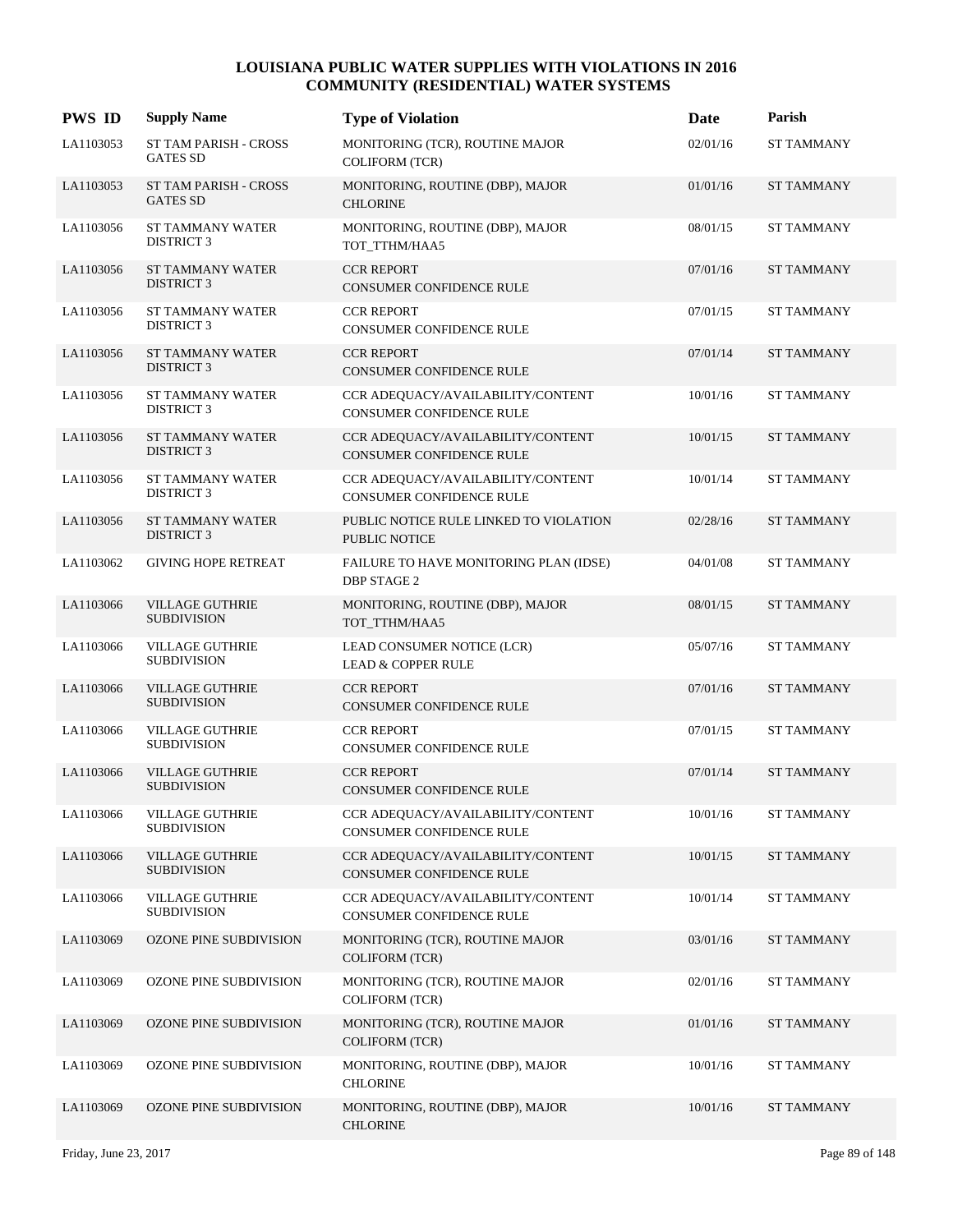# LOUISIANA PUBLIC WATER SUPPLIES WITH VIOLATIONS IN 2016
## COMMUNITY (RESIDENTIAL) WATER SYSTEMS

| PWS ID | Supply Name | Type of Violation | Date | Parish |
|---|---|---|---|---|
| LA1103053 | ST TAM PARISH - CROSS GATES SD | MONITORING (TCR), ROUTINE MAJOR COLIFORM (TCR) | 02/01/16 | ST TAMMANY |
| LA1103053 | ST TAM PARISH - CROSS GATES SD | MONITORING, ROUTINE (DBP), MAJOR CHLORINE | 01/01/16 | ST TAMMANY |
| LA1103056 | ST TAMMANY WATER DISTRICT 3 | MONITORING, ROUTINE (DBP), MAJOR TOT_TTHM/HAA5 | 08/01/15 | ST TAMMANY |
| LA1103056 | ST TAMMANY WATER DISTRICT 3 | CCR REPORT CONSUMER CONFIDENCE RULE | 07/01/16 | ST TAMMANY |
| LA1103056 | ST TAMMANY WATER DISTRICT 3 | CCR REPORT CONSUMER CONFIDENCE RULE | 07/01/15 | ST TAMMANY |
| LA1103056 | ST TAMMANY WATER DISTRICT 3 | CCR REPORT CONSUMER CONFIDENCE RULE | 07/01/14 | ST TAMMANY |
| LA1103056 | ST TAMMANY WATER DISTRICT 3 | CCR ADEQUACY/AVAILABILITY/CONTENT CONSUMER CONFIDENCE RULE | 10/01/16 | ST TAMMANY |
| LA1103056 | ST TAMMANY WATER DISTRICT 3 | CCR ADEQUACY/AVAILABILITY/CONTENT CONSUMER CONFIDENCE RULE | 10/01/15 | ST TAMMANY |
| LA1103056 | ST TAMMANY WATER DISTRICT 3 | CCR ADEQUACY/AVAILABILITY/CONTENT CONSUMER CONFIDENCE RULE | 10/01/14 | ST TAMMANY |
| LA1103056 | ST TAMMANY WATER DISTRICT 3 | PUBLIC NOTICE RULE LINKED TO VIOLATION PUBLIC NOTICE | 02/28/16 | ST TAMMANY |
| LA1103062 | GIVING HOPE RETREAT | FAILURE TO HAVE MONITORING PLAN (IDSE) DBP STAGE 2 | 04/01/08 | ST TAMMANY |
| LA1103066 | VILLAGE GUTHRIE SUBDIVISION | MONITORING, ROUTINE (DBP), MAJOR TOT_TTHM/HAA5 | 08/01/15 | ST TAMMANY |
| LA1103066 | VILLAGE GUTHRIE SUBDIVISION | LEAD CONSUMER NOTICE (LCR) LEAD & COPPER RULE | 05/07/16 | ST TAMMANY |
| LA1103066 | VILLAGE GUTHRIE SUBDIVISION | CCR REPORT CONSUMER CONFIDENCE RULE | 07/01/16 | ST TAMMANY |
| LA1103066 | VILLAGE GUTHRIE SUBDIVISION | CCR REPORT CONSUMER CONFIDENCE RULE | 07/01/15 | ST TAMMANY |
| LA1103066 | VILLAGE GUTHRIE SUBDIVISION | CCR REPORT CONSUMER CONFIDENCE RULE | 07/01/14 | ST TAMMANY |
| LA1103066 | VILLAGE GUTHRIE SUBDIVISION | CCR ADEQUACY/AVAILABILITY/CONTENT CONSUMER CONFIDENCE RULE | 10/01/16 | ST TAMMANY |
| LA1103066 | VILLAGE GUTHRIE SUBDIVISION | CCR ADEQUACY/AVAILABILITY/CONTENT CONSUMER CONFIDENCE RULE | 10/01/15 | ST TAMMANY |
| LA1103066 | VILLAGE GUTHRIE SUBDIVISION | CCR ADEQUACY/AVAILABILITY/CONTENT CONSUMER CONFIDENCE RULE | 10/01/14 | ST TAMMANY |
| LA1103069 | OZONE PINE SUBDIVISION | MONITORING (TCR), ROUTINE MAJOR COLIFORM (TCR) | 03/01/16 | ST TAMMANY |
| LA1103069 | OZONE PINE SUBDIVISION | MONITORING (TCR), ROUTINE MAJOR COLIFORM (TCR) | 02/01/16 | ST TAMMANY |
| LA1103069 | OZONE PINE SUBDIVISION | MONITORING (TCR), ROUTINE MAJOR COLIFORM (TCR) | 01/01/16 | ST TAMMANY |
| LA1103069 | OZONE PINE SUBDIVISION | MONITORING, ROUTINE (DBP), MAJOR CHLORINE | 10/01/16 | ST TAMMANY |
| LA1103069 | OZONE PINE SUBDIVISION | MONITORING, ROUTINE (DBP), MAJOR CHLORINE | 10/01/16 | ST TAMMANY |

Friday, June 23, 2017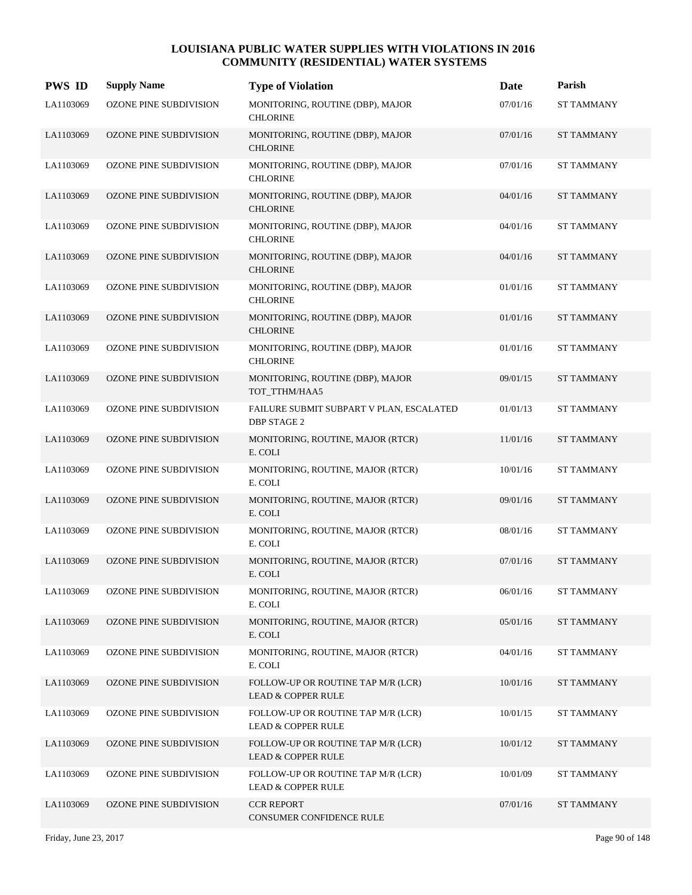# LOUISIANA PUBLIC WATER SUPPLIES WITH VIOLATIONS IN 2016
## COMMUNITY (RESIDENTIAL) WATER SYSTEMS

| PWS ID | Supply Name | Type of Violation | Date | Parish |
|---|---|---|---|---|
| LA1103069 | OZONE PINE SUBDIVISION | MONITORING, ROUTINE (DBP), MAJOR CHLORINE | 07/01/16 | ST TAMMANY |
| LA1103069 | OZONE PINE SUBDIVISION | MONITORING, ROUTINE (DBP), MAJOR CHLORINE | 07/01/16 | ST TAMMANY |
| LA1103069 | OZONE PINE SUBDIVISION | MONITORING, ROUTINE (DBP), MAJOR CHLORINE | 07/01/16 | ST TAMMANY |
| LA1103069 | OZONE PINE SUBDIVISION | MONITORING, ROUTINE (DBP), MAJOR CHLORINE | 04/01/16 | ST TAMMANY |
| LA1103069 | OZONE PINE SUBDIVISION | MONITORING, ROUTINE (DBP), MAJOR CHLORINE | 04/01/16 | ST TAMMANY |
| LA1103069 | OZONE PINE SUBDIVISION | MONITORING, ROUTINE (DBP), MAJOR CHLORINE | 04/01/16 | ST TAMMANY |
| LA1103069 | OZONE PINE SUBDIVISION | MONITORING, ROUTINE (DBP), MAJOR CHLORINE | 01/01/16 | ST TAMMANY |
| LA1103069 | OZONE PINE SUBDIVISION | MONITORING, ROUTINE (DBP), MAJOR CHLORINE | 01/01/16 | ST TAMMANY |
| LA1103069 | OZONE PINE SUBDIVISION | MONITORING, ROUTINE (DBP), MAJOR CHLORINE | 01/01/16 | ST TAMMANY |
| LA1103069 | OZONE PINE SUBDIVISION | MONITORING, ROUTINE (DBP), MAJOR TOT_TTHM/HAA5 | 09/01/15 | ST TAMMANY |
| LA1103069 | OZONE PINE SUBDIVISION | FAILURE SUBMIT SUBPART V PLAN, ESCALATED DBP STAGE 2 | 01/01/13 | ST TAMMANY |
| LA1103069 | OZONE PINE SUBDIVISION | MONITORING, ROUTINE, MAJOR (RTCR) E. COLI | 11/01/16 | ST TAMMANY |
| LA1103069 | OZONE PINE SUBDIVISION | MONITORING, ROUTINE, MAJOR (RTCR) E. COLI | 10/01/16 | ST TAMMANY |
| LA1103069 | OZONE PINE SUBDIVISION | MONITORING, ROUTINE, MAJOR (RTCR) E. COLI | 09/01/16 | ST TAMMANY |
| LA1103069 | OZONE PINE SUBDIVISION | MONITORING, ROUTINE, MAJOR (RTCR) E. COLI | 08/01/16 | ST TAMMANY |
| LA1103069 | OZONE PINE SUBDIVISION | MONITORING, ROUTINE, MAJOR (RTCR) E. COLI | 07/01/16 | ST TAMMANY |
| LA1103069 | OZONE PINE SUBDIVISION | MONITORING, ROUTINE, MAJOR (RTCR) E. COLI | 06/01/16 | ST TAMMANY |
| LA1103069 | OZONE PINE SUBDIVISION | MONITORING, ROUTINE, MAJOR (RTCR) E. COLI | 05/01/16 | ST TAMMANY |
| LA1103069 | OZONE PINE SUBDIVISION | MONITORING, ROUTINE, MAJOR (RTCR) E. COLI | 04/01/16 | ST TAMMANY |
| LA1103069 | OZONE PINE SUBDIVISION | FOLLOW-UP OR ROUTINE TAP M/R (LCR) LEAD & COPPER RULE | 10/01/16 | ST TAMMANY |
| LA1103069 | OZONE PINE SUBDIVISION | FOLLOW-UP OR ROUTINE TAP M/R (LCR) LEAD & COPPER RULE | 10/01/15 | ST TAMMANY |
| LA1103069 | OZONE PINE SUBDIVISION | FOLLOW-UP OR ROUTINE TAP M/R (LCR) LEAD & COPPER RULE | 10/01/12 | ST TAMMANY |
| LA1103069 | OZONE PINE SUBDIVISION | FOLLOW-UP OR ROUTINE TAP M/R (LCR) LEAD & COPPER RULE | 10/01/09 | ST TAMMANY |
| LA1103069 | OZONE PINE SUBDIVISION | CCR REPORT CONSUMER CONFIDENCE RULE | 07/01/16 | ST TAMMANY |

Friday, June 23, 2017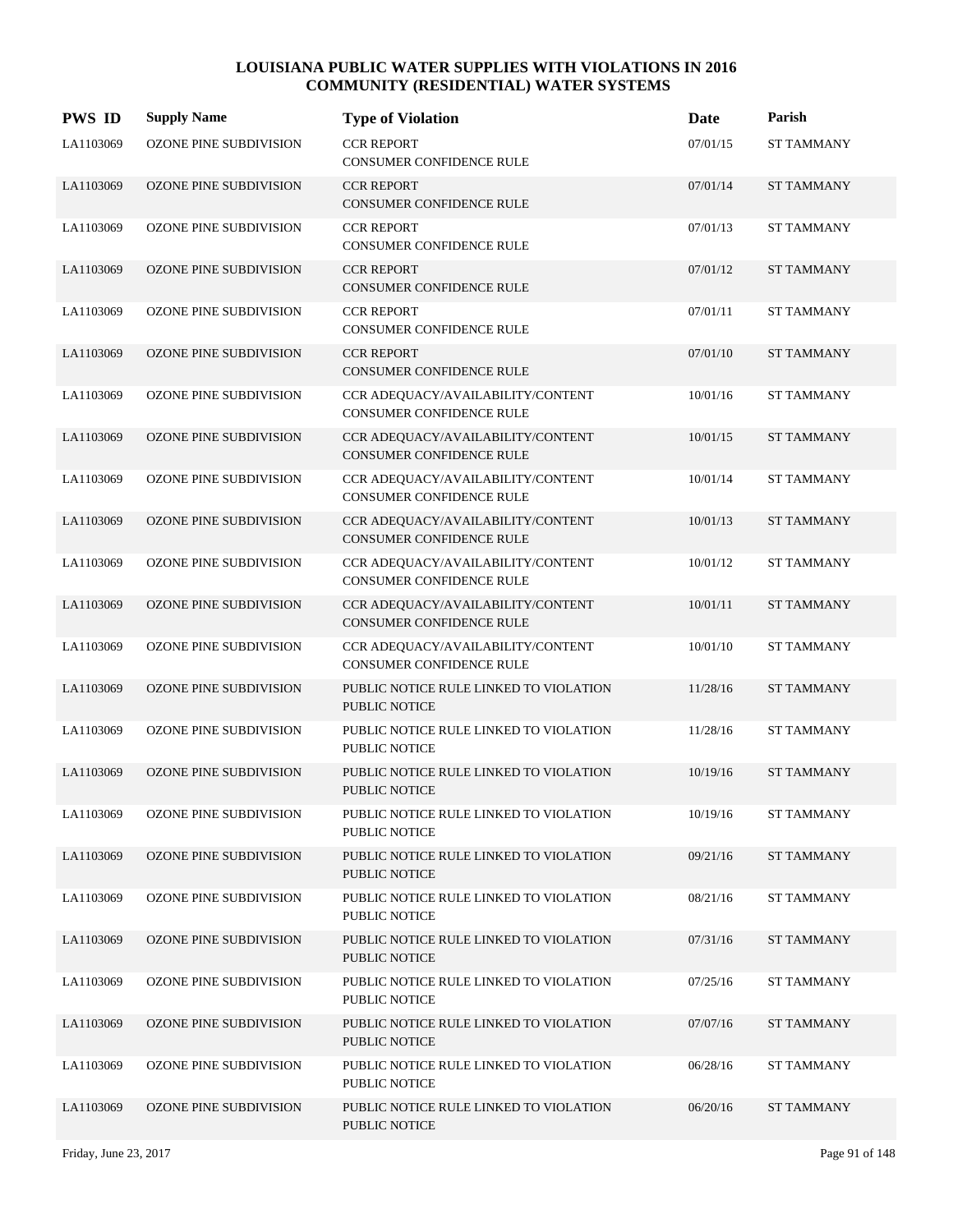**LOUISIANA PUBLIC WATER SUPPLIES WITH VIOLATIONS IN 2016**
**COMMUNITY (RESIDENTIAL) WATER SYSTEMS**

| PWS ID | Supply Name | Type of Violation | Date | Parish |
|---|---|---|---|---|
| LA1103069 | OZONE PINE SUBDIVISION | CCR REPORT<br>CONSUMER CONFIDENCE RULE | 07/01/15 | ST TAMMANY |
| LA1103069 | OZONE PINE SUBDIVISION | CCR REPORT<br>CONSUMER CONFIDENCE RULE | 07/01/14 | ST TAMMANY |
| LA1103069 | OZONE PINE SUBDIVISION | CCR REPORT<br>CONSUMER CONFIDENCE RULE | 07/01/13 | ST TAMMANY |
| LA1103069 | OZONE PINE SUBDIVISION | CCR REPORT<br>CONSUMER CONFIDENCE RULE | 07/01/12 | ST TAMMANY |
| LA1103069 | OZONE PINE SUBDIVISION | CCR REPORT<br>CONSUMER CONFIDENCE RULE | 07/01/11 | ST TAMMANY |
| LA1103069 | OZONE PINE SUBDIVISION | CCR REPORT<br>CONSUMER CONFIDENCE RULE | 07/01/10 | ST TAMMANY |
| LA1103069 | OZONE PINE SUBDIVISION | CCR ADEQUACY/AVAILABILITY/CONTENT<br>CONSUMER CONFIDENCE RULE | 10/01/16 | ST TAMMANY |
| LA1103069 | OZONE PINE SUBDIVISION | CCR ADEQUACY/AVAILABILITY/CONTENT<br>CONSUMER CONFIDENCE RULE | 10/01/15 | ST TAMMANY |
| LA1103069 | OZONE PINE SUBDIVISION | CCR ADEQUACY/AVAILABILITY/CONTENT<br>CONSUMER CONFIDENCE RULE | 10/01/14 | ST TAMMANY |
| LA1103069 | OZONE PINE SUBDIVISION | CCR ADEQUACY/AVAILABILITY/CONTENT<br>CONSUMER CONFIDENCE RULE | 10/01/13 | ST TAMMANY |
| LA1103069 | OZONE PINE SUBDIVISION | CCR ADEQUACY/AVAILABILITY/CONTENT<br>CONSUMER CONFIDENCE RULE | 10/01/12 | ST TAMMANY |
| LA1103069 | OZONE PINE SUBDIVISION | CCR ADEQUACY/AVAILABILITY/CONTENT<br>CONSUMER CONFIDENCE RULE | 10/01/11 | ST TAMMANY |
| LA1103069 | OZONE PINE SUBDIVISION | CCR ADEQUACY/AVAILABILITY/CONTENT<br>CONSUMER CONFIDENCE RULE | 10/01/10 | ST TAMMANY |
| LA1103069 | OZONE PINE SUBDIVISION | PUBLIC NOTICE RULE LINKED TO VIOLATION<br>PUBLIC NOTICE | 11/28/16 | ST TAMMANY |
| LA1103069 | OZONE PINE SUBDIVISION | PUBLIC NOTICE RULE LINKED TO VIOLATION<br>PUBLIC NOTICE | 11/28/16 | ST TAMMANY |
| LA1103069 | OZONE PINE SUBDIVISION | PUBLIC NOTICE RULE LINKED TO VIOLATION<br>PUBLIC NOTICE | 10/19/16 | ST TAMMANY |
| LA1103069 | OZONE PINE SUBDIVISION | PUBLIC NOTICE RULE LINKED TO VIOLATION<br>PUBLIC NOTICE | 10/19/16 | ST TAMMANY |
| LA1103069 | OZONE PINE SUBDIVISION | PUBLIC NOTICE RULE LINKED TO VIOLATION<br>PUBLIC NOTICE | 09/21/16 | ST TAMMANY |
| LA1103069 | OZONE PINE SUBDIVISION | PUBLIC NOTICE RULE LINKED TO VIOLATION<br>PUBLIC NOTICE | 08/21/16 | ST TAMMANY |
| LA1103069 | OZONE PINE SUBDIVISION | PUBLIC NOTICE RULE LINKED TO VIOLATION<br>PUBLIC NOTICE | 07/31/16 | ST TAMMANY |
| LA1103069 | OZONE PINE SUBDIVISION | PUBLIC NOTICE RULE LINKED TO VIOLATION<br>PUBLIC NOTICE | 07/25/16 | ST TAMMANY |
| LA1103069 | OZONE PINE SUBDIVISION | PUBLIC NOTICE RULE LINKED TO VIOLATION<br>PUBLIC NOTICE | 07/07/16 | ST TAMMANY |
| LA1103069 | OZONE PINE SUBDIVISION | PUBLIC NOTICE RULE LINKED TO VIOLATION<br>PUBLIC NOTICE | 06/28/16 | ST TAMMANY |
| LA1103069 | OZONE PINE SUBDIVISION | PUBLIC NOTICE RULE LINKED TO VIOLATION<br>PUBLIC NOTICE | 06/20/16 | ST TAMMANY |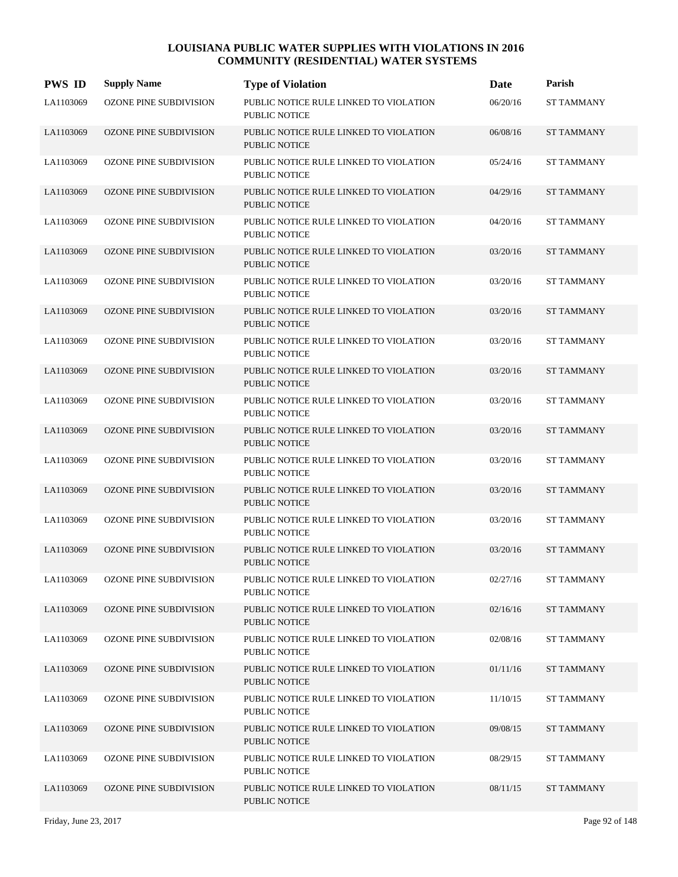# LOUISIANA PUBLIC WATER SUPPLIES WITH VIOLATIONS IN 2016
## COMMUNITY (RESIDENTIAL) WATER SYSTEMS

| PWS ID | Supply Name | Type of Violation | Date | Parish |
|---|---|---|---|---|
| LA1103069 | OZONE PINE SUBDIVISION | PUBLIC NOTICE RULE LINKED TO VIOLATION PUBLIC NOTICE | 06/20/16 | ST TAMMANY |
| LA1103069 | OZONE PINE SUBDIVISION | PUBLIC NOTICE RULE LINKED TO VIOLATION PUBLIC NOTICE | 06/08/16 | ST TAMMANY |
| LA1103069 | OZONE PINE SUBDIVISION | PUBLIC NOTICE RULE LINKED TO VIOLATION PUBLIC NOTICE | 05/24/16 | ST TAMMANY |
| LA1103069 | OZONE PINE SUBDIVISION | PUBLIC NOTICE RULE LINKED TO VIOLATION PUBLIC NOTICE | 04/29/16 | ST TAMMANY |
| LA1103069 | OZONE PINE SUBDIVISION | PUBLIC NOTICE RULE LINKED TO VIOLATION PUBLIC NOTICE | 04/20/16 | ST TAMMANY |
| LA1103069 | OZONE PINE SUBDIVISION | PUBLIC NOTICE RULE LINKED TO VIOLATION PUBLIC NOTICE | 03/20/16 | ST TAMMANY |
| LA1103069 | OZONE PINE SUBDIVISION | PUBLIC NOTICE RULE LINKED TO VIOLATION PUBLIC NOTICE | 03/20/16 | ST TAMMANY |
| LA1103069 | OZONE PINE SUBDIVISION | PUBLIC NOTICE RULE LINKED TO VIOLATION PUBLIC NOTICE | 03/20/16 | ST TAMMANY |
| LA1103069 | OZONE PINE SUBDIVISION | PUBLIC NOTICE RULE LINKED TO VIOLATION PUBLIC NOTICE | 03/20/16 | ST TAMMANY |
| LA1103069 | OZONE PINE SUBDIVISION | PUBLIC NOTICE RULE LINKED TO VIOLATION PUBLIC NOTICE | 03/20/16 | ST TAMMANY |
| LA1103069 | OZONE PINE SUBDIVISION | PUBLIC NOTICE RULE LINKED TO VIOLATION PUBLIC NOTICE | 03/20/16 | ST TAMMANY |
| LA1103069 | OZONE PINE SUBDIVISION | PUBLIC NOTICE RULE LINKED TO VIOLATION PUBLIC NOTICE | 03/20/16 | ST TAMMANY |
| LA1103069 | OZONE PINE SUBDIVISION | PUBLIC NOTICE RULE LINKED TO VIOLATION PUBLIC NOTICE | 03/20/16 | ST TAMMANY |
| LA1103069 | OZONE PINE SUBDIVISION | PUBLIC NOTICE RULE LINKED TO VIOLATION PUBLIC NOTICE | 03/20/16 | ST TAMMANY |
| LA1103069 | OZONE PINE SUBDIVISION | PUBLIC NOTICE RULE LINKED TO VIOLATION PUBLIC NOTICE | 03/20/16 | ST TAMMANY |
| LA1103069 | OZONE PINE SUBDIVISION | PUBLIC NOTICE RULE LINKED TO VIOLATION PUBLIC NOTICE | 03/20/16 | ST TAMMANY |
| LA1103069 | OZONE PINE SUBDIVISION | PUBLIC NOTICE RULE LINKED TO VIOLATION PUBLIC NOTICE | 02/27/16 | ST TAMMANY |
| LA1103069 | OZONE PINE SUBDIVISION | PUBLIC NOTICE RULE LINKED TO VIOLATION PUBLIC NOTICE | 02/16/16 | ST TAMMANY |
| LA1103069 | OZONE PINE SUBDIVISION | PUBLIC NOTICE RULE LINKED TO VIOLATION PUBLIC NOTICE | 02/08/16 | ST TAMMANY |
| LA1103069 | OZONE PINE SUBDIVISION | PUBLIC NOTICE RULE LINKED TO VIOLATION PUBLIC NOTICE | 01/11/16 | ST TAMMANY |
| LA1103069 | OZONE PINE SUBDIVISION | PUBLIC NOTICE RULE LINKED TO VIOLATION PUBLIC NOTICE | 11/10/15 | ST TAMMANY |
| LA1103069 | OZONE PINE SUBDIVISION | PUBLIC NOTICE RULE LINKED TO VIOLATION PUBLIC NOTICE | 09/08/15 | ST TAMMANY |
| LA1103069 | OZONE PINE SUBDIVISION | PUBLIC NOTICE RULE LINKED TO VIOLATION PUBLIC NOTICE | 08/29/15 | ST TAMMANY |
| LA1103069 | OZONE PINE SUBDIVISION | PUBLIC NOTICE RULE LINKED TO VIOLATION PUBLIC NOTICE | 08/11/15 | ST TAMMANY |

Friday, June 23, 2017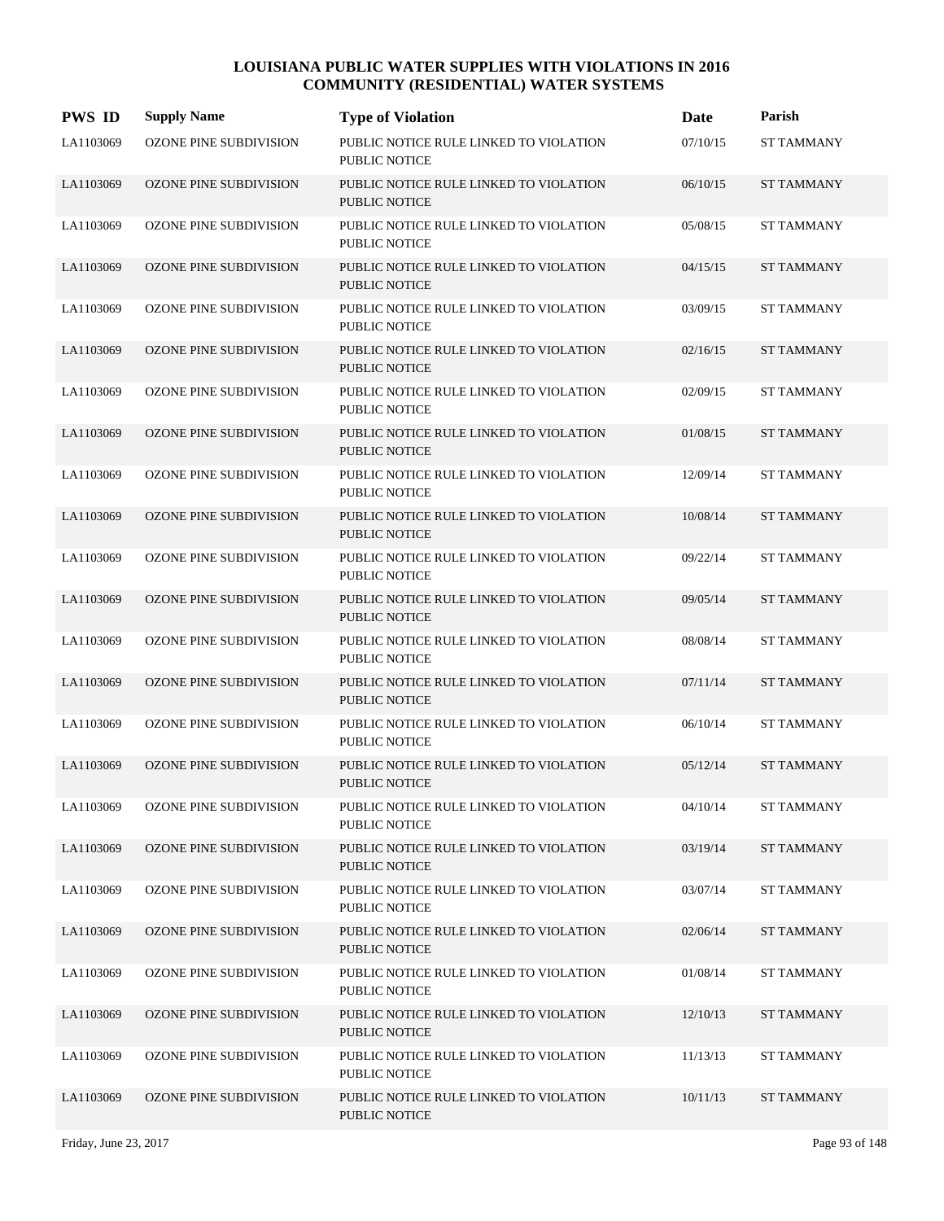# LOUISIANA PUBLIC WATER SUPPLIES WITH VIOLATIONS IN 2016
## COMMUNITY (RESIDENTIAL) WATER SYSTEMS

| PWS ID | Supply Name | Type of Violation | Date | Parish |
|---|---|---|---|---|
| LA1103069 | OZONE PINE SUBDIVISION | PUBLIC NOTICE RULE LINKED TO VIOLATION PUBLIC NOTICE | 07/10/15 | ST TAMMANY |
| LA1103069 | OZONE PINE SUBDIVISION | PUBLIC NOTICE RULE LINKED TO VIOLATION PUBLIC NOTICE | 06/10/15 | ST TAMMANY |
| LA1103069 | OZONE PINE SUBDIVISION | PUBLIC NOTICE RULE LINKED TO VIOLATION PUBLIC NOTICE | 05/08/15 | ST TAMMANY |
| LA1103069 | OZONE PINE SUBDIVISION | PUBLIC NOTICE RULE LINKED TO VIOLATION PUBLIC NOTICE | 04/15/15 | ST TAMMANY |
| LA1103069 | OZONE PINE SUBDIVISION | PUBLIC NOTICE RULE LINKED TO VIOLATION PUBLIC NOTICE | 03/09/15 | ST TAMMANY |
| LA1103069 | OZONE PINE SUBDIVISION | PUBLIC NOTICE RULE LINKED TO VIOLATION PUBLIC NOTICE | 02/16/15 | ST TAMMANY |
| LA1103069 | OZONE PINE SUBDIVISION | PUBLIC NOTICE RULE LINKED TO VIOLATION PUBLIC NOTICE | 02/09/15 | ST TAMMANY |
| LA1103069 | OZONE PINE SUBDIVISION | PUBLIC NOTICE RULE LINKED TO VIOLATION PUBLIC NOTICE | 01/08/15 | ST TAMMANY |
| LA1103069 | OZONE PINE SUBDIVISION | PUBLIC NOTICE RULE LINKED TO VIOLATION PUBLIC NOTICE | 12/09/14 | ST TAMMANY |
| LA1103069 | OZONE PINE SUBDIVISION | PUBLIC NOTICE RULE LINKED TO VIOLATION PUBLIC NOTICE | 10/08/14 | ST TAMMANY |
| LA1103069 | OZONE PINE SUBDIVISION | PUBLIC NOTICE RULE LINKED TO VIOLATION PUBLIC NOTICE | 09/22/14 | ST TAMMANY |
| LA1103069 | OZONE PINE SUBDIVISION | PUBLIC NOTICE RULE LINKED TO VIOLATION PUBLIC NOTICE | 09/05/14 | ST TAMMANY |
| LA1103069 | OZONE PINE SUBDIVISION | PUBLIC NOTICE RULE LINKED TO VIOLATION PUBLIC NOTICE | 08/08/14 | ST TAMMANY |
| LA1103069 | OZONE PINE SUBDIVISION | PUBLIC NOTICE RULE LINKED TO VIOLATION PUBLIC NOTICE | 07/11/14 | ST TAMMANY |
| LA1103069 | OZONE PINE SUBDIVISION | PUBLIC NOTICE RULE LINKED TO VIOLATION PUBLIC NOTICE | 06/10/14 | ST TAMMANY |
| LA1103069 | OZONE PINE SUBDIVISION | PUBLIC NOTICE RULE LINKED TO VIOLATION PUBLIC NOTICE | 05/12/14 | ST TAMMANY |
| LA1103069 | OZONE PINE SUBDIVISION | PUBLIC NOTICE RULE LINKED TO VIOLATION PUBLIC NOTICE | 04/10/14 | ST TAMMANY |
| LA1103069 | OZONE PINE SUBDIVISION | PUBLIC NOTICE RULE LINKED TO VIOLATION PUBLIC NOTICE | 03/19/14 | ST TAMMANY |
| LA1103069 | OZONE PINE SUBDIVISION | PUBLIC NOTICE RULE LINKED TO VIOLATION PUBLIC NOTICE | 03/07/14 | ST TAMMANY |
| LA1103069 | OZONE PINE SUBDIVISION | PUBLIC NOTICE RULE LINKED TO VIOLATION PUBLIC NOTICE | 02/06/14 | ST TAMMANY |
| LA1103069 | OZONE PINE SUBDIVISION | PUBLIC NOTICE RULE LINKED TO VIOLATION PUBLIC NOTICE | 01/08/14 | ST TAMMANY |
| LA1103069 | OZONE PINE SUBDIVISION | PUBLIC NOTICE RULE LINKED TO VIOLATION PUBLIC NOTICE | 12/10/13 | ST TAMMANY |
| LA1103069 | OZONE PINE SUBDIVISION | PUBLIC NOTICE RULE LINKED TO VIOLATION PUBLIC NOTICE | 11/13/13 | ST TAMMANY |
| LA1103069 | OZONE PINE SUBDIVISION | PUBLIC NOTICE RULE LINKED TO VIOLATION PUBLIC NOTICE | 10/11/13 | ST TAMMANY |

Friday, June 23, 2017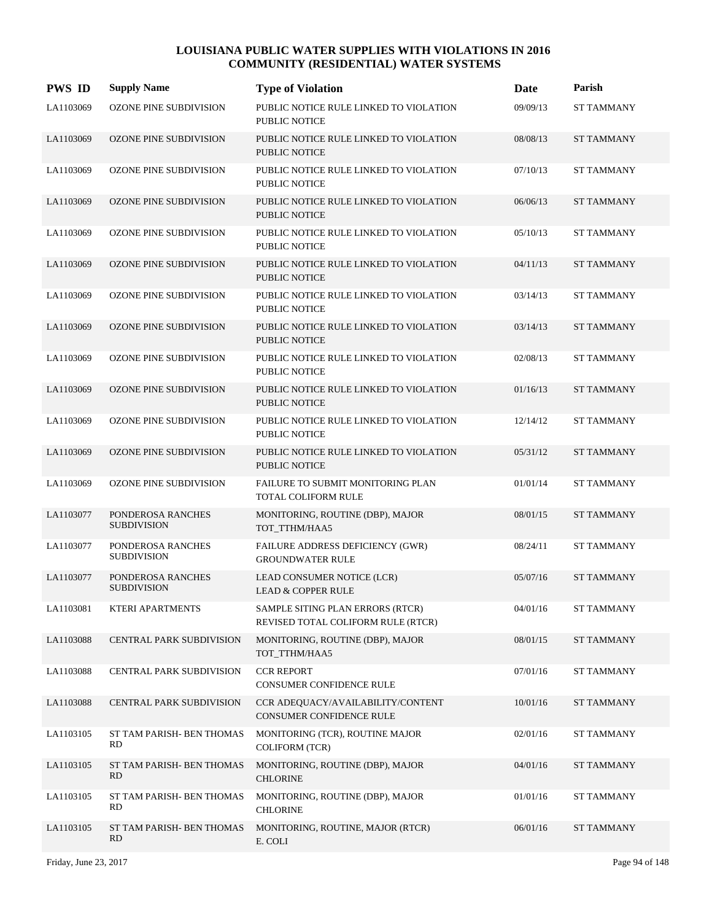# LOUISIANA PUBLIC WATER SUPPLIES WITH VIOLATIONS IN 2016
# COMMUNITY (RESIDENTIAL) WATER SYSTEMS

| PWS ID | Supply Name | Type of Violation | Date | Parish |
|---|---|---|---|---|
| LA1103069 | OZONE PINE SUBDIVISION | PUBLIC NOTICE RULE LINKED TO VIOLATION PUBLIC NOTICE | 09/09/13 | ST TAMMANY |
| LA1103069 | OZONE PINE SUBDIVISION | PUBLIC NOTICE RULE LINKED TO VIOLATION PUBLIC NOTICE | 08/08/13 | ST TAMMANY |
| LA1103069 | OZONE PINE SUBDIVISION | PUBLIC NOTICE RULE LINKED TO VIOLATION PUBLIC NOTICE | 07/10/13 | ST TAMMANY |
| LA1103069 | OZONE PINE SUBDIVISION | PUBLIC NOTICE RULE LINKED TO VIOLATION PUBLIC NOTICE | 06/06/13 | ST TAMMANY |
| LA1103069 | OZONE PINE SUBDIVISION | PUBLIC NOTICE RULE LINKED TO VIOLATION PUBLIC NOTICE | 05/10/13 | ST TAMMANY |
| LA1103069 | OZONE PINE SUBDIVISION | PUBLIC NOTICE RULE LINKED TO VIOLATION PUBLIC NOTICE | 04/11/13 | ST TAMMANY |
| LA1103069 | OZONE PINE SUBDIVISION | PUBLIC NOTICE RULE LINKED TO VIOLATION PUBLIC NOTICE | 03/14/13 | ST TAMMANY |
| LA1103069 | OZONE PINE SUBDIVISION | PUBLIC NOTICE RULE LINKED TO VIOLATION PUBLIC NOTICE | 03/14/13 | ST TAMMANY |
| LA1103069 | OZONE PINE SUBDIVISION | PUBLIC NOTICE RULE LINKED TO VIOLATION PUBLIC NOTICE | 02/08/13 | ST TAMMANY |
| LA1103069 | OZONE PINE SUBDIVISION | PUBLIC NOTICE RULE LINKED TO VIOLATION PUBLIC NOTICE | 01/16/13 | ST TAMMANY |
| LA1103069 | OZONE PINE SUBDIVISION | PUBLIC NOTICE RULE LINKED TO VIOLATION PUBLIC NOTICE | 12/14/12 | ST TAMMANY |
| LA1103069 | OZONE PINE SUBDIVISION | PUBLIC NOTICE RULE LINKED TO VIOLATION PUBLIC NOTICE | 05/31/12 | ST TAMMANY |
| LA1103069 | OZONE PINE SUBDIVISION | FAILURE TO SUBMIT MONITORING PLAN TOTAL COLIFORM RULE | 01/01/14 | ST TAMMANY |
| LA1103077 | PONDEROSA RANCHES SUBDIVISION | MONITORING, ROUTINE (DBP), MAJOR TOT_TTHM/HAA5 | 08/01/15 | ST TAMMANY |
| LA1103077 | PONDEROSA RANCHES SUBDIVISION | FAILURE ADDRESS DEFICIENCY (GWR) GROUNDWATER RULE | 08/24/11 | ST TAMMANY |
| LA1103077 | PONDEROSA RANCHES SUBDIVISION | LEAD CONSUMER NOTICE (LCR) LEAD & COPPER RULE | 05/07/16 | ST TAMMANY |
| LA1103081 | KTERI APARTMENTS | SAMPLE SITING PLAN ERRORS (RTCR) REVISED TOTAL COLIFORM RULE (RTCR) | 04/01/16 | ST TAMMANY |
| LA1103088 | CENTRAL PARK SUBDIVISION | MONITORING, ROUTINE (DBP), MAJOR TOT_TTHM/HAA5 | 08/01/15 | ST TAMMANY |
| LA1103088 | CENTRAL PARK SUBDIVISION | CCR REPORT CONSUMER CONFIDENCE RULE | 07/01/16 | ST TAMMANY |
| LA1103088 | CENTRAL PARK SUBDIVISION | CCR ADEQUACY/AVAILABILITY/CONTENT CONSUMER CONFIDENCE RULE | 10/01/16 | ST TAMMANY |
| LA1103105 | ST TAM PARISH- BEN THOMAS RD | MONITORING (TCR), ROUTINE MAJOR COLIFORM (TCR) | 02/01/16 | ST TAMMANY |
| LA1103105 | ST TAM PARISH- BEN THOMAS RD | MONITORING, ROUTINE (DBP), MAJOR CHLORINE | 04/01/16 | ST TAMMANY |
| LA1103105 | ST TAM PARISH- BEN THOMAS RD | MONITORING, ROUTINE (DBP), MAJOR CHLORINE | 01/01/16 | ST TAMMANY |
| LA1103105 | ST TAM PARISH- BEN THOMAS RD | MONITORING, ROUTINE, MAJOR (RTCR) E. COLI | 06/01/16 | ST TAMMANY |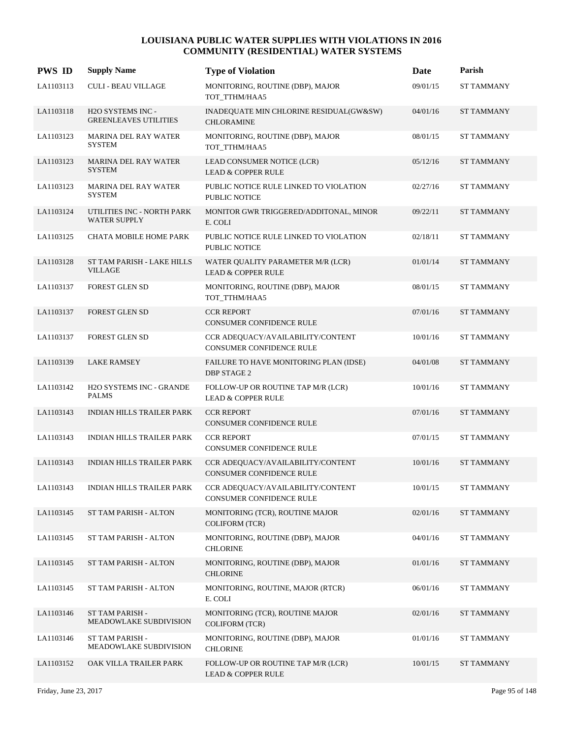# LOUISIANA PUBLIC WATER SUPPLIES WITH VIOLATIONS IN 2016
## COMMUNITY (RESIDENTIAL) WATER SYSTEMS

| PWS ID | Supply Name | Type of Violation | Date | Parish |
|---|---|---|---|---|
| LA1103113 | CULI - BEAU VILLAGE | MONITORING, ROUTINE (DBP), MAJOR TOT_TTHM/HAA5 | 09/01/15 | ST TAMMANY |
| LA1103118 | H2O SYSTEMS INC - GREENLEAVES UTILITIES | INADEQUATE MIN CHLORINE RESIDUAL(GW&SW) CHLORAMINE | 04/01/16 | ST TAMMANY |
| LA1103123 | MARINA DEL RAY WATER SYSTEM | MONITORING, ROUTINE (DBP), MAJOR TOT_TTHM/HAA5 | 08/01/15 | ST TAMMANY |
| LA1103123 | MARINA DEL RAY WATER SYSTEM | LEAD CONSUMER NOTICE (LCR) LEAD & COPPER RULE | 05/12/16 | ST TAMMANY |
| LA1103123 | MARINA DEL RAY WATER SYSTEM | PUBLIC NOTICE RULE LINKED TO VIOLATION PUBLIC NOTICE | 02/27/16 | ST TAMMANY |
| LA1103124 | UTILITIES INC - NORTH PARK WATER SUPPLY | MONITOR GWR TRIGGERED/ADDITONAL, MINOR E. COLI | 09/22/11 | ST TAMMANY |
| LA1103125 | CHATA MOBILE HOME PARK | PUBLIC NOTICE RULE LINKED TO VIOLATION PUBLIC NOTICE | 02/18/11 | ST TAMMANY |
| LA1103128 | ST TAM PARISH - LAKE HILLS VILLAGE | WATER QUALITY PARAMETER M/R (LCR) LEAD & COPPER RULE | 01/01/14 | ST TAMMANY |
| LA1103137 | FOREST GLEN SD | MONITORING, ROUTINE (DBP), MAJOR TOT_TTHM/HAA5 | 08/01/15 | ST TAMMANY |
| LA1103137 | FOREST GLEN SD | CCR REPORT CONSUMER CONFIDENCE RULE | 07/01/16 | ST TAMMANY |
| LA1103137 | FOREST GLEN SD | CCR ADEQUACY/AVAILABILITY/CONTENT CONSUMER CONFIDENCE RULE | 10/01/16 | ST TAMMANY |
| LA1103139 | LAKE RAMSEY | FAILURE TO HAVE MONITORING PLAN (IDSE) DBP STAGE 2 | 04/01/08 | ST TAMMANY |
| LA1103142 | H2O SYSTEMS INC - GRANDE PALMS | FOLLOW-UP OR ROUTINE TAP M/R (LCR) LEAD & COPPER RULE | 10/01/16 | ST TAMMANY |
| LA1103143 | INDIAN HILLS TRAILER PARK | CCR REPORT CONSUMER CONFIDENCE RULE | 07/01/16 | ST TAMMANY |
| LA1103143 | INDIAN HILLS TRAILER PARK | CCR REPORT CONSUMER CONFIDENCE RULE | 07/01/15 | ST TAMMANY |
| LA1103143 | INDIAN HILLS TRAILER PARK | CCR ADEQUACY/AVAILABILITY/CONTENT CONSUMER CONFIDENCE RULE | 10/01/16 | ST TAMMANY |
| LA1103143 | INDIAN HILLS TRAILER PARK | CCR ADEQUACY/AVAILABILITY/CONTENT CONSUMER CONFIDENCE RULE | 10/01/15 | ST TAMMANY |
| LA1103145 | ST TAM PARISH - ALTON | MONITORING (TCR), ROUTINE MAJOR COLIFORM (TCR) | 02/01/16 | ST TAMMANY |
| LA1103145 | ST TAM PARISH - ALTON | MONITORING, ROUTINE (DBP), MAJOR CHLORINE | 04/01/16 | ST TAMMANY |
| LA1103145 | ST TAM PARISH - ALTON | MONITORING, ROUTINE (DBP), MAJOR CHLORINE | 01/01/16 | ST TAMMANY |
| LA1103145 | ST TAM PARISH - ALTON | MONITORING, ROUTINE, MAJOR (RTCR) E. COLI | 06/01/16 | ST TAMMANY |
| LA1103146 | ST TAM PARISH - MEADOWLAKE SUBDIVISION | MONITORING (TCR), ROUTINE MAJOR COLIFORM (TCR) | 02/01/16 | ST TAMMANY |
| LA1103146 | ST TAM PARISH - MEADOWLAKE SUBDIVISION | MONITORING, ROUTINE (DBP), MAJOR CHLORINE | 01/01/16 | ST TAMMANY |
| LA1103152 | OAK VILLA TRAILER PARK | FOLLOW-UP OR ROUTINE TAP M/R (LCR) LEAD & COPPER RULE | 10/01/15 | ST TAMMANY |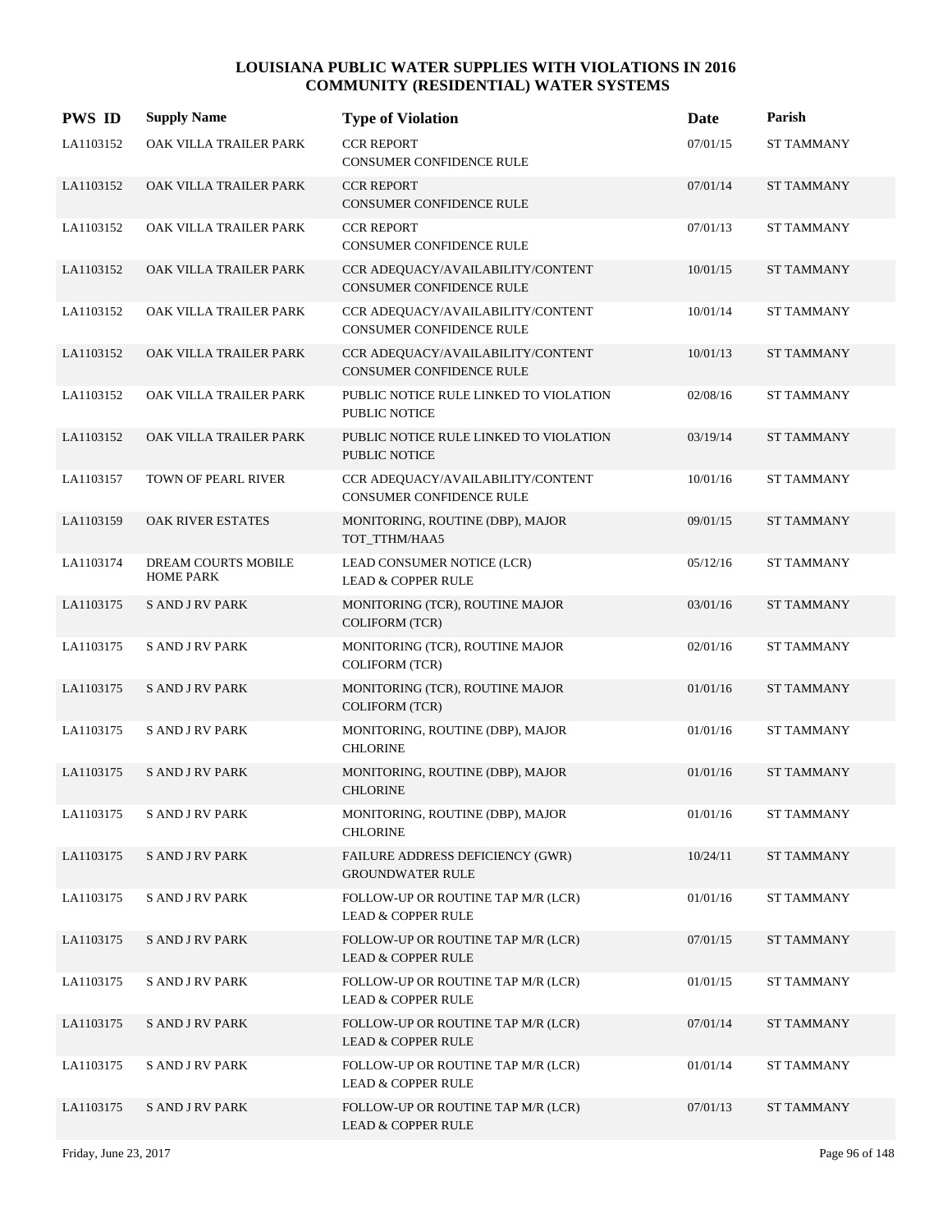# LOUISIANA PUBLIC WATER SUPPLIES WITH VIOLATIONS IN 2016
## COMMUNITY (RESIDENTIAL) WATER SYSTEMS

| PWS ID | Supply Name | Type of Violation | Date | Parish |
|---|---|---|---|---|
| LA1103152 | OAK VILLA TRAILER PARK | CCR REPORT<br>CONSUMER CONFIDENCE RULE | 07/01/15 | ST TAMMANY |
| LA1103152 | OAK VILLA TRAILER PARK | CCR REPORT<br>CONSUMER CONFIDENCE RULE | 07/01/14 | ST TAMMANY |
| LA1103152 | OAK VILLA TRAILER PARK | CCR REPORT<br>CONSUMER CONFIDENCE RULE | 07/01/13 | ST TAMMANY |
| LA1103152 | OAK VILLA TRAILER PARK | CCR ADEQUACY/AVAILABILITY/CONTENT<br>CONSUMER CONFIDENCE RULE | 10/01/15 | ST TAMMANY |
| LA1103152 | OAK VILLA TRAILER PARK | CCR ADEQUACY/AVAILABILITY/CONTENT<br>CONSUMER CONFIDENCE RULE | 10/01/14 | ST TAMMANY |
| LA1103152 | OAK VILLA TRAILER PARK | CCR ADEQUACY/AVAILABILITY/CONTENT<br>CONSUMER CONFIDENCE RULE | 10/01/13 | ST TAMMANY |
| LA1103152 | OAK VILLA TRAILER PARK | PUBLIC NOTICE RULE LINKED TO VIOLATION<br>PUBLIC NOTICE | 02/08/16 | ST TAMMANY |
| LA1103152 | OAK VILLA TRAILER PARK | PUBLIC NOTICE RULE LINKED TO VIOLATION<br>PUBLIC NOTICE | 03/19/14 | ST TAMMANY |
| LA1103157 | TOWN OF PEARL RIVER | CCR ADEQUACY/AVAILABILITY/CONTENT<br>CONSUMER CONFIDENCE RULE | 10/01/16 | ST TAMMANY |
| LA1103159 | OAK RIVER ESTATES | MONITORING, ROUTINE (DBP), MAJOR<br>TOT_TTHM/HAA5 | 09/01/15 | ST TAMMANY |
| LA1103174 | DREAM COURTS MOBILE HOME PARK | LEAD CONSUMER NOTICE (LCR)<br>LEAD & COPPER RULE | 05/12/16 | ST TAMMANY |
| LA1103175 | S AND J RV PARK | MONITORING (TCR), ROUTINE MAJOR<br>COLIFORM (TCR) | 03/01/16 | ST TAMMANY |
| LA1103175 | S AND J RV PARK | MONITORING (TCR), ROUTINE MAJOR<br>COLIFORM (TCR) | 02/01/16 | ST TAMMANY |
| LA1103175 | S AND J RV PARK | MONITORING (TCR), ROUTINE MAJOR<br>COLIFORM (TCR) | 01/01/16 | ST TAMMANY |
| LA1103175 | S AND J RV PARK | MONITORING, ROUTINE (DBP), MAJOR<br>CHLORINE | 01/01/16 | ST TAMMANY |
| LA1103175 | S AND J RV PARK | MONITORING, ROUTINE (DBP), MAJOR<br>CHLORINE | 01/01/16 | ST TAMMANY |
| LA1103175 | S AND J RV PARK | MONITORING, ROUTINE (DBP), MAJOR<br>CHLORINE | 01/01/16 | ST TAMMANY |
| LA1103175 | S AND J RV PARK | FAILURE ADDRESS DEFICIENCY (GWR)<br>GROUNDWATER RULE | 10/24/11 | ST TAMMANY |
| LA1103175 | S AND J RV PARK | FOLLOW-UP OR ROUTINE TAP M/R (LCR)<br>LEAD & COPPER RULE | 01/01/16 | ST TAMMANY |
| LA1103175 | S AND J RV PARK | FOLLOW-UP OR ROUTINE TAP M/R (LCR)<br>LEAD & COPPER RULE | 07/01/15 | ST TAMMANY |
| LA1103175 | S AND J RV PARK | FOLLOW-UP OR ROUTINE TAP M/R (LCR)<br>LEAD & COPPER RULE | 01/01/15 | ST TAMMANY |
| LA1103175 | S AND J RV PARK | FOLLOW-UP OR ROUTINE TAP M/R (LCR)<br>LEAD & COPPER RULE | 07/01/14 | ST TAMMANY |
| LA1103175 | S AND J RV PARK | FOLLOW-UP OR ROUTINE TAP M/R (LCR)<br>LEAD & COPPER RULE | 01/01/14 | ST TAMMANY |
| LA1103175 | S AND J RV PARK | FOLLOW-UP OR ROUTINE TAP M/R (LCR)<br>LEAD & COPPER RULE | 07/01/13 | ST TAMMANY |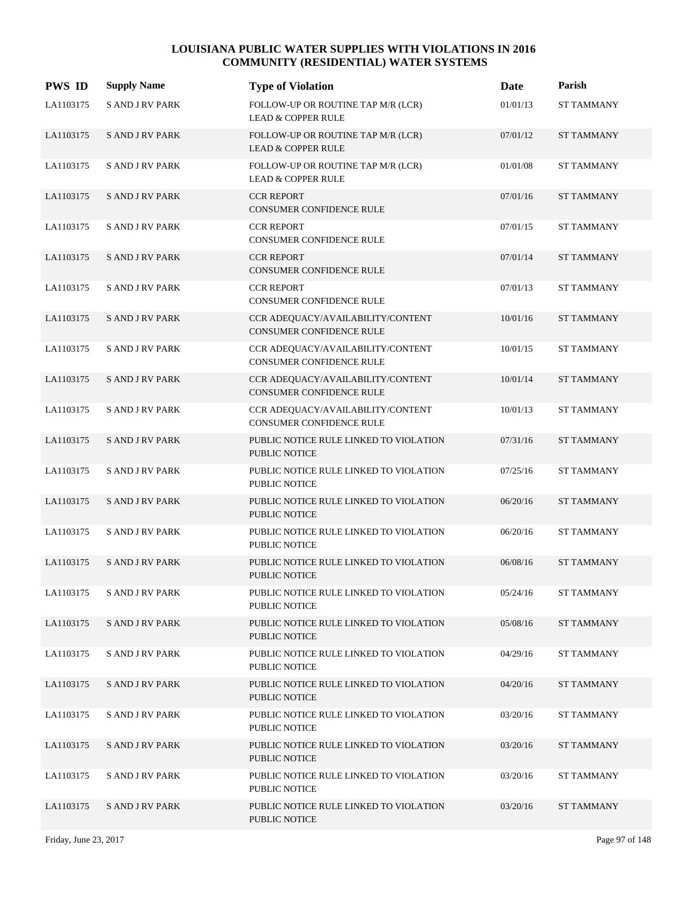# LOUISIANA PUBLIC WATER SUPPLIES WITH VIOLATIONS IN 2016
## COMMUNITY (RESIDENTIAL) WATER SYSTEMS

| PWS ID | Supply Name | Type of Violation | Date | Parish |
|---|---|---|---|---|
| LA1103175 | S AND J RV PARK | FOLLOW-UP OR ROUTINE TAP M/R (LCR) LEAD & COPPER RULE | 01/01/13 | ST TAMMANY |
| LA1103175 | S AND J RV PARK | FOLLOW-UP OR ROUTINE TAP M/R (LCR) LEAD & COPPER RULE | 07/01/12 | ST TAMMANY |
| LA1103175 | S AND J RV PARK | FOLLOW-UP OR ROUTINE TAP M/R (LCR) LEAD & COPPER RULE | 01/01/08 | ST TAMMANY |
| LA1103175 | S AND J RV PARK | CCR REPORT CONSUMER CONFIDENCE RULE | 07/01/16 | ST TAMMANY |
| LA1103175 | S AND J RV PARK | CCR REPORT CONSUMER CONFIDENCE RULE | 07/01/15 | ST TAMMANY |
| LA1103175 | S AND J RV PARK | CCR REPORT CONSUMER CONFIDENCE RULE | 07/01/14 | ST TAMMANY |
| LA1103175 | S AND J RV PARK | CCR REPORT CONSUMER CONFIDENCE RULE | 07/01/13 | ST TAMMANY |
| LA1103175 | S AND J RV PARK | CCR ADEQUACY/AVAILABILITY/CONTENT CONSUMER CONFIDENCE RULE | 10/01/16 | ST TAMMANY |
| LA1103175 | S AND J RV PARK | CCR ADEQUACY/AVAILABILITY/CONTENT CONSUMER CONFIDENCE RULE | 10/01/15 | ST TAMMANY |
| LA1103175 | S AND J RV PARK | CCR ADEQUACY/AVAILABILITY/CONTENT CONSUMER CONFIDENCE RULE | 10/01/14 | ST TAMMANY |
| LA1103175 | S AND J RV PARK | CCR ADEQUACY/AVAILABILITY/CONTENT CONSUMER CONFIDENCE RULE | 10/01/13 | ST TAMMANY |
| LA1103175 | S AND J RV PARK | PUBLIC NOTICE RULE LINKED TO VIOLATION PUBLIC NOTICE | 07/31/16 | ST TAMMANY |
| LA1103175 | S AND J RV PARK | PUBLIC NOTICE RULE LINKED TO VIOLATION PUBLIC NOTICE | 07/25/16 | ST TAMMANY |
| LA1103175 | S AND J RV PARK | PUBLIC NOTICE RULE LINKED TO VIOLATION PUBLIC NOTICE | 06/20/16 | ST TAMMANY |
| LA1103175 | S AND J RV PARK | PUBLIC NOTICE RULE LINKED TO VIOLATION PUBLIC NOTICE | 06/20/16 | ST TAMMANY |
| LA1103175 | S AND J RV PARK | PUBLIC NOTICE RULE LINKED TO VIOLATION PUBLIC NOTICE | 06/08/16 | ST TAMMANY |
| LA1103175 | S AND J RV PARK | PUBLIC NOTICE RULE LINKED TO VIOLATION PUBLIC NOTICE | 05/24/16 | ST TAMMANY |
| LA1103175 | S AND J RV PARK | PUBLIC NOTICE RULE LINKED TO VIOLATION PUBLIC NOTICE | 05/08/16 | ST TAMMANY |
| LA1103175 | S AND J RV PARK | PUBLIC NOTICE RULE LINKED TO VIOLATION PUBLIC NOTICE | 04/29/16 | ST TAMMANY |
| LA1103175 | S AND J RV PARK | PUBLIC NOTICE RULE LINKED TO VIOLATION PUBLIC NOTICE | 04/20/16 | ST TAMMANY |
| LA1103175 | S AND J RV PARK | PUBLIC NOTICE RULE LINKED TO VIOLATION PUBLIC NOTICE | 03/20/16 | ST TAMMANY |
| LA1103175 | S AND J RV PARK | PUBLIC NOTICE RULE LINKED TO VIOLATION PUBLIC NOTICE | 03/20/16 | ST TAMMANY |
| LA1103175 | S AND J RV PARK | PUBLIC NOTICE RULE LINKED TO VIOLATION PUBLIC NOTICE | 03/20/16 | ST TAMMANY |
| LA1103175 | S AND J RV PARK | PUBLIC NOTICE RULE LINKED TO VIOLATION PUBLIC NOTICE | 03/20/16 | ST TAMMANY |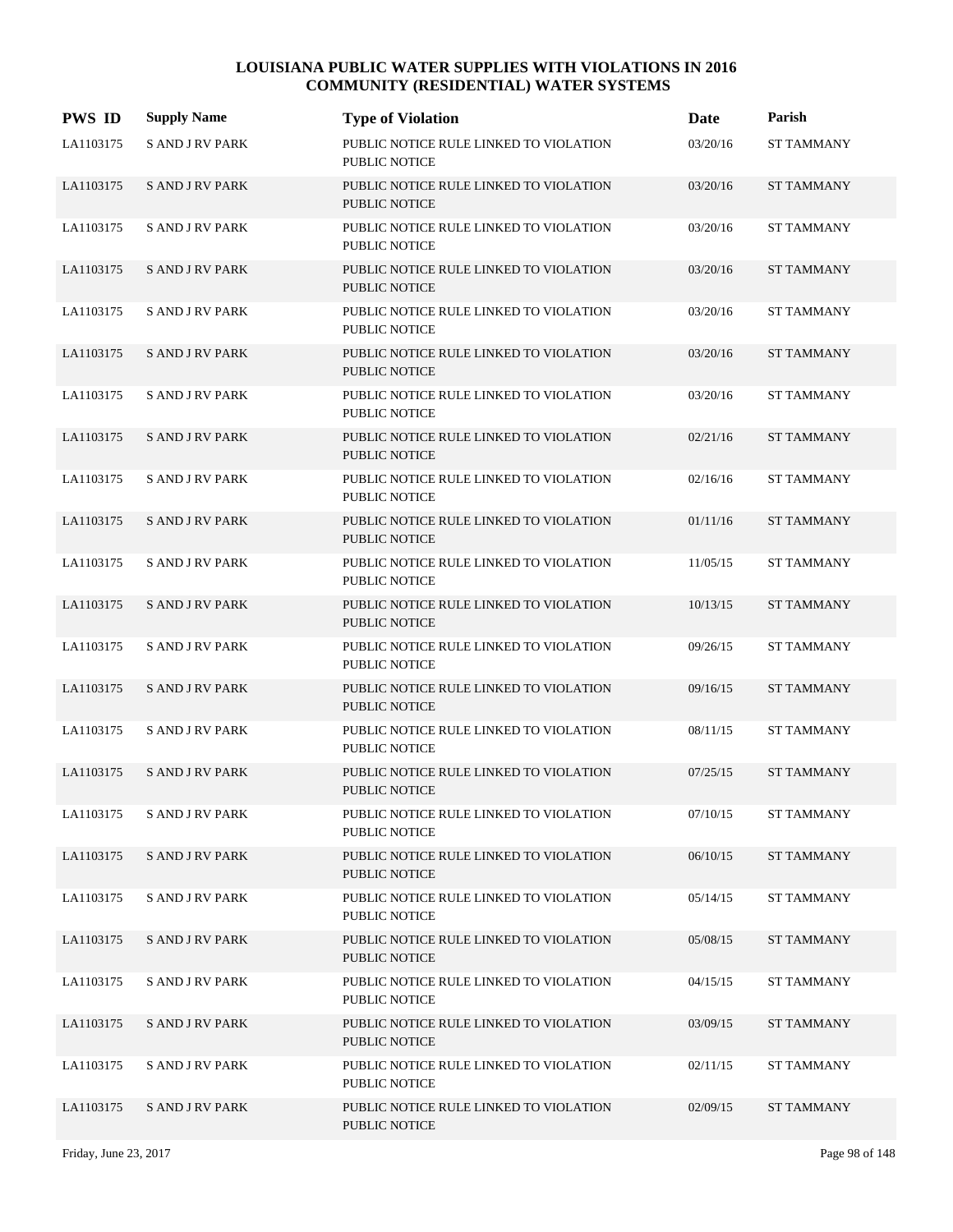# LOUISIANA PUBLIC WATER SUPPLIES WITH VIOLATIONS IN 2016
## COMMUNITY (RESIDENTIAL) WATER SYSTEMS

| PWS ID | Supply Name | Type of Violation | Date | Parish |
|---|---|---|---|---|
| LA1103175 | S AND J RV PARK | PUBLIC NOTICE RULE LINKED TO VIOLATION PUBLIC NOTICE | 03/20/16 | ST TAMMANY |
| LA1103175 | S AND J RV PARK | PUBLIC NOTICE RULE LINKED TO VIOLATION PUBLIC NOTICE | 03/20/16 | ST TAMMANY |
| LA1103175 | S AND J RV PARK | PUBLIC NOTICE RULE LINKED TO VIOLATION PUBLIC NOTICE | 03/20/16 | ST TAMMANY |
| LA1103175 | S AND J RV PARK | PUBLIC NOTICE RULE LINKED TO VIOLATION PUBLIC NOTICE | 03/20/16 | ST TAMMANY |
| LA1103175 | S AND J RV PARK | PUBLIC NOTICE RULE LINKED TO VIOLATION PUBLIC NOTICE | 03/20/16 | ST TAMMANY |
| LA1103175 | S AND J RV PARK | PUBLIC NOTICE RULE LINKED TO VIOLATION PUBLIC NOTICE | 03/20/16 | ST TAMMANY |
| LA1103175 | S AND J RV PARK | PUBLIC NOTICE RULE LINKED TO VIOLATION PUBLIC NOTICE | 03/20/16 | ST TAMMANY |
| LA1103175 | S AND J RV PARK | PUBLIC NOTICE RULE LINKED TO VIOLATION PUBLIC NOTICE | 02/21/16 | ST TAMMANY |
| LA1103175 | S AND J RV PARK | PUBLIC NOTICE RULE LINKED TO VIOLATION PUBLIC NOTICE | 02/16/16 | ST TAMMANY |
| LA1103175 | S AND J RV PARK | PUBLIC NOTICE RULE LINKED TO VIOLATION PUBLIC NOTICE | 01/11/16 | ST TAMMANY |
| LA1103175 | S AND J RV PARK | PUBLIC NOTICE RULE LINKED TO VIOLATION PUBLIC NOTICE | 11/05/15 | ST TAMMANY |
| LA1103175 | S AND J RV PARK | PUBLIC NOTICE RULE LINKED TO VIOLATION PUBLIC NOTICE | 10/13/15 | ST TAMMANY |
| LA1103175 | S AND J RV PARK | PUBLIC NOTICE RULE LINKED TO VIOLATION PUBLIC NOTICE | 09/26/15 | ST TAMMANY |
| LA1103175 | S AND J RV PARK | PUBLIC NOTICE RULE LINKED TO VIOLATION PUBLIC NOTICE | 09/16/15 | ST TAMMANY |
| LA1103175 | S AND J RV PARK | PUBLIC NOTICE RULE LINKED TO VIOLATION PUBLIC NOTICE | 08/11/15 | ST TAMMANY |
| LA1103175 | S AND J RV PARK | PUBLIC NOTICE RULE LINKED TO VIOLATION PUBLIC NOTICE | 07/25/15 | ST TAMMANY |
| LA1103175 | S AND J RV PARK | PUBLIC NOTICE RULE LINKED TO VIOLATION PUBLIC NOTICE | 07/10/15 | ST TAMMANY |
| LA1103175 | S AND J RV PARK | PUBLIC NOTICE RULE LINKED TO VIOLATION PUBLIC NOTICE | 06/10/15 | ST TAMMANY |
| LA1103175 | S AND J RV PARK | PUBLIC NOTICE RULE LINKED TO VIOLATION PUBLIC NOTICE | 05/14/15 | ST TAMMANY |
| LA1103175 | S AND J RV PARK | PUBLIC NOTICE RULE LINKED TO VIOLATION PUBLIC NOTICE | 05/08/15 | ST TAMMANY |
| LA1103175 | S AND J RV PARK | PUBLIC NOTICE RULE LINKED TO VIOLATION PUBLIC NOTICE | 04/15/15 | ST TAMMANY |
| LA1103175 | S AND J RV PARK | PUBLIC NOTICE RULE LINKED TO VIOLATION PUBLIC NOTICE | 03/09/15 | ST TAMMANY |
| LA1103175 | S AND J RV PARK | PUBLIC NOTICE RULE LINKED TO VIOLATION PUBLIC NOTICE | 02/11/15 | ST TAMMANY |
| LA1103175 | S AND J RV PARK | PUBLIC NOTICE RULE LINKED TO VIOLATION PUBLIC NOTICE | 02/09/15 | ST TAMMANY |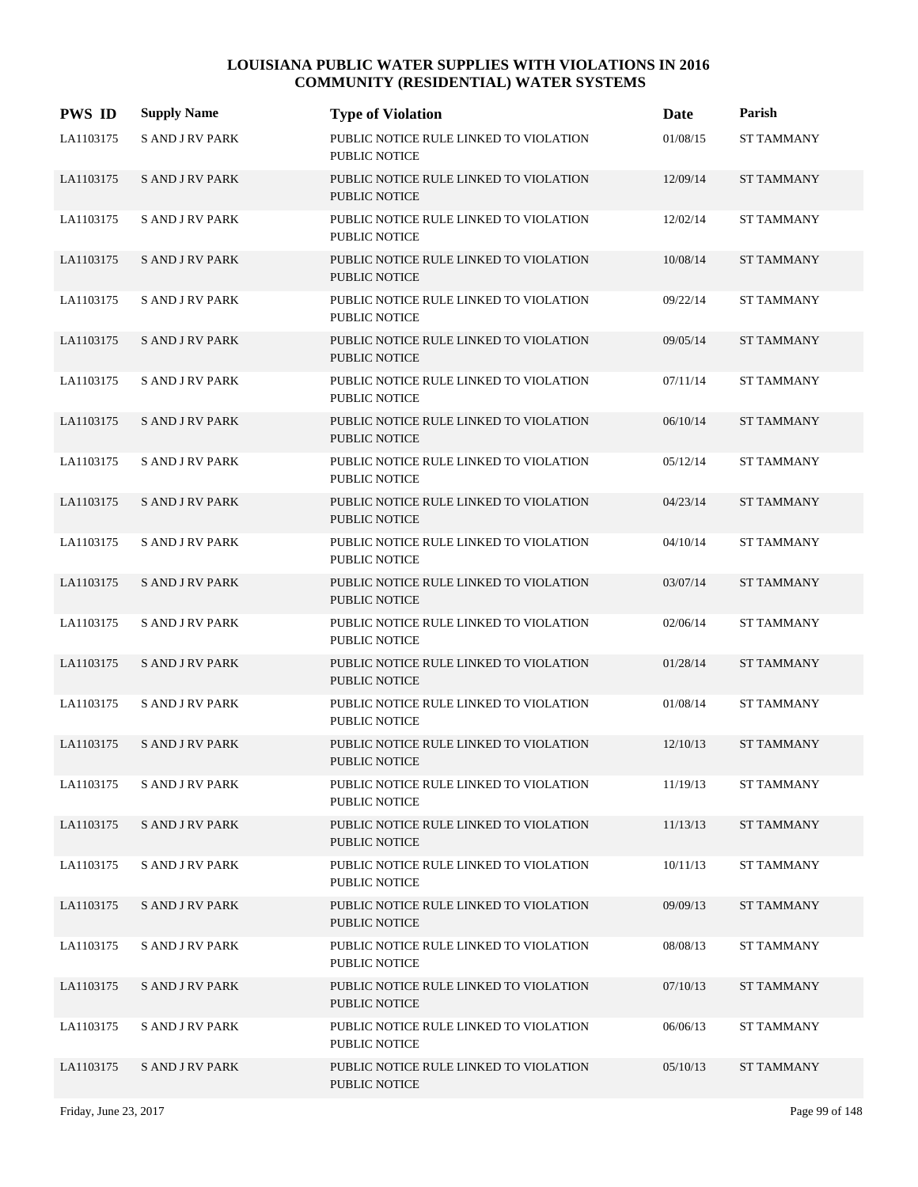# LOUISIANA PUBLIC WATER SUPPLIES WITH VIOLATIONS IN 2016
## COMMUNITY (RESIDENTIAL) WATER SYSTEMS

| PWS ID | Supply Name | Type of Violation | Date | Parish |
|---|---|---|---|---|
| LA1103175 | S AND J RV PARK | PUBLIC NOTICE RULE LINKED TO VIOLATION PUBLIC NOTICE | 01/08/15 | ST TAMMANY |
| LA1103175 | S AND J RV PARK | PUBLIC NOTICE RULE LINKED TO VIOLATION PUBLIC NOTICE | 12/09/14 | ST TAMMANY |
| LA1103175 | S AND J RV PARK | PUBLIC NOTICE RULE LINKED TO VIOLATION PUBLIC NOTICE | 12/02/14 | ST TAMMANY |
| LA1103175 | S AND J RV PARK | PUBLIC NOTICE RULE LINKED TO VIOLATION PUBLIC NOTICE | 10/08/14 | ST TAMMANY |
| LA1103175 | S AND J RV PARK | PUBLIC NOTICE RULE LINKED TO VIOLATION PUBLIC NOTICE | 09/22/14 | ST TAMMANY |
| LA1103175 | S AND J RV PARK | PUBLIC NOTICE RULE LINKED TO VIOLATION PUBLIC NOTICE | 09/05/14 | ST TAMMANY |
| LA1103175 | S AND J RV PARK | PUBLIC NOTICE RULE LINKED TO VIOLATION PUBLIC NOTICE | 07/11/14 | ST TAMMANY |
| LA1103175 | S AND J RV PARK | PUBLIC NOTICE RULE LINKED TO VIOLATION PUBLIC NOTICE | 06/10/14 | ST TAMMANY |
| LA1103175 | S AND J RV PARK | PUBLIC NOTICE RULE LINKED TO VIOLATION PUBLIC NOTICE | 05/12/14 | ST TAMMANY |
| LA1103175 | S AND J RV PARK | PUBLIC NOTICE RULE LINKED TO VIOLATION PUBLIC NOTICE | 04/23/14 | ST TAMMANY |
| LA1103175 | S AND J RV PARK | PUBLIC NOTICE RULE LINKED TO VIOLATION PUBLIC NOTICE | 04/10/14 | ST TAMMANY |
| LA1103175 | S AND J RV PARK | PUBLIC NOTICE RULE LINKED TO VIOLATION PUBLIC NOTICE | 03/07/14 | ST TAMMANY |
| LA1103175 | S AND J RV PARK | PUBLIC NOTICE RULE LINKED TO VIOLATION PUBLIC NOTICE | 02/06/14 | ST TAMMANY |
| LA1103175 | S AND J RV PARK | PUBLIC NOTICE RULE LINKED TO VIOLATION PUBLIC NOTICE | 01/28/14 | ST TAMMANY |
| LA1103175 | S AND J RV PARK | PUBLIC NOTICE RULE LINKED TO VIOLATION PUBLIC NOTICE | 01/08/14 | ST TAMMANY |
| LA1103175 | S AND J RV PARK | PUBLIC NOTICE RULE LINKED TO VIOLATION PUBLIC NOTICE | 12/10/13 | ST TAMMANY |
| LA1103175 | S AND J RV PARK | PUBLIC NOTICE RULE LINKED TO VIOLATION PUBLIC NOTICE | 11/19/13 | ST TAMMANY |
| LA1103175 | S AND J RV PARK | PUBLIC NOTICE RULE LINKED TO VIOLATION PUBLIC NOTICE | 11/13/13 | ST TAMMANY |
| LA1103175 | S AND J RV PARK | PUBLIC NOTICE RULE LINKED TO VIOLATION PUBLIC NOTICE | 10/11/13 | ST TAMMANY |
| LA1103175 | S AND J RV PARK | PUBLIC NOTICE RULE LINKED TO VIOLATION PUBLIC NOTICE | 09/09/13 | ST TAMMANY |
| LA1103175 | S AND J RV PARK | PUBLIC NOTICE RULE LINKED TO VIOLATION PUBLIC NOTICE | 08/08/13 | ST TAMMANY |
| LA1103175 | S AND J RV PARK | PUBLIC NOTICE RULE LINKED TO VIOLATION PUBLIC NOTICE | 07/10/13 | ST TAMMANY |
| LA1103175 | S AND J RV PARK | PUBLIC NOTICE RULE LINKED TO VIOLATION PUBLIC NOTICE | 06/06/13 | ST TAMMANY |
| LA1103175 | S AND J RV PARK | PUBLIC NOTICE RULE LINKED TO VIOLATION PUBLIC NOTICE | 05/10/13 | ST TAMMANY |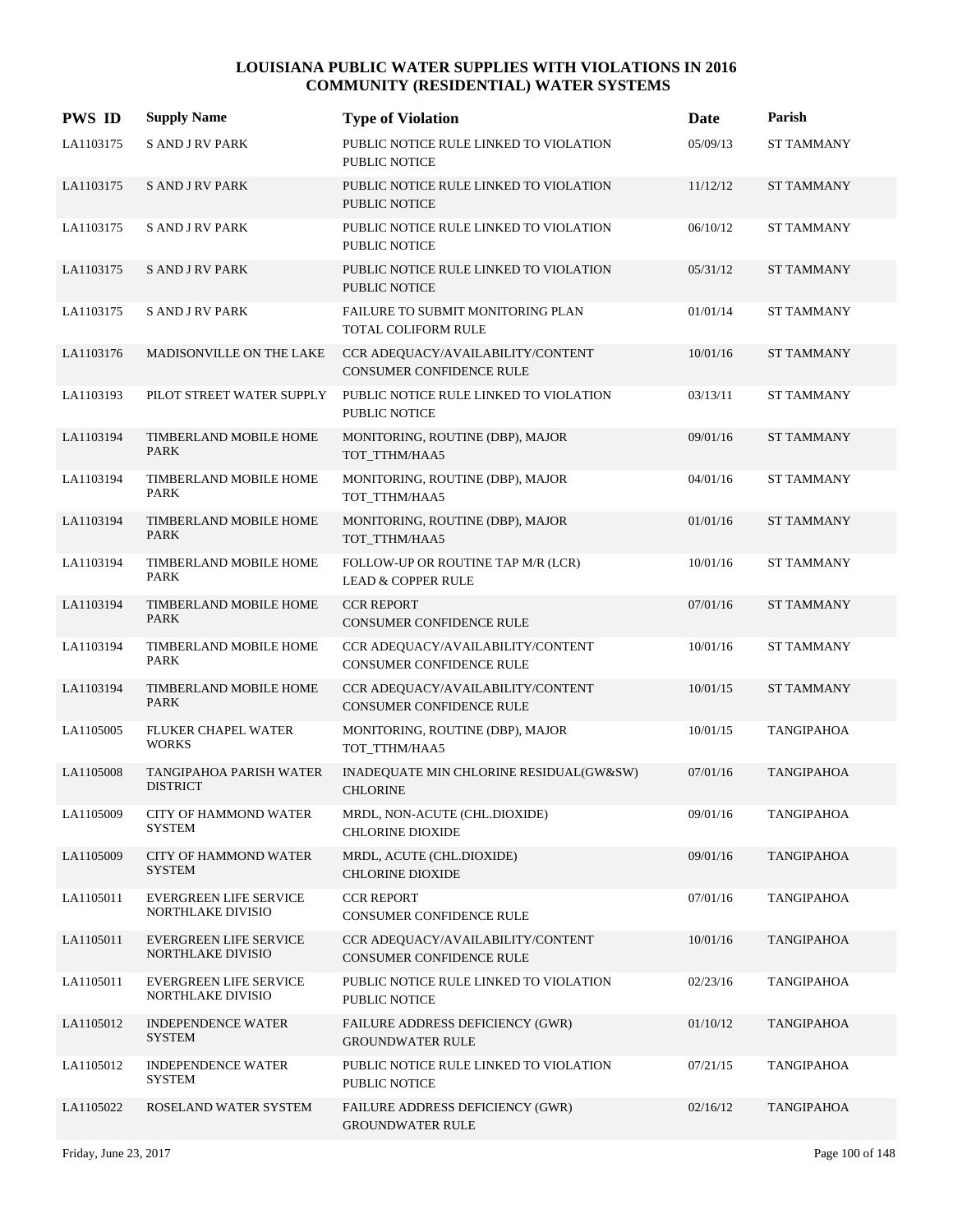# LOUISIANA PUBLIC WATER SUPPLIES WITH VIOLATIONS IN 2016
## COMMUNITY (RESIDENTIAL) WATER SYSTEMS

| PWS ID | Supply Name | Type of Violation | Date | Parish |
|---|---|---|---|---|
| LA1103175 | S AND J RV PARK | PUBLIC NOTICE RULE LINKED TO VIOLATION PUBLIC NOTICE | 05/09/13 | ST TAMMANY |
| LA1103175 | S AND J RV PARK | PUBLIC NOTICE RULE LINKED TO VIOLATION PUBLIC NOTICE | 11/12/12 | ST TAMMANY |
| LA1103175 | S AND J RV PARK | PUBLIC NOTICE RULE LINKED TO VIOLATION PUBLIC NOTICE | 06/10/12 | ST TAMMANY |
| LA1103175 | S AND J RV PARK | PUBLIC NOTICE RULE LINKED TO VIOLATION PUBLIC NOTICE | 05/31/12 | ST TAMMANY |
| LA1103175 | S AND J RV PARK | FAILURE TO SUBMIT MONITORING PLAN TOTAL COLIFORM RULE | 01/01/14 | ST TAMMANY |
| LA1103176 | MADISONVILLE ON THE LAKE | CCR ADEQUACY/AVAILABILITY/CONTENT CONSUMER CONFIDENCE RULE | 10/01/16 | ST TAMMANY |
| LA1103193 | PILOT STREET WATER SUPPLY | PUBLIC NOTICE RULE LINKED TO VIOLATION PUBLIC NOTICE | 03/13/11 | ST TAMMANY |
| LA1103194 | TIMBERLAND MOBILE HOME PARK | MONITORING, ROUTINE (DBP), MAJOR TOT_TTHM/HAA5 | 09/01/16 | ST TAMMANY |
| LA1103194 | TIMBERLAND MOBILE HOME PARK | MONITORING, ROUTINE (DBP), MAJOR TOT_TTHM/HAA5 | 04/01/16 | ST TAMMANY |
| LA1103194 | TIMBERLAND MOBILE HOME PARK | MONITORING, ROUTINE (DBP), MAJOR TOT_TTHM/HAA5 | 01/01/16 | ST TAMMANY |
| LA1103194 | TIMBERLAND MOBILE HOME PARK | FOLLOW-UP OR ROUTINE TAP M/R (LCR) LEAD & COPPER RULE | 10/01/16 | ST TAMMANY |
| LA1103194 | TIMBERLAND MOBILE HOME PARK | CCR REPORT CONSUMER CONFIDENCE RULE | 07/01/16 | ST TAMMANY |
| LA1103194 | TIMBERLAND MOBILE HOME PARK | CCR ADEQUACY/AVAILABILITY/CONTENT CONSUMER CONFIDENCE RULE | 10/01/16 | ST TAMMANY |
| LA1103194 | TIMBERLAND MOBILE HOME PARK | CCR ADEQUACY/AVAILABILITY/CONTENT CONSUMER CONFIDENCE RULE | 10/01/15 | ST TAMMANY |
| LA1105005 | FLUKER CHAPEL WATER WORKS | MONITORING, ROUTINE (DBP), MAJOR TOT_TTHM/HAA5 | 10/01/15 | TANGIPAHOA |
| LA1105008 | TANGIPAHOA PARISH WATER DISTRICT | INADEQUATE MIN CHLORINE RESIDUAL(GW&SW) CHLORINE | 07/01/16 | TANGIPAHOA |
| LA1105009 | CITY OF HAMMOND WATER SYSTEM | MRDL, NON-ACUTE (CHL.DIOXIDE) CHLORINE DIOXIDE | 09/01/16 | TANGIPAHOA |
| LA1105009 | CITY OF HAMMOND WATER SYSTEM | MRDL, ACUTE (CHL.DIOXIDE) CHLORINE DIOXIDE | 09/01/16 | TANGIPAHOA |
| LA1105011 | EVERGREEN LIFE SERVICE NORTHLAKE DIVISIO | CCR REPORT CONSUMER CONFIDENCE RULE | 07/01/16 | TANGIPAHOA |
| LA1105011 | EVERGREEN LIFE SERVICE NORTHLAKE DIVISIO | CCR ADEQUACY/AVAILABILITY/CONTENT CONSUMER CONFIDENCE RULE | 10/01/16 | TANGIPAHOA |
| LA1105011 | EVERGREEN LIFE SERVICE NORTHLAKE DIVISIO | PUBLIC NOTICE RULE LINKED TO VIOLATION PUBLIC NOTICE | 02/23/16 | TANGIPAHOA |
| LA1105012 | INDEPENDENCE WATER SYSTEM | FAILURE ADDRESS DEFICIENCY (GWR) GROUNDWATER RULE | 01/10/12 | TANGIPAHOA |
| LA1105012 | INDEPENDENCE WATER SYSTEM | PUBLIC NOTICE RULE LINKED TO VIOLATION PUBLIC NOTICE | 07/21/15 | TANGIPAHOA |
| LA1105022 | ROSELAND WATER SYSTEM | FAILURE ADDRESS DEFICIENCY (GWR) GROUNDWATER RULE | 02/16/12 | TANGIPAHOA |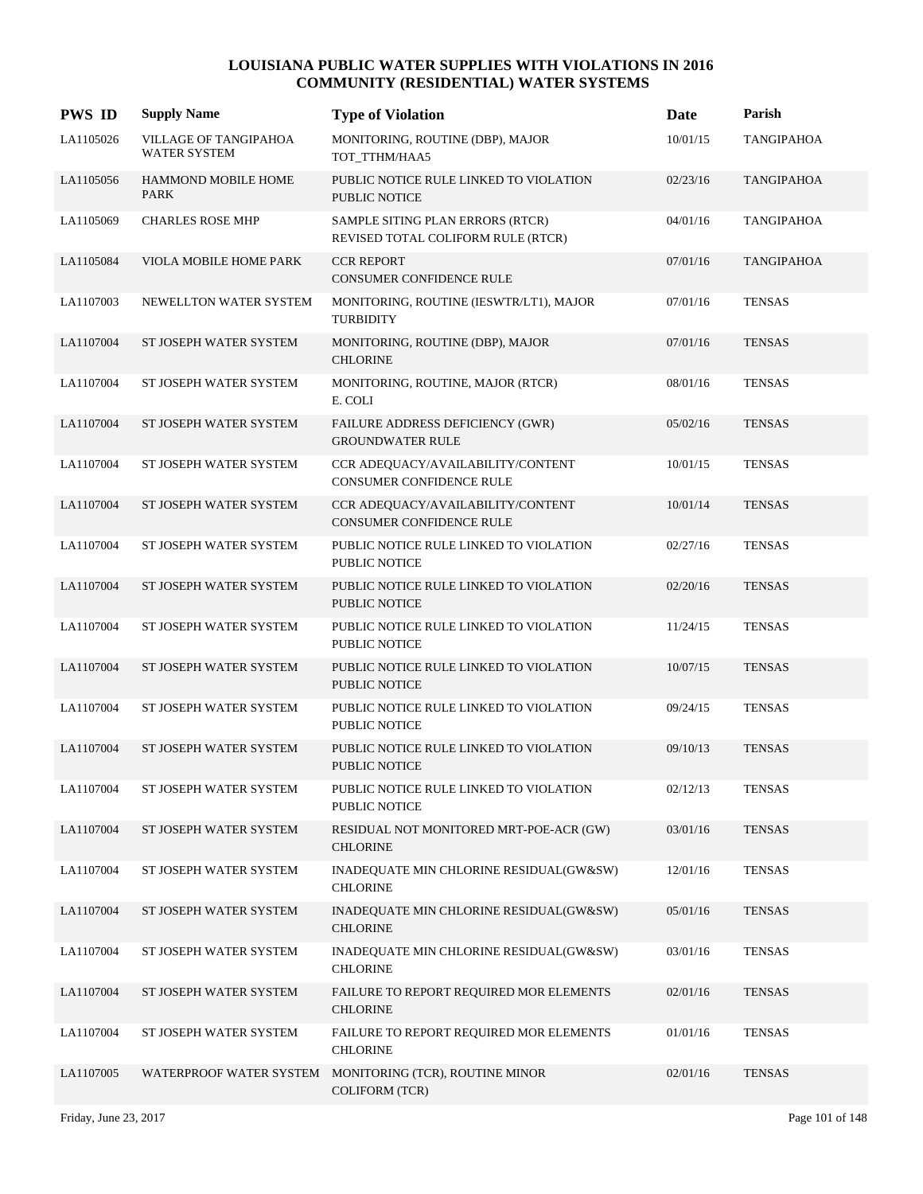# LOUISIANA PUBLIC WATER SUPPLIES WITH VIOLATIONS IN 2016
## COMMUNITY (RESIDENTIAL) WATER SYSTEMS

| PWS ID | Supply Name | Type of Violation | Date | Parish |
|---|---|---|---|---|
| LA1105026 | VILLAGE OF TANGIPAHOA WATER SYSTEM | MONITORING, ROUTINE (DBP), MAJOR TOT_TTHM/HAA5 | 10/01/15 | TANGIPAHOA |
| LA1105056 | HAMMOND MOBILE HOME PARK | PUBLIC NOTICE RULE LINKED TO VIOLATION PUBLIC NOTICE | 02/23/16 | TANGIPAHOA |
| LA1105069 | CHARLES ROSE MHP | SAMPLE SITING PLAN ERRORS (RTCR) REVISED TOTAL COLIFORM RULE (RTCR) | 04/01/16 | TANGIPAHOA |
| LA1105084 | VIOLA MOBILE HOME PARK | CCR REPORT CONSUMER CONFIDENCE RULE | 07/01/16 | TANGIPAHOA |
| LA1107003 | NEWELLTON WATER SYSTEM | MONITORING, ROUTINE (IESWTR/LT1), MAJOR TURBIDITY | 07/01/16 | TENSAS |
| LA1107004 | ST JOSEPH WATER SYSTEM | MONITORING, ROUTINE (DBP), MAJOR CHLORINE | 07/01/16 | TENSAS |
| LA1107004 | ST JOSEPH WATER SYSTEM | MONITORING, ROUTINE, MAJOR (RTCR) E. COLI | 08/01/16 | TENSAS |
| LA1107004 | ST JOSEPH WATER SYSTEM | FAILURE ADDRESS DEFICIENCY (GWR) GROUNDWATER RULE | 05/02/16 | TENSAS |
| LA1107004 | ST JOSEPH WATER SYSTEM | CCR ADEQUACY/AVAILABILITY/CONTENT CONSUMER CONFIDENCE RULE | 10/01/15 | TENSAS |
| LA1107004 | ST JOSEPH WATER SYSTEM | CCR ADEQUACY/AVAILABILITY/CONTENT CONSUMER CONFIDENCE RULE | 10/01/14 | TENSAS |
| LA1107004 | ST JOSEPH WATER SYSTEM | PUBLIC NOTICE RULE LINKED TO VIOLATION PUBLIC NOTICE | 02/27/16 | TENSAS |
| LA1107004 | ST JOSEPH WATER SYSTEM | PUBLIC NOTICE RULE LINKED TO VIOLATION PUBLIC NOTICE | 02/20/16 | TENSAS |
| LA1107004 | ST JOSEPH WATER SYSTEM | PUBLIC NOTICE RULE LINKED TO VIOLATION PUBLIC NOTICE | 11/24/15 | TENSAS |
| LA1107004 | ST JOSEPH WATER SYSTEM | PUBLIC NOTICE RULE LINKED TO VIOLATION PUBLIC NOTICE | 10/07/15 | TENSAS |
| LA1107004 | ST JOSEPH WATER SYSTEM | PUBLIC NOTICE RULE LINKED TO VIOLATION PUBLIC NOTICE | 09/24/15 | TENSAS |
| LA1107004 | ST JOSEPH WATER SYSTEM | PUBLIC NOTICE RULE LINKED TO VIOLATION PUBLIC NOTICE | 09/10/13 | TENSAS |
| LA1107004 | ST JOSEPH WATER SYSTEM | PUBLIC NOTICE RULE LINKED TO VIOLATION PUBLIC NOTICE | 02/12/13 | TENSAS |
| LA1107004 | ST JOSEPH WATER SYSTEM | RESIDUAL NOT MONITORED MRT-POE-ACR (GW) CHLORINE | 03/01/16 | TENSAS |
| LA1107004 | ST JOSEPH WATER SYSTEM | INADEQUATE MIN CHLORINE RESIDUAL(GW&SW) CHLORINE | 12/01/16 | TENSAS |
| LA1107004 | ST JOSEPH WATER SYSTEM | INADEQUATE MIN CHLORINE RESIDUAL(GW&SW) CHLORINE | 05/01/16 | TENSAS |
| LA1107004 | ST JOSEPH WATER SYSTEM | INADEQUATE MIN CHLORINE RESIDUAL(GW&SW) CHLORINE | 03/01/16 | TENSAS |
| LA1107004 | ST JOSEPH WATER SYSTEM | FAILURE TO REPORT REQUIRED MOR ELEMENTS CHLORINE | 02/01/16 | TENSAS |
| LA1107004 | ST JOSEPH WATER SYSTEM | FAILURE TO REPORT REQUIRED MOR ELEMENTS CHLORINE | 01/01/16 | TENSAS |
| LA1107005 | WATERPROOF WATER SYSTEM | MONITORING (TCR), ROUTINE MINOR COLIFORM (TCR) | 02/01/16 | TENSAS |

Friday, June 23, 2017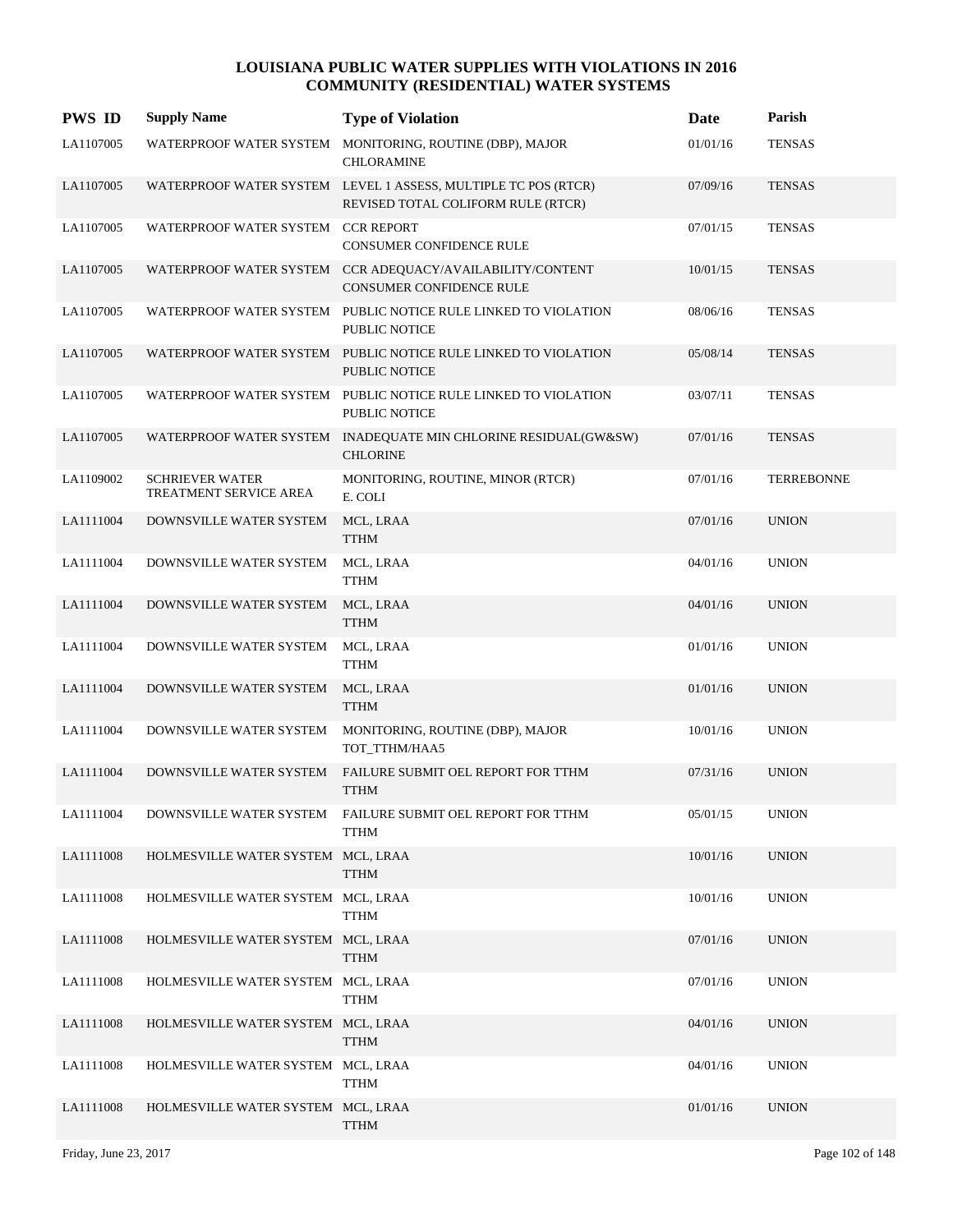# LOUISIANA PUBLIC WATER SUPPLIES WITH VIOLATIONS IN 2016
## COMMUNITY (RESIDENTIAL) WATER SYSTEMS

| PWS ID | Supply Name | Type of Violation | Date | Parish |
|---|---|---|---|---|
| LA1107005 | WATERPROOF WATER SYSTEM | MONITORING, ROUTINE (DBP), MAJOR<br>CHLORAMINE | 01/01/16 | TENSAS |
| LA1107005 | WATERPROOF WATER SYSTEM | LEVEL 1 ASSESS, MULTIPLE TC POS (RTCR)<br>REVISED TOTAL COLIFORM RULE (RTCR) | 07/09/16 | TENSAS |
| LA1107005 | WATERPROOF WATER SYSTEM | CCR REPORT<br>CONSUMER CONFIDENCE RULE | 07/01/15 | TENSAS |
| LA1107005 | WATERPROOF WATER SYSTEM | CCR ADEQUACY/AVAILABILITY/CONTENT<br>CONSUMER CONFIDENCE RULE | 10/01/15 | TENSAS |
| LA1107005 | WATERPROOF WATER SYSTEM | PUBLIC NOTICE RULE LINKED TO VIOLATION<br>PUBLIC NOTICE | 08/06/16 | TENSAS |
| LA1107005 | WATERPROOF WATER SYSTEM | PUBLIC NOTICE RULE LINKED TO VIOLATION<br>PUBLIC NOTICE | 05/08/14 | TENSAS |
| LA1107005 | WATERPROOF WATER SYSTEM | PUBLIC NOTICE RULE LINKED TO VIOLATION<br>PUBLIC NOTICE | 03/07/11 | TENSAS |
| LA1107005 | WATERPROOF WATER SYSTEM | INADEQUATE MIN CHLORINE RESIDUAL(GW&SW)<br>CHLORINE | 07/01/16 | TENSAS |
| LA1109002 | SCHRIEVER WATER TREATMENT SERVICE AREA | MONITORING, ROUTINE, MINOR (RTCR)<br>E. COLI | 07/01/16 | TERREBONNE |
| LA1111004 | DOWNSVILLE WATER SYSTEM | MCL, LRAA<br>TTHM | 07/01/16 | UNION |
| LA1111004 | DOWNSVILLE WATER SYSTEM | MCL, LRAA<br>TTHM | 04/01/16 | UNION |
| LA1111004 | DOWNSVILLE WATER SYSTEM | MCL, LRAA<br>TTHM | 04/01/16 | UNION |
| LA1111004 | DOWNSVILLE WATER SYSTEM | MCL, LRAA<br>TTHM | 01/01/16 | UNION |
| LA1111004 | DOWNSVILLE WATER SYSTEM | MCL, LRAA<br>TTHM | 01/01/16 | UNION |
| LA1111004 | DOWNSVILLE WATER SYSTEM | MONITORING, ROUTINE (DBP), MAJOR<br>TOT_TTHM/HAA5 | 10/01/16 | UNION |
| LA1111004 | DOWNSVILLE WATER SYSTEM | FAILURE SUBMIT OEL REPORT FOR TTHM<br>TTHM | 07/31/16 | UNION |
| LA1111004 | DOWNSVILLE WATER SYSTEM | FAILURE SUBMIT OEL REPORT FOR TTHM<br>TTHM | 05/01/15 | UNION |
| LA1111008 | HOLMESVILLE WATER SYSTEM | MCL, LRAA<br>TTHM | 10/01/16 | UNION |
| LA1111008 | HOLMESVILLE WATER SYSTEM | MCL, LRAA<br>TTHM | 10/01/16 | UNION |
| LA1111008 | HOLMESVILLE WATER SYSTEM | MCL, LRAA<br>TTHM | 07/01/16 | UNION |
| LA1111008 | HOLMESVILLE WATER SYSTEM | MCL, LRAA<br>TTHM | 07/01/16 | UNION |
| LA1111008 | HOLMESVILLE WATER SYSTEM | MCL, LRAA<br>TTHM | 04/01/16 | UNION |
| LA1111008 | HOLMESVILLE WATER SYSTEM | MCL, LRAA<br>TTHM | 04/01/16 | UNION |
| LA1111008 | HOLMESVILLE WATER SYSTEM | MCL, LRAA<br>TTHM | 01/01/16 | UNION |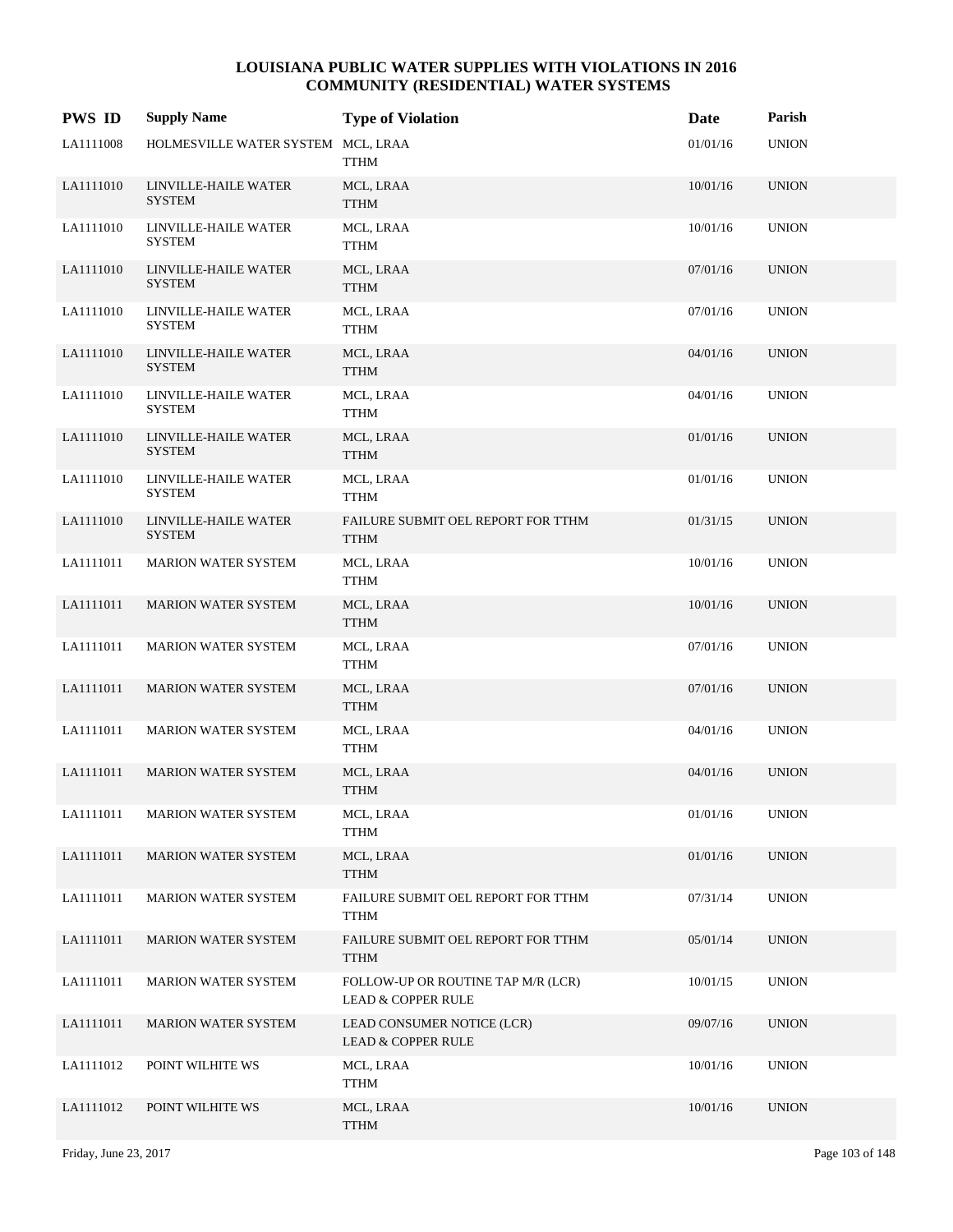# LOUISIANA PUBLIC WATER SUPPLIES WITH VIOLATIONS IN 2016
## COMMUNITY (RESIDENTIAL) WATER SYSTEMS

| PWS ID | Supply Name | Type of Violation | Date | Parish |
|---|---|---|---|---|
| LA1111008 | HOLMESVILLE WATER SYSTEM | MCL, LRAA TTHM | 01/01/16 | UNION |
| LA1111010 | LINVILLE-HAILE WATER SYSTEM | MCL, LRAA TTHM | 10/01/16 | UNION |
| LA1111010 | LINVILLE-HAILE WATER SYSTEM | MCL, LRAA TTHM | 10/01/16 | UNION |
| LA1111010 | LINVILLE-HAILE WATER SYSTEM | MCL, LRAA TTHM | 07/01/16 | UNION |
| LA1111010 | LINVILLE-HAILE WATER SYSTEM | MCL, LRAA TTHM | 07/01/16 | UNION |
| LA1111010 | LINVILLE-HAILE WATER SYSTEM | MCL, LRAA TTHM | 04/01/16 | UNION |
| LA1111010 | LINVILLE-HAILE WATER SYSTEM | MCL, LRAA TTHM | 04/01/16 | UNION |
| LA1111010 | LINVILLE-HAILE WATER SYSTEM | MCL, LRAA TTHM | 01/01/16 | UNION |
| LA1111010 | LINVILLE-HAILE WATER SYSTEM | MCL, LRAA TTHM | 01/01/16 | UNION |
| LA1111010 | LINVILLE-HAILE WATER SYSTEM | FAILURE SUBMIT OEL REPORT FOR TTHM TTHM | 01/31/15 | UNION |
| LA1111011 | MARION WATER SYSTEM | MCL, LRAA TTHM | 10/01/16 | UNION |
| LA1111011 | MARION WATER SYSTEM | MCL, LRAA TTHM | 10/01/16 | UNION |
| LA1111011 | MARION WATER SYSTEM | MCL, LRAA TTHM | 07/01/16 | UNION |
| LA1111011 | MARION WATER SYSTEM | MCL, LRAA TTHM | 07/01/16 | UNION |
| LA1111011 | MARION WATER SYSTEM | MCL, LRAA TTHM | 04/01/16 | UNION |
| LA1111011 | MARION WATER SYSTEM | MCL, LRAA TTHM | 04/01/16 | UNION |
| LA1111011 | MARION WATER SYSTEM | MCL, LRAA TTHM | 01/01/16 | UNION |
| LA1111011 | MARION WATER SYSTEM | MCL, LRAA TTHM | 01/01/16 | UNION |
| LA1111011 | MARION WATER SYSTEM | FAILURE SUBMIT OEL REPORT FOR TTHM TTHM | 07/31/14 | UNION |
| LA1111011 | MARION WATER SYSTEM | FAILURE SUBMIT OEL REPORT FOR TTHM TTHM | 05/01/14 | UNION |
| LA1111011 | MARION WATER SYSTEM | FOLLOW-UP OR ROUTINE TAP M/R (LCR) LEAD & COPPER RULE | 10/01/15 | UNION |
| LA1111011 | MARION WATER SYSTEM | LEAD CONSUMER NOTICE (LCR) LEAD & COPPER RULE | 09/07/16 | UNION |
| LA1111012 | POINT WILHITE WS | MCL, LRAA TTHM | 10/01/16 | UNION |
| LA1111012 | POINT WILHITE WS | MCL, LRAA TTHM | 10/01/16 | UNION |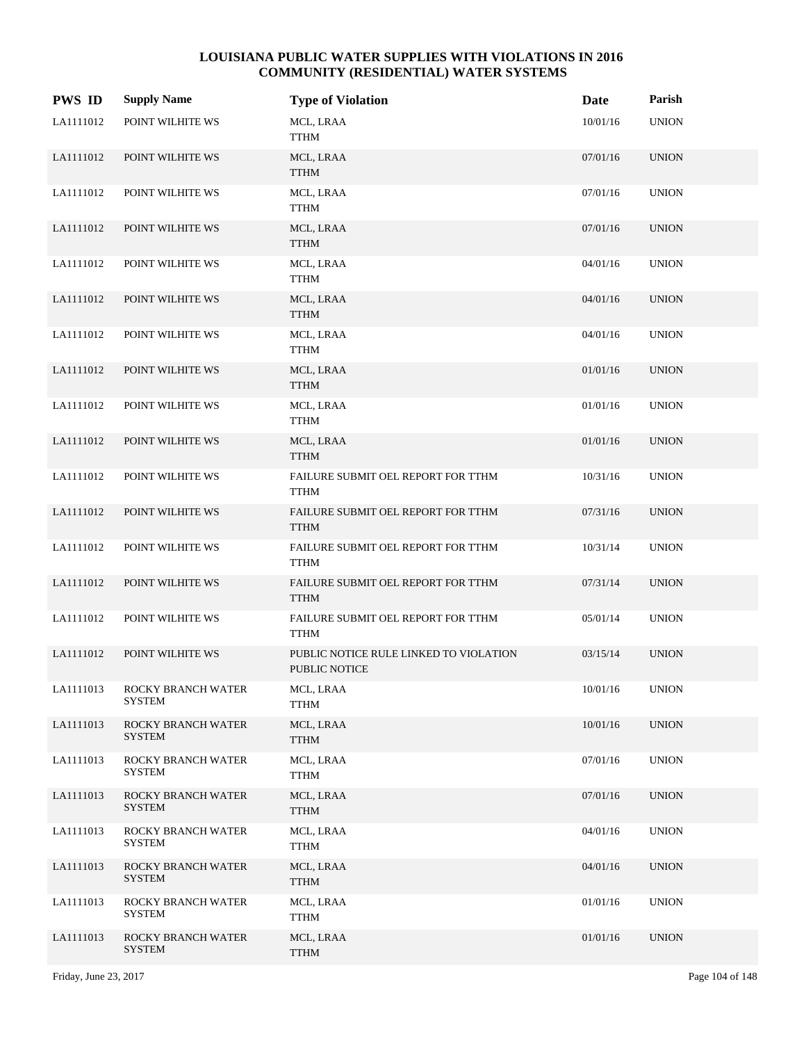## LOUISIANA PUBLIC WATER SUPPLIES WITH VIOLATIONS IN 2016
## COMMUNITY (RESIDENTIAL) WATER SYSTEMS

| PWS ID | Supply Name | Type of Violation | Date | Parish |
|---|---|---|---|---|
| LA1111012 | POINT WILHITE WS | MCL, LRAA TTHM | 10/01/16 | UNION |
| LA1111012 | POINT WILHITE WS | MCL, LRAA TTHM | 07/01/16 | UNION |
| LA1111012 | POINT WILHITE WS | MCL, LRAA TTHM | 07/01/16 | UNION |
| LA1111012 | POINT WILHITE WS | MCL, LRAA TTHM | 07/01/16 | UNION |
| LA1111012 | POINT WILHITE WS | MCL, LRAA TTHM | 04/01/16 | UNION |
| LA1111012 | POINT WILHITE WS | MCL, LRAA TTHM | 04/01/16 | UNION |
| LA1111012 | POINT WILHITE WS | MCL, LRAA TTHM | 04/01/16 | UNION |
| LA1111012 | POINT WILHITE WS | MCL, LRAA TTHM | 01/01/16 | UNION |
| LA1111012 | POINT WILHITE WS | MCL, LRAA TTHM | 01/01/16 | UNION |
| LA1111012 | POINT WILHITE WS | MCL, LRAA TTHM | 01/01/16 | UNION |
| LA1111012 | POINT WILHITE WS | FAILURE SUBMIT OEL REPORT FOR TTHM TTHM | 10/31/16 | UNION |
| LA1111012 | POINT WILHITE WS | FAILURE SUBMIT OEL REPORT FOR TTHM TTHM | 07/31/16 | UNION |
| LA1111012 | POINT WILHITE WS | FAILURE SUBMIT OEL REPORT FOR TTHM TTHM | 10/31/14 | UNION |
| LA1111012 | POINT WILHITE WS | FAILURE SUBMIT OEL REPORT FOR TTHM TTHM | 07/31/14 | UNION |
| LA1111012 | POINT WILHITE WS | FAILURE SUBMIT OEL REPORT FOR TTHM TTHM | 05/01/14 | UNION |
| LA1111012 | POINT WILHITE WS | PUBLIC NOTICE RULE LINKED TO VIOLATION PUBLIC NOTICE | 03/15/14 | UNION |
| LA1111013 | ROCKY BRANCH WATER SYSTEM | MCL, LRAA TTHM | 10/01/16 | UNION |
| LA1111013 | ROCKY BRANCH WATER SYSTEM | MCL, LRAA TTHM | 10/01/16 | UNION |
| LA1111013 | ROCKY BRANCH WATER SYSTEM | MCL, LRAA TTHM | 07/01/16 | UNION |
| LA1111013 | ROCKY BRANCH WATER SYSTEM | MCL, LRAA TTHM | 07/01/16 | UNION |
| LA1111013 | ROCKY BRANCH WATER SYSTEM | MCL, LRAA TTHM | 04/01/16 | UNION |
| LA1111013 | ROCKY BRANCH WATER SYSTEM | MCL, LRAA TTHM | 04/01/16 | UNION |
| LA1111013 | ROCKY BRANCH WATER SYSTEM | MCL, LRAA TTHM | 01/01/16 | UNION |
| LA1111013 | ROCKY BRANCH WATER SYSTEM | MCL, LRAA TTHM | 01/01/16 | UNION |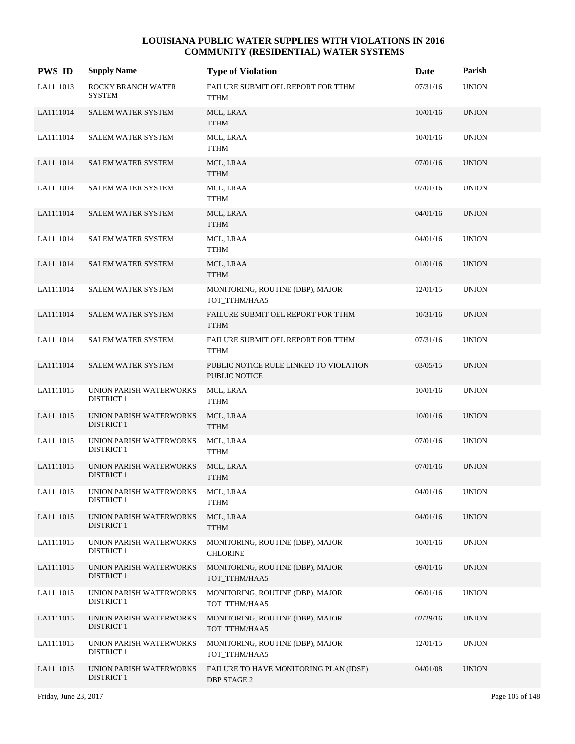# LOUISIANA PUBLIC WATER SUPPLIES WITH VIOLATIONS IN 2016
## COMMUNITY (RESIDENTIAL) WATER SYSTEMS

| PWS ID | Supply Name | Type of Violation | Date | Parish |
|---|---|---|---|---|
| LA1111013 | ROCKY BRANCH WATER SYSTEM | FAILURE SUBMIT OEL REPORT FOR TTHM<br>TTHM | 07/31/16 | UNION |
| LA1111014 | SALEM WATER SYSTEM | MCL, LRAA<br>TTHM | 10/01/16 | UNION |
| LA1111014 | SALEM WATER SYSTEM | MCL, LRAA<br>TTHM | 10/01/16 | UNION |
| LA1111014 | SALEM WATER SYSTEM | MCL, LRAA<br>TTHM | 07/01/16 | UNION |
| LA1111014 | SALEM WATER SYSTEM | MCL, LRAA<br>TTHM | 07/01/16 | UNION |
| LA1111014 | SALEM WATER SYSTEM | MCL, LRAA<br>TTHM | 04/01/16 | UNION |
| LA1111014 | SALEM WATER SYSTEM | MCL, LRAA<br>TTHM | 04/01/16 | UNION |
| LA1111014 | SALEM WATER SYSTEM | MCL, LRAA<br>TTHM | 01/01/16 | UNION |
| LA1111014 | SALEM WATER SYSTEM | MONITORING, ROUTINE (DBP), MAJOR<br>TOT_TTHM/HAA5 | 12/01/15 | UNION |
| LA1111014 | SALEM WATER SYSTEM | FAILURE SUBMIT OEL REPORT FOR TTHM<br>TTHM | 10/31/16 | UNION |
| LA1111014 | SALEM WATER SYSTEM | FAILURE SUBMIT OEL REPORT FOR TTHM<br>TTHM | 07/31/16 | UNION |
| LA1111014 | SALEM WATER SYSTEM | PUBLIC NOTICE RULE LINKED TO VIOLATION<br>PUBLIC NOTICE | 03/05/15 | UNION |
| LA1111015 | UNION PARISH WATERWORKS DISTRICT 1 | MCL, LRAA<br>TTHM | 10/01/16 | UNION |
| LA1111015 | UNION PARISH WATERWORKS DISTRICT 1 | MCL, LRAA<br>TTHM | 10/01/16 | UNION |
| LA1111015 | UNION PARISH WATERWORKS DISTRICT 1 | MCL, LRAA<br>TTHM | 07/01/16 | UNION |
| LA1111015 | UNION PARISH WATERWORKS DISTRICT 1 | MCL, LRAA<br>TTHM | 07/01/16 | UNION |
| LA1111015 | UNION PARISH WATERWORKS DISTRICT 1 | MCL, LRAA<br>TTHM | 04/01/16 | UNION |
| LA1111015 | UNION PARISH WATERWORKS DISTRICT 1 | MCL, LRAA<br>TTHM | 04/01/16 | UNION |
| LA1111015 | UNION PARISH WATERWORKS DISTRICT 1 | MONITORING, ROUTINE (DBP), MAJOR<br>CHLORINE | 10/01/16 | UNION |
| LA1111015 | UNION PARISH WATERWORKS DISTRICT 1 | MONITORING, ROUTINE (DBP), MAJOR<br>TOT_TTHM/HAA5 | 09/01/16 | UNION |
| LA1111015 | UNION PARISH WATERWORKS DISTRICT 1 | MONITORING, ROUTINE (DBP), MAJOR<br>TOT_TTHM/HAA5 | 06/01/16 | UNION |
| LA1111015 | UNION PARISH WATERWORKS DISTRICT 1 | MONITORING, ROUTINE (DBP), MAJOR<br>TOT_TTHM/HAA5 | 02/29/16 | UNION |
| LA1111015 | UNION PARISH WATERWORKS DISTRICT 1 | MONITORING, ROUTINE (DBP), MAJOR<br>TOT_TTHM/HAA5 | 12/01/15 | UNION |
| LA1111015 | UNION PARISH WATERWORKS DISTRICT 1 | FAILURE TO HAVE MONITORING PLAN (IDSE)<br>DBP STAGE 2 | 04/01/08 | UNION |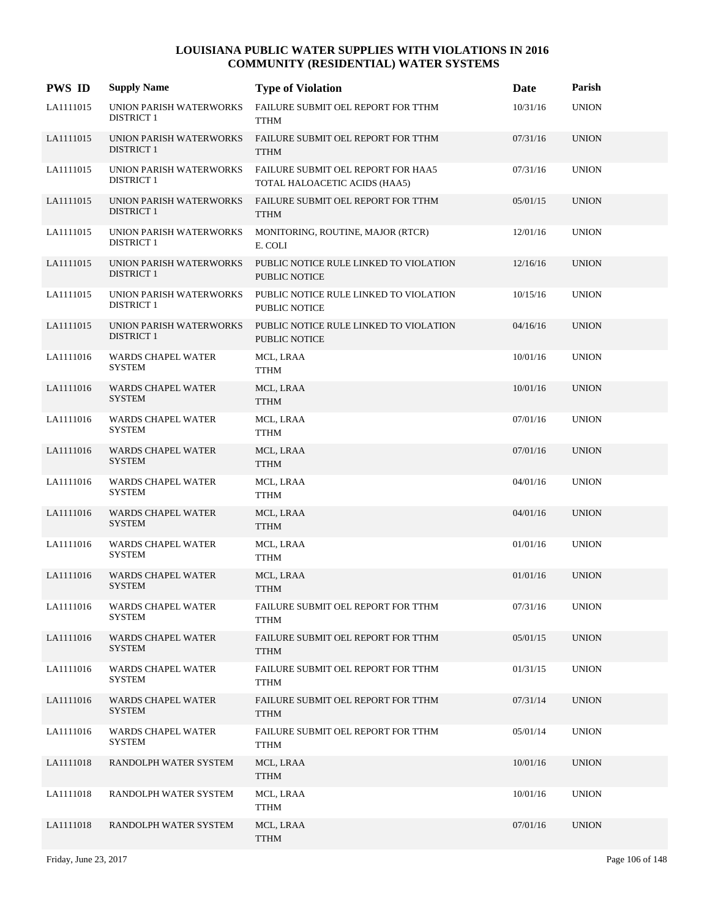# LOUISIANA PUBLIC WATER SUPPLIES WITH VIOLATIONS IN 2016
## COMMUNITY (RESIDENTIAL) WATER SYSTEMS

| PWS ID | Supply Name | Type of Violation | Date | Parish |
|---|---|---|---|---|
| LA1111015 | UNION PARISH WATERWORKS DISTRICT 1 | FAILURE SUBMIT OEL REPORT FOR TTHM<br>TTHM | 10/31/16 | UNION |
| LA1111015 | UNION PARISH WATERWORKS DISTRICT 1 | FAILURE SUBMIT OEL REPORT FOR TTHM<br>TTHM | 07/31/16 | UNION |
| LA1111015 | UNION PARISH WATERWORKS DISTRICT 1 | FAILURE SUBMIT OEL REPORT FOR HAA5<br>TOTAL HALOACETIC ACIDS (HAA5) | 07/31/16 | UNION |
| LA1111015 | UNION PARISH WATERWORKS DISTRICT 1 | FAILURE SUBMIT OEL REPORT FOR TTHM<br>TTHM | 05/01/15 | UNION |
| LA1111015 | UNION PARISH WATERWORKS DISTRICT 1 | MONITORING, ROUTINE, MAJOR (RTCR)<br>E. COLI | 12/01/16 | UNION |
| LA1111015 | UNION PARISH WATERWORKS DISTRICT 1 | PUBLIC NOTICE RULE LINKED TO VIOLATION<br>PUBLIC NOTICE | 12/16/16 | UNION |
| LA1111015 | UNION PARISH WATERWORKS DISTRICT 1 | PUBLIC NOTICE RULE LINKED TO VIOLATION<br>PUBLIC NOTICE | 10/15/16 | UNION |
| LA1111015 | UNION PARISH WATERWORKS DISTRICT 1 | PUBLIC NOTICE RULE LINKED TO VIOLATION<br>PUBLIC NOTICE | 04/16/16 | UNION |
| LA1111016 | WARDS CHAPEL WATER SYSTEM | MCL, LRAA<br>TTHM | 10/01/16 | UNION |
| LA1111016 | WARDS CHAPEL WATER SYSTEM | MCL, LRAA<br>TTHM | 10/01/16 | UNION |
| LA1111016 | WARDS CHAPEL WATER SYSTEM | MCL, LRAA<br>TTHM | 07/01/16 | UNION |
| LA1111016 | WARDS CHAPEL WATER SYSTEM | MCL, LRAA<br>TTHM | 07/01/16 | UNION |
| LA1111016 | WARDS CHAPEL WATER SYSTEM | MCL, LRAA<br>TTHM | 04/01/16 | UNION |
| LA1111016 | WARDS CHAPEL WATER SYSTEM | MCL, LRAA<br>TTHM | 04/01/16 | UNION |
| LA1111016 | WARDS CHAPEL WATER SYSTEM | MCL, LRAA<br>TTHM | 01/01/16 | UNION |
| LA1111016 | WARDS CHAPEL WATER SYSTEM | MCL, LRAA<br>TTHM | 01/01/16 | UNION |
| LA1111016 | WARDS CHAPEL WATER SYSTEM | FAILURE SUBMIT OEL REPORT FOR TTHM<br>TTHM | 07/31/16 | UNION |
| LA1111016 | WARDS CHAPEL WATER SYSTEM | FAILURE SUBMIT OEL REPORT FOR TTHM<br>TTHM | 05/01/15 | UNION |
| LA1111016 | WARDS CHAPEL WATER SYSTEM | FAILURE SUBMIT OEL REPORT FOR TTHM<br>TTHM | 01/31/15 | UNION |
| LA1111016 | WARDS CHAPEL WATER SYSTEM | FAILURE SUBMIT OEL REPORT FOR TTHM<br>TTHM | 07/31/14 | UNION |
| LA1111016 | WARDS CHAPEL WATER SYSTEM | FAILURE SUBMIT OEL REPORT FOR TTHM<br>TTHM | 05/01/14 | UNION |
| LA1111018 | RANDOLPH WATER SYSTEM | MCL, LRAA<br>TTHM | 10/01/16 | UNION |
| LA1111018 | RANDOLPH WATER SYSTEM | MCL, LRAA<br>TTHM | 10/01/16 | UNION |
| LA1111018 | RANDOLPH WATER SYSTEM | MCL, LRAA<br>TTHM | 07/01/16 | UNION |

Friday, June 23, 2017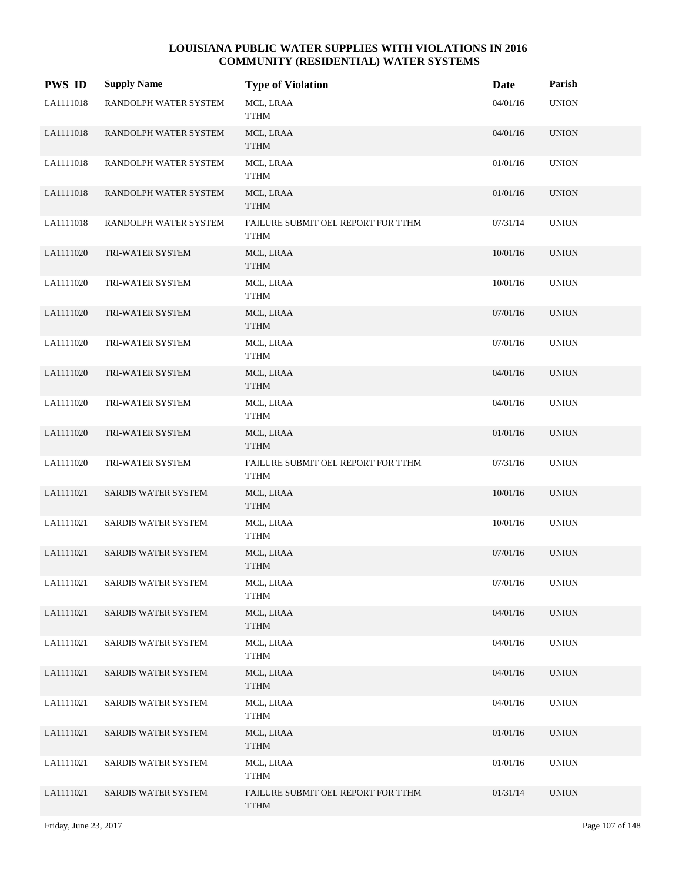# LOUISIANA PUBLIC WATER SUPPLIES WITH VIOLATIONS IN 2016
## COMMUNITY (RESIDENTIAL) WATER SYSTEMS

| PWS ID | Supply Name | Type of Violation | Date | Parish |
|---|---|---|---|---|
| LA1111018 | RANDOLPH WATER SYSTEM | MCL, LRAA TTHM | 04/01/16 | UNION |
| LA1111018 | RANDOLPH WATER SYSTEM | MCL, LRAA TTHM | 04/01/16 | UNION |
| LA1111018 | RANDOLPH WATER SYSTEM | MCL, LRAA TTHM | 01/01/16 | UNION |
| LA1111018 | RANDOLPH WATER SYSTEM | MCL, LRAA TTHM | 01/01/16 | UNION |
| LA1111018 | RANDOLPH WATER SYSTEM | FAILURE SUBMIT OEL REPORT FOR TTHM TTHM | 07/31/14 | UNION |
| LA1111020 | TRI-WATER SYSTEM | MCL, LRAA TTHM | 10/01/16 | UNION |
| LA1111020 | TRI-WATER SYSTEM | MCL, LRAA TTHM | 10/01/16 | UNION |
| LA1111020 | TRI-WATER SYSTEM | MCL, LRAA TTHM | 07/01/16 | UNION |
| LA1111020 | TRI-WATER SYSTEM | MCL, LRAA TTHM | 07/01/16 | UNION |
| LA1111020 | TRI-WATER SYSTEM | MCL, LRAA TTHM | 04/01/16 | UNION |
| LA1111020 | TRI-WATER SYSTEM | MCL, LRAA TTHM | 04/01/16 | UNION |
| LA1111020 | TRI-WATER SYSTEM | MCL, LRAA TTHM | 01/01/16 | UNION |
| LA1111020 | TRI-WATER SYSTEM | FAILURE SUBMIT OEL REPORT FOR TTHM TTHM | 07/31/16 | UNION |
| LA1111021 | SARDIS WATER SYSTEM | MCL, LRAA TTHM | 10/01/16 | UNION |
| LA1111021 | SARDIS WATER SYSTEM | MCL, LRAA TTHM | 10/01/16 | UNION |
| LA1111021 | SARDIS WATER SYSTEM | MCL, LRAA TTHM | 07/01/16 | UNION |
| LA1111021 | SARDIS WATER SYSTEM | MCL, LRAA TTHM | 07/01/16 | UNION |
| LA1111021 | SARDIS WATER SYSTEM | MCL, LRAA TTHM | 04/01/16 | UNION |
| LA1111021 | SARDIS WATER SYSTEM | MCL, LRAA TTHM | 04/01/16 | UNION |
| LA1111021 | SARDIS WATER SYSTEM | MCL, LRAA TTHM | 04/01/16 | UNION |
| LA1111021 | SARDIS WATER SYSTEM | MCL, LRAA TTHM | 04/01/16 | UNION |
| LA1111021 | SARDIS WATER SYSTEM | MCL, LRAA TTHM | 01/01/16 | UNION |
| LA1111021 | SARDIS WATER SYSTEM | MCL, LRAA TTHM | 01/01/16 | UNION |
| LA1111021 | SARDIS WATER SYSTEM | FAILURE SUBMIT OEL REPORT FOR TTHM TTHM | 01/31/14 | UNION |

Friday, June 23, 2017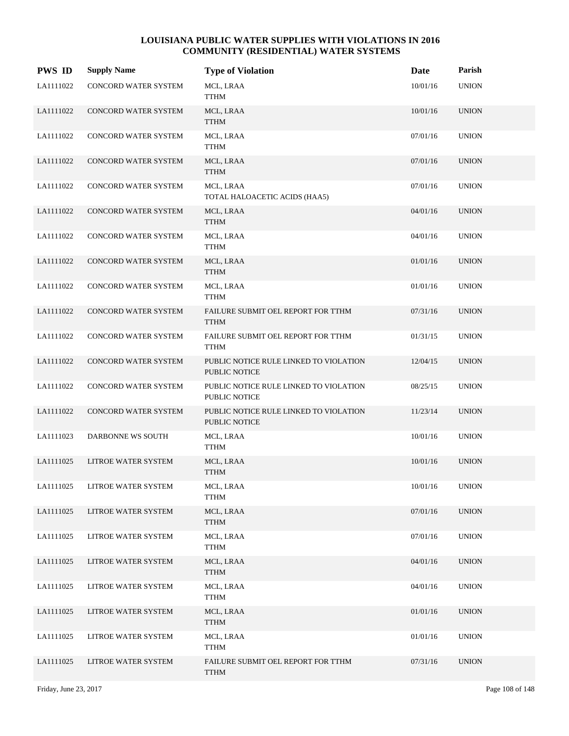# LOUISIANA PUBLIC WATER SUPPLIES WITH VIOLATIONS IN 2016
## COMMUNITY (RESIDENTIAL) WATER SYSTEMS

| PWS ID | Supply Name | Type of Violation | Date | Parish |
|---|---|---|---|---|
| LA1111022 | CONCORD WATER SYSTEM | MCL, LRAA<br>TTHM | 10/01/16 | UNION |
| LA1111022 | CONCORD WATER SYSTEM | MCL, LRAA<br>TTHM | 10/01/16 | UNION |
| LA1111022 | CONCORD WATER SYSTEM | MCL, LRAA<br>TTHM | 07/01/16 | UNION |
| LA1111022 | CONCORD WATER SYSTEM | MCL, LRAA<br>TTHM | 07/01/16 | UNION |
| LA1111022 | CONCORD WATER SYSTEM | MCL, LRAA<br>TOTAL HALOACETIC ACIDS (HAA5) | 07/01/16 | UNION |
| LA1111022 | CONCORD WATER SYSTEM | MCL, LRAA<br>TTHM | 04/01/16 | UNION |
| LA1111022 | CONCORD WATER SYSTEM | MCL, LRAA<br>TTHM | 04/01/16 | UNION |
| LA1111022 | CONCORD WATER SYSTEM | MCL, LRAA<br>TTHM | 01/01/16 | UNION |
| LA1111022 | CONCORD WATER SYSTEM | MCL, LRAA<br>TTHM | 01/01/16 | UNION |
| LA1111022 | CONCORD WATER SYSTEM | FAILURE SUBMIT OEL REPORT FOR TTHM<br>TTHM | 07/31/16 | UNION |
| LA1111022 | CONCORD WATER SYSTEM | FAILURE SUBMIT OEL REPORT FOR TTHM<br>TTHM | 01/31/15 | UNION |
| LA1111022 | CONCORD WATER SYSTEM | PUBLIC NOTICE RULE LINKED TO VIOLATION<br>PUBLIC NOTICE | 12/04/15 | UNION |
| LA1111022 | CONCORD WATER SYSTEM | PUBLIC NOTICE RULE LINKED TO VIOLATION<br>PUBLIC NOTICE | 08/25/15 | UNION |
| LA1111022 | CONCORD WATER SYSTEM | PUBLIC NOTICE RULE LINKED TO VIOLATION<br>PUBLIC NOTICE | 11/23/14 | UNION |
| LA1111023 | DARBONNE WS SOUTH | MCL, LRAA<br>TTHM | 10/01/16 | UNION |
| LA1111025 | LITROE WATER SYSTEM | MCL, LRAA<br>TTHM | 10/01/16 | UNION |
| LA1111025 | LITROE WATER SYSTEM | MCL, LRAA<br>TTHM | 10/01/16 | UNION |
| LA1111025 | LITROE WATER SYSTEM | MCL, LRAA<br>TTHM | 07/01/16 | UNION |
| LA1111025 | LITROE WATER SYSTEM | MCL, LRAA<br>TTHM | 07/01/16 | UNION |
| LA1111025 | LITROE WATER SYSTEM | MCL, LRAA<br>TTHM | 04/01/16 | UNION |
| LA1111025 | LITROE WATER SYSTEM | MCL, LRAA<br>TTHM | 04/01/16 | UNION |
| LA1111025 | LITROE WATER SYSTEM | MCL, LRAA<br>TTHM | 01/01/16 | UNION |
| LA1111025 | LITROE WATER SYSTEM | MCL, LRAA<br>TTHM | 01/01/16 | UNION |
| LA1111025 | LITROE WATER SYSTEM | FAILURE SUBMIT OEL REPORT FOR TTHM<br>TTHM | 07/31/16 | UNION |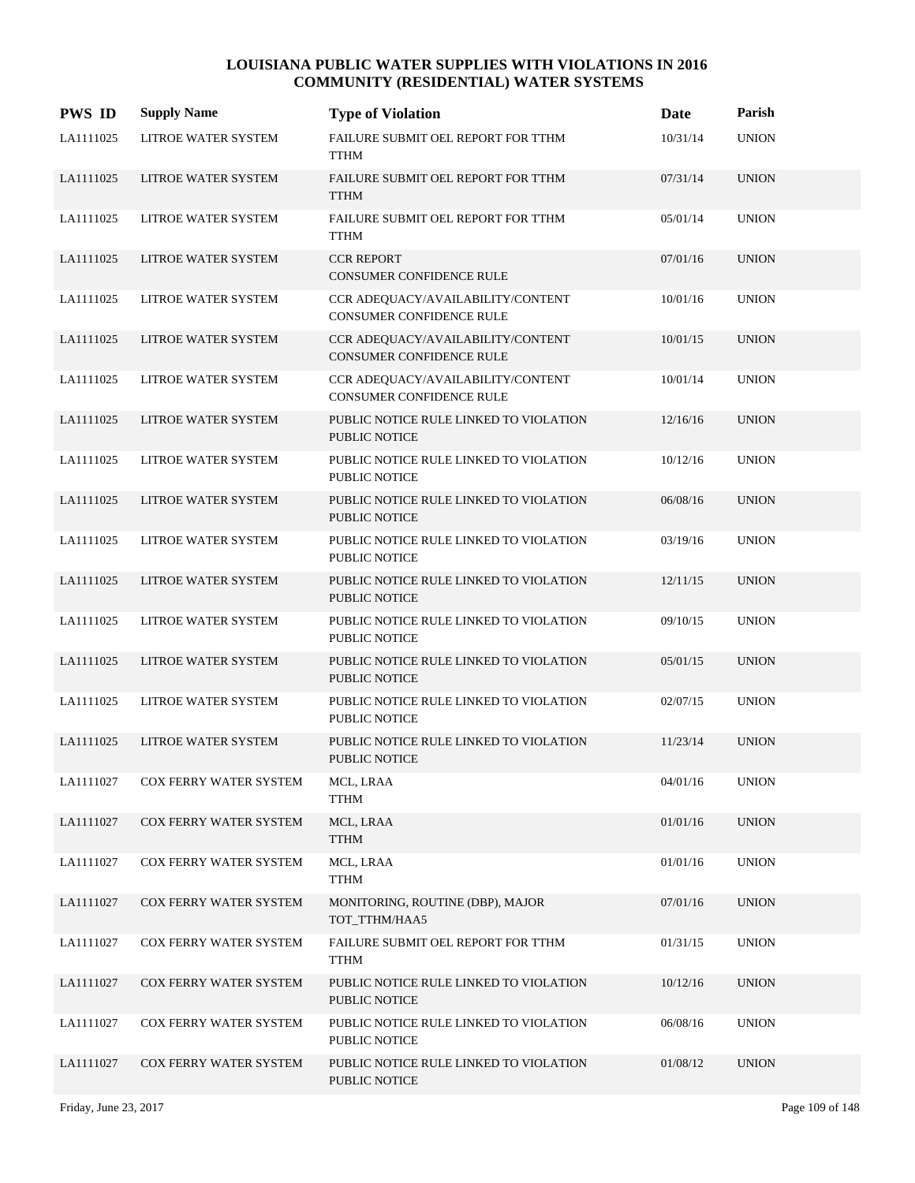# LOUISIANA PUBLIC WATER SUPPLIES WITH VIOLATIONS IN 2016
## COMMUNITY (RESIDENTIAL) WATER SYSTEMS

| PWS ID | Supply Name | Type of Violation | Date | Parish |
|---|---|---|---|---|
| LA1111025 | LITROE WATER SYSTEM | FAILURE SUBMIT OEL REPORT FOR TTHM<br>TTHM | 10/31/14 | UNION |
| LA1111025 | LITROE WATER SYSTEM | FAILURE SUBMIT OEL REPORT FOR TTHM<br>TTHM | 07/31/14 | UNION |
| LA1111025 | LITROE WATER SYSTEM | FAILURE SUBMIT OEL REPORT FOR TTHM<br>TTHM | 05/01/14 | UNION |
| LA1111025 | LITROE WATER SYSTEM | CCR REPORT<br>CONSUMER CONFIDENCE RULE | 07/01/16 | UNION |
| LA1111025 | LITROE WATER SYSTEM | CCR ADEQUACY/AVAILABILITY/CONTENT<br>CONSUMER CONFIDENCE RULE | 10/01/16 | UNION |
| LA1111025 | LITROE WATER SYSTEM | CCR ADEQUACY/AVAILABILITY/CONTENT<br>CONSUMER CONFIDENCE RULE | 10/01/15 | UNION |
| LA1111025 | LITROE WATER SYSTEM | CCR ADEQUACY/AVAILABILITY/CONTENT<br>CONSUMER CONFIDENCE RULE | 10/01/14 | UNION |
| LA1111025 | LITROE WATER SYSTEM | PUBLIC NOTICE RULE LINKED TO VIOLATION<br>PUBLIC NOTICE | 12/16/16 | UNION |
| LA1111025 | LITROE WATER SYSTEM | PUBLIC NOTICE RULE LINKED TO VIOLATION<br>PUBLIC NOTICE | 10/12/16 | UNION |
| LA1111025 | LITROE WATER SYSTEM | PUBLIC NOTICE RULE LINKED TO VIOLATION<br>PUBLIC NOTICE | 06/08/16 | UNION |
| LA1111025 | LITROE WATER SYSTEM | PUBLIC NOTICE RULE LINKED TO VIOLATION<br>PUBLIC NOTICE | 03/19/16 | UNION |
| LA1111025 | LITROE WATER SYSTEM | PUBLIC NOTICE RULE LINKED TO VIOLATION<br>PUBLIC NOTICE | 12/11/15 | UNION |
| LA1111025 | LITROE WATER SYSTEM | PUBLIC NOTICE RULE LINKED TO VIOLATION<br>PUBLIC NOTICE | 09/10/15 | UNION |
| LA1111025 | LITROE WATER SYSTEM | PUBLIC NOTICE RULE LINKED TO VIOLATION<br>PUBLIC NOTICE | 05/01/15 | UNION |
| LA1111025 | LITROE WATER SYSTEM | PUBLIC NOTICE RULE LINKED TO VIOLATION<br>PUBLIC NOTICE | 02/07/15 | UNION |
| LA1111025 | LITROE WATER SYSTEM | PUBLIC NOTICE RULE LINKED TO VIOLATION<br>PUBLIC NOTICE | 11/23/14 | UNION |
| LA1111027 | COX FERRY WATER SYSTEM | MCL, LRAA<br>TTHM | 04/01/16 | UNION |
| LA1111027 | COX FERRY WATER SYSTEM | MCL, LRAA<br>TTHM | 01/01/16 | UNION |
| LA1111027 | COX FERRY WATER SYSTEM | MCL, LRAA<br>TTHM | 01/01/16 | UNION |
| LA1111027 | COX FERRY WATER SYSTEM | MONITORING, ROUTINE (DBP), MAJOR<br>TOT_TTHM/HAA5 | 07/01/16 | UNION |
| LA1111027 | COX FERRY WATER SYSTEM | FAILURE SUBMIT OEL REPORT FOR TTHM<br>TTHM | 01/31/15 | UNION |
| LA1111027 | COX FERRY WATER SYSTEM | PUBLIC NOTICE RULE LINKED TO VIOLATION<br>PUBLIC NOTICE | 10/12/16 | UNION |
| LA1111027 | COX FERRY WATER SYSTEM | PUBLIC NOTICE RULE LINKED TO VIOLATION<br>PUBLIC NOTICE | 06/08/16 | UNION |
| LA1111027 | COX FERRY WATER SYSTEM | PUBLIC NOTICE RULE LINKED TO VIOLATION<br>PUBLIC NOTICE | 01/08/12 | UNION |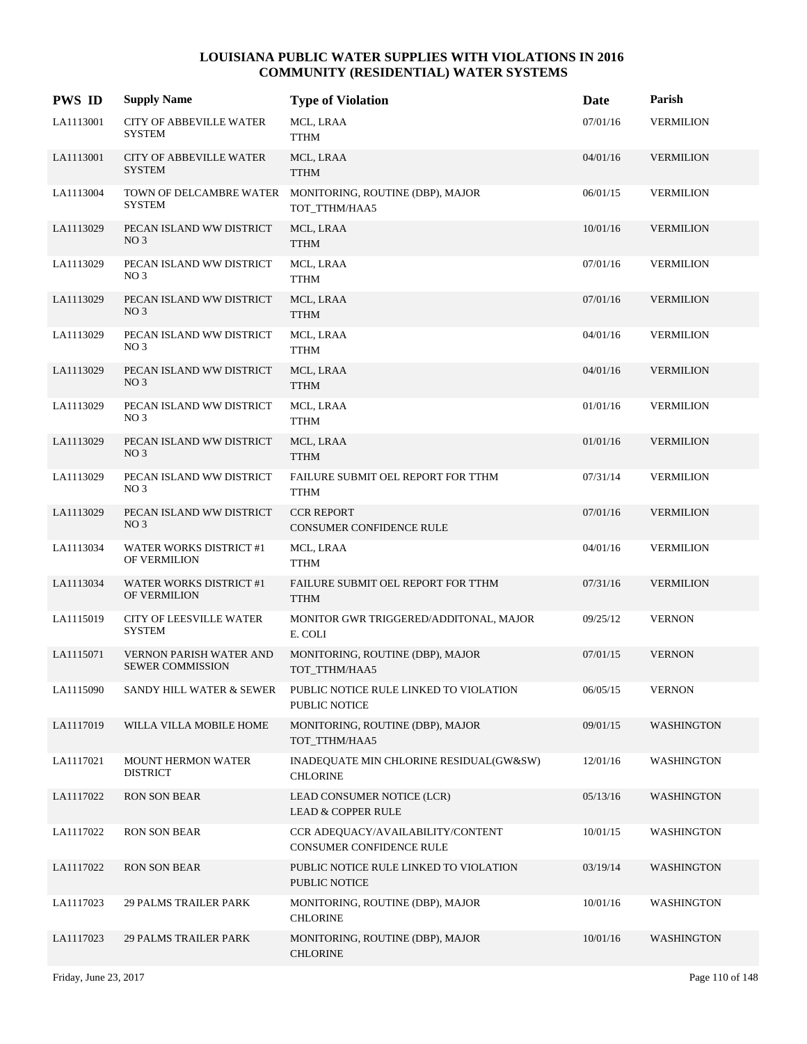# LOUISIANA PUBLIC WATER SUPPLIES WITH VIOLATIONS IN 2016
## COMMUNITY (RESIDENTIAL) WATER SYSTEMS

| PWS ID | Supply Name | Type of Violation | Date | Parish |
|---|---|---|---|---|
| LA1113001 | CITY OF ABBEVILLE WATER SYSTEM | MCL, LRAA<br>TTHM | 07/01/16 | VERMILION |
| LA1113001 | CITY OF ABBEVILLE WATER SYSTEM | MCL, LRAA<br>TTHM | 04/01/16 | VERMILION |
| LA1113004 | TOWN OF DELCAMBRE WATER SYSTEM | MONITORING, ROUTINE (DBP), MAJOR<br>TOT_TTHM/HAA5 | 06/01/15 | VERMILION |
| LA1113029 | PECAN ISLAND WW DISTRICT NO 3 | MCL, LRAA<br>TTHM | 10/01/16 | VERMILION |
| LA1113029 | PECAN ISLAND WW DISTRICT NO 3 | MCL, LRAA<br>TTHM | 07/01/16 | VERMILION |
| LA1113029 | PECAN ISLAND WW DISTRICT NO 3 | MCL, LRAA<br>TTHM | 07/01/16 | VERMILION |
| LA1113029 | PECAN ISLAND WW DISTRICT NO 3 | MCL, LRAA<br>TTHM | 04/01/16 | VERMILION |
| LA1113029 | PECAN ISLAND WW DISTRICT NO 3 | MCL, LRAA<br>TTHM | 04/01/16 | VERMILION |
| LA1113029 | PECAN ISLAND WW DISTRICT NO 3 | MCL, LRAA<br>TTHM | 01/01/16 | VERMILION |
| LA1113029 | PECAN ISLAND WW DISTRICT NO 3 | MCL, LRAA<br>TTHM | 01/01/16 | VERMILION |
| LA1113029 | PECAN ISLAND WW DISTRICT NO 3 | FAILURE SUBMIT OEL REPORT FOR TTHM<br>TTHM | 07/31/14 | VERMILION |
| LA1113029 | PECAN ISLAND WW DISTRICT NO 3 | CCR REPORT<br>CONSUMER CONFIDENCE RULE | 07/01/16 | VERMILION |
| LA1113034 | WATER WORKS DISTRICT #1 OF VERMILION | MCL, LRAA<br>TTHM | 04/01/16 | VERMILION |
| LA1113034 | WATER WORKS DISTRICT #1 OF VERMILION | FAILURE SUBMIT OEL REPORT FOR TTHM<br>TTHM | 07/31/16 | VERMILION |
| LA1115019 | CITY OF LEESVILLE WATER SYSTEM | MONITOR GWR TRIGGERED/ADDITONAL, MAJOR<br>E. COLI | 09/25/12 | VERNON |
| LA1115071 | VERNON PARISH WATER AND SEWER COMMISSION | MONITORING, ROUTINE (DBP), MAJOR<br>TOT_TTHM/HAA5 | 07/01/15 | VERNON |
| LA1115090 | SANDY HILL WATER & SEWER | PUBLIC NOTICE RULE LINKED TO VIOLATION<br>PUBLIC NOTICE | 06/05/15 | VERNON |
| LA1117019 | WILLA VILLA MOBILE HOME | MONITORING, ROUTINE (DBP), MAJOR<br>TOT_TTHM/HAA5 | 09/01/15 | WASHINGTON |
| LA1117021 | MOUNT HERMON WATER DISTRICT | INADEQUATE MIN CHLORINE RESIDUAL(GW&SW)<br>CHLORINE | 12/01/16 | WASHINGTON |
| LA1117022 | RON SON BEAR | LEAD CONSUMER NOTICE (LCR)<br>LEAD & COPPER RULE | 05/13/16 | WASHINGTON |
| LA1117022 | RON SON BEAR | CCR ADEQUACY/AVAILABILITY/CONTENT<br>CONSUMER CONFIDENCE RULE | 10/01/15 | WASHINGTON |
| LA1117022 | RON SON BEAR | PUBLIC NOTICE RULE LINKED TO VIOLATION<br>PUBLIC NOTICE | 03/19/14 | WASHINGTON |
| LA1117023 | 29 PALMS TRAILER PARK | MONITORING, ROUTINE (DBP), MAJOR<br>CHLORINE | 10/01/16 | WASHINGTON |
| LA1117023 | 29 PALMS TRAILER PARK | MONITORING, ROUTINE (DBP), MAJOR<br>CHLORINE | 10/01/16 | WASHINGTON |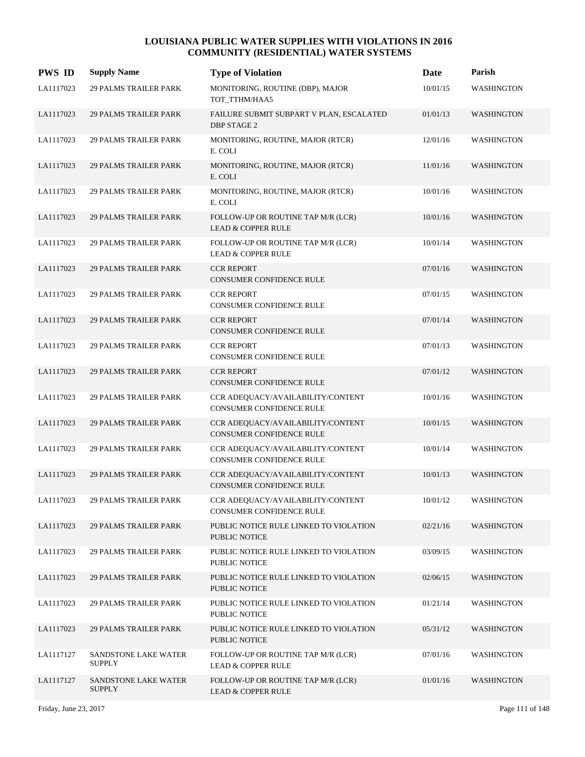# LOUISIANA PUBLIC WATER SUPPLIES WITH VIOLATIONS IN 2016
## COMMUNITY (RESIDENTIAL) WATER SYSTEMS

| PWS ID | Supply Name | Type of Violation | Date | Parish |
|---|---|---|---|---|
| LA1117023 | 29 PALMS TRAILER PARK | MONITORING, ROUTINE (DBP), MAJOR<br>TOT_TTHM/HAA5 | 10/01/15 | WASHINGTON |
| LA1117023 | 29 PALMS TRAILER PARK | FAILURE SUBMIT SUBPART V PLAN, ESCALATED<br>DBP STAGE 2 | 01/01/13 | WASHINGTON |
| LA1117023 | 29 PALMS TRAILER PARK | MONITORING, ROUTINE, MAJOR (RTCR)<br>E. COLI | 12/01/16 | WASHINGTON |
| LA1117023 | 29 PALMS TRAILER PARK | MONITORING, ROUTINE, MAJOR (RTCR)<br>E. COLI | 11/01/16 | WASHINGTON |
| LA1117023 | 29 PALMS TRAILER PARK | MONITORING, ROUTINE, MAJOR (RTCR)<br>E. COLI | 10/01/16 | WASHINGTON |
| LA1117023 | 29 PALMS TRAILER PARK | FOLLOW-UP OR ROUTINE TAP M/R (LCR)<br>LEAD & COPPER RULE | 10/01/16 | WASHINGTON |
| LA1117023 | 29 PALMS TRAILER PARK | FOLLOW-UP OR ROUTINE TAP M/R (LCR)<br>LEAD & COPPER RULE | 10/01/14 | WASHINGTON |
| LA1117023 | 29 PALMS TRAILER PARK | CCR REPORT<br>CONSUMER CONFIDENCE RULE | 07/01/16 | WASHINGTON |
| LA1117023 | 29 PALMS TRAILER PARK | CCR REPORT<br>CONSUMER CONFIDENCE RULE | 07/01/15 | WASHINGTON |
| LA1117023 | 29 PALMS TRAILER PARK | CCR REPORT<br>CONSUMER CONFIDENCE RULE | 07/01/14 | WASHINGTON |
| LA1117023 | 29 PALMS TRAILER PARK | CCR REPORT<br>CONSUMER CONFIDENCE RULE | 07/01/13 | WASHINGTON |
| LA1117023 | 29 PALMS TRAILER PARK | CCR REPORT<br>CONSUMER CONFIDENCE RULE | 07/01/12 | WASHINGTON |
| LA1117023 | 29 PALMS TRAILER PARK | CCR ADEQUACY/AVAILABILITY/CONTENT<br>CONSUMER CONFIDENCE RULE | 10/01/16 | WASHINGTON |
| LA1117023 | 29 PALMS TRAILER PARK | CCR ADEQUACY/AVAILABILITY/CONTENT<br>CONSUMER CONFIDENCE RULE | 10/01/15 | WASHINGTON |
| LA1117023 | 29 PALMS TRAILER PARK | CCR ADEQUACY/AVAILABILITY/CONTENT<br>CONSUMER CONFIDENCE RULE | 10/01/14 | WASHINGTON |
| LA1117023 | 29 PALMS TRAILER PARK | CCR ADEQUACY/AVAILABILITY/CONTENT<br>CONSUMER CONFIDENCE RULE | 10/01/13 | WASHINGTON |
| LA1117023 | 29 PALMS TRAILER PARK | CCR ADEQUACY/AVAILABILITY/CONTENT<br>CONSUMER CONFIDENCE RULE | 10/01/12 | WASHINGTON |
| LA1117023 | 29 PALMS TRAILER PARK | PUBLIC NOTICE RULE LINKED TO VIOLATION<br>PUBLIC NOTICE | 02/21/16 | WASHINGTON |
| LA1117023 | 29 PALMS TRAILER PARK | PUBLIC NOTICE RULE LINKED TO VIOLATION<br>PUBLIC NOTICE | 03/09/15 | WASHINGTON |
| LA1117023 | 29 PALMS TRAILER PARK | PUBLIC NOTICE RULE LINKED TO VIOLATION<br>PUBLIC NOTICE | 02/06/15 | WASHINGTON |
| LA1117023 | 29 PALMS TRAILER PARK | PUBLIC NOTICE RULE LINKED TO VIOLATION<br>PUBLIC NOTICE | 01/21/14 | WASHINGTON |
| LA1117023 | 29 PALMS TRAILER PARK | PUBLIC NOTICE RULE LINKED TO VIOLATION<br>PUBLIC NOTICE | 05/31/12 | WASHINGTON |
| LA1117127 | SANDSTONE LAKE WATER SUPPLY | FOLLOW-UP OR ROUTINE TAP M/R (LCR)<br>LEAD & COPPER RULE | 07/01/16 | WASHINGTON |
| LA1117127 | SANDSTONE LAKE WATER SUPPLY | FOLLOW-UP OR ROUTINE TAP M/R (LCR)<br>LEAD & COPPER RULE | 01/01/16 | WASHINGTON |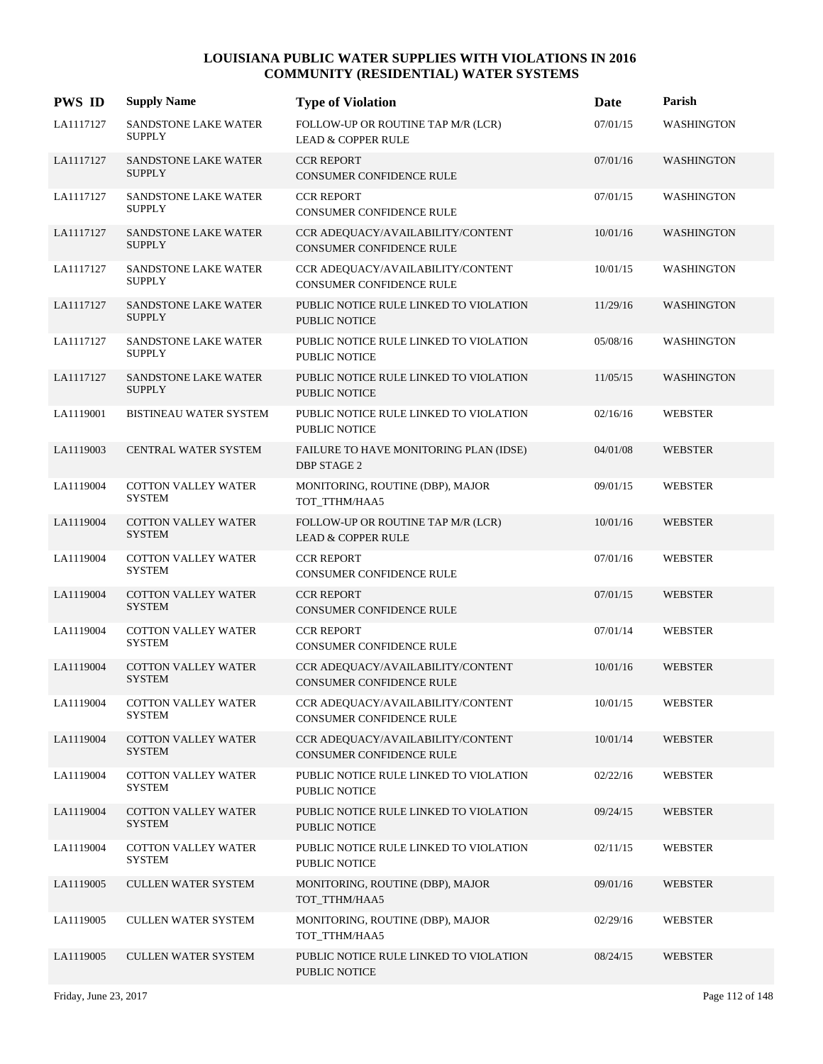# LOUISIANA PUBLIC WATER SUPPLIES WITH VIOLATIONS IN 2016
## COMMUNITY (RESIDENTIAL) WATER SYSTEMS

| PWS ID | Supply Name | Type of Violation | Date | Parish |
|---|---|---|---|---|
| LA1117127 | SANDSTONE LAKE WATER SUPPLY | FOLLOW-UP OR ROUTINE TAP M/R (LCR)<br>LEAD & COPPER RULE | 07/01/15 | WASHINGTON |
| LA1117127 | SANDSTONE LAKE WATER SUPPLY | CCR REPORT<br>CONSUMER CONFIDENCE RULE | 07/01/16 | WASHINGTON |
| LA1117127 | SANDSTONE LAKE WATER SUPPLY | CCR REPORT<br>CONSUMER CONFIDENCE RULE | 07/01/15 | WASHINGTON |
| LA1117127 | SANDSTONE LAKE WATER SUPPLY | CCR ADEQUACY/AVAILABILITY/CONTENT<br>CONSUMER CONFIDENCE RULE | 10/01/16 | WASHINGTON |
| LA1117127 | SANDSTONE LAKE WATER SUPPLY | CCR ADEQUACY/AVAILABILITY/CONTENT<br>CONSUMER CONFIDENCE RULE | 10/01/15 | WASHINGTON |
| LA1117127 | SANDSTONE LAKE WATER SUPPLY | PUBLIC NOTICE RULE LINKED TO VIOLATION<br>PUBLIC NOTICE | 11/29/16 | WASHINGTON |
| LA1117127 | SANDSTONE LAKE WATER SUPPLY | PUBLIC NOTICE RULE LINKED TO VIOLATION<br>PUBLIC NOTICE | 05/08/16 | WASHINGTON |
| LA1117127 | SANDSTONE LAKE WATER SUPPLY | PUBLIC NOTICE RULE LINKED TO VIOLATION<br>PUBLIC NOTICE | 11/05/15 | WASHINGTON |
| LA1119001 | BISTINEAU WATER SYSTEM | PUBLIC NOTICE RULE LINKED TO VIOLATION<br>PUBLIC NOTICE | 02/16/16 | WEBSTER |
| LA1119003 | CENTRAL WATER SYSTEM | FAILURE TO HAVE MONITORING PLAN (IDSE)<br>DBP STAGE 2 | 04/01/08 | WEBSTER |
| LA1119004 | COTTON VALLEY WATER SYSTEM | MONITORING, ROUTINE (DBP), MAJOR<br>TOT_TTHM/HAA5 | 09/01/15 | WEBSTER |
| LA1119004 | COTTON VALLEY WATER SYSTEM | FOLLOW-UP OR ROUTINE TAP M/R (LCR)<br>LEAD & COPPER RULE | 10/01/16 | WEBSTER |
| LA1119004 | COTTON VALLEY WATER SYSTEM | CCR REPORT<br>CONSUMER CONFIDENCE RULE | 07/01/16 | WEBSTER |
| LA1119004 | COTTON VALLEY WATER SYSTEM | CCR REPORT<br>CONSUMER CONFIDENCE RULE | 07/01/15 | WEBSTER |
| LA1119004 | COTTON VALLEY WATER SYSTEM | CCR REPORT<br>CONSUMER CONFIDENCE RULE | 07/01/14 | WEBSTER |
| LA1119004 | COTTON VALLEY WATER SYSTEM | CCR ADEQUACY/AVAILABILITY/CONTENT<br>CONSUMER CONFIDENCE RULE | 10/01/16 | WEBSTER |
| LA1119004 | COTTON VALLEY WATER SYSTEM | CCR ADEQUACY/AVAILABILITY/CONTENT<br>CONSUMER CONFIDENCE RULE | 10/01/15 | WEBSTER |
| LA1119004 | COTTON VALLEY WATER SYSTEM | CCR ADEQUACY/AVAILABILITY/CONTENT<br>CONSUMER CONFIDENCE RULE | 10/01/14 | WEBSTER |
| LA1119004 | COTTON VALLEY WATER SYSTEM | PUBLIC NOTICE RULE LINKED TO VIOLATION<br>PUBLIC NOTICE | 02/22/16 | WEBSTER |
| LA1119004 | COTTON VALLEY WATER SYSTEM | PUBLIC NOTICE RULE LINKED TO VIOLATION<br>PUBLIC NOTICE | 09/24/15 | WEBSTER |
| LA1119004 | COTTON VALLEY WATER SYSTEM | PUBLIC NOTICE RULE LINKED TO VIOLATION<br>PUBLIC NOTICE | 02/11/15 | WEBSTER |
| LA1119005 | CULLEN WATER SYSTEM | MONITORING, ROUTINE (DBP), MAJOR<br>TOT_TTHM/HAA5 | 09/01/16 | WEBSTER |
| LA1119005 | CULLEN WATER SYSTEM | MONITORING, ROUTINE (DBP), MAJOR<br>TOT_TTHM/HAA5 | 02/29/16 | WEBSTER |
| LA1119005 | CULLEN WATER SYSTEM | PUBLIC NOTICE RULE LINKED TO VIOLATION<br>PUBLIC NOTICE | 08/24/15 | WEBSTER |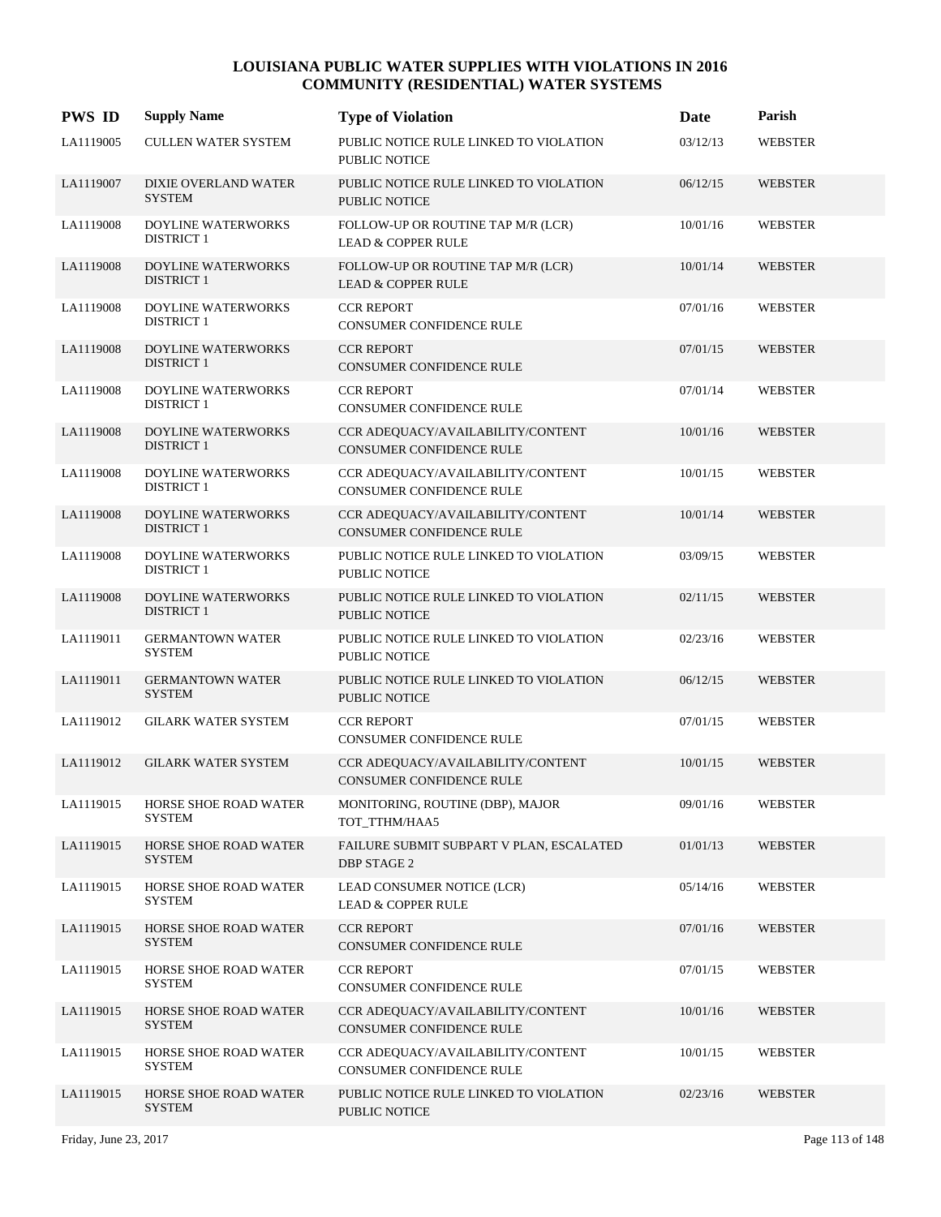# LOUISIANA PUBLIC WATER SUPPLIES WITH VIOLATIONS IN 2016
## COMMUNITY (RESIDENTIAL) WATER SYSTEMS

| PWS ID | Supply Name | Type of Violation | Date | Parish |
|---|---|---|---|---|
| LA1119005 | CULLEN WATER SYSTEM | PUBLIC NOTICE RULE LINKED TO VIOLATION PUBLIC NOTICE | 03/12/13 | WEBSTER |
| LA1119007 | DIXIE OVERLAND WATER SYSTEM | PUBLIC NOTICE RULE LINKED TO VIOLATION PUBLIC NOTICE | 06/12/15 | WEBSTER |
| LA1119008 | DOYLINE WATERWORKS DISTRICT 1 | FOLLOW-UP OR ROUTINE TAP M/R (LCR) LEAD & COPPER RULE | 10/01/16 | WEBSTER |
| LA1119008 | DOYLINE WATERWORKS DISTRICT 1 | FOLLOW-UP OR ROUTINE TAP M/R (LCR) LEAD & COPPER RULE | 10/01/14 | WEBSTER |
| LA1119008 | DOYLINE WATERWORKS DISTRICT 1 | CCR REPORT CONSUMER CONFIDENCE RULE | 07/01/16 | WEBSTER |
| LA1119008 | DOYLINE WATERWORKS DISTRICT 1 | CCR REPORT CONSUMER CONFIDENCE RULE | 07/01/15 | WEBSTER |
| LA1119008 | DOYLINE WATERWORKS DISTRICT 1 | CCR REPORT CONSUMER CONFIDENCE RULE | 07/01/14 | WEBSTER |
| LA1119008 | DOYLINE WATERWORKS DISTRICT 1 | CCR ADEQUACY/AVAILABILITY/CONTENT CONSUMER CONFIDENCE RULE | 10/01/16 | WEBSTER |
| LA1119008 | DOYLINE WATERWORKS DISTRICT 1 | CCR ADEQUACY/AVAILABILITY/CONTENT CONSUMER CONFIDENCE RULE | 10/01/15 | WEBSTER |
| LA1119008 | DOYLINE WATERWORKS DISTRICT 1 | CCR ADEQUACY/AVAILABILITY/CONTENT CONSUMER CONFIDENCE RULE | 10/01/14 | WEBSTER |
| LA1119008 | DOYLINE WATERWORKS DISTRICT 1 | PUBLIC NOTICE RULE LINKED TO VIOLATION PUBLIC NOTICE | 03/09/15 | WEBSTER |
| LA1119008 | DOYLINE WATERWORKS DISTRICT 1 | PUBLIC NOTICE RULE LINKED TO VIOLATION PUBLIC NOTICE | 02/11/15 | WEBSTER |
| LA1119011 | GERMANTOWN WATER SYSTEM | PUBLIC NOTICE RULE LINKED TO VIOLATION PUBLIC NOTICE | 02/23/16 | WEBSTER |
| LA1119011 | GERMANTOWN WATER SYSTEM | PUBLIC NOTICE RULE LINKED TO VIOLATION PUBLIC NOTICE | 06/12/15 | WEBSTER |
| LA1119012 | GILARK WATER SYSTEM | CCR REPORT CONSUMER CONFIDENCE RULE | 07/01/15 | WEBSTER |
| LA1119012 | GILARK WATER SYSTEM | CCR ADEQUACY/AVAILABILITY/CONTENT CONSUMER CONFIDENCE RULE | 10/01/15 | WEBSTER |
| LA1119015 | HORSE SHOE ROAD WATER SYSTEM | MONITORING, ROUTINE (DBP), MAJOR TOT_TTHM/HAA5 | 09/01/16 | WEBSTER |
| LA1119015 | HORSE SHOE ROAD WATER SYSTEM | FAILURE SUBMIT SUBPART V PLAN, ESCALATED DBP STAGE 2 | 01/01/13 | WEBSTER |
| LA1119015 | HORSE SHOE ROAD WATER SYSTEM | LEAD CONSUMER NOTICE (LCR) LEAD & COPPER RULE | 05/14/16 | WEBSTER |
| LA1119015 | HORSE SHOE ROAD WATER SYSTEM | CCR REPORT CONSUMER CONFIDENCE RULE | 07/01/16 | WEBSTER |
| LA1119015 | HORSE SHOE ROAD WATER SYSTEM | CCR REPORT CONSUMER CONFIDENCE RULE | 07/01/15 | WEBSTER |
| LA1119015 | HORSE SHOE ROAD WATER SYSTEM | CCR ADEQUACY/AVAILABILITY/CONTENT CONSUMER CONFIDENCE RULE | 10/01/16 | WEBSTER |
| LA1119015 | HORSE SHOE ROAD WATER SYSTEM | CCR ADEQUACY/AVAILABILITY/CONTENT CONSUMER CONFIDENCE RULE | 10/01/15 | WEBSTER |
| LA1119015 | HORSE SHOE ROAD WATER SYSTEM | PUBLIC NOTICE RULE LINKED TO VIOLATION PUBLIC NOTICE | 02/23/16 | WEBSTER |

Friday, June 23, 2017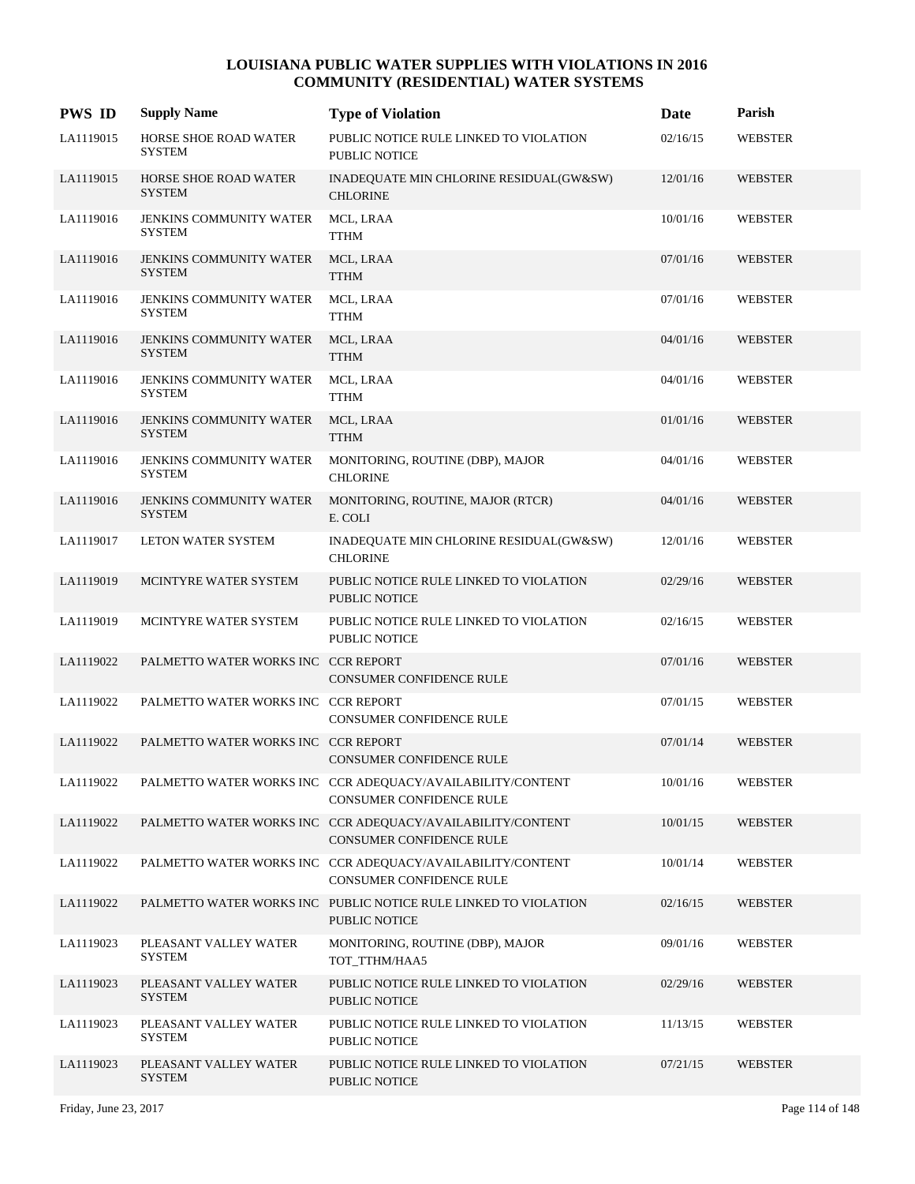# LOUISIANA PUBLIC WATER SUPPLIES WITH VIOLATIONS IN 2016
## COMMUNITY (RESIDENTIAL) WATER SYSTEMS

| PWS ID | Supply Name | Type of Violation | Date | Parish |
|---|---|---|---|---|
| LA1119015 | HORSE SHOE ROAD WATER SYSTEM | PUBLIC NOTICE RULE LINKED TO VIOLATION PUBLIC NOTICE | 02/16/15 | WEBSTER |
| LA1119015 | HORSE SHOE ROAD WATER SYSTEM | INADEQUATE MIN CHLORINE RESIDUAL(GW&SW) CHLORINE | 12/01/16 | WEBSTER |
| LA1119016 | JENKINS COMMUNITY WATER SYSTEM | MCL, LRAA TTHM | 10/01/16 | WEBSTER |
| LA1119016 | JENKINS COMMUNITY WATER SYSTEM | MCL, LRAA TTHM | 07/01/16 | WEBSTER |
| LA1119016 | JENKINS COMMUNITY WATER SYSTEM | MCL, LRAA TTHM | 07/01/16 | WEBSTER |
| LA1119016 | JENKINS COMMUNITY WATER SYSTEM | MCL, LRAA TTHM | 04/01/16 | WEBSTER |
| LA1119016 | JENKINS COMMUNITY WATER SYSTEM | MCL, LRAA TTHM | 04/01/16 | WEBSTER |
| LA1119016 | JENKINS COMMUNITY WATER SYSTEM | MCL, LRAA TTHM | 01/01/16 | WEBSTER |
| LA1119016 | JENKINS COMMUNITY WATER SYSTEM | MONITORING, ROUTINE (DBP), MAJOR CHLORINE | 04/01/16 | WEBSTER |
| LA1119016 | JENKINS COMMUNITY WATER SYSTEM | MONITORING, ROUTINE, MAJOR (RTCR) E. COLI | 04/01/16 | WEBSTER |
| LA1119017 | LETON WATER SYSTEM | INADEQUATE MIN CHLORINE RESIDUAL(GW&SW) CHLORINE | 12/01/16 | WEBSTER |
| LA1119019 | MCINTYRE WATER SYSTEM | PUBLIC NOTICE RULE LINKED TO VIOLATION PUBLIC NOTICE | 02/29/16 | WEBSTER |
| LA1119019 | MCINTYRE WATER SYSTEM | PUBLIC NOTICE RULE LINKED TO VIOLATION PUBLIC NOTICE | 02/16/15 | WEBSTER |
| LA1119022 | PALMETTO WATER WORKS INC | CCR REPORT CONSUMER CONFIDENCE RULE | 07/01/16 | WEBSTER |
| LA1119022 | PALMETTO WATER WORKS INC | CCR REPORT CONSUMER CONFIDENCE RULE | 07/01/15 | WEBSTER |
| LA1119022 | PALMETTO WATER WORKS INC | CCR REPORT CONSUMER CONFIDENCE RULE | 07/01/14 | WEBSTER |
| LA1119022 | PALMETTO WATER WORKS INC | CCR ADEQUACY/AVAILABILITY/CONTENT CONSUMER CONFIDENCE RULE | 10/01/16 | WEBSTER |
| LA1119022 | PALMETTO WATER WORKS INC | CCR ADEQUACY/AVAILABILITY/CONTENT CONSUMER CONFIDENCE RULE | 10/01/15 | WEBSTER |
| LA1119022 | PALMETTO WATER WORKS INC | CCR ADEQUACY/AVAILABILITY/CONTENT CONSUMER CONFIDENCE RULE | 10/01/14 | WEBSTER |
| LA1119022 | PALMETTO WATER WORKS INC | PUBLIC NOTICE RULE LINKED TO VIOLATION PUBLIC NOTICE | 02/16/15 | WEBSTER |
| LA1119023 | PLEASANT VALLEY WATER SYSTEM | MONITORING, ROUTINE (DBP), MAJOR TOT_TTHM/HAA5 | 09/01/16 | WEBSTER |
| LA1119023 | PLEASANT VALLEY WATER SYSTEM | PUBLIC NOTICE RULE LINKED TO VIOLATION PUBLIC NOTICE | 02/29/16 | WEBSTER |
| LA1119023 | PLEASANT VALLEY WATER SYSTEM | PUBLIC NOTICE RULE LINKED TO VIOLATION PUBLIC NOTICE | 11/13/15 | WEBSTER |
| LA1119023 | PLEASANT VALLEY WATER SYSTEM | PUBLIC NOTICE RULE LINKED TO VIOLATION PUBLIC NOTICE | 07/21/15 | WEBSTER |

Friday, June 23, 2017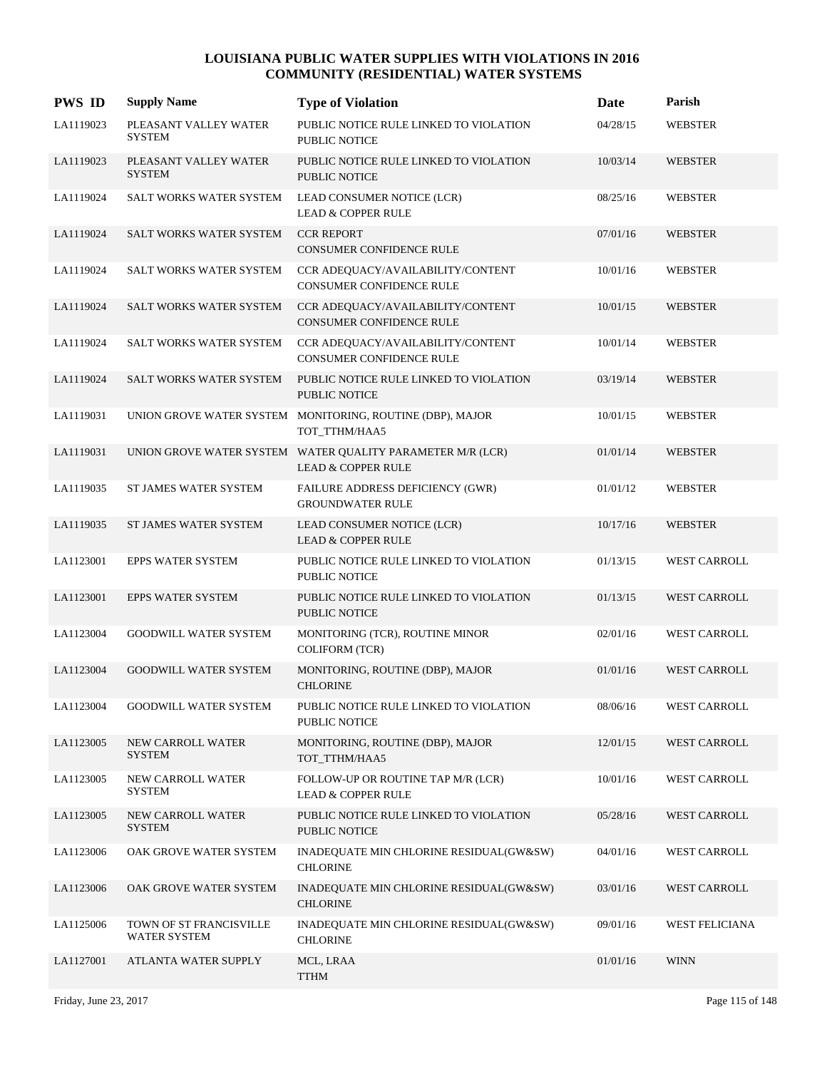# LOUISIANA PUBLIC WATER SUPPLIES WITH VIOLATIONS IN 2016
## COMMUNITY (RESIDENTIAL) WATER SYSTEMS

| PWS ID | Supply Name | Type of Violation | Date | Parish |
|---|---|---|---|---|
| LA1119023 | PLEASANT VALLEY WATER SYSTEM | PUBLIC NOTICE RULE LINKED TO VIOLATION<br>PUBLIC NOTICE | 04/28/15 | WEBSTER |
| LA1119023 | PLEASANT VALLEY WATER SYSTEM | PUBLIC NOTICE RULE LINKED TO VIOLATION<br>PUBLIC NOTICE | 10/03/14 | WEBSTER |
| LA1119024 | SALT WORKS WATER SYSTEM | LEAD CONSUMER NOTICE (LCR)<br>LEAD & COPPER RULE | 08/25/16 | WEBSTER |
| LA1119024 | SALT WORKS WATER SYSTEM | CCR REPORT<br>CONSUMER CONFIDENCE RULE | 07/01/16 | WEBSTER |
| LA1119024 | SALT WORKS WATER SYSTEM | CCR ADEQUACY/AVAILABILITY/CONTENT<br>CONSUMER CONFIDENCE RULE | 10/01/16 | WEBSTER |
| LA1119024 | SALT WORKS WATER SYSTEM | CCR ADEQUACY/AVAILABILITY/CONTENT<br>CONSUMER CONFIDENCE RULE | 10/01/15 | WEBSTER |
| LA1119024 | SALT WORKS WATER SYSTEM | CCR ADEQUACY/AVAILABILITY/CONTENT<br>CONSUMER CONFIDENCE RULE | 10/01/14 | WEBSTER |
| LA1119024 | SALT WORKS WATER SYSTEM | PUBLIC NOTICE RULE LINKED TO VIOLATION<br>PUBLIC NOTICE | 03/19/14 | WEBSTER |
| LA1119031 | UNION GROVE WATER SYSTEM | MONITORING, ROUTINE (DBP), MAJOR<br>TOT_TTHM/HAA5 | 10/01/15 | WEBSTER |
| LA1119031 | UNION GROVE WATER SYSTEM | WATER QUALITY PARAMETER M/R (LCR)<br>LEAD & COPPER RULE | 01/01/14 | WEBSTER |
| LA1119035 | ST JAMES WATER SYSTEM | FAILURE ADDRESS DEFICIENCY (GWR)<br>GROUNDWATER RULE | 01/01/12 | WEBSTER |
| LA1119035 | ST JAMES WATER SYSTEM | LEAD CONSUMER NOTICE (LCR)<br>LEAD & COPPER RULE | 10/17/16 | WEBSTER |
| LA1123001 | EPPS WATER SYSTEM | PUBLIC NOTICE RULE LINKED TO VIOLATION<br>PUBLIC NOTICE | 01/13/15 | WEST CARROLL |
| LA1123001 | EPPS WATER SYSTEM | PUBLIC NOTICE RULE LINKED TO VIOLATION<br>PUBLIC NOTICE | 01/13/15 | WEST CARROLL |
| LA1123004 | GOODWILL WATER SYSTEM | MONITORING (TCR), ROUTINE MINOR<br>COLIFORM (TCR) | 02/01/16 | WEST CARROLL |
| LA1123004 | GOODWILL WATER SYSTEM | MONITORING, ROUTINE (DBP), MAJOR<br>CHLORINE | 01/01/16 | WEST CARROLL |
| LA1123004 | GOODWILL WATER SYSTEM | PUBLIC NOTICE RULE LINKED TO VIOLATION<br>PUBLIC NOTICE | 08/06/16 | WEST CARROLL |
| LA1123005 | NEW CARROLL WATER SYSTEM | MONITORING, ROUTINE (DBP), MAJOR<br>TOT_TTHM/HAA5 | 12/01/15 | WEST CARROLL |
| LA1123005 | NEW CARROLL WATER SYSTEM | FOLLOW-UP OR ROUTINE TAP M/R (LCR)<br>LEAD & COPPER RULE | 10/01/16 | WEST CARROLL |
| LA1123005 | NEW CARROLL WATER SYSTEM | PUBLIC NOTICE RULE LINKED TO VIOLATION<br>PUBLIC NOTICE | 05/28/16 | WEST CARROLL |
| LA1123006 | OAK GROVE WATER SYSTEM | INADEQUATE MIN CHLORINE RESIDUAL(GW&SW)<br>CHLORINE | 04/01/16 | WEST CARROLL |
| LA1123006 | OAK GROVE WATER SYSTEM | INADEQUATE MIN CHLORINE RESIDUAL(GW&SW)<br>CHLORINE | 03/01/16 | WEST CARROLL |
| LA1125006 | TOWN OF ST FRANCISVILLE WATER SYSTEM | INADEQUATE MIN CHLORINE RESIDUAL(GW&SW)<br>CHLORINE | 09/01/16 | WEST FELICIANA |
| LA1127001 | ATLANTA WATER SUPPLY | MCL, LRAA<br>TTHM | 01/01/16 | WINN |

Friday, June 23, 2017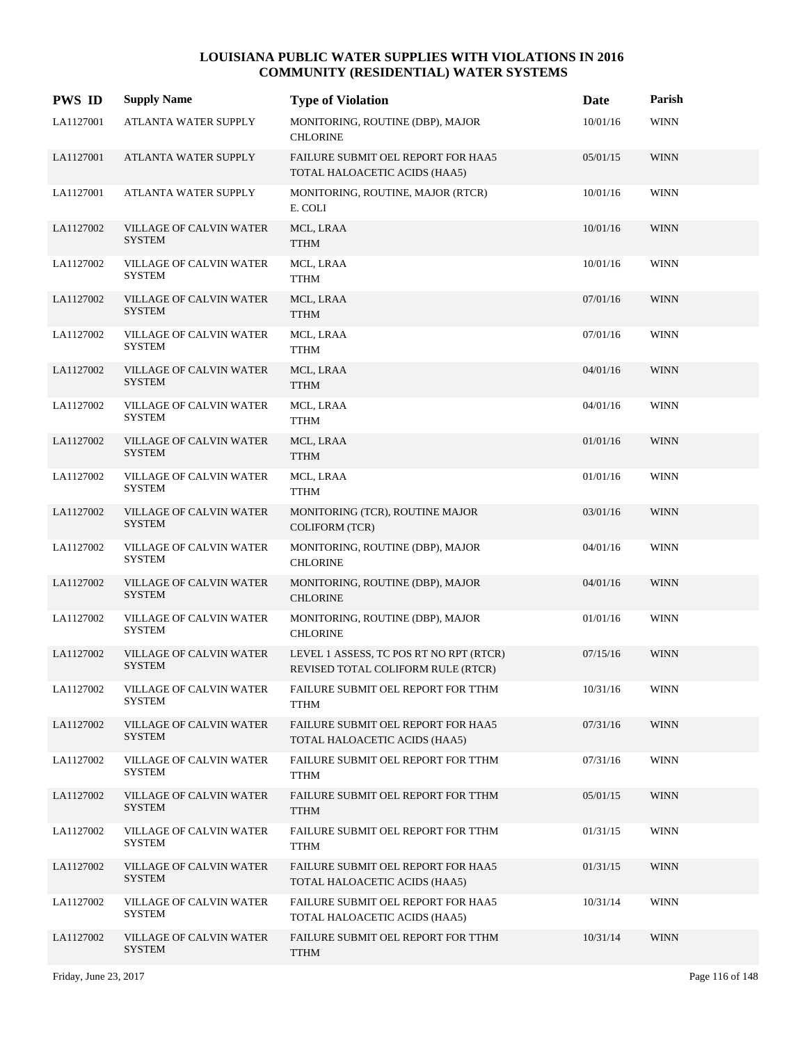# LOUISIANA PUBLIC WATER SUPPLIES WITH VIOLATIONS IN 2016
## COMMUNITY (RESIDENTIAL) WATER SYSTEMS

| PWS ID | Supply Name | Type of Violation | Date | Parish |
|---|---|---|---|---|
| LA1127001 | ATLANTA WATER SUPPLY | MONITORING, ROUTINE (DBP), MAJOR<br>CHLORINE | 10/01/16 | WINN |
| LA1127001 | ATLANTA WATER SUPPLY | FAILURE SUBMIT OEL REPORT FOR HAA5<br>TOTAL HALOACETIC ACIDS (HAA5) | 05/01/15 | WINN |
| LA1127001 | ATLANTA WATER SUPPLY | MONITORING, ROUTINE, MAJOR (RTCR)<br>E. COLI | 10/01/16 | WINN |
| LA1127002 | VILLAGE OF CALVIN WATER SYSTEM | MCL, LRAA<br>TTHM | 10/01/16 | WINN |
| LA1127002 | VILLAGE OF CALVIN WATER SYSTEM | MCL, LRAA<br>TTHM | 10/01/16 | WINN |
| LA1127002 | VILLAGE OF CALVIN WATER SYSTEM | MCL, LRAA<br>TTHM | 07/01/16 | WINN |
| LA1127002 | VILLAGE OF CALVIN WATER SYSTEM | MCL, LRAA<br>TTHM | 07/01/16 | WINN |
| LA1127002 | VILLAGE OF CALVIN WATER SYSTEM | MCL, LRAA<br>TTHM | 04/01/16 | WINN |
| LA1127002 | VILLAGE OF CALVIN WATER SYSTEM | MCL, LRAA<br>TTHM | 04/01/16 | WINN |
| LA1127002 | VILLAGE OF CALVIN WATER SYSTEM | MCL, LRAA<br>TTHM | 01/01/16 | WINN |
| LA1127002 | VILLAGE OF CALVIN WATER SYSTEM | MCL, LRAA<br>TTHM | 01/01/16 | WINN |
| LA1127002 | VILLAGE OF CALVIN WATER SYSTEM | MONITORING (TCR), ROUTINE MAJOR<br>COLIFORM (TCR) | 03/01/16 | WINN |
| LA1127002 | VILLAGE OF CALVIN WATER SYSTEM | MONITORING, ROUTINE (DBP), MAJOR<br>CHLORINE | 04/01/16 | WINN |
| LA1127002 | VILLAGE OF CALVIN WATER SYSTEM | MONITORING, ROUTINE (DBP), MAJOR<br>CHLORINE | 04/01/16 | WINN |
| LA1127002 | VILLAGE OF CALVIN WATER SYSTEM | MONITORING, ROUTINE (DBP), MAJOR<br>CHLORINE | 01/01/16 | WINN |
| LA1127002 | VILLAGE OF CALVIN WATER SYSTEM | LEVEL 1 ASSESS, TC POS RT NO RPT (RTCR)<br>REVISED TOTAL COLIFORM RULE (RTCR) | 07/15/16 | WINN |
| LA1127002 | VILLAGE OF CALVIN WATER SYSTEM | FAILURE SUBMIT OEL REPORT FOR TTHM<br>TTHM | 10/31/16 | WINN |
| LA1127002 | VILLAGE OF CALVIN WATER SYSTEM | FAILURE SUBMIT OEL REPORT FOR HAA5<br>TOTAL HALOACETIC ACIDS (HAA5) | 07/31/16 | WINN |
| LA1127002 | VILLAGE OF CALVIN WATER SYSTEM | FAILURE SUBMIT OEL REPORT FOR TTHM<br>TTHM | 07/31/16 | WINN |
| LA1127002 | VILLAGE OF CALVIN WATER SYSTEM | FAILURE SUBMIT OEL REPORT FOR TTHM<br>TTHM | 05/01/15 | WINN |
| LA1127002 | VILLAGE OF CALVIN WATER SYSTEM | FAILURE SUBMIT OEL REPORT FOR TTHM<br>TTHM | 01/31/15 | WINN |
| LA1127002 | VILLAGE OF CALVIN WATER SYSTEM | FAILURE SUBMIT OEL REPORT FOR HAA5<br>TOTAL HALOACETIC ACIDS (HAA5) | 01/31/15 | WINN |
| LA1127002 | VILLAGE OF CALVIN WATER SYSTEM | FAILURE SUBMIT OEL REPORT FOR HAA5<br>TOTAL HALOACETIC ACIDS (HAA5) | 10/31/14 | WINN |
| LA1127002 | VILLAGE OF CALVIN WATER SYSTEM | FAILURE SUBMIT OEL REPORT FOR TTHM<br>TTHM | 10/31/14 | WINN |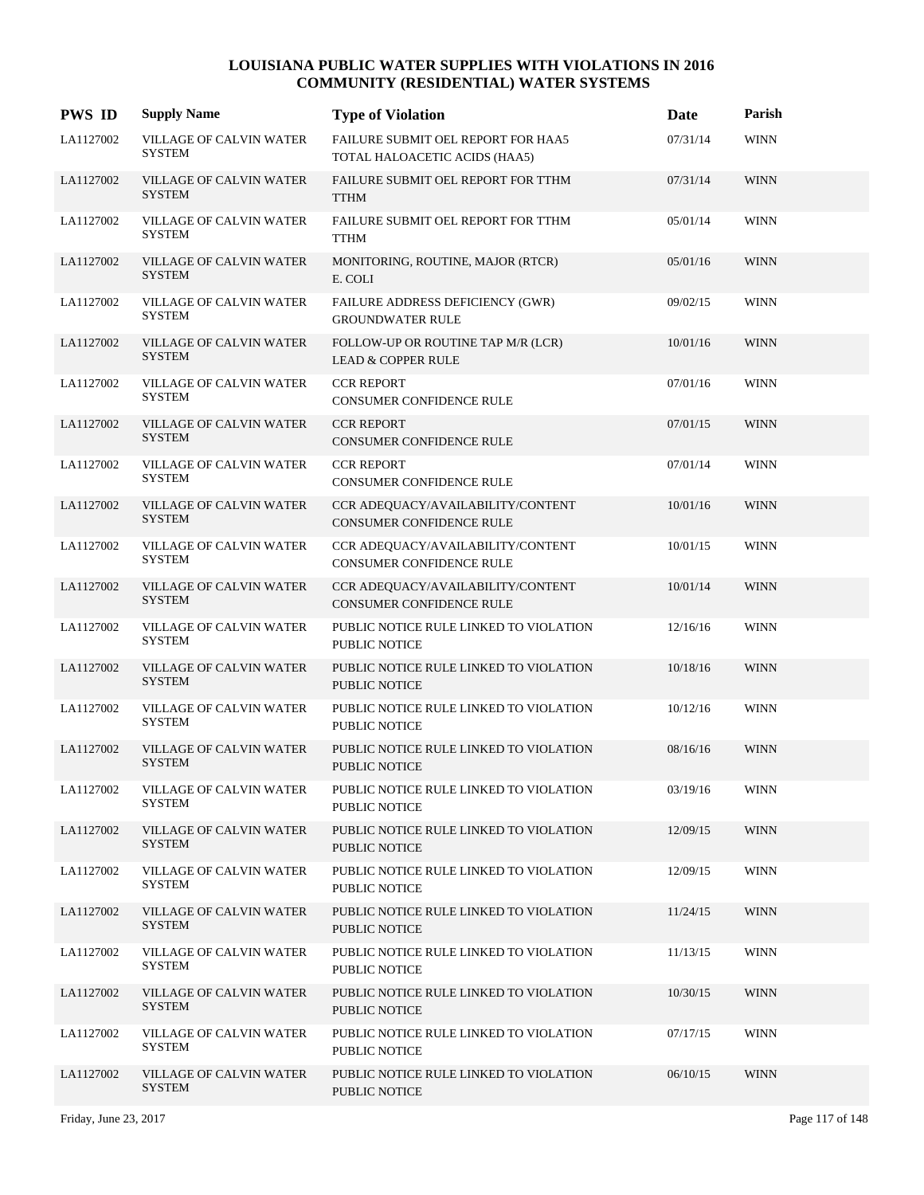# LOUISIANA PUBLIC WATER SUPPLIES WITH VIOLATIONS IN 2016
## COMMUNITY (RESIDENTIAL) WATER SYSTEMS

| PWS ID | Supply Name | Type of Violation | Date | Parish |
|---|---|---|---|---|
| LA1127002 | VILLAGE OF CALVIN WATER SYSTEM | FAILURE SUBMIT OEL REPORT FOR HAA5<br>TOTAL HALOACETIC ACIDS (HAA5) | 07/31/14 | WINN |
| LA1127002 | VILLAGE OF CALVIN WATER SYSTEM | FAILURE SUBMIT OEL REPORT FOR TTHM<br>TTHM | 07/31/14 | WINN |
| LA1127002 | VILLAGE OF CALVIN WATER SYSTEM | FAILURE SUBMIT OEL REPORT FOR TTHM<br>TTHM | 05/01/14 | WINN |
| LA1127002 | VILLAGE OF CALVIN WATER SYSTEM | MONITORING, ROUTINE, MAJOR (RTCR)<br>E. COLI | 05/01/16 | WINN |
| LA1127002 | VILLAGE OF CALVIN WATER SYSTEM | FAILURE ADDRESS DEFICIENCY (GWR)<br>GROUNDWATER RULE | 09/02/15 | WINN |
| LA1127002 | VILLAGE OF CALVIN WATER SYSTEM | FOLLOW-UP OR ROUTINE TAP M/R (LCR)<br>LEAD & COPPER RULE | 10/01/16 | WINN |
| LA1127002 | VILLAGE OF CALVIN WATER SYSTEM | CCR REPORT<br>CONSUMER CONFIDENCE RULE | 07/01/16 | WINN |
| LA1127002 | VILLAGE OF CALVIN WATER SYSTEM | CCR REPORT<br>CONSUMER CONFIDENCE RULE | 07/01/15 | WINN |
| LA1127002 | VILLAGE OF CALVIN WATER SYSTEM | CCR REPORT<br>CONSUMER CONFIDENCE RULE | 07/01/14 | WINN |
| LA1127002 | VILLAGE OF CALVIN WATER SYSTEM | CCR ADEQUACY/AVAILABILITY/CONTENT<br>CONSUMER CONFIDENCE RULE | 10/01/16 | WINN |
| LA1127002 | VILLAGE OF CALVIN WATER SYSTEM | CCR ADEQUACY/AVAILABILITY/CONTENT<br>CONSUMER CONFIDENCE RULE | 10/01/15 | WINN |
| LA1127002 | VILLAGE OF CALVIN WATER SYSTEM | CCR ADEQUACY/AVAILABILITY/CONTENT<br>CONSUMER CONFIDENCE RULE | 10/01/14 | WINN |
| LA1127002 | VILLAGE OF CALVIN WATER SYSTEM | PUBLIC NOTICE RULE LINKED TO VIOLATION<br>PUBLIC NOTICE | 12/16/16 | WINN |
| LA1127002 | VILLAGE OF CALVIN WATER SYSTEM | PUBLIC NOTICE RULE LINKED TO VIOLATION<br>PUBLIC NOTICE | 10/18/16 | WINN |
| LA1127002 | VILLAGE OF CALVIN WATER SYSTEM | PUBLIC NOTICE RULE LINKED TO VIOLATION<br>PUBLIC NOTICE | 10/12/16 | WINN |
| LA1127002 | VILLAGE OF CALVIN WATER SYSTEM | PUBLIC NOTICE RULE LINKED TO VIOLATION<br>PUBLIC NOTICE | 08/16/16 | WINN |
| LA1127002 | VILLAGE OF CALVIN WATER SYSTEM | PUBLIC NOTICE RULE LINKED TO VIOLATION<br>PUBLIC NOTICE | 03/19/16 | WINN |
| LA1127002 | VILLAGE OF CALVIN WATER SYSTEM | PUBLIC NOTICE RULE LINKED TO VIOLATION<br>PUBLIC NOTICE | 12/09/15 | WINN |
| LA1127002 | VILLAGE OF CALVIN WATER SYSTEM | PUBLIC NOTICE RULE LINKED TO VIOLATION<br>PUBLIC NOTICE | 12/09/15 | WINN |
| LA1127002 | VILLAGE OF CALVIN WATER SYSTEM | PUBLIC NOTICE RULE LINKED TO VIOLATION<br>PUBLIC NOTICE | 11/24/15 | WINN |
| LA1127002 | VILLAGE OF CALVIN WATER SYSTEM | PUBLIC NOTICE RULE LINKED TO VIOLATION<br>PUBLIC NOTICE | 11/13/15 | WINN |
| LA1127002 | VILLAGE OF CALVIN WATER SYSTEM | PUBLIC NOTICE RULE LINKED TO VIOLATION<br>PUBLIC NOTICE | 10/30/15 | WINN |
| LA1127002 | VILLAGE OF CALVIN WATER SYSTEM | PUBLIC NOTICE RULE LINKED TO VIOLATION<br>PUBLIC NOTICE | 07/17/15 | WINN |
| LA1127002 | VILLAGE OF CALVIN WATER SYSTEM | PUBLIC NOTICE RULE LINKED TO VIOLATION<br>PUBLIC NOTICE | 06/10/15 | WINN |

Friday, June 23, 2017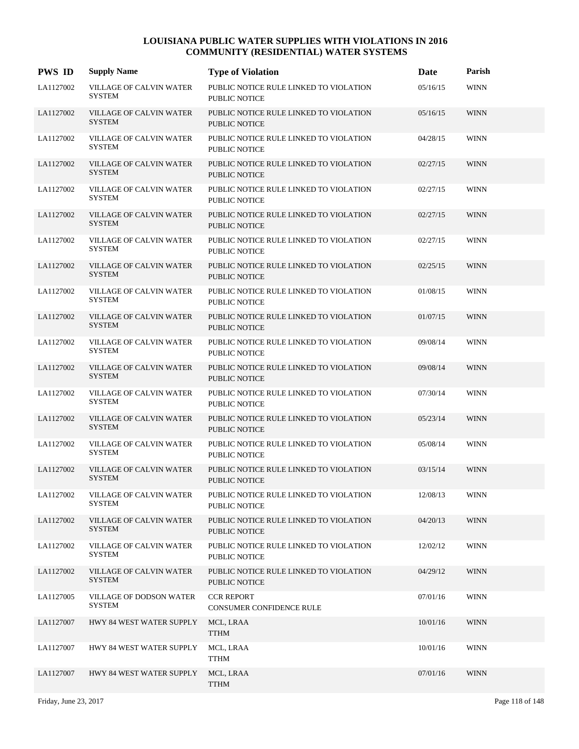# LOUISIANA PUBLIC WATER SUPPLIES WITH VIOLATIONS IN 2016
## COMMUNITY (RESIDENTIAL) WATER SYSTEMS

| PWS ID | Supply Name | Type of Violation | Date | Parish |
|---|---|---|---|---|
| LA1127002 | VILLAGE OF CALVIN WATER SYSTEM | PUBLIC NOTICE RULE LINKED TO VIOLATION PUBLIC NOTICE | 05/16/15 | WINN |
| LA1127002 | VILLAGE OF CALVIN WATER SYSTEM | PUBLIC NOTICE RULE LINKED TO VIOLATION PUBLIC NOTICE | 05/16/15 | WINN |
| LA1127002 | VILLAGE OF CALVIN WATER SYSTEM | PUBLIC NOTICE RULE LINKED TO VIOLATION PUBLIC NOTICE | 04/28/15 | WINN |
| LA1127002 | VILLAGE OF CALVIN WATER SYSTEM | PUBLIC NOTICE RULE LINKED TO VIOLATION PUBLIC NOTICE | 02/27/15 | WINN |
| LA1127002 | VILLAGE OF CALVIN WATER SYSTEM | PUBLIC NOTICE RULE LINKED TO VIOLATION PUBLIC NOTICE | 02/27/15 | WINN |
| LA1127002 | VILLAGE OF CALVIN WATER SYSTEM | PUBLIC NOTICE RULE LINKED TO VIOLATION PUBLIC NOTICE | 02/27/15 | WINN |
| LA1127002 | VILLAGE OF CALVIN WATER SYSTEM | PUBLIC NOTICE RULE LINKED TO VIOLATION PUBLIC NOTICE | 02/27/15 | WINN |
| LA1127002 | VILLAGE OF CALVIN WATER SYSTEM | PUBLIC NOTICE RULE LINKED TO VIOLATION PUBLIC NOTICE | 02/25/15 | WINN |
| LA1127002 | VILLAGE OF CALVIN WATER SYSTEM | PUBLIC NOTICE RULE LINKED TO VIOLATION PUBLIC NOTICE | 01/08/15 | WINN |
| LA1127002 | VILLAGE OF CALVIN WATER SYSTEM | PUBLIC NOTICE RULE LINKED TO VIOLATION PUBLIC NOTICE | 01/07/15 | WINN |
| LA1127002 | VILLAGE OF CALVIN WATER SYSTEM | PUBLIC NOTICE RULE LINKED TO VIOLATION PUBLIC NOTICE | 09/08/14 | WINN |
| LA1127002 | VILLAGE OF CALVIN WATER SYSTEM | PUBLIC NOTICE RULE LINKED TO VIOLATION PUBLIC NOTICE | 09/08/14 | WINN |
| LA1127002 | VILLAGE OF CALVIN WATER SYSTEM | PUBLIC NOTICE RULE LINKED TO VIOLATION PUBLIC NOTICE | 07/30/14 | WINN |
| LA1127002 | VILLAGE OF CALVIN WATER SYSTEM | PUBLIC NOTICE RULE LINKED TO VIOLATION PUBLIC NOTICE | 05/23/14 | WINN |
| LA1127002 | VILLAGE OF CALVIN WATER SYSTEM | PUBLIC NOTICE RULE LINKED TO VIOLATION PUBLIC NOTICE | 05/08/14 | WINN |
| LA1127002 | VILLAGE OF CALVIN WATER SYSTEM | PUBLIC NOTICE RULE LINKED TO VIOLATION PUBLIC NOTICE | 03/15/14 | WINN |
| LA1127002 | VILLAGE OF CALVIN WATER SYSTEM | PUBLIC NOTICE RULE LINKED TO VIOLATION PUBLIC NOTICE | 12/08/13 | WINN |
| LA1127002 | VILLAGE OF CALVIN WATER SYSTEM | PUBLIC NOTICE RULE LINKED TO VIOLATION PUBLIC NOTICE | 04/20/13 | WINN |
| LA1127002 | VILLAGE OF CALVIN WATER SYSTEM | PUBLIC NOTICE RULE LINKED TO VIOLATION PUBLIC NOTICE | 12/02/12 | WINN |
| LA1127002 | VILLAGE OF CALVIN WATER SYSTEM | PUBLIC NOTICE RULE LINKED TO VIOLATION PUBLIC NOTICE | 04/29/12 | WINN |
| LA1127005 | VILLAGE OF DODSON WATER SYSTEM | CCR REPORT CONSUMER CONFIDENCE RULE | 07/01/16 | WINN |
| LA1127007 | HWY 84 WEST WATER SUPPLY | MCL, LRAA TTHM | 10/01/16 | WINN |
| LA1127007 | HWY 84 WEST WATER SUPPLY | MCL, LRAA TTHM | 10/01/16 | WINN |
| LA1127007 | HWY 84 WEST WATER SUPPLY | MCL, LRAA TTHM | 07/01/16 | WINN |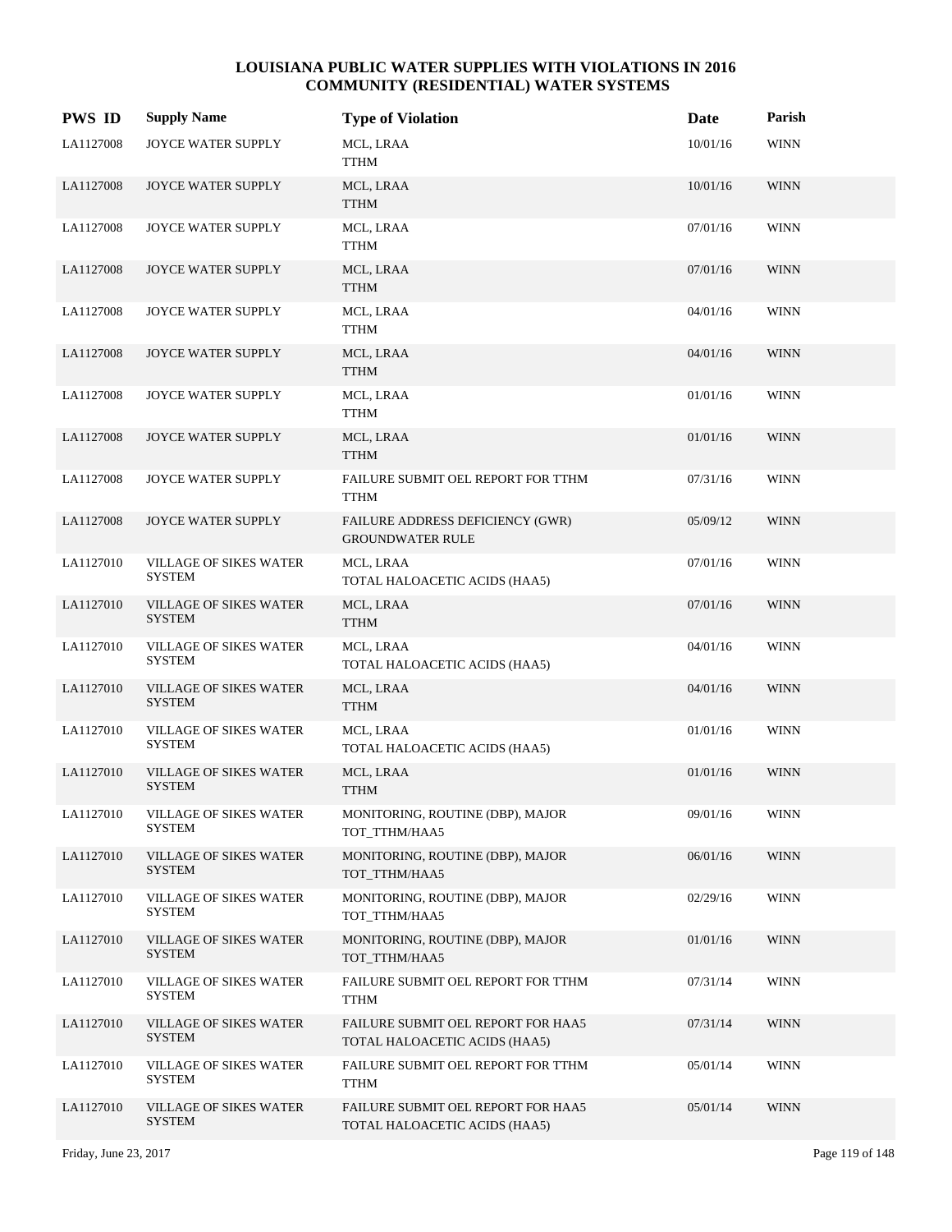# LOUISIANA PUBLIC WATER SUPPLIES WITH VIOLATIONS IN 2016
## COMMUNITY (RESIDENTIAL) WATER SYSTEMS

| PWS ID | Supply Name | Type of Violation | Date | Parish |
|---|---|---|---|---|
| LA1127008 | JOYCE WATER SUPPLY | MCL, LRAA<br>TTHM | 10/01/16 | WINN |
| LA1127008 | JOYCE WATER SUPPLY | MCL, LRAA<br>TTHM | 10/01/16 | WINN |
| LA1127008 | JOYCE WATER SUPPLY | MCL, LRAA<br>TTHM | 07/01/16 | WINN |
| LA1127008 | JOYCE WATER SUPPLY | MCL, LRAA<br>TTHM | 07/01/16 | WINN |
| LA1127008 | JOYCE WATER SUPPLY | MCL, LRAA<br>TTHM | 04/01/16 | WINN |
| LA1127008 | JOYCE WATER SUPPLY | MCL, LRAA<br>TTHM | 04/01/16 | WINN |
| LA1127008 | JOYCE WATER SUPPLY | MCL, LRAA<br>TTHM | 01/01/16 | WINN |
| LA1127008 | JOYCE WATER SUPPLY | MCL, LRAA<br>TTHM | 01/01/16 | WINN |
| LA1127008 | JOYCE WATER SUPPLY | FAILURE SUBMIT OEL REPORT FOR TTHM<br>TTHM | 07/31/16 | WINN |
| LA1127008 | JOYCE WATER SUPPLY | FAILURE ADDRESS DEFICIENCY (GWR)<br>GROUNDWATER RULE | 05/09/12 | WINN |
| LA1127010 | VILLAGE OF SIKES WATER SYSTEM | MCL, LRAA<br>TOTAL HALOACETIC ACIDS (HAA5) | 07/01/16 | WINN |
| LA1127010 | VILLAGE OF SIKES WATER SYSTEM | MCL, LRAA<br>TTHM | 07/01/16 | WINN |
| LA1127010 | VILLAGE OF SIKES WATER SYSTEM | MCL, LRAA<br>TOTAL HALOACETIC ACIDS (HAA5) | 04/01/16 | WINN |
| LA1127010 | VILLAGE OF SIKES WATER SYSTEM | MCL, LRAA<br>TTHM | 04/01/16 | WINN |
| LA1127010 | VILLAGE OF SIKES WATER SYSTEM | MCL, LRAA<br>TOTAL HALOACETIC ACIDS (HAA5) | 01/01/16 | WINN |
| LA1127010 | VILLAGE OF SIKES WATER SYSTEM | MCL, LRAA<br>TTHM | 01/01/16 | WINN |
| LA1127010 | VILLAGE OF SIKES WATER SYSTEM | MONITORING, ROUTINE (DBP), MAJOR<br>TOT_TTHM/HAA5 | 09/01/16 | WINN |
| LA1127010 | VILLAGE OF SIKES WATER SYSTEM | MONITORING, ROUTINE (DBP), MAJOR<br>TOT_TTHM/HAA5 | 06/01/16 | WINN |
| LA1127010 | VILLAGE OF SIKES WATER SYSTEM | MONITORING, ROUTINE (DBP), MAJOR<br>TOT_TTHM/HAA5 | 02/29/16 | WINN |
| LA1127010 | VILLAGE OF SIKES WATER SYSTEM | MONITORING, ROUTINE (DBP), MAJOR<br>TOT_TTHM/HAA5 | 01/01/16 | WINN |
| LA1127010 | VILLAGE OF SIKES WATER SYSTEM | FAILURE SUBMIT OEL REPORT FOR TTHM<br>TTHM | 07/31/14 | WINN |
| LA1127010 | VILLAGE OF SIKES WATER SYSTEM | FAILURE SUBMIT OEL REPORT FOR HAA5<br>TOTAL HALOACETIC ACIDS (HAA5) | 07/31/14 | WINN |
| LA1127010 | VILLAGE OF SIKES WATER SYSTEM | FAILURE SUBMIT OEL REPORT FOR TTHM<br>TTHM | 05/01/14 | WINN |
| LA1127010 | VILLAGE OF SIKES WATER SYSTEM | FAILURE SUBMIT OEL REPORT FOR HAA5<br>TOTAL HALOACETIC ACIDS (HAA5) | 05/01/14 | WINN |

Friday, June 23, 2017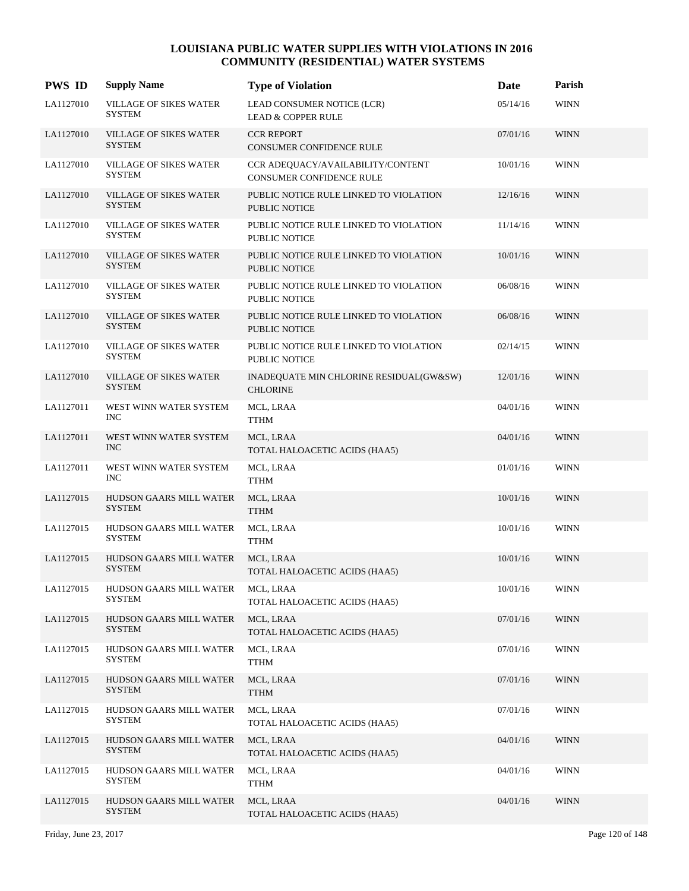# LOUISIANA PUBLIC WATER SUPPLIES WITH VIOLATIONS IN 2016
## COMMUNITY (RESIDENTIAL) WATER SYSTEMS

| PWS ID | Supply Name | Type of Violation | Date | Parish |
|---|---|---|---|---|
| LA1127010 | VILLAGE OF SIKES WATER SYSTEM | LEAD CONSUMER NOTICE (LCR)<br>LEAD & COPPER RULE | 05/14/16 | WINN |
| LA1127010 | VILLAGE OF SIKES WATER SYSTEM | CCR REPORT<br>CONSUMER CONFIDENCE RULE | 07/01/16 | WINN |
| LA1127010 | VILLAGE OF SIKES WATER SYSTEM | CCR ADEQUACY/AVAILABILITY/CONTENT<br>CONSUMER CONFIDENCE RULE | 10/01/16 | WINN |
| LA1127010 | VILLAGE OF SIKES WATER SYSTEM | PUBLIC NOTICE RULE LINKED TO VIOLATION<br>PUBLIC NOTICE | 12/16/16 | WINN |
| LA1127010 | VILLAGE OF SIKES WATER SYSTEM | PUBLIC NOTICE RULE LINKED TO VIOLATION<br>PUBLIC NOTICE | 11/14/16 | WINN |
| LA1127010 | VILLAGE OF SIKES WATER SYSTEM | PUBLIC NOTICE RULE LINKED TO VIOLATION<br>PUBLIC NOTICE | 10/01/16 | WINN |
| LA1127010 | VILLAGE OF SIKES WATER SYSTEM | PUBLIC NOTICE RULE LINKED TO VIOLATION<br>PUBLIC NOTICE | 06/08/16 | WINN |
| LA1127010 | VILLAGE OF SIKES WATER SYSTEM | PUBLIC NOTICE RULE LINKED TO VIOLATION<br>PUBLIC NOTICE | 06/08/16 | WINN |
| LA1127010 | VILLAGE OF SIKES WATER SYSTEM | PUBLIC NOTICE RULE LINKED TO VIOLATION<br>PUBLIC NOTICE | 02/14/15 | WINN |
| LA1127010 | VILLAGE OF SIKES WATER SYSTEM | INADEQUATE MIN CHLORINE RESIDUAL(GW&SW)<br>CHLORINE | 12/01/16 | WINN |
| LA1127011 | WEST WINN WATER SYSTEM INC | MCL, LRAA<br>TTHM | 04/01/16 | WINN |
| LA1127011 | WEST WINN WATER SYSTEM INC | MCL, LRAA<br>TOTAL HALOACETIC ACIDS (HAA5) | 04/01/16 | WINN |
| LA1127011 | WEST WINN WATER SYSTEM INC | MCL, LRAA<br>TTHM | 01/01/16 | WINN |
| LA1127015 | HUDSON GAARS MILL WATER SYSTEM | MCL, LRAA<br>TTHM | 10/01/16 | WINN |
| LA1127015 | HUDSON GAARS MILL WATER SYSTEM | MCL, LRAA<br>TTHM | 10/01/16 | WINN |
| LA1127015 | HUDSON GAARS MILL WATER SYSTEM | MCL, LRAA<br>TOTAL HALOACETIC ACIDS (HAA5) | 10/01/16 | WINN |
| LA1127015 | HUDSON GAARS MILL WATER SYSTEM | MCL, LRAA<br>TOTAL HALOACETIC ACIDS (HAA5) | 10/01/16 | WINN |
| LA1127015 | HUDSON GAARS MILL WATER SYSTEM | MCL, LRAA<br>TOTAL HALOACETIC ACIDS (HAA5) | 07/01/16 | WINN |
| LA1127015 | HUDSON GAARS MILL WATER SYSTEM | MCL, LRAA<br>TTHM | 07/01/16 | WINN |
| LA1127015 | HUDSON GAARS MILL WATER SYSTEM | MCL, LRAA<br>TTHM | 07/01/16 | WINN |
| LA1127015 | HUDSON GAARS MILL WATER SYSTEM | MCL, LRAA<br>TOTAL HALOACETIC ACIDS (HAA5) | 07/01/16 | WINN |
| LA1127015 | HUDSON GAARS MILL WATER SYSTEM | MCL, LRAA<br>TOTAL HALOACETIC ACIDS (HAA5) | 04/01/16 | WINN |
| LA1127015 | HUDSON GAARS MILL WATER SYSTEM | MCL, LRAA<br>TTHM | 04/01/16 | WINN |
| LA1127015 | HUDSON GAARS MILL WATER SYSTEM | MCL, LRAA<br>TOTAL HALOACETIC ACIDS (HAA5) | 04/01/16 | WINN |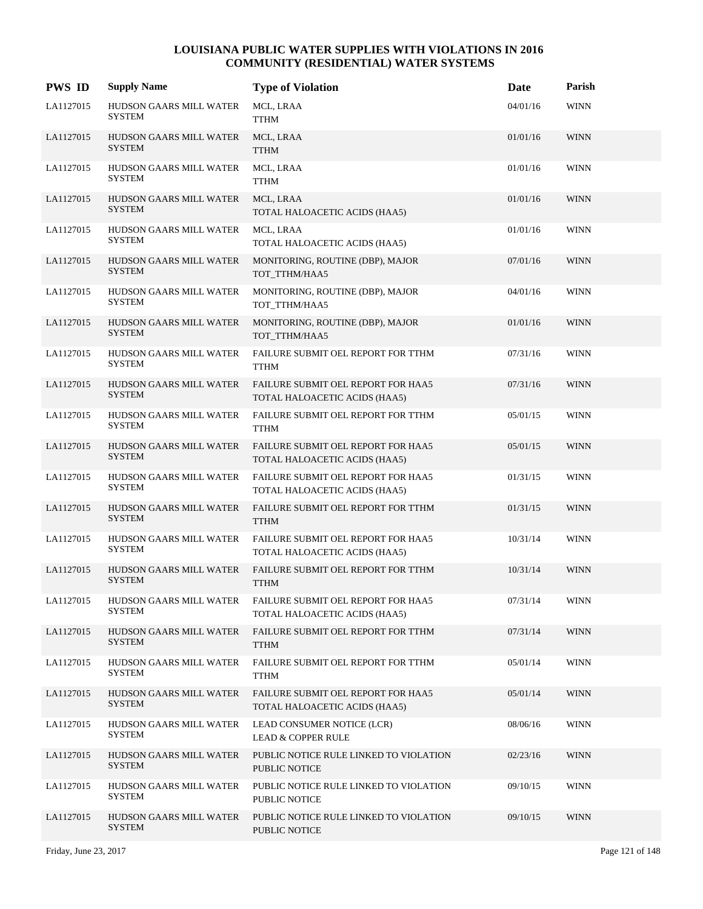# LOUISIANA PUBLIC WATER SUPPLIES WITH VIOLATIONS IN 2016
## COMMUNITY (RESIDENTIAL) WATER SYSTEMS

| PWS ID | Supply Name | Type of Violation | Date | Parish |
|---|---|---|---|---|
| LA1127015 | HUDSON GAARS MILL WATER SYSTEM | MCL, LRAA<br>TTHM | 04/01/16 | WINN |
| LA1127015 | HUDSON GAARS MILL WATER SYSTEM | MCL, LRAA<br>TTHM | 01/01/16 | WINN |
| LA1127015 | HUDSON GAARS MILL WATER SYSTEM | MCL, LRAA<br>TTHM | 01/01/16 | WINN |
| LA1127015 | HUDSON GAARS MILL WATER SYSTEM | MCL, LRAA<br>TOTAL HALOACETIC ACIDS (HAA5) | 01/01/16 | WINN |
| LA1127015 | HUDSON GAARS MILL WATER SYSTEM | MCL, LRAA<br>TOTAL HALOACETIC ACIDS (HAA5) | 01/01/16 | WINN |
| LA1127015 | HUDSON GAARS MILL WATER SYSTEM | MONITORING, ROUTINE (DBP), MAJOR<br>TOT_TTHM/HAA5 | 07/01/16 | WINN |
| LA1127015 | HUDSON GAARS MILL WATER SYSTEM | MONITORING, ROUTINE (DBP), MAJOR<br>TOT_TTHM/HAA5 | 04/01/16 | WINN |
| LA1127015 | HUDSON GAARS MILL WATER SYSTEM | MONITORING, ROUTINE (DBP), MAJOR<br>TOT_TTHM/HAA5 | 01/01/16 | WINN |
| LA1127015 | HUDSON GAARS MILL WATER SYSTEM | FAILURE SUBMIT OEL REPORT FOR TTHM<br>TTHM | 07/31/16 | WINN |
| LA1127015 | HUDSON GAARS MILL WATER SYSTEM | FAILURE SUBMIT OEL REPORT FOR HAA5<br>TOTAL HALOACETIC ACIDS (HAA5) | 07/31/16 | WINN |
| LA1127015 | HUDSON GAARS MILL WATER SYSTEM | FAILURE SUBMIT OEL REPORT FOR TTHM<br>TTHM | 05/01/15 | WINN |
| LA1127015 | HUDSON GAARS MILL WATER SYSTEM | FAILURE SUBMIT OEL REPORT FOR HAA5<br>TOTAL HALOACETIC ACIDS (HAA5) | 05/01/15 | WINN |
| LA1127015 | HUDSON GAARS MILL WATER SYSTEM | FAILURE SUBMIT OEL REPORT FOR HAA5<br>TOTAL HALOACETIC ACIDS (HAA5) | 01/31/15 | WINN |
| LA1127015 | HUDSON GAARS MILL WATER SYSTEM | FAILURE SUBMIT OEL REPORT FOR TTHM<br>TTHM | 01/31/15 | WINN |
| LA1127015 | HUDSON GAARS MILL WATER SYSTEM | FAILURE SUBMIT OEL REPORT FOR HAA5<br>TOTAL HALOACETIC ACIDS (HAA5) | 10/31/14 | WINN |
| LA1127015 | HUDSON GAARS MILL WATER SYSTEM | FAILURE SUBMIT OEL REPORT FOR TTHM<br>TTHM | 10/31/14 | WINN |
| LA1127015 | HUDSON GAARS MILL WATER SYSTEM | FAILURE SUBMIT OEL REPORT FOR HAA5<br>TOTAL HALOACETIC ACIDS (HAA5) | 07/31/14 | WINN |
| LA1127015 | HUDSON GAARS MILL WATER SYSTEM | FAILURE SUBMIT OEL REPORT FOR TTHM<br>TTHM | 07/31/14 | WINN |
| LA1127015 | HUDSON GAARS MILL WATER SYSTEM | FAILURE SUBMIT OEL REPORT FOR TTHM<br>TTHM | 05/01/14 | WINN |
| LA1127015 | HUDSON GAARS MILL WATER SYSTEM | FAILURE SUBMIT OEL REPORT FOR HAA5<br>TOTAL HALOACETIC ACIDS (HAA5) | 05/01/14 | WINN |
| LA1127015 | HUDSON GAARS MILL WATER SYSTEM | LEAD CONSUMER NOTICE (LCR)<br>LEAD & COPPER RULE | 08/06/16 | WINN |
| LA1127015 | HUDSON GAARS MILL WATER SYSTEM | PUBLIC NOTICE RULE LINKED TO VIOLATION<br>PUBLIC NOTICE | 02/23/16 | WINN |
| LA1127015 | HUDSON GAARS MILL WATER SYSTEM | PUBLIC NOTICE RULE LINKED TO VIOLATION<br>PUBLIC NOTICE | 09/10/15 | WINN |
| LA1127015 | HUDSON GAARS MILL WATER SYSTEM | PUBLIC NOTICE RULE LINKED TO VIOLATION<br>PUBLIC NOTICE | 09/10/15 | WINN |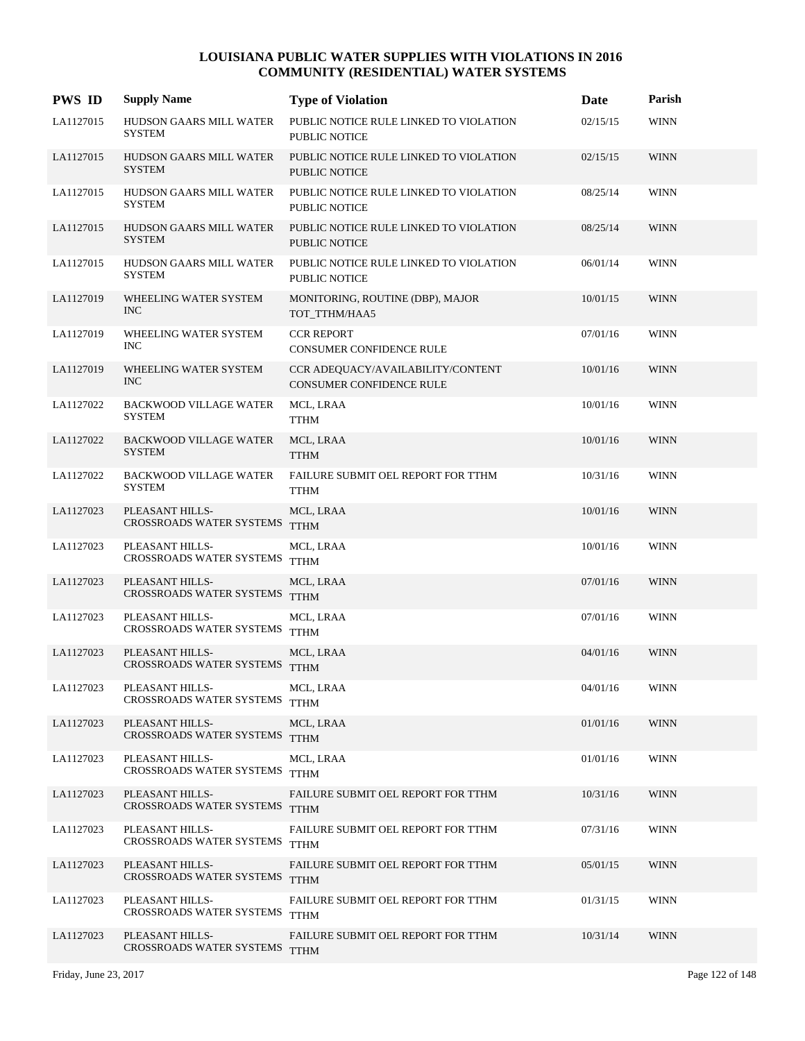# LOUISIANA PUBLIC WATER SUPPLIES WITH VIOLATIONS IN 2016
## COMMUNITY (RESIDENTIAL) WATER SYSTEMS

| PWS ID | Supply Name | Type of Violation | Date | Parish |
|---|---|---|---|---|
| LA1127015 | HUDSON GAARS MILL WATER SYSTEM | PUBLIC NOTICE RULE LINKED TO VIOLATION PUBLIC NOTICE | 02/15/15 | WINN |
| LA1127015 | HUDSON GAARS MILL WATER SYSTEM | PUBLIC NOTICE RULE LINKED TO VIOLATION PUBLIC NOTICE | 02/15/15 | WINN |
| LA1127015 | HUDSON GAARS MILL WATER SYSTEM | PUBLIC NOTICE RULE LINKED TO VIOLATION PUBLIC NOTICE | 08/25/14 | WINN |
| LA1127015 | HUDSON GAARS MILL WATER SYSTEM | PUBLIC NOTICE RULE LINKED TO VIOLATION PUBLIC NOTICE | 08/25/14 | WINN |
| LA1127015 | HUDSON GAARS MILL WATER SYSTEM | PUBLIC NOTICE RULE LINKED TO VIOLATION PUBLIC NOTICE | 06/01/14 | WINN |
| LA1127019 | WHEELING WATER SYSTEM INC | MONITORING, ROUTINE (DBP), MAJOR TOT_TTHM/HAA5 | 10/01/15 | WINN |
| LA1127019 | WHEELING WATER SYSTEM INC | CCR REPORT CONSUMER CONFIDENCE RULE | 07/01/16 | WINN |
| LA1127019 | WHEELING WATER SYSTEM INC | CCR ADEQUACY/AVAILABILITY/CONTENT CONSUMER CONFIDENCE RULE | 10/01/16 | WINN |
| LA1127022 | BACKWOOD VILLAGE WATER SYSTEM | MCL, LRAA TTHM | 10/01/16 | WINN |
| LA1127022 | BACKWOOD VILLAGE WATER SYSTEM | MCL, LRAA TTHM | 10/01/16 | WINN |
| LA1127022 | BACKWOOD VILLAGE WATER SYSTEM | FAILURE SUBMIT OEL REPORT FOR TTHM TTHM | 10/31/16 | WINN |
| LA1127023 | PLEASANT HILLS-CROSSROADS WATER SYSTEMS | MCL, LRAA TTHM | 10/01/16 | WINN |
| LA1127023 | PLEASANT HILLS-CROSSROADS WATER SYSTEMS | MCL, LRAA TTHM | 10/01/16 | WINN |
| LA1127023 | PLEASANT HILLS-CROSSROADS WATER SYSTEMS | MCL, LRAA TTHM | 07/01/16 | WINN |
| LA1127023 | PLEASANT HILLS-CROSSROADS WATER SYSTEMS | MCL, LRAA TTHM | 07/01/16 | WINN |
| LA1127023 | PLEASANT HILLS-CROSSROADS WATER SYSTEMS | MCL, LRAA TTHM | 04/01/16 | WINN |
| LA1127023 | PLEASANT HILLS-CROSSROADS WATER SYSTEMS | MCL, LRAA TTHM | 04/01/16 | WINN |
| LA1127023 | PLEASANT HILLS-CROSSROADS WATER SYSTEMS | MCL, LRAA TTHM | 01/01/16 | WINN |
| LA1127023 | PLEASANT HILLS-CROSSROADS WATER SYSTEMS | MCL, LRAA TTHM | 01/01/16 | WINN |
| LA1127023 | PLEASANT HILLS-CROSSROADS WATER SYSTEMS | FAILURE SUBMIT OEL REPORT FOR TTHM TTHM | 10/31/16 | WINN |
| LA1127023 | PLEASANT HILLS-CROSSROADS WATER SYSTEMS | FAILURE SUBMIT OEL REPORT FOR TTHM TTHM | 07/31/16 | WINN |
| LA1127023 | PLEASANT HILLS-CROSSROADS WATER SYSTEMS | FAILURE SUBMIT OEL REPORT FOR TTHM TTHM | 05/01/15 | WINN |
| LA1127023 | PLEASANT HILLS-CROSSROADS WATER SYSTEMS | FAILURE SUBMIT OEL REPORT FOR TTHM TTHM | 01/31/15 | WINN |
| LA1127023 | PLEASANT HILLS-CROSSROADS WATER SYSTEMS | FAILURE SUBMIT OEL REPORT FOR TTHM TTHM | 10/31/14 | WINN |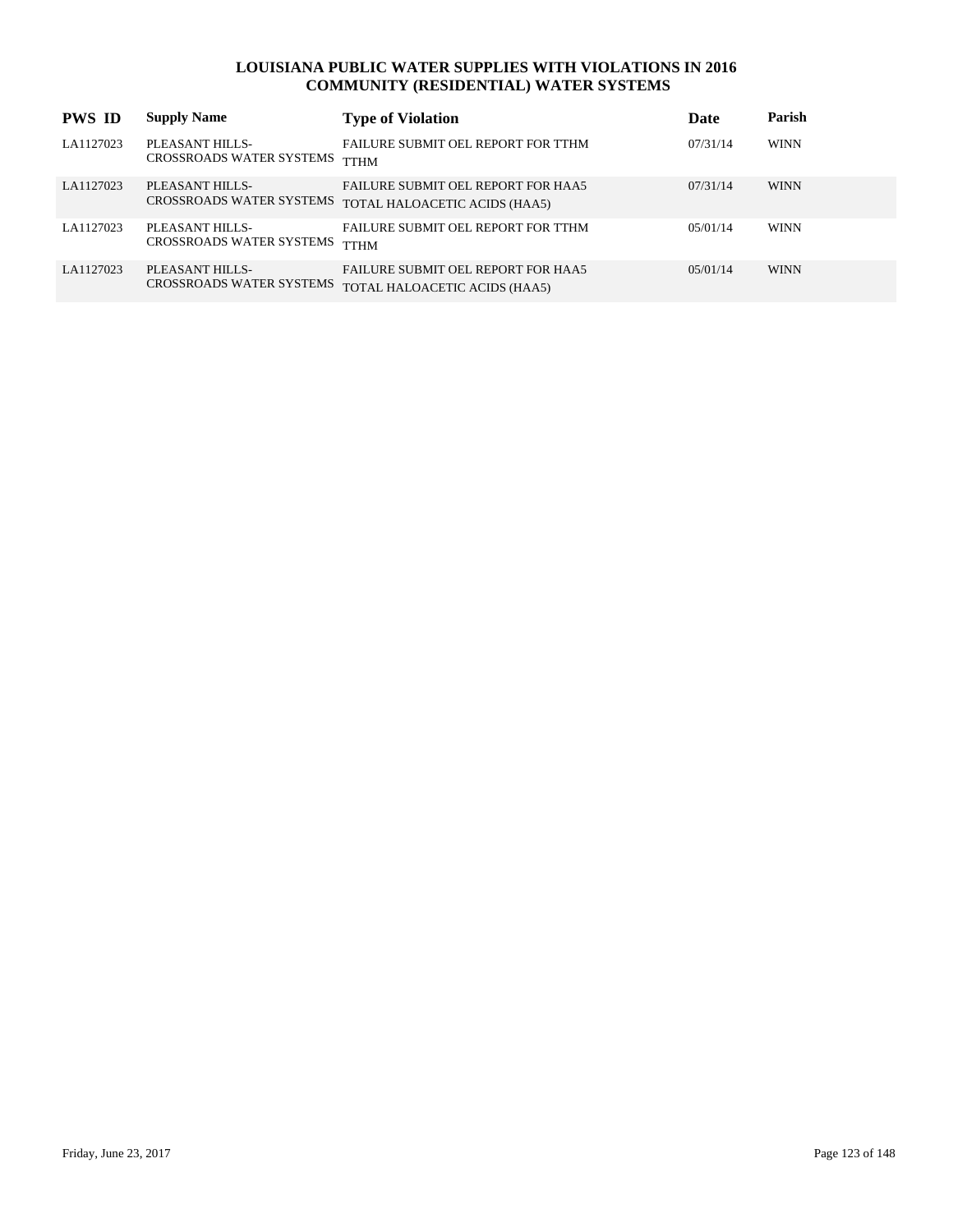# LOUISIANA PUBLIC WATER SUPPLIES WITH VIOLATIONS IN 2016
## COMMUNITY (RESIDENTIAL) WATER SYSTEMS

| PWS ID | Supply Name | Type of Violation | Date | Parish |
|---|---|---|---|---|
| LA1127023 | PLEASANT HILLS-CROSSROADS WATER SYSTEMS | FAILURE SUBMIT OEL REPORT FOR TTHM TTHM | 07/31/14 | WINN |
| LA1127023 | PLEASANT HILLS-CROSSROADS WATER SYSTEMS | FAILURE SUBMIT OEL REPORT FOR HAA5 TOTAL HALOACETIC ACIDS (HAA5) | 07/31/14 | WINN |
| LA1127023 | PLEASANT HILLS-CROSSROADS WATER SYSTEMS | FAILURE SUBMIT OEL REPORT FOR TTHM TTHM | 05/01/14 | WINN |
| LA1127023 | PLEASANT HILLS-CROSSROADS WATER SYSTEMS | FAILURE SUBMIT OEL REPORT FOR HAA5 TOTAL HALOACETIC ACIDS (HAA5) | 05/01/14 | WINN |

Friday, June 23, 2017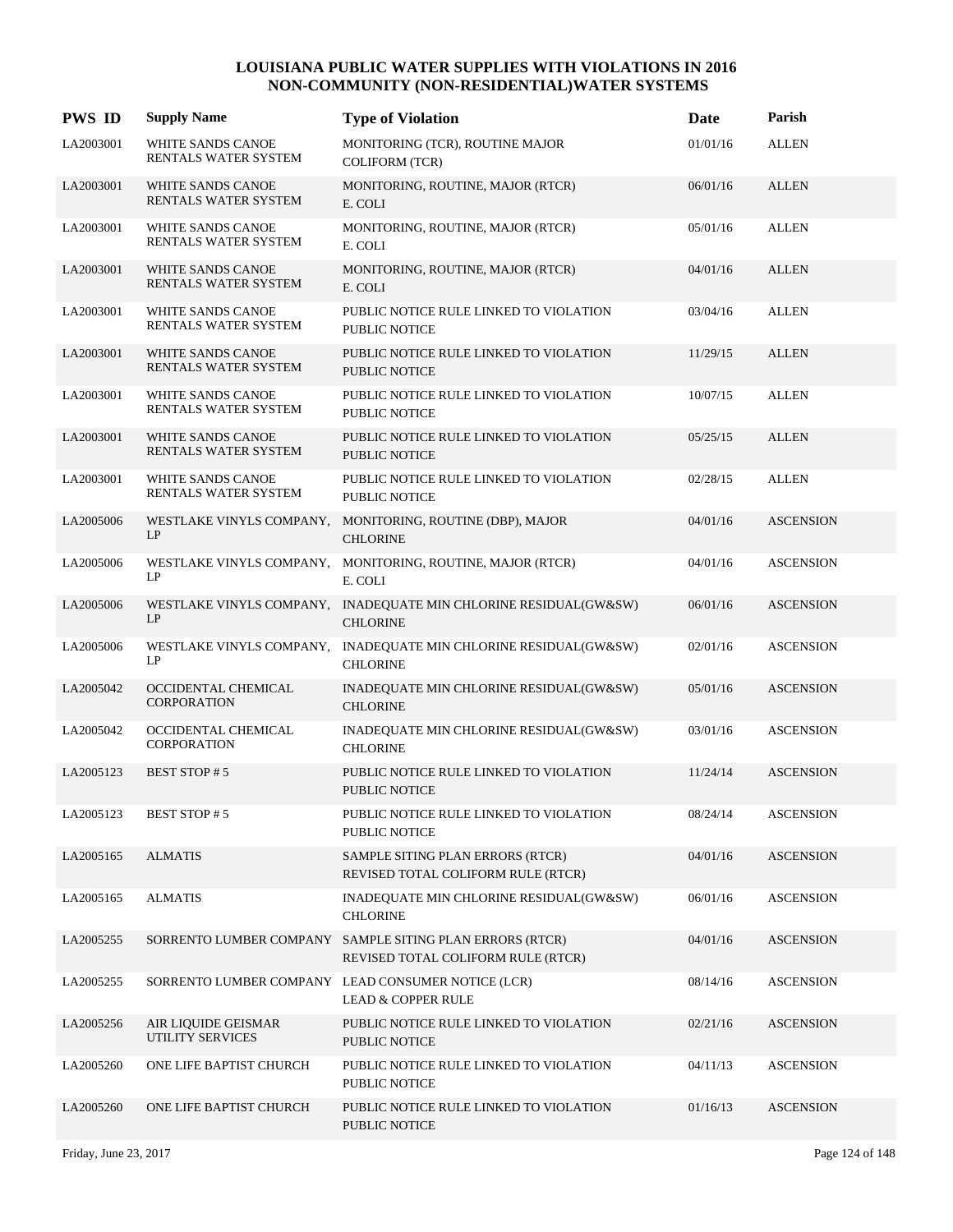# LOUISIANA PUBLIC WATER SUPPLIES WITH VIOLATIONS IN 2016
## NON-COMMUNITY (NON-RESIDENTIAL)WATER SYSTEMS

| PWS ID | Supply Name | Type of Violation | Date | Parish |
|---|---|---|---|---|
| LA2003001 | WHITE SANDS CANOE RENTALS WATER SYSTEM | MONITORING (TCR), ROUTINE MAJOR COLIFORM (TCR) | 01/01/16 | ALLEN |
| LA2003001 | WHITE SANDS CANOE RENTALS WATER SYSTEM | MONITORING, ROUTINE, MAJOR (RTCR) E. COLI | 06/01/16 | ALLEN |
| LA2003001 | WHITE SANDS CANOE RENTALS WATER SYSTEM | MONITORING, ROUTINE, MAJOR (RTCR) E. COLI | 05/01/16 | ALLEN |
| LA2003001 | WHITE SANDS CANOE RENTALS WATER SYSTEM | MONITORING, ROUTINE, MAJOR (RTCR) E. COLI | 04/01/16 | ALLEN |
| LA2003001 | WHITE SANDS CANOE RENTALS WATER SYSTEM | PUBLIC NOTICE RULE LINKED TO VIOLATION PUBLIC NOTICE | 03/04/16 | ALLEN |
| LA2003001 | WHITE SANDS CANOE RENTALS WATER SYSTEM | PUBLIC NOTICE RULE LINKED TO VIOLATION PUBLIC NOTICE | 11/29/15 | ALLEN |
| LA2003001 | WHITE SANDS CANOE RENTALS WATER SYSTEM | PUBLIC NOTICE RULE LINKED TO VIOLATION PUBLIC NOTICE | 10/07/15 | ALLEN |
| LA2003001 | WHITE SANDS CANOE RENTALS WATER SYSTEM | PUBLIC NOTICE RULE LINKED TO VIOLATION PUBLIC NOTICE | 05/25/15 | ALLEN |
| LA2003001 | WHITE SANDS CANOE RENTALS WATER SYSTEM | PUBLIC NOTICE RULE LINKED TO VIOLATION PUBLIC NOTICE | 02/28/15 | ALLEN |
| LA2005006 | WESTLAKE VINYLS COMPANY, LP | MONITORING, ROUTINE (DBP), MAJOR CHLORINE | 04/01/16 | ASCENSION |
| LA2005006 | WESTLAKE VINYLS COMPANY, LP | MONITORING, ROUTINE, MAJOR (RTCR) E. COLI | 04/01/16 | ASCENSION |
| LA2005006 | WESTLAKE VINYLS COMPANY, LP | INADEQUATE MIN CHLORINE RESIDUAL(GW&SW) CHLORINE | 06/01/16 | ASCENSION |
| LA2005006 | WESTLAKE VINYLS COMPANY, LP | INADEQUATE MIN CHLORINE RESIDUAL(GW&SW) CHLORINE | 02/01/16 | ASCENSION |
| LA2005042 | OCCIDENTAL CHEMICAL CORPORATION | INADEQUATE MIN CHLORINE RESIDUAL(GW&SW) CHLORINE | 05/01/16 | ASCENSION |
| LA2005042 | OCCIDENTAL CHEMICAL CORPORATION | INADEQUATE MIN CHLORINE RESIDUAL(GW&SW) CHLORINE | 03/01/16 | ASCENSION |
| LA2005123 | BEST STOP # 5 | PUBLIC NOTICE RULE LINKED TO VIOLATION PUBLIC NOTICE | 11/24/14 | ASCENSION |
| LA2005123 | BEST STOP # 5 | PUBLIC NOTICE RULE LINKED TO VIOLATION PUBLIC NOTICE | 08/24/14 | ASCENSION |
| LA2005165 | ALMATIS | SAMPLE SITING PLAN ERRORS (RTCR) REVISED TOTAL COLIFORM RULE (RTCR) | 04/01/16 | ASCENSION |
| LA2005165 | ALMATIS | INADEQUATE MIN CHLORINE RESIDUAL(GW&SW) CHLORINE | 06/01/16 | ASCENSION |
| LA2005255 | SORRENTO LUMBER COMPANY | SAMPLE SITING PLAN ERRORS (RTCR) REVISED TOTAL COLIFORM RULE (RTCR) | 04/01/16 | ASCENSION |
| LA2005255 | SORRENTO LUMBER COMPANY | LEAD CONSUMER NOTICE (LCR) LEAD & COPPER RULE | 08/14/16 | ASCENSION |
| LA2005256 | AIR LIQUIDE GEISMAR UTILITY SERVICES | PUBLIC NOTICE RULE LINKED TO VIOLATION PUBLIC NOTICE | 02/21/16 | ASCENSION |
| LA2005260 | ONE LIFE BAPTIST CHURCH | PUBLIC NOTICE RULE LINKED TO VIOLATION PUBLIC NOTICE | 04/11/13 | ASCENSION |
| LA2005260 | ONE LIFE BAPTIST CHURCH | PUBLIC NOTICE RULE LINKED TO VIOLATION PUBLIC NOTICE | 01/16/13 | ASCENSION |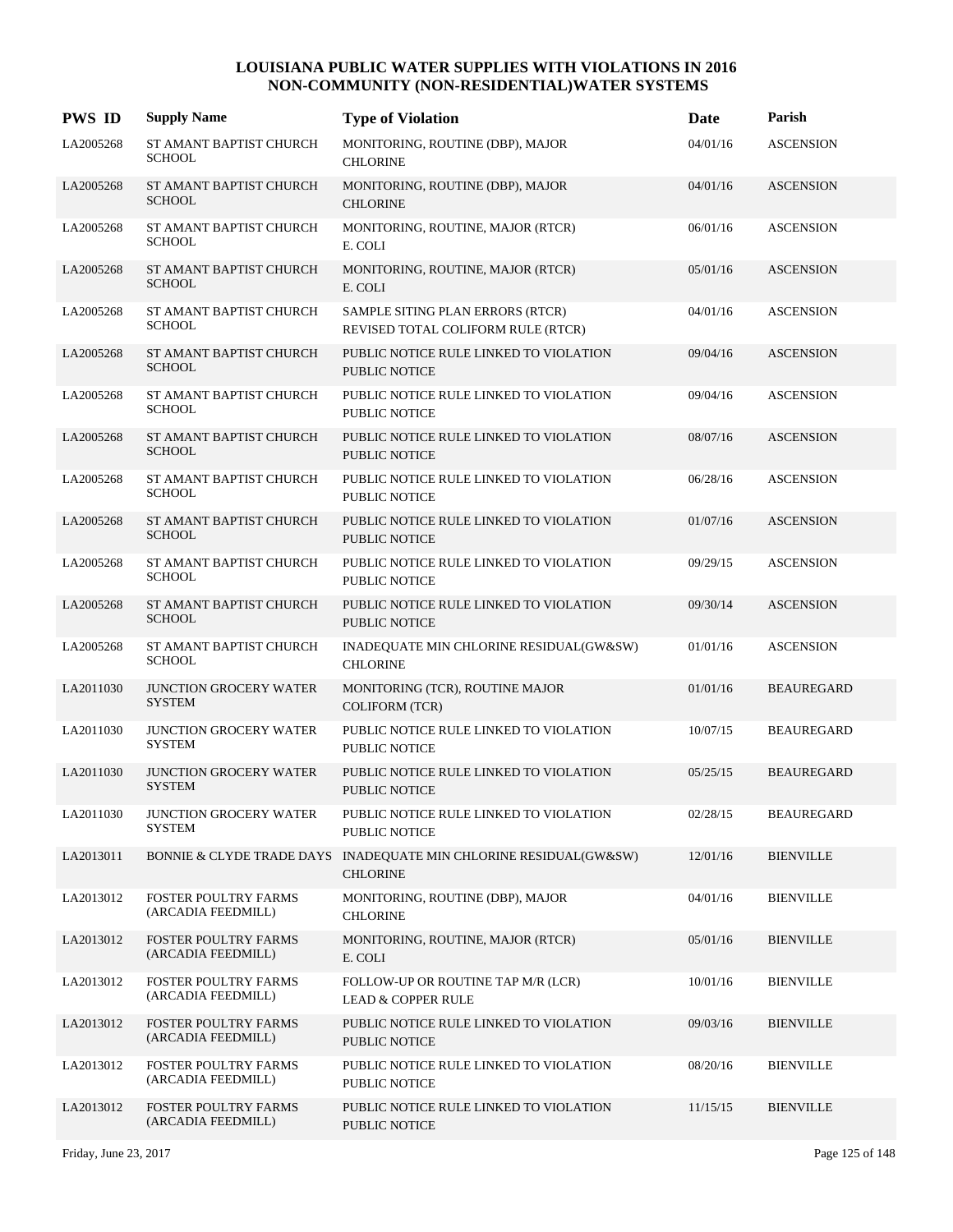# LOUISIANA PUBLIC WATER SUPPLIES WITH VIOLATIONS IN 2016
## NON-COMMUNITY (NON-RESIDENTIAL)WATER SYSTEMS

| PWS ID | Supply Name | Type of Violation | Date | Parish |
|---|---|---|---|---|
| LA2005268 | ST AMANT BAPTIST CHURCH SCHOOL | MONITORING, ROUTINE (DBP), MAJOR CHLORINE | 04/01/16 | ASCENSION |
| LA2005268 | ST AMANT BAPTIST CHURCH SCHOOL | MONITORING, ROUTINE (DBP), MAJOR CHLORINE | 04/01/16 | ASCENSION |
| LA2005268 | ST AMANT BAPTIST CHURCH SCHOOL | MONITORING, ROUTINE, MAJOR (RTCR) E. COLI | 06/01/16 | ASCENSION |
| LA2005268 | ST AMANT BAPTIST CHURCH SCHOOL | MONITORING, ROUTINE, MAJOR (RTCR) E. COLI | 05/01/16 | ASCENSION |
| LA2005268 | ST AMANT BAPTIST CHURCH SCHOOL | SAMPLE SITING PLAN ERRORS (RTCR) REVISED TOTAL COLIFORM RULE (RTCR) | 04/01/16 | ASCENSION |
| LA2005268 | ST AMANT BAPTIST CHURCH SCHOOL | PUBLIC NOTICE RULE LINKED TO VIOLATION PUBLIC NOTICE | 09/04/16 | ASCENSION |
| LA2005268 | ST AMANT BAPTIST CHURCH SCHOOL | PUBLIC NOTICE RULE LINKED TO VIOLATION PUBLIC NOTICE | 09/04/16 | ASCENSION |
| LA2005268 | ST AMANT BAPTIST CHURCH SCHOOL | PUBLIC NOTICE RULE LINKED TO VIOLATION PUBLIC NOTICE | 08/07/16 | ASCENSION |
| LA2005268 | ST AMANT BAPTIST CHURCH SCHOOL | PUBLIC NOTICE RULE LINKED TO VIOLATION PUBLIC NOTICE | 06/28/16 | ASCENSION |
| LA2005268 | ST AMANT BAPTIST CHURCH SCHOOL | PUBLIC NOTICE RULE LINKED TO VIOLATION PUBLIC NOTICE | 01/07/16 | ASCENSION |
| LA2005268 | ST AMANT BAPTIST CHURCH SCHOOL | PUBLIC NOTICE RULE LINKED TO VIOLATION PUBLIC NOTICE | 09/29/15 | ASCENSION |
| LA2005268 | ST AMANT BAPTIST CHURCH SCHOOL | PUBLIC NOTICE RULE LINKED TO VIOLATION PUBLIC NOTICE | 09/30/14 | ASCENSION |
| LA2005268 | ST AMANT BAPTIST CHURCH SCHOOL | INADEQUATE MIN CHLORINE RESIDUAL(GW&SW) CHLORINE | 01/01/16 | ASCENSION |
| LA2011030 | JUNCTION GROCERY WATER SYSTEM | MONITORING (TCR), ROUTINE MAJOR COLIFORM (TCR) | 01/01/16 | BEAUREGARD |
| LA2011030 | JUNCTION GROCERY WATER SYSTEM | PUBLIC NOTICE RULE LINKED TO VIOLATION PUBLIC NOTICE | 10/07/15 | BEAUREGARD |
| LA2011030 | JUNCTION GROCERY WATER SYSTEM | PUBLIC NOTICE RULE LINKED TO VIOLATION PUBLIC NOTICE | 05/25/15 | BEAUREGARD |
| LA2011030 | JUNCTION GROCERY WATER SYSTEM | PUBLIC NOTICE RULE LINKED TO VIOLATION PUBLIC NOTICE | 02/28/15 | BEAUREGARD |
| LA2013011 | BONNIE & CLYDE TRADE DAYS | INADEQUATE MIN CHLORINE RESIDUAL(GW&SW) CHLORINE | 12/01/16 | BIENVILLE |
| LA2013012 | FOSTER POULTRY FARMS (ARCADIA FEEDMILL) | MONITORING, ROUTINE (DBP), MAJOR CHLORINE | 04/01/16 | BIENVILLE |
| LA2013012 | FOSTER POULTRY FARMS (ARCADIA FEEDMILL) | MONITORING, ROUTINE, MAJOR (RTCR) E. COLI | 05/01/16 | BIENVILLE |
| LA2013012 | FOSTER POULTRY FARMS (ARCADIA FEEDMILL) | FOLLOW-UP OR ROUTINE TAP M/R (LCR) LEAD & COPPER RULE | 10/01/16 | BIENVILLE |
| LA2013012 | FOSTER POULTRY FARMS (ARCADIA FEEDMILL) | PUBLIC NOTICE RULE LINKED TO VIOLATION PUBLIC NOTICE | 09/03/16 | BIENVILLE |
| LA2013012 | FOSTER POULTRY FARMS (ARCADIA FEEDMILL) | PUBLIC NOTICE RULE LINKED TO VIOLATION PUBLIC NOTICE | 08/20/16 | BIENVILLE |
| LA2013012 | FOSTER POULTRY FARMS (ARCADIA FEEDMILL) | PUBLIC NOTICE RULE LINKED TO VIOLATION PUBLIC NOTICE | 11/15/15 | BIENVILLE |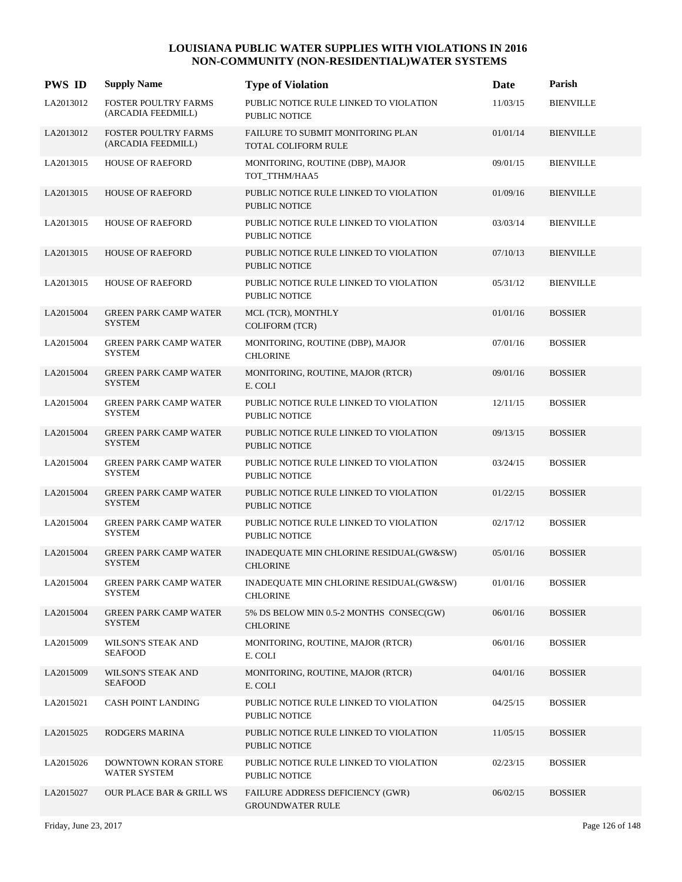# LOUISIANA PUBLIC WATER SUPPLIES WITH VIOLATIONS IN 2016
## NON-COMMUNITY (NON-RESIDENTIAL)WATER SYSTEMS

| PWS ID | Supply Name | Type of Violation | Date | Parish |
|---|---|---|---|---|
| LA2013012 | FOSTER POULTRY FARMS (ARCADIA FEEDMILL) | PUBLIC NOTICE RULE LINKED TO VIOLATION<br>PUBLIC NOTICE | 11/03/15 | BIENVILLE |
| LA2013012 | FOSTER POULTRY FARMS (ARCADIA FEEDMILL) | FAILURE TO SUBMIT MONITORING PLAN<br>TOTAL COLIFORM RULE | 01/01/14 | BIENVILLE |
| LA2013015 | HOUSE OF RAEFORD | MONITORING, ROUTINE (DBP), MAJOR<br>TOT_TTHM/HAA5 | 09/01/15 | BIENVILLE |
| LA2013015 | HOUSE OF RAEFORD | PUBLIC NOTICE RULE LINKED TO VIOLATION<br>PUBLIC NOTICE | 01/09/16 | BIENVILLE |
| LA2013015 | HOUSE OF RAEFORD | PUBLIC NOTICE RULE LINKED TO VIOLATION<br>PUBLIC NOTICE | 03/03/14 | BIENVILLE |
| LA2013015 | HOUSE OF RAEFORD | PUBLIC NOTICE RULE LINKED TO VIOLATION<br>PUBLIC NOTICE | 07/10/13 | BIENVILLE |
| LA2013015 | HOUSE OF RAEFORD | PUBLIC NOTICE RULE LINKED TO VIOLATION<br>PUBLIC NOTICE | 05/31/12 | BIENVILLE |
| LA2015004 | GREEN PARK CAMP WATER SYSTEM | MCL (TCR), MONTHLY<br>COLIFORM (TCR) | 01/01/16 | BOSSIER |
| LA2015004 | GREEN PARK CAMP WATER SYSTEM | MONITORING, ROUTINE (DBP), MAJOR<br>CHLORINE | 07/01/16 | BOSSIER |
| LA2015004 | GREEN PARK CAMP WATER SYSTEM | MONITORING, ROUTINE, MAJOR (RTCR)<br>E. COLI | 09/01/16 | BOSSIER |
| LA2015004 | GREEN PARK CAMP WATER SYSTEM | PUBLIC NOTICE RULE LINKED TO VIOLATION<br>PUBLIC NOTICE | 12/11/15 | BOSSIER |
| LA2015004 | GREEN PARK CAMP WATER SYSTEM | PUBLIC NOTICE RULE LINKED TO VIOLATION<br>PUBLIC NOTICE | 09/13/15 | BOSSIER |
| LA2015004 | GREEN PARK CAMP WATER SYSTEM | PUBLIC NOTICE RULE LINKED TO VIOLATION<br>PUBLIC NOTICE | 03/24/15 | BOSSIER |
| LA2015004 | GREEN PARK CAMP WATER SYSTEM | PUBLIC NOTICE RULE LINKED TO VIOLATION<br>PUBLIC NOTICE | 01/22/15 | BOSSIER |
| LA2015004 | GREEN PARK CAMP WATER SYSTEM | PUBLIC NOTICE RULE LINKED TO VIOLATION<br>PUBLIC NOTICE | 02/17/12 | BOSSIER |
| LA2015004 | GREEN PARK CAMP WATER SYSTEM | INADEQUATE MIN CHLORINE RESIDUAL(GW&SW)<br>CHLORINE | 05/01/16 | BOSSIER |
| LA2015004 | GREEN PARK CAMP WATER SYSTEM | INADEQUATE MIN CHLORINE RESIDUAL(GW&SW)<br>CHLORINE | 01/01/16 | BOSSIER |
| LA2015004 | GREEN PARK CAMP WATER SYSTEM | 5% DS BELOW MIN 0.5-2 MONTHS CONSEC(GW)<br>CHLORINE | 06/01/16 | BOSSIER |
| LA2015009 | WILSON'S STEAK AND SEAFOOD | MONITORING, ROUTINE, MAJOR (RTCR)<br>E. COLI | 06/01/16 | BOSSIER |
| LA2015009 | WILSON'S STEAK AND SEAFOOD | MONITORING, ROUTINE, MAJOR (RTCR)<br>E. COLI | 04/01/16 | BOSSIER |
| LA2015021 | CASH POINT LANDING | PUBLIC NOTICE RULE LINKED TO VIOLATION<br>PUBLIC NOTICE | 04/25/15 | BOSSIER |
| LA2015025 | RODGERS MARINA | PUBLIC NOTICE RULE LINKED TO VIOLATION<br>PUBLIC NOTICE | 11/05/15 | BOSSIER |
| LA2015026 | DOWNTOWN KORAN STORE WATER SYSTEM | PUBLIC NOTICE RULE LINKED TO VIOLATION<br>PUBLIC NOTICE | 02/23/15 | BOSSIER |
| LA2015027 | OUR PLACE BAR & GRILL WS | FAILURE ADDRESS DEFICIENCY (GWR)<br>GROUNDWATER RULE | 06/02/15 | BOSSIER |

Friday, June 23, 2017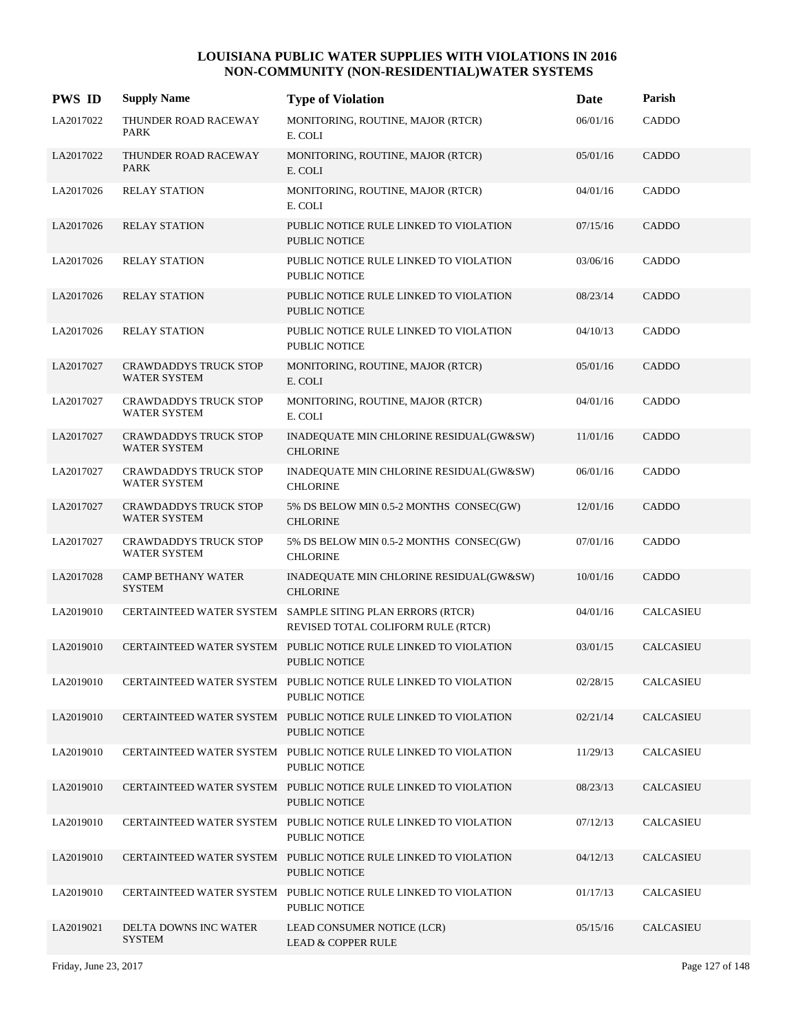# LOUISIANA PUBLIC WATER SUPPLIES WITH VIOLATIONS IN 2016
## NON-COMMUNITY (NON-RESIDENTIAL)WATER SYSTEMS

| PWS ID | Supply Name | Type of Violation | Date | Parish |
|---|---|---|---|---|
| LA2017022 | THUNDER ROAD RACEWAY PARK | MONITORING, ROUTINE, MAJOR (RTCR) E. COLI | 06/01/16 | CADDO |
| LA2017022 | THUNDER ROAD RACEWAY PARK | MONITORING, ROUTINE, MAJOR (RTCR) E. COLI | 05/01/16 | CADDO |
| LA2017026 | RELAY STATION | MONITORING, ROUTINE, MAJOR (RTCR) E. COLI | 04/01/16 | CADDO |
| LA2017026 | RELAY STATION | PUBLIC NOTICE RULE LINKED TO VIOLATION PUBLIC NOTICE | 07/15/16 | CADDO |
| LA2017026 | RELAY STATION | PUBLIC NOTICE RULE LINKED TO VIOLATION PUBLIC NOTICE | 03/06/16 | CADDO |
| LA2017026 | RELAY STATION | PUBLIC NOTICE RULE LINKED TO VIOLATION PUBLIC NOTICE | 08/23/14 | CADDO |
| LA2017026 | RELAY STATION | PUBLIC NOTICE RULE LINKED TO VIOLATION PUBLIC NOTICE | 04/10/13 | CADDO |
| LA2017027 | CRAWDADDYS TRUCK STOP WATER SYSTEM | MONITORING, ROUTINE, MAJOR (RTCR) E. COLI | 05/01/16 | CADDO |
| LA2017027 | CRAWDADDYS TRUCK STOP WATER SYSTEM | MONITORING, ROUTINE, MAJOR (RTCR) E. COLI | 04/01/16 | CADDO |
| LA2017027 | CRAWDADDYS TRUCK STOP WATER SYSTEM | INADEQUATE MIN CHLORINE RESIDUAL(GW&SW) CHLORINE | 11/01/16 | CADDO |
| LA2017027 | CRAWDADDYS TRUCK STOP WATER SYSTEM | INADEQUATE MIN CHLORINE RESIDUAL(GW&SW) CHLORINE | 06/01/16 | CADDO |
| LA2017027 | CRAWDADDYS TRUCK STOP WATER SYSTEM | 5% DS BELOW MIN 0.5-2 MONTHS CONSEC(GW) CHLORINE | 12/01/16 | CADDO |
| LA2017027 | CRAWDADDYS TRUCK STOP WATER SYSTEM | 5% DS BELOW MIN 0.5-2 MONTHS CONSEC(GW) CHLORINE | 07/01/16 | CADDO |
| LA2017028 | CAMP BETHANY WATER SYSTEM | INADEQUATE MIN CHLORINE RESIDUAL(GW&SW) CHLORINE | 10/01/16 | CADDO |
| LA2019010 | CERTAINTEED WATER SYSTEM | SAMPLE SITING PLAN ERRORS (RTCR) REVISED TOTAL COLIFORM RULE (RTCR) | 04/01/16 | CALCASIEU |
| LA2019010 | CERTAINTEED WATER SYSTEM | PUBLIC NOTICE RULE LINKED TO VIOLATION PUBLIC NOTICE | 03/01/15 | CALCASIEU |
| LA2019010 | CERTAINTEED WATER SYSTEM | PUBLIC NOTICE RULE LINKED TO VIOLATION PUBLIC NOTICE | 02/28/15 | CALCASIEU |
| LA2019010 | CERTAINTEED WATER SYSTEM | PUBLIC NOTICE RULE LINKED TO VIOLATION PUBLIC NOTICE | 02/21/14 | CALCASIEU |
| LA2019010 | CERTAINTEED WATER SYSTEM | PUBLIC NOTICE RULE LINKED TO VIOLATION PUBLIC NOTICE | 11/29/13 | CALCASIEU |
| LA2019010 | CERTAINTEED WATER SYSTEM | PUBLIC NOTICE RULE LINKED TO VIOLATION PUBLIC NOTICE | 08/23/13 | CALCASIEU |
| LA2019010 | CERTAINTEED WATER SYSTEM | PUBLIC NOTICE RULE LINKED TO VIOLATION PUBLIC NOTICE | 07/12/13 | CALCASIEU |
| LA2019010 | CERTAINTEED WATER SYSTEM | PUBLIC NOTICE RULE LINKED TO VIOLATION PUBLIC NOTICE | 04/12/13 | CALCASIEU |
| LA2019010 | CERTAINTEED WATER SYSTEM | PUBLIC NOTICE RULE LINKED TO VIOLATION PUBLIC NOTICE | 01/17/13 | CALCASIEU |
| LA2019021 | DELTA DOWNS INC WATER SYSTEM | LEAD CONSUMER NOTICE (LCR) LEAD & COPPER RULE | 05/15/16 | CALCASIEU |

Friday, June 23, 2017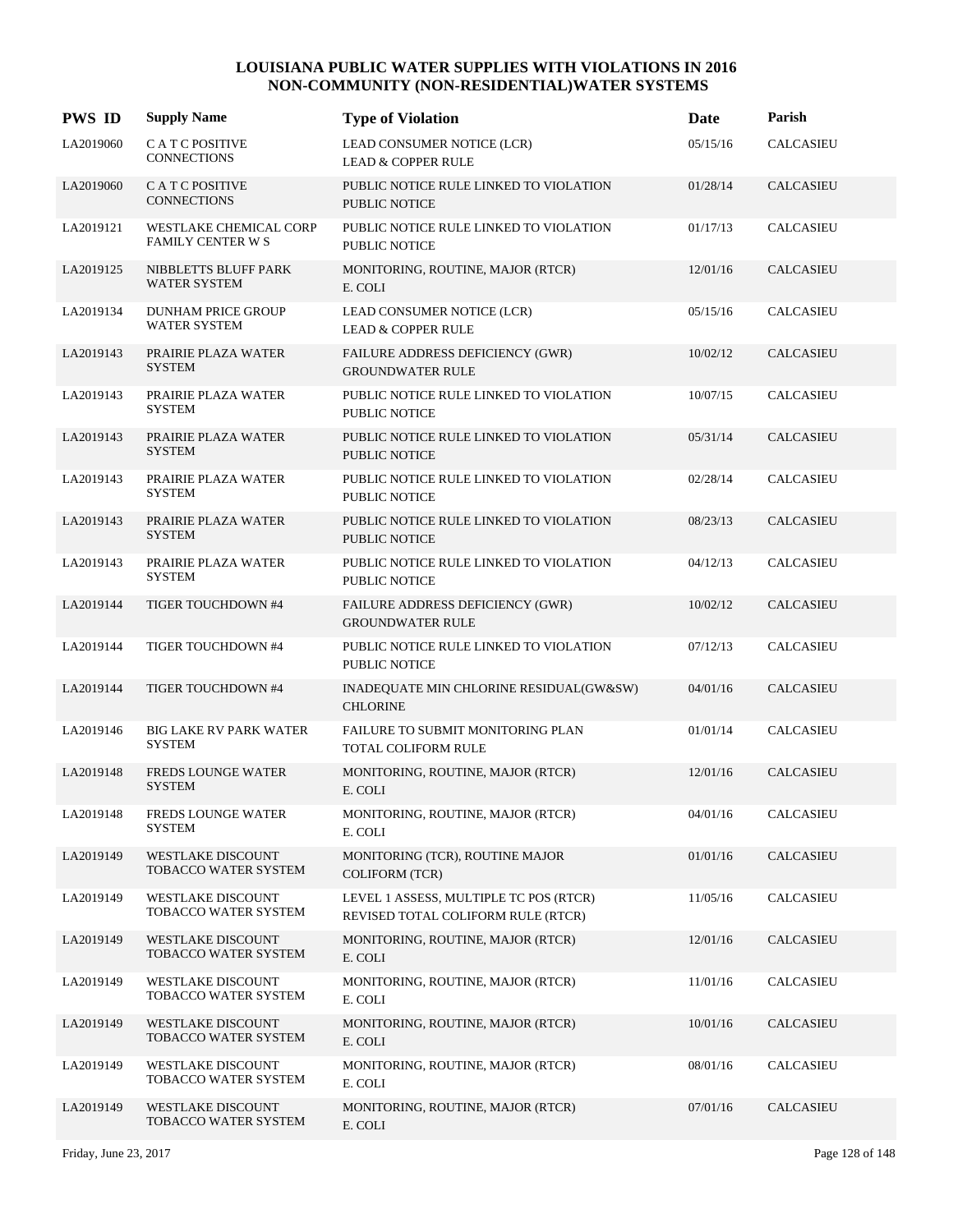# LOUISIANA PUBLIC WATER SUPPLIES WITH VIOLATIONS IN 2016
## NON-COMMUNITY (NON-RESIDENTIAL)WATER SYSTEMS

| PWS ID | Supply Name | Type of Violation | Date | Parish |
|---|---|---|---|---|
| LA2019060 | C A T C POSITIVE CONNECTIONS | LEAD CONSUMER NOTICE (LCR)<br>LEAD & COPPER RULE | 05/15/16 | CALCASIEU |
| LA2019060 | C A T C POSITIVE CONNECTIONS | PUBLIC NOTICE RULE LINKED TO VIOLATION<br>PUBLIC NOTICE | 01/28/14 | CALCASIEU |
| LA2019121 | WESTLAKE CHEMICAL CORP FAMILY CENTER W S | PUBLIC NOTICE RULE LINKED TO VIOLATION<br>PUBLIC NOTICE | 01/17/13 | CALCASIEU |
| LA2019125 | NIBBLETTS BLUFF PARK WATER SYSTEM | MONITORING, ROUTINE, MAJOR (RTCR)<br>E. COLI | 12/01/16 | CALCASIEU |
| LA2019134 | DUNHAM PRICE GROUP WATER SYSTEM | LEAD CONSUMER NOTICE (LCR)<br>LEAD & COPPER RULE | 05/15/16 | CALCASIEU |
| LA2019143 | PRAIRIE PLAZA WATER SYSTEM | FAILURE ADDRESS DEFICIENCY (GWR)<br>GROUNDWATER RULE | 10/02/12 | CALCASIEU |
| LA2019143 | PRAIRIE PLAZA WATER SYSTEM | PUBLIC NOTICE RULE LINKED TO VIOLATION<br>PUBLIC NOTICE | 10/07/15 | CALCASIEU |
| LA2019143 | PRAIRIE PLAZA WATER SYSTEM | PUBLIC NOTICE RULE LINKED TO VIOLATION<br>PUBLIC NOTICE | 05/31/14 | CALCASIEU |
| LA2019143 | PRAIRIE PLAZA WATER SYSTEM | PUBLIC NOTICE RULE LINKED TO VIOLATION<br>PUBLIC NOTICE | 02/28/14 | CALCASIEU |
| LA2019143 | PRAIRIE PLAZA WATER SYSTEM | PUBLIC NOTICE RULE LINKED TO VIOLATION<br>PUBLIC NOTICE | 08/23/13 | CALCASIEU |
| LA2019143 | PRAIRIE PLAZA WATER SYSTEM | PUBLIC NOTICE RULE LINKED TO VIOLATION<br>PUBLIC NOTICE | 04/12/13 | CALCASIEU |
| LA2019144 | TIGER TOUCHDOWN #4 | FAILURE ADDRESS DEFICIENCY (GWR)<br>GROUNDWATER RULE | 10/02/12 | CALCASIEU |
| LA2019144 | TIGER TOUCHDOWN #4 | PUBLIC NOTICE RULE LINKED TO VIOLATION<br>PUBLIC NOTICE | 07/12/13 | CALCASIEU |
| LA2019144 | TIGER TOUCHDOWN #4 | INADEQUATE MIN CHLORINE RESIDUAL(GW&SW)<br>CHLORINE | 04/01/16 | CALCASIEU |
| LA2019146 | BIG LAKE RV PARK WATER SYSTEM | FAILURE TO SUBMIT MONITORING PLAN<br>TOTAL COLIFORM RULE | 01/01/14 | CALCASIEU |
| LA2019148 | FREDS LOUNGE WATER SYSTEM | MONITORING, ROUTINE, MAJOR (RTCR)<br>E. COLI | 12/01/16 | CALCASIEU |
| LA2019148 | FREDS LOUNGE WATER SYSTEM | MONITORING, ROUTINE, MAJOR (RTCR)<br>E. COLI | 04/01/16 | CALCASIEU |
| LA2019149 | WESTLAKE DISCOUNT TOBACCO WATER SYSTEM | MONITORING (TCR), ROUTINE MAJOR<br>COLIFORM (TCR) | 01/01/16 | CALCASIEU |
| LA2019149 | WESTLAKE DISCOUNT TOBACCO WATER SYSTEM | LEVEL 1 ASSESS, MULTIPLE TC POS (RTCR)<br>REVISED TOTAL COLIFORM RULE (RTCR) | 11/05/16 | CALCASIEU |
| LA2019149 | WESTLAKE DISCOUNT TOBACCO WATER SYSTEM | MONITORING, ROUTINE, MAJOR (RTCR)<br>E. COLI | 12/01/16 | CALCASIEU |
| LA2019149 | WESTLAKE DISCOUNT TOBACCO WATER SYSTEM | MONITORING, ROUTINE, MAJOR (RTCR)<br>E. COLI | 11/01/16 | CALCASIEU |
| LA2019149 | WESTLAKE DISCOUNT TOBACCO WATER SYSTEM | MONITORING, ROUTINE, MAJOR (RTCR)<br>E. COLI | 10/01/16 | CALCASIEU |
| LA2019149 | WESTLAKE DISCOUNT TOBACCO WATER SYSTEM | MONITORING, ROUTINE, MAJOR (RTCR)<br>E. COLI | 08/01/16 | CALCASIEU |
| LA2019149 | WESTLAKE DISCOUNT TOBACCO WATER SYSTEM | MONITORING, ROUTINE, MAJOR (RTCR)<br>E. COLI | 07/01/16 | CALCASIEU |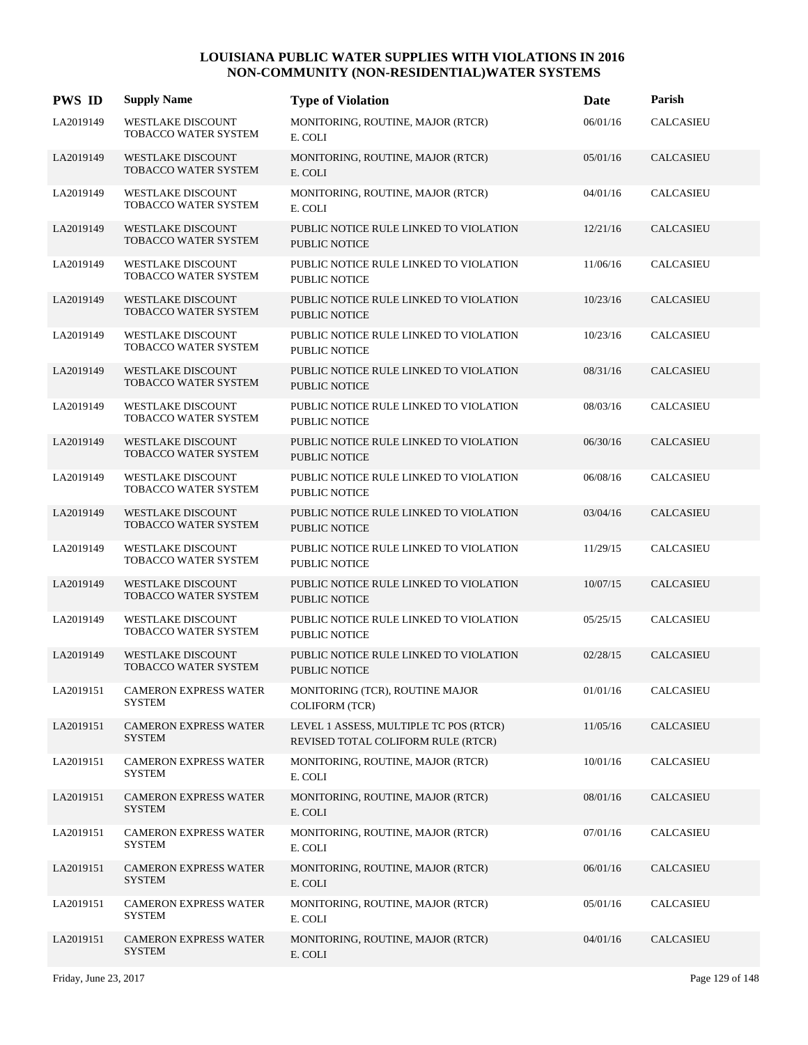# LOUISIANA PUBLIC WATER SUPPLIES WITH VIOLATIONS IN 2016
## NON-COMMUNITY (NON-RESIDENTIAL)WATER SYSTEMS

| PWS ID | Supply Name | Type of Violation | Date | Parish |
|---|---|---|---|---|
| LA2019149 | WESTLAKE DISCOUNT TOBACCO WATER SYSTEM | MONITORING, ROUTINE, MAJOR (RTCR) E. COLI | 06/01/16 | CALCASIEU |
| LA2019149 | WESTLAKE DISCOUNT TOBACCO WATER SYSTEM | MONITORING, ROUTINE, MAJOR (RTCR) E. COLI | 05/01/16 | CALCASIEU |
| LA2019149 | WESTLAKE DISCOUNT TOBACCO WATER SYSTEM | MONITORING, ROUTINE, MAJOR (RTCR) E. COLI | 04/01/16 | CALCASIEU |
| LA2019149 | WESTLAKE DISCOUNT TOBACCO WATER SYSTEM | PUBLIC NOTICE RULE LINKED TO VIOLATION PUBLIC NOTICE | 12/21/16 | CALCASIEU |
| LA2019149 | WESTLAKE DISCOUNT TOBACCO WATER SYSTEM | PUBLIC NOTICE RULE LINKED TO VIOLATION PUBLIC NOTICE | 11/06/16 | CALCASIEU |
| LA2019149 | WESTLAKE DISCOUNT TOBACCO WATER SYSTEM | PUBLIC NOTICE RULE LINKED TO VIOLATION PUBLIC NOTICE | 10/23/16 | CALCASIEU |
| LA2019149 | WESTLAKE DISCOUNT TOBACCO WATER SYSTEM | PUBLIC NOTICE RULE LINKED TO VIOLATION PUBLIC NOTICE | 10/23/16 | CALCASIEU |
| LA2019149 | WESTLAKE DISCOUNT TOBACCO WATER SYSTEM | PUBLIC NOTICE RULE LINKED TO VIOLATION PUBLIC NOTICE | 08/31/16 | CALCASIEU |
| LA2019149 | WESTLAKE DISCOUNT TOBACCO WATER SYSTEM | PUBLIC NOTICE RULE LINKED TO VIOLATION PUBLIC NOTICE | 08/03/16 | CALCASIEU |
| LA2019149 | WESTLAKE DISCOUNT TOBACCO WATER SYSTEM | PUBLIC NOTICE RULE LINKED TO VIOLATION PUBLIC NOTICE | 06/30/16 | CALCASIEU |
| LA2019149 | WESTLAKE DISCOUNT TOBACCO WATER SYSTEM | PUBLIC NOTICE RULE LINKED TO VIOLATION PUBLIC NOTICE | 06/08/16 | CALCASIEU |
| LA2019149 | WESTLAKE DISCOUNT TOBACCO WATER SYSTEM | PUBLIC NOTICE RULE LINKED TO VIOLATION PUBLIC NOTICE | 03/04/16 | CALCASIEU |
| LA2019149 | WESTLAKE DISCOUNT TOBACCO WATER SYSTEM | PUBLIC NOTICE RULE LINKED TO VIOLATION PUBLIC NOTICE | 11/29/15 | CALCASIEU |
| LA2019149 | WESTLAKE DISCOUNT TOBACCO WATER SYSTEM | PUBLIC NOTICE RULE LINKED TO VIOLATION PUBLIC NOTICE | 10/07/15 | CALCASIEU |
| LA2019149 | WESTLAKE DISCOUNT TOBACCO WATER SYSTEM | PUBLIC NOTICE RULE LINKED TO VIOLATION PUBLIC NOTICE | 05/25/15 | CALCASIEU |
| LA2019149 | WESTLAKE DISCOUNT TOBACCO WATER SYSTEM | PUBLIC NOTICE RULE LINKED TO VIOLATION PUBLIC NOTICE | 02/28/15 | CALCASIEU |
| LA2019151 | CAMERON EXPRESS WATER SYSTEM | MONITORING (TCR), ROUTINE MAJOR COLIFORM (TCR) | 01/01/16 | CALCASIEU |
| LA2019151 | CAMERON EXPRESS WATER SYSTEM | LEVEL 1 ASSESS, MULTIPLE TC POS (RTCR) REVISED TOTAL COLIFORM RULE (RTCR) | 11/05/16 | CALCASIEU |
| LA2019151 | CAMERON EXPRESS WATER SYSTEM | MONITORING, ROUTINE, MAJOR (RTCR) E. COLI | 10/01/16 | CALCASIEU |
| LA2019151 | CAMERON EXPRESS WATER SYSTEM | MONITORING, ROUTINE, MAJOR (RTCR) E. COLI | 08/01/16 | CALCASIEU |
| LA2019151 | CAMERON EXPRESS WATER SYSTEM | MONITORING, ROUTINE, MAJOR (RTCR) E. COLI | 07/01/16 | CALCASIEU |
| LA2019151 | CAMERON EXPRESS WATER SYSTEM | MONITORING, ROUTINE, MAJOR (RTCR) E. COLI | 06/01/16 | CALCASIEU |
| LA2019151 | CAMERON EXPRESS WATER SYSTEM | MONITORING, ROUTINE, MAJOR (RTCR) E. COLI | 05/01/16 | CALCASIEU |
| LA2019151 | CAMERON EXPRESS WATER SYSTEM | MONITORING, ROUTINE, MAJOR (RTCR) E. COLI | 04/01/16 | CALCASIEU |

Friday, June 23, 2017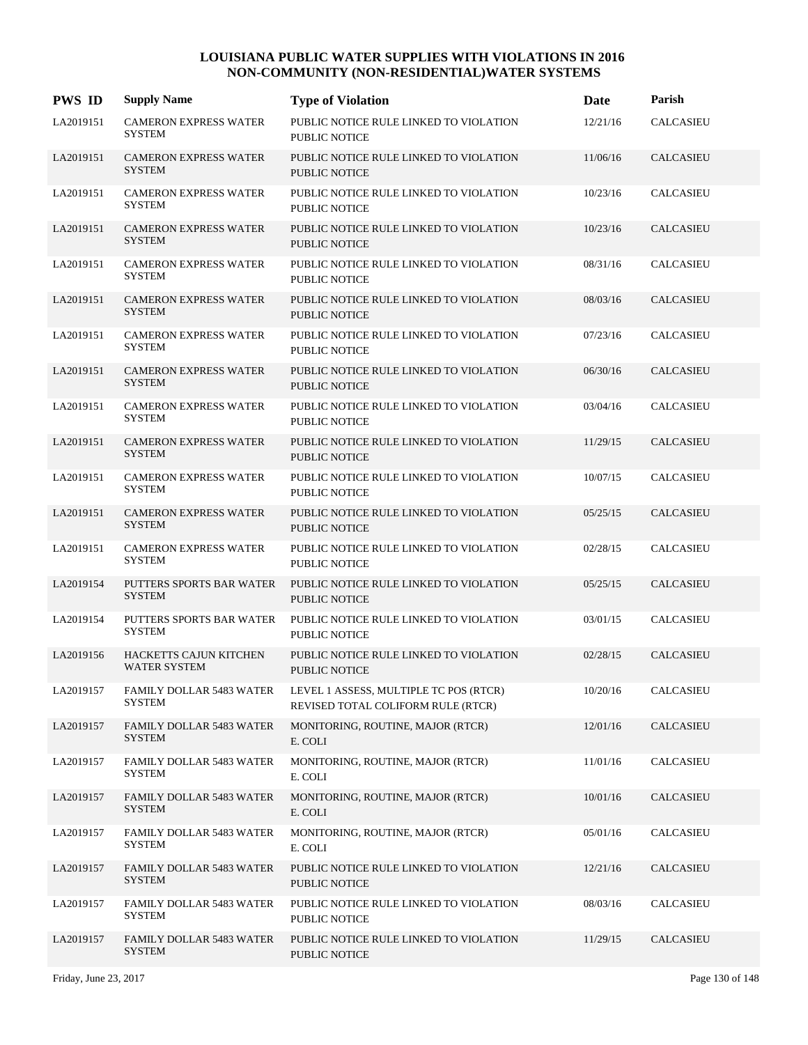# LOUISIANA PUBLIC WATER SUPPLIES WITH VIOLATIONS IN 2016
## NON-COMMUNITY (NON-RESIDENTIAL)WATER SYSTEMS

| PWS ID | Supply Name | Type of Violation | Date | Parish |
|---|---|---|---|---|
| LA2019151 | CAMERON EXPRESS WATER SYSTEM | PUBLIC NOTICE RULE LINKED TO VIOLATION PUBLIC NOTICE | 12/21/16 | CALCASIEU |
| LA2019151 | CAMERON EXPRESS WATER SYSTEM | PUBLIC NOTICE RULE LINKED TO VIOLATION PUBLIC NOTICE | 11/06/16 | CALCASIEU |
| LA2019151 | CAMERON EXPRESS WATER SYSTEM | PUBLIC NOTICE RULE LINKED TO VIOLATION PUBLIC NOTICE | 10/23/16 | CALCASIEU |
| LA2019151 | CAMERON EXPRESS WATER SYSTEM | PUBLIC NOTICE RULE LINKED TO VIOLATION PUBLIC NOTICE | 10/23/16 | CALCASIEU |
| LA2019151 | CAMERON EXPRESS WATER SYSTEM | PUBLIC NOTICE RULE LINKED TO VIOLATION PUBLIC NOTICE | 08/31/16 | CALCASIEU |
| LA2019151 | CAMERON EXPRESS WATER SYSTEM | PUBLIC NOTICE RULE LINKED TO VIOLATION PUBLIC NOTICE | 08/03/16 | CALCASIEU |
| LA2019151 | CAMERON EXPRESS WATER SYSTEM | PUBLIC NOTICE RULE LINKED TO VIOLATION PUBLIC NOTICE | 07/23/16 | CALCASIEU |
| LA2019151 | CAMERON EXPRESS WATER SYSTEM | PUBLIC NOTICE RULE LINKED TO VIOLATION PUBLIC NOTICE | 06/30/16 | CALCASIEU |
| LA2019151 | CAMERON EXPRESS WATER SYSTEM | PUBLIC NOTICE RULE LINKED TO VIOLATION PUBLIC NOTICE | 03/04/16 | CALCASIEU |
| LA2019151 | CAMERON EXPRESS WATER SYSTEM | PUBLIC NOTICE RULE LINKED TO VIOLATION PUBLIC NOTICE | 11/29/15 | CALCASIEU |
| LA2019151 | CAMERON EXPRESS WATER SYSTEM | PUBLIC NOTICE RULE LINKED TO VIOLATION PUBLIC NOTICE | 10/07/15 | CALCASIEU |
| LA2019151 | CAMERON EXPRESS WATER SYSTEM | PUBLIC NOTICE RULE LINKED TO VIOLATION PUBLIC NOTICE | 05/25/15 | CALCASIEU |
| LA2019151 | CAMERON EXPRESS WATER SYSTEM | PUBLIC NOTICE RULE LINKED TO VIOLATION PUBLIC NOTICE | 02/28/15 | CALCASIEU |
| LA2019154 | PUTTERS SPORTS BAR WATER SYSTEM | PUBLIC NOTICE RULE LINKED TO VIOLATION PUBLIC NOTICE | 05/25/15 | CALCASIEU |
| LA2019154 | PUTTERS SPORTS BAR WATER SYSTEM | PUBLIC NOTICE RULE LINKED TO VIOLATION PUBLIC NOTICE | 03/01/15 | CALCASIEU |
| LA2019156 | HACKETTS CAJUN KITCHEN WATER SYSTEM | PUBLIC NOTICE RULE LINKED TO VIOLATION PUBLIC NOTICE | 02/28/15 | CALCASIEU |
| LA2019157 | FAMILY DOLLAR 5483 WATER SYSTEM | LEVEL 1 ASSESS, MULTIPLE TC POS (RTCR) REVISED TOTAL COLIFORM RULE (RTCR) | 10/20/16 | CALCASIEU |
| LA2019157 | FAMILY DOLLAR 5483 WATER SYSTEM | MONITORING, ROUTINE, MAJOR (RTCR) E. COLI | 12/01/16 | CALCASIEU |
| LA2019157 | FAMILY DOLLAR 5483 WATER SYSTEM | MONITORING, ROUTINE, MAJOR (RTCR) E. COLI | 11/01/16 | CALCASIEU |
| LA2019157 | FAMILY DOLLAR 5483 WATER SYSTEM | MONITORING, ROUTINE, MAJOR (RTCR) E. COLI | 10/01/16 | CALCASIEU |
| LA2019157 | FAMILY DOLLAR 5483 WATER SYSTEM | MONITORING, ROUTINE, MAJOR (RTCR) E. COLI | 05/01/16 | CALCASIEU |
| LA2019157 | FAMILY DOLLAR 5483 WATER SYSTEM | PUBLIC NOTICE RULE LINKED TO VIOLATION PUBLIC NOTICE | 12/21/16 | CALCASIEU |
| LA2019157 | FAMILY DOLLAR 5483 WATER SYSTEM | PUBLIC NOTICE RULE LINKED TO VIOLATION PUBLIC NOTICE | 08/03/16 | CALCASIEU |
| LA2019157 | FAMILY DOLLAR 5483 WATER SYSTEM | PUBLIC NOTICE RULE LINKED TO VIOLATION PUBLIC NOTICE | 11/29/15 | CALCASIEU |

Friday, June 23, 2017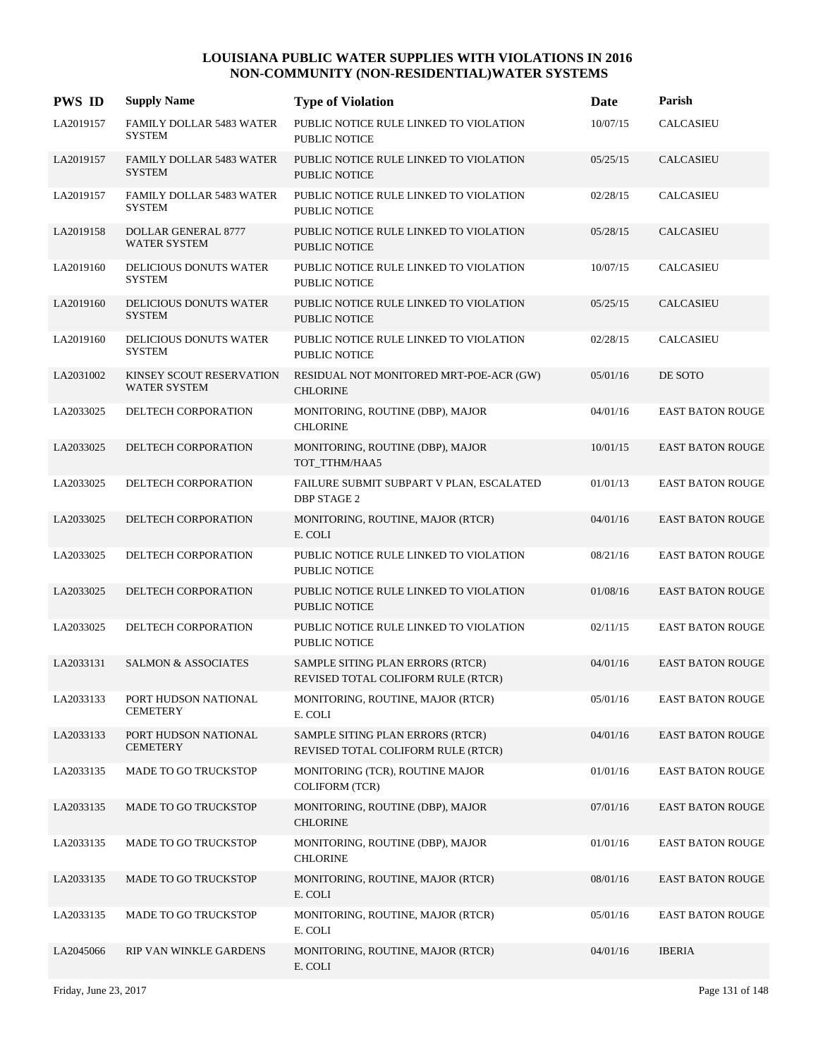# LOUISIANA PUBLIC WATER SUPPLIES WITH VIOLATIONS IN 2016
## NON-COMMUNITY (NON-RESIDENTIAL)WATER SYSTEMS

| PWS ID | Supply Name | Type of Violation | Date | Parish |
|---|---|---|---|---|
| LA2019157 | FAMILY DOLLAR 5483 WATER SYSTEM | PUBLIC NOTICE RULE LINKED TO VIOLATION PUBLIC NOTICE | 10/07/15 | CALCASIEU |
| LA2019157 | FAMILY DOLLAR 5483 WATER SYSTEM | PUBLIC NOTICE RULE LINKED TO VIOLATION PUBLIC NOTICE | 05/25/15 | CALCASIEU |
| LA2019157 | FAMILY DOLLAR 5483 WATER SYSTEM | PUBLIC NOTICE RULE LINKED TO VIOLATION PUBLIC NOTICE | 02/28/15 | CALCASIEU |
| LA2019158 | DOLLAR GENERAL 8777 WATER SYSTEM | PUBLIC NOTICE RULE LINKED TO VIOLATION PUBLIC NOTICE | 05/28/15 | CALCASIEU |
| LA2019160 | DELICIOUS DONUTS WATER SYSTEM | PUBLIC NOTICE RULE LINKED TO VIOLATION PUBLIC NOTICE | 10/07/15 | CALCASIEU |
| LA2019160 | DELICIOUS DONUTS WATER SYSTEM | PUBLIC NOTICE RULE LINKED TO VIOLATION PUBLIC NOTICE | 05/25/15 | CALCASIEU |
| LA2019160 | DELICIOUS DONUTS WATER SYSTEM | PUBLIC NOTICE RULE LINKED TO VIOLATION PUBLIC NOTICE | 02/28/15 | CALCASIEU |
| LA2031002 | KINSEY SCOUT RESERVATION WATER SYSTEM | RESIDUAL NOT MONITORED MRT-POE-ACR (GW) CHLORINE | 05/01/16 | DE SOTO |
| LA2033025 | DELTECH CORPORATION | MONITORING, ROUTINE (DBP), MAJOR CHLORINE | 04/01/16 | EAST BATON ROUGE |
| LA2033025 | DELTECH CORPORATION | MONITORING, ROUTINE (DBP), MAJOR TOT_TTHM/HAA5 | 10/01/15 | EAST BATON ROUGE |
| LA2033025 | DELTECH CORPORATION | FAILURE SUBMIT SUBPART V PLAN, ESCALATED DBP STAGE 2 | 01/01/13 | EAST BATON ROUGE |
| LA2033025 | DELTECH CORPORATION | MONITORING, ROUTINE, MAJOR (RTCR) E. COLI | 04/01/16 | EAST BATON ROUGE |
| LA2033025 | DELTECH CORPORATION | PUBLIC NOTICE RULE LINKED TO VIOLATION PUBLIC NOTICE | 08/21/16 | EAST BATON ROUGE |
| LA2033025 | DELTECH CORPORATION | PUBLIC NOTICE RULE LINKED TO VIOLATION PUBLIC NOTICE | 01/08/16 | EAST BATON ROUGE |
| LA2033025 | DELTECH CORPORATION | PUBLIC NOTICE RULE LINKED TO VIOLATION PUBLIC NOTICE | 02/11/15 | EAST BATON ROUGE |
| LA2033131 | SALMON & ASSOCIATES | SAMPLE SITING PLAN ERRORS (RTCR) REVISED TOTAL COLIFORM RULE (RTCR) | 04/01/16 | EAST BATON ROUGE |
| LA2033133 | PORT HUDSON NATIONAL CEMETERY | MONITORING, ROUTINE, MAJOR (RTCR) E. COLI | 05/01/16 | EAST BATON ROUGE |
| LA2033133 | PORT HUDSON NATIONAL CEMETERY | SAMPLE SITING PLAN ERRORS (RTCR) REVISED TOTAL COLIFORM RULE (RTCR) | 04/01/16 | EAST BATON ROUGE |
| LA2033135 | MADE TO GO TRUCKSTOP | MONITORING (TCR), ROUTINE MAJOR COLIFORM (TCR) | 01/01/16 | EAST BATON ROUGE |
| LA2033135 | MADE TO GO TRUCKSTOP | MONITORING, ROUTINE (DBP), MAJOR CHLORINE | 07/01/16 | EAST BATON ROUGE |
| LA2033135 | MADE TO GO TRUCKSTOP | MONITORING, ROUTINE (DBP), MAJOR CHLORINE | 01/01/16 | EAST BATON ROUGE |
| LA2033135 | MADE TO GO TRUCKSTOP | MONITORING, ROUTINE, MAJOR (RTCR) E. COLI | 08/01/16 | EAST BATON ROUGE |
| LA2033135 | MADE TO GO TRUCKSTOP | MONITORING, ROUTINE, MAJOR (RTCR) E. COLI | 05/01/16 | EAST BATON ROUGE |
| LA2045066 | RIP VAN WINKLE GARDENS | MONITORING, ROUTINE, MAJOR (RTCR) E. COLI | 04/01/16 | IBERIA |

Friday, June 23, 2017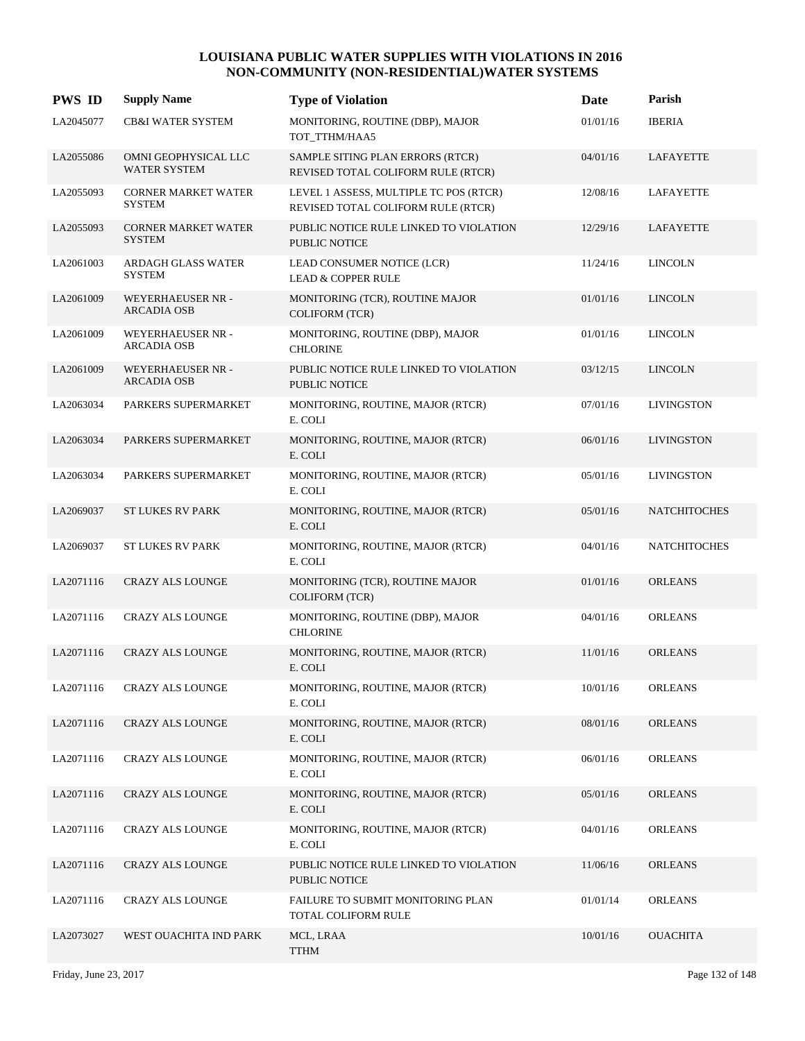# LOUISIANA PUBLIC WATER SUPPLIES WITH VIOLATIONS IN 2016
## NON-COMMUNITY (NON-RESIDENTIAL)WATER SYSTEMS

| PWS ID | Supply Name | Type of Violation | Date | Parish |
|---|---|---|---|---|
| LA2045077 | CB&I WATER SYSTEM | MONITORING, ROUTINE (DBP), MAJOR<br>TOT_TTHM/HAA5 | 01/01/16 | IBERIA |
| LA2055086 | OMNI GEOPHYSICAL LLC WATER SYSTEM | SAMPLE SITING PLAN ERRORS (RTCR)<br>REVISED TOTAL COLIFORM RULE (RTCR) | 04/01/16 | LAFAYETTE |
| LA2055093 | CORNER MARKET WATER SYSTEM | LEVEL 1 ASSESS, MULTIPLE TC POS (RTCR)<br>REVISED TOTAL COLIFORM RULE (RTCR) | 12/08/16 | LAFAYETTE |
| LA2055093 | CORNER MARKET WATER SYSTEM | PUBLIC NOTICE RULE LINKED TO VIOLATION<br>PUBLIC NOTICE | 12/29/16 | LAFAYETTE |
| LA2061003 | ARDAGH GLASS WATER SYSTEM | LEAD CONSUMER NOTICE (LCR)<br>LEAD & COPPER RULE | 11/24/16 | LINCOLN |
| LA2061009 | WEYERHAEUSER NR - ARCADIA OSB | MONITORING (TCR), ROUTINE MAJOR<br>COLIFORM (TCR) | 01/01/16 | LINCOLN |
| LA2061009 | WEYERHAEUSER NR - ARCADIA OSB | MONITORING, ROUTINE (DBP), MAJOR<br>CHLORINE | 01/01/16 | LINCOLN |
| LA2061009 | WEYERHAEUSER NR - ARCADIA OSB | PUBLIC NOTICE RULE LINKED TO VIOLATION<br>PUBLIC NOTICE | 03/12/15 | LINCOLN |
| LA2063034 | PARKERS SUPERMARKET | MONITORING, ROUTINE, MAJOR (RTCR)<br>E. COLI | 07/01/16 | LIVINGSTON |
| LA2063034 | PARKERS SUPERMARKET | MONITORING, ROUTINE, MAJOR (RTCR)<br>E. COLI | 06/01/16 | LIVINGSTON |
| LA2063034 | PARKERS SUPERMARKET | MONITORING, ROUTINE, MAJOR (RTCR)<br>E. COLI | 05/01/16 | LIVINGSTON |
| LA2069037 | ST LUKES RV PARK | MONITORING, ROUTINE, MAJOR (RTCR)<br>E. COLI | 05/01/16 | NATCHITOCHES |
| LA2069037 | ST LUKES RV PARK | MONITORING, ROUTINE, MAJOR (RTCR)<br>E. COLI | 04/01/16 | NATCHITOCHES |
| LA2071116 | CRAZY ALS LOUNGE | MONITORING (TCR), ROUTINE MAJOR<br>COLIFORM (TCR) | 01/01/16 | ORLEANS |
| LA2071116 | CRAZY ALS LOUNGE | MONITORING, ROUTINE (DBP), MAJOR<br>CHLORINE | 04/01/16 | ORLEANS |
| LA2071116 | CRAZY ALS LOUNGE | MONITORING, ROUTINE, MAJOR (RTCR)<br>E. COLI | 11/01/16 | ORLEANS |
| LA2071116 | CRAZY ALS LOUNGE | MONITORING, ROUTINE, MAJOR (RTCR)<br>E. COLI | 10/01/16 | ORLEANS |
| LA2071116 | CRAZY ALS LOUNGE | MONITORING, ROUTINE, MAJOR (RTCR)<br>E. COLI | 08/01/16 | ORLEANS |
| LA2071116 | CRAZY ALS LOUNGE | MONITORING, ROUTINE, MAJOR (RTCR)<br>E. COLI | 06/01/16 | ORLEANS |
| LA2071116 | CRAZY ALS LOUNGE | MONITORING, ROUTINE, MAJOR (RTCR)<br>E. COLI | 05/01/16 | ORLEANS |
| LA2071116 | CRAZY ALS LOUNGE | MONITORING, ROUTINE, MAJOR (RTCR)<br>E. COLI | 04/01/16 | ORLEANS |
| LA2071116 | CRAZY ALS LOUNGE | PUBLIC NOTICE RULE LINKED TO VIOLATION<br>PUBLIC NOTICE | 11/06/16 | ORLEANS |
| LA2071116 | CRAZY ALS LOUNGE | FAILURE TO SUBMIT MONITORING PLAN<br>TOTAL COLIFORM RULE | 01/01/14 | ORLEANS |
| LA2073027 | WEST OUACHITA IND PARK | MCL, LRAA<br>TTHM | 10/01/16 | OUACHITA |

Friday, June 23, 2017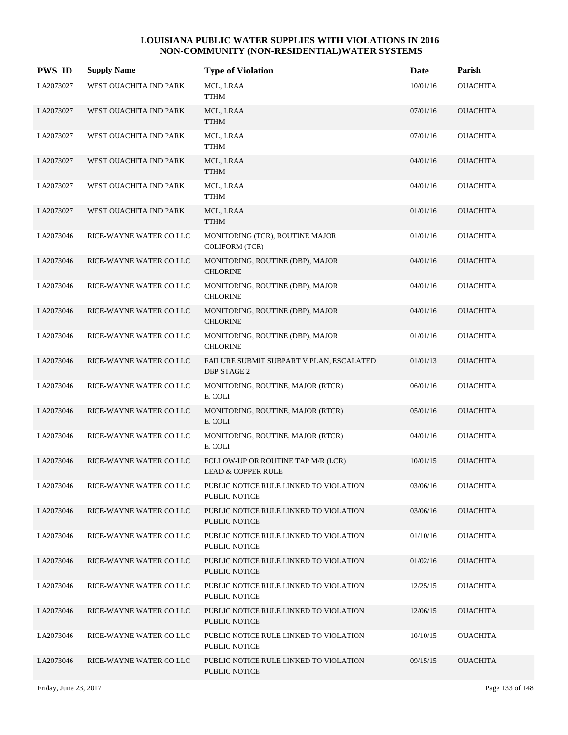# LOUISIANA PUBLIC WATER SUPPLIES WITH VIOLATIONS IN 2016
## NON-COMMUNITY (NON-RESIDENTIAL)WATER SYSTEMS

| PWS ID | Supply Name | Type of Violation | Date | Parish |
|---|---|---|---|---|
| LA2073027 | WEST OUACHITA IND PARK | MCL, LRAA<br>TTHM | 10/01/16 | OUACHITA |
| LA2073027 | WEST OUACHITA IND PARK | MCL, LRAA<br>TTHM | 07/01/16 | OUACHITA |
| LA2073027 | WEST OUACHITA IND PARK | MCL, LRAA<br>TTHM | 07/01/16 | OUACHITA |
| LA2073027 | WEST OUACHITA IND PARK | MCL, LRAA<br>TTHM | 04/01/16 | OUACHITA |
| LA2073027 | WEST OUACHITA IND PARK | MCL, LRAA<br>TTHM | 04/01/16 | OUACHITA |
| LA2073027 | WEST OUACHITA IND PARK | MCL, LRAA<br>TTHM | 01/01/16 | OUACHITA |
| LA2073046 | RICE-WAYNE WATER CO LLC | MONITORING (TCR), ROUTINE MAJOR<br>COLIFORM (TCR) | 01/01/16 | OUACHITA |
| LA2073046 | RICE-WAYNE WATER CO LLC | MONITORING, ROUTINE (DBP), MAJOR<br>CHLORINE | 04/01/16 | OUACHITA |
| LA2073046 | RICE-WAYNE WATER CO LLC | MONITORING, ROUTINE (DBP), MAJOR<br>CHLORINE | 04/01/16 | OUACHITA |
| LA2073046 | RICE-WAYNE WATER CO LLC | MONITORING, ROUTINE (DBP), MAJOR<br>CHLORINE | 04/01/16 | OUACHITA |
| LA2073046 | RICE-WAYNE WATER CO LLC | MONITORING, ROUTINE (DBP), MAJOR<br>CHLORINE | 01/01/16 | OUACHITA |
| LA2073046 | RICE-WAYNE WATER CO LLC | FAILURE SUBMIT SUBPART V PLAN, ESCALATED<br>DBP STAGE 2 | 01/01/13 | OUACHITA |
| LA2073046 | RICE-WAYNE WATER CO LLC | MONITORING, ROUTINE, MAJOR (RTCR)<br>E. COLI | 06/01/16 | OUACHITA |
| LA2073046 | RICE-WAYNE WATER CO LLC | MONITORING, ROUTINE, MAJOR (RTCR)<br>E. COLI | 05/01/16 | OUACHITA |
| LA2073046 | RICE-WAYNE WATER CO LLC | MONITORING, ROUTINE, MAJOR (RTCR)<br>E. COLI | 04/01/16 | OUACHITA |
| LA2073046 | RICE-WAYNE WATER CO LLC | FOLLOW-UP OR ROUTINE TAP M/R (LCR)<br>LEAD & COPPER RULE | 10/01/15 | OUACHITA |
| LA2073046 | RICE-WAYNE WATER CO LLC | PUBLIC NOTICE RULE LINKED TO VIOLATION<br>PUBLIC NOTICE | 03/06/16 | OUACHITA |
| LA2073046 | RICE-WAYNE WATER CO LLC | PUBLIC NOTICE RULE LINKED TO VIOLATION<br>PUBLIC NOTICE | 03/06/16 | OUACHITA |
| LA2073046 | RICE-WAYNE WATER CO LLC | PUBLIC NOTICE RULE LINKED TO VIOLATION<br>PUBLIC NOTICE | 01/10/16 | OUACHITA |
| LA2073046 | RICE-WAYNE WATER CO LLC | PUBLIC NOTICE RULE LINKED TO VIOLATION<br>PUBLIC NOTICE | 01/02/16 | OUACHITA |
| LA2073046 | RICE-WAYNE WATER CO LLC | PUBLIC NOTICE RULE LINKED TO VIOLATION<br>PUBLIC NOTICE | 12/25/15 | OUACHITA |
| LA2073046 | RICE-WAYNE WATER CO LLC | PUBLIC NOTICE RULE LINKED TO VIOLATION<br>PUBLIC NOTICE | 12/06/15 | OUACHITA |
| LA2073046 | RICE-WAYNE WATER CO LLC | PUBLIC NOTICE RULE LINKED TO VIOLATION<br>PUBLIC NOTICE | 10/10/15 | OUACHITA |
| LA2073046 | RICE-WAYNE WATER CO LLC | PUBLIC NOTICE RULE LINKED TO VIOLATION<br>PUBLIC NOTICE | 09/15/15 | OUACHITA |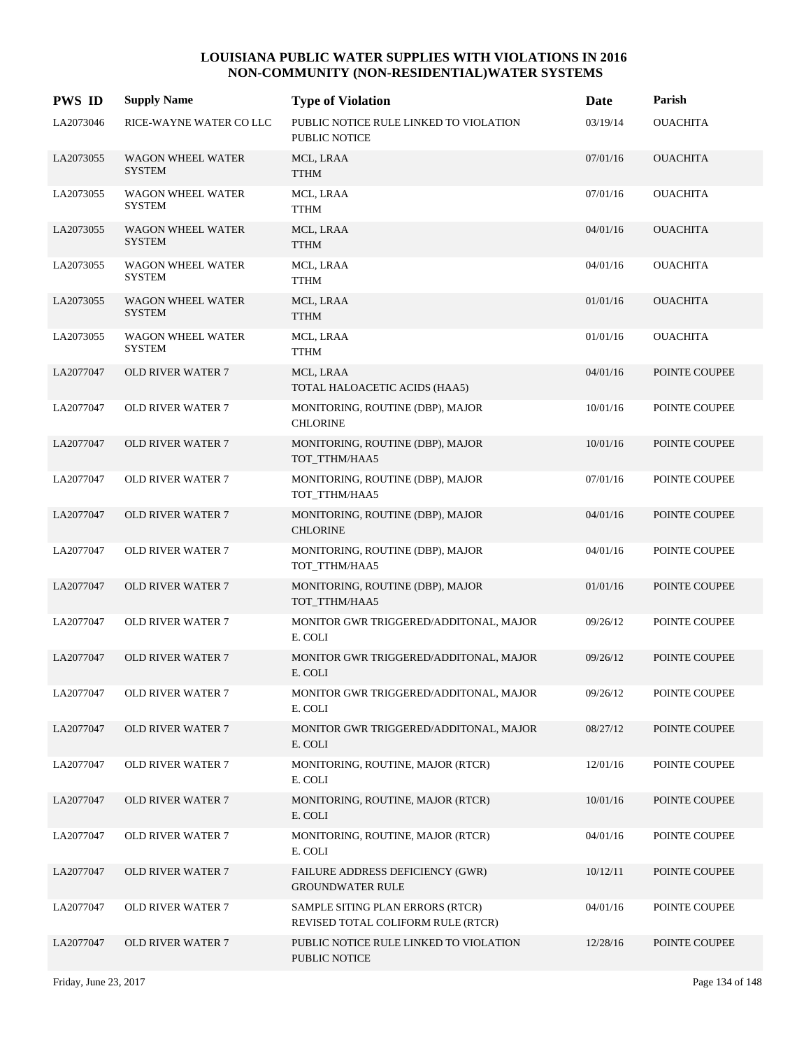# LOUISIANA PUBLIC WATER SUPPLIES WITH VIOLATIONS IN 2016
## NON-COMMUNITY (NON-RESIDENTIAL)WATER SYSTEMS

| PWS ID | Supply Name | Type of Violation | Date | Parish |
|---|---|---|---|---|
| LA2073046 | RICE-WAYNE WATER CO LLC | PUBLIC NOTICE RULE LINKED TO VIOLATION<br>PUBLIC NOTICE | 03/19/14 | OUACHITA |
| LA2073055 | WAGON WHEEL WATER SYSTEM | MCL, LRAA<br>TTHM | 07/01/16 | OUACHITA |
| LA2073055 | WAGON WHEEL WATER SYSTEM | MCL, LRAA<br>TTHM | 07/01/16 | OUACHITA |
| LA2073055 | WAGON WHEEL WATER SYSTEM | MCL, LRAA<br>TTHM | 04/01/16 | OUACHITA |
| LA2073055 | WAGON WHEEL WATER SYSTEM | MCL, LRAA<br>TTHM | 04/01/16 | OUACHITA |
| LA2073055 | WAGON WHEEL WATER SYSTEM | MCL, LRAA<br>TTHM | 01/01/16 | OUACHITA |
| LA2073055 | WAGON WHEEL WATER SYSTEM | MCL, LRAA<br>TTHM | 01/01/16 | OUACHITA |
| LA2077047 | OLD RIVER WATER 7 | MCL, LRAA<br>TOTAL HALOACETIC ACIDS (HAA5) | 04/01/16 | POINTE COUPEE |
| LA2077047 | OLD RIVER WATER 7 | MONITORING, ROUTINE (DBP), MAJOR<br>CHLORINE | 10/01/16 | POINTE COUPEE |
| LA2077047 | OLD RIVER WATER 7 | MONITORING, ROUTINE (DBP), MAJOR<br>TOT_TTHM/HAA5 | 10/01/16 | POINTE COUPEE |
| LA2077047 | OLD RIVER WATER 7 | MONITORING, ROUTINE (DBP), MAJOR<br>TOT_TTHM/HAA5 | 07/01/16 | POINTE COUPEE |
| LA2077047 | OLD RIVER WATER 7 | MONITORING, ROUTINE (DBP), MAJOR<br>CHLORINE | 04/01/16 | POINTE COUPEE |
| LA2077047 | OLD RIVER WATER 7 | MONITORING, ROUTINE (DBP), MAJOR<br>TOT_TTHM/HAA5 | 04/01/16 | POINTE COUPEE |
| LA2077047 | OLD RIVER WATER 7 | MONITORING, ROUTINE (DBP), MAJOR<br>TOT_TTHM/HAA5 | 01/01/16 | POINTE COUPEE |
| LA2077047 | OLD RIVER WATER 7 | MONITOR GWR TRIGGERED/ADDITONAL, MAJOR<br>E. COLI | 09/26/12 | POINTE COUPEE |
| LA2077047 | OLD RIVER WATER 7 | MONITOR GWR TRIGGERED/ADDITONAL, MAJOR<br>E. COLI | 09/26/12 | POINTE COUPEE |
| LA2077047 | OLD RIVER WATER 7 | MONITOR GWR TRIGGERED/ADDITONAL, MAJOR<br>E. COLI | 09/26/12 | POINTE COUPEE |
| LA2077047 | OLD RIVER WATER 7 | MONITOR GWR TRIGGERED/ADDITONAL, MAJOR<br>E. COLI | 08/27/12 | POINTE COUPEE |
| LA2077047 | OLD RIVER WATER 7 | MONITORING, ROUTINE, MAJOR (RTCR)<br>E. COLI | 12/01/16 | POINTE COUPEE |
| LA2077047 | OLD RIVER WATER 7 | MONITORING, ROUTINE, MAJOR (RTCR)<br>E. COLI | 10/01/16 | POINTE COUPEE |
| LA2077047 | OLD RIVER WATER 7 | MONITORING, ROUTINE, MAJOR (RTCR)<br>E. COLI | 04/01/16 | POINTE COUPEE |
| LA2077047 | OLD RIVER WATER 7 | FAILURE ADDRESS DEFICIENCY (GWR)<br>GROUNDWATER RULE | 10/12/11 | POINTE COUPEE |
| LA2077047 | OLD RIVER WATER 7 | SAMPLE SITING PLAN ERRORS (RTCR)<br>REVISED TOTAL COLIFORM RULE (RTCR) | 04/01/16 | POINTE COUPEE |
| LA2077047 | OLD RIVER WATER 7 | PUBLIC NOTICE RULE LINKED TO VIOLATION<br>PUBLIC NOTICE | 12/28/16 | POINTE COUPEE |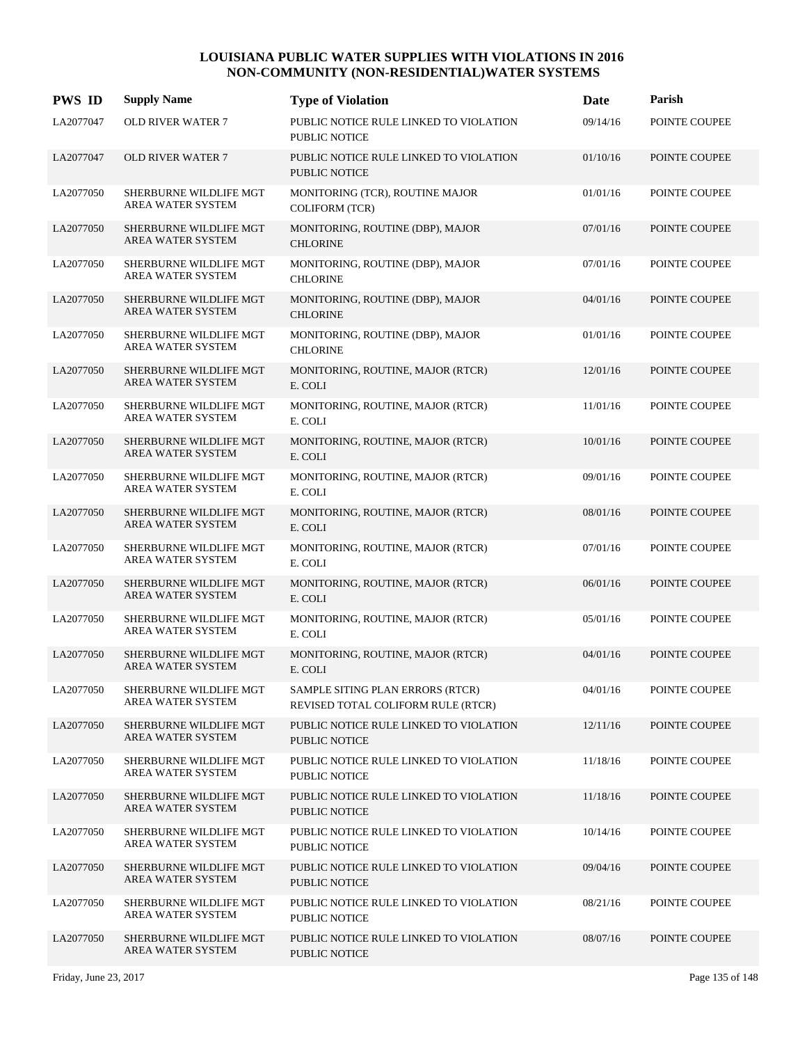# LOUISIANA PUBLIC WATER SUPPLIES WITH VIOLATIONS IN 2016
# NON-COMMUNITY (NON-RESIDENTIAL)WATER SYSTEMS

| PWS ID | Supply Name | Type of Violation | Date | Parish |
|---|---|---|---|---|
| LA2077047 | OLD RIVER WATER 7 | PUBLIC NOTICE RULE LINKED TO VIOLATION PUBLIC NOTICE | 09/14/16 | POINTE COUPEE |
| LA2077047 | OLD RIVER WATER 7 | PUBLIC NOTICE RULE LINKED TO VIOLATION PUBLIC NOTICE | 01/10/16 | POINTE COUPEE |
| LA2077050 | SHERBURNE WILDLIFE MGT AREA WATER SYSTEM | MONITORING (TCR), ROUTINE MAJOR COLIFORM (TCR) | 01/01/16 | POINTE COUPEE |
| LA2077050 | SHERBURNE WILDLIFE MGT AREA WATER SYSTEM | MONITORING, ROUTINE (DBP), MAJOR CHLORINE | 07/01/16 | POINTE COUPEE |
| LA2077050 | SHERBURNE WILDLIFE MGT AREA WATER SYSTEM | MONITORING, ROUTINE (DBP), MAJOR CHLORINE | 07/01/16 | POINTE COUPEE |
| LA2077050 | SHERBURNE WILDLIFE MGT AREA WATER SYSTEM | MONITORING, ROUTINE (DBP), MAJOR CHLORINE | 04/01/16 | POINTE COUPEE |
| LA2077050 | SHERBURNE WILDLIFE MGT AREA WATER SYSTEM | MONITORING, ROUTINE (DBP), MAJOR CHLORINE | 01/01/16 | POINTE COUPEE |
| LA2077050 | SHERBURNE WILDLIFE MGT AREA WATER SYSTEM | MONITORING, ROUTINE, MAJOR (RTCR) E. COLI | 12/01/16 | POINTE COUPEE |
| LA2077050 | SHERBURNE WILDLIFE MGT AREA WATER SYSTEM | MONITORING, ROUTINE, MAJOR (RTCR) E. COLI | 11/01/16 | POINTE COUPEE |
| LA2077050 | SHERBURNE WILDLIFE MGT AREA WATER SYSTEM | MONITORING, ROUTINE, MAJOR (RTCR) E. COLI | 10/01/16 | POINTE COUPEE |
| LA2077050 | SHERBURNE WILDLIFE MGT AREA WATER SYSTEM | MONITORING, ROUTINE, MAJOR (RTCR) E. COLI | 09/01/16 | POINTE COUPEE |
| LA2077050 | SHERBURNE WILDLIFE MGT AREA WATER SYSTEM | MONITORING, ROUTINE, MAJOR (RTCR) E. COLI | 08/01/16 | POINTE COUPEE |
| LA2077050 | SHERBURNE WILDLIFE MGT AREA WATER SYSTEM | MONITORING, ROUTINE, MAJOR (RTCR) E. COLI | 07/01/16 | POINTE COUPEE |
| LA2077050 | SHERBURNE WILDLIFE MGT AREA WATER SYSTEM | MONITORING, ROUTINE, MAJOR (RTCR) E. COLI | 06/01/16 | POINTE COUPEE |
| LA2077050 | SHERBURNE WILDLIFE MGT AREA WATER SYSTEM | MONITORING, ROUTINE, MAJOR (RTCR) E. COLI | 05/01/16 | POINTE COUPEE |
| LA2077050 | SHERBURNE WILDLIFE MGT AREA WATER SYSTEM | MONITORING, ROUTINE, MAJOR (RTCR) E. COLI | 04/01/16 | POINTE COUPEE |
| LA2077050 | SHERBURNE WILDLIFE MGT AREA WATER SYSTEM | SAMPLE SITING PLAN ERRORS (RTCR) REVISED TOTAL COLIFORM RULE (RTCR) | 04/01/16 | POINTE COUPEE |
| LA2077050 | SHERBURNE WILDLIFE MGT AREA WATER SYSTEM | PUBLIC NOTICE RULE LINKED TO VIOLATION PUBLIC NOTICE | 12/11/16 | POINTE COUPEE |
| LA2077050 | SHERBURNE WILDLIFE MGT AREA WATER SYSTEM | PUBLIC NOTICE RULE LINKED TO VIOLATION PUBLIC NOTICE | 11/18/16 | POINTE COUPEE |
| LA2077050 | SHERBURNE WILDLIFE MGT AREA WATER SYSTEM | PUBLIC NOTICE RULE LINKED TO VIOLATION PUBLIC NOTICE | 11/18/16 | POINTE COUPEE |
| LA2077050 | SHERBURNE WILDLIFE MGT AREA WATER SYSTEM | PUBLIC NOTICE RULE LINKED TO VIOLATION PUBLIC NOTICE | 10/14/16 | POINTE COUPEE |
| LA2077050 | SHERBURNE WILDLIFE MGT AREA WATER SYSTEM | PUBLIC NOTICE RULE LINKED TO VIOLATION PUBLIC NOTICE | 09/04/16 | POINTE COUPEE |
| LA2077050 | SHERBURNE WILDLIFE MGT AREA WATER SYSTEM | PUBLIC NOTICE RULE LINKED TO VIOLATION PUBLIC NOTICE | 08/21/16 | POINTE COUPEE |
| LA2077050 | SHERBURNE WILDLIFE MGT AREA WATER SYSTEM | PUBLIC NOTICE RULE LINKED TO VIOLATION PUBLIC NOTICE | 08/07/16 | POINTE COUPEE |

Friday, June 23, 2017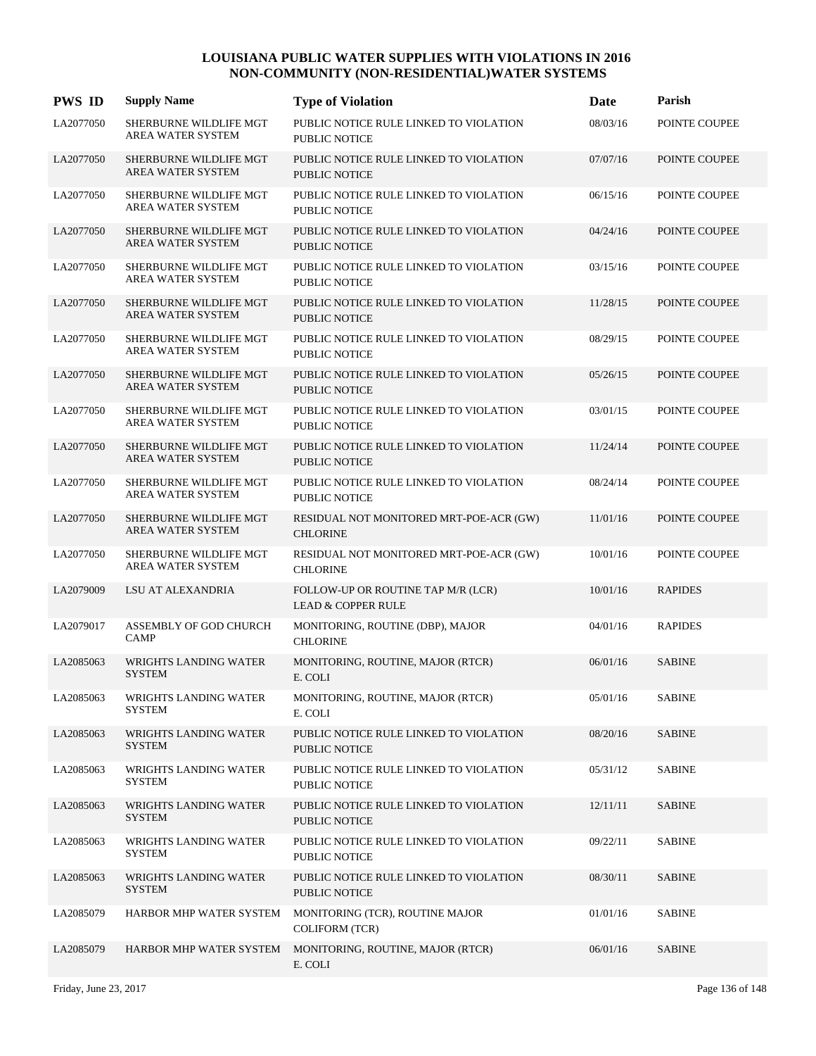# LOUISIANA PUBLIC WATER SUPPLIES WITH VIOLATIONS IN 2016
## NON-COMMUNITY (NON-RESIDENTIAL)WATER SYSTEMS

| PWS ID | Supply Name | Type of Violation | Date | Parish |
|---|---|---|---|---|
| LA2077050 | SHERBURNE WILDLIFE MGT AREA WATER SYSTEM | PUBLIC NOTICE RULE LINKED TO VIOLATION PUBLIC NOTICE | 08/03/16 | POINTE COUPEE |
| LA2077050 | SHERBURNE WILDLIFE MGT AREA WATER SYSTEM | PUBLIC NOTICE RULE LINKED TO VIOLATION PUBLIC NOTICE | 07/07/16 | POINTE COUPEE |
| LA2077050 | SHERBURNE WILDLIFE MGT AREA WATER SYSTEM | PUBLIC NOTICE RULE LINKED TO VIOLATION PUBLIC NOTICE | 06/15/16 | POINTE COUPEE |
| LA2077050 | SHERBURNE WILDLIFE MGT AREA WATER SYSTEM | PUBLIC NOTICE RULE LINKED TO VIOLATION PUBLIC NOTICE | 04/24/16 | POINTE COUPEE |
| LA2077050 | SHERBURNE WILDLIFE MGT AREA WATER SYSTEM | PUBLIC NOTICE RULE LINKED TO VIOLATION PUBLIC NOTICE | 03/15/16 | POINTE COUPEE |
| LA2077050 | SHERBURNE WILDLIFE MGT AREA WATER SYSTEM | PUBLIC NOTICE RULE LINKED TO VIOLATION PUBLIC NOTICE | 11/28/15 | POINTE COUPEE |
| LA2077050 | SHERBURNE WILDLIFE MGT AREA WATER SYSTEM | PUBLIC NOTICE RULE LINKED TO VIOLATION PUBLIC NOTICE | 08/29/15 | POINTE COUPEE |
| LA2077050 | SHERBURNE WILDLIFE MGT AREA WATER SYSTEM | PUBLIC NOTICE RULE LINKED TO VIOLATION PUBLIC NOTICE | 05/26/15 | POINTE COUPEE |
| LA2077050 | SHERBURNE WILDLIFE MGT AREA WATER SYSTEM | PUBLIC NOTICE RULE LINKED TO VIOLATION PUBLIC NOTICE | 03/01/15 | POINTE COUPEE |
| LA2077050 | SHERBURNE WILDLIFE MGT AREA WATER SYSTEM | PUBLIC NOTICE RULE LINKED TO VIOLATION PUBLIC NOTICE | 11/24/14 | POINTE COUPEE |
| LA2077050 | SHERBURNE WILDLIFE MGT AREA WATER SYSTEM | PUBLIC NOTICE RULE LINKED TO VIOLATION PUBLIC NOTICE | 08/24/14 | POINTE COUPEE |
| LA2077050 | SHERBURNE WILDLIFE MGT AREA WATER SYSTEM | RESIDUAL NOT MONITORED MRT-POE-ACR (GW) CHLORINE | 11/01/16 | POINTE COUPEE |
| LA2077050 | SHERBURNE WILDLIFE MGT AREA WATER SYSTEM | RESIDUAL NOT MONITORED MRT-POE-ACR (GW) CHLORINE | 10/01/16 | POINTE COUPEE |
| LA2079009 | LSU AT ALEXANDRIA | FOLLOW-UP OR ROUTINE TAP M/R (LCR) LEAD & COPPER RULE | 10/01/16 | RAPIDES |
| LA2079017 | ASSEMBLY OF GOD CHURCH CAMP | MONITORING, ROUTINE (DBP), MAJOR CHLORINE | 04/01/16 | RAPIDES |
| LA2085063 | WRIGHTS LANDING WATER SYSTEM | MONITORING, ROUTINE, MAJOR (RTCR) E. COLI | 06/01/16 | SABINE |
| LA2085063 | WRIGHTS LANDING WATER SYSTEM | MONITORING, ROUTINE, MAJOR (RTCR) E. COLI | 05/01/16 | SABINE |
| LA2085063 | WRIGHTS LANDING WATER SYSTEM | PUBLIC NOTICE RULE LINKED TO VIOLATION PUBLIC NOTICE | 08/20/16 | SABINE |
| LA2085063 | WRIGHTS LANDING WATER SYSTEM | PUBLIC NOTICE RULE LINKED TO VIOLATION PUBLIC NOTICE | 05/31/12 | SABINE |
| LA2085063 | WRIGHTS LANDING WATER SYSTEM | PUBLIC NOTICE RULE LINKED TO VIOLATION PUBLIC NOTICE | 12/11/11 | SABINE |
| LA2085063 | WRIGHTS LANDING WATER SYSTEM | PUBLIC NOTICE RULE LINKED TO VIOLATION PUBLIC NOTICE | 09/22/11 | SABINE |
| LA2085063 | WRIGHTS LANDING WATER SYSTEM | PUBLIC NOTICE RULE LINKED TO VIOLATION PUBLIC NOTICE | 08/30/11 | SABINE |
| LA2085079 | HARBOR MHP WATER SYSTEM | MONITORING (TCR), ROUTINE MAJOR COLIFORM (TCR) | 01/01/16 | SABINE |
| LA2085079 | HARBOR MHP WATER SYSTEM | MONITORING, ROUTINE, MAJOR (RTCR) E. COLI | 06/01/16 | SABINE |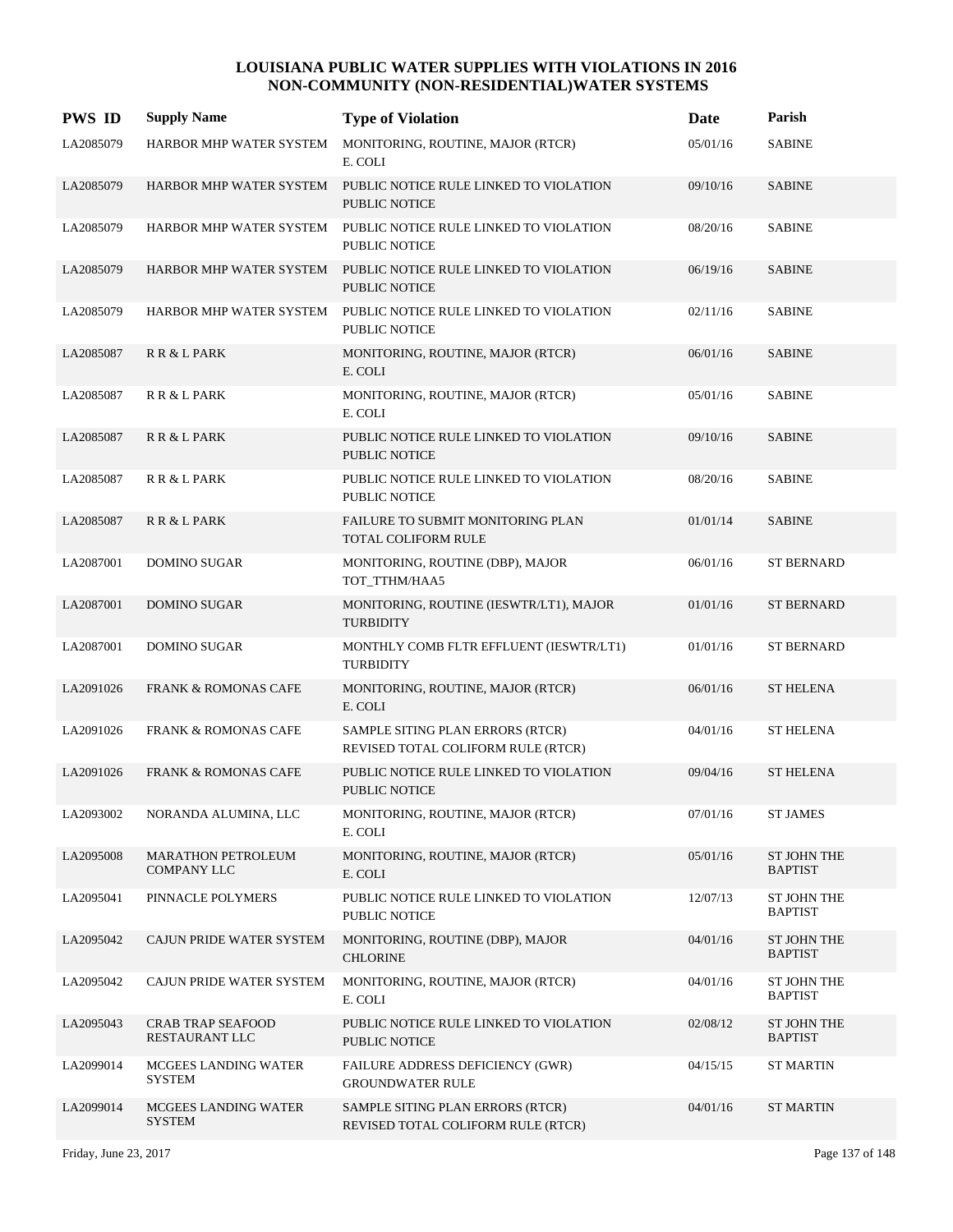# LOUISIANA PUBLIC WATER SUPPLIES WITH VIOLATIONS IN 2016
## NON-COMMUNITY (NON-RESIDENTIAL)WATER SYSTEMS

| PWS ID | Supply Name | Type of Violation | Date | Parish |
|---|---|---|---|---|
| LA2085079 | HARBOR MHP WATER SYSTEM | MONITORING, ROUTINE, MAJOR (RTCR) E. COLI | 05/01/16 | SABINE |
| LA2085079 | HARBOR MHP WATER SYSTEM | PUBLIC NOTICE RULE LINKED TO VIOLATION PUBLIC NOTICE | 09/10/16 | SABINE |
| LA2085079 | HARBOR MHP WATER SYSTEM | PUBLIC NOTICE RULE LINKED TO VIOLATION PUBLIC NOTICE | 08/20/16 | SABINE |
| LA2085079 | HARBOR MHP WATER SYSTEM | PUBLIC NOTICE RULE LINKED TO VIOLATION PUBLIC NOTICE | 06/19/16 | SABINE |
| LA2085079 | HARBOR MHP WATER SYSTEM | PUBLIC NOTICE RULE LINKED TO VIOLATION PUBLIC NOTICE | 02/11/16 | SABINE |
| LA2085087 | R R & L PARK | MONITORING, ROUTINE, MAJOR (RTCR) E. COLI | 06/01/16 | SABINE |
| LA2085087 | R R & L PARK | MONITORING, ROUTINE, MAJOR (RTCR) E. COLI | 05/01/16 | SABINE |
| LA2085087 | R R & L PARK | PUBLIC NOTICE RULE LINKED TO VIOLATION PUBLIC NOTICE | 09/10/16 | SABINE |
| LA2085087 | R R & L PARK | PUBLIC NOTICE RULE LINKED TO VIOLATION PUBLIC NOTICE | 08/20/16 | SABINE |
| LA2085087 | R R & L PARK | FAILURE TO SUBMIT MONITORING PLAN TOTAL COLIFORM RULE | 01/01/14 | SABINE |
| LA2087001 | DOMINO SUGAR | MONITORING, ROUTINE (DBP), MAJOR TOT_TTHM/HAA5 | 06/01/16 | ST BERNARD |
| LA2087001 | DOMINO SUGAR | MONITORING, ROUTINE (IESWTR/LT1), MAJOR TURBIDITY | 01/01/16 | ST BERNARD |
| LA2087001 | DOMINO SUGAR | MONTHLY COMB FLTR EFFLUENT (IESWTR/LT1) TURBIDITY | 01/01/16 | ST BERNARD |
| LA2091026 | FRANK & ROMONAS CAFE | MONITORING, ROUTINE, MAJOR (RTCR) E. COLI | 06/01/16 | ST HELENA |
| LA2091026 | FRANK & ROMONAS CAFE | SAMPLE SITING PLAN ERRORS (RTCR) REVISED TOTAL COLIFORM RULE (RTCR) | 04/01/16 | ST HELENA |
| LA2091026 | FRANK & ROMONAS CAFE | PUBLIC NOTICE RULE LINKED TO VIOLATION PUBLIC NOTICE | 09/04/16 | ST HELENA |
| LA2093002 | NORANDA ALUMINA, LLC | MONITORING, ROUTINE, MAJOR (RTCR) E. COLI | 07/01/16 | ST JAMES |
| LA2095008 | MARATHON PETROLEUM COMPANY LLC | MONITORING, ROUTINE, MAJOR (RTCR) E. COLI | 05/01/16 | ST JOHN THE BAPTIST |
| LA2095041 | PINNACLE POLYMERS | PUBLIC NOTICE RULE LINKED TO VIOLATION PUBLIC NOTICE | 12/07/13 | ST JOHN THE BAPTIST |
| LA2095042 | CAJUN PRIDE WATER SYSTEM | MONITORING, ROUTINE (DBP), MAJOR CHLORINE | 04/01/16 | ST JOHN THE BAPTIST |
| LA2095042 | CAJUN PRIDE WATER SYSTEM | MONITORING, ROUTINE, MAJOR (RTCR) E. COLI | 04/01/16 | ST JOHN THE BAPTIST |
| LA2095043 | CRAB TRAP SEAFOOD RESTAURANT LLC | PUBLIC NOTICE RULE LINKED TO VIOLATION PUBLIC NOTICE | 02/08/12 | ST JOHN THE BAPTIST |
| LA2099014 | MCGEES LANDING WATER SYSTEM | FAILURE ADDRESS DEFICIENCY (GWR) GROUNDWATER RULE | 04/15/15 | ST MARTIN |
| LA2099014 | MCGEES LANDING WATER SYSTEM | SAMPLE SITING PLAN ERRORS (RTCR) REVISED TOTAL COLIFORM RULE (RTCR) | 04/01/16 | ST MARTIN |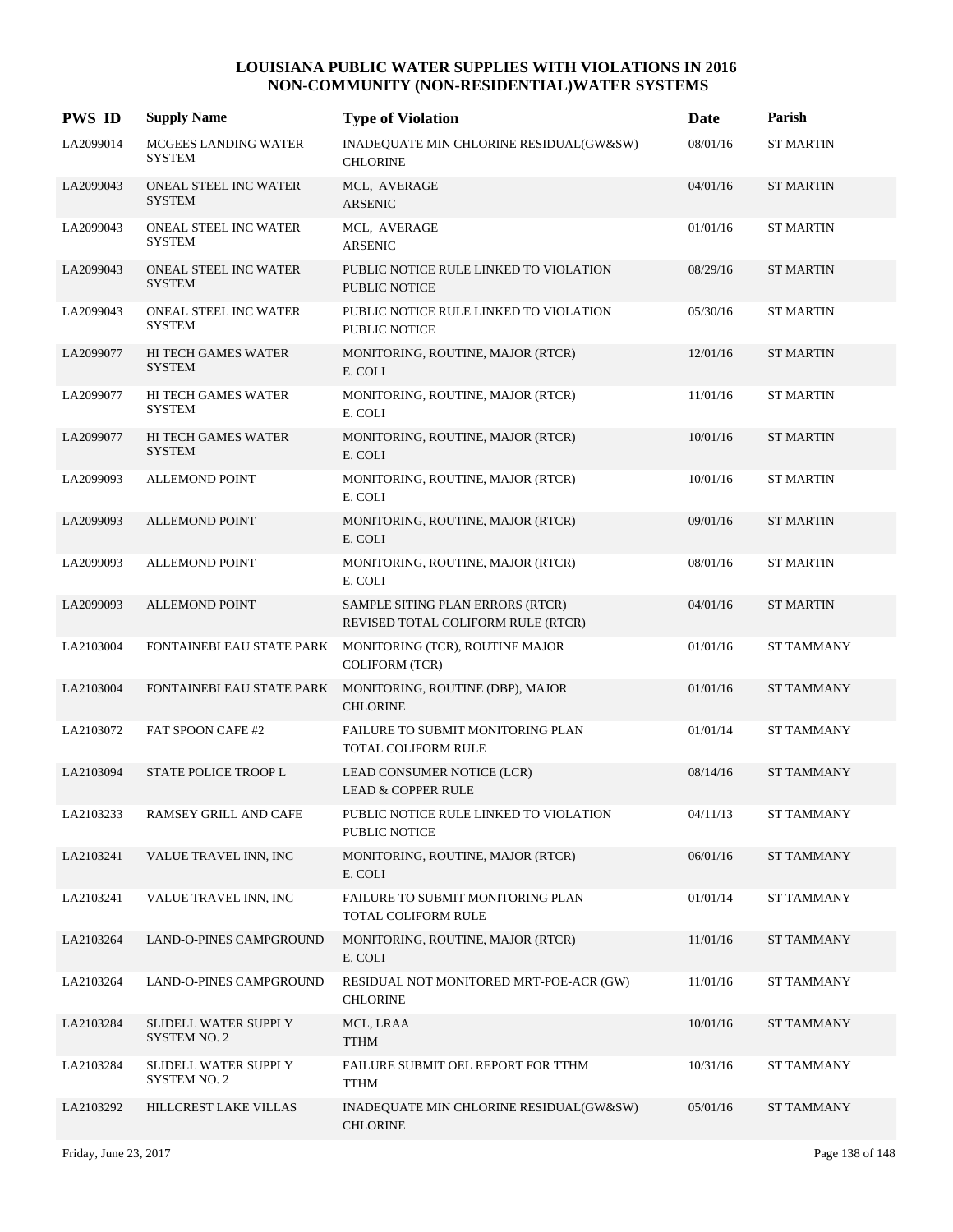# LOUISIANA PUBLIC WATER SUPPLIES WITH VIOLATIONS IN 2016
## NON-COMMUNITY (NON-RESIDENTIAL)WATER SYSTEMS

| PWS ID | Supply Name | Type of Violation | Date | Parish |
|---|---|---|---|---|
| LA2099014 | MCGEES LANDING WATER SYSTEM | INADEQUATE MIN CHLORINE RESIDUAL(GW&SW) CHLORINE | 08/01/16 | ST MARTIN |
| LA2099043 | ONEAL STEEL INC WATER SYSTEM | MCL, AVERAGE ARSENIC | 04/01/16 | ST MARTIN |
| LA2099043 | ONEAL STEEL INC WATER SYSTEM | MCL, AVERAGE ARSENIC | 01/01/16 | ST MARTIN |
| LA2099043 | ONEAL STEEL INC WATER SYSTEM | PUBLIC NOTICE RULE LINKED TO VIOLATION PUBLIC NOTICE | 08/29/16 | ST MARTIN |
| LA2099043 | ONEAL STEEL INC WATER SYSTEM | PUBLIC NOTICE RULE LINKED TO VIOLATION PUBLIC NOTICE | 05/30/16 | ST MARTIN |
| LA2099077 | HI TECH GAMES WATER SYSTEM | MONITORING, ROUTINE, MAJOR (RTCR) E. COLI | 12/01/16 | ST MARTIN |
| LA2099077 | HI TECH GAMES WATER SYSTEM | MONITORING, ROUTINE, MAJOR (RTCR) E. COLI | 11/01/16 | ST MARTIN |
| LA2099077 | HI TECH GAMES WATER SYSTEM | MONITORING, ROUTINE, MAJOR (RTCR) E. COLI | 10/01/16 | ST MARTIN |
| LA2099093 | ALLEMOND POINT | MONITORING, ROUTINE, MAJOR (RTCR) E. COLI | 10/01/16 | ST MARTIN |
| LA2099093 | ALLEMOND POINT | MONITORING, ROUTINE, MAJOR (RTCR) E. COLI | 09/01/16 | ST MARTIN |
| LA2099093 | ALLEMOND POINT | MONITORING, ROUTINE, MAJOR (RTCR) E. COLI | 08/01/16 | ST MARTIN |
| LA2099093 | ALLEMOND POINT | SAMPLE SITING PLAN ERRORS (RTCR) REVISED TOTAL COLIFORM RULE (RTCR) | 04/01/16 | ST MARTIN |
| LA2103004 | FONTAINEBLEAU STATE PARK | MONITORING (TCR), ROUTINE MAJOR COLIFORM (TCR) | 01/01/16 | ST TAMMANY |
| LA2103004 | FONTAINEBLEAU STATE PARK | MONITORING, ROUTINE (DBP), MAJOR CHLORINE | 01/01/16 | ST TAMMANY |
| LA2103072 | FAT SPOON CAFE #2 | FAILURE TO SUBMIT MONITORING PLAN TOTAL COLIFORM RULE | 01/01/14 | ST TAMMANY |
| LA2103094 | STATE POLICE TROOP L | LEAD CONSUMER NOTICE (LCR) LEAD & COPPER RULE | 08/14/16 | ST TAMMANY |
| LA2103233 | RAMSEY GRILL AND CAFE | PUBLIC NOTICE RULE LINKED TO VIOLATION PUBLIC NOTICE | 04/11/13 | ST TAMMANY |
| LA2103241 | VALUE TRAVEL INN, INC | MONITORING, ROUTINE, MAJOR (RTCR) E. COLI | 06/01/16 | ST TAMMANY |
| LA2103241 | VALUE TRAVEL INN, INC | FAILURE TO SUBMIT MONITORING PLAN TOTAL COLIFORM RULE | 01/01/14 | ST TAMMANY |
| LA2103264 | LAND-O-PINES CAMPGROUND | MONITORING, ROUTINE, MAJOR (RTCR) E. COLI | 11/01/16 | ST TAMMANY |
| LA2103264 | LAND-O-PINES CAMPGROUND | RESIDUAL NOT MONITORED MRT-POE-ACR (GW) CHLORINE | 11/01/16 | ST TAMMANY |
| LA2103284 | SLIDELL WATER SUPPLY SYSTEM NO. 2 | MCL, LRAA TTHM | 10/01/16 | ST TAMMANY |
| LA2103284 | SLIDELL WATER SUPPLY SYSTEM NO. 2 | FAILURE SUBMIT OEL REPORT FOR TTHM TTHM | 10/31/16 | ST TAMMANY |
| LA2103292 | HILLCREST LAKE VILLAS | INADEQUATE MIN CHLORINE RESIDUAL(GW&SW) CHLORINE | 05/01/16 | ST TAMMANY |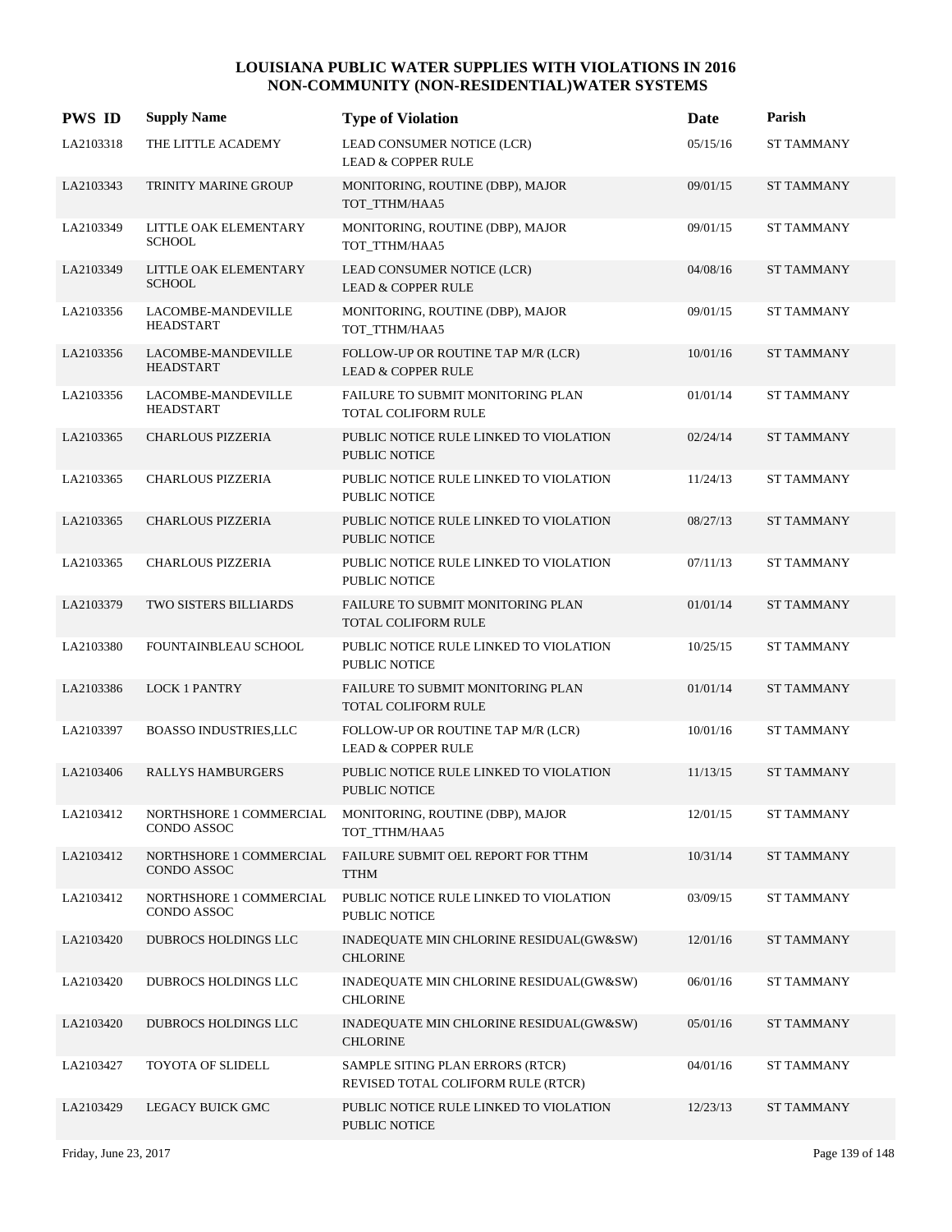# LOUISIANA PUBLIC WATER SUPPLIES WITH VIOLATIONS IN 2016
## NON-COMMUNITY (NON-RESIDENTIAL)WATER SYSTEMS

| PWS ID | Supply Name | Type of Violation | Date | Parish |
|---|---|---|---|---|
| LA2103318 | THE LITTLE ACADEMY | LEAD CONSUMER NOTICE (LCR)<br>LEAD & COPPER RULE | 05/15/16 | ST TAMMANY |
| LA2103343 | TRINITY MARINE GROUP | MONITORING, ROUTINE (DBP), MAJOR<br>TOT_TTHM/HAA5 | 09/01/15 | ST TAMMANY |
| LA2103349 | LITTLE OAK ELEMENTARY SCHOOL | MONITORING, ROUTINE (DBP), MAJOR<br>TOT_TTHM/HAA5 | 09/01/15 | ST TAMMANY |
| LA2103349 | LITTLE OAK ELEMENTARY SCHOOL | LEAD CONSUMER NOTICE (LCR)<br>LEAD & COPPER RULE | 04/08/16 | ST TAMMANY |
| LA2103356 | LACOMBE-MANDEVILLE HEADSTART | MONITORING, ROUTINE (DBP), MAJOR<br>TOT_TTHM/HAA5 | 09/01/15 | ST TAMMANY |
| LA2103356 | LACOMBE-MANDEVILLE HEADSTART | FOLLOW-UP OR ROUTINE TAP M/R (LCR)<br>LEAD & COPPER RULE | 10/01/16 | ST TAMMANY |
| LA2103356 | LACOMBE-MANDEVILLE HEADSTART | FAILURE TO SUBMIT MONITORING PLAN<br>TOTAL COLIFORM RULE | 01/01/14 | ST TAMMANY |
| LA2103365 | CHARLOUS PIZZERIA | PUBLIC NOTICE RULE LINKED TO VIOLATION<br>PUBLIC NOTICE | 02/24/14 | ST TAMMANY |
| LA2103365 | CHARLOUS PIZZERIA | PUBLIC NOTICE RULE LINKED TO VIOLATION<br>PUBLIC NOTICE | 11/24/13 | ST TAMMANY |
| LA2103365 | CHARLOUS PIZZERIA | PUBLIC NOTICE RULE LINKED TO VIOLATION<br>PUBLIC NOTICE | 08/27/13 | ST TAMMANY |
| LA2103365 | CHARLOUS PIZZERIA | PUBLIC NOTICE RULE LINKED TO VIOLATION<br>PUBLIC NOTICE | 07/11/13 | ST TAMMANY |
| LA2103379 | TWO SISTERS BILLIARDS | FAILURE TO SUBMIT MONITORING PLAN<br>TOTAL COLIFORM RULE | 01/01/14 | ST TAMMANY |
| LA2103380 | FOUNTAINBLEAU SCHOOL | PUBLIC NOTICE RULE LINKED TO VIOLATION<br>PUBLIC NOTICE | 10/25/15 | ST TAMMANY |
| LA2103386 | LOCK 1 PANTRY | FAILURE TO SUBMIT MONITORING PLAN<br>TOTAL COLIFORM RULE | 01/01/14 | ST TAMMANY |
| LA2103397 | BOASSO INDUSTRIES,LLC | FOLLOW-UP OR ROUTINE TAP M/R (LCR)<br>LEAD & COPPER RULE | 10/01/16 | ST TAMMANY |
| LA2103406 | RALLYS HAMBURGERS | PUBLIC NOTICE RULE LINKED TO VIOLATION<br>PUBLIC NOTICE | 11/13/15 | ST TAMMANY |
| LA2103412 | NORTHSHORE 1 COMMERCIAL CONDO ASSOC | MONITORING, ROUTINE (DBP), MAJOR<br>TOT_TTHM/HAA5 | 12/01/15 | ST TAMMANY |
| LA2103412 | NORTHSHORE 1 COMMERCIAL CONDO ASSOC | FAILURE SUBMIT OEL REPORT FOR TTHM<br>TTHM | 10/31/14 | ST TAMMANY |
| LA2103412 | NORTHSHORE 1 COMMERCIAL CONDO ASSOC | PUBLIC NOTICE RULE LINKED TO VIOLATION<br>PUBLIC NOTICE | 03/09/15 | ST TAMMANY |
| LA2103420 | DUBROCS HOLDINGS LLC | INADEQUATE MIN CHLORINE RESIDUAL(GW&SW)<br>CHLORINE | 12/01/16 | ST TAMMANY |
| LA2103420 | DUBROCS HOLDINGS LLC | INADEQUATE MIN CHLORINE RESIDUAL(GW&SW)<br>CHLORINE | 06/01/16 | ST TAMMANY |
| LA2103420 | DUBROCS HOLDINGS LLC | INADEQUATE MIN CHLORINE RESIDUAL(GW&SW)<br>CHLORINE | 05/01/16 | ST TAMMANY |
| LA2103427 | TOYOTA OF SLIDELL | SAMPLE SITING PLAN ERRORS (RTCR)<br>REVISED TOTAL COLIFORM RULE (RTCR) | 04/01/16 | ST TAMMANY |
| LA2103429 | LEGACY BUICK GMC | PUBLIC NOTICE RULE LINKED TO VIOLATION<br>PUBLIC NOTICE | 12/23/13 | ST TAMMANY |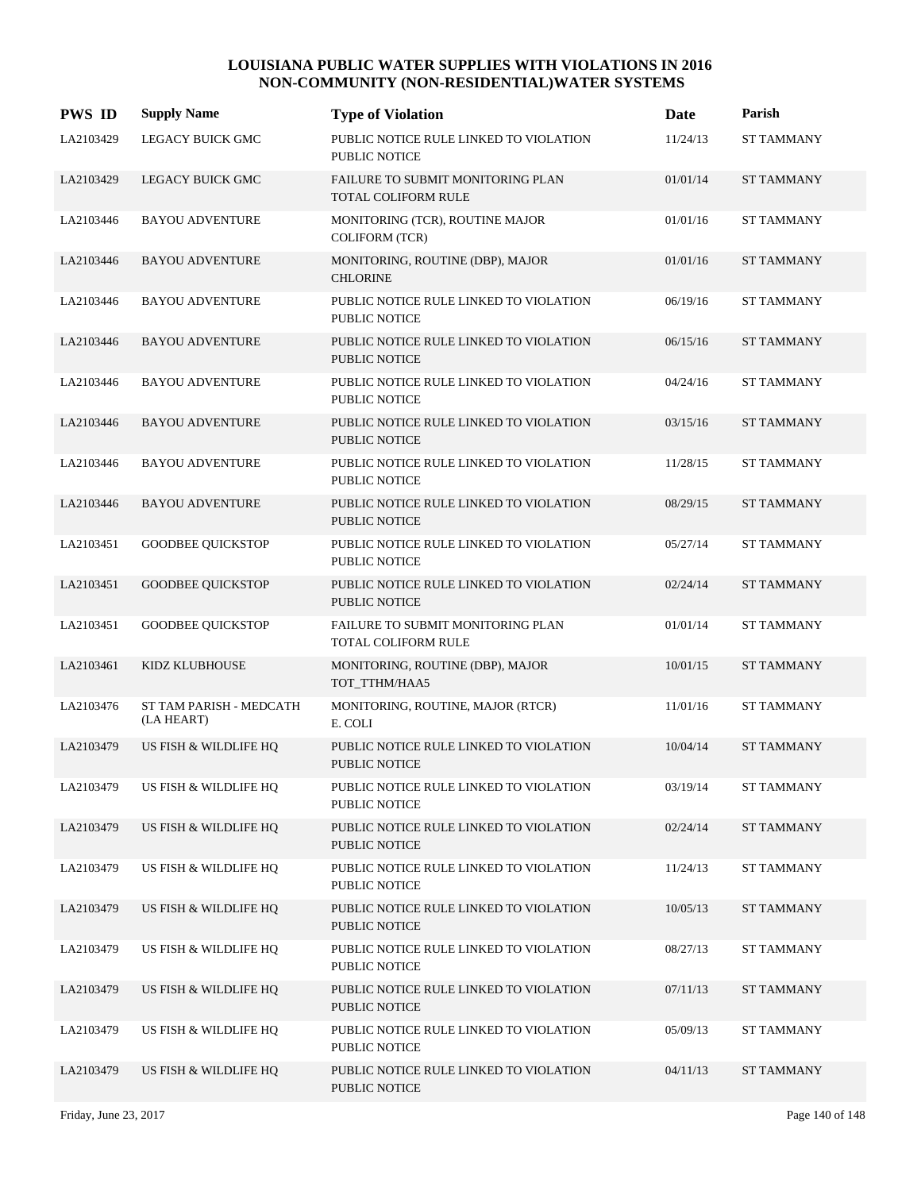# LOUISIANA PUBLIC WATER SUPPLIES WITH VIOLATIONS IN 2016
## NON-COMMUNITY (NON-RESIDENTIAL)WATER SYSTEMS

| PWS ID | Supply Name | Type of Violation | Date | Parish |
|---|---|---|---|---|
| LA2103429 | LEGACY BUICK GMC | PUBLIC NOTICE RULE LINKED TO VIOLATION PUBLIC NOTICE | 11/24/13 | ST TAMMANY |
| LA2103429 | LEGACY BUICK GMC | FAILURE TO SUBMIT MONITORING PLAN TOTAL COLIFORM RULE | 01/01/14 | ST TAMMANY |
| LA2103446 | BAYOU ADVENTURE | MONITORING (TCR), ROUTINE MAJOR COLIFORM (TCR) | 01/01/16 | ST TAMMANY |
| LA2103446 | BAYOU ADVENTURE | MONITORING, ROUTINE (DBP), MAJOR CHLORINE | 01/01/16 | ST TAMMANY |
| LA2103446 | BAYOU ADVENTURE | PUBLIC NOTICE RULE LINKED TO VIOLATION PUBLIC NOTICE | 06/19/16 | ST TAMMANY |
| LA2103446 | BAYOU ADVENTURE | PUBLIC NOTICE RULE LINKED TO VIOLATION PUBLIC NOTICE | 06/15/16 | ST TAMMANY |
| LA2103446 | BAYOU ADVENTURE | PUBLIC NOTICE RULE LINKED TO VIOLATION PUBLIC NOTICE | 04/24/16 | ST TAMMANY |
| LA2103446 | BAYOU ADVENTURE | PUBLIC NOTICE RULE LINKED TO VIOLATION PUBLIC NOTICE | 03/15/16 | ST TAMMANY |
| LA2103446 | BAYOU ADVENTURE | PUBLIC NOTICE RULE LINKED TO VIOLATION PUBLIC NOTICE | 11/28/15 | ST TAMMANY |
| LA2103446 | BAYOU ADVENTURE | PUBLIC NOTICE RULE LINKED TO VIOLATION PUBLIC NOTICE | 08/29/15 | ST TAMMANY |
| LA2103451 | GOODBEE QUICKSTOP | PUBLIC NOTICE RULE LINKED TO VIOLATION PUBLIC NOTICE | 05/27/14 | ST TAMMANY |
| LA2103451 | GOODBEE QUICKSTOP | PUBLIC NOTICE RULE LINKED TO VIOLATION PUBLIC NOTICE | 02/24/14 | ST TAMMANY |
| LA2103451 | GOODBEE QUICKSTOP | FAILURE TO SUBMIT MONITORING PLAN TOTAL COLIFORM RULE | 01/01/14 | ST TAMMANY |
| LA2103461 | KIDZ KLUBHOUSE | MONITORING, ROUTINE (DBP), MAJOR TOT_TTHM/HAA5 | 10/01/15 | ST TAMMANY |
| LA2103476 | ST TAM PARISH - MEDCATH (LA HEART) | MONITORING, ROUTINE, MAJOR (RTCR) E. COLI | 11/01/16 | ST TAMMANY |
| LA2103479 | US FISH & WILDLIFE HQ | PUBLIC NOTICE RULE LINKED TO VIOLATION PUBLIC NOTICE | 10/04/14 | ST TAMMANY |
| LA2103479 | US FISH & WILDLIFE HQ | PUBLIC NOTICE RULE LINKED TO VIOLATION PUBLIC NOTICE | 03/19/14 | ST TAMMANY |
| LA2103479 | US FISH & WILDLIFE HQ | PUBLIC NOTICE RULE LINKED TO VIOLATION PUBLIC NOTICE | 02/24/14 | ST TAMMANY |
| LA2103479 | US FISH & WILDLIFE HQ | PUBLIC NOTICE RULE LINKED TO VIOLATION PUBLIC NOTICE | 11/24/13 | ST TAMMANY |
| LA2103479 | US FISH & WILDLIFE HQ | PUBLIC NOTICE RULE LINKED TO VIOLATION PUBLIC NOTICE | 10/05/13 | ST TAMMANY |
| LA2103479 | US FISH & WILDLIFE HQ | PUBLIC NOTICE RULE LINKED TO VIOLATION PUBLIC NOTICE | 08/27/13 | ST TAMMANY |
| LA2103479 | US FISH & WILDLIFE HQ | PUBLIC NOTICE RULE LINKED TO VIOLATION PUBLIC NOTICE | 07/11/13 | ST TAMMANY |
| LA2103479 | US FISH & WILDLIFE HQ | PUBLIC NOTICE RULE LINKED TO VIOLATION PUBLIC NOTICE | 05/09/13 | ST TAMMANY |
| LA2103479 | US FISH & WILDLIFE HQ | PUBLIC NOTICE RULE LINKED TO VIOLATION PUBLIC NOTICE | 04/11/13 | ST TAMMANY |

Friday, June 23, 2017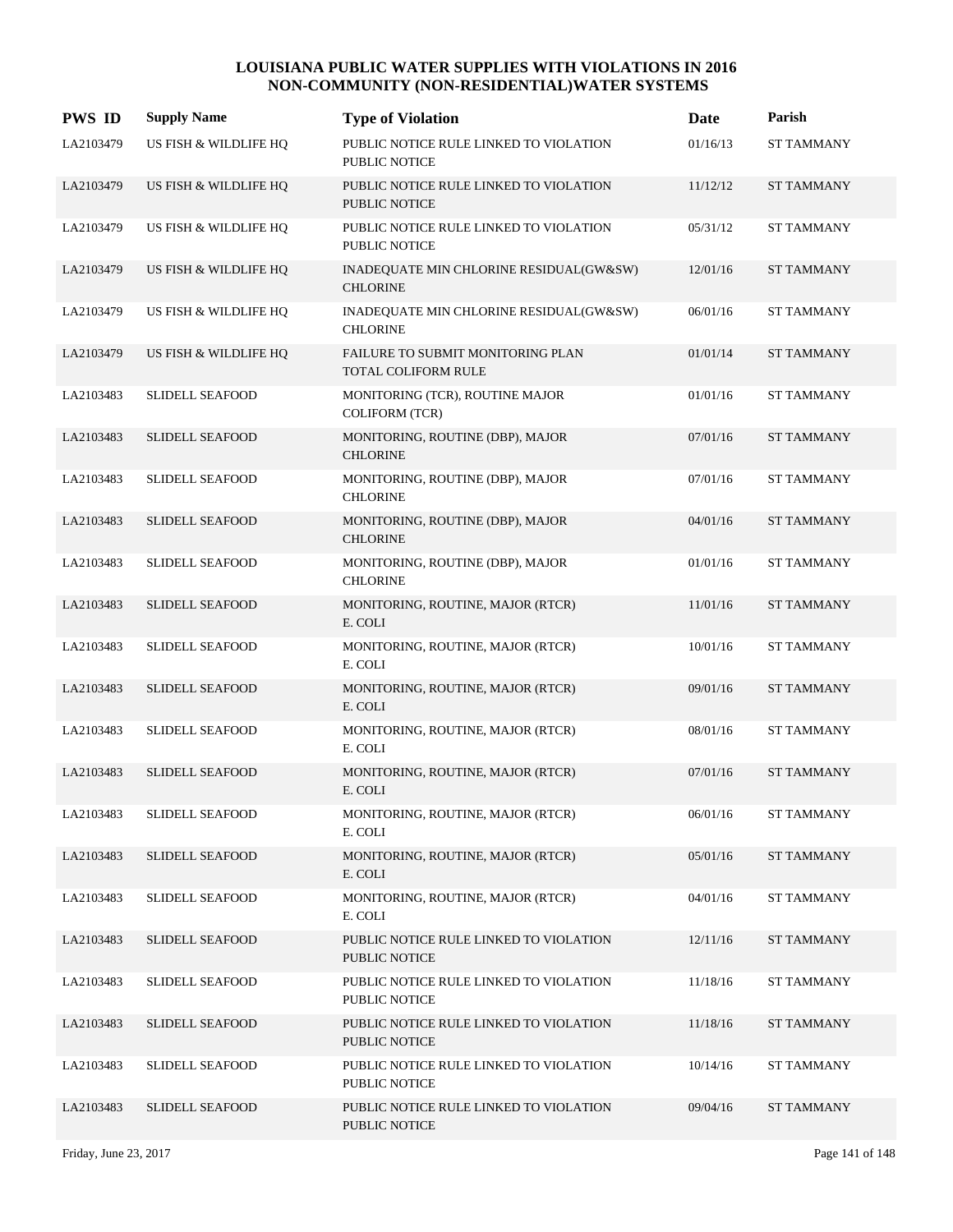# LOUISIANA PUBLIC WATER SUPPLIES WITH VIOLATIONS IN 2016
## NON-COMMUNITY (NON-RESIDENTIAL)WATER SYSTEMS

| PWS ID | Supply Name | Type of Violation | Date | Parish |
|---|---|---|---|---|
| LA2103479 | US FISH & WILDLIFE HQ | PUBLIC NOTICE RULE LINKED TO VIOLATION PUBLIC NOTICE | 01/16/13 | ST TAMMANY |
| LA2103479 | US FISH & WILDLIFE HQ | PUBLIC NOTICE RULE LINKED TO VIOLATION PUBLIC NOTICE | 11/12/12 | ST TAMMANY |
| LA2103479 | US FISH & WILDLIFE HQ | PUBLIC NOTICE RULE LINKED TO VIOLATION PUBLIC NOTICE | 05/31/12 | ST TAMMANY |
| LA2103479 | US FISH & WILDLIFE HQ | INADEQUATE MIN CHLORINE RESIDUAL(GW&SW) CHLORINE | 12/01/16 | ST TAMMANY |
| LA2103479 | US FISH & WILDLIFE HQ | INADEQUATE MIN CHLORINE RESIDUAL(GW&SW) CHLORINE | 06/01/16 | ST TAMMANY |
| LA2103479 | US FISH & WILDLIFE HQ | FAILURE TO SUBMIT MONITORING PLAN TOTAL COLIFORM RULE | 01/01/14 | ST TAMMANY |
| LA2103483 | SLIDELL SEAFOOD | MONITORING (TCR), ROUTINE MAJOR COLIFORM (TCR) | 01/01/16 | ST TAMMANY |
| LA2103483 | SLIDELL SEAFOOD | MONITORING, ROUTINE (DBP), MAJOR CHLORINE | 07/01/16 | ST TAMMANY |
| LA2103483 | SLIDELL SEAFOOD | MONITORING, ROUTINE (DBP), MAJOR CHLORINE | 07/01/16 | ST TAMMANY |
| LA2103483 | SLIDELL SEAFOOD | MONITORING, ROUTINE (DBP), MAJOR CHLORINE | 04/01/16 | ST TAMMANY |
| LA2103483 | SLIDELL SEAFOOD | MONITORING, ROUTINE (DBP), MAJOR CHLORINE | 01/01/16 | ST TAMMANY |
| LA2103483 | SLIDELL SEAFOOD | MONITORING, ROUTINE, MAJOR (RTCR) E. COLI | 11/01/16 | ST TAMMANY |
| LA2103483 | SLIDELL SEAFOOD | MONITORING, ROUTINE, MAJOR (RTCR) E. COLI | 10/01/16 | ST TAMMANY |
| LA2103483 | SLIDELL SEAFOOD | MONITORING, ROUTINE, MAJOR (RTCR) E. COLI | 09/01/16 | ST TAMMANY |
| LA2103483 | SLIDELL SEAFOOD | MONITORING, ROUTINE, MAJOR (RTCR) E. COLI | 08/01/16 | ST TAMMANY |
| LA2103483 | SLIDELL SEAFOOD | MONITORING, ROUTINE, MAJOR (RTCR) E. COLI | 07/01/16 | ST TAMMANY |
| LA2103483 | SLIDELL SEAFOOD | MONITORING, ROUTINE, MAJOR (RTCR) E. COLI | 06/01/16 | ST TAMMANY |
| LA2103483 | SLIDELL SEAFOOD | MONITORING, ROUTINE, MAJOR (RTCR) E. COLI | 05/01/16 | ST TAMMANY |
| LA2103483 | SLIDELL SEAFOOD | MONITORING, ROUTINE, MAJOR (RTCR) E. COLI | 04/01/16 | ST TAMMANY |
| LA2103483 | SLIDELL SEAFOOD | PUBLIC NOTICE RULE LINKED TO VIOLATION PUBLIC NOTICE | 12/11/16 | ST TAMMANY |
| LA2103483 | SLIDELL SEAFOOD | PUBLIC NOTICE RULE LINKED TO VIOLATION PUBLIC NOTICE | 11/18/16 | ST TAMMANY |
| LA2103483 | SLIDELL SEAFOOD | PUBLIC NOTICE RULE LINKED TO VIOLATION PUBLIC NOTICE | 11/18/16 | ST TAMMANY |
| LA2103483 | SLIDELL SEAFOOD | PUBLIC NOTICE RULE LINKED TO VIOLATION PUBLIC NOTICE | 10/14/16 | ST TAMMANY |
| LA2103483 | SLIDELL SEAFOOD | PUBLIC NOTICE RULE LINKED TO VIOLATION PUBLIC NOTICE | 09/04/16 | ST TAMMANY |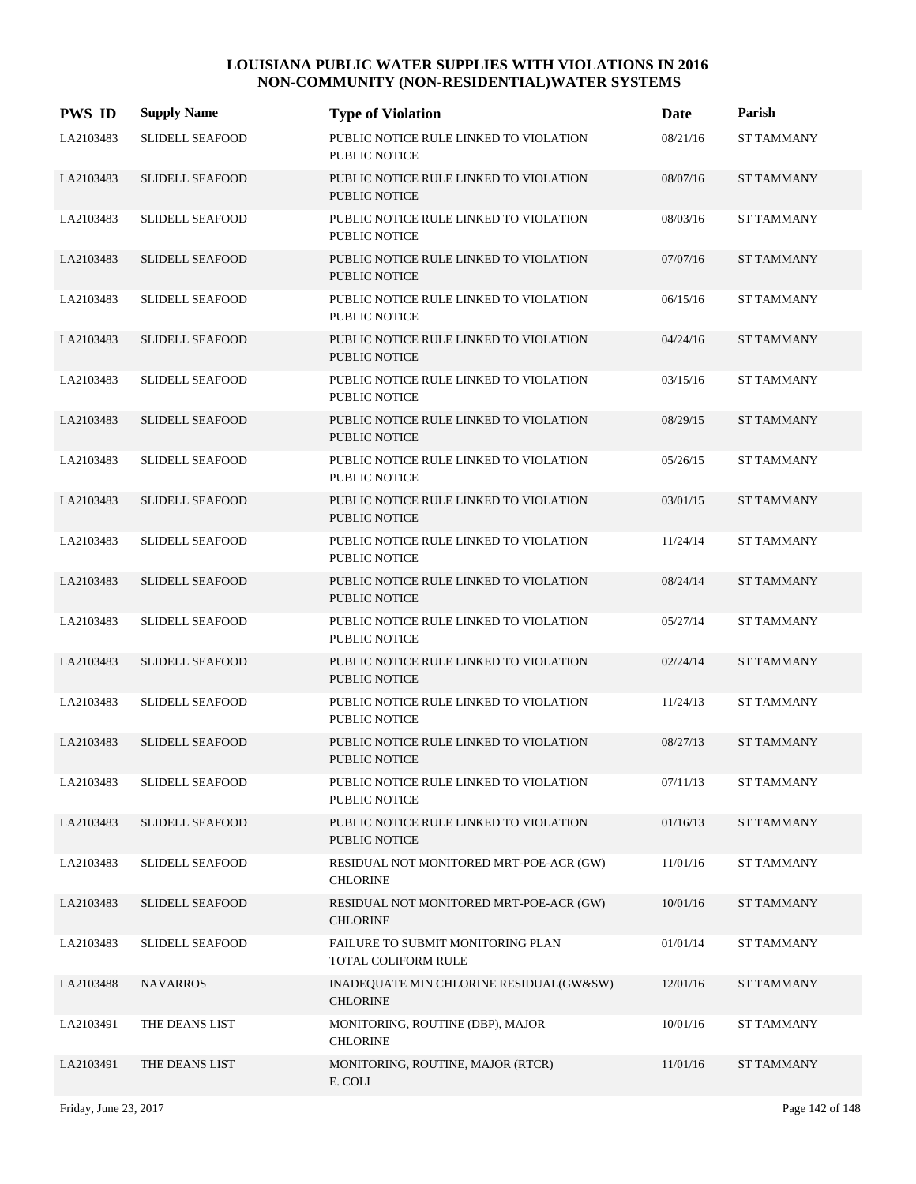# LOUISIANA PUBLIC WATER SUPPLIES WITH VIOLATIONS IN 2016
## NON-COMMUNITY (NON-RESIDENTIAL)WATER SYSTEMS

| PWS ID | Supply Name | Type of Violation | Date | Parish |
|---|---|---|---|---|
| LA2103483 | SLIDELL SEAFOOD | PUBLIC NOTICE RULE LINKED TO VIOLATION PUBLIC NOTICE | 08/21/16 | ST TAMMANY |
| LA2103483 | SLIDELL SEAFOOD | PUBLIC NOTICE RULE LINKED TO VIOLATION PUBLIC NOTICE | 08/07/16 | ST TAMMANY |
| LA2103483 | SLIDELL SEAFOOD | PUBLIC NOTICE RULE LINKED TO VIOLATION PUBLIC NOTICE | 08/03/16 | ST TAMMANY |
| LA2103483 | SLIDELL SEAFOOD | PUBLIC NOTICE RULE LINKED TO VIOLATION PUBLIC NOTICE | 07/07/16 | ST TAMMANY |
| LA2103483 | SLIDELL SEAFOOD | PUBLIC NOTICE RULE LINKED TO VIOLATION PUBLIC NOTICE | 06/15/16 | ST TAMMANY |
| LA2103483 | SLIDELL SEAFOOD | PUBLIC NOTICE RULE LINKED TO VIOLATION PUBLIC NOTICE | 04/24/16 | ST TAMMANY |
| LA2103483 | SLIDELL SEAFOOD | PUBLIC NOTICE RULE LINKED TO VIOLATION PUBLIC NOTICE | 03/15/16 | ST TAMMANY |
| LA2103483 | SLIDELL SEAFOOD | PUBLIC NOTICE RULE LINKED TO VIOLATION PUBLIC NOTICE | 08/29/15 | ST TAMMANY |
| LA2103483 | SLIDELL SEAFOOD | PUBLIC NOTICE RULE LINKED TO VIOLATION PUBLIC NOTICE | 05/26/15 | ST TAMMANY |
| LA2103483 | SLIDELL SEAFOOD | PUBLIC NOTICE RULE LINKED TO VIOLATION PUBLIC NOTICE | 03/01/15 | ST TAMMANY |
| LA2103483 | SLIDELL SEAFOOD | PUBLIC NOTICE RULE LINKED TO VIOLATION PUBLIC NOTICE | 11/24/14 | ST TAMMANY |
| LA2103483 | SLIDELL SEAFOOD | PUBLIC NOTICE RULE LINKED TO VIOLATION PUBLIC NOTICE | 08/24/14 | ST TAMMANY |
| LA2103483 | SLIDELL SEAFOOD | PUBLIC NOTICE RULE LINKED TO VIOLATION PUBLIC NOTICE | 05/27/14 | ST TAMMANY |
| LA2103483 | SLIDELL SEAFOOD | PUBLIC NOTICE RULE LINKED TO VIOLATION PUBLIC NOTICE | 02/24/14 | ST TAMMANY |
| LA2103483 | SLIDELL SEAFOOD | PUBLIC NOTICE RULE LINKED TO VIOLATION PUBLIC NOTICE | 11/24/13 | ST TAMMANY |
| LA2103483 | SLIDELL SEAFOOD | PUBLIC NOTICE RULE LINKED TO VIOLATION PUBLIC NOTICE | 08/27/13 | ST TAMMANY |
| LA2103483 | SLIDELL SEAFOOD | PUBLIC NOTICE RULE LINKED TO VIOLATION PUBLIC NOTICE | 07/11/13 | ST TAMMANY |
| LA2103483 | SLIDELL SEAFOOD | PUBLIC NOTICE RULE LINKED TO VIOLATION PUBLIC NOTICE | 01/16/13 | ST TAMMANY |
| LA2103483 | SLIDELL SEAFOOD | RESIDUAL NOT MONITORED MRT-POE-ACR (GW) CHLORINE | 11/01/16 | ST TAMMANY |
| LA2103483 | SLIDELL SEAFOOD | RESIDUAL NOT MONITORED MRT-POE-ACR (GW) CHLORINE | 10/01/16 | ST TAMMANY |
| LA2103483 | SLIDELL SEAFOOD | FAILURE TO SUBMIT MONITORING PLAN TOTAL COLIFORM RULE | 01/01/14 | ST TAMMANY |
| LA2103488 | NAVARROS | INADEQUATE MIN CHLORINE RESIDUAL(GW&SW) CHLORINE | 12/01/16 | ST TAMMANY |
| LA2103491 | THE DEANS LIST | MONITORING, ROUTINE (DBP), MAJOR CHLORINE | 10/01/16 | ST TAMMANY |
| LA2103491 | THE DEANS LIST | MONITORING, ROUTINE, MAJOR (RTCR) E. COLI | 11/01/16 | ST TAMMANY |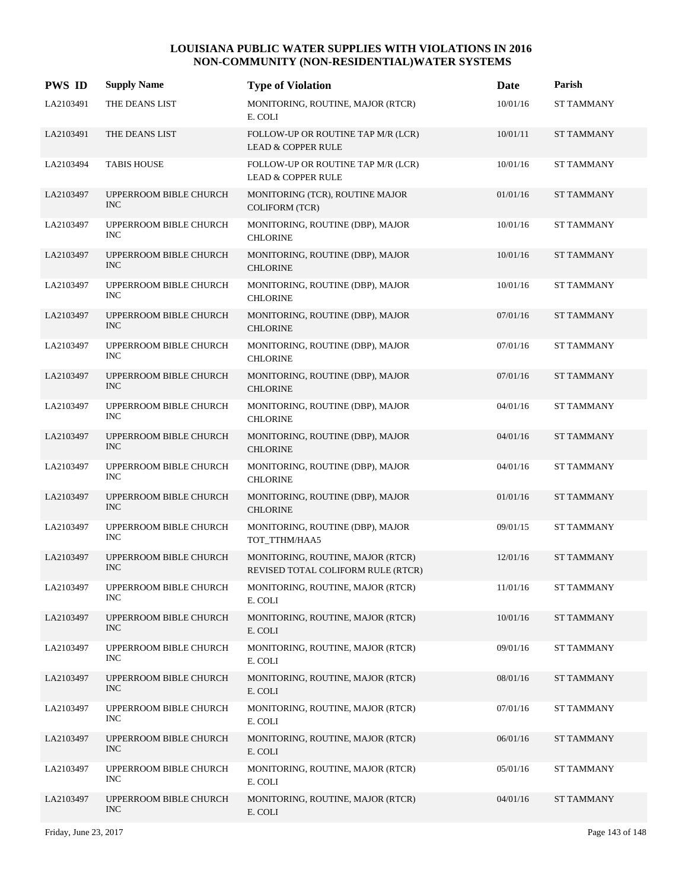# LOUISIANA PUBLIC WATER SUPPLIES WITH VIOLATIONS IN 2016
## NON-COMMUNITY (NON-RESIDENTIAL)WATER SYSTEMS

| PWS ID | Supply Name | Type of Violation | Date | Parish |
|---|---|---|---|---|
| LA2103491 | THE DEANS LIST | MONITORING, ROUTINE, MAJOR (RTCR) E. COLI | 10/01/16 | ST TAMMANY |
| LA2103491 | THE DEANS LIST | FOLLOW-UP OR ROUTINE TAP M/R (LCR) LEAD & COPPER RULE | 10/01/11 | ST TAMMANY |
| LA2103494 | TABIS HOUSE | FOLLOW-UP OR ROUTINE TAP M/R (LCR) LEAD & COPPER RULE | 10/01/16 | ST TAMMANY |
| LA2103497 | UPPERROOM BIBLE CHURCH INC | MONITORING (TCR), ROUTINE MAJOR COLIFORM (TCR) | 01/01/16 | ST TAMMANY |
| LA2103497 | UPPERROOM BIBLE CHURCH INC | MONITORING, ROUTINE (DBP), MAJOR CHLORINE | 10/01/16 | ST TAMMANY |
| LA2103497 | UPPERROOM BIBLE CHURCH INC | MONITORING, ROUTINE (DBP), MAJOR CHLORINE | 10/01/16 | ST TAMMANY |
| LA2103497 | UPPERROOM BIBLE CHURCH INC | MONITORING, ROUTINE (DBP), MAJOR CHLORINE | 10/01/16 | ST TAMMANY |
| LA2103497 | UPPERROOM BIBLE CHURCH INC | MONITORING, ROUTINE (DBP), MAJOR CHLORINE | 07/01/16 | ST TAMMANY |
| LA2103497 | UPPERROOM BIBLE CHURCH INC | MONITORING, ROUTINE (DBP), MAJOR CHLORINE | 07/01/16 | ST TAMMANY |
| LA2103497 | UPPERROOM BIBLE CHURCH INC | MONITORING, ROUTINE (DBP), MAJOR CHLORINE | 07/01/16 | ST TAMMANY |
| LA2103497 | UPPERROOM BIBLE CHURCH INC | MONITORING, ROUTINE (DBP), MAJOR CHLORINE | 04/01/16 | ST TAMMANY |
| LA2103497 | UPPERROOM BIBLE CHURCH INC | MONITORING, ROUTINE (DBP), MAJOR CHLORINE | 04/01/16 | ST TAMMANY |
| LA2103497 | UPPERROOM BIBLE CHURCH INC | MONITORING, ROUTINE (DBP), MAJOR CHLORINE | 04/01/16 | ST TAMMANY |
| LA2103497 | UPPERROOM BIBLE CHURCH INC | MONITORING, ROUTINE (DBP), MAJOR CHLORINE | 01/01/16 | ST TAMMANY |
| LA2103497 | UPPERROOM BIBLE CHURCH INC | MONITORING, ROUTINE (DBP), MAJOR TOT_TTHM/HAA5 | 09/01/15 | ST TAMMANY |
| LA2103497 | UPPERROOM BIBLE CHURCH INC | MONITORING, ROUTINE, MAJOR (RTCR) REVISED TOTAL COLIFORM RULE (RTCR) | 12/01/16 | ST TAMMANY |
| LA2103497 | UPPERROOM BIBLE CHURCH INC | MONITORING, ROUTINE, MAJOR (RTCR) E. COLI | 11/01/16 | ST TAMMANY |
| LA2103497 | UPPERROOM BIBLE CHURCH INC | MONITORING, ROUTINE, MAJOR (RTCR) E. COLI | 10/01/16 | ST TAMMANY |
| LA2103497 | UPPERROOM BIBLE CHURCH INC | MONITORING, ROUTINE, MAJOR (RTCR) E. COLI | 09/01/16 | ST TAMMANY |
| LA2103497 | UPPERROOM BIBLE CHURCH INC | MONITORING, ROUTINE, MAJOR (RTCR) E. COLI | 08/01/16 | ST TAMMANY |
| LA2103497 | UPPERROOM BIBLE CHURCH INC | MONITORING, ROUTINE, MAJOR (RTCR) E. COLI | 07/01/16 | ST TAMMANY |
| LA2103497 | UPPERROOM BIBLE CHURCH INC | MONITORING, ROUTINE, MAJOR (RTCR) E. COLI | 06/01/16 | ST TAMMANY |
| LA2103497 | UPPERROOM BIBLE CHURCH INC | MONITORING, ROUTINE, MAJOR (RTCR) E. COLI | 05/01/16 | ST TAMMANY |
| LA2103497 | UPPERROOM BIBLE CHURCH INC | MONITORING, ROUTINE, MAJOR (RTCR) E. COLI | 04/01/16 | ST TAMMANY |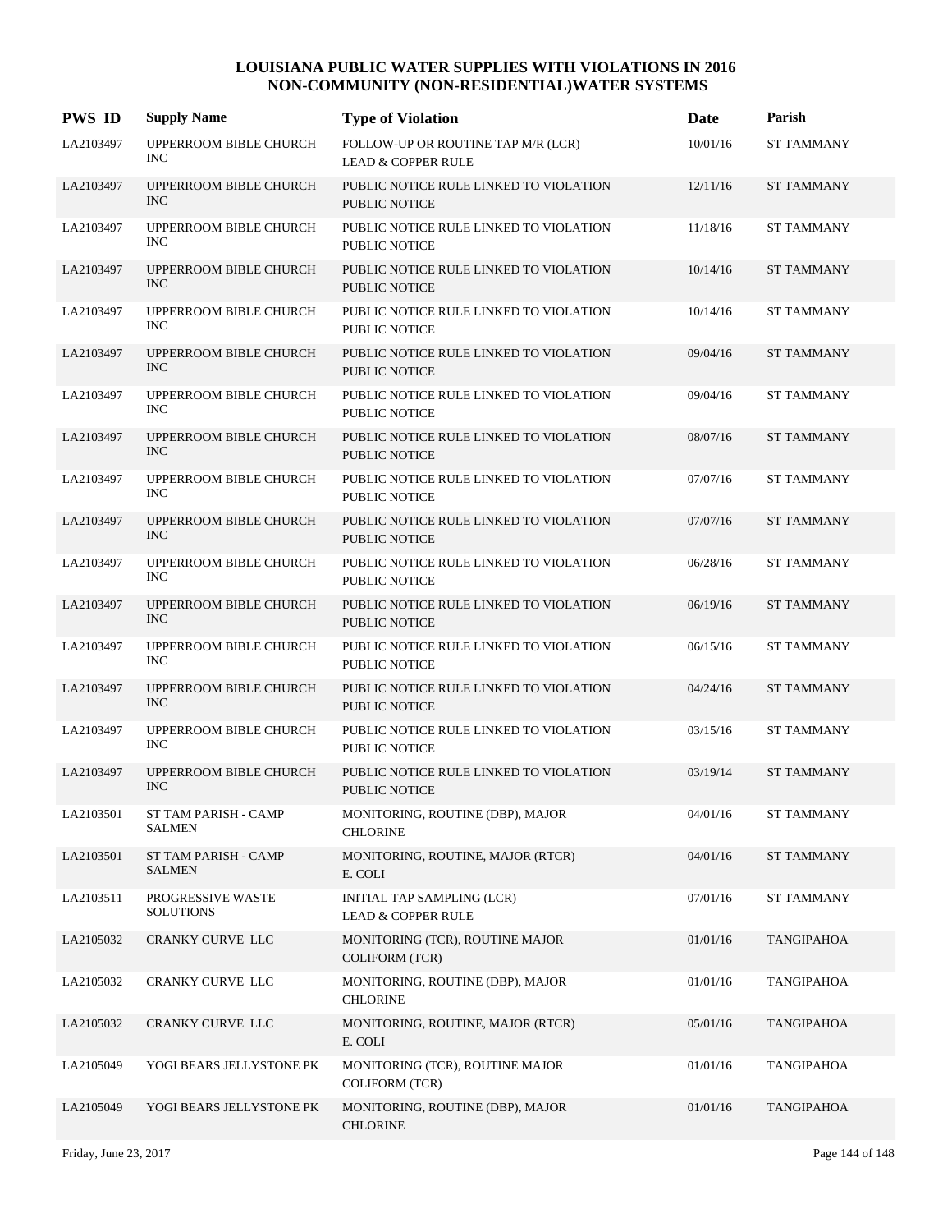# LOUISIANA PUBLIC WATER SUPPLIES WITH VIOLATIONS IN 2016
## NON-COMMUNITY (NON-RESIDENTIAL)WATER SYSTEMS

| PWS ID | Supply Name | Type of Violation | Date | Parish |
|---|---|---|---|---|
| LA2103497 | UPPERROOM BIBLE CHURCH INC | FOLLOW-UP OR ROUTINE TAP M/R (LCR) LEAD & COPPER RULE | 10/01/16 | ST TAMMANY |
| LA2103497 | UPPERROOM BIBLE CHURCH INC | PUBLIC NOTICE RULE LINKED TO VIOLATION PUBLIC NOTICE | 12/11/16 | ST TAMMANY |
| LA2103497 | UPPERROOM BIBLE CHURCH INC | PUBLIC NOTICE RULE LINKED TO VIOLATION PUBLIC NOTICE | 11/18/16 | ST TAMMANY |
| LA2103497 | UPPERROOM BIBLE CHURCH INC | PUBLIC NOTICE RULE LINKED TO VIOLATION PUBLIC NOTICE | 10/14/16 | ST TAMMANY |
| LA2103497 | UPPERROOM BIBLE CHURCH INC | PUBLIC NOTICE RULE LINKED TO VIOLATION PUBLIC NOTICE | 10/14/16 | ST TAMMANY |
| LA2103497 | UPPERROOM BIBLE CHURCH INC | PUBLIC NOTICE RULE LINKED TO VIOLATION PUBLIC NOTICE | 09/04/16 | ST TAMMANY |
| LA2103497 | UPPERROOM BIBLE CHURCH INC | PUBLIC NOTICE RULE LINKED TO VIOLATION PUBLIC NOTICE | 09/04/16 | ST TAMMANY |
| LA2103497 | UPPERROOM BIBLE CHURCH INC | PUBLIC NOTICE RULE LINKED TO VIOLATION PUBLIC NOTICE | 08/07/16 | ST TAMMANY |
| LA2103497 | UPPERROOM BIBLE CHURCH INC | PUBLIC NOTICE RULE LINKED TO VIOLATION PUBLIC NOTICE | 07/07/16 | ST TAMMANY |
| LA2103497 | UPPERROOM BIBLE CHURCH INC | PUBLIC NOTICE RULE LINKED TO VIOLATION PUBLIC NOTICE | 07/07/16 | ST TAMMANY |
| LA2103497 | UPPERROOM BIBLE CHURCH INC | PUBLIC NOTICE RULE LINKED TO VIOLATION PUBLIC NOTICE | 06/28/16 | ST TAMMANY |
| LA2103497 | UPPERROOM BIBLE CHURCH INC | PUBLIC NOTICE RULE LINKED TO VIOLATION PUBLIC NOTICE | 06/19/16 | ST TAMMANY |
| LA2103497 | UPPERROOM BIBLE CHURCH INC | PUBLIC NOTICE RULE LINKED TO VIOLATION PUBLIC NOTICE | 06/15/16 | ST TAMMANY |
| LA2103497 | UPPERROOM BIBLE CHURCH INC | PUBLIC NOTICE RULE LINKED TO VIOLATION PUBLIC NOTICE | 04/24/16 | ST TAMMANY |
| LA2103497 | UPPERROOM BIBLE CHURCH INC | PUBLIC NOTICE RULE LINKED TO VIOLATION PUBLIC NOTICE | 03/15/16 | ST TAMMANY |
| LA2103497 | UPPERROOM BIBLE CHURCH INC | PUBLIC NOTICE RULE LINKED TO VIOLATION PUBLIC NOTICE | 03/19/14 | ST TAMMANY |
| LA2103501 | ST TAM PARISH - CAMP SALMEN | MONITORING, ROUTINE (DBP), MAJOR CHLORINE | 04/01/16 | ST TAMMANY |
| LA2103501 | ST TAM PARISH - CAMP SALMEN | MONITORING, ROUTINE, MAJOR (RTCR) E. COLI | 04/01/16 | ST TAMMANY |
| LA2103511 | PROGRESSIVE WASTE SOLUTIONS | INITIAL TAP SAMPLING (LCR) LEAD & COPPER RULE | 07/01/16 | ST TAMMANY |
| LA2105032 | CRANKY CURVE LLC | MONITORING (TCR), ROUTINE MAJOR COLIFORM (TCR) | 01/01/16 | TANGIPAHOA |
| LA2105032 | CRANKY CURVE LLC | MONITORING, ROUTINE (DBP), MAJOR CHLORINE | 01/01/16 | TANGIPAHOA |
| LA2105032 | CRANKY CURVE LLC | MONITORING, ROUTINE, MAJOR (RTCR) E. COLI | 05/01/16 | TANGIPAHOA |
| LA2105049 | YOGI BEARS JELLYSTONE PK | MONITORING (TCR), ROUTINE MAJOR COLIFORM (TCR) | 01/01/16 | TANGIPAHOA |
| LA2105049 | YOGI BEARS JELLYSTONE PK | MONITORING, ROUTINE (DBP), MAJOR CHLORINE | 01/01/16 | TANGIPAHOA |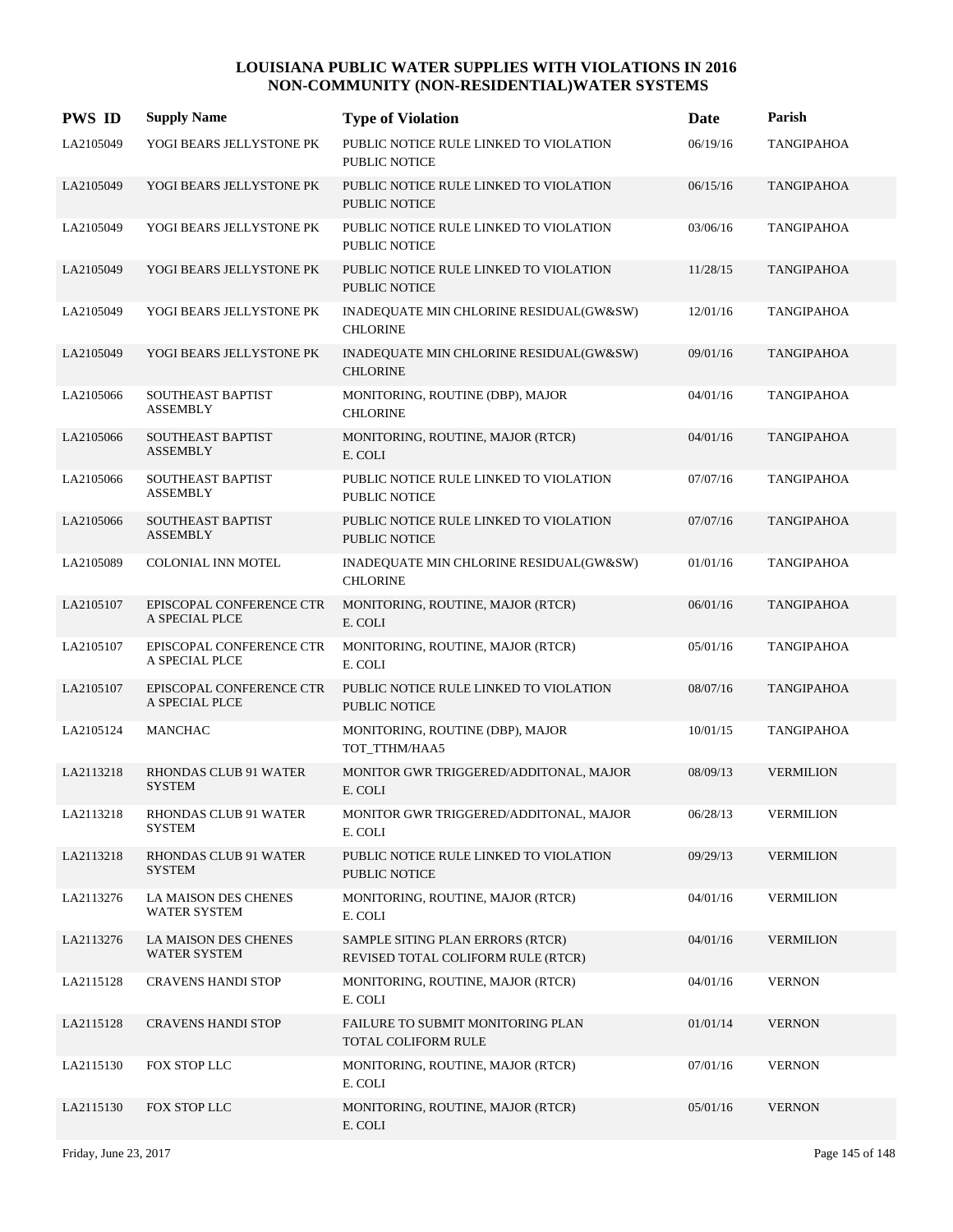# LOUISIANA PUBLIC WATER SUPPLIES WITH VIOLATIONS IN 2016
## NON-COMMUNITY (NON-RESIDENTIAL)WATER SYSTEMS

| PWS ID | Supply Name | Type of Violation | Date | Parish |
|---|---|---|---|---|
| LA2105049 | YOGI BEARS JELLYSTONE PK | PUBLIC NOTICE RULE LINKED TO VIOLATION PUBLIC NOTICE | 06/19/16 | TANGIPAHOA |
| LA2105049 | YOGI BEARS JELLYSTONE PK | PUBLIC NOTICE RULE LINKED TO VIOLATION PUBLIC NOTICE | 06/15/16 | TANGIPAHOA |
| LA2105049 | YOGI BEARS JELLYSTONE PK | PUBLIC NOTICE RULE LINKED TO VIOLATION PUBLIC NOTICE | 03/06/16 | TANGIPAHOA |
| LA2105049 | YOGI BEARS JELLYSTONE PK | PUBLIC NOTICE RULE LINKED TO VIOLATION PUBLIC NOTICE | 11/28/15 | TANGIPAHOA |
| LA2105049 | YOGI BEARS JELLYSTONE PK | INADEQUATE MIN CHLORINE RESIDUAL(GW&SW) CHLORINE | 12/01/16 | TANGIPAHOA |
| LA2105049 | YOGI BEARS JELLYSTONE PK | INADEQUATE MIN CHLORINE RESIDUAL(GW&SW) CHLORINE | 09/01/16 | TANGIPAHOA |
| LA2105066 | SOUTHEAST BAPTIST ASSEMBLY | MONITORING, ROUTINE (DBP), MAJOR CHLORINE | 04/01/16 | TANGIPAHOA |
| LA2105066 | SOUTHEAST BAPTIST ASSEMBLY | MONITORING, ROUTINE, MAJOR (RTCR) E. COLI | 04/01/16 | TANGIPAHOA |
| LA2105066 | SOUTHEAST BAPTIST ASSEMBLY | PUBLIC NOTICE RULE LINKED TO VIOLATION PUBLIC NOTICE | 07/07/16 | TANGIPAHOA |
| LA2105066 | SOUTHEAST BAPTIST ASSEMBLY | PUBLIC NOTICE RULE LINKED TO VIOLATION PUBLIC NOTICE | 07/07/16 | TANGIPAHOA |
| LA2105089 | COLONIAL INN MOTEL | INADEQUATE MIN CHLORINE RESIDUAL(GW&SW) CHLORINE | 01/01/16 | TANGIPAHOA |
| LA2105107 | EPISCOPAL CONFERENCE CTR A SPECIAL PLCE | MONITORING, ROUTINE, MAJOR (RTCR) E. COLI | 06/01/16 | TANGIPAHOA |
| LA2105107 | EPISCOPAL CONFERENCE CTR A SPECIAL PLCE | MONITORING, ROUTINE, MAJOR (RTCR) E. COLI | 05/01/16 | TANGIPAHOA |
| LA2105107 | EPISCOPAL CONFERENCE CTR A SPECIAL PLCE | PUBLIC NOTICE RULE LINKED TO VIOLATION PUBLIC NOTICE | 08/07/16 | TANGIPAHOA |
| LA2105124 | MANCHAC | MONITORING, ROUTINE (DBP), MAJOR TOT_TTHM/HAA5 | 10/01/15 | TANGIPAHOA |
| LA2113218 | RHONDAS CLUB 91 WATER SYSTEM | MONITOR GWR TRIGGERED/ADDITONAL, MAJOR E. COLI | 08/09/13 | VERMILION |
| LA2113218 | RHONDAS CLUB 91 WATER SYSTEM | MONITOR GWR TRIGGERED/ADDITONAL, MAJOR E. COLI | 06/28/13 | VERMILION |
| LA2113218 | RHONDAS CLUB 91 WATER SYSTEM | PUBLIC NOTICE RULE LINKED TO VIOLATION PUBLIC NOTICE | 09/29/13 | VERMILION |
| LA2113276 | LA MAISON DES CHENES WATER SYSTEM | MONITORING, ROUTINE, MAJOR (RTCR) E. COLI | 04/01/16 | VERMILION |
| LA2113276 | LA MAISON DES CHENES WATER SYSTEM | SAMPLE SITING PLAN ERRORS (RTCR) REVISED TOTAL COLIFORM RULE (RTCR) | 04/01/16 | VERMILION |
| LA2115128 | CRAVENS HANDI STOP | MONITORING, ROUTINE, MAJOR (RTCR) E. COLI | 04/01/16 | VERNON |
| LA2115128 | CRAVENS HANDI STOP | FAILURE TO SUBMIT MONITORING PLAN TOTAL COLIFORM RULE | 01/01/14 | VERNON |
| LA2115130 | FOX STOP LLC | MONITORING, ROUTINE, MAJOR (RTCR) E. COLI | 07/01/16 | VERNON |
| LA2115130 | FOX STOP LLC | MONITORING, ROUTINE, MAJOR (RTCR) E. COLI | 05/01/16 | VERNON |

Friday, June 23, 2017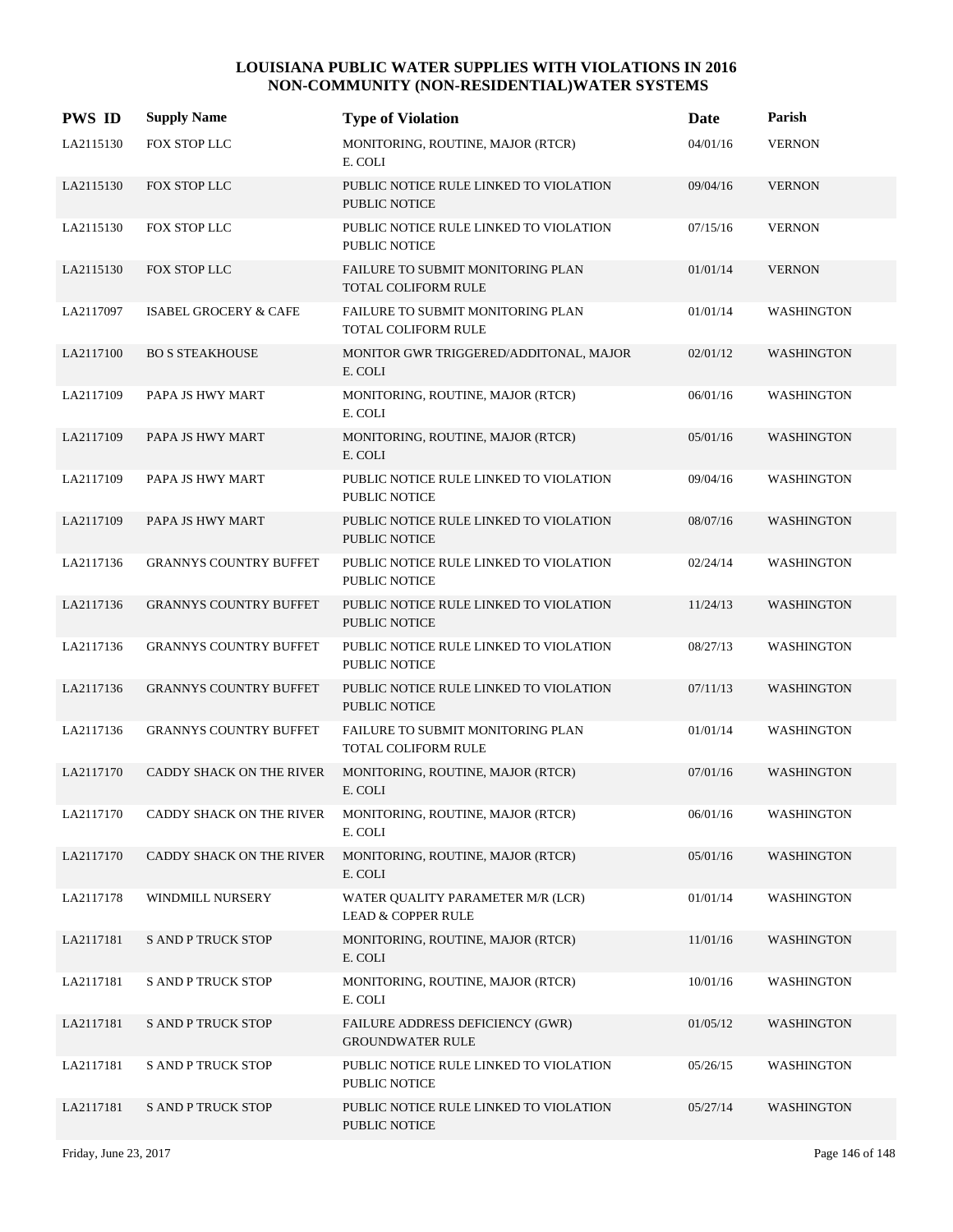# LOUISIANA PUBLIC WATER SUPPLIES WITH VIOLATIONS IN 2016
## NON-COMMUNITY (NON-RESIDENTIAL)WATER SYSTEMS

| PWS ID | Supply Name | Type of Violation | Date | Parish |
|---|---|---|---|---|
| LA2115130 | FOX STOP LLC | MONITORING, ROUTINE, MAJOR (RTCR) E. COLI | 04/01/16 | VERNON |
| LA2115130 | FOX STOP LLC | PUBLIC NOTICE RULE LINKED TO VIOLATION PUBLIC NOTICE | 09/04/16 | VERNON |
| LA2115130 | FOX STOP LLC | PUBLIC NOTICE RULE LINKED TO VIOLATION PUBLIC NOTICE | 07/15/16 | VERNON |
| LA2115130 | FOX STOP LLC | FAILURE TO SUBMIT MONITORING PLAN TOTAL COLIFORM RULE | 01/01/14 | VERNON |
| LA2117097 | ISABEL GROCERY & CAFE | FAILURE TO SUBMIT MONITORING PLAN TOTAL COLIFORM RULE | 01/01/14 | WASHINGTON |
| LA2117100 | BO S STEAKHOUSE | MONITOR GWR TRIGGERED/ADDITONAL, MAJOR E. COLI | 02/01/12 | WASHINGTON |
| LA2117109 | PAPA JS HWY MART | MONITORING, ROUTINE, MAJOR (RTCR) E. COLI | 06/01/16 | WASHINGTON |
| LA2117109 | PAPA JS HWY MART | MONITORING, ROUTINE, MAJOR (RTCR) E. COLI | 05/01/16 | WASHINGTON |
| LA2117109 | PAPA JS HWY MART | PUBLIC NOTICE RULE LINKED TO VIOLATION PUBLIC NOTICE | 09/04/16 | WASHINGTON |
| LA2117109 | PAPA JS HWY MART | PUBLIC NOTICE RULE LINKED TO VIOLATION PUBLIC NOTICE | 08/07/16 | WASHINGTON |
| LA2117136 | GRANNYS COUNTRY BUFFET | PUBLIC NOTICE RULE LINKED TO VIOLATION PUBLIC NOTICE | 02/24/14 | WASHINGTON |
| LA2117136 | GRANNYS COUNTRY BUFFET | PUBLIC NOTICE RULE LINKED TO VIOLATION PUBLIC NOTICE | 11/24/13 | WASHINGTON |
| LA2117136 | GRANNYS COUNTRY BUFFET | PUBLIC NOTICE RULE LINKED TO VIOLATION PUBLIC NOTICE | 08/27/13 | WASHINGTON |
| LA2117136 | GRANNYS COUNTRY BUFFET | PUBLIC NOTICE RULE LINKED TO VIOLATION PUBLIC NOTICE | 07/11/13 | WASHINGTON |
| LA2117136 | GRANNYS COUNTRY BUFFET | FAILURE TO SUBMIT MONITORING PLAN TOTAL COLIFORM RULE | 01/01/14 | WASHINGTON |
| LA2117170 | CADDY SHACK ON THE RIVER | MONITORING, ROUTINE, MAJOR (RTCR) E. COLI | 07/01/16 | WASHINGTON |
| LA2117170 | CADDY SHACK ON THE RIVER | MONITORING, ROUTINE, MAJOR (RTCR) E. COLI | 06/01/16 | WASHINGTON |
| LA2117170 | CADDY SHACK ON THE RIVER | MONITORING, ROUTINE, MAJOR (RTCR) E. COLI | 05/01/16 | WASHINGTON |
| LA2117178 | WINDMILL NURSERY | WATER QUALITY PARAMETER M/R (LCR) LEAD & COPPER RULE | 01/01/14 | WASHINGTON |
| LA2117181 | S AND P TRUCK STOP | MONITORING, ROUTINE, MAJOR (RTCR) E. COLI | 11/01/16 | WASHINGTON |
| LA2117181 | S AND P TRUCK STOP | MONITORING, ROUTINE, MAJOR (RTCR) E. COLI | 10/01/16 | WASHINGTON |
| LA2117181 | S AND P TRUCK STOP | FAILURE ADDRESS DEFICIENCY (GWR) GROUNDWATER RULE | 01/05/12 | WASHINGTON |
| LA2117181 | S AND P TRUCK STOP | PUBLIC NOTICE RULE LINKED TO VIOLATION PUBLIC NOTICE | 05/26/15 | WASHINGTON |
| LA2117181 | S AND P TRUCK STOP | PUBLIC NOTICE RULE LINKED TO VIOLATION PUBLIC NOTICE | 05/27/14 | WASHINGTON |

Friday, June 23, 2017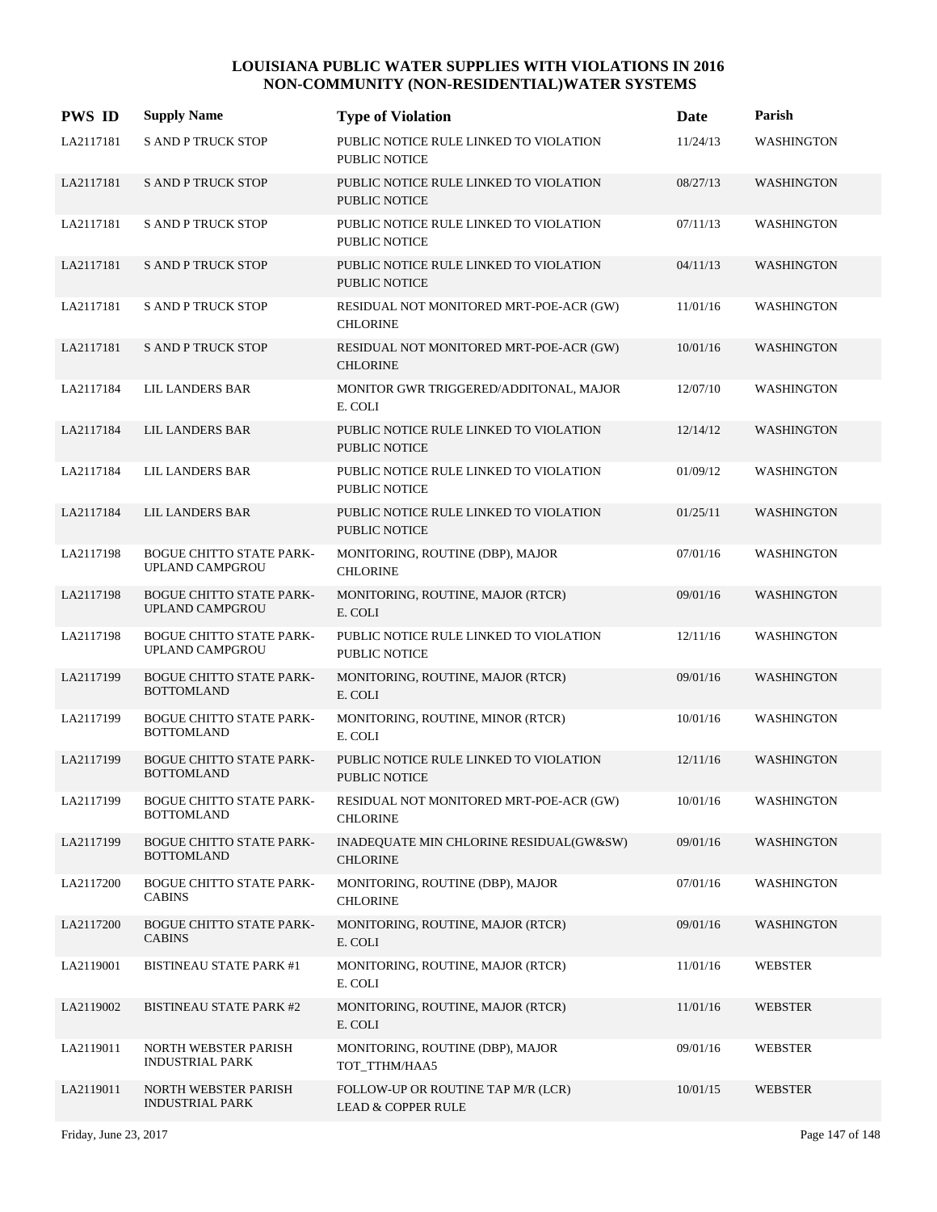# LOUISIANA PUBLIC WATER SUPPLIES WITH VIOLATIONS IN 2016
## NON-COMMUNITY (NON-RESIDENTIAL)WATER SYSTEMS

| PWS ID | Supply Name | Type of Violation | Date | Parish |
|---|---|---|---|---|
| LA2117181 | S AND P TRUCK STOP | PUBLIC NOTICE RULE LINKED TO VIOLATION PUBLIC NOTICE | 11/24/13 | WASHINGTON |
| LA2117181 | S AND P TRUCK STOP | PUBLIC NOTICE RULE LINKED TO VIOLATION PUBLIC NOTICE | 08/27/13 | WASHINGTON |
| LA2117181 | S AND P TRUCK STOP | PUBLIC NOTICE RULE LINKED TO VIOLATION PUBLIC NOTICE | 07/11/13 | WASHINGTON |
| LA2117181 | S AND P TRUCK STOP | PUBLIC NOTICE RULE LINKED TO VIOLATION PUBLIC NOTICE | 04/11/13 | WASHINGTON |
| LA2117181 | S AND P TRUCK STOP | RESIDUAL NOT MONITORED MRT-POE-ACR (GW) CHLORINE | 11/01/16 | WASHINGTON |
| LA2117181 | S AND P TRUCK STOP | RESIDUAL NOT MONITORED MRT-POE-ACR (GW) CHLORINE | 10/01/16 | WASHINGTON |
| LA2117184 | LIL LANDERS BAR | MONITOR GWR TRIGGERED/ADDITONAL, MAJOR E. COLI | 12/07/10 | WASHINGTON |
| LA2117184 | LIL LANDERS BAR | PUBLIC NOTICE RULE LINKED TO VIOLATION PUBLIC NOTICE | 12/14/12 | WASHINGTON |
| LA2117184 | LIL LANDERS BAR | PUBLIC NOTICE RULE LINKED TO VIOLATION PUBLIC NOTICE | 01/09/12 | WASHINGTON |
| LA2117184 | LIL LANDERS BAR | PUBLIC NOTICE RULE LINKED TO VIOLATION PUBLIC NOTICE | 01/25/11 | WASHINGTON |
| LA2117198 | BOGUE CHITTO STATE PARK-UPLAND CAMPGROU | MONITORING, ROUTINE (DBP), MAJOR CHLORINE | 07/01/16 | WASHINGTON |
| LA2117198 | BOGUE CHITTO STATE PARK-UPLAND CAMPGROU | MONITORING, ROUTINE, MAJOR (RTCR) E. COLI | 09/01/16 | WASHINGTON |
| LA2117198 | BOGUE CHITTO STATE PARK-UPLAND CAMPGROU | PUBLIC NOTICE RULE LINKED TO VIOLATION PUBLIC NOTICE | 12/11/16 | WASHINGTON |
| LA2117199 | BOGUE CHITTO STATE PARK-BOTTOMLAND | MONITORING, ROUTINE, MAJOR (RTCR) E. COLI | 09/01/16 | WASHINGTON |
| LA2117199 | BOGUE CHITTO STATE PARK-BOTTOMLAND | MONITORING, ROUTINE, MINOR (RTCR) E. COLI | 10/01/16 | WASHINGTON |
| LA2117199 | BOGUE CHITTO STATE PARK-BOTTOMLAND | PUBLIC NOTICE RULE LINKED TO VIOLATION PUBLIC NOTICE | 12/11/16 | WASHINGTON |
| LA2117199 | BOGUE CHITTO STATE PARK-BOTTOMLAND | RESIDUAL NOT MONITORED MRT-POE-ACR (GW) CHLORINE | 10/01/16 | WASHINGTON |
| LA2117199 | BOGUE CHITTO STATE PARK-BOTTOMLAND | INADEQUATE MIN CHLORINE RESIDUAL(GW&SW) CHLORINE | 09/01/16 | WASHINGTON |
| LA2117200 | BOGUE CHITTO STATE PARK-CABINS | MONITORING, ROUTINE (DBP), MAJOR CHLORINE | 07/01/16 | WASHINGTON |
| LA2117200 | BOGUE CHITTO STATE PARK-CABINS | MONITORING, ROUTINE, MAJOR (RTCR) E. COLI | 09/01/16 | WASHINGTON |
| LA2119001 | BISTINEAU STATE PARK #1 | MONITORING, ROUTINE, MAJOR (RTCR) E. COLI | 11/01/16 | WEBSTER |
| LA2119002 | BISTINEAU STATE PARK #2 | MONITORING, ROUTINE, MAJOR (RTCR) E. COLI | 11/01/16 | WEBSTER |
| LA2119011 | NORTH WEBSTER PARISH INDUSTRIAL PARK | MONITORING, ROUTINE (DBP), MAJOR TOT_TTHM/HAA5 | 09/01/16 | WEBSTER |
| LA2119011 | NORTH WEBSTER PARISH INDUSTRIAL PARK | FOLLOW-UP OR ROUTINE TAP M/R (LCR) LEAD & COPPER RULE | 10/01/15 | WEBSTER |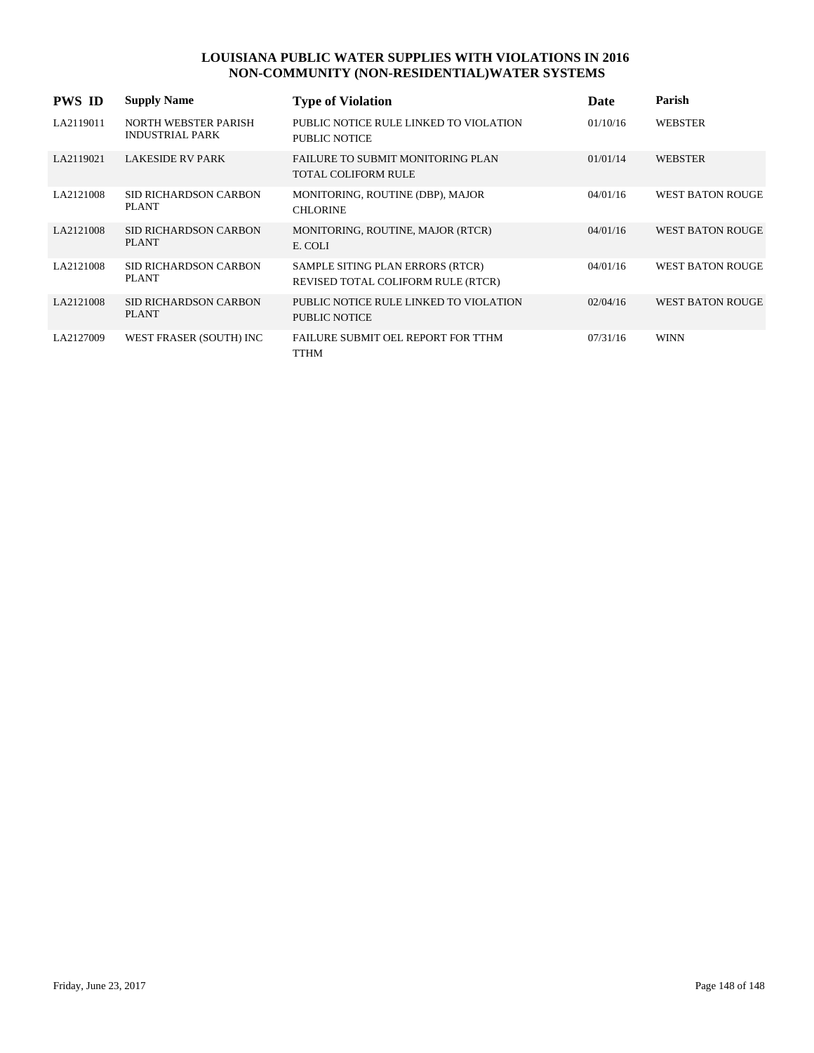# LOUISIANA PUBLIC WATER SUPPLIES WITH VIOLATIONS IN 2016
## NON-COMMUNITY (NON-RESIDENTIAL)WATER SYSTEMS

| PWS ID | Supply Name | Type of Violation | Date | Parish |
|---|---|---|---|---|
| LA2119011 | NORTH WEBSTER PARISH INDUSTRIAL PARK | PUBLIC NOTICE RULE LINKED TO VIOLATION PUBLIC NOTICE | 01/10/16 | WEBSTER |
| LA2119021 | LAKESIDE RV PARK | FAILURE TO SUBMIT MONITORING PLAN TOTAL COLIFORM RULE | 01/01/14 | WEBSTER |
| LA2121008 | SID RICHARDSON CARBON PLANT | MONITORING, ROUTINE (DBP), MAJOR CHLORINE | 04/01/16 | WEST BATON ROUGE |
| LA2121008 | SID RICHARDSON CARBON PLANT | MONITORING, ROUTINE, MAJOR (RTCR) E. COLI | 04/01/16 | WEST BATON ROUGE |
| LA2121008 | SID RICHARDSON CARBON PLANT | SAMPLE SITING PLAN ERRORS (RTCR) REVISED TOTAL COLIFORM RULE (RTCR) | 04/01/16 | WEST BATON ROUGE |
| LA2121008 | SID RICHARDSON CARBON PLANT | PUBLIC NOTICE RULE LINKED TO VIOLATION PUBLIC NOTICE | 02/04/16 | WEST BATON ROUGE |
| LA2127009 | WEST FRASER (SOUTH) INC | FAILURE SUBMIT OEL REPORT FOR TTHM TTHM | 07/31/16 | WINN |

Friday, June 23, 2017